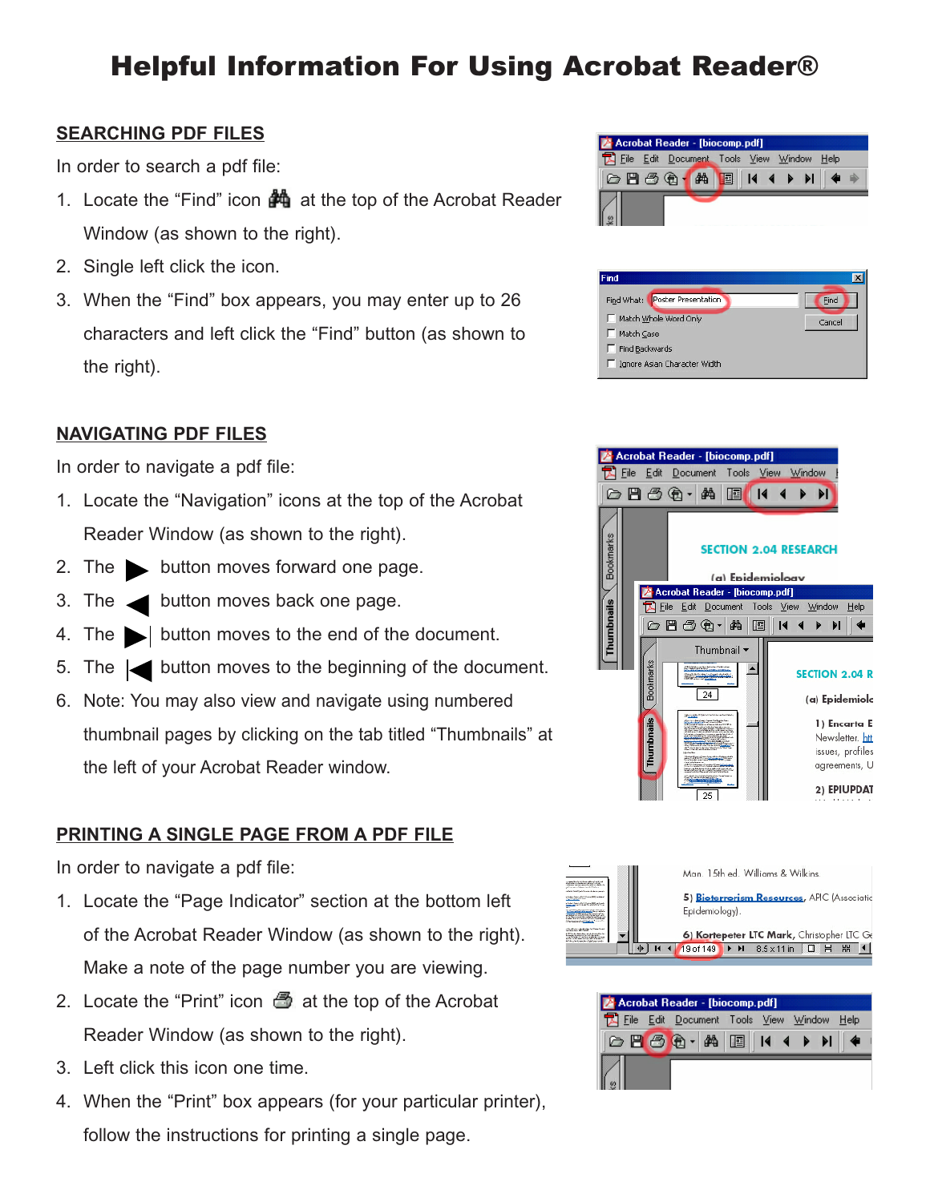# Helpful Information For Using Acrobat Reader®

## SEARCHING PDF FILES

In order to search a pdf file:

1. Locate the "Find" icon at the top of the Acrobat Reader Window (as shown to the right).
2. Single left click the icon.
3. When the "Find" box appears, you may enter up to 26 characters and left click the "Find" button (as shown to the right).

## NAVIGATING PDF FILES

In order to navigate a pdf file:

1. Locate the "Navigation" icons at the top of the Acrobat Reader Window (as shown to the right).
2. The ▶ button moves forward one page.
3. The ◀ button moves back one page.
4. The ▶| button moves to the end of the document.
5. The |◀ button moves to the beginning of the document.
6. Note: You may also view and navigate using numbered thumbnail pages by clicking on the tab titled "Thumbnails" at the left of your Acrobat Reader window.

## PRINTING A SINGLE PAGE FROM A PDF FILE

In order to navigate a pdf file:

1. Locate the "Page Indicator" section at the bottom left of the Acrobat Reader Window (as shown to the right). Make a note of the page number you are viewing.
2. Locate the "Print" icon at the top of the Acrobat Reader Window (as shown to the right).
3. Left click this icon one time.
4. When the "Print" box appears (for your particular printer), follow the instructions for printing a single page.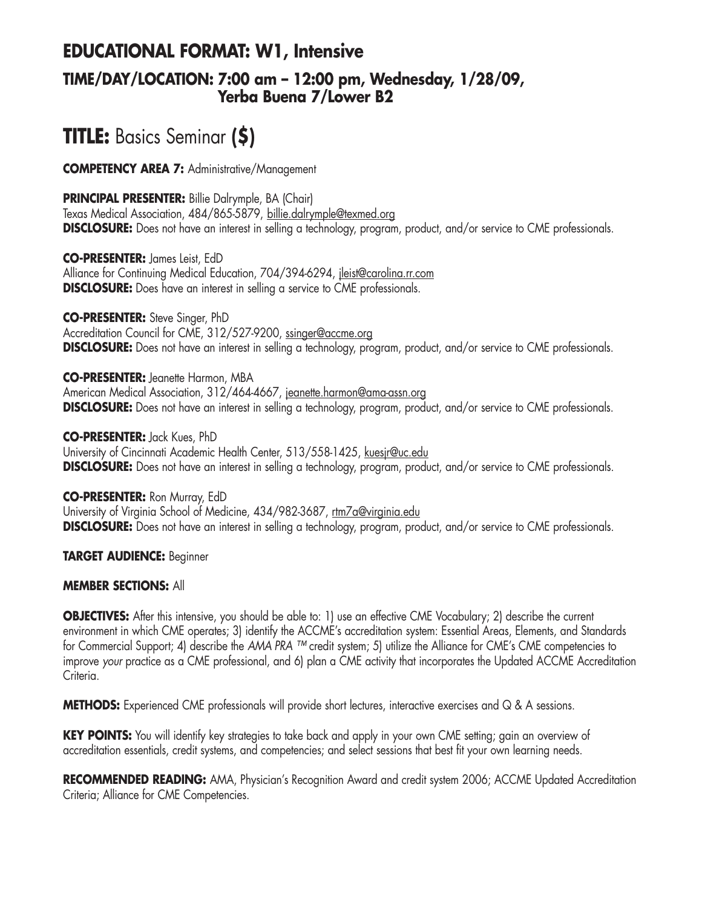## EDUCATIONAL FORMAT: W1, Intensive

### TIME/DAY/LOCATION: 7:00 am – 12:00 pm, Wednesday, 1/28/09, Yerba Buena 7/Lower B2

# TITLE: Basics Seminar **($)**

**COMPETENCY AREA 7:** Administrative/Management

**PRINCIPAL PRESENTER:** Billie Dalrymple, BA (Chair)
Texas Medical Association, 484/865-5879, billie.dalrymple@texmed.org
**DISCLOSURE:** Does not have an interest in selling a technology, program, product, and/or service to CME professionals.

**CO-PRESENTER:** James Leist, EdD
Alliance for Continuing Medical Education, 704/394-6294, jleist@carolina.rr.com
**DISCLOSURE:** Does have an interest in selling a service to CME professionals.

**CO-PRESENTER:** Steve Singer, PhD
Accreditation Council for CME, 312/527-9200, ssinger@accme.org
**DISCLOSURE:** Does not have an interest in selling a technology, program, product, and/or service to CME professionals.

**CO-PRESENTER:** Jeanette Harmon, MBA
American Medical Association, 312/464-4667, jeanette.harmon@ama-assn.org
**DISCLOSURE:** Does not have an interest in selling a technology, program, product, and/or service to CME professionals.

**CO-PRESENTER:** Jack Kues, PhD
University of Cincinnati Academic Health Center, 513/558-1425, kuesjr@uc.edu
**DISCLOSURE:** Does not have an interest in selling a technology, program, product, and/or service to CME professionals.

**CO-PRESENTER:** Ron Murray, EdD
University of Virginia School of Medicine, 434/982-3687, rtm7a@virginia.edu
**DISCLOSURE:** Does not have an interest in selling a technology, program, product, and/or service to CME professionals.

**TARGET AUDIENCE:** Beginner

**MEMBER SECTIONS:** All

**OBJECTIVES:** After this intensive, you should be able to: 1) use an effective CME Vocabulary; 2) describe the current environment in which CME operates; 3) identify the ACCME's accreditation system: Essential Areas, Elements, and Standards for Commercial Support; 4) describe the *AMA PRA ™* credit system; 5) utilize the Alliance for CME's CME competencies to improve *your* practice as a CME professional, and 6) plan a CME activity that incorporates the Updated ACCME Accreditation Criteria.

**METHODS:** Experienced CME professionals will provide short lectures, interactive exercises and Q & A sessions.

**KEY POINTS:** You will identify key strategies to take back and apply in your own CME setting; gain an overview of accreditation essentials, credit systems, and competencies; and select sessions that best fit your own learning needs.

**RECOMMENDED READING:** AMA, Physician's Recognition Award and credit system 2006; ACCME Updated Accreditation Criteria; Alliance for CME Competencies.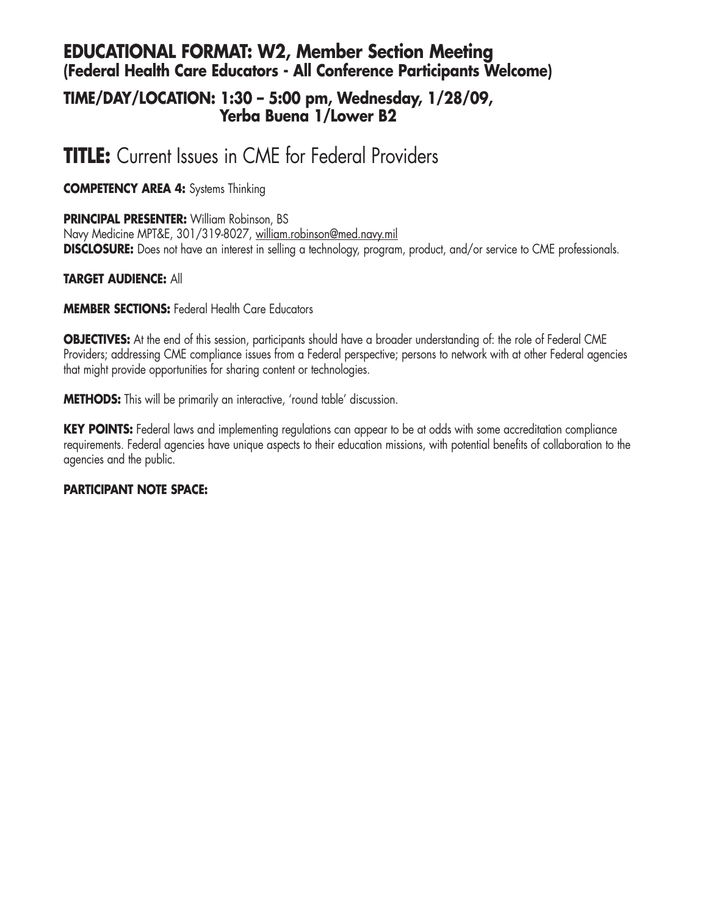## EDUCATIONAL FORMAT: W2, Member Section Meeting (Federal Health Care Educators - All Conference Participants Welcome)

### TIME/DAY/LOCATION: 1:30 – 5:00 pm, Wednesday, 1/28/09, Yerba Buena 1/Lower B2

# TITLE: Current Issues in CME for Federal Providers

**COMPETENCY AREA 4:** Systems Thinking

**PRINCIPAL PRESENTER:** William Robinson, BS
Navy Medicine MPT&E, 301/319-8027, william.robinson@med.navy.mil
**DISCLOSURE:** Does not have an interest in selling a technology, program, product, and/or service to CME professionals.

**TARGET AUDIENCE:** All

**MEMBER SECTIONS:** Federal Health Care Educators

**OBJECTIVES:** At the end of this session, participants should have a broader understanding of: the role of Federal CME Providers; addressing CME compliance issues from a Federal perspective; persons to network with at other Federal agencies that might provide opportunities for sharing content or technologies.

**METHODS:** This will be primarily an interactive, 'round table' discussion.

**KEY POINTS:** Federal laws and implementing regulations can appear to be at odds with some accreditation compliance requirements. Federal agencies have unique aspects to their education missions, with potential benefits of collaboration to the agencies and the public.

**PARTICIPANT NOTE SPACE:**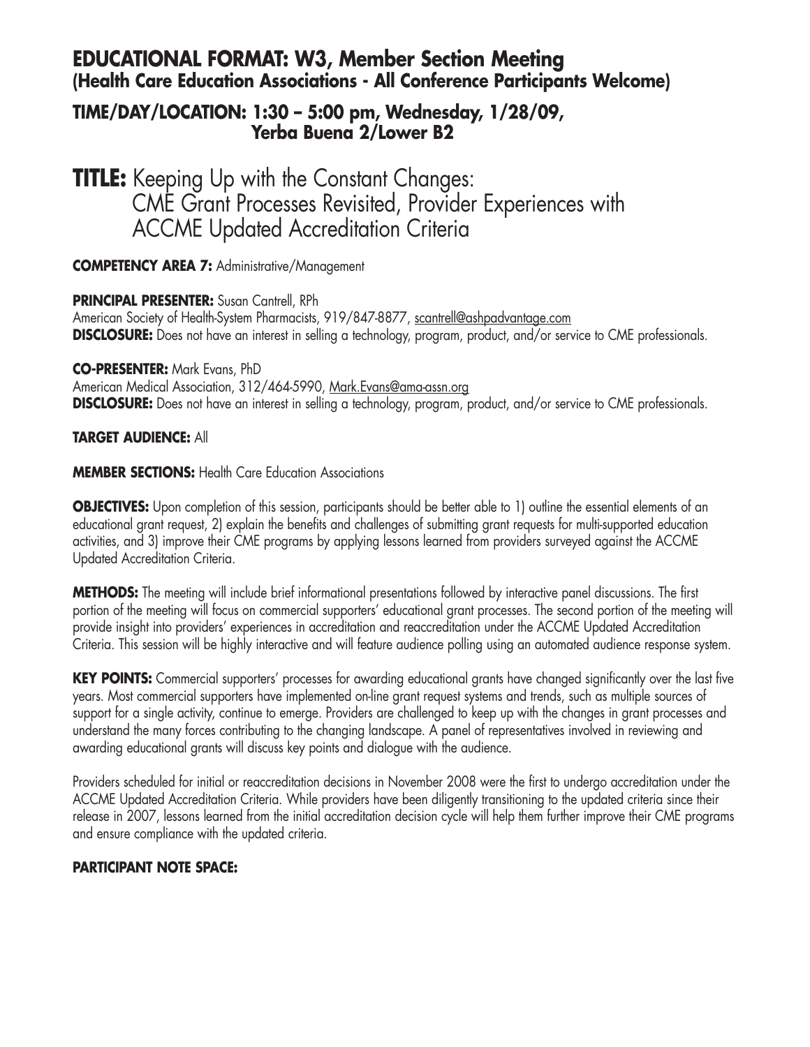## EDUCATIONAL FORMAT: W3, Member Section Meeting (Health Care Education Associations - All Conference Participants Welcome)

### TIME/DAY/LOCATION: 1:30 – 5:00 pm, Wednesday, 1/28/09, Yerba Buena 2/Lower B2

# TITLE: Keeping Up with the Constant Changes: CME Grant Processes Revisited, Provider Experiences with ACCME Updated Accreditation Criteria

**COMPETENCY AREA 7:** Administrative/Management

**PRINCIPAL PRESENTER:** Susan Cantrell, RPh
American Society of Health-System Pharmacists, 919/847-8877, scantrell@ashpadvantage.com
**DISCLOSURE:** Does not have an interest in selling a technology, program, product, and/or service to CME professionals.

**CO-PRESENTER:** Mark Evans, PhD
American Medical Association, 312/464-5990, Mark.Evans@ama-assn.org
**DISCLOSURE:** Does not have an interest in selling a technology, program, product, and/or service to CME professionals.

**TARGET AUDIENCE:** All

**MEMBER SECTIONS:** Health Care Education Associations

**OBJECTIVES:** Upon completion of this session, participants should be better able to 1) outline the essential elements of an educational grant request, 2) explain the benefits and challenges of submitting grant requests for multi-supported education activities, and 3) improve their CME programs by applying lessons learned from providers surveyed against the ACCME Updated Accreditation Criteria.

**METHODS:** The meeting will include brief informational presentations followed by interactive panel discussions. The first portion of the meeting will focus on commercial supporters' educational grant processes. The second portion of the meeting will provide insight into providers' experiences in accreditation and reaccreditation under the ACCME Updated Accreditation Criteria. This session will be highly interactive and will feature audience polling using an automated audience response system.

**KEY POINTS:** Commercial supporters' processes for awarding educational grants have changed significantly over the last five years. Most commercial supporters have implemented on-line grant request systems and trends, such as multiple sources of support for a single activity, continue to emerge. Providers are challenged to keep up with the changes in grant processes and understand the many forces contributing to the changing landscape. A panel of representatives involved in reviewing and awarding educational grants will discuss key points and dialogue with the audience.

Providers scheduled for initial or reaccreditation decisions in November 2008 were the first to undergo accreditation under the ACCME Updated Accreditation Criteria. While providers have been diligently transitioning to the updated criteria since their release in 2007, lessons learned from the initial accreditation decision cycle will help them further improve their CME programs and ensure compliance with the updated criteria.

**PARTICIPANT NOTE SPACE:**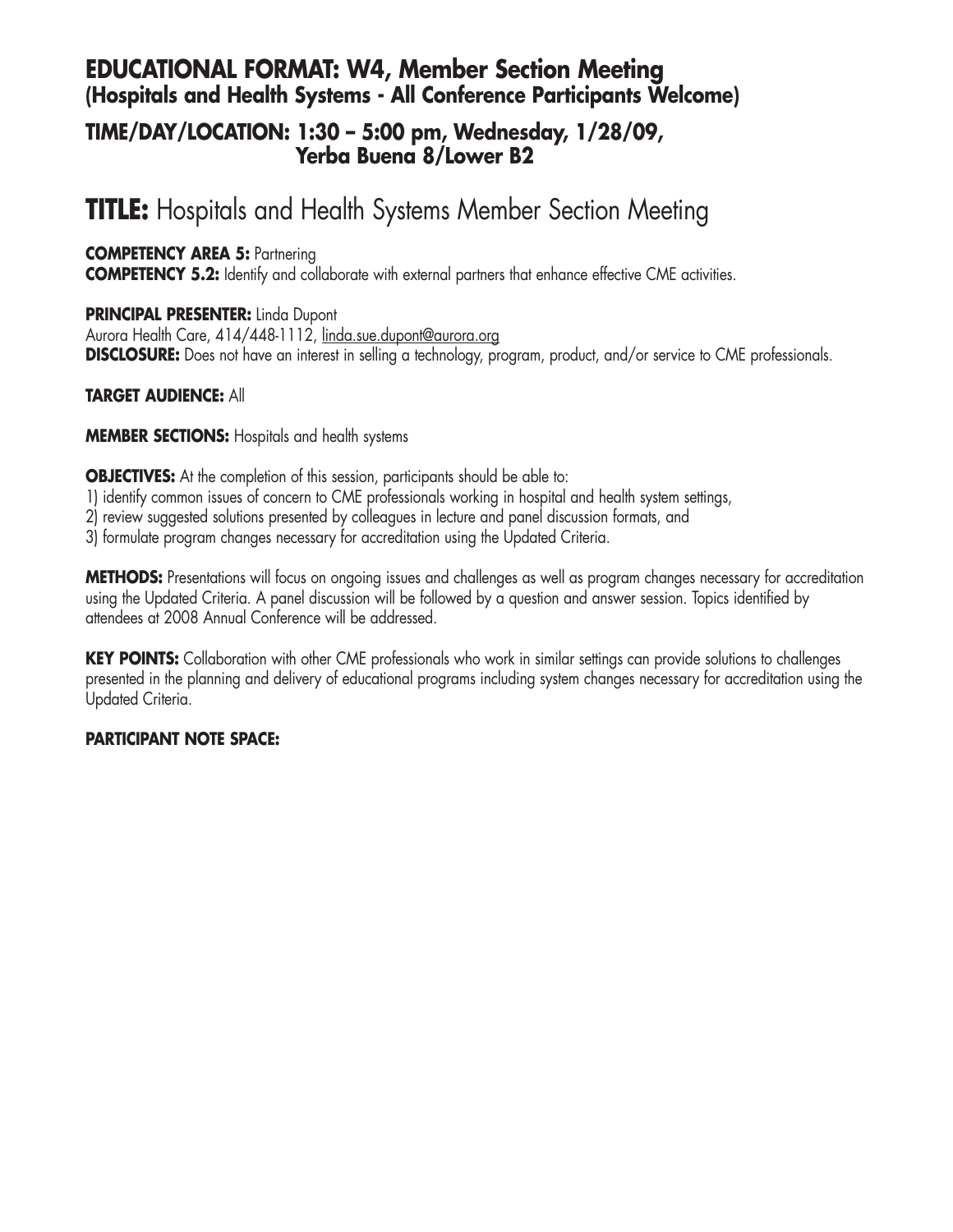## EDUCATIONAL FORMAT: W4, Member Section Meeting (Hospitals and Health Systems - All Conference Participants Welcome)

## TIME/DAY/LOCATION: 1:30 – 5:00 pm, Wednesday, 1/28/09, Yerba Buena 8/Lower B2

# TITLE: Hospitals and Health Systems Member Section Meeting

**COMPETENCY AREA 5:** Partnering
**COMPETENCY 5.2:** Identify and collaborate with external partners that enhance effective CME activities.

**PRINCIPAL PRESENTER:** Linda Dupont
Aurora Health Care, 414/448-1112, linda.sue.dupont@aurora.org
**DISCLOSURE:** Does not have an interest in selling a technology, program, product, and/or service to CME professionals.

**TARGET AUDIENCE:** All

**MEMBER SECTIONS:** Hospitals and health systems

**OBJECTIVES:** At the completion of this session, participants should be able to:
1) identify common issues of concern to CME professionals working in hospital and health system settings,
2) review suggested solutions presented by colleagues in lecture and panel discussion formats, and
3) formulate program changes necessary for accreditation using the Updated Criteria.

**METHODS:** Presentations will focus on ongoing issues and challenges as well as program changes necessary for accreditation using the Updated Criteria. A panel discussion will be followed by a question and answer session. Topics identified by attendees at 2008 Annual Conference will be addressed.

**KEY POINTS:** Collaboration with other CME professionals who work in similar settings can provide solutions to challenges presented in the planning and delivery of educational programs including system changes necessary for accreditation using the Updated Criteria.

**PARTICIPANT NOTE SPACE:**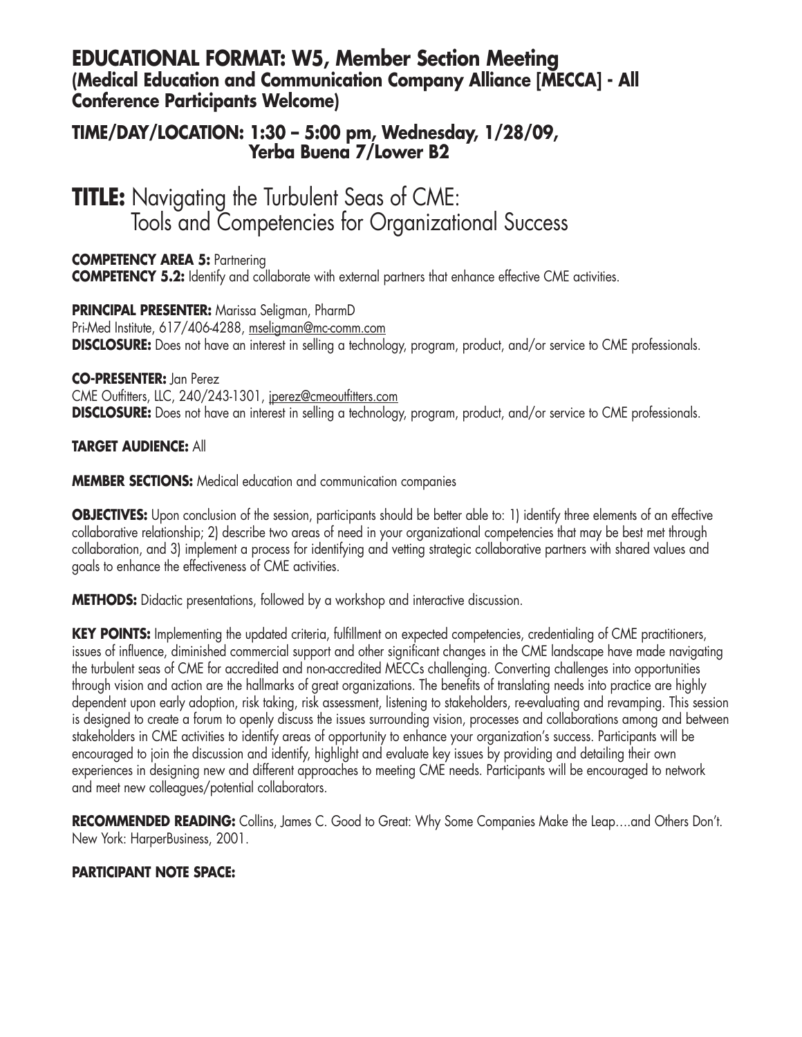## EDUCATIONAL FORMAT: W5, Member Section Meeting (Medical Education and Communication Company Alliance [MECCA] - All Conference Participants Welcome)

## TIME/DAY/LOCATION: 1:30 – 5:00 pm, Wednesday, 1/28/09, Yerba Buena 7/Lower B2

# TITLE: Navigating the Turbulent Seas of CME: Tools and Competencies for Organizational Success

**COMPETENCY AREA 5:** Partnering
**COMPETENCY 5.2:** Identify and collaborate with external partners that enhance effective CME activities.

**PRINCIPAL PRESENTER:** Marissa Seligman, PharmD
Pri-Med Institute, 617/406-4288, mseligman@mc-comm.com
**DISCLOSURE:** Does not have an interest in selling a technology, program, product, and/or service to CME professionals.

**CO-PRESENTER:** Jan Perez
CME Outfitters, LLC, 240/243-1301, jperez@cmeoutfitters.com
**DISCLOSURE:** Does not have an interest in selling a technology, program, product, and/or service to CME professionals.

**TARGET AUDIENCE:** All

**MEMBER SECTIONS:** Medical education and communication companies

**OBJECTIVES:** Upon conclusion of the session, participants should be better able to: 1) identify three elements of an effective collaborative relationship; 2) describe two areas of need in your organizational competencies that may be best met through collaboration, and 3) implement a process for identifying and vetting strategic collaborative partners with shared values and goals to enhance the effectiveness of CME activities.

**METHODS:** Didactic presentations, followed by a workshop and interactive discussion.

**KEY POINTS:** Implementing the updated criteria, fulfillment on expected competencies, credentialing of CME practitioners, issues of influence, diminished commercial support and other significant changes in the CME landscape have made navigating the turbulent seas of CME for accredited and non-accredited MECCs challenging. Converting challenges into opportunities through vision and action are the hallmarks of great organizations. The benefits of translating needs into practice are highly dependent upon early adoption, risk taking, risk assessment, listening to stakeholders, re-evaluating and revamping. This session is designed to create a forum to openly discuss the issues surrounding vision, processes and collaborations among and between stakeholders in CME activities to identify areas of opportunity to enhance your organization's success. Participants will be encouraged to join the discussion and identify, highlight and evaluate key issues by providing and detailing their own experiences in designing new and different approaches to meeting CME needs. Participants will be encouraged to network and meet new colleagues/potential collaborators.

**RECOMMENDED READING:** Collins, James C. Good to Great: Why Some Companies Make the Leap….and Others Don't. New York: HarperBusiness, 2001.

**PARTICIPANT NOTE SPACE:**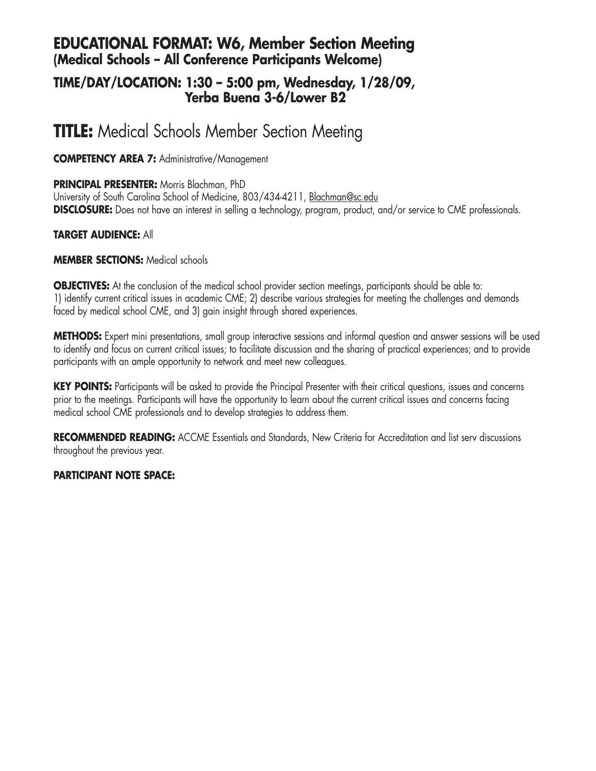## EDUCATIONAL FORMAT: W6, Member Section Meeting
### (Medical Schools – All Conference Participants Welcome)

## TIME/DAY/LOCATION: 1:30 – 5:00 pm, Wednesday, 1/28/09, Yerba Buena 3-6/Lower B2

# TITLE: Medical Schools Member Section Meeting

**COMPETENCY AREA 7:** Administrative/Management

**PRINCIPAL PRESENTER:** Morris Blachman, PhD
University of South Carolina School of Medicine, 803/434-4211, Blachman@sc.edu
**DISCLOSURE:** Does not have an interest in selling a technology, program, product, and/or service to CME professionals.

**TARGET AUDIENCE:** All

**MEMBER SECTIONS:** Medical schools

**OBJECTIVES:** At the conclusion of the medical school provider section meetings, participants should be able to: 1) identify current critical issues in academic CME; 2) describe various strategies for meeting the challenges and demands faced by medical school CME, and 3) gain insight through shared experiences.

**METHODS:** Expert mini presentations, small group interactive sessions and informal question and answer sessions will be used to identify and focus on current critical issues; to facilitate discussion and the sharing of practical experiences; and to provide participants with an ample opportunity to network and meet new colleagues.

**KEY POINTS:** Participants will be asked to provide the Principal Presenter with their critical questions, issues and concerns prior to the meetings. Participants will have the opportunity to learn about the current critical issues and concerns facing medical school CME professionals and to develop strategies to address them.

**RECOMMENDED READING:** ACCME Essentials and Standards, New Criteria for Accreditation and list serv discussions throughout the previous year.

**PARTICIPANT NOTE SPACE:**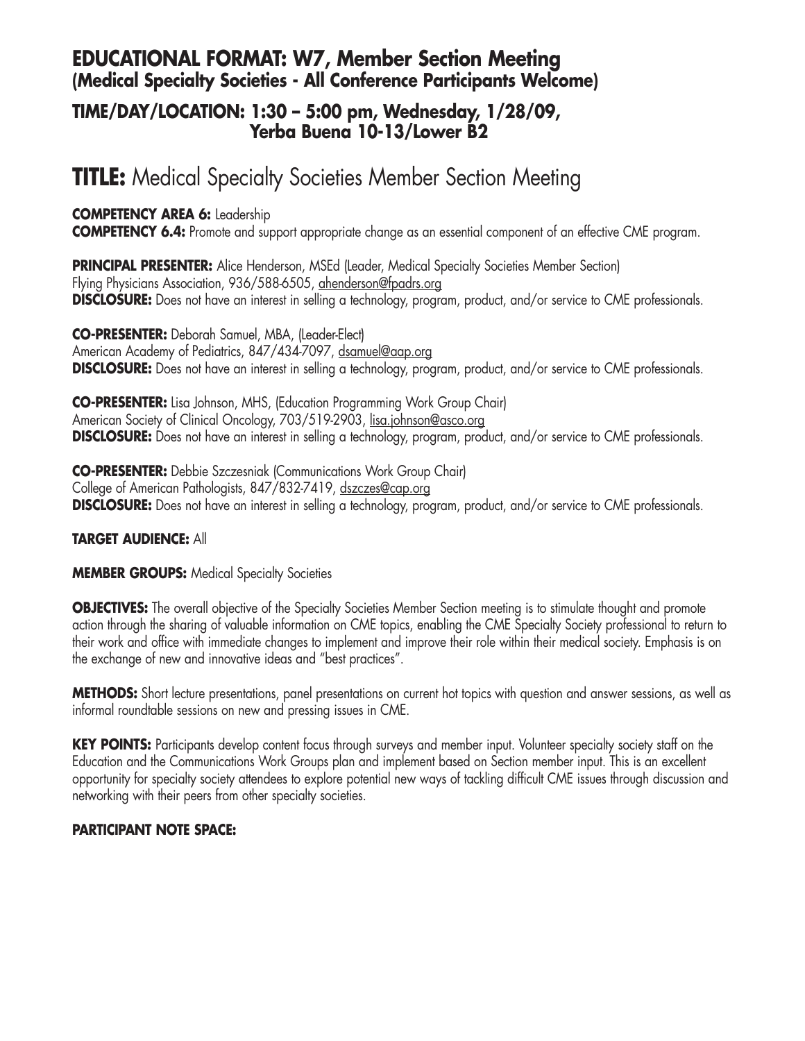## EDUCATIONAL FORMAT: W7, Member Section Meeting
### (Medical Specialty Societies - All Conference Participants Welcome)

## TIME/DAY/LOCATION: 1:30 – 5:00 pm, Wednesday, 1/28/09, Yerba Buena 10-13/Lower B2

# TITLE: Medical Specialty Societies Member Section Meeting

**COMPETENCY AREA 6:** Leadership
**COMPETENCY 6.4:** Promote and support appropriate change as an essential component of an effective CME program.

**PRINCIPAL PRESENTER:** Alice Henderson, MSEd (Leader, Medical Specialty Societies Member Section)
Flying Physicians Association, 936/588-6505, ahenderson@fpadrs.org
**DISCLOSURE:** Does not have an interest in selling a technology, program, product, and/or service to CME professionals.

**CO-PRESENTER:** Deborah Samuel, MBA, (Leader-Elect)
American Academy of Pediatrics, 847/434-7097, dsamuel@aap.org
**DISCLOSURE:** Does not have an interest in selling a technology, program, product, and/or service to CME professionals.

**CO-PRESENTER:** Lisa Johnson, MHS, (Education Programming Work Group Chair)
American Society of Clinical Oncology, 703/519-2903, lisa.johnson@asco.org
**DISCLOSURE:** Does not have an interest in selling a technology, program, product, and/or service to CME professionals.

**CO-PRESENTER:** Debbie Szczesniak (Communications Work Group Chair)
College of American Pathologists, 847/832-7419, dszczes@cap.org
**DISCLOSURE:** Does not have an interest in selling a technology, program, product, and/or service to CME professionals.

**TARGET AUDIENCE:** All

**MEMBER GROUPS:** Medical Specialty Societies

**OBJECTIVES:** The overall objective of the Specialty Societies Member Section meeting is to stimulate thought and promote action through the sharing of valuable information on CME topics, enabling the CME Specialty Society professional to return to their work and office with immediate changes to implement and improve their role within their medical society. Emphasis is on the exchange of new and innovative ideas and "best practices".

**METHODS:** Short lecture presentations, panel presentations on current hot topics with question and answer sessions, as well as informal roundtable sessions on new and pressing issues in CME.

**KEY POINTS:** Participants develop content focus through surveys and member input. Volunteer specialty society staff on the Education and the Communications Work Groups plan and implement based on Section member input. This is an excellent opportunity for specialty society attendees to explore potential new ways of tackling difficult CME issues through discussion and networking with their peers from other specialty societies.

**PARTICIPANT NOTE SPACE:**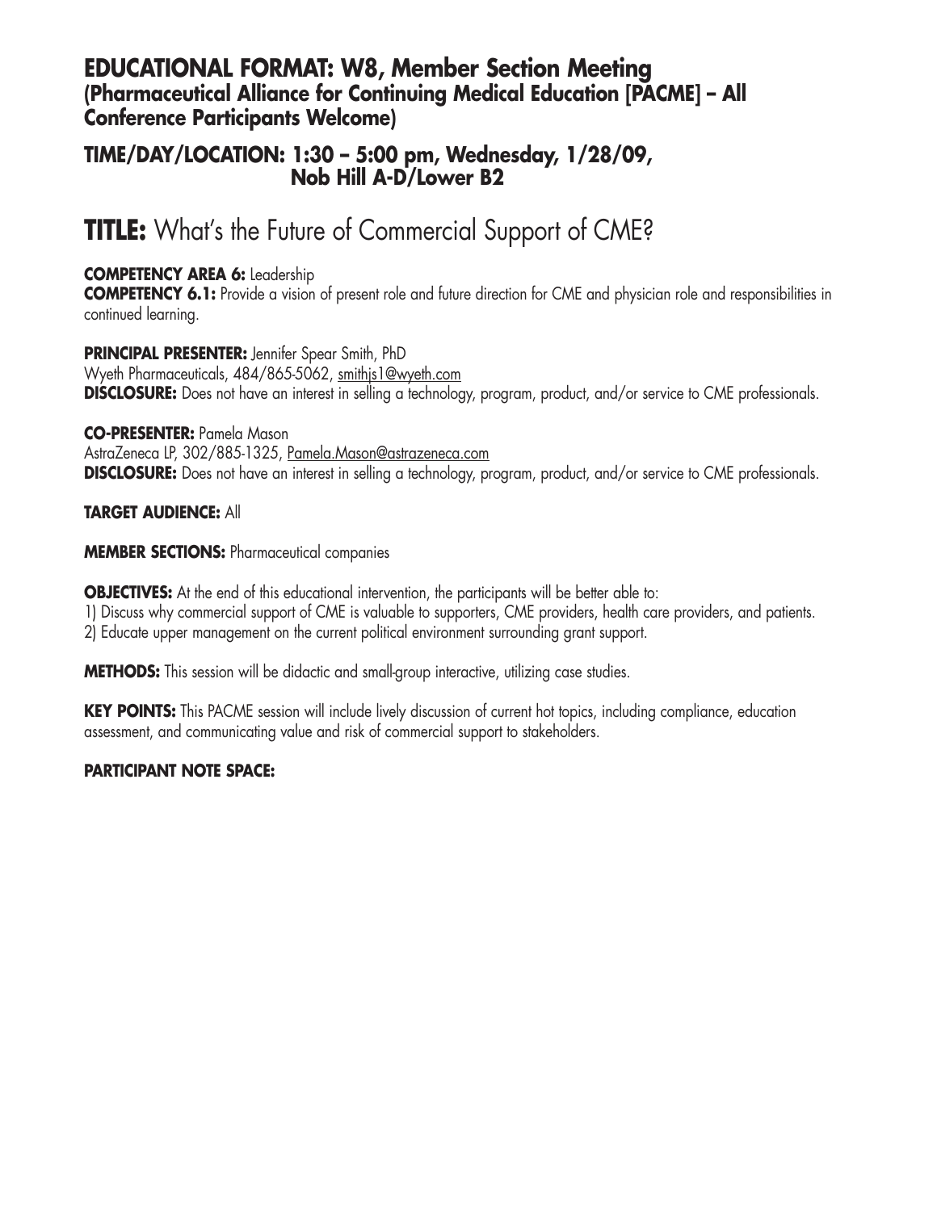## EDUCATIONAL FORMAT: W8, Member Section Meeting
### (Pharmaceutical Alliance for Continuing Medical Education [PACME] – All Conference Participants Welcome)

### TIME/DAY/LOCATION: 1:30 – 5:00 pm, Wednesday, 1/28/09, Nob Hill A-D/Lower B2

# TITLE: What's the Future of Commercial Support of CME?

**COMPETENCY AREA 6:** Leadership
**COMPETENCY 6.1:** Provide a vision of present role and future direction for CME and physician role and responsibilities in continued learning.

**PRINCIPAL PRESENTER:** Jennifer Spear Smith, PhD
Wyeth Pharmaceuticals, 484/865-5062, smithjs1@wyeth.com
**DISCLOSURE:** Does not have an interest in selling a technology, program, product, and/or service to CME professionals.

**CO-PRESENTER:** Pamela Mason
AstraZeneca LP, 302/885-1325, Pamela.Mason@astrazeneca.com
**DISCLOSURE:** Does not have an interest in selling a technology, program, product, and/or service to CME professionals.

**TARGET AUDIENCE:** All

**MEMBER SECTIONS:** Pharmaceutical companies

**OBJECTIVES:** At the end of this educational intervention, the participants will be better able to:
1) Discuss why commercial support of CME is valuable to supporters, CME providers, health care providers, and patients.
2) Educate upper management on the current political environment surrounding grant support.

**METHODS:** This session will be didactic and small-group interactive, utilizing case studies.

**KEY POINTS:** This PACME session will include lively discussion of current hot topics, including compliance, education assessment, and communicating value and risk of commercial support to stakeholders.

**PARTICIPANT NOTE SPACE:**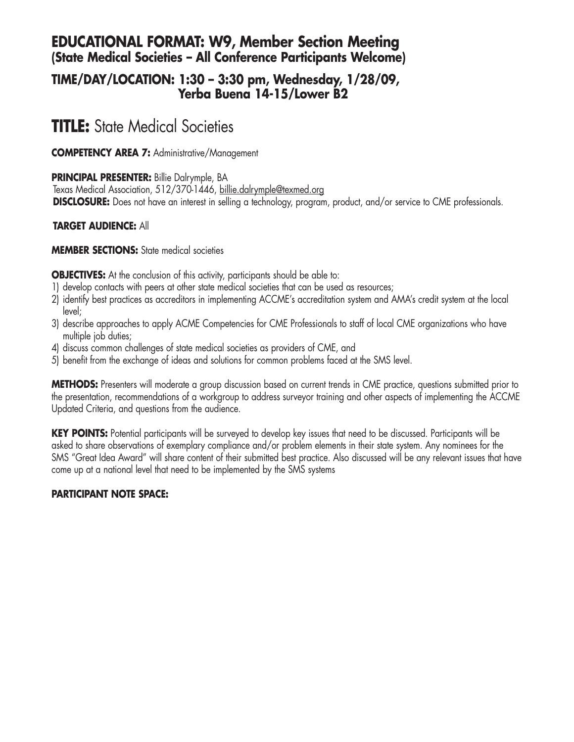## EDUCATIONAL FORMAT: W9, Member Section Meeting (State Medical Societies – All Conference Participants Welcome)

### TIME/DAY/LOCATION: 1:30 – 3:30 pm, Wednesday, 1/28/09, Yerba Buena 14-15/Lower B2

# TITLE: State Medical Societies

**COMPETENCY AREA 7:** Administrative/Management

**PRINCIPAL PRESENTER:** Billie Dalrymple, BA
Texas Medical Association, 512/370-1446, billie.dalrymple@texmed.org
**DISCLOSURE:** Does not have an interest in selling a technology, program, product, and/or service to CME professionals.

**TARGET AUDIENCE:** All

**MEMBER SECTIONS:** State medical societies

**OBJECTIVES:** At the conclusion of this activity, participants should be able to:
1) develop contacts with peers at other state medical societies that can be used as resources;
2) identify best practices as accreditors in implementing ACCME's accreditation system and AMA's credit system at the local level;
3) describe approaches to apply ACME Competencies for CME Professionals to staff of local CME organizations who have multiple job duties;
4) discuss common challenges of state medical societies as providers of CME, and
5) benefit from the exchange of ideas and solutions for common problems faced at the SMS level.

**METHODS:** Presenters will moderate a group discussion based on current trends in CME practice, questions submitted prior to the presentation, recommendations of a workgroup to address surveyor training and other aspects of implementing the ACCME Updated Criteria, and questions from the audience.

**KEY POINTS:** Potential participants will be surveyed to develop key issues that need to be discussed. Participants will be asked to share observations of exemplary compliance and/or problem elements in their state system. Any nominees for the SMS "Great Idea Award" will share content of their submitted best practice. Also discussed will be any relevant issues that have come up at a national level that need to be implemented by the SMS systems

**PARTICIPANT NOTE SPACE:**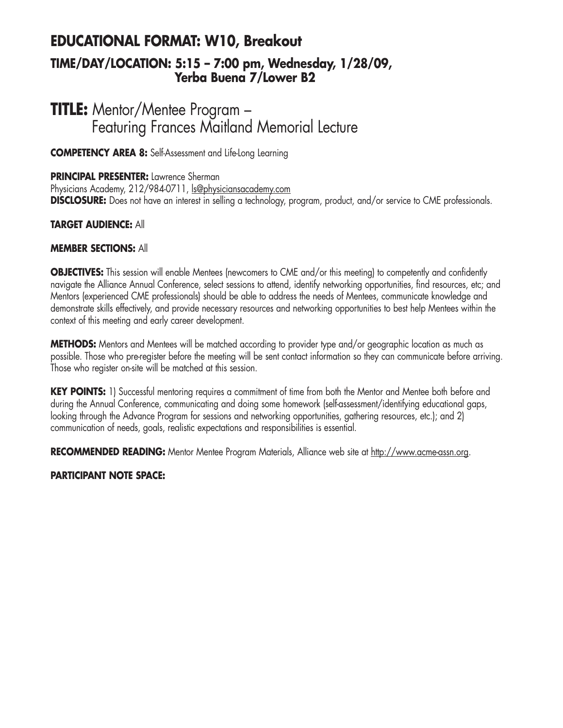## EDUCATIONAL FORMAT: W10, Breakout

### TIME/DAY/LOCATION: 5:15 – 7:00 pm, Wednesday, 1/28/09, Yerba Buena 7/Lower B2

# TITLE: Mentor/Mentee Program – Featuring Frances Maitland Memorial Lecture

**COMPETENCY AREA 8:** Self-Assessment and Life-Long Learning

**PRINCIPAL PRESENTER:** Lawrence Sherman
Physicians Academy, 212/984-0711, ls@physiciansacademy.com
**DISCLOSURE:** Does not have an interest in selling a technology, program, product, and/or service to CME professionals.

**TARGET AUDIENCE:** All

**MEMBER SECTIONS:** All

**OBJECTIVES:** This session will enable Mentees (newcomers to CME and/or this meeting) to competently and confidently navigate the Alliance Annual Conference, select sessions to attend, identify networking opportunities, find resources, etc; and Mentors (experienced CME professionals) should be able to address the needs of Mentees, communicate knowledge and demonstrate skills effectively, and provide necessary resources and networking opportunities to best help Mentees within the context of this meeting and early career development.

**METHODS:** Mentors and Mentees will be matched according to provider type and/or geographic location as much as possible. Those who pre-register before the meeting will be sent contact information so they can communicate before arriving. Those who register on-site will be matched at this session.

**KEY POINTS:** 1) Successful mentoring requires a commitment of time from both the Mentor and Mentee both before and during the Annual Conference, communicating and doing some homework (self-assessment/identifying educational gaps, looking through the Advance Program for sessions and networking opportunities, gathering resources, etc.); and 2) communication of needs, goals, realistic expectations and responsibilities is essential.

**RECOMMENDED READING:** Mentor Mentee Program Materials, Alliance web site at http://www.acme-assn.org.

**PARTICIPANT NOTE SPACE:**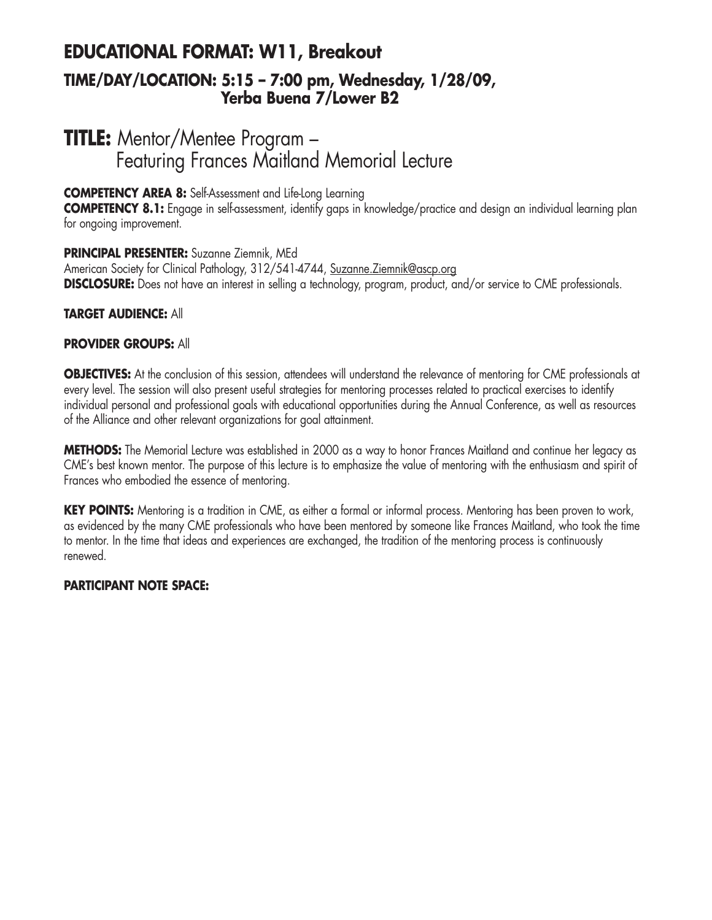## EDUCATIONAL FORMAT: W11, Breakout

### TIME/DAY/LOCATION: 5:15 – 7:00 pm, Wednesday, 1/28/09, Yerba Buena 7/Lower B2

# TITLE: Mentor/Mentee Program – Featuring Frances Maitland Memorial Lecture

**COMPETENCY AREA 8:** Self-Assessment and Life-Long Learning
**COMPETENCY 8.1:** Engage in self-assessment, identify gaps in knowledge/practice and design an individual learning plan for ongoing improvement.

**PRINCIPAL PRESENTER:** Suzanne Ziemnik, MEd
American Society for Clinical Pathology, 312/541-4744, Suzanne.Ziemnik@ascp.org
**DISCLOSURE:** Does not have an interest in selling a technology, program, product, and/or service to CME professionals.

**TARGET AUDIENCE:** All

**PROVIDER GROUPS:** All

**OBJECTIVES:** At the conclusion of this session, attendees will understand the relevance of mentoring for CME professionals at every level. The session will also present useful strategies for mentoring processes related to practical exercises to identify individual personal and professional goals with educational opportunities during the Annual Conference, as well as resources of the Alliance and other relevant organizations for goal attainment.

**METHODS:** The Memorial Lecture was established in 2000 as a way to honor Frances Maitland and continue her legacy as CME's best known mentor. The purpose of this lecture is to emphasize the value of mentoring with the enthusiasm and spirit of Frances who embodied the essence of mentoring.

**KEY POINTS:** Mentoring is a tradition in CME, as either a formal or informal process. Mentoring has been proven to work, as evidenced by the many CME professionals who have been mentored by someone like Frances Maitland, who took the time to mentor. In the time that ideas and experiences are exchanged, the tradition of the mentoring process is continuously renewed.

**PARTICIPANT NOTE SPACE:**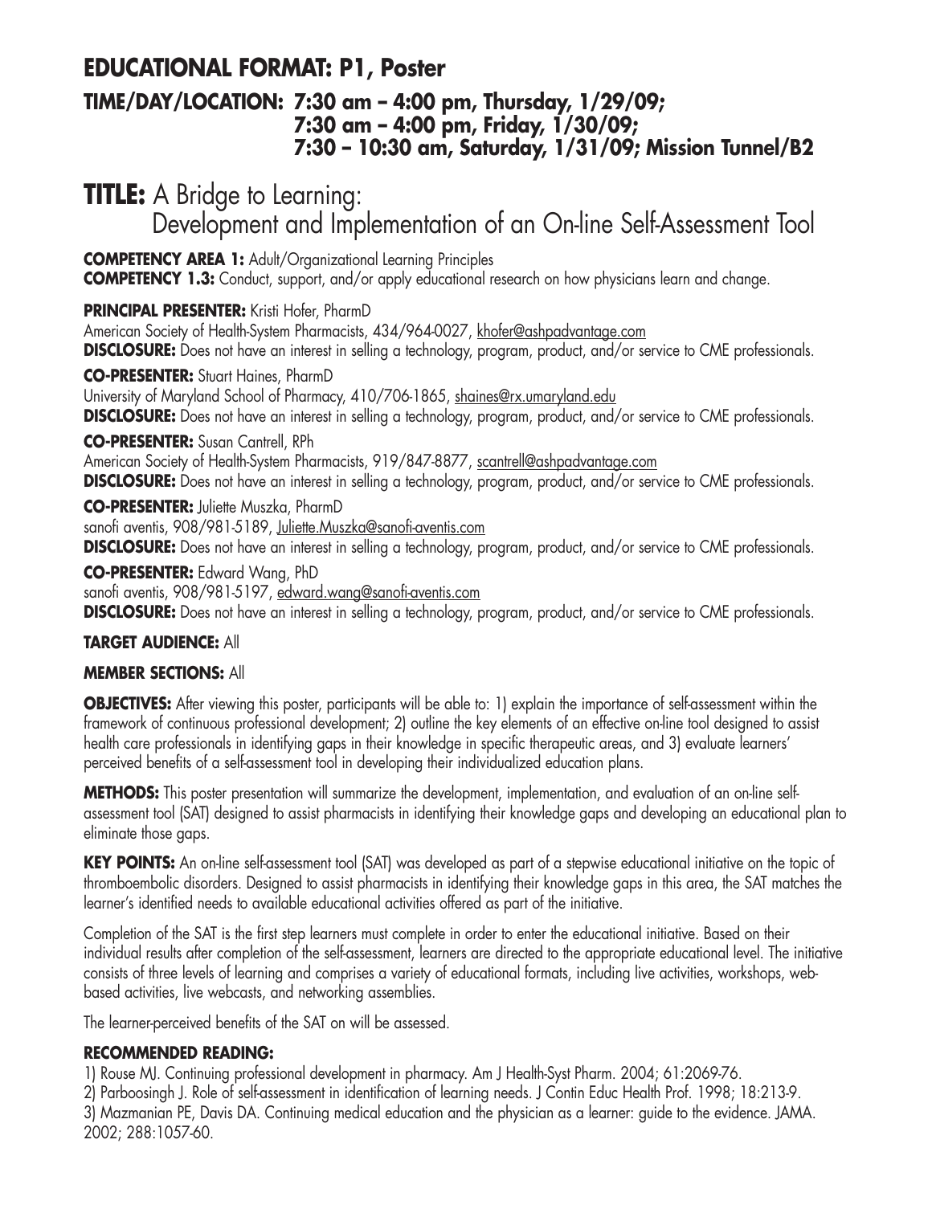## EDUCATIONAL FORMAT: P1, Poster

### TIME/DAY/LOCATION: 7:30 am – 4:00 pm, Thursday, 1/29/09; 7:30 am – 4:00 pm, Friday, 1/30/09; 7:30 – 10:30 am, Saturday, 1/31/09; Mission Tunnel/B2

# TITLE: A Bridge to Learning: Development and Implementation of an On-line Self-Assessment Tool

**COMPETENCY AREA 1:** Adult/Organizational Learning Principles
**COMPETENCY 1.3:** Conduct, support, and/or apply educational research on how physicians learn and change.

**PRINCIPAL PRESENTER:** Kristi Hofer, PharmD
American Society of Health-System Pharmacists, 434/964-0027, khofer@ashpadvantage.com
**DISCLOSURE:** Does not have an interest in selling a technology, program, product, and/or service to CME professionals.

**CO-PRESENTER:** Stuart Haines, PharmD
University of Maryland School of Pharmacy, 410/706-1865, shaines@rx.umaryland.edu
**DISCLOSURE:** Does not have an interest in selling a technology, program, product, and/or service to CME professionals.

**CO-PRESENTER:** Susan Cantrell, RPh
American Society of Health-System Pharmacists, 919/847-8877, scantrell@ashpadvantage.com
**DISCLOSURE:** Does not have an interest in selling a technology, program, product, and/or service to CME professionals.

**CO-PRESENTER:** Juliette Muszka, PharmD
sanofi aventis, 908/981-5189, Juliette.Muszka@sanofi-aventis.com
**DISCLOSURE:** Does not have an interest in selling a technology, program, product, and/or service to CME professionals.

**CO-PRESENTER:** Edward Wang, PhD
sanofi aventis, 908/981-5197, edward.wang@sanofi-aventis.com
**DISCLOSURE:** Does not have an interest in selling a technology, program, product, and/or service to CME professionals.

**TARGET AUDIENCE:** All

**MEMBER SECTIONS:** All

**OBJECTIVES:** After viewing this poster, participants will be able to: 1) explain the importance of self-assessment within the framework of continuous professional development; 2) outline the key elements of an effective on-line tool designed to assist health care professionals in identifying gaps in their knowledge in specific therapeutic areas, and 3) evaluate learners' perceived benefits of a self-assessment tool in developing their individualized education plans.

**METHODS:** This poster presentation will summarize the development, implementation, and evaluation of an on-line self-assessment tool (SAT) designed to assist pharmacists in identifying their knowledge gaps and developing an educational plan to eliminate those gaps.

**KEY POINTS:** An on-line self-assessment tool (SAT) was developed as part of a stepwise educational initiative on the topic of thromboembolic disorders. Designed to assist pharmacists in identifying their knowledge gaps in this area, the SAT matches the learner's identified needs to available educational activities offered as part of the initiative.

Completion of the SAT is the first step learners must complete in order to enter the educational initiative. Based on their individual results after completion of the self-assessment, learners are directed to the appropriate educational level. The initiative consists of three levels of learning and comprises a variety of educational formats, including live activities, workshops, web-based activities, live webcasts, and networking assemblies.

The learner-perceived benefits of the SAT on will be assessed.

**RECOMMENDED READING:**

1) Rouse MJ. Continuing professional development in pharmacy. Am J Health-Syst Pharm. 2004; 61:2069-76.
2) Parboosingh J. Role of self-assessment in identification of learning needs. J Contin Educ Health Prof. 1998; 18:213-9.
3) Mazmanian PE, Davis DA. Continuing medical education and the physician as a learner: guide to the evidence. JAMA. 2002; 288:1057-60.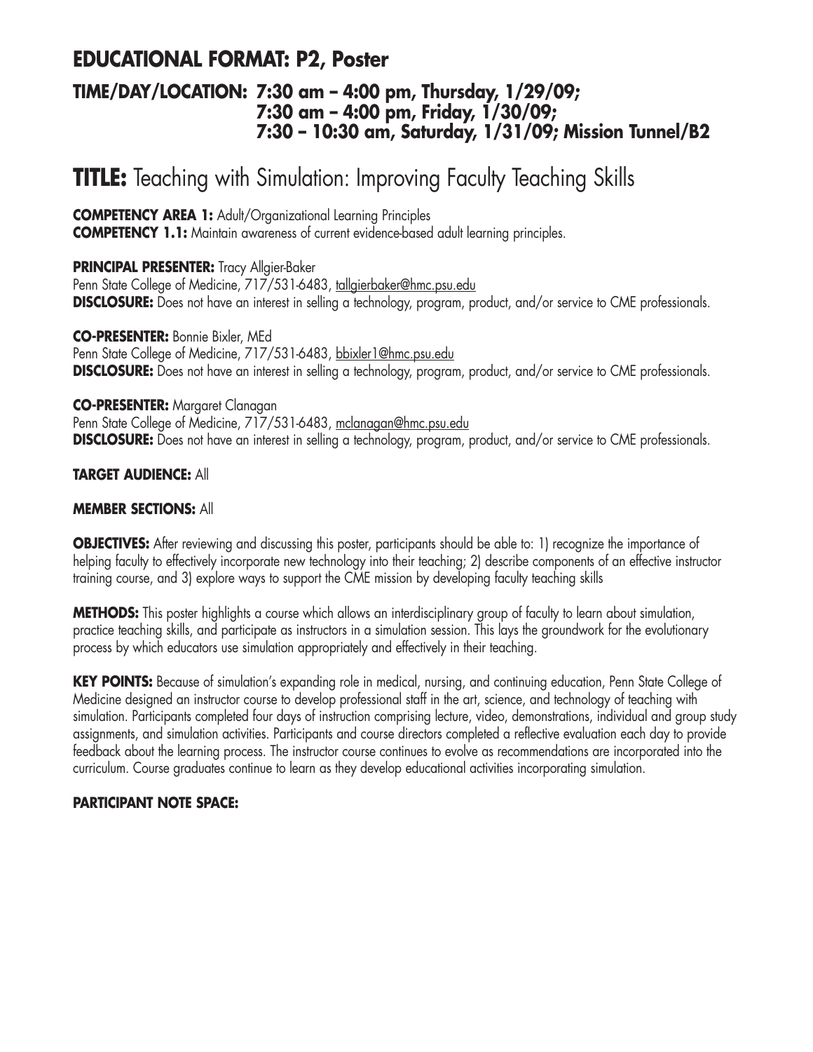## EDUCATIONAL FORMAT: P2, Poster

### TIME/DAY/LOCATION: 7:30 am – 4:00 pm, Thursday, 1/29/09; 7:30 am – 4:00 pm, Friday, 1/30/09; 7:30 – 10:30 am, Saturday, 1/31/09; Mission Tunnel/B2

# TITLE: Teaching with Simulation: Improving Faculty Teaching Skills

**COMPETENCY AREA 1:** Adult/Organizational Learning Principles
**COMPETENCY 1.1:** Maintain awareness of current evidence-based adult learning principles.

**PRINCIPAL PRESENTER:** Tracy Allgier-Baker
Penn State College of Medicine, 717/531-6483, tallgierbaker@hmc.psu.edu
**DISCLOSURE:** Does not have an interest in selling a technology, program, product, and/or service to CME professionals.

**CO-PRESENTER:** Bonnie Bixler, MEd
Penn State College of Medicine, 717/531-6483, bbixler1@hmc.psu.edu
**DISCLOSURE:** Does not have an interest in selling a technology, program, product, and/or service to CME professionals.

**CO-PRESENTER:** Margaret Clanagan
Penn State College of Medicine, 717/531-6483, mclanagan@hmc.psu.edu
**DISCLOSURE:** Does not have an interest in selling a technology, program, product, and/or service to CME professionals.

**TARGET AUDIENCE:** All

**MEMBER SECTIONS:** All

**OBJECTIVES:** After reviewing and discussing this poster, participants should be able to: 1) recognize the importance of helping faculty to effectively incorporate new technology into their teaching; 2) describe components of an effective instructor training course, and 3) explore ways to support the CME mission by developing faculty teaching skills

**METHODS:** This poster highlights a course which allows an interdisciplinary group of faculty to learn about simulation, practice teaching skills, and participate as instructors in a simulation session. This lays the groundwork for the evolutionary process by which educators use simulation appropriately and effectively in their teaching.

**KEY POINTS:** Because of simulation's expanding role in medical, nursing, and continuing education, Penn State College of Medicine designed an instructor course to develop professional staff in the art, science, and technology of teaching with simulation. Participants completed four days of instruction comprising lecture, video, demonstrations, individual and group study assignments, and simulation activities. Participants and course directors completed a reflective evaluation each day to provide feedback about the learning process. The instructor course continues to evolve as recommendations are incorporated into the curriculum. Course graduates continue to learn as they develop educational activities incorporating simulation.

**PARTICIPANT NOTE SPACE:**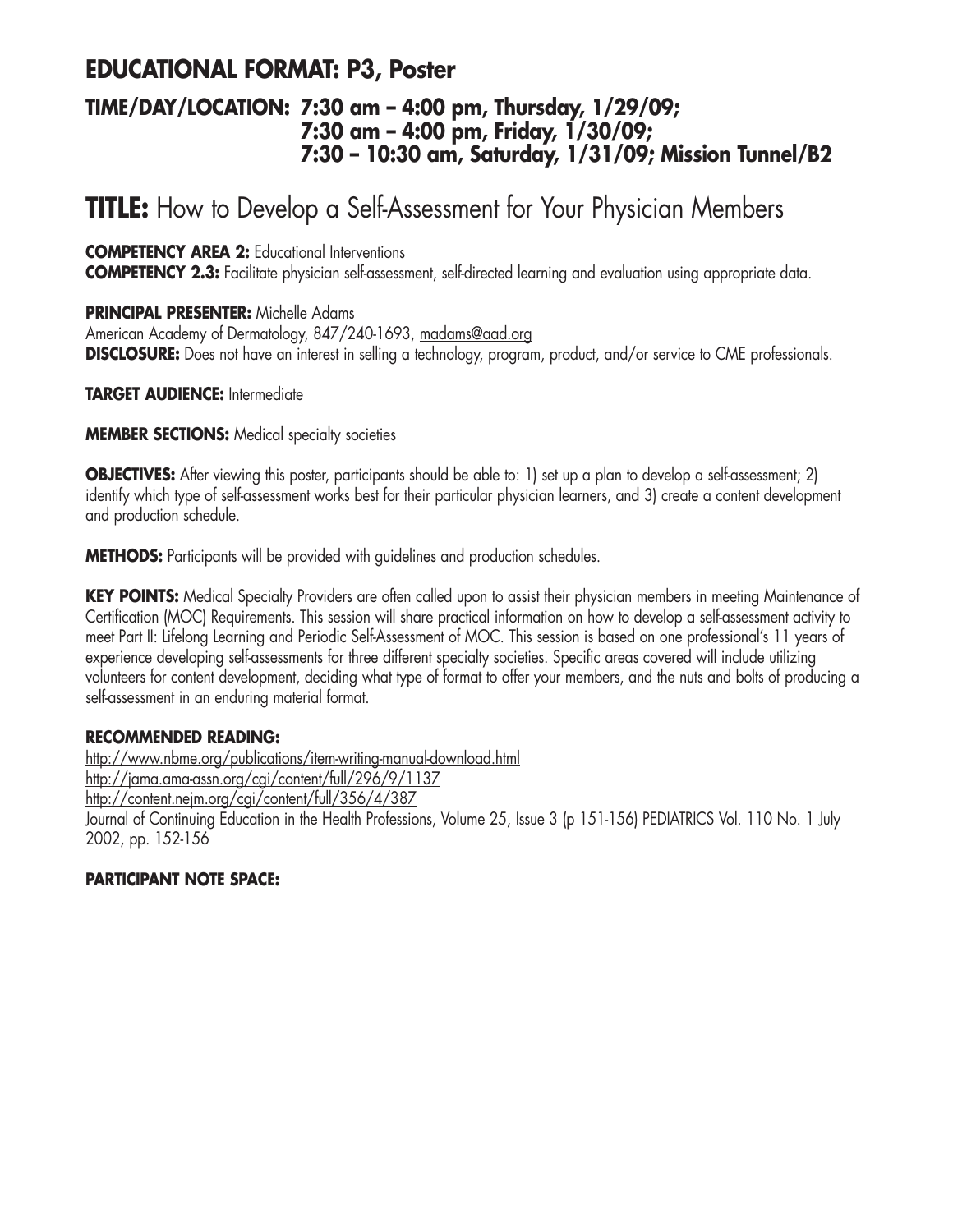## EDUCATIONAL FORMAT: P3, Poster

### TIME/DAY/LOCATION: 7:30 am – 4:00 pm, Thursday, 1/29/09; 7:30 am – 4:00 pm, Friday, 1/30/09; 7:30 – 10:30 am, Saturday, 1/31/09; Mission Tunnel/B2

# TITLE: How to Develop a Self-Assessment for Your Physician Members

**COMPETENCY AREA 2:** Educational Interventions
**COMPETENCY 2.3:** Facilitate physician self-assessment, self-directed learning and evaluation using appropriate data.

**PRINCIPAL PRESENTER:** Michelle Adams
American Academy of Dermatology, 847/240-1693, madams@aad.org
**DISCLOSURE:** Does not have an interest in selling a technology, program, product, and/or service to CME professionals.

**TARGET AUDIENCE:** Intermediate

**MEMBER SECTIONS:** Medical specialty societies

**OBJECTIVES:** After viewing this poster, participants should be able to: 1) set up a plan to develop a self-assessment; 2) identify which type of self-assessment works best for their particular physician learners, and 3) create a content development and production schedule.

**METHODS:** Participants will be provided with guidelines and production schedules.

**KEY POINTS:** Medical Specialty Providers are often called upon to assist their physician members in meeting Maintenance of Certification (MOC) Requirements. This session will share practical information on how to develop a self-assessment activity to meet Part II: Lifelong Learning and Periodic Self-Assessment of MOC. This session is based on one professional's 11 years of experience developing self-assessments for three different specialty societies. Specific areas covered will include utilizing volunteers for content development, deciding what type of format to offer your members, and the nuts and bolts of producing a self-assessment in an enduring material format.

**RECOMMENDED READING:**
http://www.nbme.org/publications/item-writing-manual-download.html
http://jama.ama-assn.org/cgi/content/full/296/9/1137
http://content.nejm.org/cgi/content/full/356/4/387
Journal of Continuing Education in the Health Professions, Volume 25, Issue 3 (p 151-156) PEDIATRICS Vol. 110 No. 1 July 2002, pp. 152-156

**PARTICIPANT NOTE SPACE:**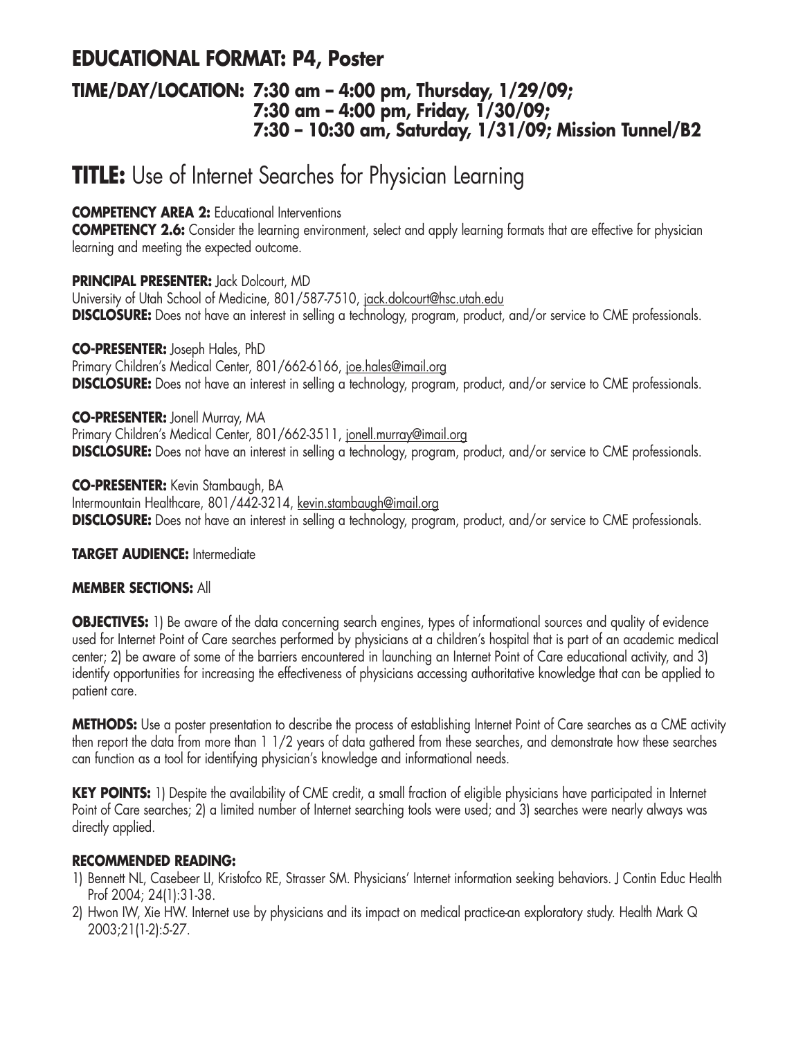## EDUCATIONAL FORMAT: P4, Poster

### TIME/DAY/LOCATION: 7:30 am – 4:00 pm, Thursday, 1/29/09; 7:30 am – 4:00 pm, Friday, 1/30/09; 7:30 – 10:30 am, Saturday, 1/31/09; Mission Tunnel/B2

# TITLE: Use of Internet Searches for Physician Learning

**COMPETENCY AREA 2:** Educational Interventions
**COMPETENCY 2.6:** Consider the learning environment, select and apply learning formats that are effective for physician learning and meeting the expected outcome.

**PRINCIPAL PRESENTER:** Jack Dolcourt, MD
University of Utah School of Medicine, 801/587-7510, jack.dolcourt@hsc.utah.edu
**DISCLOSURE:** Does not have an interest in selling a technology, program, product, and/or service to CME professionals.

**CO-PRESENTER:** Joseph Hales, PhD
Primary Children's Medical Center, 801/662-6166, joe.hales@imail.org
**DISCLOSURE:** Does not have an interest in selling a technology, program, product, and/or service to CME professionals.

**CO-PRESENTER:** Jonell Murray, MA
Primary Children's Medical Center, 801/662-3511, jonell.murray@imail.org
**DISCLOSURE:** Does not have an interest in selling a technology, program, product, and/or service to CME professionals.

**CO-PRESENTER:** Kevin Stambaugh, BA
Intermountain Healthcare, 801/442-3214, kevin.stambaugh@imail.org
**DISCLOSURE:** Does not have an interest in selling a technology, program, product, and/or service to CME professionals.

**TARGET AUDIENCE:** Intermediate

**MEMBER SECTIONS:** All

**OBJECTIVES:** 1) Be aware of the data concerning search engines, types of informational sources and quality of evidence used for Internet Point of Care searches performed by physicians at a children's hospital that is part of an academic medical center; 2) be aware of some of the barriers encountered in launching an Internet Point of Care educational activity, and 3) identify opportunities for increasing the effectiveness of physicians accessing authoritative knowledge that can be applied to patient care.

**METHODS:** Use a poster presentation to describe the process of establishing Internet Point of Care searches as a CME activity then report the data from more than 1 1/2 years of data gathered from these searches, and demonstrate how these searches can function as a tool for identifying physician's knowledge and informational needs.

**KEY POINTS:** 1) Despite the availability of CME credit, a small fraction of eligible physicians have participated in Internet Point of Care searches; 2) a limited number of Internet searching tools were used; and 3) searches were nearly always was directly applied.

**RECOMMENDED READING:**

1) Bennett NL, Casebeer LI, Kristofco RE, Strasser SM. Physicians' Internet information seeking behaviors. J Contin Educ Health Prof 2004; 24(1):31-38.
2) Hwon IW, Xie HW. Internet use by physicians and its impact on medical practice-an exploratory study. Health Mark Q 2003;21(1-2):5-27.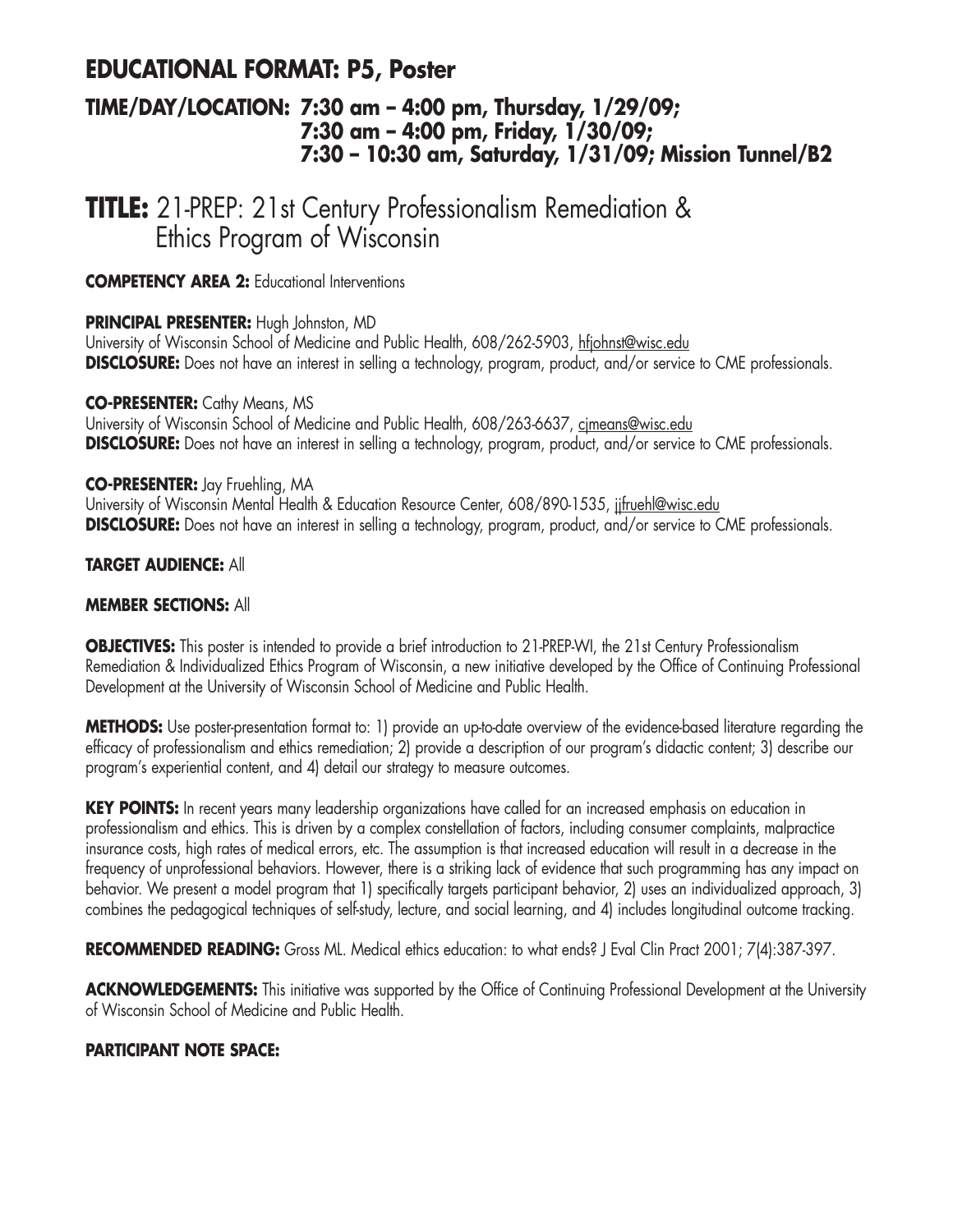## EDUCATIONAL FORMAT: P5, Poster

### TIME/DAY/LOCATION: 7:30 am – 4:00 pm, Thursday, 1/29/09; 7:30 am – 4:00 pm, Friday, 1/30/09; 7:30 – 10:30 am, Saturday, 1/31/09; Mission Tunnel/B2

# TITLE: 21-PREP: 21st Century Professionalism Remediation & Ethics Program of Wisconsin

**COMPETENCY AREA 2:** Educational Interventions

**PRINCIPAL PRESENTER:** Hugh Johnston, MD
University of Wisconsin School of Medicine and Public Health, 608/262-5903, hfjohnst@wisc.edu
**DISCLOSURE:** Does not have an interest in selling a technology, program, product, and/or service to CME professionals.

**CO-PRESENTER:** Cathy Means, MS
University of Wisconsin School of Medicine and Public Health, 608/263-6637, cjmeans@wisc.edu
**DISCLOSURE:** Does not have an interest in selling a technology, program, product, and/or service to CME professionals.

**CO-PRESENTER:** Jay Fruehling, MA
University of Wisconsin Mental Health & Education Resource Center, 608/890-1535, jjfruehl@wisc.edu
**DISCLOSURE:** Does not have an interest in selling a technology, program, product, and/or service to CME professionals.

**TARGET AUDIENCE:** All

**MEMBER SECTIONS:** All

**OBJECTIVES:** This poster is intended to provide a brief introduction to 21-PREP-WI, the 21st Century Professionalism Remediation & Individualized Ethics Program of Wisconsin, a new initiative developed by the Office of Continuing Professional Development at the University of Wisconsin School of Medicine and Public Health.

**METHODS:** Use poster-presentation format to: 1) provide an up-to-date overview of the evidence-based literature regarding the efficacy of professionalism and ethics remediation; 2) provide a description of our program's didactic content; 3) describe our program's experiential content, and 4) detail our strategy to measure outcomes.

**KEY POINTS:** In recent years many leadership organizations have called for an increased emphasis on education in professionalism and ethics. This is driven by a complex constellation of factors, including consumer complaints, malpractice insurance costs, high rates of medical errors, etc. The assumption is that increased education will result in a decrease in the frequency of unprofessional behaviors. However, there is a striking lack of evidence that such programming has any impact on behavior. We present a model program that 1) specifically targets participant behavior, 2) uses an individualized approach, 3) combines the pedagogical techniques of self-study, lecture, and social learning, and 4) includes longitudinal outcome tracking.

**RECOMMENDED READING:** Gross ML. Medical ethics education: to what ends? J Eval Clin Pract 2001; 7(4):387-397.

**ACKNOWLEDGEMENTS:** This initiative was supported by the Office of Continuing Professional Development at the University of Wisconsin School of Medicine and Public Health.

**PARTICIPANT NOTE SPACE:**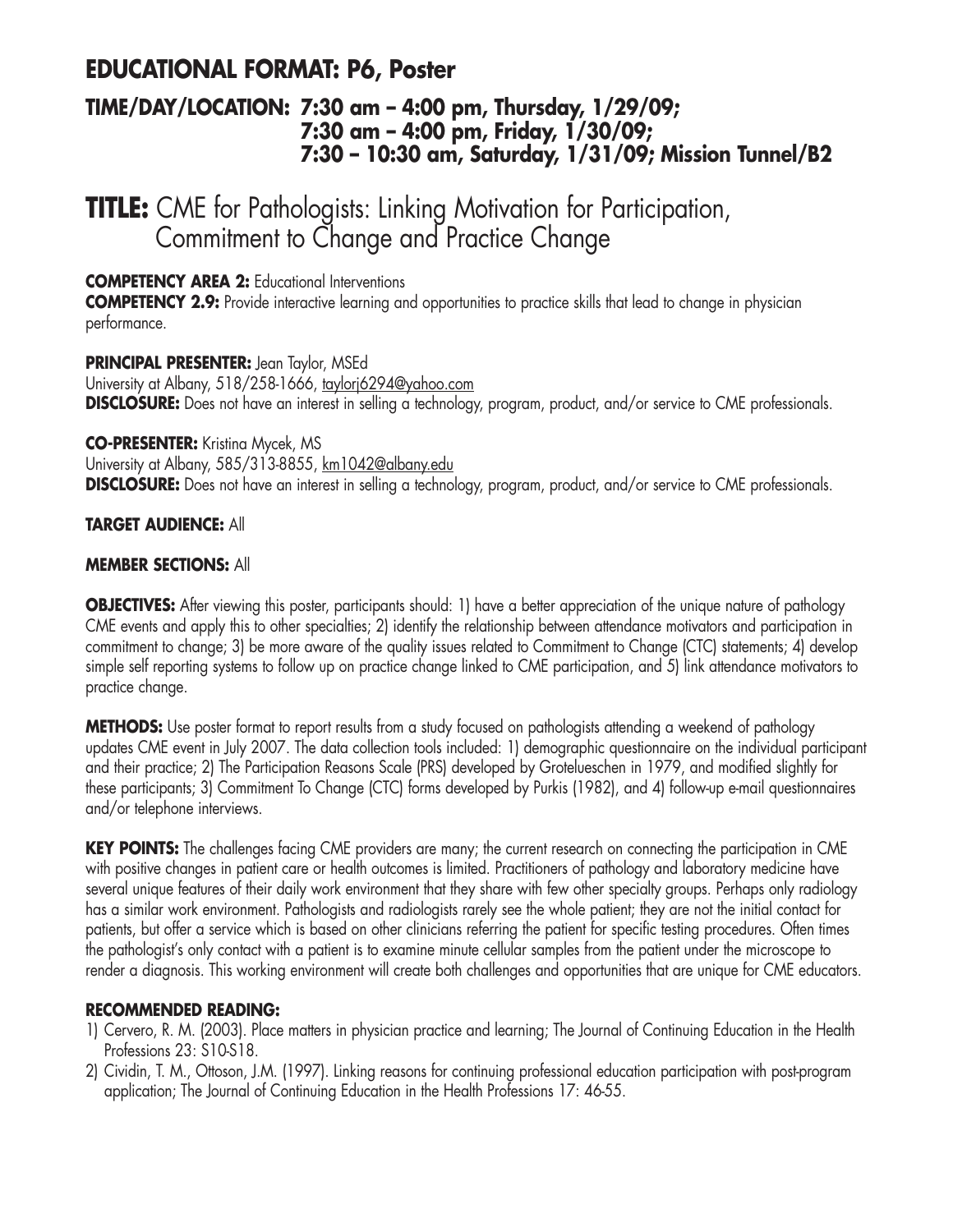## EDUCATIONAL FORMAT: P6, Poster

### TIME/DAY/LOCATION: 7:30 am – 4:00 pm, Thursday, 1/29/09; 7:30 am – 4:00 pm, Friday, 1/30/09; 7:30 – 10:30 am, Saturday, 1/31/09; Mission Tunnel/B2

# TITLE: CME for Pathologists: Linking Motivation for Participation, Commitment to Change and Practice Change

**COMPETENCY AREA 2:** Educational Interventions
**COMPETENCY 2.9:** Provide interactive learning and opportunities to practice skills that lead to change in physician performance.

**PRINCIPAL PRESENTER:** Jean Taylor, MSEd
University at Albany, 518/258-1666, taylorj6294@yahoo.com
**DISCLOSURE:** Does not have an interest in selling a technology, program, product, and/or service to CME professionals.

**CO-PRESENTER:** Kristina Mycek, MS
University at Albany, 585/313-8855, km1042@albany.edu
**DISCLOSURE:** Does not have an interest in selling a technology, program, product, and/or service to CME professionals.

**TARGET AUDIENCE:** All

**MEMBER SECTIONS:** All

**OBJECTIVES:** After viewing this poster, participants should: 1) have a better appreciation of the unique nature of pathology CME events and apply this to other specialties; 2) identify the relationship between attendance motivators and participation in commitment to change; 3) be more aware of the quality issues related to Commitment to Change (CTC) statements; 4) develop simple self reporting systems to follow up on practice change linked to CME participation, and 5) link attendance motivators to practice change.

**METHODS:** Use poster format to report results from a study focused on pathologists attending a weekend of pathology updates CME event in July 2007. The data collection tools included: 1) demographic questionnaire on the individual participant and their practice; 2) The Participation Reasons Scale (PRS) developed by Grotelueschen in 1979, and modified slightly for these participants; 3) Commitment To Change (CTC) forms developed by Purkis (1982), and 4) follow-up e-mail questionnaires and/or telephone interviews.

**KEY POINTS:** The challenges facing CME providers are many; the current research on connecting the participation in CME with positive changes in patient care or health outcomes is limited. Practitioners of pathology and laboratory medicine have several unique features of their daily work environment that they share with few other specialty groups. Perhaps only radiology has a similar work environment. Pathologists and radiologists rarely see the whole patient; they are not the initial contact for patients, but offer a service which is based on other clinicians referring the patient for specific testing procedures. Often times the pathologist's only contact with a patient is to examine minute cellular samples from the patient under the microscope to render a diagnosis. This working environment will create both challenges and opportunities that are unique for CME educators.

**RECOMMENDED READING:**

1) Cervero, R. M. (2003). Place matters in physician practice and learning; The Journal of Continuing Education in the Health Professions 23: S10-S18.
2) Cividin, T. M., Ottoson, J.M. (1997). Linking reasons for continuing professional education participation with post-program application; The Journal of Continuing Education in the Health Professions 17: 46-55.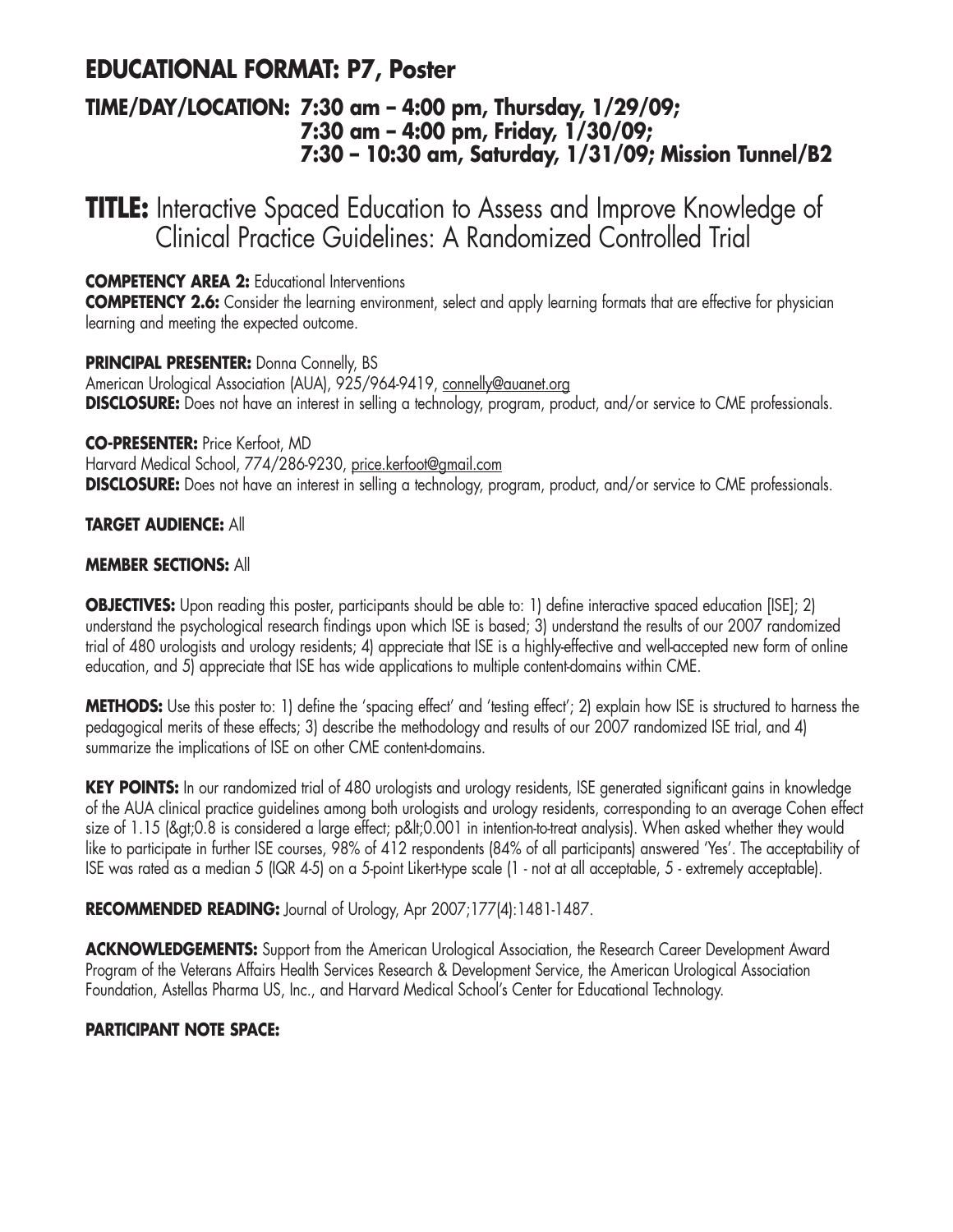## EDUCATIONAL FORMAT: P7, Poster

### TIME/DAY/LOCATION: 7:30 am – 4:00 pm, Thursday, 1/29/09; 7:30 am – 4:00 pm, Friday, 1/30/09; 7:30 – 10:30 am, Saturday, 1/31/09; Mission Tunnel/B2

# TITLE: Interactive Spaced Education to Assess and Improve Knowledge of Clinical Practice Guidelines: A Randomized Controlled Trial

**COMPETENCY AREA 2:** Educational Interventions
**COMPETENCY 2.6:** Consider the learning environment, select and apply learning formats that are effective for physician learning and meeting the expected outcome.

**PRINCIPAL PRESENTER:** Donna Connelly, BS
American Urological Association (AUA), 925/964-9419, connelly@auanet.org
**DISCLOSURE:** Does not have an interest in selling a technology, program, product, and/or service to CME professionals.

**CO-PRESENTER:** Price Kerfoot, MD
Harvard Medical School, 774/286-9230, price.kerfoot@gmail.com
**DISCLOSURE:** Does not have an interest in selling a technology, program, product, and/or service to CME professionals.

**TARGET AUDIENCE:** All

**MEMBER SECTIONS:** All

**OBJECTIVES:** Upon reading this poster, participants should be able to: 1) define interactive spaced education [ISE]; 2) understand the psychological research findings upon which ISE is based; 3) understand the results of our 2007 randomized trial of 480 urologists and urology residents; 4) appreciate that ISE is a highly-effective and well-accepted new form of online education, and 5) appreciate that ISE has wide applications to multiple content-domains within CME.

**METHODS:** Use this poster to: 1) define the 'spacing effect' and 'testing effect'; 2) explain how ISE is structured to harness the pedagogical merits of these effects; 3) describe the methodology and results of our 2007 randomized ISE trial, and 4) summarize the implications of ISE on other CME content-domains.

**KEY POINTS:** In our randomized trial of 480 urologists and urology residents, ISE generated significant gains in knowledge of the AUA clinical practice guidelines among both urologists and urology residents, corresponding to an average Cohen effect size of 1.15 (&gt;0.8 is considered a large effect; p&lt;0.001 in intention-to-treat analysis). When asked whether they would like to participate in further ISE courses, 98% of 412 respondents (84% of all participants) answered 'Yes'. The acceptability of ISE was rated as a median 5 (IQR 4-5) on a 5-point Likert-type scale (1 - not at all acceptable, 5 - extremely acceptable).

**RECOMMENDED READING:** Journal of Urology, Apr 2007;177(4):1481-1487.

**ACKNOWLEDGEMENTS:** Support from the American Urological Association, the Research Career Development Award Program of the Veterans Affairs Health Services Research & Development Service, the American Urological Association Foundation, Astellas Pharma US, Inc., and Harvard Medical School's Center for Educational Technology.

**PARTICIPANT NOTE SPACE:**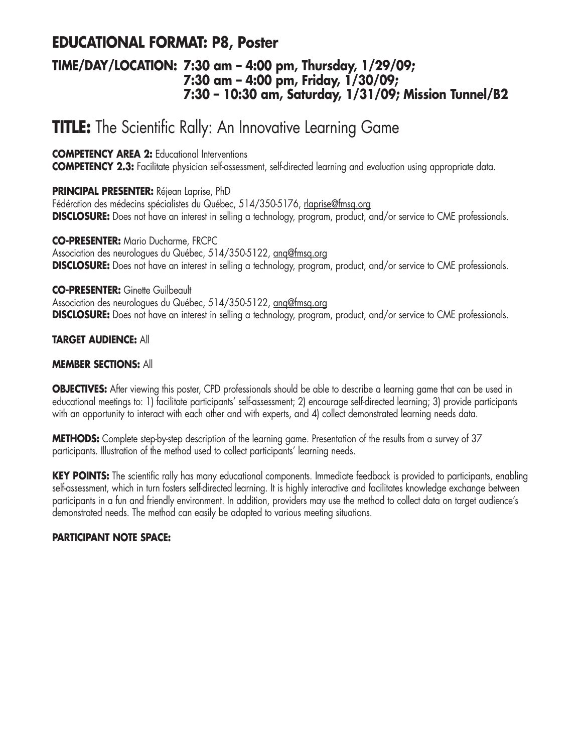## EDUCATIONAL FORMAT: P8, Poster

### TIME/DAY/LOCATION: 7:30 am – 4:00 pm, Thursday, 1/29/09; 7:30 am – 4:00 pm, Friday, 1/30/09; 7:30 – 10:30 am, Saturday, 1/31/09; Mission Tunnel/B2

# TITLE: The Scientific Rally: An Innovative Learning Game

**COMPETENCY AREA 2:** Educational Interventions
**COMPETENCY 2.3:** Facilitate physician self-assessment, self-directed learning and evaluation using appropriate data.

**PRINCIPAL PRESENTER:** Réjean Laprise, PhD
Fédération des médecins spécialistes du Québec, 514/350-5176, rlaprise@fmsq.org
**DISCLOSURE:** Does not have an interest in selling a technology, program, product, and/or service to CME professionals.

**CO-PRESENTER:** Mario Ducharme, FRCPC
Association des neurologues du Québec, 514/350-5122, anq@fmsq.org
**DISCLOSURE:** Does not have an interest in selling a technology, program, product, and/or service to CME professionals.

**CO-PRESENTER:** Ginette Guilbeault
Association des neurologues du Québec, 514/350-5122, anq@fmsq.org
**DISCLOSURE:** Does not have an interest in selling a technology, program, product, and/or service to CME professionals.

**TARGET AUDIENCE:** All

**MEMBER SECTIONS:** All

**OBJECTIVES:** After viewing this poster, CPD professionals should be able to describe a learning game that can be used in educational meetings to: 1) facilitate participants' self-assessment; 2) encourage self-directed learning; 3) provide participants with an opportunity to interact with each other and with experts, and 4) collect demonstrated learning needs data.

**METHODS:** Complete step-by-step description of the learning game. Presentation of the results from a survey of 37 participants. Illustration of the method used to collect participants' learning needs.

**KEY POINTS:** The scientific rally has many educational components. Immediate feedback is provided to participants, enabling self-assessment, which in turn fosters self-directed learning. It is highly interactive and facilitates knowledge exchange between participants in a fun and friendly environment. In addition, providers may use the method to collect data on target audience's demonstrated needs. The method can easily be adapted to various meeting situations.

**PARTICIPANT NOTE SPACE:**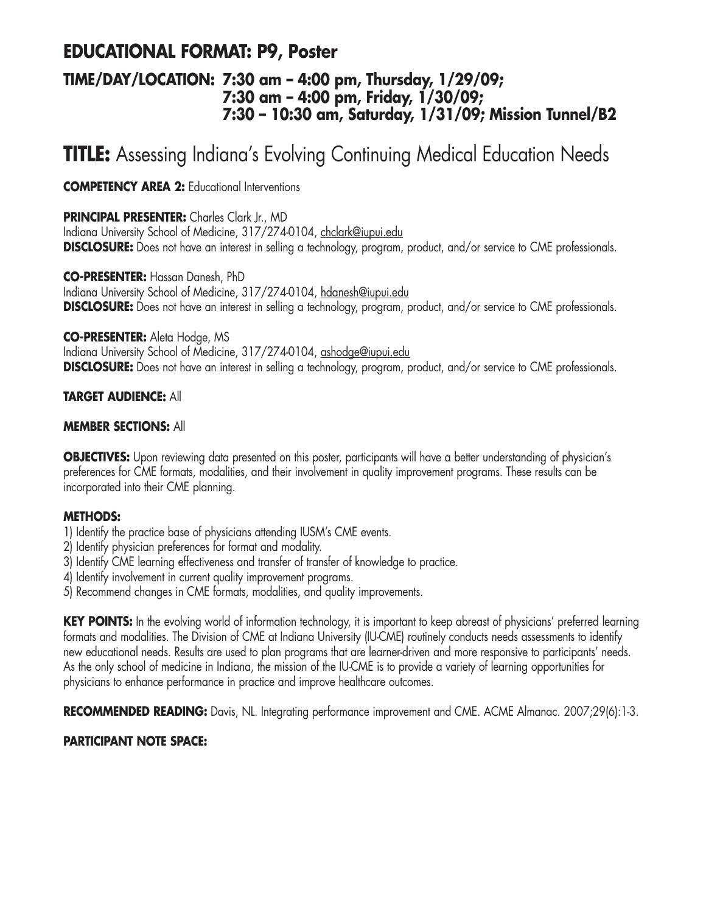## EDUCATIONAL FORMAT: P9, Poster

### TIME/DAY/LOCATION: 7:30 am – 4:00 pm, Thursday, 1/29/09; 7:30 am – 4:00 pm, Friday, 1/30/09; 7:30 – 10:30 am, Saturday, 1/31/09; Mission Tunnel/B2

# TITLE: Assessing Indiana's Evolving Continuing Medical Education Needs

**COMPETENCY AREA 2:** Educational Interventions

**PRINCIPAL PRESENTER:** Charles Clark Jr., MD
Indiana University School of Medicine, 317/274-0104, chclark@iupui.edu
**DISCLOSURE:** Does not have an interest in selling a technology, program, product, and/or service to CME professionals.

**CO-PRESENTER:** Hassan Danesh, PhD
Indiana University School of Medicine, 317/274-0104, hdanesh@iupui.edu
**DISCLOSURE:** Does not have an interest in selling a technology, program, product, and/or service to CME professionals.

**CO-PRESENTER:** Aleta Hodge, MS
Indiana University School of Medicine, 317/274-0104, ashodge@iupui.edu
**DISCLOSURE:** Does not have an interest in selling a technology, program, product, and/or service to CME professionals.

**TARGET AUDIENCE:** All

**MEMBER SECTIONS:** All

**OBJECTIVES:** Upon reviewing data presented on this poster, participants will have a better understanding of physician's preferences for CME formats, modalities, and their involvement in quality improvement programs. These results can be incorporated into their CME planning.

**METHODS:**

1) Identify the practice base of physicians attending IUSM's CME events.
2) Identify physician preferences for format and modality.
3) Identify CME learning effectiveness and transfer of transfer of knowledge to practice.
4) Identify involvement in current quality improvement programs.
5) Recommend changes in CME formats, modalities, and quality improvements.

**KEY POINTS:** In the evolving world of information technology, it is important to keep abreast of physicians' preferred learning formats and modalities. The Division of CME at Indiana University (IU-CME) routinely conducts needs assessments to identify new educational needs. Results are used to plan programs that are learner-driven and more responsive to participants' needs. As the only school of medicine in Indiana, the mission of the IU-CME is to provide a variety of learning opportunities for physicians to enhance performance in practice and improve healthcare outcomes.

**RECOMMENDED READING:** Davis, NL. Integrating performance improvement and CME. ACME Almanac. 2007;29(6):1-3.

**PARTICIPANT NOTE SPACE:**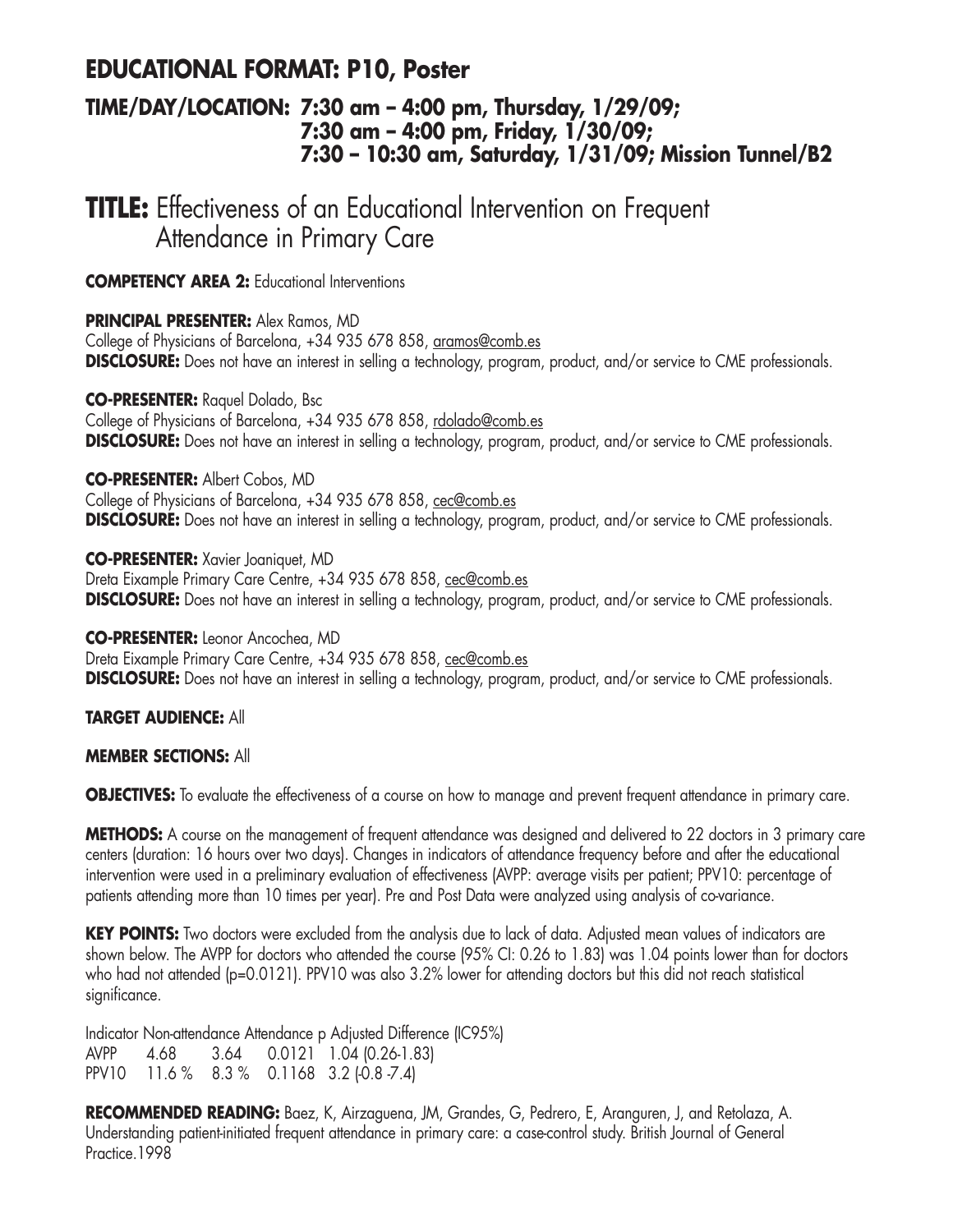## EDUCATIONAL FORMAT: P10, Poster

### TIME/DAY/LOCATION: 7:30 am – 4:00 pm, Thursday, 1/29/09; 7:30 am – 4:00 pm, Friday, 1/30/09; 7:30 – 10:30 am, Saturday, 1/31/09; Mission Tunnel/B2

# TITLE: Effectiveness of an Educational Intervention on Frequent Attendance in Primary Care

**COMPETENCY AREA 2:** Educational Interventions

**PRINCIPAL PRESENTER:** Alex Ramos, MD
College of Physicians of Barcelona, +34 935 678 858, aramos@comb.es
**DISCLOSURE:** Does not have an interest in selling a technology, program, product, and/or service to CME professionals.

**CO-PRESENTER:** Raquel Dolado, Bsc
College of Physicians of Barcelona, +34 935 678 858, rdolado@comb.es
**DISCLOSURE:** Does not have an interest in selling a technology, program, product, and/or service to CME professionals.

**CO-PRESENTER:** Albert Cobos, MD
College of Physicians of Barcelona, +34 935 678 858, cec@comb.es
**DISCLOSURE:** Does not have an interest in selling a technology, program, product, and/or service to CME professionals.

**CO-PRESENTER:** Xavier Joaniquet, MD
Dreta Eixample Primary Care Centre, +34 935 678 858, cec@comb.es
**DISCLOSURE:** Does not have an interest in selling a technology, program, product, and/or service to CME professionals.

**CO-PRESENTER:** Leonor Ancochea, MD
Dreta Eixample Primary Care Centre, +34 935 678 858, cec@comb.es
**DISCLOSURE:** Does not have an interest in selling a technology, program, product, and/or service to CME professionals.

**TARGET AUDIENCE:** All

**MEMBER SECTIONS:** All

**OBJECTIVES:** To evaluate the effectiveness of a course on how to manage and prevent frequent attendance in primary care.

**METHODS:** A course on the management of frequent attendance was designed and delivered to 22 doctors in 3 primary care centers (duration: 16 hours over two days). Changes in indicators of attendance frequency before and after the educational intervention were used in a preliminary evaluation of effectiveness (AVPP: average visits per patient; PPV10: percentage of patients attending more than 10 times per year). Pre and Post Data were analyzed using analysis of co-variance.

**KEY POINTS:** Two doctors were excluded from the analysis due to lack of data. Adjusted mean values of indicators are shown below. The AVPP for doctors who attended the course (95% CI: 0.26 to 1.83) was 1.04 points lower than for doctors who had not attended (p=0.0121). PPV10 was also 3.2% lower for attending doctors but this did not reach statistical significance.

| Indicator | Non-attendance | Attendance | p | Adjusted Difference (IC95%) |
|---|---|---|---|---|
| AVPP | 4.68 | 3.64 | 0.0121 | 1.04 (0.26-1.83) |
| PPV10 | 11.6 % | 8.3 % | 0.1168 | 3.2 (-0.8 -7.4) |

**RECOMMENDED READING:** Baez, K, Airzaguena, JM, Grandes, G, Pedrero, E, Aranguren, J, and Retolaza, A. Understanding patient-initiated frequent attendance in primary care: a case-control study. British Journal of General Practice.1998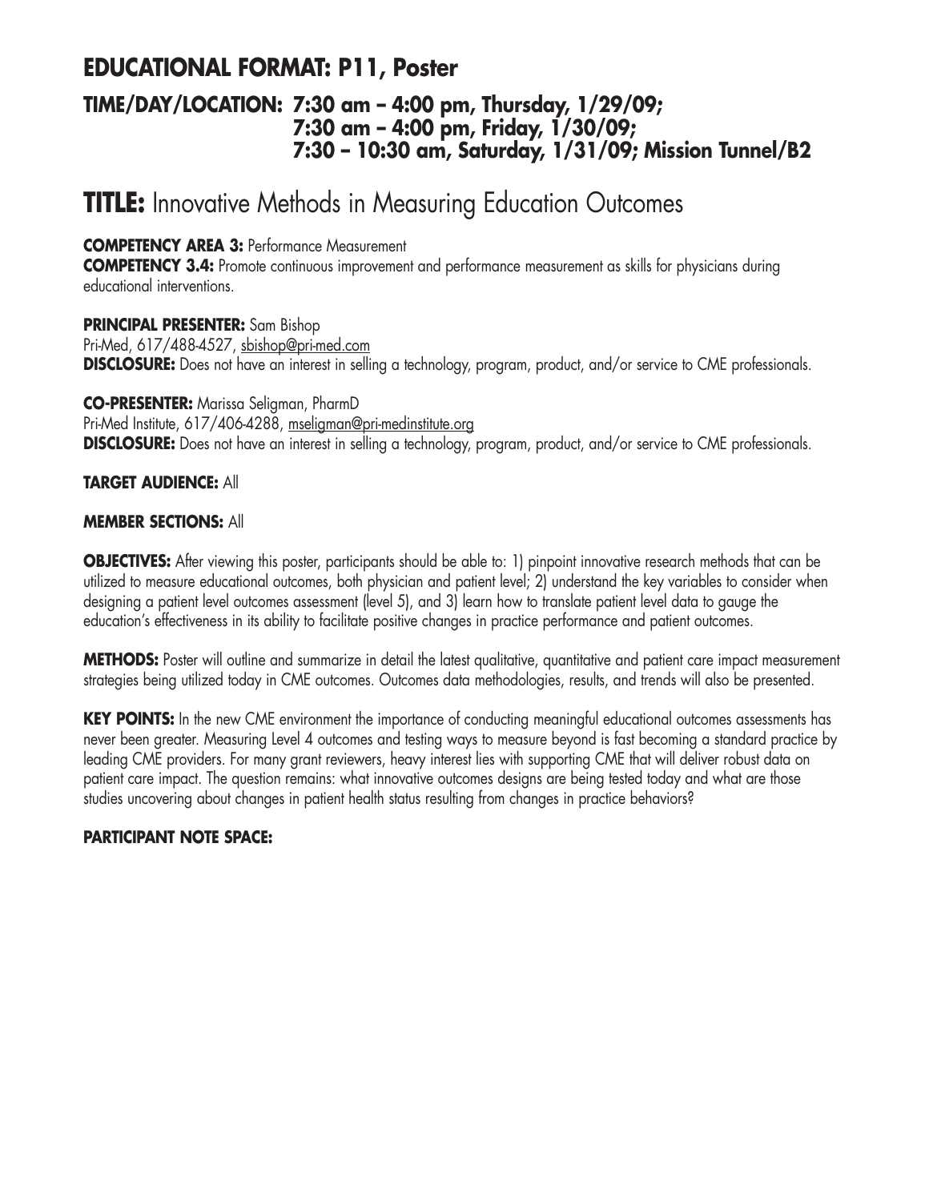## EDUCATIONAL FORMAT: P11, Poster

### TIME/DAY/LOCATION: 7:30 am – 4:00 pm, Thursday, 1/29/09; 7:30 am – 4:00 pm, Friday, 1/30/09; 7:30 – 10:30 am, Saturday, 1/31/09; Mission Tunnel/B2

# TITLE: Innovative Methods in Measuring Education Outcomes

**COMPETENCY AREA 3:** Performance Measurement
**COMPETENCY 3.4:** Promote continuous improvement and performance measurement as skills for physicians during educational interventions.

**PRINCIPAL PRESENTER:** Sam Bishop
Pri-Med, 617/488-4527, sbishop@pri-med.com
**DISCLOSURE:** Does not have an interest in selling a technology, program, product, and/or service to CME professionals.

**CO-PRESENTER:** Marissa Seligman, PharmD
Pri-Med Institute, 617/406-4288, mseligman@pri-medinstitute.org
**DISCLOSURE:** Does not have an interest in selling a technology, program, product, and/or service to CME professionals.

**TARGET AUDIENCE:** All

**MEMBER SECTIONS:** All

**OBJECTIVES:** After viewing this poster, participants should be able to: 1) pinpoint innovative research methods that can be utilized to measure educational outcomes, both physician and patient level; 2) understand the key variables to consider when designing a patient level outcomes assessment (level 5), and 3) learn how to translate patient level data to gauge the education's effectiveness in its ability to facilitate positive changes in practice performance and patient outcomes.

**METHODS:** Poster will outline and summarize in detail the latest qualitative, quantitative and patient care impact measurement strategies being utilized today in CME outcomes. Outcomes data methodologies, results, and trends will also be presented.

**KEY POINTS:** In the new CME environment the importance of conducting meaningful educational outcomes assessments has never been greater. Measuring Level 4 outcomes and testing ways to measure beyond is fast becoming a standard practice by leading CME providers. For many grant reviewers, heavy interest lies with supporting CME that will deliver robust data on patient care impact. The question remains: what innovative outcomes designs are being tested today and what are those studies uncovering about changes in patient health status resulting from changes in practice behaviors?

**PARTICIPANT NOTE SPACE:**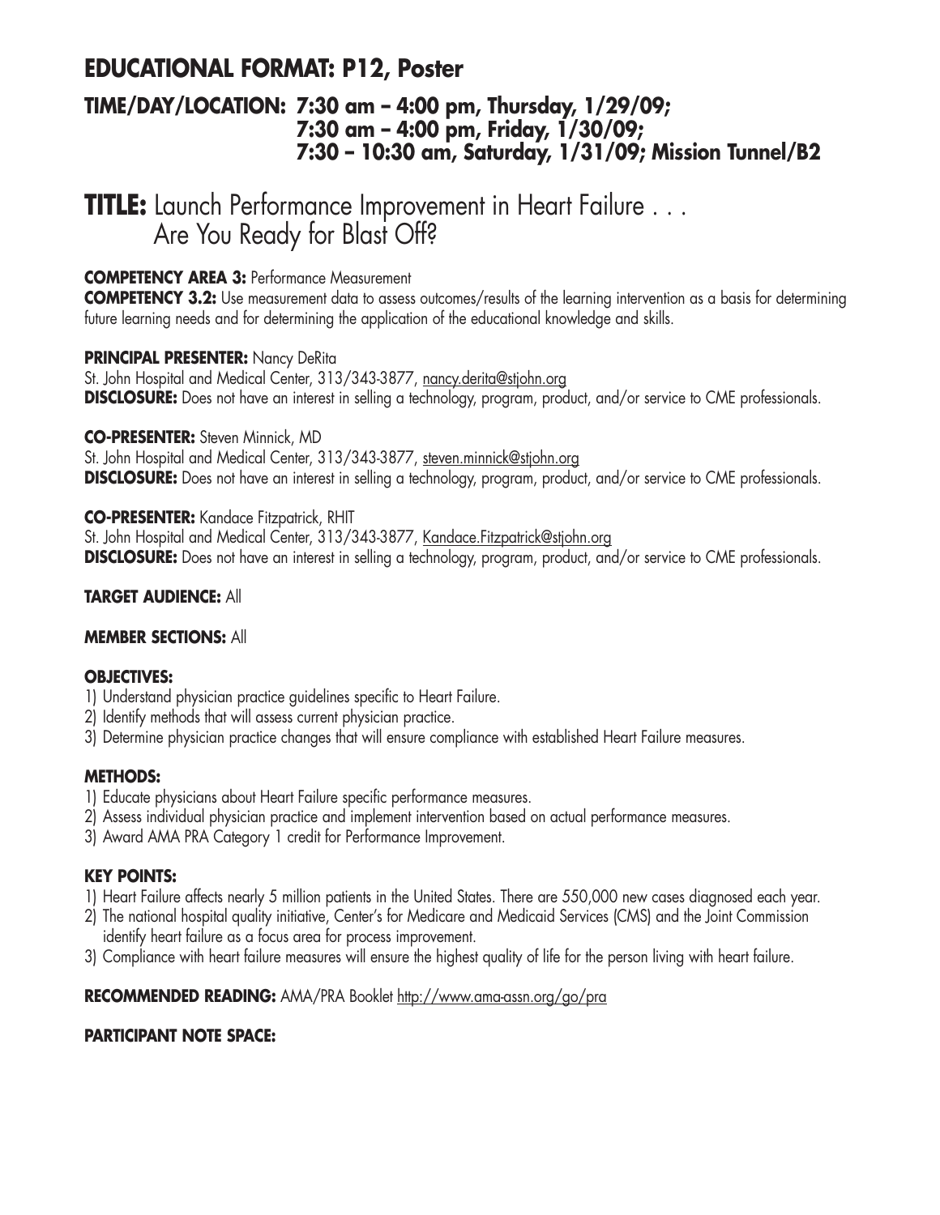## EDUCATIONAL FORMAT: P12, Poster

### TIME/DAY/LOCATION: 7:30 am – 4:00 pm, Thursday, 1/29/09; 7:30 am – 4:00 pm, Friday, 1/30/09; 7:30 – 10:30 am, Saturday, 1/31/09; Mission Tunnel/B2

# TITLE: Launch Performance Improvement in Heart Failure . . . Are You Ready for Blast Off?

**COMPETENCY AREA 3:** Performance Measurement
**COMPETENCY 3.2:** Use measurement data to assess outcomes/results of the learning intervention as a basis for determining future learning needs and for determining the application of the educational knowledge and skills.

**PRINCIPAL PRESENTER:** Nancy DeRita
St. John Hospital and Medical Center, 313/343-3877, nancy.derita@stjohn.org
**DISCLOSURE:** Does not have an interest in selling a technology, program, product, and/or service to CME professionals.

**CO-PRESENTER:** Steven Minnick, MD
St. John Hospital and Medical Center, 313/343-3877, steven.minnick@stjohn.org
**DISCLOSURE:** Does not have an interest in selling a technology, program, product, and/or service to CME professionals.

**CO-PRESENTER:** Kandace Fitzpatrick, RHIT
St. John Hospital and Medical Center, 313/343-3877, Kandace.Fitzpatrick@stjohn.org
**DISCLOSURE:** Does not have an interest in selling a technology, program, product, and/or service to CME professionals.

**TARGET AUDIENCE:** All

**MEMBER SECTIONS:** All

**OBJECTIVES:**

1) Understand physician practice guidelines specific to Heart Failure.
2) Identify methods that will assess current physician practice.
3) Determine physician practice changes that will ensure compliance with established Heart Failure measures.

**METHODS:**

1) Educate physicians about Heart Failure specific performance measures.
2) Assess individual physician practice and implement intervention based on actual performance measures.
3) Award AMA PRA Category 1 credit for Performance Improvement.

**KEY POINTS:**

1) Heart Failure affects nearly 5 million patients in the United States. There are 550,000 new cases diagnosed each year.
2) The national hospital quality initiative, Center's for Medicare and Medicaid Services (CMS) and the Joint Commission identify heart failure as a focus area for process improvement.
3) Compliance with heart failure measures will ensure the highest quality of life for the person living with heart failure.

**RECOMMENDED READING:** AMA/PRA Booklet http://www.ama-assn.org/go/pra

**PARTICIPANT NOTE SPACE:**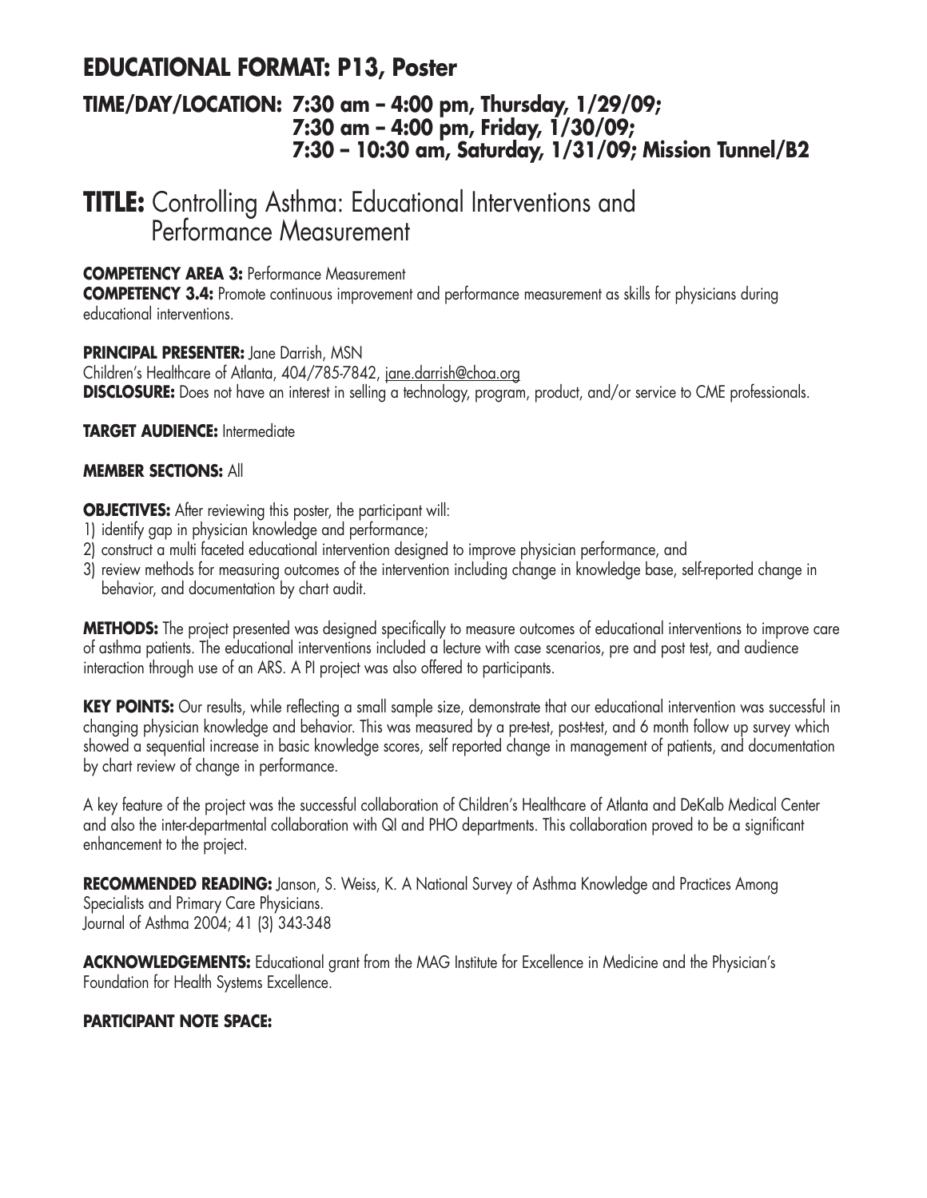## EDUCATIONAL FORMAT: P13, Poster

### TIME/DAY/LOCATION: 7:30 am – 4:00 pm, Thursday, 1/29/09; 7:30 am – 4:00 pm, Friday, 1/30/09; 7:30 – 10:30 am, Saturday, 1/31/09; Mission Tunnel/B2

# TITLE: Controlling Asthma: Educational Interventions and Performance Measurement

**COMPETENCY AREA 3:** Performance Measurement
**COMPETENCY 3.4:** Promote continuous improvement and performance measurement as skills for physicians during educational interventions.

**PRINCIPAL PRESENTER:** Jane Darrish, MSN
Children's Healthcare of Atlanta, 404/785-7842, jane.darrish@choa.org
**DISCLOSURE:** Does not have an interest in selling a technology, program, product, and/or service to CME professionals.

**TARGET AUDIENCE:** Intermediate

**MEMBER SECTIONS:** All

**OBJECTIVES:** After reviewing this poster, the participant will:
1) identify gap in physician knowledge and performance;
2) construct a multi faceted educational intervention designed to improve physician performance, and
3) review methods for measuring outcomes of the intervention including change in knowledge base, self-reported change in behavior, and documentation by chart audit.

**METHODS:** The project presented was designed specifically to measure outcomes of educational interventions to improve care of asthma patients. The educational interventions included a lecture with case scenarios, pre and post test, and audience interaction through use of an ARS. A PI project was also offered to participants.

**KEY POINTS:** Our results, while reflecting a small sample size, demonstrate that our educational intervention was successful in changing physician knowledge and behavior. This was measured by a pre-test, post-test, and 6 month follow up survey which showed a sequential increase in basic knowledge scores, self reported change in management of patients, and documentation by chart review of change in performance.

A key feature of the project was the successful collaboration of Children's Healthcare of Atlanta and DeKalb Medical Center and also the inter-departmental collaboration with QI and PHO departments. This collaboration proved to be a significant enhancement to the project.

**RECOMMENDED READING:** Janson, S. Weiss, K. A National Survey of Asthma Knowledge and Practices Among Specialists and Primary Care Physicians.
Journal of Asthma 2004; 41 (3) 343-348

**ACKNOWLEDGEMENTS:** Educational grant from the MAG Institute for Excellence in Medicine and the Physician's Foundation for Health Systems Excellence.

**PARTICIPANT NOTE SPACE:**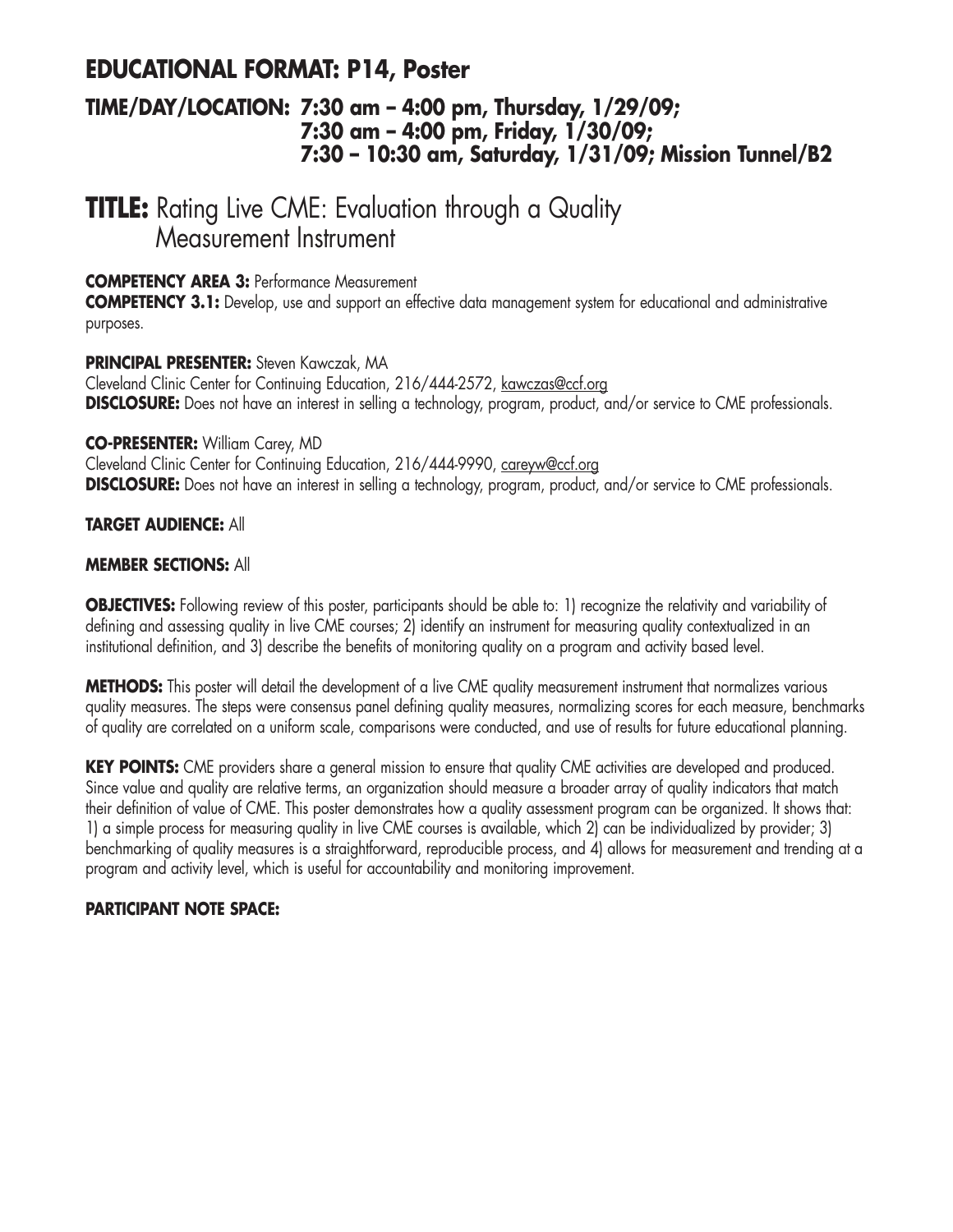## EDUCATIONAL FORMAT: P14, Poster

### TIME/DAY/LOCATION: 7:30 am – 4:00 pm, Thursday, 1/29/09; 7:30 am – 4:00 pm, Friday, 1/30/09; 7:30 – 10:30 am, Saturday, 1/31/09; Mission Tunnel/B2

# TITLE: Rating Live CME: Evaluation through a Quality Measurement Instrument

**COMPETENCY AREA 3:** Performance Measurement
**COMPETENCY 3.1:** Develop, use and support an effective data management system for educational and administrative purposes.

**PRINCIPAL PRESENTER:** Steven Kawczak, MA
Cleveland Clinic Center for Continuing Education, 216/444-2572, kawczas@ccf.org
**DISCLOSURE:** Does not have an interest in selling a technology, program, product, and/or service to CME professionals.

**CO-PRESENTER:** William Carey, MD
Cleveland Clinic Center for Continuing Education, 216/444-9990, careyw@ccf.org
**DISCLOSURE:** Does not have an interest in selling a technology, program, product, and/or service to CME professionals.

**TARGET AUDIENCE:** All

**MEMBER SECTIONS:** All

**OBJECTIVES:** Following review of this poster, participants should be able to: 1) recognize the relativity and variability of defining and assessing quality in live CME courses; 2) identify an instrument for measuring quality contextualized in an institutional definition, and 3) describe the benefits of monitoring quality on a program and activity based level.

**METHODS:** This poster will detail the development of a live CME quality measurement instrument that normalizes various quality measures. The steps were consensus panel defining quality measures, normalizing scores for each measure, benchmarks of quality are correlated on a uniform scale, comparisons were conducted, and use of results for future educational planning.

**KEY POINTS:** CME providers share a general mission to ensure that quality CME activities are developed and produced. Since value and quality are relative terms, an organization should measure a broader array of quality indicators that match their definition of value of CME. This poster demonstrates how a quality assessment program can be organized. It shows that: 1) a simple process for measuring quality in live CME courses is available, which 2) can be individualized by provider; 3) benchmarking of quality measures is a straightforward, reproducible process, and 4) allows for measurement and trending at a program and activity level, which is useful for accountability and monitoring improvement.

**PARTICIPANT NOTE SPACE:**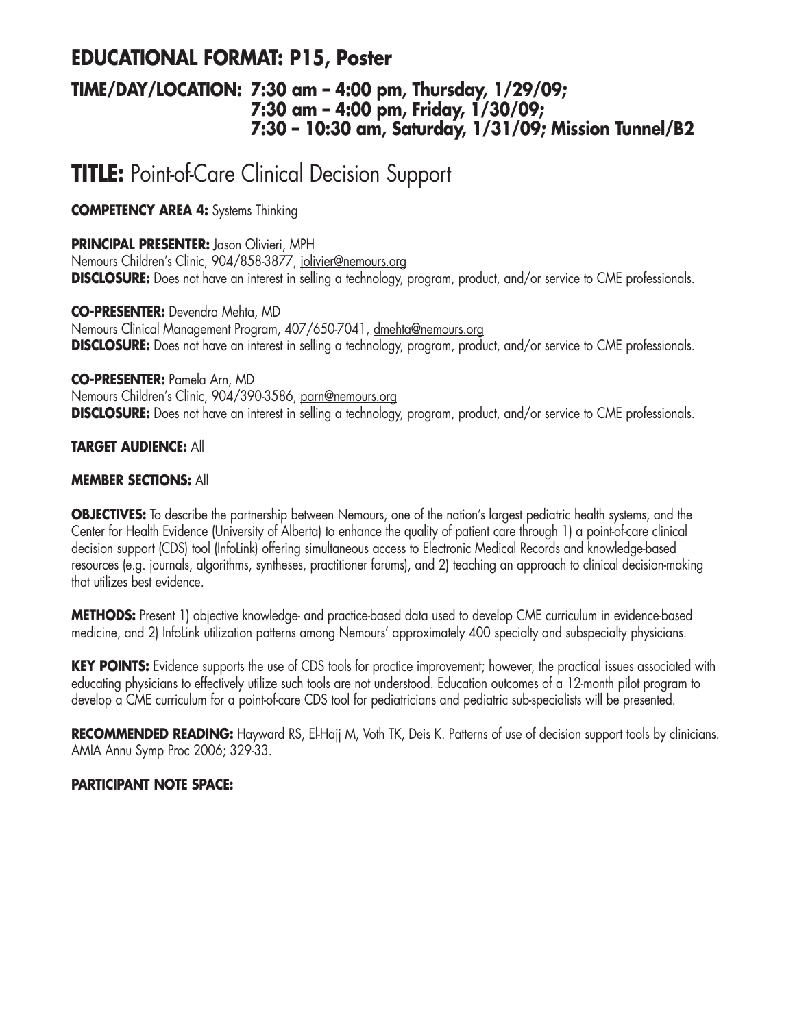## EDUCATIONAL FORMAT: P15, Poster

### TIME/DAY/LOCATION: 7:30 am – 4:00 pm, Thursday, 1/29/09; 7:30 am – 4:00 pm, Friday, 1/30/09; 7:30 – 10:30 am, Saturday, 1/31/09; Mission Tunnel/B2

# TITLE: Point-of-Care Clinical Decision Support

**COMPETENCY AREA 4:** Systems Thinking

**PRINCIPAL PRESENTER:** Jason Olivieri, MPH
Nemours Children's Clinic, 904/858-3877, jolivier@nemours.org
**DISCLOSURE:** Does not have an interest in selling a technology, program, product, and/or service to CME professionals.

**CO-PRESENTER:** Devendra Mehta, MD
Nemours Clinical Management Program, 407/650-7041, dmehta@nemours.org
**DISCLOSURE:** Does not have an interest in selling a technology, program, product, and/or service to CME professionals.

**CO-PRESENTER:** Pamela Arn, MD
Nemours Children's Clinic, 904/390-3586, parn@nemours.org
**DISCLOSURE:** Does not have an interest in selling a technology, program, product, and/or service to CME professionals.

**TARGET AUDIENCE:** All

**MEMBER SECTIONS:** All

**OBJECTIVES:** To describe the partnership between Nemours, one of the nation's largest pediatric health systems, and the Center for Health Evidence (University of Alberta) to enhance the quality of patient care through 1) a point-of-care clinical decision support (CDS) tool (InfoLink) offering simultaneous access to Electronic Medical Records and knowledge-based resources (e.g. journals, algorithms, syntheses, practitioner forums), and 2) teaching an approach to clinical decision-making that utilizes best evidence.

**METHODS:** Present 1) objective knowledge- and practice-based data used to develop CME curriculum in evidence-based medicine, and 2) InfoLink utilization patterns among Nemours' approximately 400 specialty and subspecialty physicians.

**KEY POINTS:** Evidence supports the use of CDS tools for practice improvement; however, the practical issues associated with educating physicians to effectively utilize such tools are not understood. Education outcomes of a 12-month pilot program to develop a CME curriculum for a point-of-care CDS tool for pediatricians and pediatric sub-specialists will be presented.

**RECOMMENDED READING:** Hayward RS, El-Hajj M, Voth TK, Deis K. Patterns of use of decision support tools by clinicians. AMIA Annu Symp Proc 2006; 329-33.

**PARTICIPANT NOTE SPACE:**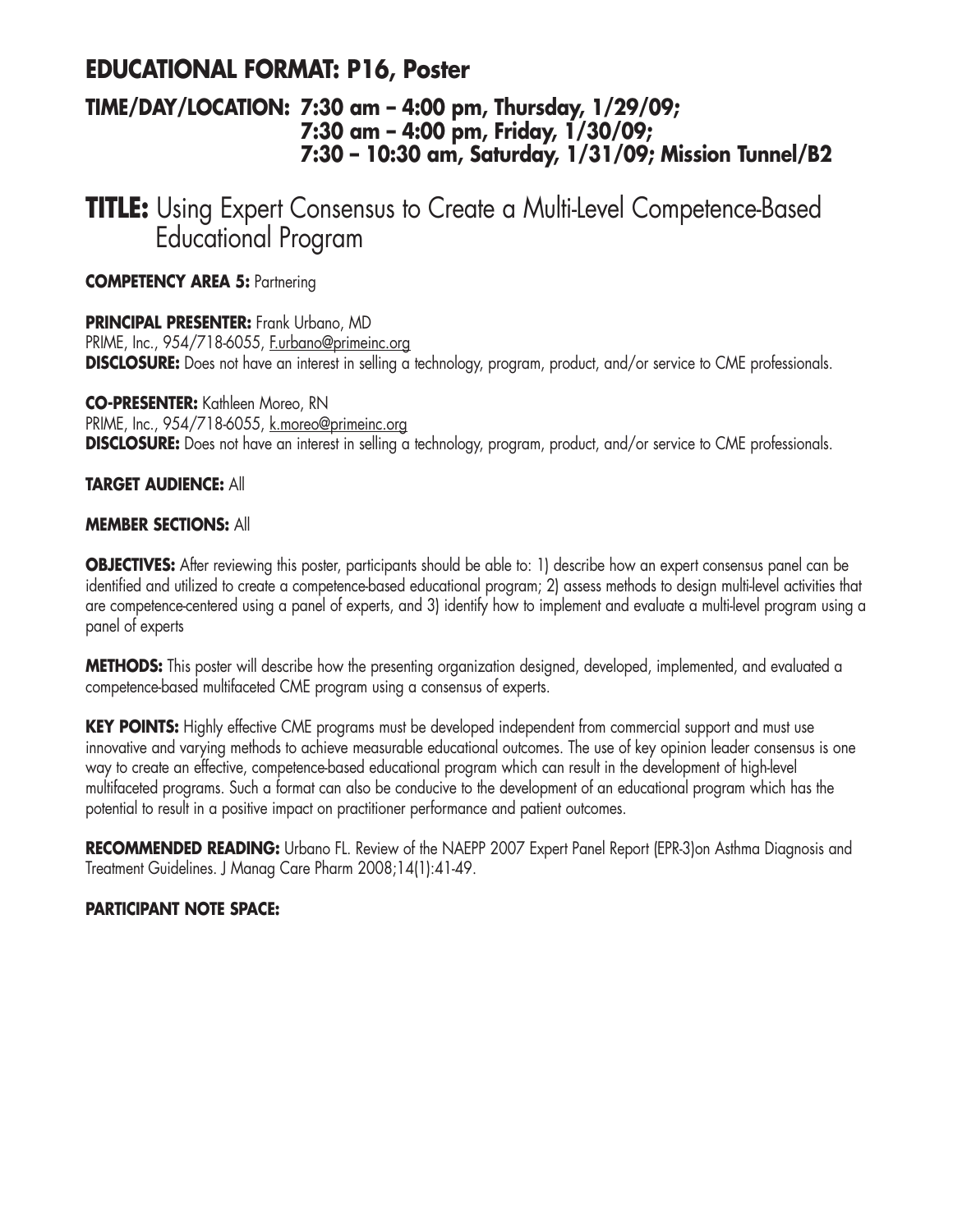## EDUCATIONAL FORMAT: P16, Poster

### TIME/DAY/LOCATION: 7:30 am – 4:00 pm, Thursday, 1/29/09; 7:30 am – 4:00 pm, Friday, 1/30/09; 7:30 – 10:30 am, Saturday, 1/31/09; Mission Tunnel/B2

# TITLE: Using Expert Consensus to Create a Multi-Level Competence-Based Educational Program

**COMPETENCY AREA 5:** Partnering

**PRINCIPAL PRESENTER:** Frank Urbano, MD
PRIME, Inc., 954/718-6055, F.urbano@primeinc.org
**DISCLOSURE:** Does not have an interest in selling a technology, program, product, and/or service to CME professionals.

**CO-PRESENTER:** Kathleen Moreo, RN
PRIME, Inc., 954/718-6055, k.moreo@primeinc.org
**DISCLOSURE:** Does not have an interest in selling a technology, program, product, and/or service to CME professionals.

**TARGET AUDIENCE:** All

**MEMBER SECTIONS:** All

**OBJECTIVES:** After reviewing this poster, participants should be able to: 1) describe how an expert consensus panel can be identified and utilized to create a competence-based educational program; 2) assess methods to design multi-level activities that are competence-centered using a panel of experts, and 3) identify how to implement and evaluate a multi-level program using a panel of experts

**METHODS:** This poster will describe how the presenting organization designed, developed, implemented, and evaluated a competence-based multifaceted CME program using a consensus of experts.

**KEY POINTS:** Highly effective CME programs must be developed independent from commercial support and must use innovative and varying methods to achieve measurable educational outcomes. The use of key opinion leader consensus is one way to create an effective, competence-based educational program which can result in the development of high-level multifaceted programs. Such a format can also be conducive to the development of an educational program which has the potential to result in a positive impact on practitioner performance and patient outcomes.

**RECOMMENDED READING:** Urbano FL. Review of the NAEPP 2007 Expert Panel Report (EPR-3)on Asthma Diagnosis and Treatment Guidelines. J Manag Care Pharm 2008;14(1):41-49.

**PARTICIPANT NOTE SPACE:**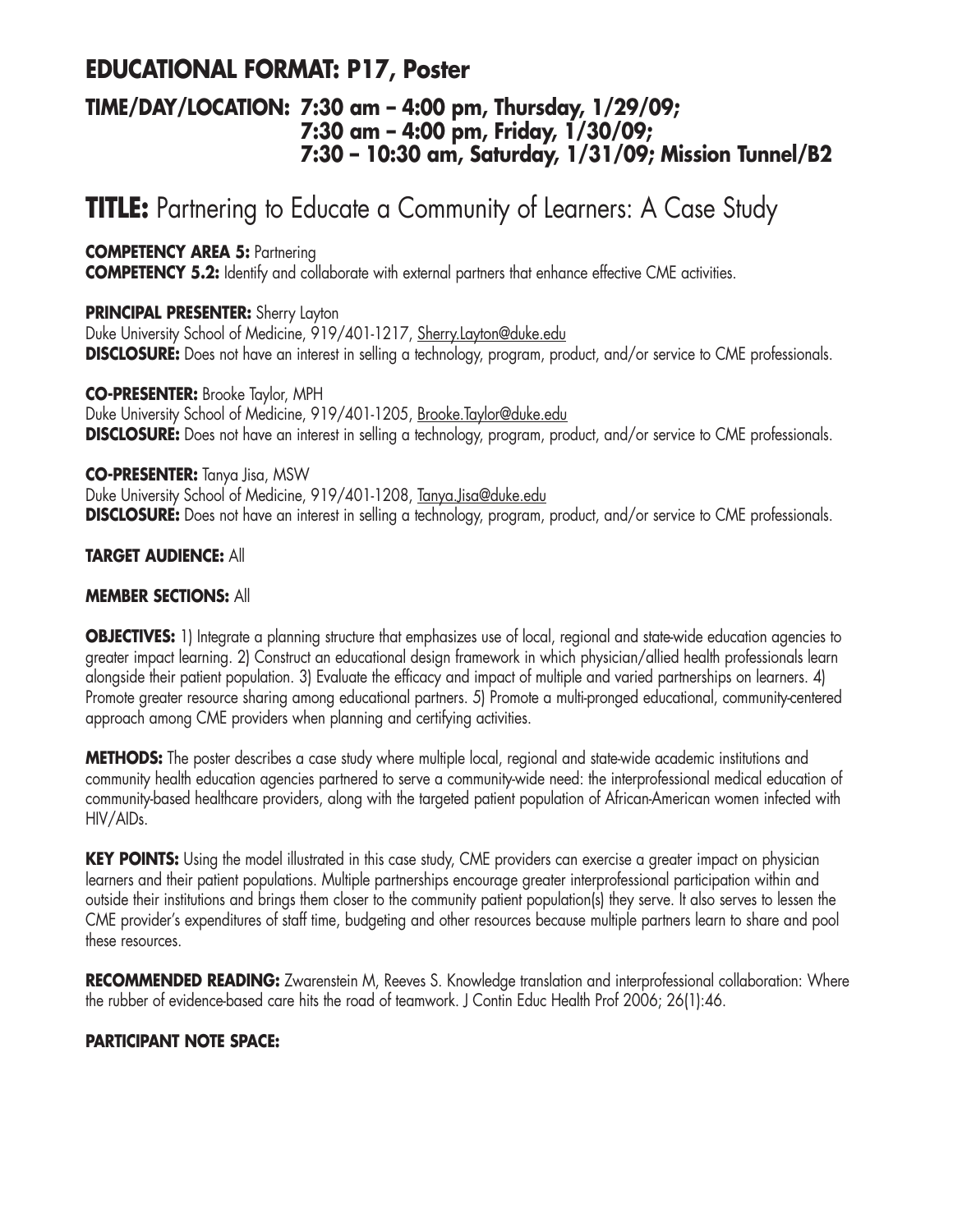## EDUCATIONAL FORMAT: P17, Poster

### TIME/DAY/LOCATION: 7:30 am – 4:00 pm, Thursday, 1/29/09; 7:30 am – 4:00 pm, Friday, 1/30/09; 7:30 – 10:30 am, Saturday, 1/31/09; Mission Tunnel/B2

# TITLE: Partnering to Educate a Community of Learners: A Case Study

**COMPETENCY AREA 5:** Partnering
**COMPETENCY 5.2:** Identify and collaborate with external partners that enhance effective CME activities.

**PRINCIPAL PRESENTER:** Sherry Layton
Duke University School of Medicine, 919/401-1217, Sherry.Layton@duke.edu
**DISCLOSURE:** Does not have an interest in selling a technology, program, product, and/or service to CME professionals.

**CO-PRESENTER:** Brooke Taylor, MPH
Duke University School of Medicine, 919/401-1205, Brooke.Taylor@duke.edu
**DISCLOSURE:** Does not have an interest in selling a technology, program, product, and/or service to CME professionals.

**CO-PRESENTER:** Tanya Jisa, MSW
Duke University School of Medicine, 919/401-1208, Tanya.Jisa@duke.edu
**DISCLOSURE:** Does not have an interest in selling a technology, program, product, and/or service to CME professionals.

**TARGET AUDIENCE:** All

**MEMBER SECTIONS:** All

**OBJECTIVES:** 1) Integrate a planning structure that emphasizes use of local, regional and state-wide education agencies to greater impact learning. 2) Construct an educational design framework in which physician/allied health professionals learn alongside their patient population. 3) Evaluate the efficacy and impact of multiple and varied partnerships on learners. 4) Promote greater resource sharing among educational partners. 5) Promote a multi-pronged educational, community-centered approach among CME providers when planning and certifying activities.

**METHODS:** The poster describes a case study where multiple local, regional and state-wide academic institutions and community health education agencies partnered to serve a community-wide need: the interprofessional medical education of community-based healthcare providers, along with the targeted patient population of African-American women infected with HIV/AIDs.

**KEY POINTS:** Using the model illustrated in this case study, CME providers can exercise a greater impact on physician learners and their patient populations. Multiple partnerships encourage greater interprofessional participation within and outside their institutions and brings them closer to the community patient population(s) they serve. It also serves to lessen the CME provider's expenditures of staff time, budgeting and other resources because multiple partners learn to share and pool these resources.

**RECOMMENDED READING:** Zwarenstein M, Reeves S. Knowledge translation and interprofessional collaboration: Where the rubber of evidence-based care hits the road of teamwork. J Contin Educ Health Prof 2006; 26(1):46.

**PARTICIPANT NOTE SPACE:**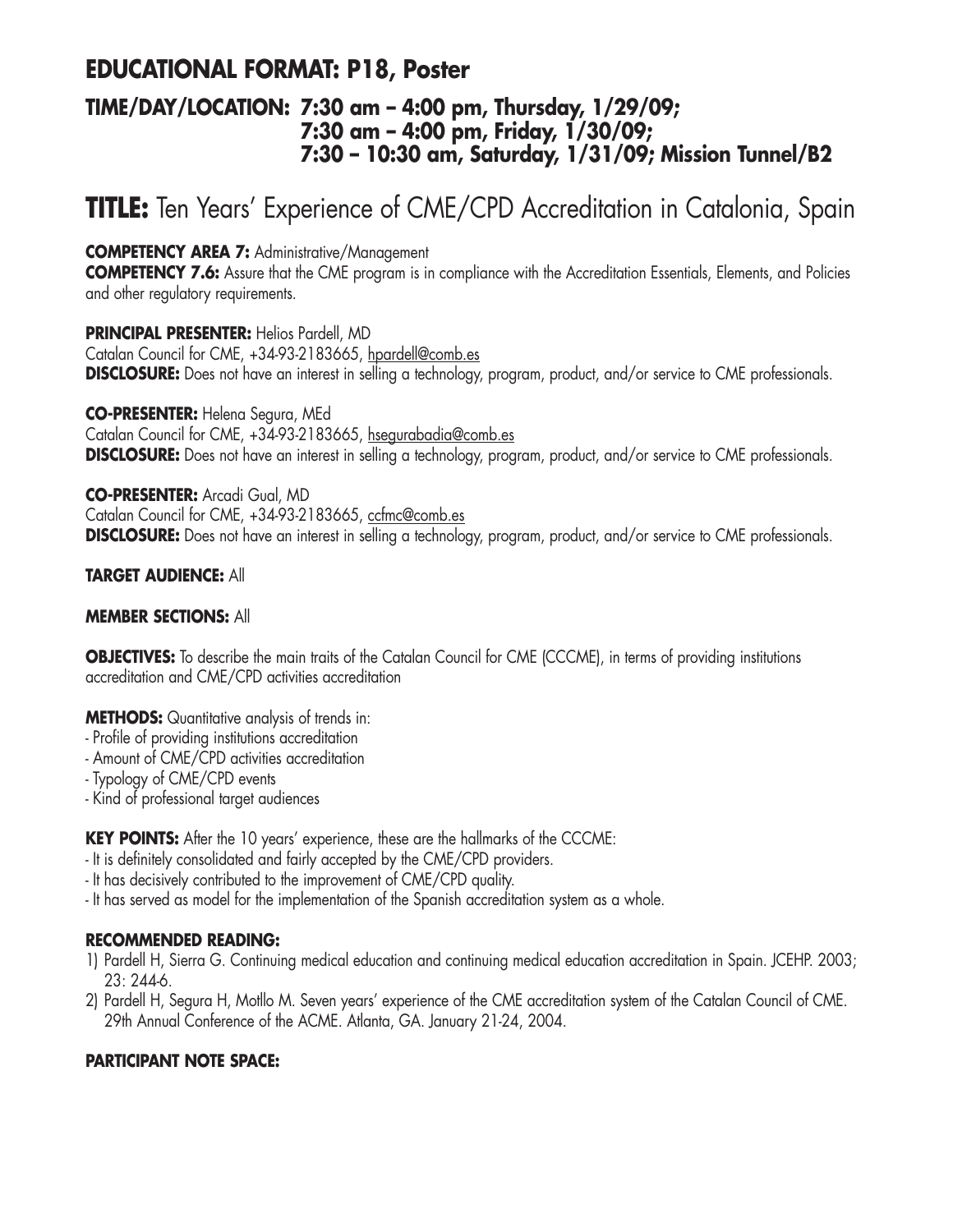## EDUCATIONAL FORMAT: P18, Poster

### TIME/DAY/LOCATION: 7:30 am – 4:00 pm, Thursday, 1/29/09; 7:30 am – 4:00 pm, Friday, 1/30/09; 7:30 – 10:30 am, Saturday, 1/31/09; Mission Tunnel/B2

# TITLE: Ten Years' Experience of CME/CPD Accreditation in Catalonia, Spain

**COMPETENCY AREA 7:** Administrative/Management

**COMPETENCY 7.6:** Assure that the CME program is in compliance with the Accreditation Essentials, Elements, and Policies and other regulatory requirements.

**PRINCIPAL PRESENTER:** Helios Pardell, MD
Catalan Council for CME, +34-93-2183665, hpardell@comb.es
**DISCLOSURE:** Does not have an interest in selling a technology, program, product, and/or service to CME professionals.

**CO-PRESENTER:** Helena Segura, MEd
Catalan Council for CME, +34-93-2183665, hsegurabadia@comb.es
**DISCLOSURE:** Does not have an interest in selling a technology, program, product, and/or service to CME professionals.

**CO-PRESENTER:** Arcadi Gual, MD
Catalan Council for CME, +34-93-2183665, ccfmc@comb.es
**DISCLOSURE:** Does not have an interest in selling a technology, program, product, and/or service to CME professionals.

**TARGET AUDIENCE:** All

**MEMBER SECTIONS:** All

**OBJECTIVES:** To describe the main traits of the Catalan Council for CME (CCCME), in terms of providing institutions accreditation and CME/CPD activities accreditation

**METHODS:** Quantitative analysis of trends in:

- Profile of providing institutions accreditation
- Amount of CME/CPD activities accreditation
- Typology of CME/CPD events
- Kind of professional target audiences

**KEY POINTS:** After the 10 years' experience, these are the hallmarks of the CCCME:

- It is definitely consolidated and fairly accepted by the CME/CPD providers.
- It has decisively contributed to the improvement of CME/CPD quality.
- It has served as model for the implementation of the Spanish accreditation system as a whole.

**RECOMMENDED READING:**

1) Pardell H, Sierra G. Continuing medical education and continuing medical education accreditation in Spain. JCEHP. 2003; 23: 244-6.
2) Pardell H, Segura H, Motllo M. Seven years' experience of the CME accreditation system of the Catalan Council of CME. 29th Annual Conference of the ACME. Atlanta, GA. January 21-24, 2004.

**PARTICIPANT NOTE SPACE:**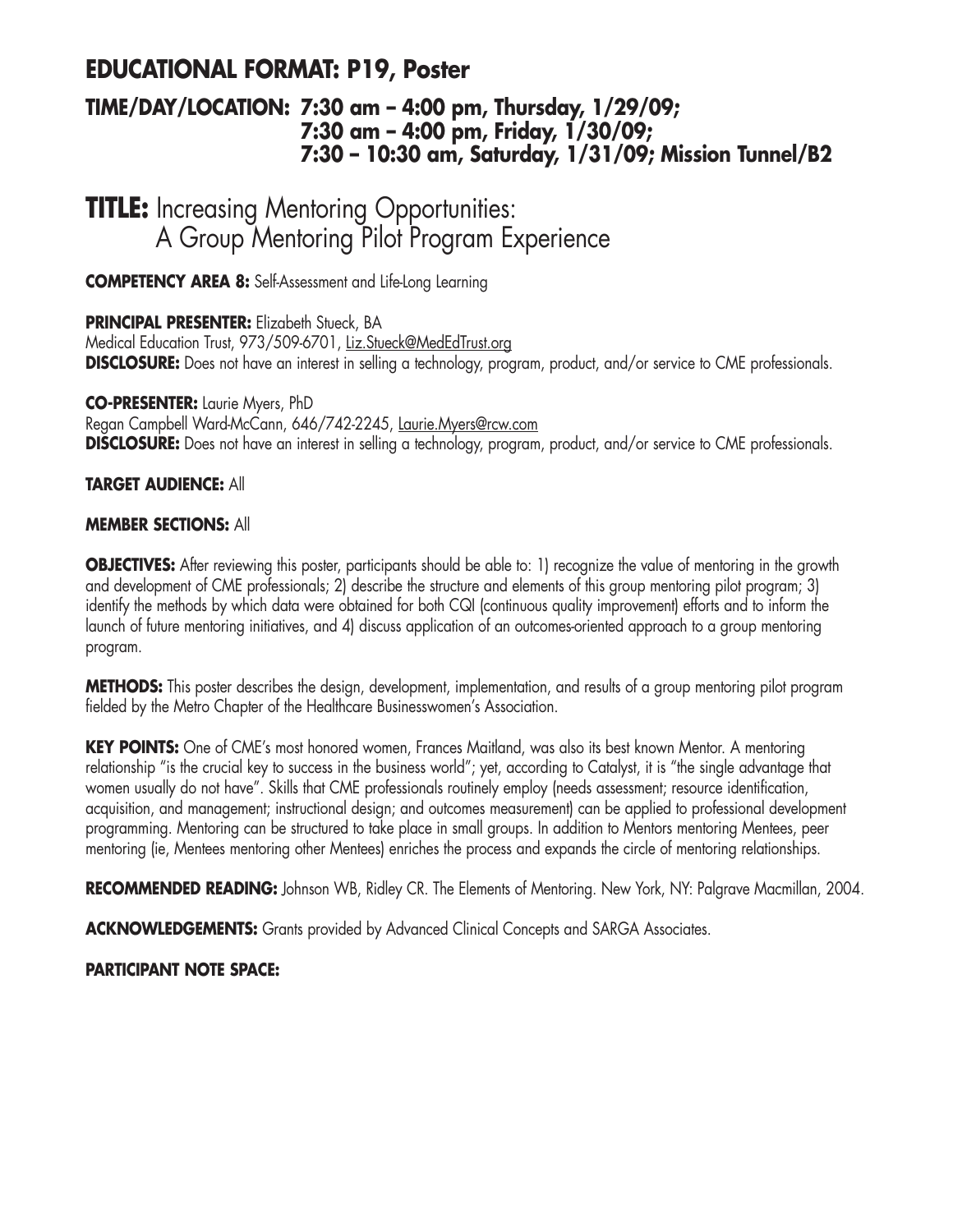## EDUCATIONAL FORMAT: P19, Poster

### TIME/DAY/LOCATION: 7:30 am – 4:00 pm, Thursday, 1/29/09; 7:30 am – 4:00 pm, Friday, 1/30/09; 7:30 – 10:30 am, Saturday, 1/31/09; Mission Tunnel/B2

# TITLE: Increasing Mentoring Opportunities: A Group Mentoring Pilot Program Experience

**COMPETENCY AREA 8:** Self-Assessment and Life-Long Learning

**PRINCIPAL PRESENTER:** Elizabeth Stueck, BA
Medical Education Trust, 973/509-6701, Liz.Stueck@MedEdTrust.org
**DISCLOSURE:** Does not have an interest in selling a technology, program, product, and/or service to CME professionals.

**CO-PRESENTER:** Laurie Myers, PhD
Regan Campbell Ward-McCann, 646/742-2245, Laurie.Myers@rcw.com
**DISCLOSURE:** Does not have an interest in selling a technology, program, product, and/or service to CME professionals.

**TARGET AUDIENCE:** All

**MEMBER SECTIONS:** All

**OBJECTIVES:** After reviewing this poster, participants should be able to: 1) recognize the value of mentoring in the growth and development of CME professionals; 2) describe the structure and elements of this group mentoring pilot program; 3) identify the methods by which data were obtained for both CQI (continuous quality improvement) efforts and to inform the launch of future mentoring initiatives, and 4) discuss application of an outcomes-oriented approach to a group mentoring program.

**METHODS:** This poster describes the design, development, implementation, and results of a group mentoring pilot program fielded by the Metro Chapter of the Healthcare Businesswomen's Association.

**KEY POINTS:** One of CME's most honored women, Frances Maitland, was also its best known Mentor. A mentoring relationship "is the crucial key to success in the business world"; yet, according to Catalyst, it is "the single advantage that women usually do not have". Skills that CME professionals routinely employ (needs assessment; resource identification, acquisition, and management; instructional design; and outcomes measurement) can be applied to professional development programming. Mentoring can be structured to take place in small groups. In addition to Mentors mentoring Mentees, peer mentoring (ie, Mentees mentoring other Mentees) enriches the process and expands the circle of mentoring relationships.

**RECOMMENDED READING:** Johnson WB, Ridley CR. The Elements of Mentoring. New York, NY: Palgrave Macmillan, 2004.

**ACKNOWLEDGEMENTS:** Grants provided by Advanced Clinical Concepts and SARGA Associates.

**PARTICIPANT NOTE SPACE:**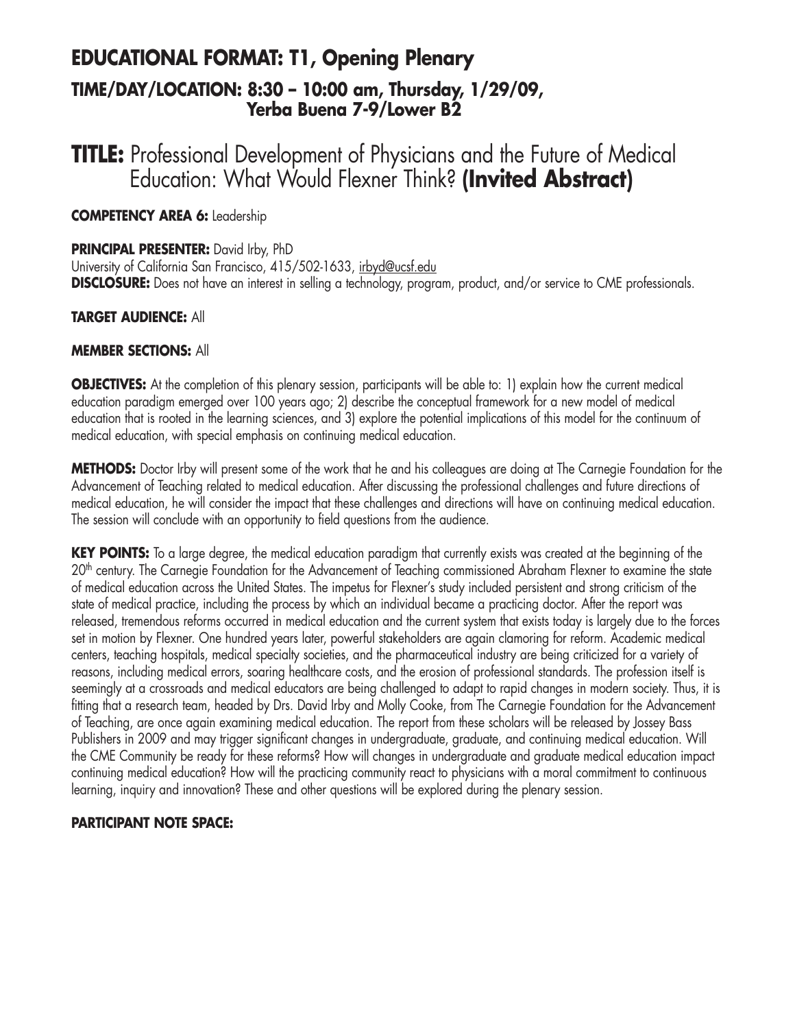## EDUCATIONAL FORMAT: T1, Opening Plenary

### TIME/DAY/LOCATION: 8:30 – 10:00 am, Thursday, 1/29/09, Yerba Buena 7-9/Lower B2

# TITLE: Professional Development of Physicians and the Future of Medical Education: What Would Flexner Think? **(Invited Abstract)**

**COMPETENCY AREA 6:** Leadership

**PRINCIPAL PRESENTER:** David Irby, PhD
University of California San Francisco, 415/502-1633, irbyd@ucsf.edu
**DISCLOSURE:** Does not have an interest in selling a technology, program, product, and/or service to CME professionals.

**TARGET AUDIENCE:** All

**MEMBER SECTIONS:** All

**OBJECTIVES:** At the completion of this plenary session, participants will be able to: 1) explain how the current medical education paradigm emerged over 100 years ago; 2) describe the conceptual framework for a new model of medical education that is rooted in the learning sciences, and 3) explore the potential implications of this model for the continuum of medical education, with special emphasis on continuing medical education.

**METHODS:** Doctor Irby will present some of the work that he and his colleagues are doing at The Carnegie Foundation for the Advancement of Teaching related to medical education. After discussing the professional challenges and future directions of medical education, he will consider the impact that these challenges and directions will have on continuing medical education. The session will conclude with an opportunity to field questions from the audience.

**KEY POINTS:** To a large degree, the medical education paradigm that currently exists was created at the beginning of the 20th century. The Carnegie Foundation for the Advancement of Teaching commissioned Abraham Flexner to examine the state of medical education across the United States. The impetus for Flexner's study included persistent and strong criticism of the state of medical practice, including the process by which an individual became a practicing doctor. After the report was released, tremendous reforms occurred in medical education and the current system that exists today is largely due to the forces set in motion by Flexner. One hundred years later, powerful stakeholders are again clamoring for reform. Academic medical centers, teaching hospitals, medical specialty societies, and the pharmaceutical industry are being criticized for a variety of reasons, including medical errors, soaring healthcare costs, and the erosion of professional standards. The profession itself is seemingly at a crossroads and medical educators are being challenged to adapt to rapid changes in modern society. Thus, it is fitting that a research team, headed by Drs. David Irby and Molly Cooke, from The Carnegie Foundation for the Advancement of Teaching, are once again examining medical education. The report from these scholars will be released by Jossey Bass Publishers in 2009 and may trigger significant changes in undergraduate, graduate, and continuing medical education. Will the CME Community be ready for these reforms? How will changes in undergraduate and graduate medical education impact continuing medical education? How will the practicing community react to physicians with a moral commitment to continuous learning, inquiry and innovation? These and other questions will be explored during the plenary session.

**PARTICIPANT NOTE SPACE:**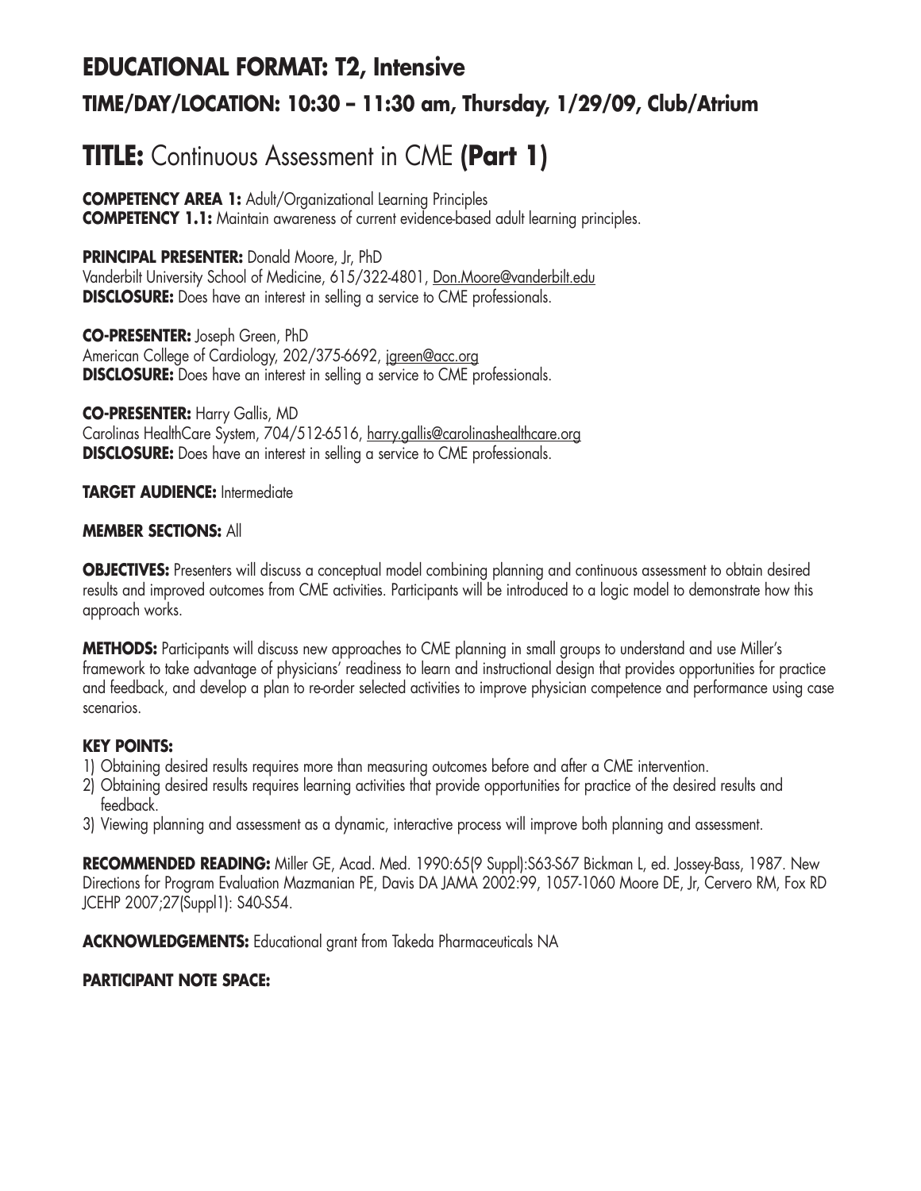## EDUCATIONAL FORMAT: T2, Intensive

### TIME/DAY/LOCATION: 10:30 – 11:30 am, Thursday, 1/29/09, Club/Atrium

# TITLE: Continuous Assessment in CME (Part 1)

**COMPETENCY AREA 1:** Adult/Organizational Learning Principles
**COMPETENCY 1.1:** Maintain awareness of current evidence-based adult learning principles.

**PRINCIPAL PRESENTER:** Donald Moore, Jr, PhD
Vanderbilt University School of Medicine, 615/322-4801, Don.Moore@vanderbilt.edu
**DISCLOSURE:** Does have an interest in selling a service to CME professionals.

**CO-PRESENTER:** Joseph Green, PhD
American College of Cardiology, 202/375-6692, jgreen@acc.org
**DISCLOSURE:** Does have an interest in selling a service to CME professionals.

**CO-PRESENTER:** Harry Gallis, MD
Carolinas HealthCare System, 704/512-6516, harry.gallis@carolinashealthcare.org
**DISCLOSURE:** Does have an interest in selling a service to CME professionals.

**TARGET AUDIENCE:** Intermediate

**MEMBER SECTIONS:** All

**OBJECTIVES:** Presenters will discuss a conceptual model combining planning and continuous assessment to obtain desired results and improved outcomes from CME activities. Participants will be introduced to a logic model to demonstrate how this approach works.

**METHODS:** Participants will discuss new approaches to CME planning in small groups to understand and use Miller's framework to take advantage of physicians' readiness to learn and instructional design that provides opportunities for practice and feedback, and develop a plan to re-order selected activities to improve physician competence and performance using case scenarios.

**KEY POINTS:**

1) Obtaining desired results requires more than measuring outcomes before and after a CME intervention.
2) Obtaining desired results requires learning activities that provide opportunities for practice of the desired results and feedback.
3) Viewing planning and assessment as a dynamic, interactive process will improve both planning and assessment.

**RECOMMENDED READING:** Miller GE, Acad. Med. 1990:65(9 Suppl):S63-S67 Bickman L, ed. Jossey-Bass, 1987. New Directions for Program Evaluation Mazmanian PE, Davis DA JAMA 2002:99, 1057-1060 Moore DE, Jr, Cervero RM, Fox RD JCEHP 2007;27(Suppl1): S40-S54.

**ACKNOWLEDGEMENTS:** Educational grant from Takeda Pharmaceuticals NA

**PARTICIPANT NOTE SPACE:**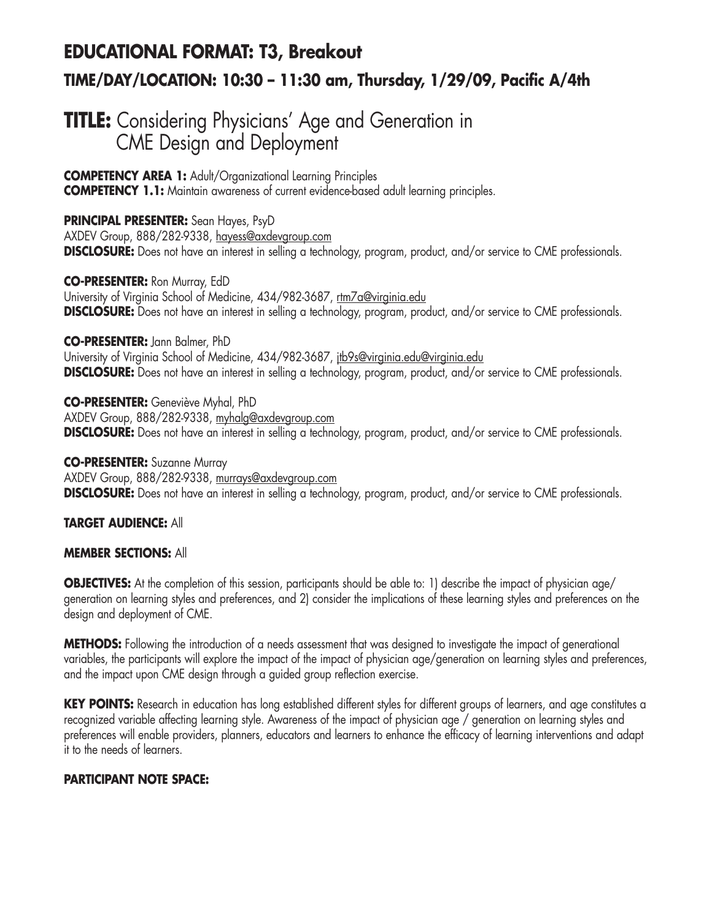## EDUCATIONAL FORMAT: T3, Breakout

### TIME/DAY/LOCATION: 10:30 – 11:30 am, Thursday, 1/29/09, Pacific A/4th

# TITLE: Considering Physicians' Age and Generation in CME Design and Deployment

**COMPETENCY AREA 1:** Adult/Organizational Learning Principles
**COMPETENCY 1.1:** Maintain awareness of current evidence-based adult learning principles.

**PRINCIPAL PRESENTER:** Sean Hayes, PsyD
AXDEV Group, 888/282-9338, hayess@axdevgroup.com
**DISCLOSURE:** Does not have an interest in selling a technology, program, product, and/or service to CME professionals.

**CO-PRESENTER:** Ron Murray, EdD
University of Virginia School of Medicine, 434/982-3687, rtm7a@virginia.edu
**DISCLOSURE:** Does not have an interest in selling a technology, program, product, and/or service to CME professionals.

**CO-PRESENTER:** Jann Balmer, PhD
University of Virginia School of Medicine, 434/982-3687, jtb9s@virginia.edu@virginia.edu
**DISCLOSURE:** Does not have an interest in selling a technology, program, product, and/or service to CME professionals.

**CO-PRESENTER:** Geneviève Myhal, PhD
AXDEV Group, 888/282-9338, myhalg@axdevgroup.com
**DISCLOSURE:** Does not have an interest in selling a technology, program, product, and/or service to CME professionals.

**CO-PRESENTER:** Suzanne Murray
AXDEV Group, 888/282-9338, murrays@axdevgroup.com
**DISCLOSURE:** Does not have an interest in selling a technology, program, product, and/or service to CME professionals.

**TARGET AUDIENCE:** All

**MEMBER SECTIONS:** All

**OBJECTIVES:** At the completion of this session, participants should be able to: 1) describe the impact of physician age/generation on learning styles and preferences, and 2) consider the implications of these learning styles and preferences on the design and deployment of CME.

**METHODS:** Following the introduction of a needs assessment that was designed to investigate the impact of generational variables, the participants will explore the impact of the impact of physician age/generation on learning styles and preferences, and the impact upon CME design through a guided group reflection exercise.

**KEY POINTS:** Research in education has long established different styles for different groups of learners, and age constitutes a recognized variable affecting learning style. Awareness of the impact of physician age / generation on learning styles and preferences will enable providers, planners, educators and learners to enhance the efficacy of learning interventions and adapt it to the needs of learners.

**PARTICIPANT NOTE SPACE:**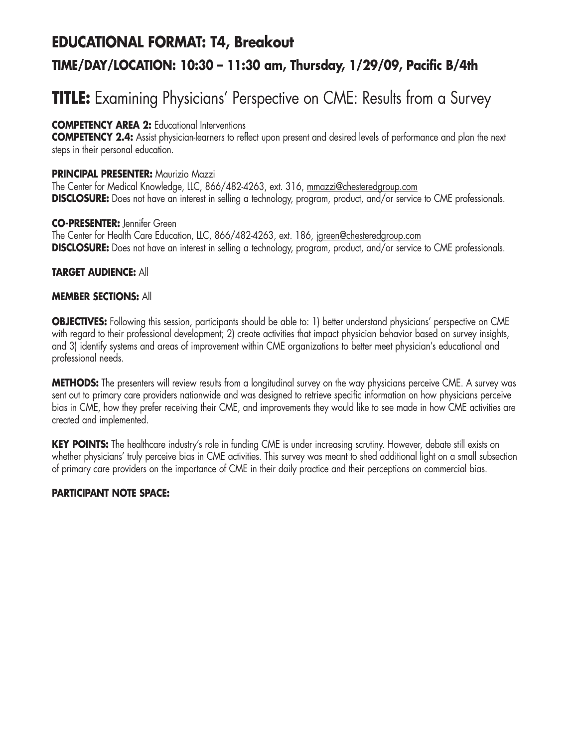## EDUCATIONAL FORMAT: T4, Breakout

### TIME/DAY/LOCATION: 10:30 – 11:30 am, Thursday, 1/29/09, Pacific B/4th

# TITLE: Examining Physicians' Perspective on CME: Results from a Survey

**COMPETENCY AREA 2:** Educational Interventions
**COMPETENCY 2.4:** Assist physician-learners to reflect upon present and desired levels of performance and plan the next steps in their personal education.

**PRINCIPAL PRESENTER:** Maurizio Mazzi
The Center for Medical Knowledge, LLC, 866/482-4263, ext. 316, mmazzi@chesteredgroup.com
**DISCLOSURE:** Does not have an interest in selling a technology, program, product, and/or service to CME professionals.

**CO-PRESENTER:** Jennifer Green
The Center for Health Care Education, LLC, 866/482-4263, ext. 186, jgreen@chesteredgroup.com
**DISCLOSURE:** Does not have an interest in selling a technology, program, product, and/or service to CME professionals.

**TARGET AUDIENCE:** All

**MEMBER SECTIONS:** All

**OBJECTIVES:** Following this session, participants should be able to: 1) better understand physicians' perspective on CME with regard to their professional development; 2) create activities that impact physician behavior based on survey insights, and 3) identify systems and areas of improvement within CME organizations to better meet physician's educational and professional needs.

**METHODS:** The presenters will review results from a longitudinal survey on the way physicians perceive CME. A survey was sent out to primary care providers nationwide and was designed to retrieve specific information on how physicians perceive bias in CME, how they prefer receiving their CME, and improvements they would like to see made in how CME activities are created and implemented.

**KEY POINTS:** The healthcare industry's role in funding CME is under increasing scrutiny. However, debate still exists on whether physicians' truly perceive bias in CME activities. This survey was meant to shed additional light on a small subsection of primary care providers on the importance of CME in their daily practice and their perceptions on commercial bias.

**PARTICIPANT NOTE SPACE:**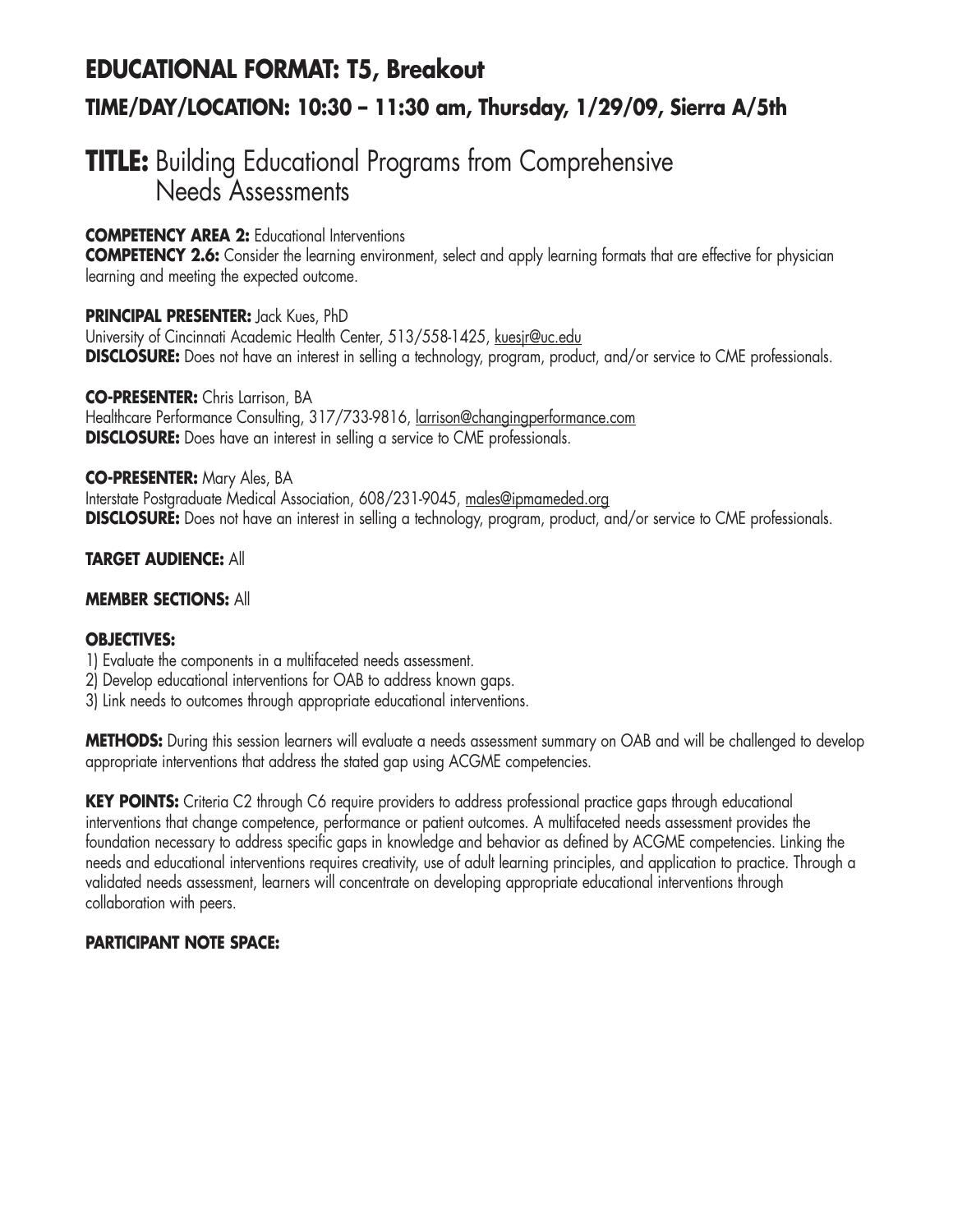## EDUCATIONAL FORMAT: T5, Breakout

### TIME/DAY/LOCATION: 10:30 – 11:30 am, Thursday, 1/29/09, Sierra A/5th

# TITLE: Building Educational Programs from Comprehensive Needs Assessments

**COMPETENCY AREA 2:** Educational Interventions
**COMPETENCY 2.6:** Consider the learning environment, select and apply learning formats that are effective for physician learning and meeting the expected outcome.

**PRINCIPAL PRESENTER:** Jack Kues, PhD
University of Cincinnati Academic Health Center, 513/558-1425, kuesjr@uc.edu
**DISCLOSURE:** Does not have an interest in selling a technology, program, product, and/or service to CME professionals.

**CO-PRESENTER:** Chris Larrison, BA
Healthcare Performance Consulting, 317/733-9816, larrison@changingperformance.com
**DISCLOSURE:** Does have an interest in selling a service to CME professionals.

**CO-PRESENTER:** Mary Ales, BA
Interstate Postgraduate Medical Association, 608/231-9045, males@ipmameded.org
**DISCLOSURE:** Does not have an interest in selling a technology, program, product, and/or service to CME professionals.

**TARGET AUDIENCE:** All

**MEMBER SECTIONS:** All

**OBJECTIVES:**
1) Evaluate the components in a multifaceted needs assessment.
2) Develop educational interventions for OAB to address known gaps.
3) Link needs to outcomes through appropriate educational interventions.

**METHODS:** During this session learners will evaluate a needs assessment summary on OAB and will be challenged to develop appropriate interventions that address the stated gap using ACGME competencies.

**KEY POINTS:** Criteria C2 through C6 require providers to address professional practice gaps through educational interventions that change competence, performance or patient outcomes. A multifaceted needs assessment provides the foundation necessary to address specific gaps in knowledge and behavior as defined by ACGME competencies. Linking the needs and educational interventions requires creativity, use of adult learning principles, and application to practice. Through a validated needs assessment, learners will concentrate on developing appropriate educational interventions through collaboration with peers.

**PARTICIPANT NOTE SPACE:**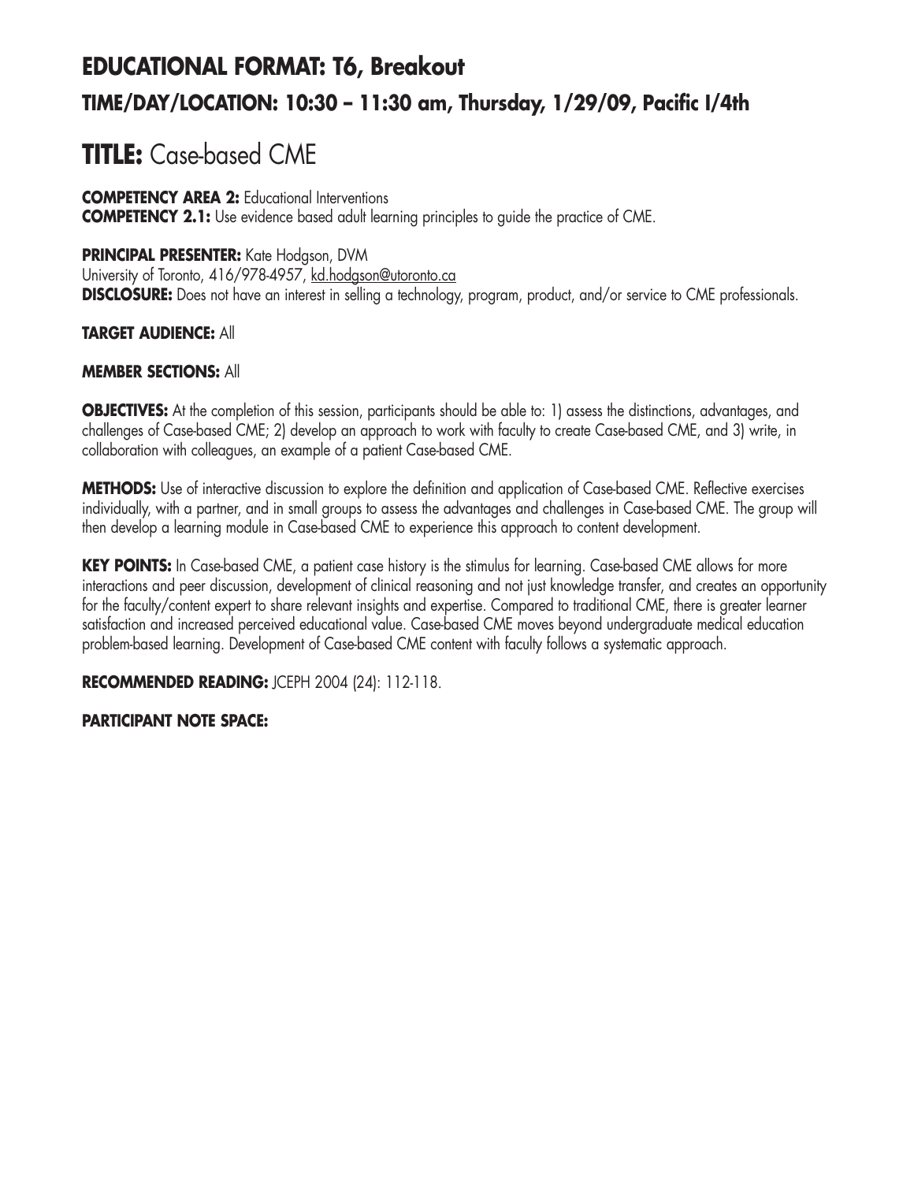## EDUCATIONAL FORMAT: T6, Breakout

### TIME/DAY/LOCATION: 10:30 – 11:30 am, Thursday, 1/29/09, Pacific I/4th

# TITLE: Case-based CME

**COMPETENCY AREA 2:** Educational Interventions
**COMPETENCY 2.1:** Use evidence based adult learning principles to guide the practice of CME.

**PRINCIPAL PRESENTER:** Kate Hodgson, DVM
University of Toronto, 416/978-4957, kd.hodgson@utoronto.ca
**DISCLOSURE:** Does not have an interest in selling a technology, program, product, and/or service to CME professionals.

**TARGET AUDIENCE:** All

**MEMBER SECTIONS:** All

**OBJECTIVES:** At the completion of this session, participants should be able to: 1) assess the distinctions, advantages, and challenges of Case-based CME; 2) develop an approach to work with faculty to create Case-based CME, and 3) write, in collaboration with colleagues, an example of a patient Case-based CME.

**METHODS:** Use of interactive discussion to explore the definition and application of Case-based CME. Reflective exercises individually, with a partner, and in small groups to assess the advantages and challenges in Case-based CME. The group will then develop a learning module in Case-based CME to experience this approach to content development.

**KEY POINTS:** In Case-based CME, a patient case history is the stimulus for learning. Case-based CME allows for more interactions and peer discussion, development of clinical reasoning and not just knowledge transfer, and creates an opportunity for the faculty/content expert to share relevant insights and expertise. Compared to traditional CME, there is greater learner satisfaction and increased perceived educational value. Case-based CME moves beyond undergraduate medical education problem-based learning. Development of Case-based CME content with faculty follows a systematic approach.

**RECOMMENDED READING:** JCEPH 2004 (24): 112-118.

**PARTICIPANT NOTE SPACE:**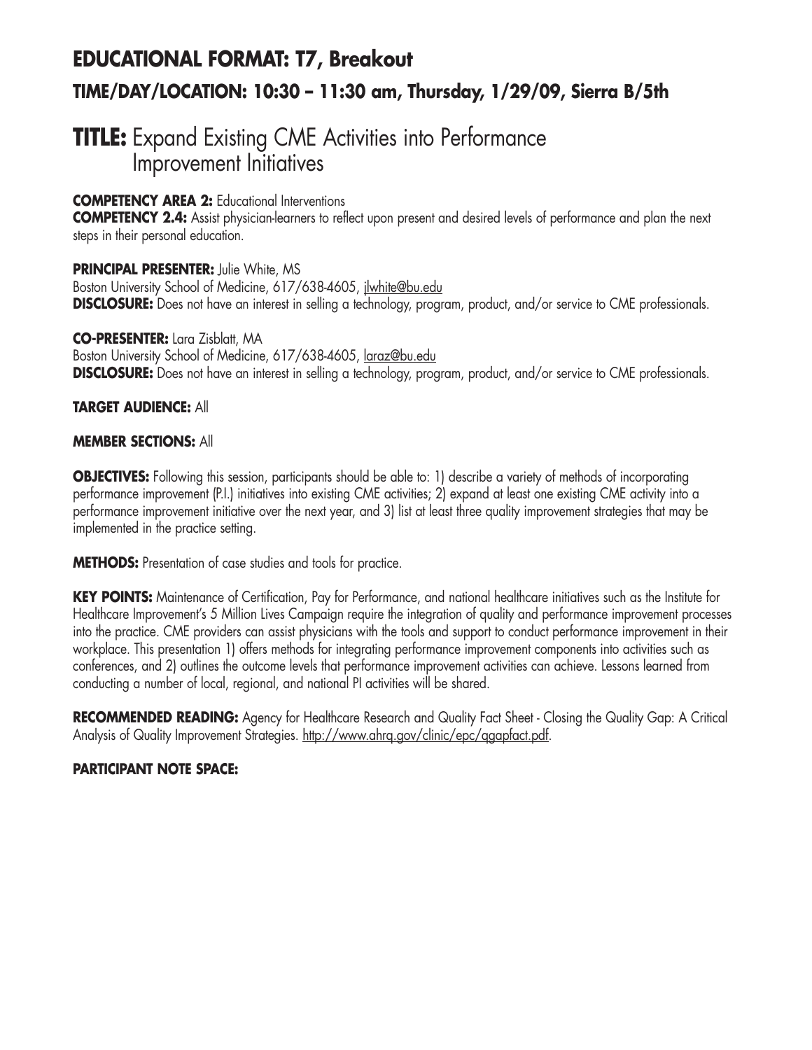## EDUCATIONAL FORMAT: T7, Breakout

### TIME/DAY/LOCATION: 10:30 – 11:30 am, Thursday, 1/29/09, Sierra B/5th

# TITLE: Expand Existing CME Activities into Performance Improvement Initiatives

**COMPETENCY AREA 2:** Educational Interventions
**COMPETENCY 2.4:** Assist physician-learners to reflect upon present and desired levels of performance and plan the next steps in their personal education.

**PRINCIPAL PRESENTER:** Julie White, MS
Boston University School of Medicine, 617/638-4605, jlwhite@bu.edu
**DISCLOSURE:** Does not have an interest in selling a technology, program, product, and/or service to CME professionals.

**CO-PRESENTER:** Lara Zisblatt, MA
Boston University School of Medicine, 617/638-4605, laraz@bu.edu
**DISCLOSURE:** Does not have an interest in selling a technology, program, product, and/or service to CME professionals.

**TARGET AUDIENCE:** All

**MEMBER SECTIONS:** All

**OBJECTIVES:** Following this session, participants should be able to: 1) describe a variety of methods of incorporating performance improvement (P.I.) initiatives into existing CME activities; 2) expand at least one existing CME activity into a performance improvement initiative over the next year, and 3) list at least three quality improvement strategies that may be implemented in the practice setting.

**METHODS:** Presentation of case studies and tools for practice.

**KEY POINTS:** Maintenance of Certification, Pay for Performance, and national healthcare initiatives such as the Institute for Healthcare Improvement's 5 Million Lives Campaign require the integration of quality and performance improvement processes into the practice. CME providers can assist physicians with the tools and support to conduct performance improvement in their workplace. This presentation 1) offers methods for integrating performance improvement components into activities such as conferences, and 2) outlines the outcome levels that performance improvement activities can achieve. Lessons learned from conducting a number of local, regional, and national PI activities will be shared.

**RECOMMENDED READING:** Agency for Healthcare Research and Quality Fact Sheet - Closing the Quality Gap: A Critical Analysis of Quality Improvement Strategies. http://www.ahrq.gov/clinic/epc/qgapfact.pdf.

**PARTICIPANT NOTE SPACE:**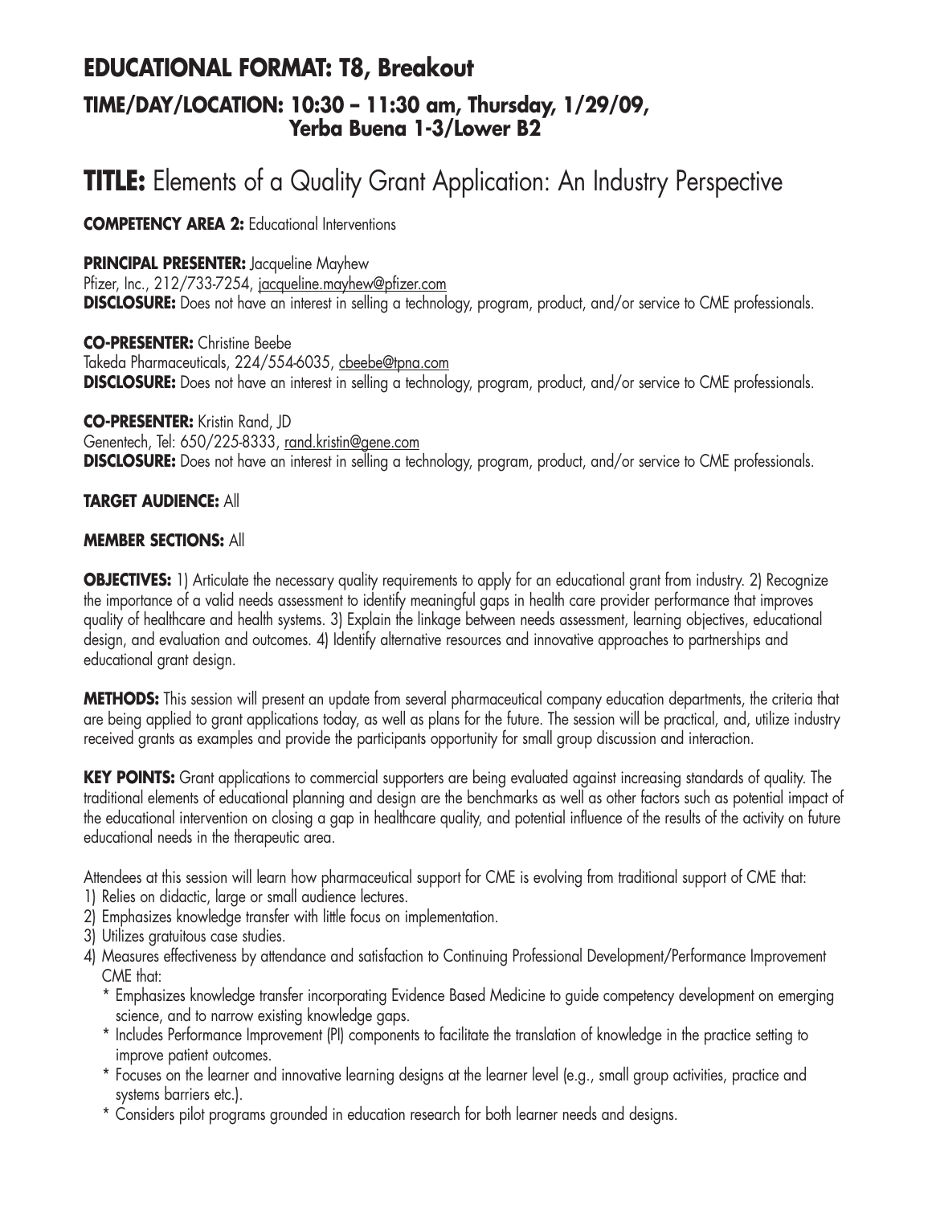## EDUCATIONAL FORMAT: T8, Breakout

### TIME/DAY/LOCATION: 10:30 – 11:30 am, Thursday, 1/29/09, Yerba Buena 1-3/Lower B2

# TITLE: Elements of a Quality Grant Application: An Industry Perspective

**COMPETENCY AREA 2:** Educational Interventions

**PRINCIPAL PRESENTER:** Jacqueline Mayhew
Pfizer, Inc., 212/733-7254, jacqueline.mayhew@pfizer.com
**DISCLOSURE:** Does not have an interest in selling a technology, program, product, and/or service to CME professionals.

**CO-PRESENTER:** Christine Beebe
Takeda Pharmaceuticals, 224/554-6035, cbeebe@tpna.com
**DISCLOSURE:** Does not have an interest in selling a technology, program, product, and/or service to CME professionals.

**CO-PRESENTER:** Kristin Rand, JD
Genentech, Tel: 650/225-8333, rand.kristin@gene.com
**DISCLOSURE:** Does not have an interest in selling a technology, program, product, and/or service to CME professionals.

**TARGET AUDIENCE:** All

**MEMBER SECTIONS:** All

**OBJECTIVES:** 1) Articulate the necessary quality requirements to apply for an educational grant from industry. 2) Recognize the importance of a valid needs assessment to identify meaningful gaps in health care provider performance that improves quality of healthcare and health systems. 3) Explain the linkage between needs assessment, learning objectives, educational design, and evaluation and outcomes. 4) Identify alternative resources and innovative approaches to partnerships and educational grant design.

**METHODS:** This session will present an update from several pharmaceutical company education departments, the criteria that are being applied to grant applications today, as well as plans for the future. The session will be practical, and, utilize industry received grants as examples and provide the participants opportunity for small group discussion and interaction.

**KEY POINTS:** Grant applications to commercial supporters are being evaluated against increasing standards of quality. The traditional elements of educational planning and design are the benchmarks as well as other factors such as potential impact of the educational intervention on closing a gap in healthcare quality, and potential influence of the results of the activity on future educational needs in the therapeutic area.

Attendees at this session will learn how pharmaceutical support for CME is evolving from traditional support of CME that:

1) Relies on didactic, large or small audience lectures.
2) Emphasizes knowledge transfer with little focus on implementation.
3) Utilizes gratuitous case studies.
4) Measures effectiveness by attendance and satisfaction to Continuing Professional Development/Performance Improvement CME that:
   * Emphasizes knowledge transfer incorporating Evidence Based Medicine to guide competency development on emerging science, and to narrow existing knowledge gaps.
   * Includes Performance Improvement (PI) components to facilitate the translation of knowledge in the practice setting to improve patient outcomes.
   * Focuses on the learner and innovative learning designs at the learner level (e.g., small group activities, practice and systems barriers etc.).
   * Considers pilot programs grounded in education research for both learner needs and designs.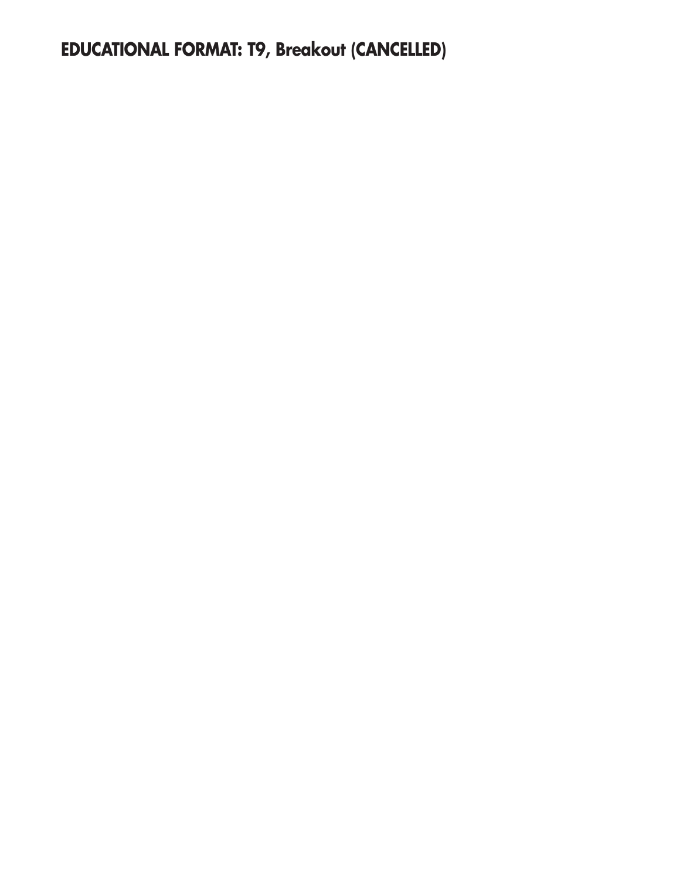**EDUCATIONAL FORMAT: T9, Breakout (CANCELLED)**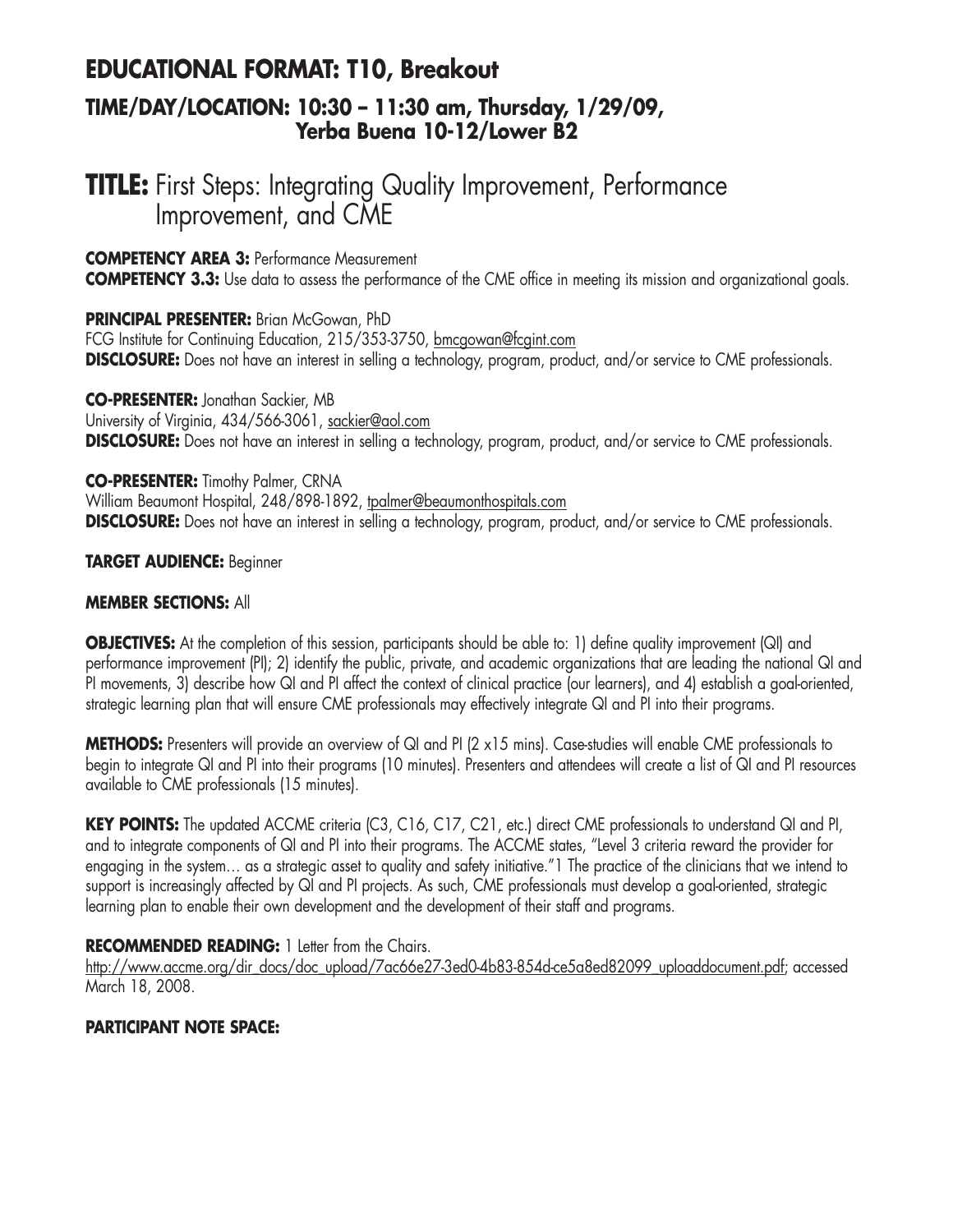# EDUCATIONAL FORMAT: T10, Breakout

## TIME/DAY/LOCATION: 10:30 – 11:30 am, Thursday, 1/29/09, Yerba Buena 10-12/Lower B2

# TITLE: First Steps: Integrating Quality Improvement, Performance Improvement, and CME

**COMPETENCY AREA 3:** Performance Measurement
**COMPETENCY 3.3:** Use data to assess the performance of the CME office in meeting its mission and organizational goals.

**PRINCIPAL PRESENTER:** Brian McGowan, PhD
FCG Institute for Continuing Education, 215/353-3750, bmcgowan@fcgint.com
**DISCLOSURE:** Does not have an interest in selling a technology, program, product, and/or service to CME professionals.

**CO-PRESENTER:** Jonathan Sackier, MB
University of Virginia, 434/566-3061, sackier@aol.com
**DISCLOSURE:** Does not have an interest in selling a technology, program, product, and/or service to CME professionals.

**CO-PRESENTER:** Timothy Palmer, CRNA
William Beaumont Hospital, 248/898-1892, tpalmer@beaumonthospitals.com
**DISCLOSURE:** Does not have an interest in selling a technology, program, product, and/or service to CME professionals.

**TARGET AUDIENCE:** Beginner

**MEMBER SECTIONS:** All

**OBJECTIVES:** At the completion of this session, participants should be able to: 1) define quality improvement (QI) and performance improvement (PI); 2) identify the public, private, and academic organizations that are leading the national QI and PI movements, 3) describe how QI and PI affect the context of clinical practice (our learners), and 4) establish a goal-oriented, strategic learning plan that will ensure CME professionals may effectively integrate QI and PI into their programs.

**METHODS:** Presenters will provide an overview of QI and PI (2 x15 mins). Case-studies will enable CME professionals to begin to integrate QI and PI into their programs (10 minutes). Presenters and attendees will create a list of QI and PI resources available to CME professionals (15 minutes).

**KEY POINTS:** The updated ACCME criteria (C3, C16, C17, C21, etc.) direct CME professionals to understand QI and PI, and to integrate components of QI and PI into their programs. The ACCME states, "Level 3 criteria reward the provider for engaging in the system… as a strategic asset to quality and safety initiative."[1] The practice of the clinicians that we intend to support is increasingly affected by QI and PI projects. As such, CME professionals must develop a goal-oriented, strategic learning plan to enable their own development and the development of their staff and programs.

**RECOMMENDED READING:** 1 Letter from the Chairs. http://www.accme.org/dir_docs/doc_upload/7ac66e27-3ed0-4b83-854d-ce5a8ed82099_uploaddocument.pdf; accessed March 18, 2008.

**PARTICIPANT NOTE SPACE:**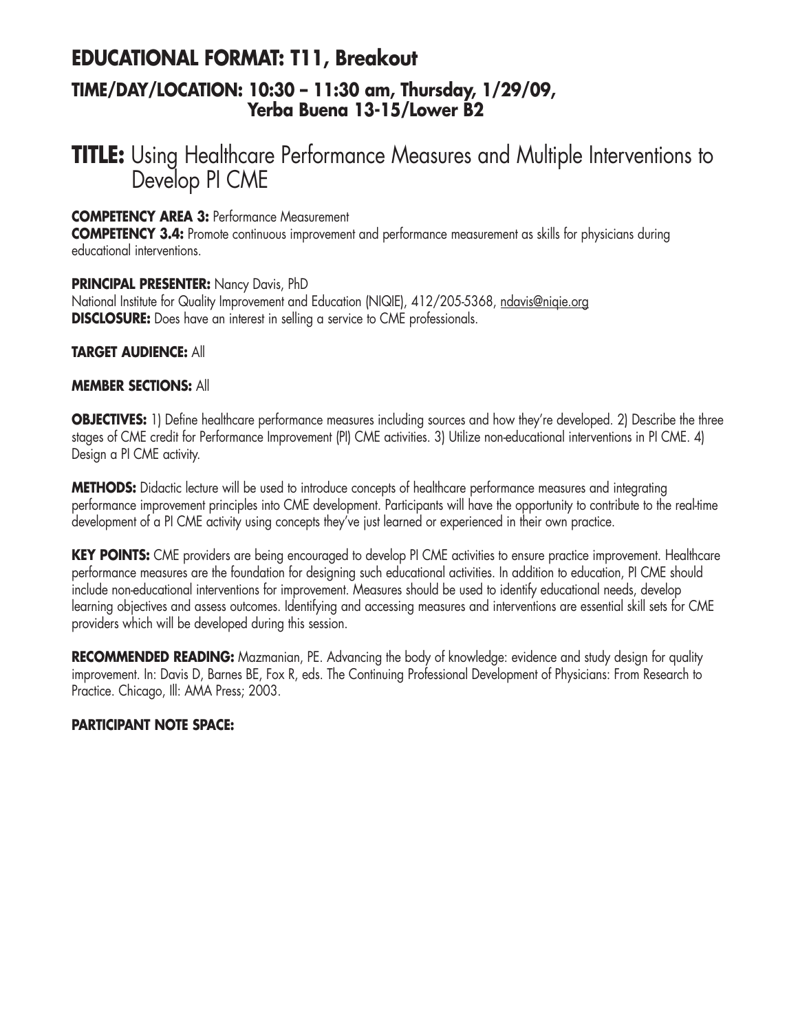## EDUCATIONAL FORMAT: T11, Breakout

### TIME/DAY/LOCATION: 10:30 – 11:30 am, Thursday, 1/29/09, Yerba Buena 13-15/Lower B2

# TITLE: Using Healthcare Performance Measures and Multiple Interventions to Develop PI CME

**COMPETENCY AREA 3:** Performance Measurement
**COMPETENCY 3.4:** Promote continuous improvement and performance measurement as skills for physicians during educational interventions.

**PRINCIPAL PRESENTER:** Nancy Davis, PhD
National Institute for Quality Improvement and Education (NIQIE), 412/205-5368, ndavis@niqie.org
**DISCLOSURE:** Does have an interest in selling a service to CME professionals.

**TARGET AUDIENCE:** All

**MEMBER SECTIONS:** All

**OBJECTIVES:** 1) Define healthcare performance measures including sources and how they're developed. 2) Describe the three stages of CME credit for Performance Improvement (PI) CME activities. 3) Utilize non-educational interventions in PI CME. 4) Design a PI CME activity.

**METHODS:** Didactic lecture will be used to introduce concepts of healthcare performance measures and integrating performance improvement principles into CME development. Participants will have the opportunity to contribute to the real-time development of a PI CME activity using concepts they've just learned or experienced in their own practice.

**KEY POINTS:** CME providers are being encouraged to develop PI CME activities to ensure practice improvement. Healthcare performance measures are the foundation for designing such educational activities. In addition to education, PI CME should include non-educational interventions for improvement. Measures should be used to identify educational needs, develop learning objectives and assess outcomes. Identifying and accessing measures and interventions are essential skill sets for CME providers which will be developed during this session.

**RECOMMENDED READING:** Mazmanian, PE. Advancing the body of knowledge: evidence and study design for quality improvement. In: Davis D, Barnes BE, Fox R, eds. The Continuing Professional Development of Physicians: From Research to Practice. Chicago, Ill: AMA Press; 2003.

**PARTICIPANT NOTE SPACE:**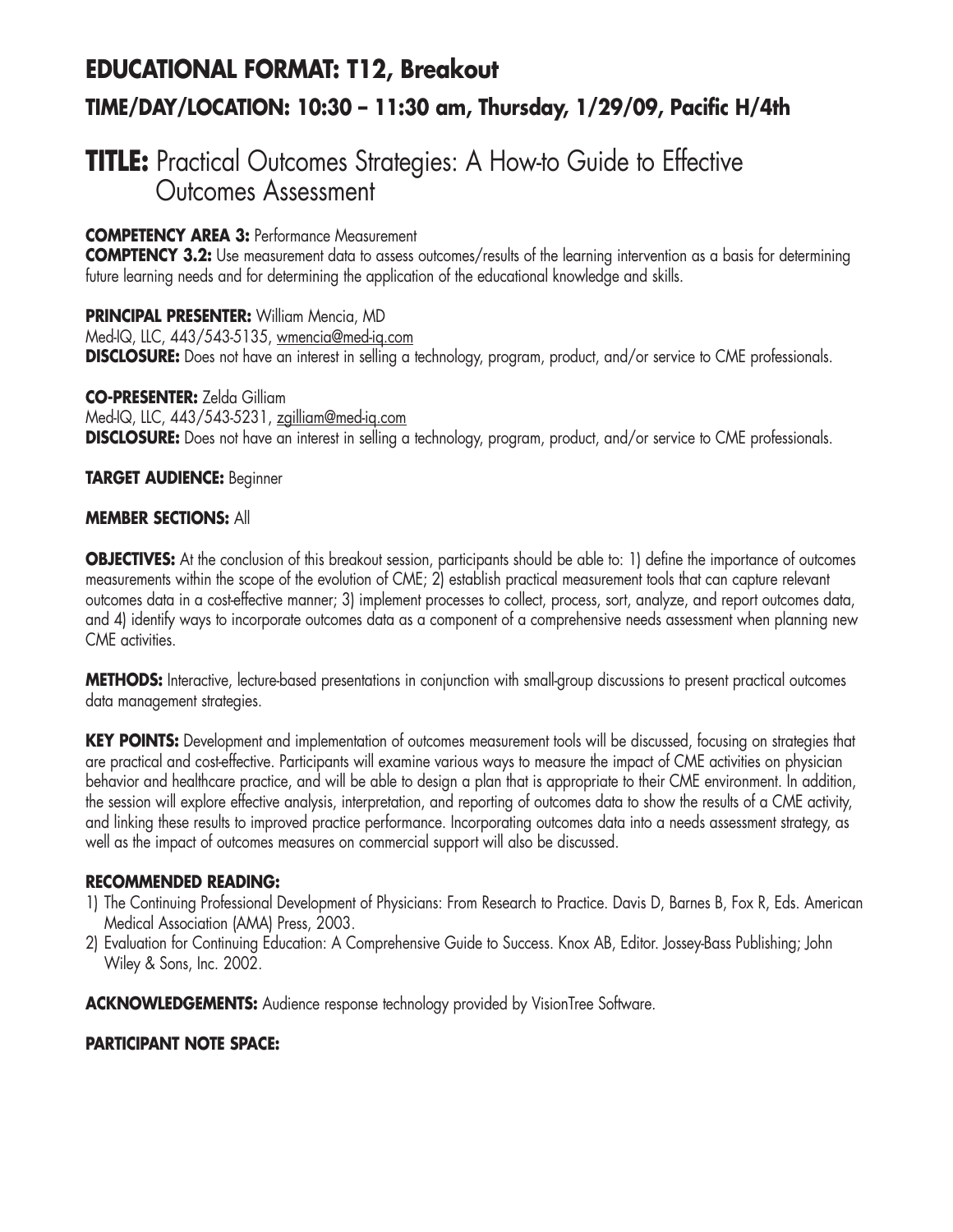## EDUCATIONAL FORMAT: T12, Breakout

### TIME/DAY/LOCATION: 10:30 – 11:30 am, Thursday, 1/29/09, Pacific H/4th

# TITLE: Practical Outcomes Strategies: A How-to Guide to Effective Outcomes Assessment

**COMPETENCY AREA 3:** Performance Measurement
**COMPTENCY 3.2:** Use measurement data to assess outcomes/results of the learning intervention as a basis for determining future learning needs and for determining the application of the educational knowledge and skills.

**PRINCIPAL PRESENTER:** William Mencia, MD
Med-IQ, LLC, 443/543-5135, wmencia@med-iq.com
**DISCLOSURE:** Does not have an interest in selling a technology, program, product, and/or service to CME professionals.

**CO-PRESENTER:** Zelda Gilliam
Med-IQ, LLC, 443/543-5231, zgilliam@med-iq.com
**DISCLOSURE:** Does not have an interest in selling a technology, program, product, and/or service to CME professionals.

**TARGET AUDIENCE:** Beginner

**MEMBER SECTIONS:** All

**OBJECTIVES:** At the conclusion of this breakout session, participants should be able to: 1) define the importance of outcomes measurements within the scope of the evolution of CME; 2) establish practical measurement tools that can capture relevant outcomes data in a cost-effective manner; 3) implement processes to collect, process, sort, analyze, and report outcomes data, and 4) identify ways to incorporate outcomes data as a component of a comprehensive needs assessment when planning new CME activities.

**METHODS:** Interactive, lecture-based presentations in conjunction with small-group discussions to present practical outcomes data management strategies.

**KEY POINTS:** Development and implementation of outcomes measurement tools will be discussed, focusing on strategies that are practical and cost-effective. Participants will examine various ways to measure the impact of CME activities on physician behavior and healthcare practice, and will be able to design a plan that is appropriate to their CME environment. In addition, the session will explore effective analysis, interpretation, and reporting of outcomes data to show the results of a CME activity, and linking these results to improved practice performance. Incorporating outcomes data into a needs assessment strategy, as well as the impact of outcomes measures on commercial support will also be discussed.

**RECOMMENDED READING:**

1) The Continuing Professional Development of Physicians: From Research to Practice. Davis D, Barnes B, Fox R, Eds. American Medical Association (AMA) Press, 2003.
2) Evaluation for Continuing Education: A Comprehensive Guide to Success. Knox AB, Editor. Jossey-Bass Publishing; John Wiley & Sons, Inc. 2002.

**ACKNOWLEDGEMENTS:** Audience response technology provided by VisionTree Software.

**PARTICIPANT NOTE SPACE:**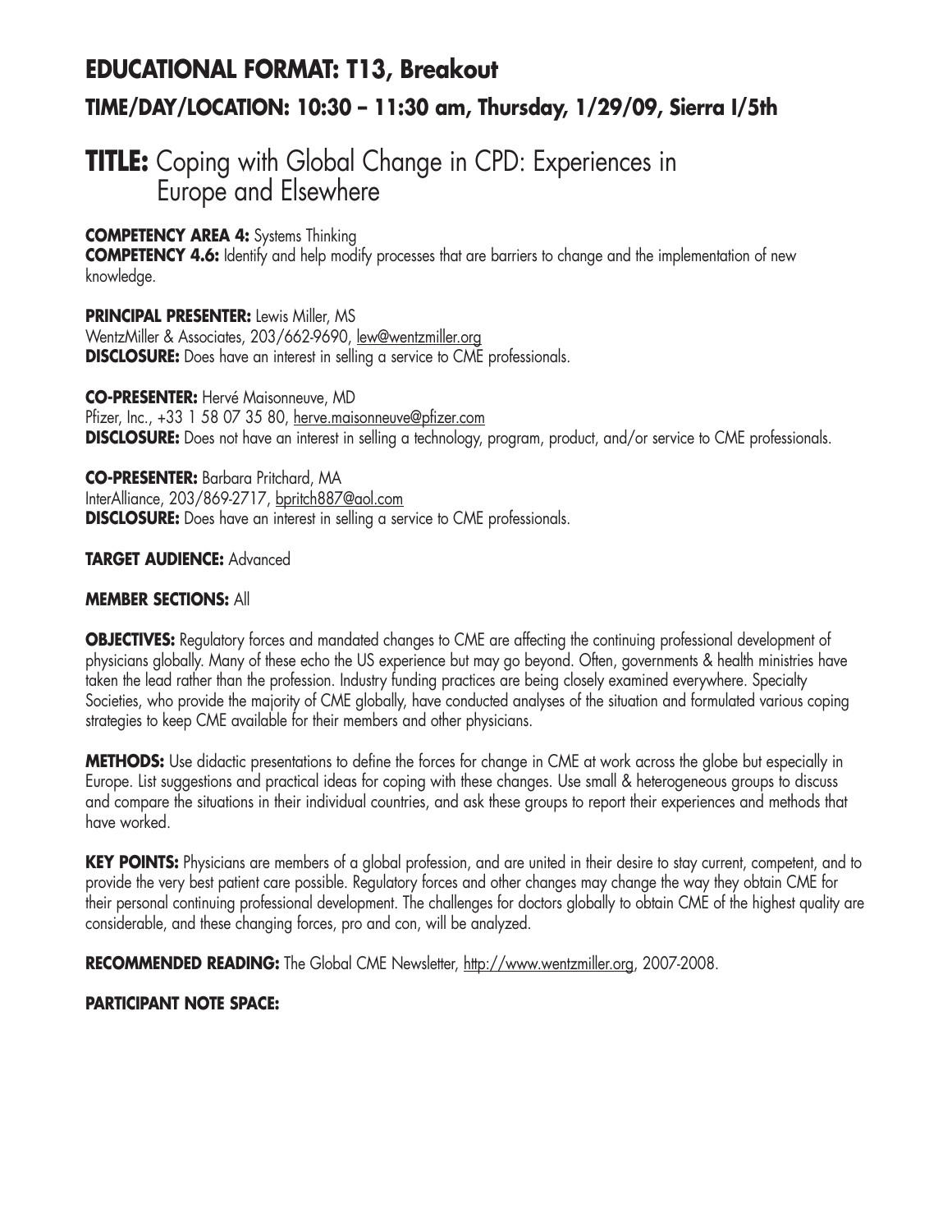## EDUCATIONAL FORMAT: T13, Breakout

### TIME/DAY/LOCATION: 10:30 – 11:30 am, Thursday, 1/29/09, Sierra I/5th

# TITLE: Coping with Global Change in CPD: Experiences in Europe and Elsewhere

**COMPETENCY AREA 4:** Systems Thinking
**COMPETENCY 4.6:** Identify and help modify processes that are barriers to change and the implementation of new knowledge.

**PRINCIPAL PRESENTER:** Lewis Miller, MS
WentzMiller & Associates, 203/662-9690, lew@wentzmiller.org
**DISCLOSURE:** Does have an interest in selling a service to CME professionals.

**CO-PRESENTER:** Hervé Maisonneuve, MD
Pfizer, Inc., +33 1 58 07 35 80, herve.maisonneuve@pfizer.com
**DISCLOSURE:** Does not have an interest in selling a technology, program, product, and/or service to CME professionals.

**CO-PRESENTER:** Barbara Pritchard, MA
InterAlliance, 203/869-2717, bpritch887@aol.com
**DISCLOSURE:** Does have an interest in selling a service to CME professionals.

**TARGET AUDIENCE:** Advanced

**MEMBER SECTIONS:** All

**OBJECTIVES:** Regulatory forces and mandated changes to CME are affecting the continuing professional development of physicians globally. Many of these echo the US experience but may go beyond. Often, governments & health ministries have taken the lead rather than the profession. Industry funding practices are being closely examined everywhere. Specialty Societies, who provide the majority of CME globally, have conducted analyses of the situation and formulated various coping strategies to keep CME available for their members and other physicians.

**METHODS:** Use didactic presentations to define the forces for change in CME at work across the globe but especially in Europe. List suggestions and practical ideas for coping with these changes. Use small & heterogeneous groups to discuss and compare the situations in their individual countries, and ask these groups to report their experiences and methods that have worked.

**KEY POINTS:** Physicians are members of a global profession, and are united in their desire to stay current, competent, and to provide the very best patient care possible. Regulatory forces and other changes may change the way they obtain CME for their personal continuing professional development. The challenges for doctors globally to obtain CME of the highest quality are considerable, and these changing forces, pro and con, will be analyzed.

**RECOMMENDED READING:** The Global CME Newsletter, http://www.wentzmiller.org, 2007-2008.

**PARTICIPANT NOTE SPACE:**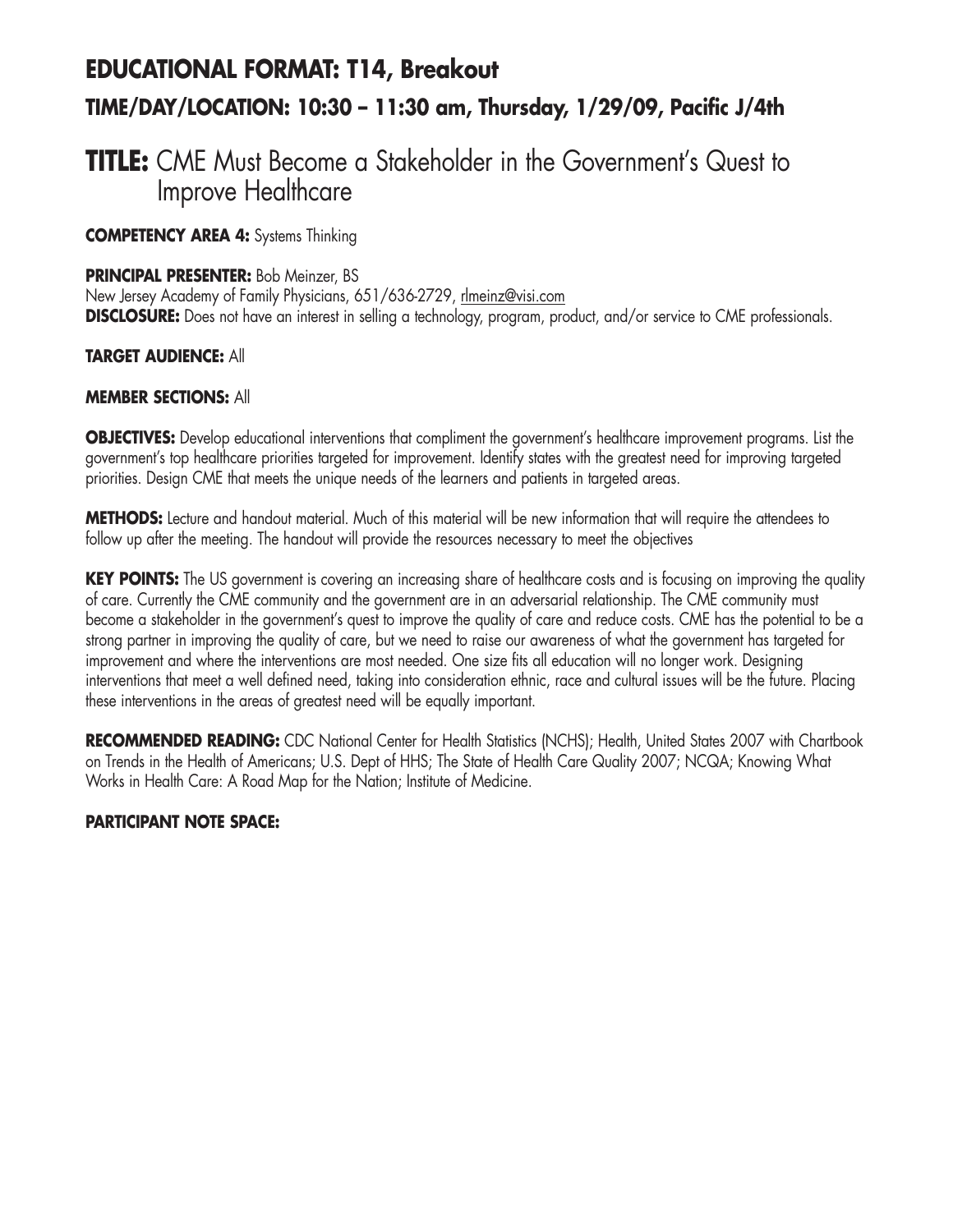## EDUCATIONAL FORMAT: T14, Breakout

### TIME/DAY/LOCATION: 10:30 – 11:30 am, Thursday, 1/29/09, Pacific J/4th

# TITLE: CME Must Become a Stakeholder in the Government's Quest to Improve Healthcare

**COMPETENCY AREA 4:** Systems Thinking

**PRINCIPAL PRESENTER:** Bob Meinzer, BS
New Jersey Academy of Family Physicians, 651/636-2729, rlmeinz@visi.com
**DISCLOSURE:** Does not have an interest in selling a technology, program, product, and/or service to CME professionals.

**TARGET AUDIENCE:** All

**MEMBER SECTIONS:** All

**OBJECTIVES:** Develop educational interventions that compliment the government's healthcare improvement programs. List the government's top healthcare priorities targeted for improvement. Identify states with the greatest need for improving targeted priorities. Design CME that meets the unique needs of the learners and patients in targeted areas.

**METHODS:** Lecture and handout material. Much of this material will be new information that will require the attendees to follow up after the meeting. The handout will provide the resources necessary to meet the objectives

**KEY POINTS:** The US government is covering an increasing share of healthcare costs and is focusing on improving the quality of care. Currently the CME community and the government are in an adversarial relationship. The CME community must become a stakeholder in the government's quest to improve the quality of care and reduce costs. CME has the potential to be a strong partner in improving the quality of care, but we need to raise our awareness of what the government has targeted for improvement and where the interventions are most needed. One size fits all education will no longer work. Designing interventions that meet a well defined need, taking into consideration ethnic, race and cultural issues will be the future. Placing these interventions in the areas of greatest need will be equally important.

**RECOMMENDED READING:** CDC National Center for Health Statistics (NCHS); Health, United States 2007 with Chartbook on Trends in the Health of Americans; U.S. Dept of HHS; The State of Health Care Quality 2007; NCQA; Knowing What Works in Health Care: A Road Map for the Nation; Institute of Medicine.

**PARTICIPANT NOTE SPACE:**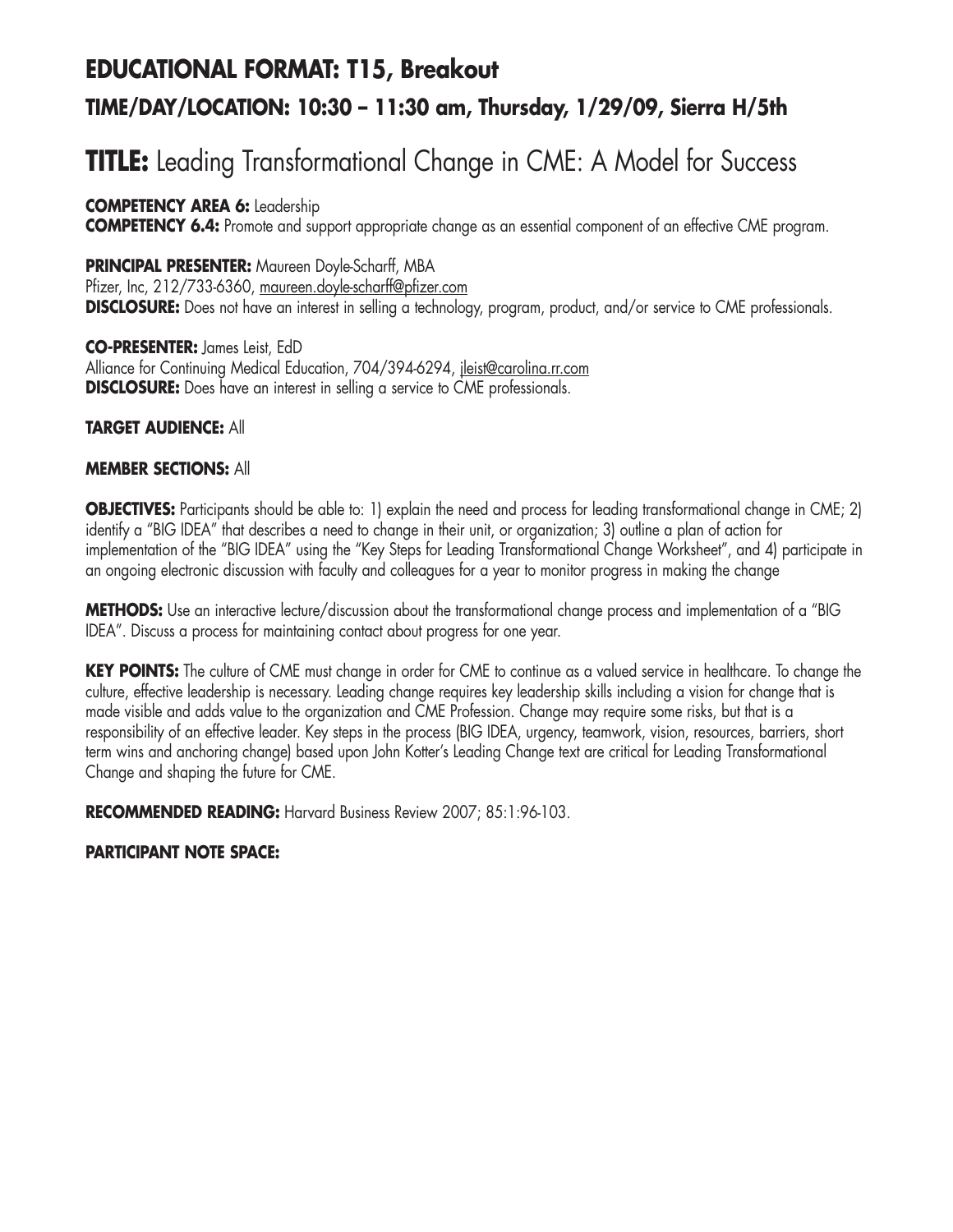## EDUCATIONAL FORMAT: T15, Breakout

### TIME/DAY/LOCATION: 10:30 – 11:30 am, Thursday, 1/29/09, Sierra H/5th

# TITLE: Leading Transformational Change in CME: A Model for Success

**COMPETENCY AREA 6:** Leadership
**COMPETENCY 6.4:** Promote and support appropriate change as an essential component of an effective CME program.

**PRINCIPAL PRESENTER:** Maureen Doyle-Scharff, MBA
Pfizer, Inc, 212/733-6360, maureen.doyle-scharff@pfizer.com
**DISCLOSURE:** Does not have an interest in selling a technology, program, product, and/or service to CME professionals.

**CO-PRESENTER:** James Leist, EdD
Alliance for Continuing Medical Education, 704/394-6294, jleist@carolina.rr.com
**DISCLOSURE:** Does have an interest in selling a service to CME professionals.

**TARGET AUDIENCE:** All

**MEMBER SECTIONS:** All

**OBJECTIVES:** Participants should be able to: 1) explain the need and process for leading transformational change in CME; 2) identify a "BIG IDEA" that describes a need to change in their unit, or organization; 3) outline a plan of action for implementation of the "BIG IDEA" using the "Key Steps for Leading Transformational Change Worksheet", and 4) participate in an ongoing electronic discussion with faculty and colleagues for a year to monitor progress in making the change

**METHODS:** Use an interactive lecture/discussion about the transformational change process and implementation of a "BIG IDEA". Discuss a process for maintaining contact about progress for one year.

**KEY POINTS:** The culture of CME must change in order for CME to continue as a valued service in healthcare. To change the culture, effective leadership is necessary. Leading change requires key leadership skills including a vision for change that is made visible and adds value to the organization and CME Profession. Change may require some risks, but that is a responsibility of an effective leader. Key steps in the process (BIG IDEA, urgency, teamwork, vision, resources, barriers, short term wins and anchoring change) based upon John Kotter's Leading Change text are critical for Leading Transformational Change and shaping the future for CME.

**RECOMMENDED READING:** Harvard Business Review 2007; 85:1:96-103.

**PARTICIPANT NOTE SPACE:**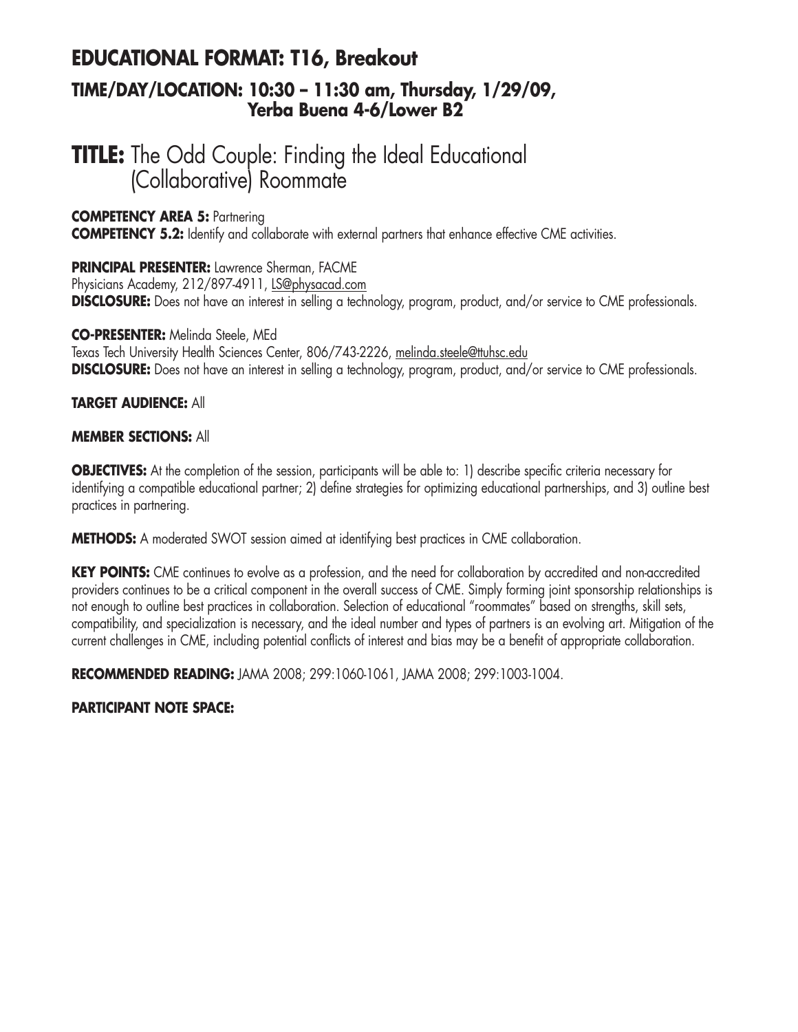## EDUCATIONAL FORMAT: T16, Breakout

### TIME/DAY/LOCATION: 10:30 – 11:30 am, Thursday, 1/29/09, Yerba Buena 4-6/Lower B2

# TITLE: The Odd Couple: Finding the Ideal Educational (Collaborative) Roommate

**COMPETENCY AREA 5:** Partnering
**COMPETENCY 5.2:** Identify and collaborate with external partners that enhance effective CME activities.

**PRINCIPAL PRESENTER:** Lawrence Sherman, FACME
Physicians Academy, 212/897-4911, LS@physacad.com
**DISCLOSURE:** Does not have an interest in selling a technology, program, product, and/or service to CME professionals.

**CO-PRESENTER:** Melinda Steele, MEd
Texas Tech University Health Sciences Center, 806/743-2226, melinda.steele@ttuhsc.edu
**DISCLOSURE:** Does not have an interest in selling a technology, program, product, and/or service to CME professionals.

**TARGET AUDIENCE:** All

**MEMBER SECTIONS:** All

**OBJECTIVES:** At the completion of the session, participants will be able to: 1) describe specific criteria necessary for identifying a compatible educational partner; 2) define strategies for optimizing educational partnerships, and 3) outline best practices in partnering.

**METHODS:** A moderated SWOT session aimed at identifying best practices in CME collaboration.

**KEY POINTS:** CME continues to evolve as a profession, and the need for collaboration by accredited and non-accredited providers continues to be a critical component in the overall success of CME. Simply forming joint sponsorship relationships is not enough to outline best practices in collaboration. Selection of educational "roommates" based on strengths, skill sets, compatibility, and specialization is necessary, and the ideal number and types of partners is an evolving art. Mitigation of the current challenges in CME, including potential conflicts of interest and bias may be a benefit of appropriate collaboration.

**RECOMMENDED READING:** JAMA 2008; 299:1060-1061, JAMA 2008; 299:1003-1004.

**PARTICIPANT NOTE SPACE:**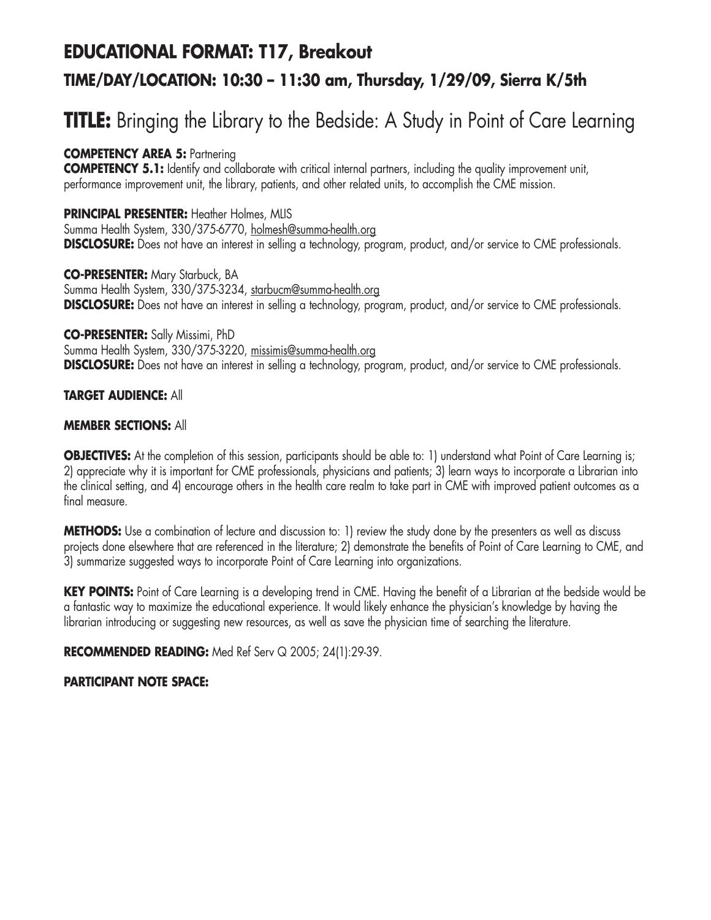## EDUCATIONAL FORMAT: T17, Breakout

### TIME/DAY/LOCATION: 10:30 – 11:30 am, Thursday, 1/29/09, Sierra K/5th

# TITLE: Bringing the Library to the Bedside: A Study in Point of Care Learning

**COMPETENCY AREA 5:** Partnering
**COMPETENCY 5.1:** Identify and collaborate with critical internal partners, including the quality improvement unit, performance improvement unit, the library, patients, and other related units, to accomplish the CME mission.

**PRINCIPAL PRESENTER:** Heather Holmes, MLIS
Summa Health System, 330/375-6770, holmesh@summa-health.org
**DISCLOSURE:** Does not have an interest in selling a technology, program, product, and/or service to CME professionals.

**CO-PRESENTER:** Mary Starbuck, BA
Summa Health System, 330/375-3234, starbucm@summa-health.org
**DISCLOSURE:** Does not have an interest in selling a technology, program, product, and/or service to CME professionals.

**CO-PRESENTER:** Sally Missimi, PhD
Summa Health System, 330/375-3220, missimis@summa-health.org
**DISCLOSURE:** Does not have an interest in selling a technology, program, product, and/or service to CME professionals.

**TARGET AUDIENCE:** All

**MEMBER SECTIONS:** All

**OBJECTIVES:** At the completion of this session, participants should be able to: 1) understand what Point of Care Learning is; 2) appreciate why it is important for CME professionals, physicians and patients; 3) learn ways to incorporate a Librarian into the clinical setting, and 4) encourage others in the health care realm to take part in CME with improved patient outcomes as a final measure.

**METHODS:** Use a combination of lecture and discussion to: 1) review the study done by the presenters as well as discuss projects done elsewhere that are referenced in the literature; 2) demonstrate the benefits of Point of Care Learning to CME, and 3) summarize suggested ways to incorporate Point of Care Learning into organizations.

**KEY POINTS:** Point of Care Learning is a developing trend in CME. Having the benefit of a Librarian at the bedside would be a fantastic way to maximize the educational experience. It would likely enhance the physician's knowledge by having the librarian introducing or suggesting new resources, as well as save the physician time of searching the literature.

**RECOMMENDED READING:** Med Ref Serv Q 2005; 24(1):29-39.

**PARTICIPANT NOTE SPACE:**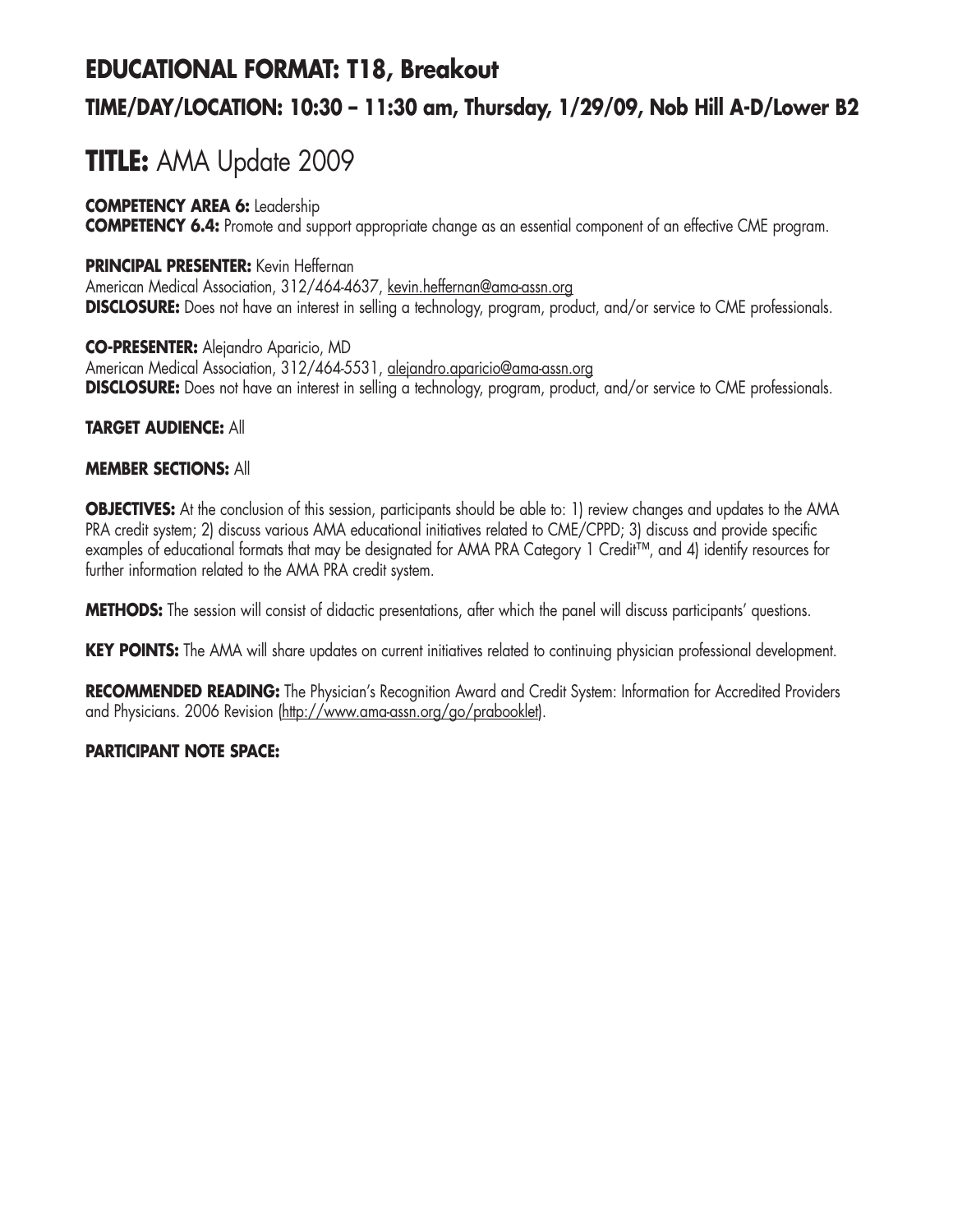## EDUCATIONAL FORMAT: T18, Breakout

### TIME/DAY/LOCATION: 10:30 – 11:30 am, Thursday, 1/29/09, Nob Hill A-D/Lower B2

# TITLE: AMA Update 2009

**COMPETENCY AREA 6:** Leadership
**COMPETENCY 6.4:** Promote and support appropriate change as an essential component of an effective CME program.

**PRINCIPAL PRESENTER:** Kevin Heffernan
American Medical Association, 312/464-4637, kevin.heffernan@ama-assn.org
**DISCLOSURE:** Does not have an interest in selling a technology, program, product, and/or service to CME professionals.

**CO-PRESENTER:** Alejandro Aparicio, MD
American Medical Association, 312/464-5531, alejandro.aparicio@ama-assn.org
**DISCLOSURE:** Does not have an interest in selling a technology, program, product, and/or service to CME professionals.

**TARGET AUDIENCE:** All

**MEMBER SECTIONS:** All

**OBJECTIVES:** At the conclusion of this session, participants should be able to: 1) review changes and updates to the AMA PRA credit system; 2) discuss various AMA educational initiatives related to CME/CPPD; 3) discuss and provide specific examples of educational formats that may be designated for AMA PRA Category 1 Credit™, and 4) identify resources for further information related to the AMA PRA credit system.

**METHODS:** The session will consist of didactic presentations, after which the panel will discuss participants' questions.

**KEY POINTS:** The AMA will share updates on current initiatives related to continuing physician professional development.

**RECOMMENDED READING:** The Physician's Recognition Award and Credit System: Information for Accredited Providers and Physicians. 2006 Revision (http://www.ama-assn.org/go/prabooklet).

**PARTICIPANT NOTE SPACE:**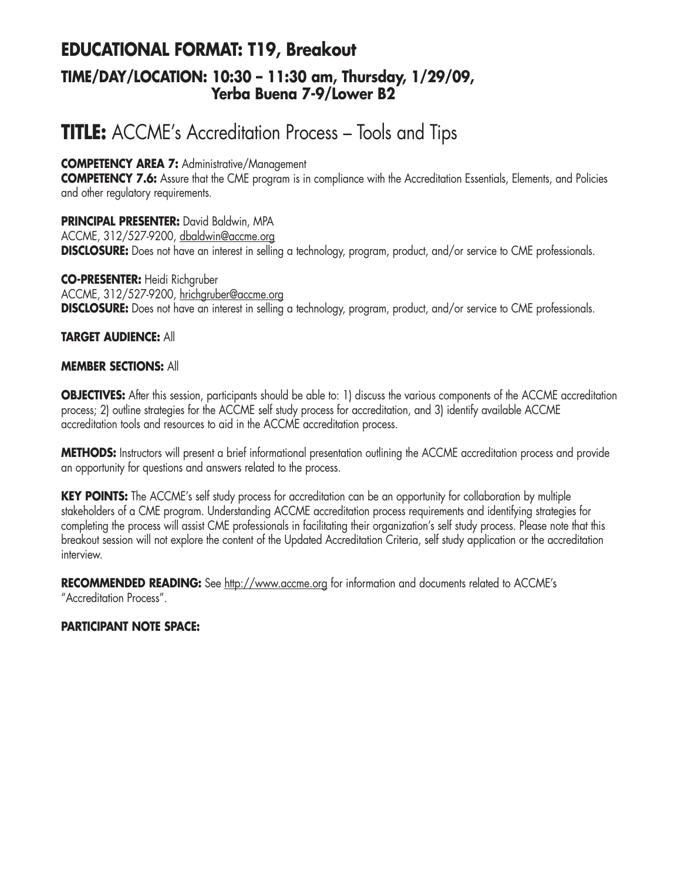## EDUCATIONAL FORMAT: T19, Breakout

### TIME/DAY/LOCATION: 10:30 – 11:30 am, Thursday, 1/29/09, Yerba Buena 7-9/Lower B2

# TITLE: ACCME's Accreditation Process – Tools and Tips

**COMPETENCY AREA 7:** Administrative/Management

**COMPETENCY 7.6:** Assure that the CME program is in compliance with the Accreditation Essentials, Elements, and Policies and other regulatory requirements.

**PRINCIPAL PRESENTER:** David Baldwin, MPA
ACCME, 312/527-9200, dbaldwin@accme.org
**DISCLOSURE:** Does not have an interest in selling a technology, program, product, and/or service to CME professionals.

**CO-PRESENTER:** Heidi Richgruber
ACCME, 312/527-9200, hrichgruber@accme.org
**DISCLOSURE:** Does not have an interest in selling a technology, program, product, and/or service to CME professionals.

**TARGET AUDIENCE:** All

**MEMBER SECTIONS:** All

**OBJECTIVES:** After this session, participants should be able to: 1) discuss the various components of the ACCME accreditation process; 2) outline strategies for the ACCME self study process for accreditation, and 3) identify available ACCME accreditation tools and resources to aid in the ACCME accreditation process.

**METHODS:** Instructors will present a brief informational presentation outlining the ACCME accreditation process and provide an opportunity for questions and answers related to the process.

**KEY POINTS:** The ACCME's self study process for accreditation can be an opportunity for collaboration by multiple stakeholders of a CME program. Understanding ACCME accreditation process requirements and identifying strategies for completing the process will assist CME professionals in facilitating their organization's self study process. Please note that this breakout session will not explore the content of the Updated Accreditation Criteria, self study application or the accreditation interview.

**RECOMMENDED READING:** See http://www.accme.org for information and documents related to ACCME's "Accreditation Process".

**PARTICIPANT NOTE SPACE:**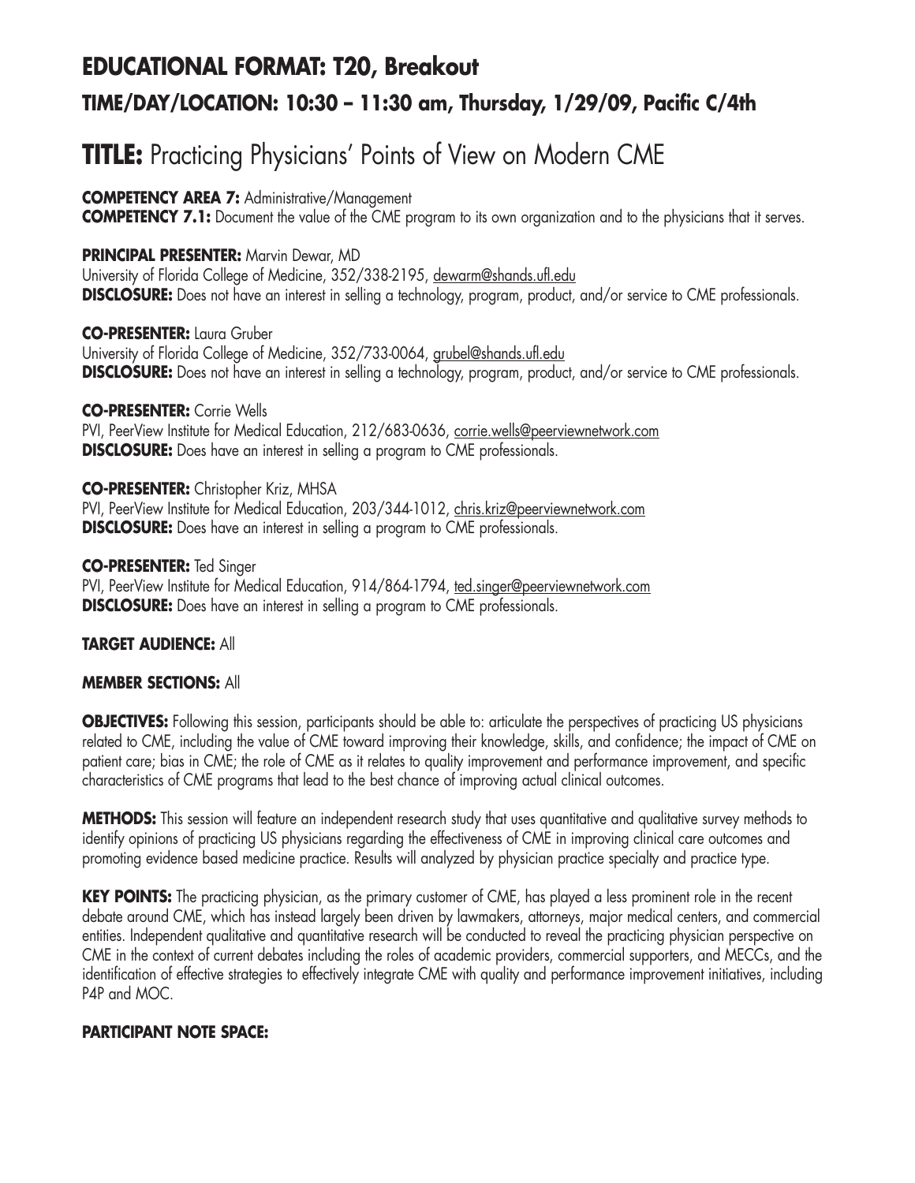## EDUCATIONAL FORMAT: T20, Breakout

### TIME/DAY/LOCATION: 10:30 – 11:30 am, Thursday, 1/29/09, Pacific C/4th

# TITLE: Practicing Physicians' Points of View on Modern CME

**COMPETENCY AREA 7:** Administrative/Management
**COMPETENCY 7.1:** Document the value of the CME program to its own organization and to the physicians that it serves.

**PRINCIPAL PRESENTER:** Marvin Dewar, MD
University of Florida College of Medicine, 352/338-2195, dewarm@shands.ufl.edu
**DISCLOSURE:** Does not have an interest in selling a technology, program, product, and/or service to CME professionals.

**CO-PRESENTER:** Laura Gruber
University of Florida College of Medicine, 352/733-0064, grubel@shands.ufl.edu
**DISCLOSURE:** Does not have an interest in selling a technology, program, product, and/or service to CME professionals.

**CO-PRESENTER:** Corrie Wells
PVI, PeerView Institute for Medical Education, 212/683-0636, corrie.wells@peerviewnetwork.com
**DISCLOSURE:** Does have an interest in selling a program to CME professionals.

**CO-PRESENTER:** Christopher Kriz, MHSA
PVI, PeerView Institute for Medical Education, 203/344-1012, chris.kriz@peerviewnetwork.com
**DISCLOSURE:** Does have an interest in selling a program to CME professionals.

**CO-PRESENTER:** Ted Singer
PVI, PeerView Institute for Medical Education, 914/864-1794, ted.singer@peerviewnetwork.com
**DISCLOSURE:** Does have an interest in selling a program to CME professionals.

**TARGET AUDIENCE:** All

**MEMBER SECTIONS:** All

**OBJECTIVES:** Following this session, participants should be able to: articulate the perspectives of practicing US physicians related to CME, including the value of CME toward improving their knowledge, skills, and confidence; the impact of CME on patient care; bias in CME; the role of CME as it relates to quality improvement and performance improvement, and specific characteristics of CME programs that lead to the best chance of improving actual clinical outcomes.

**METHODS:** This session will feature an independent research study that uses quantitative and qualitative survey methods to identify opinions of practicing US physicians regarding the effectiveness of CME in improving clinical care outcomes and promoting evidence based medicine practice. Results will analyzed by physician practice specialty and practice type.

**KEY POINTS:** The practicing physician, as the primary customer of CME, has played a less prominent role in the recent debate around CME, which has instead largely been driven by lawmakers, attorneys, major medical centers, and commercial entities. Independent qualitative and quantitative research will be conducted to reveal the practicing physician perspective on CME in the context of current debates including the roles of academic providers, commercial supporters, and MECCs, and the identification of effective strategies to effectively integrate CME with quality and performance improvement initiatives, including P4P and MOC.

**PARTICIPANT NOTE SPACE:**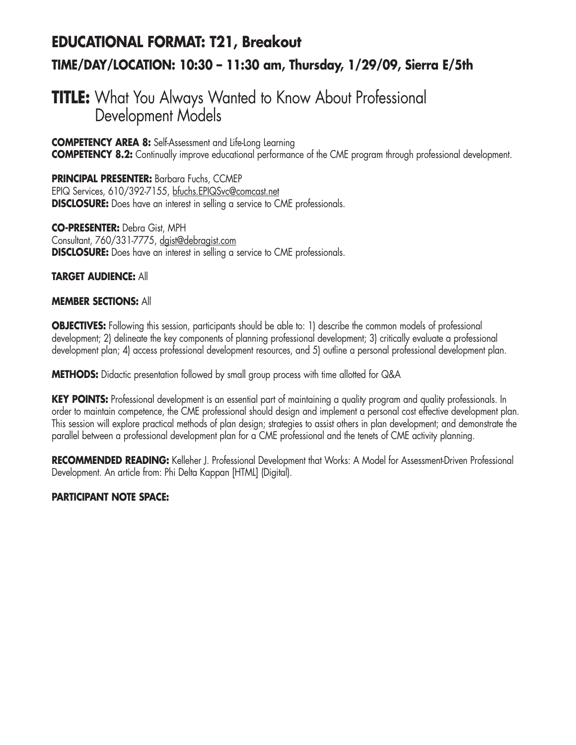## EDUCATIONAL FORMAT: T21, Breakout

### TIME/DAY/LOCATION: 10:30 – 11:30 am, Thursday, 1/29/09, Sierra E/5th

# TITLE: What You Always Wanted to Know About Professional Development Models

**COMPETENCY AREA 8:** Self-Assessment and Life-Long Learning
**COMPETENCY 8.2:** Continually improve educational performance of the CME program through professional development.

**PRINCIPAL PRESENTER:** Barbara Fuchs, CCMEP
EPIQ Services, 610/392-7155, bfuchs.EPIQSvc@comcast.net
**DISCLOSURE:** Does have an interest in selling a service to CME professionals.

**CO-PRESENTER:** Debra Gist, MPH
Consultant, 760/331-7775, dgist@debragist.com
**DISCLOSURE:** Does have an interest in selling a service to CME professionals.

**TARGET AUDIENCE:** All

**MEMBER SECTIONS:** All

**OBJECTIVES:** Following this session, participants should be able to: 1) describe the common models of professional development; 2) delineate the key components of planning professional development; 3) critically evaluate a professional development plan; 4) access professional development resources, and 5) outline a personal professional development plan.

**METHODS:** Didactic presentation followed by small group process with time allotted for Q&A

**KEY POINTS:** Professional development is an essential part of maintaining a quality program and quality professionals. In order to maintain competence, the CME professional should design and implement a personal cost effective development plan. This session will explore practical methods of plan design; strategies to assist others in plan development; and demonstrate the parallel between a professional development plan for a CME professional and the tenets of CME activity planning.

**RECOMMENDED READING:** Kelleher J. Professional Development that Works: A Model for Assessment-Driven Professional Development. An article from: Phi Delta Kappan [HTML] (Digital).

**PARTICIPANT NOTE SPACE:**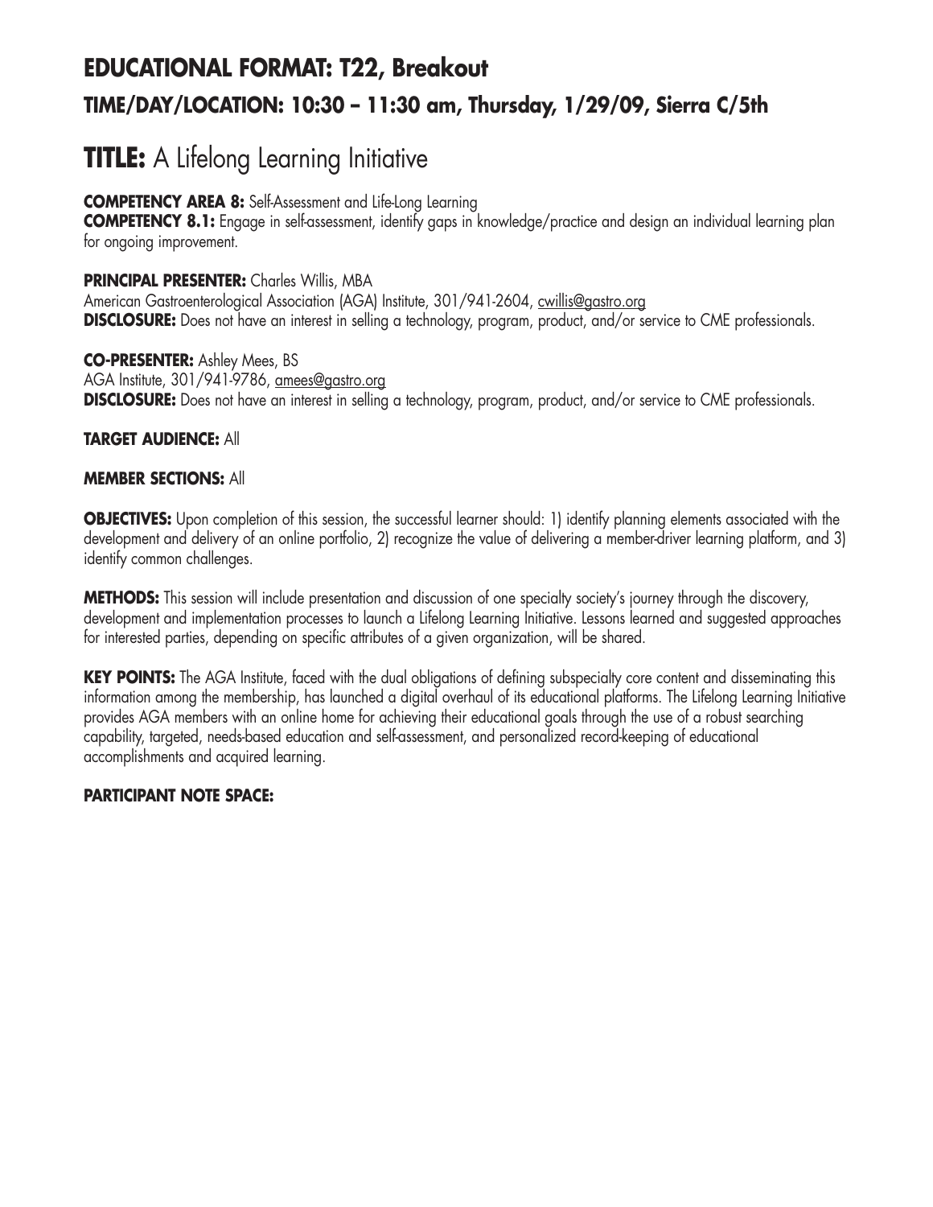## EDUCATIONAL FORMAT: T22, Breakout

### TIME/DAY/LOCATION: 10:30 – 11:30 am, Thursday, 1/29/09, Sierra C/5th

# TITLE: A Lifelong Learning Initiative

**COMPETENCY AREA 8:** Self-Assessment and Life-Long Learning
**COMPETENCY 8.1:** Engage in self-assessment, identify gaps in knowledge/practice and design an individual learning plan for ongoing improvement.

**PRINCIPAL PRESENTER:** Charles Willis, MBA
American Gastroenterological Association (AGA) Institute, 301/941-2604, cwillis@gastro.org
**DISCLOSURE:** Does not have an interest in selling a technology, program, product, and/or service to CME professionals.

**CO-PRESENTER:** Ashley Mees, BS
AGA Institute, 301/941-9786, amees@gastro.org
**DISCLOSURE:** Does not have an interest in selling a technology, program, product, and/or service to CME professionals.

**TARGET AUDIENCE:** All

**MEMBER SECTIONS:** All

**OBJECTIVES:** Upon completion of this session, the successful learner should: 1) identify planning elements associated with the development and delivery of an online portfolio, 2) recognize the value of delivering a member-driver learning platform, and 3) identify common challenges.

**METHODS:** This session will include presentation and discussion of one specialty society's journey through the discovery, development and implementation processes to launch a Lifelong Learning Initiative. Lessons learned and suggested approaches for interested parties, depending on specific attributes of a given organization, will be shared.

**KEY POINTS:** The AGA Institute, faced with the dual obligations of defining subspecialty core content and disseminating this information among the membership, has launched a digital overhaul of its educational platforms. The Lifelong Learning Initiative provides AGA members with an online home for achieving their educational goals through the use of a robust searching capability, targeted, needs-based education and self-assessment, and personalized record-keeping of educational accomplishments and acquired learning.

**PARTICIPANT NOTE SPACE:**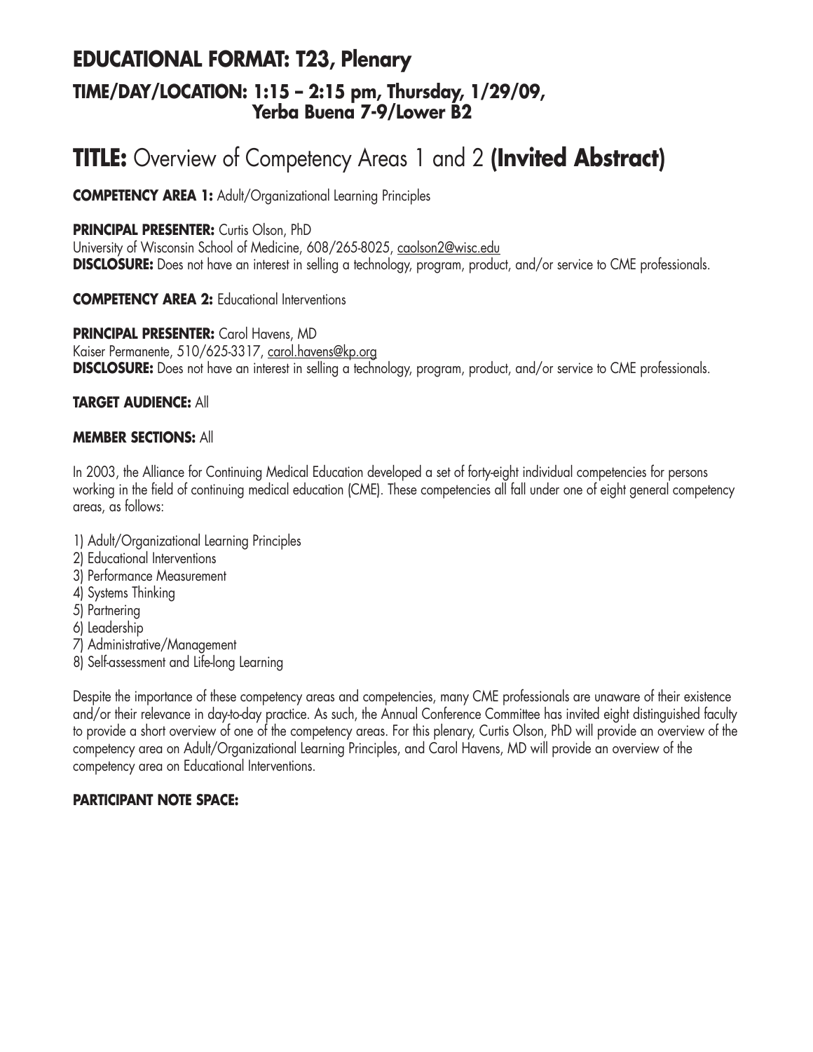## EDUCATIONAL FORMAT: T23, Plenary

### TIME/DAY/LOCATION: 1:15 – 2:15 pm, Thursday, 1/29/09, Yerba Buena 7-9/Lower B2

# TITLE: Overview of Competency Areas 1 and 2 (Invited Abstract)

**COMPETENCY AREA 1:** Adult/Organizational Learning Principles

**PRINCIPAL PRESENTER:** Curtis Olson, PhD
University of Wisconsin School of Medicine, 608/265-8025, caolson2@wisc.edu
**DISCLOSURE:** Does not have an interest in selling a technology, program, product, and/or service to CME professionals.

**COMPETENCY AREA 2:** Educational Interventions

**PRINCIPAL PRESENTER:** Carol Havens, MD
Kaiser Permanente, 510/625-3317, carol.havens@kp.org
**DISCLOSURE:** Does not have an interest in selling a technology, program, product, and/or service to CME professionals.

**TARGET AUDIENCE:** All

**MEMBER SECTIONS:** All

In 2003, the Alliance for Continuing Medical Education developed a set of forty-eight individual competencies for persons working in the field of continuing medical education (CME). These competencies all fall under one of eight general competency areas, as follows:

1) Adult/Organizational Learning Principles
2) Educational Interventions
3) Performance Measurement
4) Systems Thinking
5) Partnering
6) Leadership
7) Administrative/Management
8) Self-assessment and Life-long Learning

Despite the importance of these competency areas and competencies, many CME professionals are unaware of their existence and/or their relevance in day-to-day practice. As such, the Annual Conference Committee has invited eight distinguished faculty to provide a short overview of one of the competency areas. For this plenary, Curtis Olson, PhD will provide an overview of the competency area on Adult/Organizational Learning Principles, and Carol Havens, MD will provide an overview of the competency area on Educational Interventions.

**PARTICIPANT NOTE SPACE:**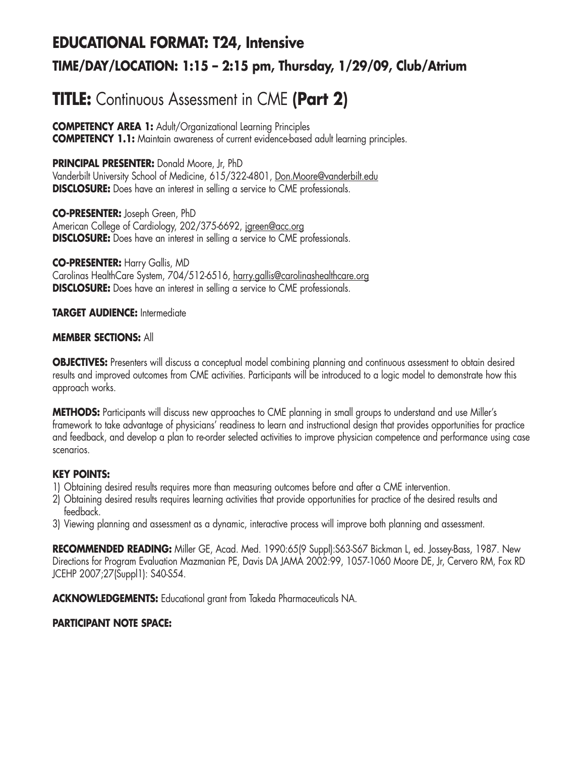## EDUCATIONAL FORMAT: T24, Intensive

### TIME/DAY/LOCATION: 1:15 – 2:15 pm, Thursday, 1/29/09, Club/Atrium

# TITLE: Continuous Assessment in CME (Part 2)

**COMPETENCY AREA 1:** Adult/Organizational Learning Principles
**COMPETENCY 1.1:** Maintain awareness of current evidence-based adult learning principles.

**PRINCIPAL PRESENTER:** Donald Moore, Jr, PhD
Vanderbilt University School of Medicine, 615/322-4801, Don.Moore@vanderbilt.edu
**DISCLOSURE:** Does have an interest in selling a service to CME professionals.

**CO-PRESENTER:** Joseph Green, PhD
American College of Cardiology, 202/375-6692, jgreen@acc.org
**DISCLOSURE:** Does have an interest in selling a service to CME professionals.

**CO-PRESENTER:** Harry Gallis, MD
Carolinas HealthCare System, 704/512-6516, harry.gallis@carolinashealthcare.org
**DISCLOSURE:** Does have an interest in selling a service to CME professionals.

**TARGET AUDIENCE:** Intermediate

**MEMBER SECTIONS:** All

**OBJECTIVES:** Presenters will discuss a conceptual model combining planning and continuous assessment to obtain desired results and improved outcomes from CME activities. Participants will be introduced to a logic model to demonstrate how this approach works.

**METHODS:** Participants will discuss new approaches to CME planning in small groups to understand and use Miller's framework to take advantage of physicians' readiness to learn and instructional design that provides opportunities for practice and feedback, and develop a plan to re-order selected activities to improve physician competence and performance using case scenarios.

**KEY POINTS:**
1) Obtaining desired results requires more than measuring outcomes before and after a CME intervention.
2) Obtaining desired results requires learning activities that provide opportunities for practice of the desired results and feedback.
3) Viewing planning and assessment as a dynamic, interactive process will improve both planning and assessment.

**RECOMMENDED READING:** Miller GE, Acad. Med. 1990:65(9 Suppl):S63-S67 Bickman L, ed. Jossey-Bass, 1987. New Directions for Program Evaluation Mazmanian PE, Davis DA JAMA 2002:99, 1057-1060 Moore DE, Jr, Cervero RM, Fox RD JCEHP 2007;27(Suppl1): S40-S54.

**ACKNOWLEDGEMENTS:** Educational grant from Takeda Pharmaceuticals NA.

**PARTICIPANT NOTE SPACE:**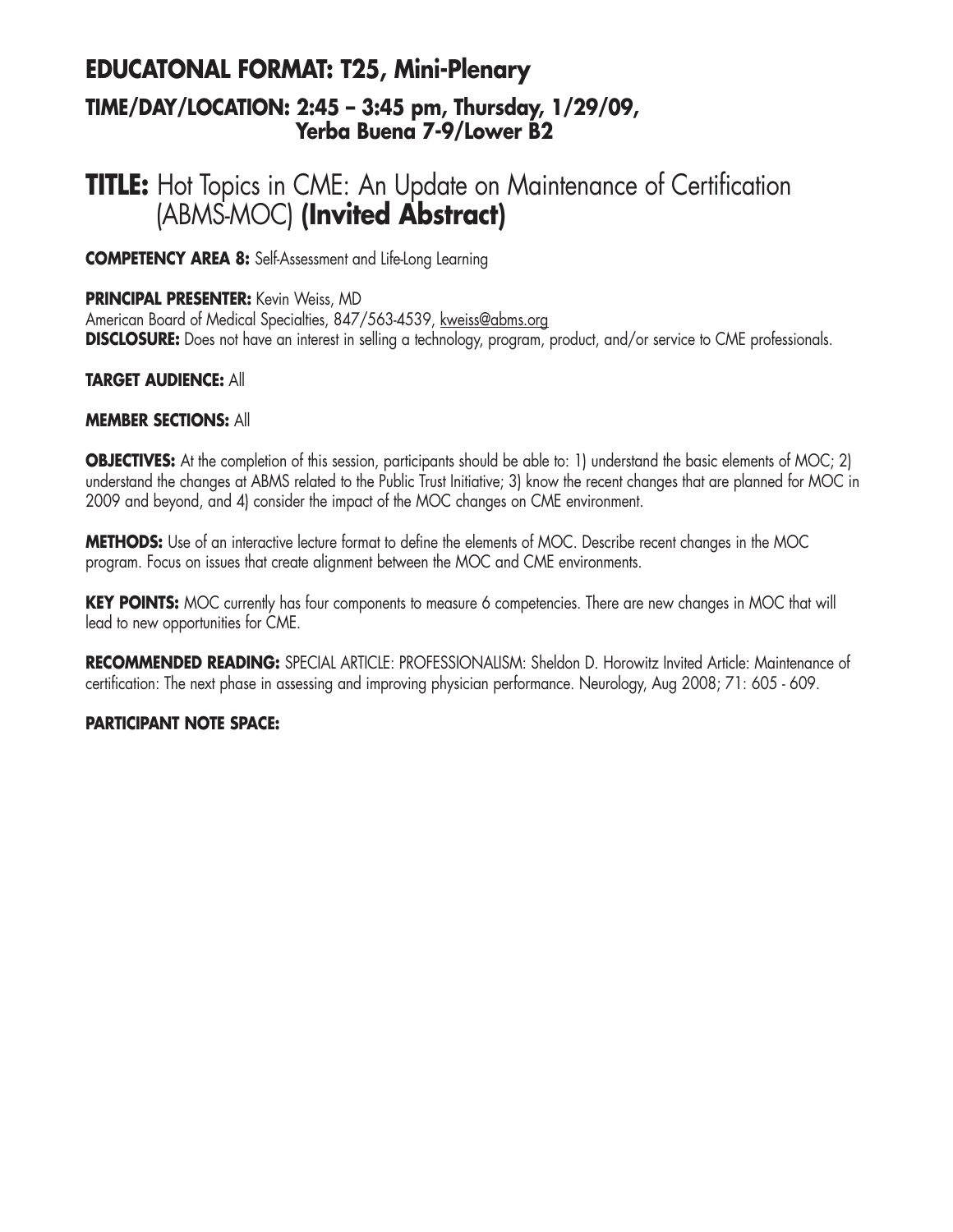## EDUCATONAL FORMAT: T25, Mini-Plenary

### TIME/DAY/LOCATION: 2:45 – 3:45 pm, Thursday, 1/29/09, Yerba Buena 7-9/Lower B2

# TITLE: Hot Topics in CME: An Update on Maintenance of Certification (ABMS-MOC) **(Invited Abstract)**

**COMPETENCY AREA 8:** Self-Assessment and Life-Long Learning

**PRINCIPAL PRESENTER:** Kevin Weiss, MD
American Board of Medical Specialties, 847/563-4539, kweiss@abms.org
**DISCLOSURE:** Does not have an interest in selling a technology, program, product, and/or service to CME professionals.

**TARGET AUDIENCE:** All

**MEMBER SECTIONS:** All

**OBJECTIVES:** At the completion of this session, participants should be able to: 1) understand the basic elements of MOC; 2) understand the changes at ABMS related to the Public Trust Initiative; 3) know the recent changes that are planned for MOC in 2009 and beyond, and 4) consider the impact of the MOC changes on CME environment.

**METHODS:** Use of an interactive lecture format to define the elements of MOC. Describe recent changes in the MOC program. Focus on issues that create alignment between the MOC and CME environments.

**KEY POINTS:** MOC currently has four components to measure 6 competencies. There are new changes in MOC that will lead to new opportunities for CME.

**RECOMMENDED READING:** SPECIAL ARTICLE: PROFESSIONALISM: Sheldon D. Horowitz Invited Article: Maintenance of certification: The next phase in assessing and improving physician performance. Neurology, Aug 2008; 71: 605 - 609.

**PARTICIPANT NOTE SPACE:**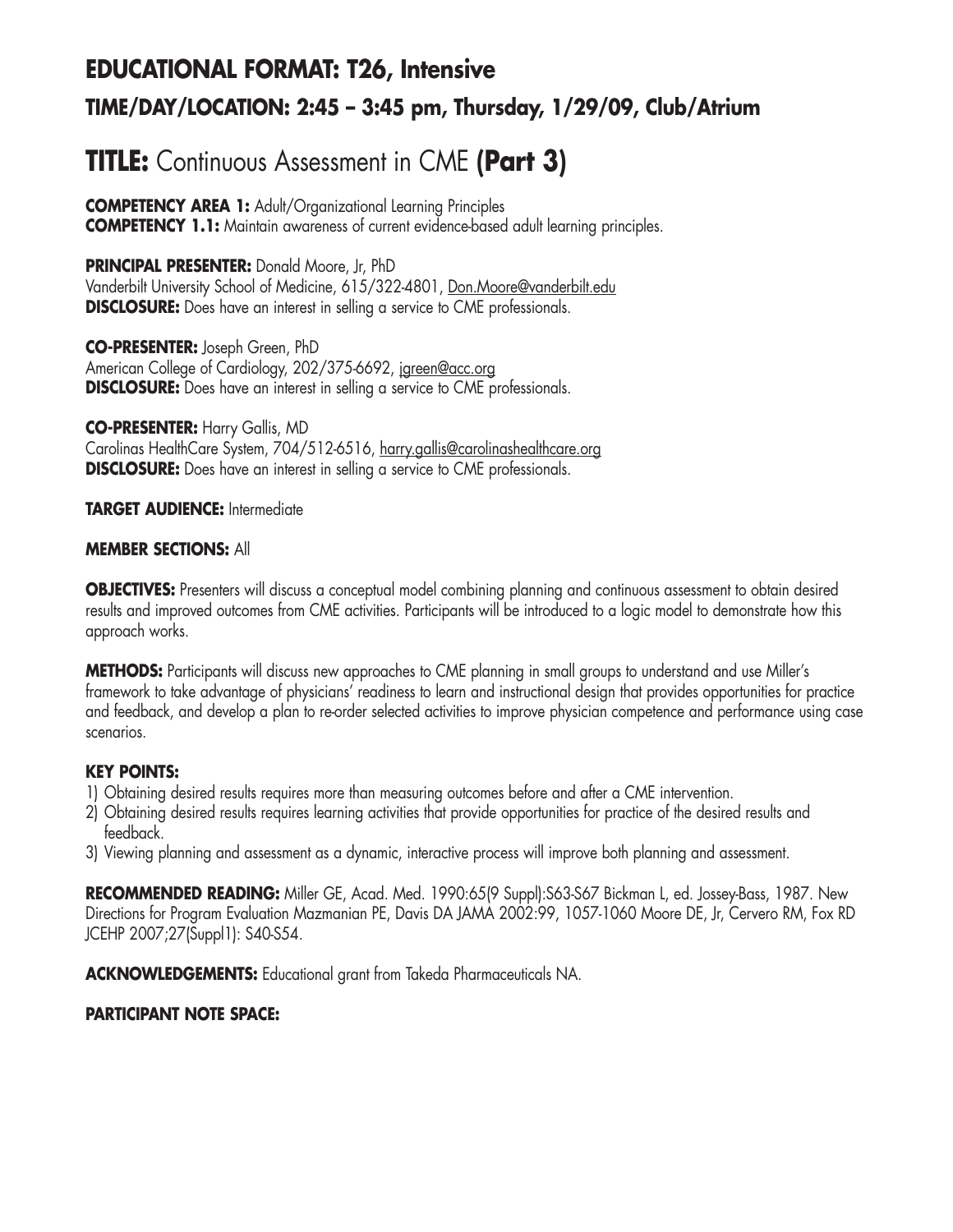## EDUCATIONAL FORMAT: T26, Intensive

### TIME/DAY/LOCATION: 2:45 – 3:45 pm, Thursday, 1/29/09, Club/Atrium

# TITLE: Continuous Assessment in CME **(Part 3)**

**COMPETENCY AREA 1:** Adult/Organizational Learning Principles
**COMPETENCY 1.1:** Maintain awareness of current evidence-based adult learning principles.

**PRINCIPAL PRESENTER:** Donald Moore, Jr, PhD
Vanderbilt University School of Medicine, 615/322-4801, Don.Moore@vanderbilt.edu
**DISCLOSURE:** Does have an interest in selling a service to CME professionals.

**CO-PRESENTER:** Joseph Green, PhD
American College of Cardiology, 202/375-6692, jgreen@acc.org
**DISCLOSURE:** Does have an interest in selling a service to CME professionals.

**CO-PRESENTER:** Harry Gallis, MD
Carolinas HealthCare System, 704/512-6516, harry.gallis@carolinashealthcare.org
**DISCLOSURE:** Does have an interest in selling a service to CME professionals.

**TARGET AUDIENCE:** Intermediate

**MEMBER SECTIONS:** All

**OBJECTIVES:** Presenters will discuss a conceptual model combining planning and continuous assessment to obtain desired results and improved outcomes from CME activities. Participants will be introduced to a logic model to demonstrate how this approach works.

**METHODS:** Participants will discuss new approaches to CME planning in small groups to understand and use Miller's framework to take advantage of physicians' readiness to learn and instructional design that provides opportunities for practice and feedback, and develop a plan to re-order selected activities to improve physician competence and performance using case scenarios.

**KEY POINTS:**

1) Obtaining desired results requires more than measuring outcomes before and after a CME intervention.
2) Obtaining desired results requires learning activities that provide opportunities for practice of the desired results and feedback.
3) Viewing planning and assessment as a dynamic, interactive process will improve both planning and assessment.

**RECOMMENDED READING:** Miller GE, Acad. Med. 1990:65(9 Suppl):S63-S67 Bickman L, ed. Jossey-Bass, 1987. New Directions for Program Evaluation Mazmanian PE, Davis DA JAMA 2002:99, 1057-1060 Moore DE, Jr, Cervero RM, Fox RD JCEHP 2007;27(Suppl1): S40-S54.

**ACKNOWLEDGEMENTS:** Educational grant from Takeda Pharmaceuticals NA.

**PARTICIPANT NOTE SPACE:**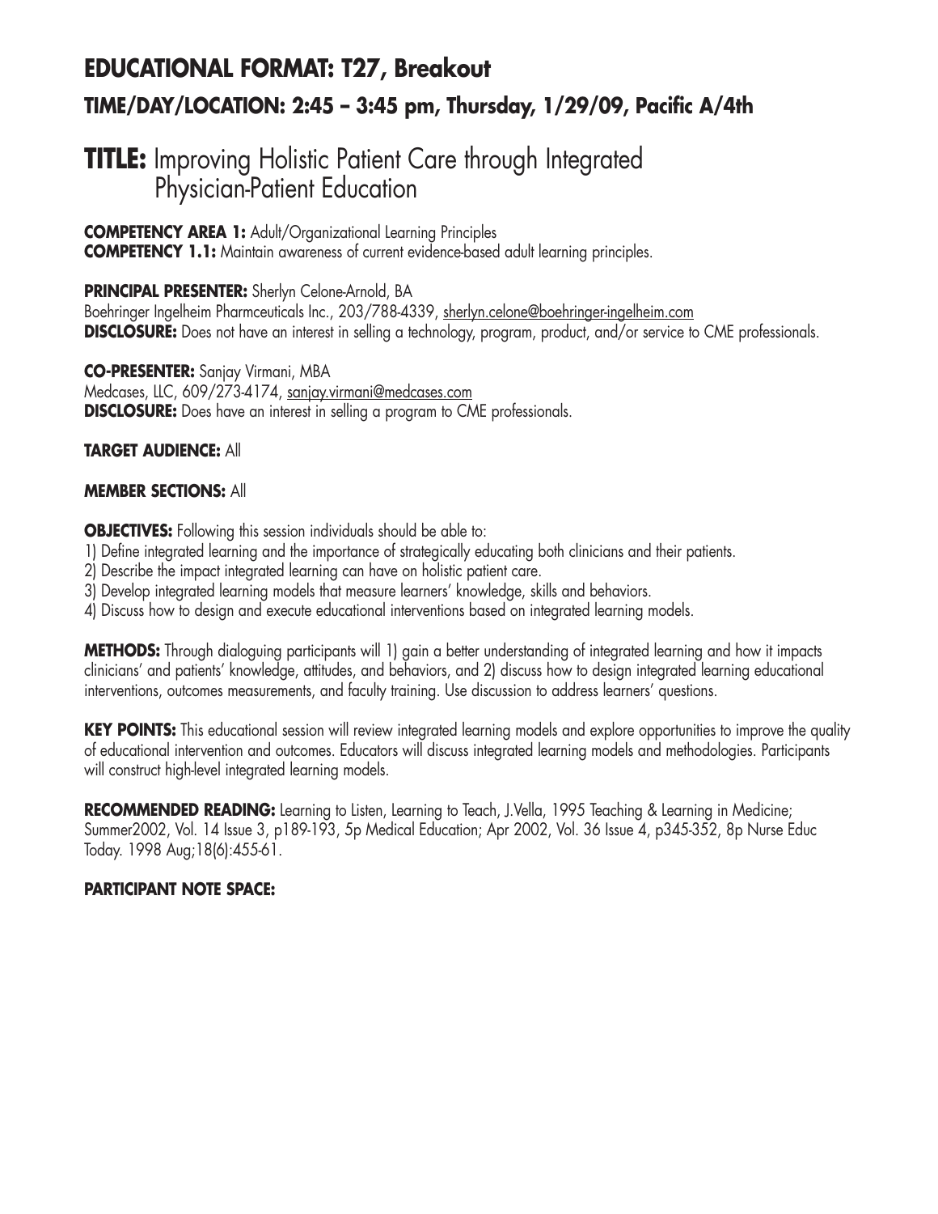## EDUCATIONAL FORMAT: T27, Breakout

### TIME/DAY/LOCATION: 2:45 – 3:45 pm, Thursday, 1/29/09, Pacific A/4th

# TITLE: Improving Holistic Patient Care through Integrated Physician-Patient Education

**COMPETENCY AREA 1:** Adult/Organizational Learning Principles
**COMPETENCY 1.1:** Maintain awareness of current evidence-based adult learning principles.

**PRINCIPAL PRESENTER:** Sherlyn Celone-Arnold, BA
Boehringer Ingelheim Pharmceuticals Inc., 203/788-4339, sherlyn.celone@boehringer-ingelheim.com
**DISCLOSURE:** Does not have an interest in selling a technology, program, product, and/or service to CME professionals.

**CO-PRESENTER:** Sanjay Virmani, MBA
Medcases, LLC, 609/273-4174, sanjay.virmani@medcases.com
**DISCLOSURE:** Does have an interest in selling a program to CME professionals.

**TARGET AUDIENCE:** All

**MEMBER SECTIONS:** All

**OBJECTIVES:** Following this session individuals should be able to:
1) Define integrated learning and the importance of strategically educating both clinicians and their patients.
2) Describe the impact integrated learning can have on holistic patient care.
3) Develop integrated learning models that measure learners' knowledge, skills and behaviors.
4) Discuss how to design and execute educational interventions based on integrated learning models.

**METHODS:** Through dialoguing participants will 1) gain a better understanding of integrated learning and how it impacts clinicians' and patients' knowledge, attitudes, and behaviors, and 2) discuss how to design integrated learning educational interventions, outcomes measurements, and faculty training. Use discussion to address learners' questions.

**KEY POINTS:** This educational session will review integrated learning models and explore opportunities to improve the quality of educational intervention and outcomes. Educators will discuss integrated learning models and methodologies. Participants will construct high-level integrated learning models.

**RECOMMENDED READING:** Learning to Listen, Learning to Teach, J.Vella, 1995 Teaching & Learning in Medicine; Summer2002, Vol. 14 Issue 3, p189-193, 5p Medical Education; Apr 2002, Vol. 36 Issue 4, p345-352, 8p Nurse Educ Today. 1998 Aug;18(6):455-61.

**PARTICIPANT NOTE SPACE:**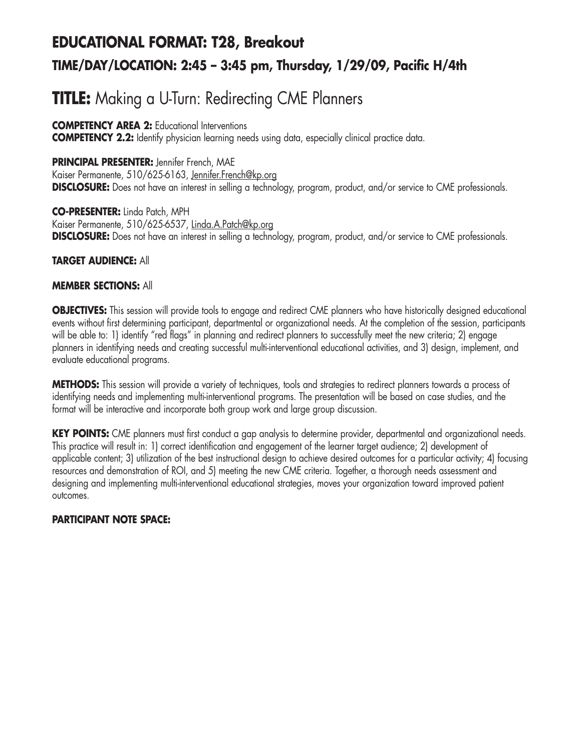## EDUCATIONAL FORMAT: T28, Breakout

### TIME/DAY/LOCATION: 2:45 – 3:45 pm, Thursday, 1/29/09, Pacific H/4th

# TITLE: Making a U-Turn: Redirecting CME Planners

**COMPETENCY AREA 2:** Educational Interventions
**COMPETENCY 2.2:** Identify physician learning needs using data, especially clinical practice data.

**PRINCIPAL PRESENTER:** Jennifer French, MAE
Kaiser Permanente, 510/625-6163, Jennifer.French@kp.org
**DISCLOSURE:** Does not have an interest in selling a technology, program, product, and/or service to CME professionals.

**CO-PRESENTER:** Linda Patch, MPH
Kaiser Permanente, 510/625-6537, Linda.A.Patch@kp.org
**DISCLOSURE:** Does not have an interest in selling a technology, program, product, and/or service to CME professionals.

**TARGET AUDIENCE:** All

**MEMBER SECTIONS:** All

**OBJECTIVES:** This session will provide tools to engage and redirect CME planners who have historically designed educational events without first determining participant, departmental or organizational needs. At the completion of the session, participants will be able to: 1) identify "red flags" in planning and redirect planners to successfully meet the new criteria; 2) engage planners in identifying needs and creating successful multi-interventional educational activities, and 3) design, implement, and evaluate educational programs.

**METHODS:** This session will provide a variety of techniques, tools and strategies to redirect planners towards a process of identifying needs and implementing multi-interventional programs. The presentation will be based on case studies, and the format will be interactive and incorporate both group work and large group discussion.

**KEY POINTS:** CME planners must first conduct a gap analysis to determine provider, departmental and organizational needs. This practice will result in: 1) correct identification and engagement of the learner target audience; 2) development of applicable content; 3) utilization of the best instructional design to achieve desired outcomes for a particular activity; 4) focusing resources and demonstration of ROI, and 5) meeting the new CME criteria. Together, a thorough needs assessment and designing and implementing multi-interventional educational strategies, moves your organization toward improved patient outcomes.

**PARTICIPANT NOTE SPACE:**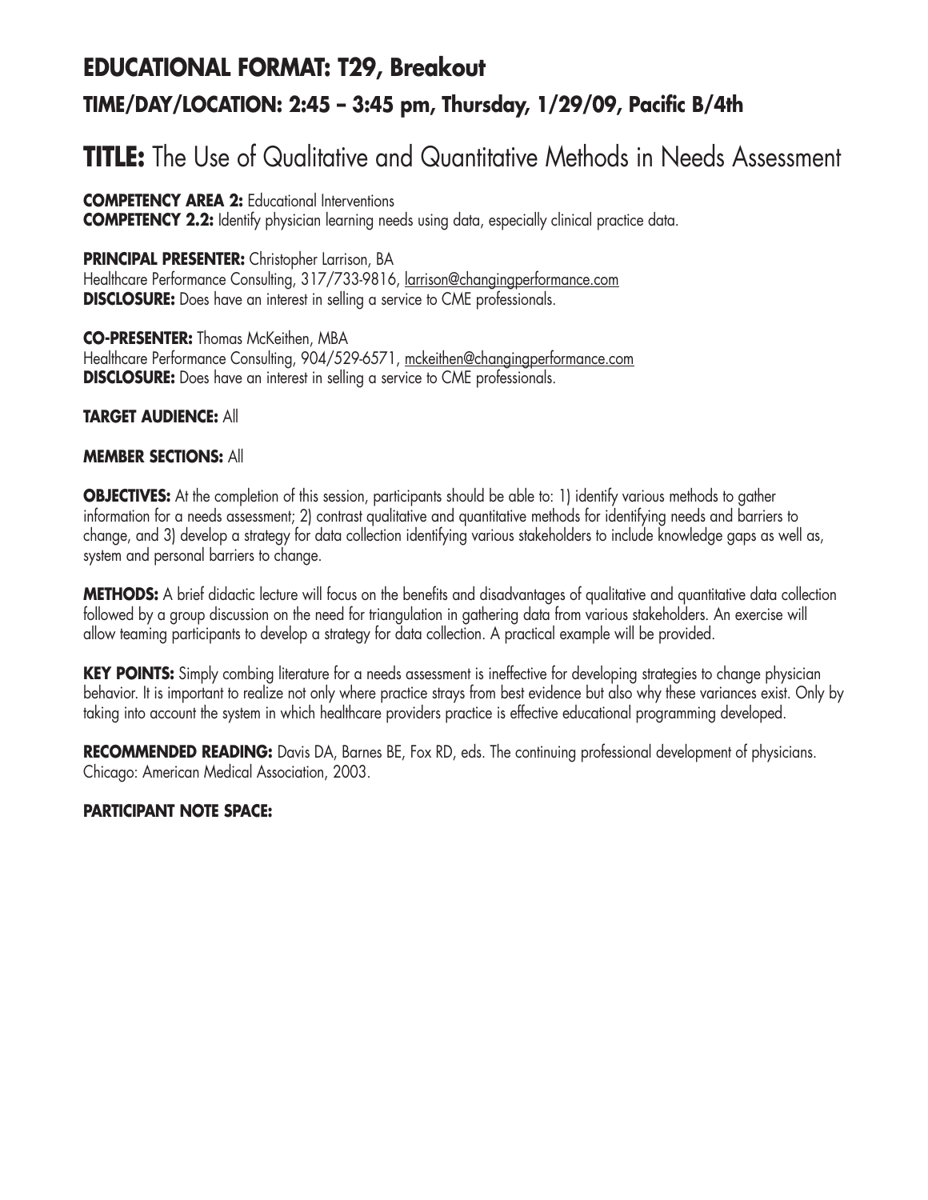## EDUCATIONAL FORMAT: T29, Breakout

### TIME/DAY/LOCATION: 2:45 – 3:45 pm, Thursday, 1/29/09, Pacific B/4th

# TITLE: The Use of Qualitative and Quantitative Methods in Needs Assessment

**COMPETENCY AREA 2:** Educational Interventions
**COMPETENCY 2.2:** Identify physician learning needs using data, especially clinical practice data.

**PRINCIPAL PRESENTER:** Christopher Larrison, BA
Healthcare Performance Consulting, 317/733-9816, larrison@changingperformance.com
**DISCLOSURE:** Does have an interest in selling a service to CME professionals.

**CO-PRESENTER:** Thomas McKeithen, MBA
Healthcare Performance Consulting, 904/529-6571, mckeithen@changingperformance.com
**DISCLOSURE:** Does have an interest in selling a service to CME professionals.

**TARGET AUDIENCE:** All

**MEMBER SECTIONS:** All

**OBJECTIVES:** At the completion of this session, participants should be able to: 1) identify various methods to gather information for a needs assessment; 2) contrast qualitative and quantitative methods for identifying needs and barriers to change, and 3) develop a strategy for data collection identifying various stakeholders to include knowledge gaps as well as, system and personal barriers to change.

**METHODS:** A brief didactic lecture will focus on the benefits and disadvantages of qualitative and quantitative data collection followed by a group discussion on the need for triangulation in gathering data from various stakeholders. An exercise will allow teaming participants to develop a strategy for data collection. A practical example will be provided.

**KEY POINTS:** Simply combing literature for a needs assessment is ineffective for developing strategies to change physician behavior. It is important to realize not only where practice strays from best evidence but also why these variances exist. Only by taking into account the system in which healthcare providers practice is effective educational programming developed.

**RECOMMENDED READING:** Davis DA, Barnes BE, Fox RD, eds. The continuing professional development of physicians. Chicago: American Medical Association, 2003.

**PARTICIPANT NOTE SPACE:**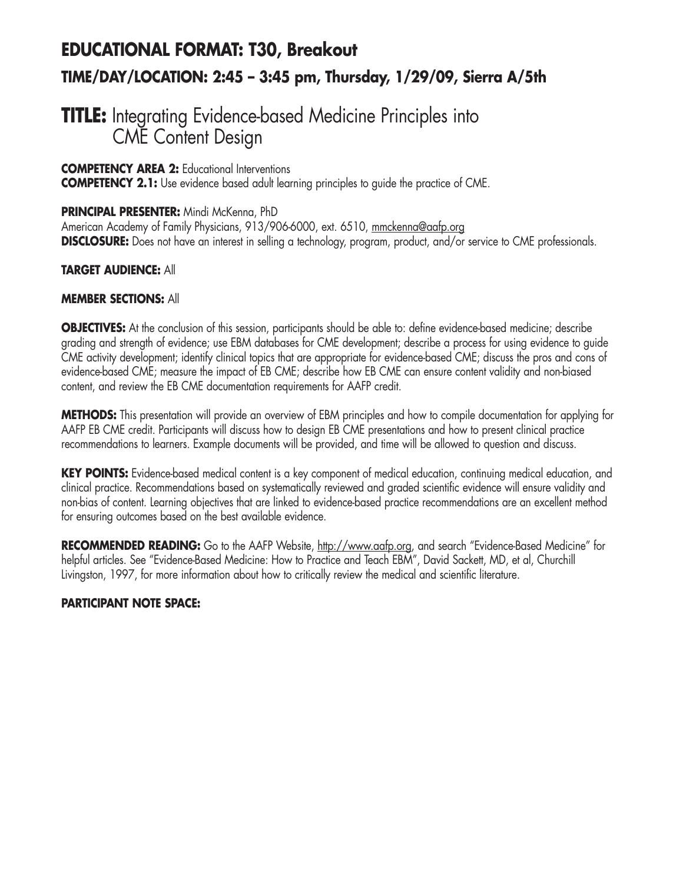## EDUCATIONAL FORMAT: T30, Breakout

### TIME/DAY/LOCATION: 2:45 – 3:45 pm, Thursday, 1/29/09, Sierra A/5th

# TITLE: Integrating Evidence-based Medicine Principles into CME Content Design

**COMPETENCY AREA 2:** Educational Interventions
**COMPETENCY 2.1:** Use evidence based adult learning principles to guide the practice of CME.

**PRINCIPAL PRESENTER:** Mindi McKenna, PhD
American Academy of Family Physicians, 913/906-6000, ext. 6510, mmckenna@aafp.org
**DISCLOSURE:** Does not have an interest in selling a technology, program, product, and/or service to CME professionals.

**TARGET AUDIENCE:** All

**MEMBER SECTIONS:** All

**OBJECTIVES:** At the conclusion of this session, participants should be able to: define evidence-based medicine; describe grading and strength of evidence; use EBM databases for CME development; describe a process for using evidence to guide CME activity development; identify clinical topics that are appropriate for evidence-based CME; discuss the pros and cons of evidence-based CME; measure the impact of EB CME; describe how EB CME can ensure content validity and non-biased content, and review the EB CME documentation requirements for AAFP credit.

**METHODS:** This presentation will provide an overview of EBM principles and how to compile documentation for applying for AAFP EB CME credit. Participants will discuss how to design EB CME presentations and how to present clinical practice recommendations to learners. Example documents will be provided, and time will be allowed to question and discuss.

**KEY POINTS:** Evidence-based medical content is a key component of medical education, continuing medical education, and clinical practice. Recommendations based on systematically reviewed and graded scientific evidence will ensure validity and non-bias of content. Learning objectives that are linked to evidence-based practice recommendations are an excellent method for ensuring outcomes based on the best available evidence.

**RECOMMENDED READING:** Go to the AAFP Website, http://www.aafp.org, and search "Evidence-Based Medicine" for helpful articles. See "Evidence-Based Medicine: How to Practice and Teach EBM", David Sackett, MD, et al, Churchill Livingston, 1997, for more information about how to critically review the medical and scientific literature.

**PARTICIPANT NOTE SPACE:**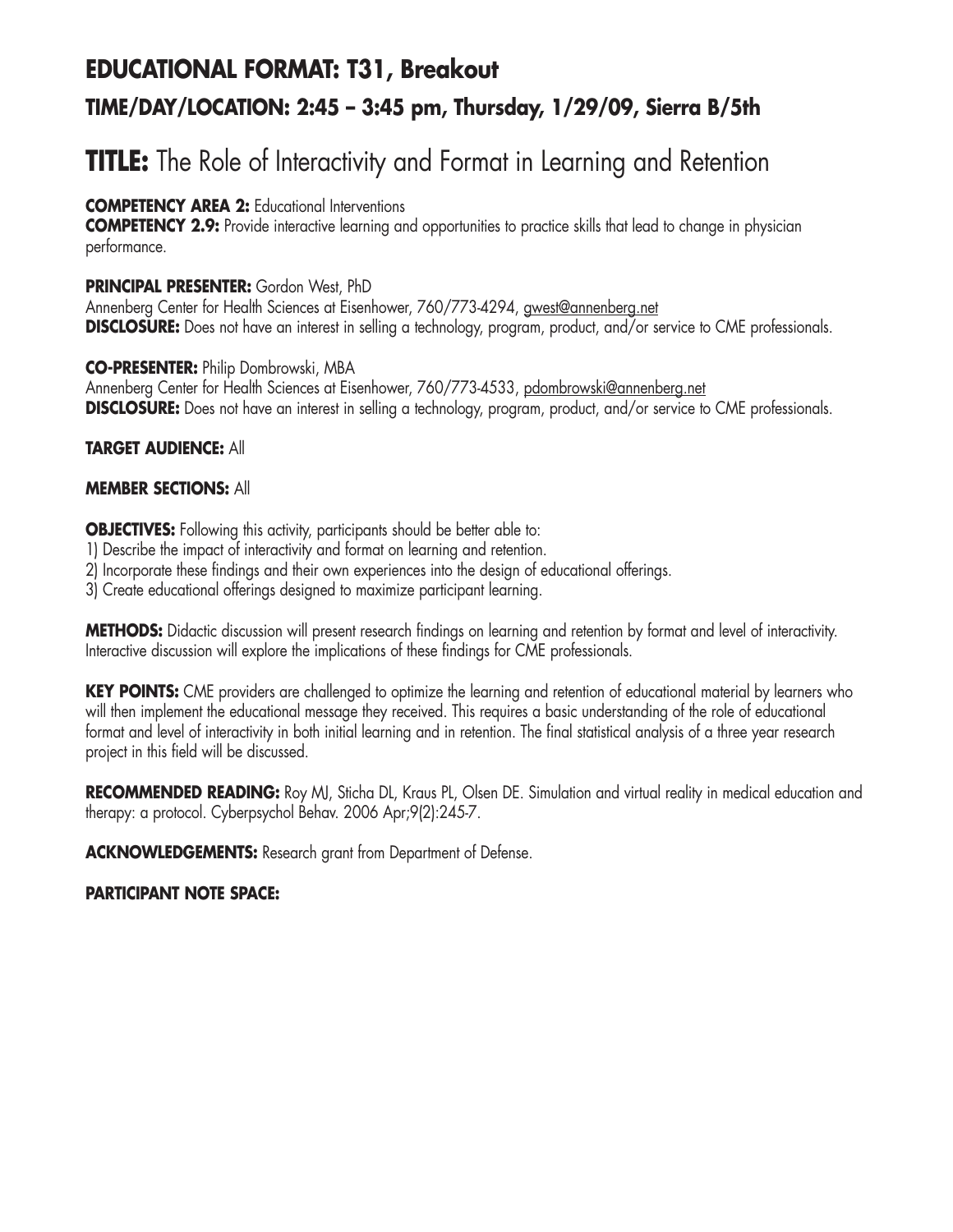## EDUCATIONAL FORMAT: T31, Breakout

### TIME/DAY/LOCATION: 2:45 – 3:45 pm, Thursday, 1/29/09, Sierra B/5th

# TITLE: The Role of Interactivity and Format in Learning and Retention

**COMPETENCY AREA 2:** Educational Interventions
**COMPETENCY 2.9:** Provide interactive learning and opportunities to practice skills that lead to change in physician performance.

**PRINCIPAL PRESENTER:** Gordon West, PhD
Annenberg Center for Health Sciences at Eisenhower, 760/773-4294, gwest@annenberg.net
**DISCLOSURE:** Does not have an interest in selling a technology, program, product, and/or service to CME professionals.

**CO-PRESENTER:** Philip Dombrowski, MBA
Annenberg Center for Health Sciences at Eisenhower, 760/773-4533, pdombrowski@annenberg.net
**DISCLOSURE:** Does not have an interest in selling a technology, program, product, and/or service to CME professionals.

**TARGET AUDIENCE:** All

**MEMBER SECTIONS:** All

**OBJECTIVES:** Following this activity, participants should be better able to:
1) Describe the impact of interactivity and format on learning and retention.
2) Incorporate these findings and their own experiences into the design of educational offerings.
3) Create educational offerings designed to maximize participant learning.

**METHODS:** Didactic discussion will present research findings on learning and retention by format and level of interactivity. Interactive discussion will explore the implications of these findings for CME professionals.

**KEY POINTS:** CME providers are challenged to optimize the learning and retention of educational material by learners who will then implement the educational message they received. This requires a basic understanding of the role of educational format and level of interactivity in both initial learning and in retention. The final statistical analysis of a three year research project in this field will be discussed.

**RECOMMENDED READING:** Roy MJ, Sticha DL, Kraus PL, Olsen DE. Simulation and virtual reality in medical education and therapy: a protocol. Cyberpsychol Behav. 2006 Apr;9(2):245-7.

**ACKNOWLEDGEMENTS:** Research grant from Department of Defense.

**PARTICIPANT NOTE SPACE:**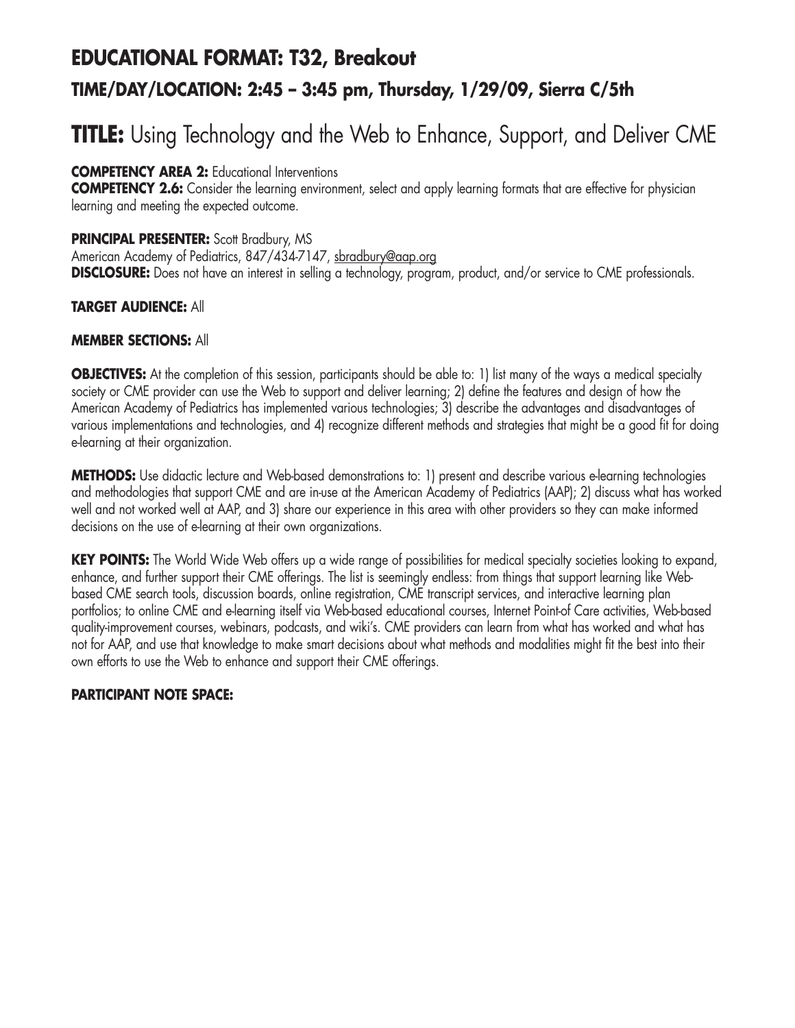## EDUCATIONAL FORMAT: T32, Breakout

### TIME/DAY/LOCATION: 2:45 – 3:45 pm, Thursday, 1/29/09, Sierra C/5th

# TITLE: Using Technology and the Web to Enhance, Support, and Deliver CME

**COMPETENCY AREA 2:** Educational Interventions
**COMPETENCY 2.6:** Consider the learning environment, select and apply learning formats that are effective for physician learning and meeting the expected outcome.

**PRINCIPAL PRESENTER:** Scott Bradbury, MS
American Academy of Pediatrics, 847/434-7147, sbradbury@aap.org
**DISCLOSURE:** Does not have an interest in selling a technology, program, product, and/or service to CME professionals.

**TARGET AUDIENCE:** All

**MEMBER SECTIONS:** All

**OBJECTIVES:** At the completion of this session, participants should be able to: 1) list many of the ways a medical specialty society or CME provider can use the Web to support and deliver learning; 2) define the features and design of how the American Academy of Pediatrics has implemented various technologies; 3) describe the advantages and disadvantages of various implementations and technologies, and 4) recognize different methods and strategies that might be a good fit for doing e-learning at their organization.

**METHODS:** Use didactic lecture and Web-based demonstrations to: 1) present and describe various e-learning technologies and methodologies that support CME and are in-use at the American Academy of Pediatrics (AAP); 2) discuss what has worked well and not worked well at AAP, and 3) share our experience in this area with other providers so they can make informed decisions on the use of e-learning at their own organizations.

**KEY POINTS:** The World Wide Web offers up a wide range of possibilities for medical specialty societies looking to expand, enhance, and further support their CME offerings. The list is seemingly endless: from things that support learning like Web-based CME search tools, discussion boards, online registration, CME transcript services, and interactive learning plan portfolios; to online CME and e-learning itself via Web-based educational courses, Internet Point-of Care activities, Web-based quality-improvement courses, webinars, podcasts, and wiki's. CME providers can learn from what has worked and what has not for AAP, and use that knowledge to make smart decisions about what methods and modalities might fit the best into their own efforts to use the Web to enhance and support their CME offerings.

**PARTICIPANT NOTE SPACE:**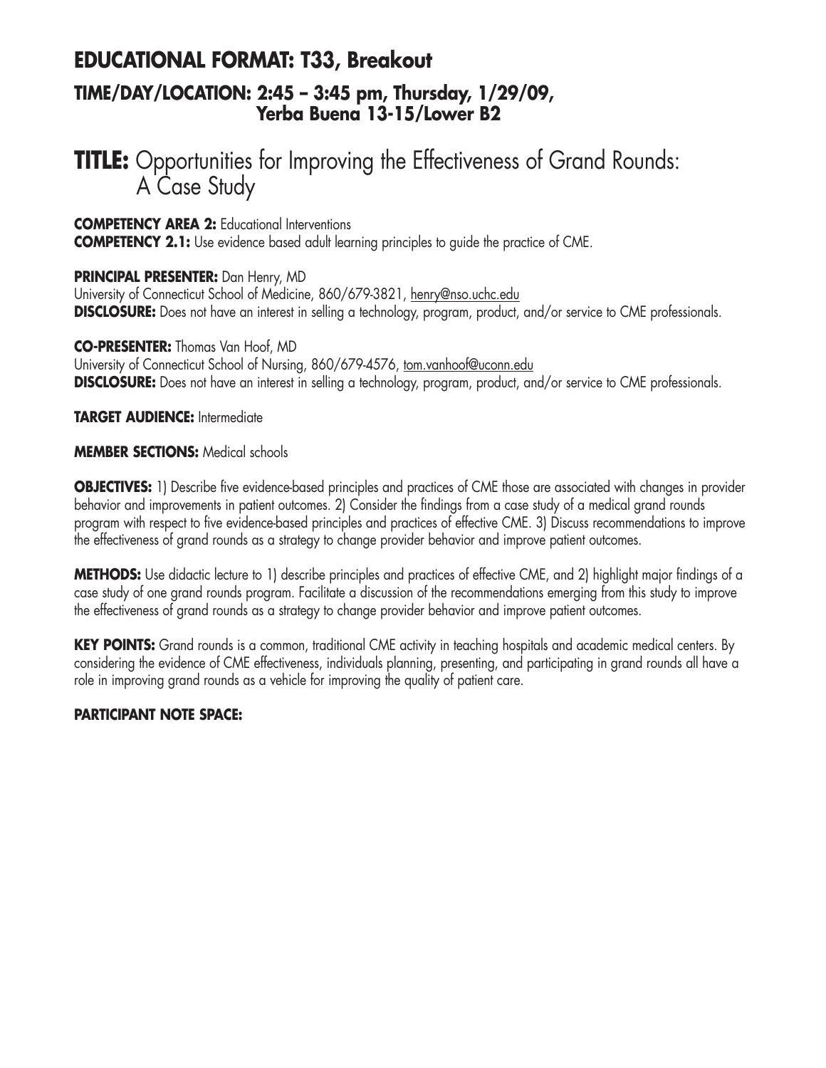## EDUCATIONAL FORMAT: T33, Breakout

### TIME/DAY/LOCATION: 2:45 – 3:45 pm, Thursday, 1/29/09, Yerba Buena 13-15/Lower B2

# TITLE: Opportunities for Improving the Effectiveness of Grand Rounds: A Case Study

**COMPETENCY AREA 2:** Educational Interventions
**COMPETENCY 2.1:** Use evidence based adult learning principles to guide the practice of CME.

**PRINCIPAL PRESENTER:** Dan Henry, MD
University of Connecticut School of Medicine, 860/679-3821, henry@nso.uchc.edu
**DISCLOSURE:** Does not have an interest in selling a technology, program, product, and/or service to CME professionals.

**CO-PRESENTER:** Thomas Van Hoof, MD
University of Connecticut School of Nursing, 860/679-4576, tom.vanhoof@uconn.edu
**DISCLOSURE:** Does not have an interest in selling a technology, program, product, and/or service to CME professionals.

**TARGET AUDIENCE:** Intermediate

**MEMBER SECTIONS:** Medical schools

**OBJECTIVES:** 1) Describe five evidence-based principles and practices of CME those are associated with changes in provider behavior and improvements in patient outcomes. 2) Consider the findings from a case study of a medical grand rounds program with respect to five evidence-based principles and practices of effective CME. 3) Discuss recommendations to improve the effectiveness of grand rounds as a strategy to change provider behavior and improve patient outcomes.

**METHODS:** Use didactic lecture to 1) describe principles and practices of effective CME, and 2) highlight major findings of a case study of one grand rounds program. Facilitate a discussion of the recommendations emerging from this study to improve the effectiveness of grand rounds as a strategy to change provider behavior and improve patient outcomes.

**KEY POINTS:** Grand rounds is a common, traditional CME activity in teaching hospitals and academic medical centers. By considering the evidence of CME effectiveness, individuals planning, presenting, and participating in grand rounds all have a role in improving grand rounds as a vehicle for improving the quality of patient care.

**PARTICIPANT NOTE SPACE:**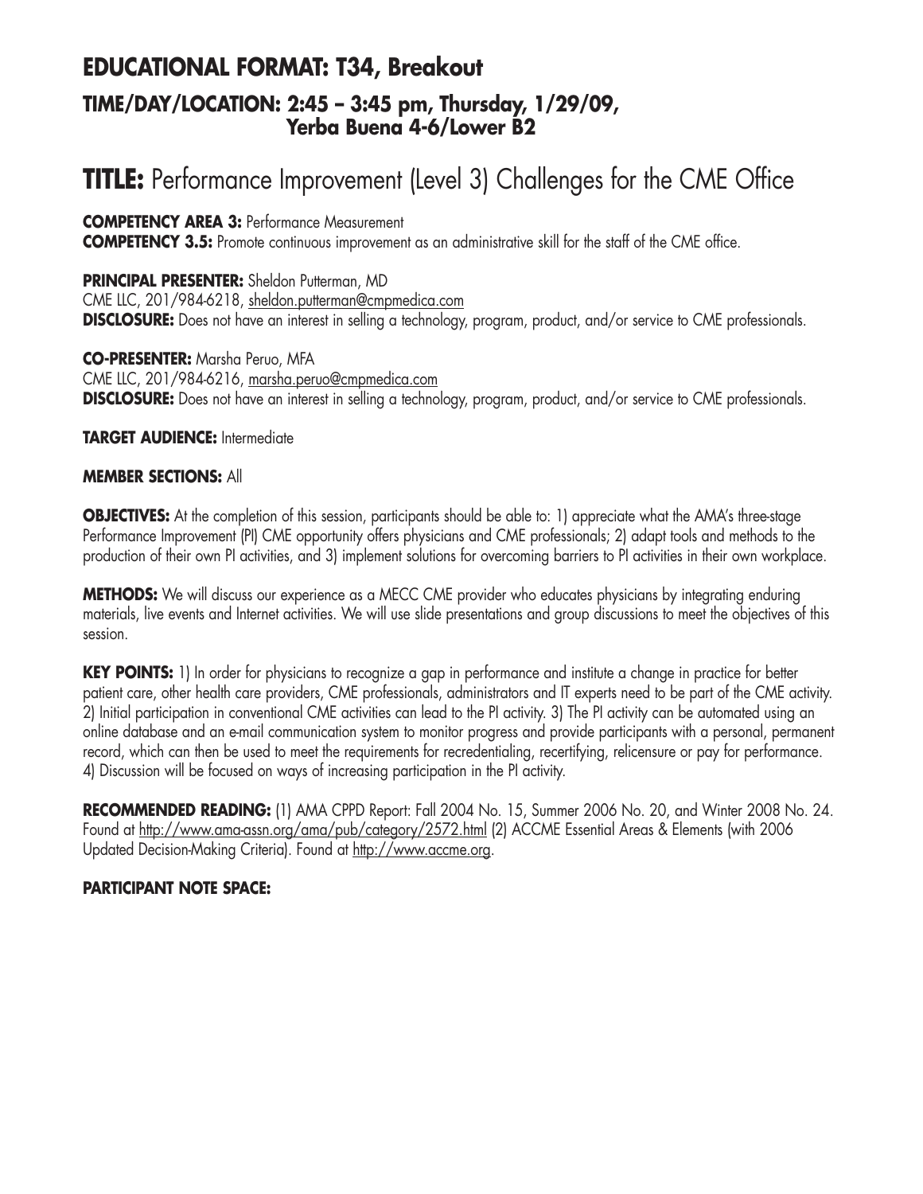## EDUCATIONAL FORMAT: T34, Breakout

### TIME/DAY/LOCATION: 2:45 – 3:45 pm, Thursday, 1/29/09, Yerba Buena 4-6/Lower B2

# TITLE: Performance Improvement (Level 3) Challenges for the CME Office

**COMPETENCY AREA 3:** Performance Measurement
**COMPETENCY 3.5:** Promote continuous improvement as an administrative skill for the staff of the CME office.

**PRINCIPAL PRESENTER:** Sheldon Putterman, MD
CME LLC, 201/984-6218, sheldon.putterman@cmpmedica.com
**DISCLOSURE:** Does not have an interest in selling a technology, program, product, and/or service to CME professionals.

**CO-PRESENTER:** Marsha Peruo, MFA
CME LLC, 201/984-6216, marsha.peruo@cmpmedica.com
**DISCLOSURE:** Does not have an interest in selling a technology, program, product, and/or service to CME professionals.

**TARGET AUDIENCE:** Intermediate

**MEMBER SECTIONS:** All

**OBJECTIVES:** At the completion of this session, participants should be able to: 1) appreciate what the AMA's three-stage Performance Improvement (PI) CME opportunity offers physicians and CME professionals; 2) adapt tools and methods to the production of their own PI activities, and 3) implement solutions for overcoming barriers to PI activities in their own workplace.

**METHODS:** We will discuss our experience as a MECC CME provider who educates physicians by integrating enduring materials, live events and Internet activities. We will use slide presentations and group discussions to meet the objectives of this session.

**KEY POINTS:** 1) In order for physicians to recognize a gap in performance and institute a change in practice for better patient care, other health care providers, CME professionals, administrators and IT experts need to be part of the CME activity. 2) Initial participation in conventional CME activities can lead to the PI activity. 3) The PI activity can be automated using an online database and an e-mail communication system to monitor progress and provide participants with a personal, permanent record, which can then be used to meet the requirements for recredentialing, recertifying, relicensure or pay for performance. 4) Discussion will be focused on ways of increasing participation in the PI activity.

**RECOMMENDED READING:** (1) AMA CPPD Report: Fall 2004 No. 15, Summer 2006 No. 20, and Winter 2008 No. 24. Found at http://www.ama-assn.org/ama/pub/category/2572.html (2) ACCME Essential Areas & Elements (with 2006 Updated Decision-Making Criteria). Found at http://www.accme.org.

**PARTICIPANT NOTE SPACE:**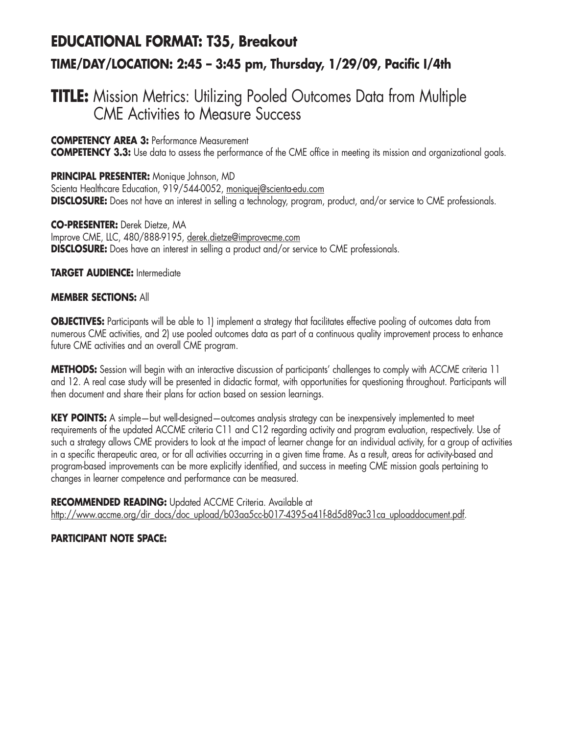## EDUCATIONAL FORMAT: T35, Breakout

### TIME/DAY/LOCATION: 2:45 – 3:45 pm, Thursday, 1/29/09, Pacific I/4th

# TITLE: Mission Metrics: Utilizing Pooled Outcomes Data from Multiple CME Activities to Measure Success

**COMPETENCY AREA 3:** Performance Measurement
**COMPETENCY 3.3:** Use data to assess the performance of the CME office in meeting its mission and organizational goals.

**PRINCIPAL PRESENTER:** Monique Johnson, MD
Scienta Healthcare Education, 919/544-0052, moniquej@scienta-edu.com
**DISCLOSURE:** Does not have an interest in selling a technology, program, product, and/or service to CME professionals.

**CO-PRESENTER:** Derek Dietze, MA
Improve CME, LLC, 480/888-9195, derek.dietze@improvecme.com
**DISCLOSURE:** Does have an interest in selling a product and/or service to CME professionals.

**TARGET AUDIENCE:** Intermediate

**MEMBER SECTIONS:** All

**OBJECTIVES:** Participants will be able to 1) implement a strategy that facilitates effective pooling of outcomes data from numerous CME activities, and 2) use pooled outcomes data as part of a continuous quality improvement process to enhance future CME activities and an overall CME program.

**METHODS:** Session will begin with an interactive discussion of participants' challenges to comply with ACCME criteria 11 and 12. A real case study will be presented in didactic format, with opportunities for questioning throughout. Participants will then document and share their plans for action based on session learnings.

**KEY POINTS:** A simple—but well-designed—outcomes analysis strategy can be inexpensively implemented to meet requirements of the updated ACCME criteria C11 and C12 regarding activity and program evaluation, respectively. Use of such a strategy allows CME providers to look at the impact of learner change for an individual activity, for a group of activities in a specific therapeutic area, or for all activities occurring in a given time frame. As a result, areas for activity-based and program-based improvements can be more explicitly identified, and success in meeting CME mission goals pertaining to changes in learner competence and performance can be measured.

**RECOMMENDED READING:** Updated ACCME Criteria. Available at http://www.accme.org/dir_docs/doc_upload/b03aa5cc-b017-4395-a41f-8d5d89ac31ca_uploaddocument.pdf.

**PARTICIPANT NOTE SPACE:**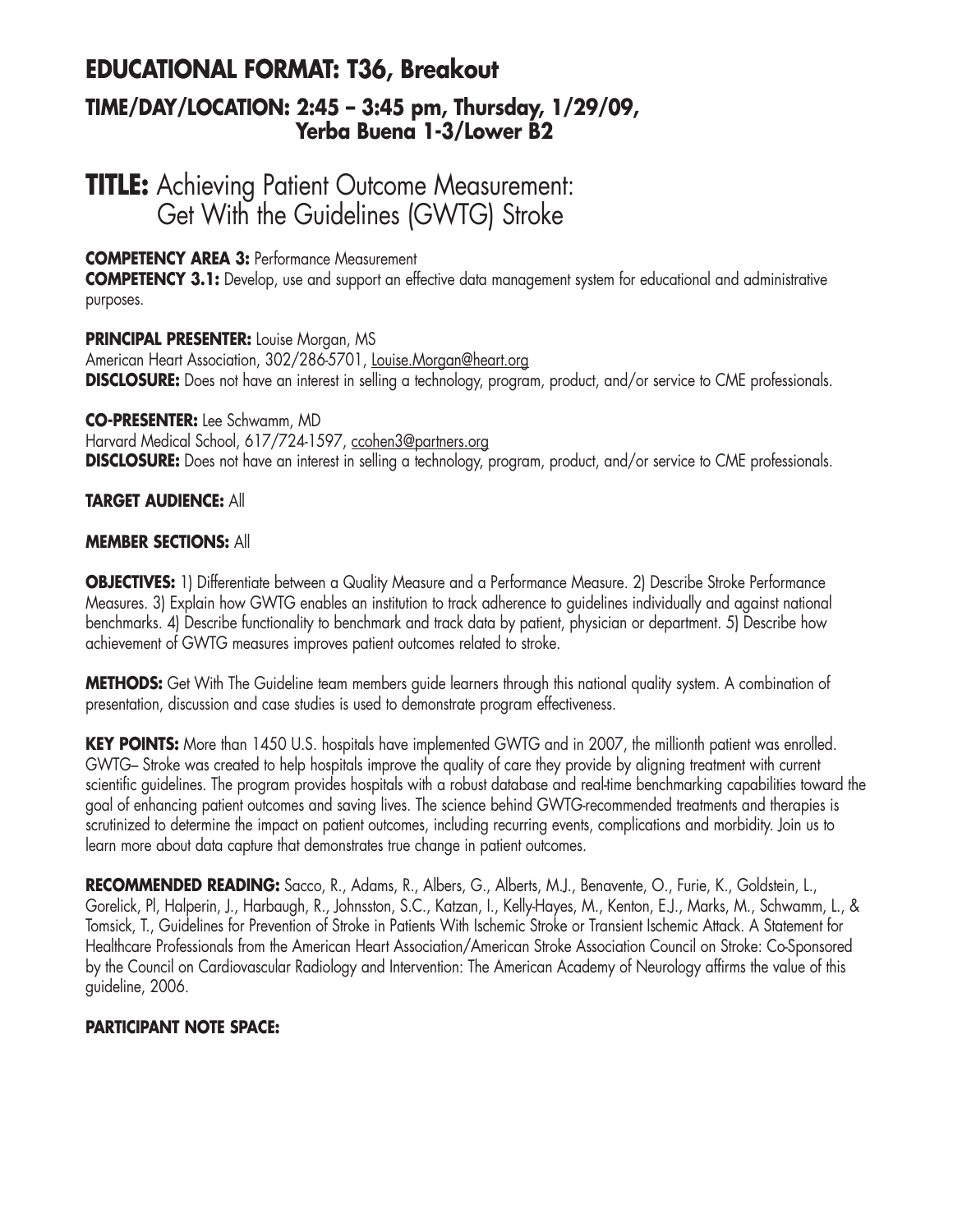## EDUCATIONAL FORMAT: T36, Breakout

### TIME/DAY/LOCATION: 2:45 – 3:45 pm, Thursday, 1/29/09, Yerba Buena 1-3/Lower B2

# TITLE: Achieving Patient Outcome Measurement: Get With the Guidelines (GWTG) Stroke

**COMPETENCY AREA 3:** Performance Measurement

**COMPETENCY 3.1:** Develop, use and support an effective data management system for educational and administrative purposes.

**PRINCIPAL PRESENTER:** Louise Morgan, MS
American Heart Association, 302/286-5701, Louise.Morgan@heart.org
**DISCLOSURE:** Does not have an interest in selling a technology, program, product, and/or service to CME professionals.

**CO-PRESENTER:** Lee Schwamm, MD
Harvard Medical School, 617/724-1597, ccohen3@partners.org
**DISCLOSURE:** Does not have an interest in selling a technology, program, product, and/or service to CME professionals.

**TARGET AUDIENCE:** All

**MEMBER SECTIONS:** All

**OBJECTIVES:** 1) Differentiate between a Quality Measure and a Performance Measure. 2) Describe Stroke Performance Measures. 3) Explain how GWTG enables an institution to track adherence to guidelines individually and against national benchmarks. 4) Describe functionality to benchmark and track data by patient, physician or department. 5) Describe how achievement of GWTG measures improves patient outcomes related to stroke.

**METHODS:** Get With The Guideline team members guide learners through this national quality system. A combination of presentation, discussion and case studies is used to demonstrate program effectiveness.

**KEY POINTS:** More than 1450 U.S. hospitals have implemented GWTG and in 2007, the millionth patient was enrolled. GWTG– Stroke was created to help hospitals improve the quality of care they provide by aligning treatment with current scientific guidelines. The program provides hospitals with a robust database and real-time benchmarking capabilities toward the goal of enhancing patient outcomes and saving lives. The science behind GWTG-recommended treatments and therapies is scrutinized to determine the impact on patient outcomes, including recurring events, complications and morbidity. Join us to learn more about data capture that demonstrates true change in patient outcomes.

**RECOMMENDED READING:** Sacco, R., Adams, R., Albers, G., Alberts, M.J., Benavente, O., Furie, K., Goldstein, L., Gorelick, Pl, Halperin, J., Harbaugh, R., Johnsston, S.C., Katzan, I., Kelly-Hayes, M., Kenton, E.J., Marks, M., Schwamm, L., & Tomsick, T., Guidelines for Prevention of Stroke in Patients With Ischemic Stroke or Transient Ischemic Attack. A Statement for Healthcare Professionals from the American Heart Association/American Stroke Association Council on Stroke: Co-Sponsored by the Council on Cardiovascular Radiology and Intervention: The American Academy of Neurology affirms the value of this guideline, 2006.

**PARTICIPANT NOTE SPACE:**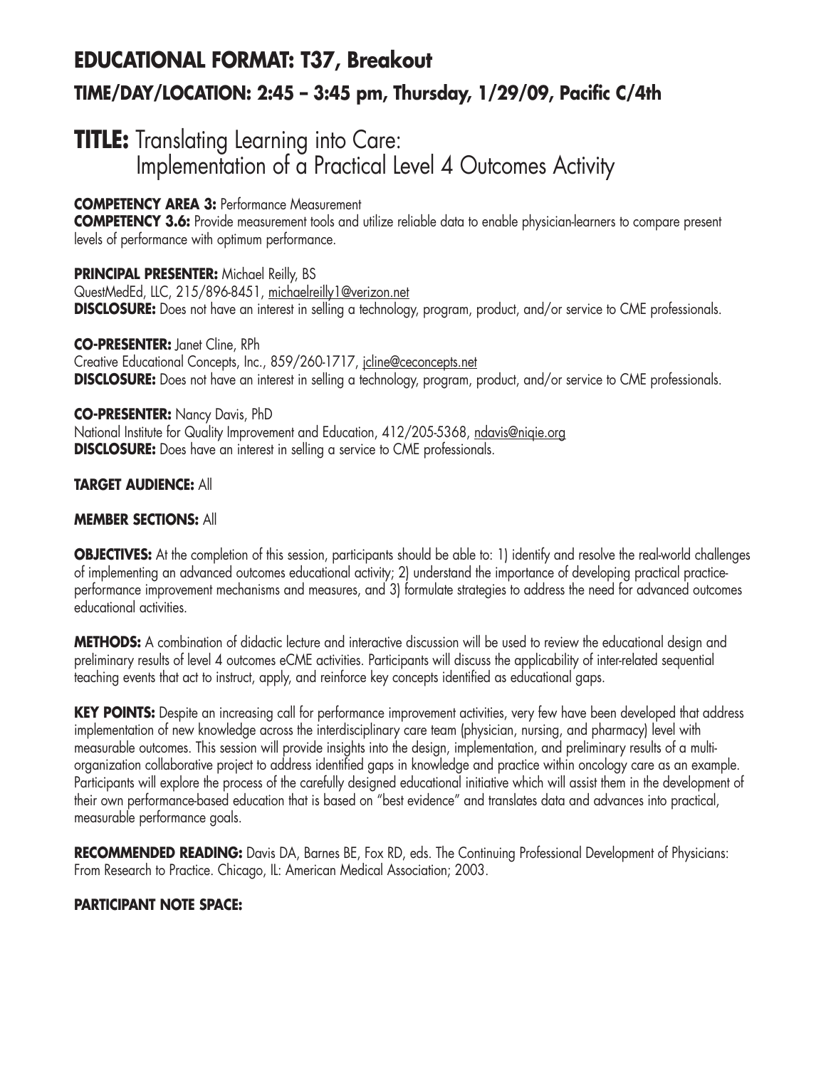## EDUCATIONAL FORMAT: T37, Breakout

### TIME/DAY/LOCATION: 2:45 – 3:45 pm, Thursday, 1/29/09, Pacific C/4th

# TITLE: Translating Learning into Care: Implementation of a Practical Level 4 Outcomes Activity

**COMPETENCY AREA 3:** Performance Measurement
**COMPETENCY 3.6:** Provide measurement tools and utilize reliable data to enable physician-learners to compare present levels of performance with optimum performance.

**PRINCIPAL PRESENTER:** Michael Reilly, BS
QuestMedEd, LLC, 215/896-8451, michaelreilly1@verizon.net
**DISCLOSURE:** Does not have an interest in selling a technology, program, product, and/or service to CME professionals.

**CO-PRESENTER:** Janet Cline, RPh
Creative Educational Concepts, Inc., 859/260-1717, jcline@ceconcepts.net
**DISCLOSURE:** Does not have an interest in selling a technology, program, product, and/or service to CME professionals.

**CO-PRESENTER:** Nancy Davis, PhD
National Institute for Quality Improvement and Education, 412/205-5368, ndavis@niqie.org
**DISCLOSURE:** Does have an interest in selling a service to CME professionals.

**TARGET AUDIENCE:** All

**MEMBER SECTIONS:** All

**OBJECTIVES:** At the completion of this session, participants should be able to: 1) identify and resolve the real-world challenges of implementing an advanced outcomes educational activity; 2) understand the importance of developing practical practice-performance improvement mechanisms and measures, and 3) formulate strategies to address the need for advanced outcomes educational activities.

**METHODS:** A combination of didactic lecture and interactive discussion will be used to review the educational design and preliminary results of level 4 outcomes eCME activities. Participants will discuss the applicability of inter-related sequential teaching events that act to instruct, apply, and reinforce key concepts identified as educational gaps.

**KEY POINTS:** Despite an increasing call for performance improvement activities, very few have been developed that address implementation of new knowledge across the interdisciplinary care team (physician, nursing, and pharmacy) level with measurable outcomes. This session will provide insights into the design, implementation, and preliminary results of a multi-organization collaborative project to address identified gaps in knowledge and practice within oncology care as an example. Participants will explore the process of the carefully designed educational initiative which will assist them in the development of their own performance-based education that is based on "best evidence" and translates data and advances into practical, measurable performance goals.

**RECOMMENDED READING:** Davis DA, Barnes BE, Fox RD, eds. The Continuing Professional Development of Physicians: From Research to Practice. Chicago, IL: American Medical Association; 2003.

**PARTICIPANT NOTE SPACE:**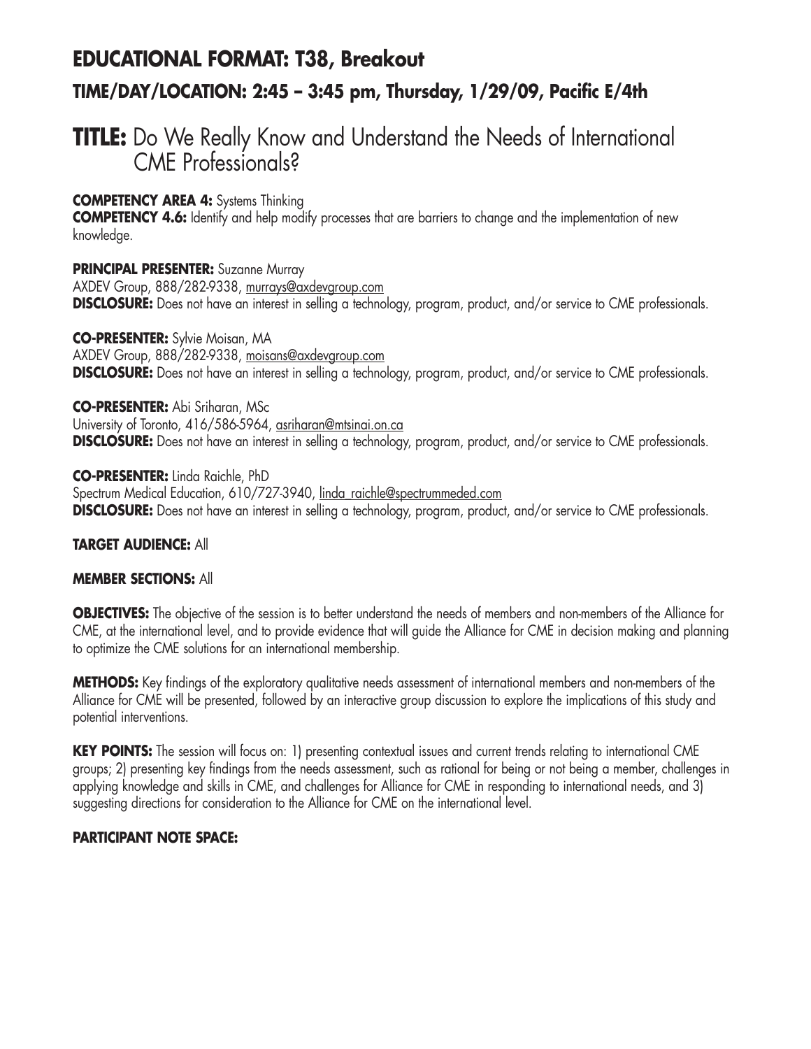## EDUCATIONAL FORMAT: T38, Breakout

### TIME/DAY/LOCATION: 2:45 – 3:45 pm, Thursday, 1/29/09, Pacific E/4th

# TITLE: Do We Really Know and Understand the Needs of International CME Professionals?

**COMPETENCY AREA 4:** Systems Thinking
**COMPETENCY 4.6:** Identify and help modify processes that are barriers to change and the implementation of new knowledge.

**PRINCIPAL PRESENTER:** Suzanne Murray
AXDEV Group, 888/282-9338, murrays@axdevgroup.com
**DISCLOSURE:** Does not have an interest in selling a technology, program, product, and/or service to CME professionals.

**CO-PRESENTER:** Sylvie Moisan, MA
AXDEV Group, 888/282-9338, moisans@axdevgroup.com
**DISCLOSURE:** Does not have an interest in selling a technology, program, product, and/or service to CME professionals.

**CO-PRESENTER:** Abi Sriharan, MSc
University of Toronto, 416/586-5964, asriharan@mtsinai.on.ca
**DISCLOSURE:** Does not have an interest in selling a technology, program, product, and/or service to CME professionals.

**CO-PRESENTER:** Linda Raichle, PhD
Spectrum Medical Education, 610/727-3940, linda_raichle@spectrummeded.com
**DISCLOSURE:** Does not have an interest in selling a technology, program, product, and/or service to CME professionals.

**TARGET AUDIENCE:** All

**MEMBER SECTIONS:** All

**OBJECTIVES:** The objective of the session is to better understand the needs of members and non-members of the Alliance for CME, at the international level, and to provide evidence that will guide the Alliance for CME in decision making and planning to optimize the CME solutions for an international membership.

**METHODS:** Key findings of the exploratory qualitative needs assessment of international members and non-members of the Alliance for CME will be presented, followed by an interactive group discussion to explore the implications of this study and potential interventions.

**KEY POINTS:** The session will focus on: 1) presenting contextual issues and current trends relating to international CME groups; 2) presenting key findings from the needs assessment, such as rational for being or not being a member, challenges in applying knowledge and skills in CME, and challenges for Alliance for CME in responding to international needs, and 3) suggesting directions for consideration to the Alliance for CME on the international level.

**PARTICIPANT NOTE SPACE:**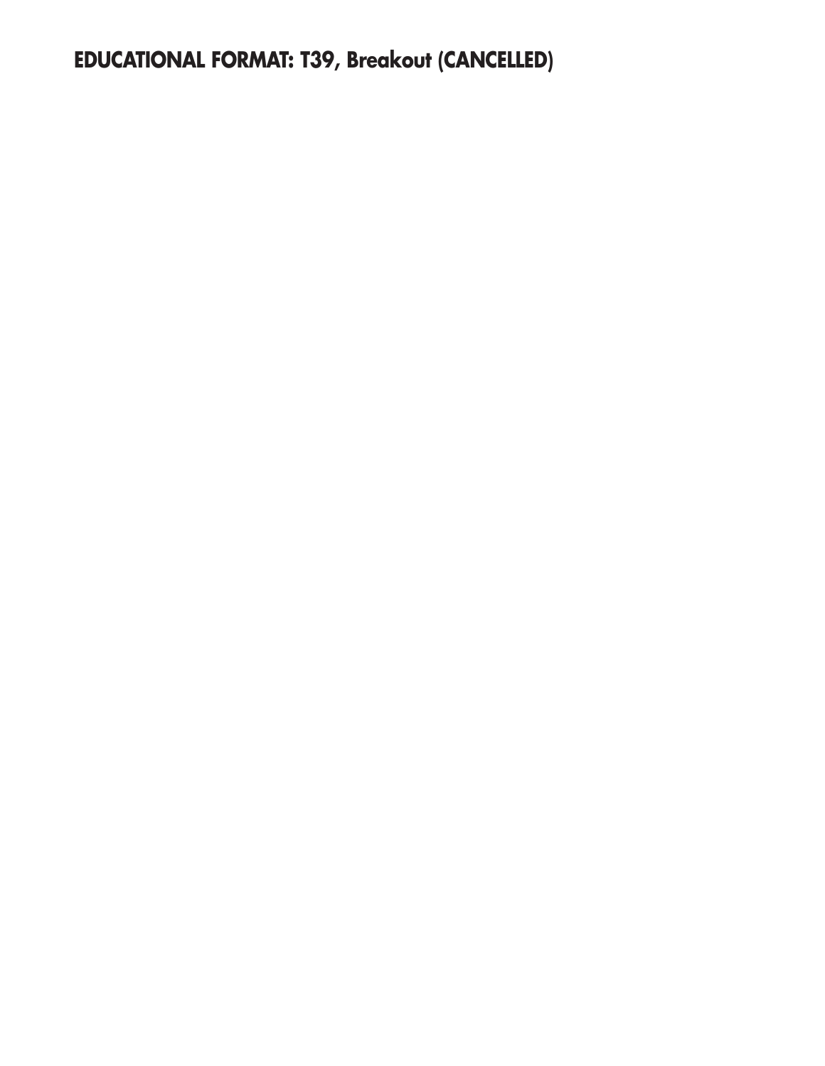**EDUCATIONAL FORMAT: T39, Breakout (CANCELLED)**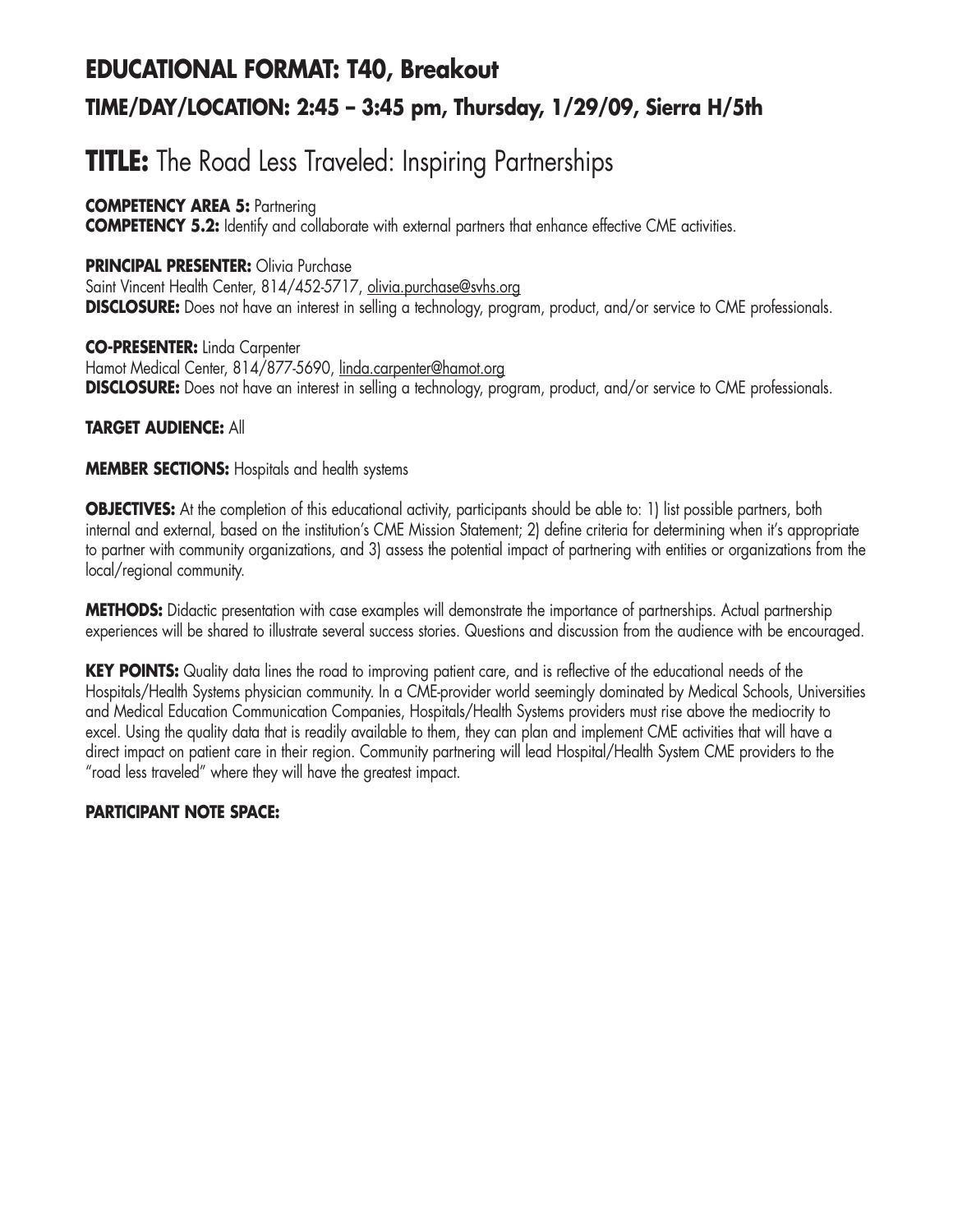## EDUCATIONAL FORMAT: T40, Breakout

### TIME/DAY/LOCATION: 2:45 – 3:45 pm, Thursday, 1/29/09, Sierra H/5th

# TITLE: The Road Less Traveled: Inspiring Partnerships

**COMPETENCY AREA 5:** Partnering
**COMPETENCY 5.2:** Identify and collaborate with external partners that enhance effective CME activities.

**PRINCIPAL PRESENTER:** Olivia Purchase
Saint Vincent Health Center, 814/452-5717, olivia.purchase@svhs.org
**DISCLOSURE:** Does not have an interest in selling a technology, program, product, and/or service to CME professionals.

**CO-PRESENTER:** Linda Carpenter
Hamot Medical Center, 814/877-5690, linda.carpenter@hamot.org
**DISCLOSURE:** Does not have an interest in selling a technology, program, product, and/or service to CME professionals.

**TARGET AUDIENCE:** All

**MEMBER SECTIONS:** Hospitals and health systems

**OBJECTIVES:** At the completion of this educational activity, participants should be able to: 1) list possible partners, both internal and external, based on the institution's CME Mission Statement; 2) define criteria for determining when it's appropriate to partner with community organizations, and 3) assess the potential impact of partnering with entities or organizations from the local/regional community.

**METHODS:** Didactic presentation with case examples will demonstrate the importance of partnerships. Actual partnership experiences will be shared to illustrate several success stories. Questions and discussion from the audience with be encouraged.

**KEY POINTS:** Quality data lines the road to improving patient care, and is reflective of the educational needs of the Hospitals/Health Systems physician community. In a CME-provider world seemingly dominated by Medical Schools, Universities and Medical Education Communication Companies, Hospitals/Health Systems providers must rise above the mediocrity to excel. Using the quality data that is readily available to them, they can plan and implement CME activities that will have a direct impact on patient care in their region. Community partnering will lead Hospital/Health System CME providers to the "road less traveled" where they will have the greatest impact.

**PARTICIPANT NOTE SPACE:**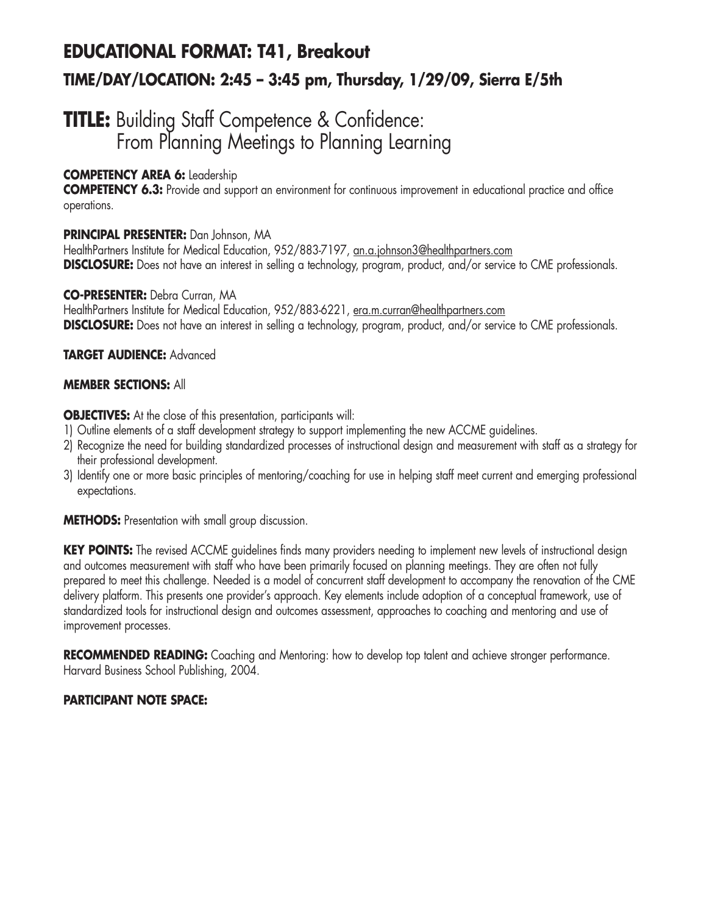## EDUCATIONAL FORMAT: T41, Breakout

### TIME/DAY/LOCATION: 2:45 – 3:45 pm, Thursday, 1/29/09, Sierra E/5th

# TITLE: Building Staff Competence & Confidence: From Planning Meetings to Planning Learning

**COMPETENCY AREA 6:** Leadership
**COMPETENCY 6.3:** Provide and support an environment for continuous improvement in educational practice and office operations.

**PRINCIPAL PRESENTER:** Dan Johnson, MA
HealthPartners Institute for Medical Education, 952/883-7197, an.a.johnson3@healthpartners.com
**DISCLOSURE:** Does not have an interest in selling a technology, program, product, and/or service to CME professionals.

**CO-PRESENTER:** Debra Curran, MA
HealthPartners Institute for Medical Education, 952/883-6221, era.m.curran@healthpartners.com
**DISCLOSURE:** Does not have an interest in selling a technology, program, product, and/or service to CME professionals.

**TARGET AUDIENCE:** Advanced

**MEMBER SECTIONS:** All

**OBJECTIVES:** At the close of this presentation, participants will:

1) Outline elements of a staff development strategy to support implementing the new ACCME guidelines.
2) Recognize the need for building standardized processes of instructional design and measurement with staff as a strategy for their professional development.
3) Identify one or more basic principles of mentoring/coaching for use in helping staff meet current and emerging professional expectations.

**METHODS:** Presentation with small group discussion.

**KEY POINTS:** The revised ACCME guidelines finds many providers needing to implement new levels of instructional design and outcomes measurement with staff who have been primarily focused on planning meetings. They are often not fully prepared to meet this challenge. Needed is a model of concurrent staff development to accompany the renovation of the CME delivery platform. This presents one provider's approach. Key elements include adoption of a conceptual framework, use of standardized tools for instructional design and outcomes assessment, approaches to coaching and mentoring and use of improvement processes.

**RECOMMENDED READING:** Coaching and Mentoring: how to develop top talent and achieve stronger performance. Harvard Business School Publishing, 2004.

**PARTICIPANT NOTE SPACE:**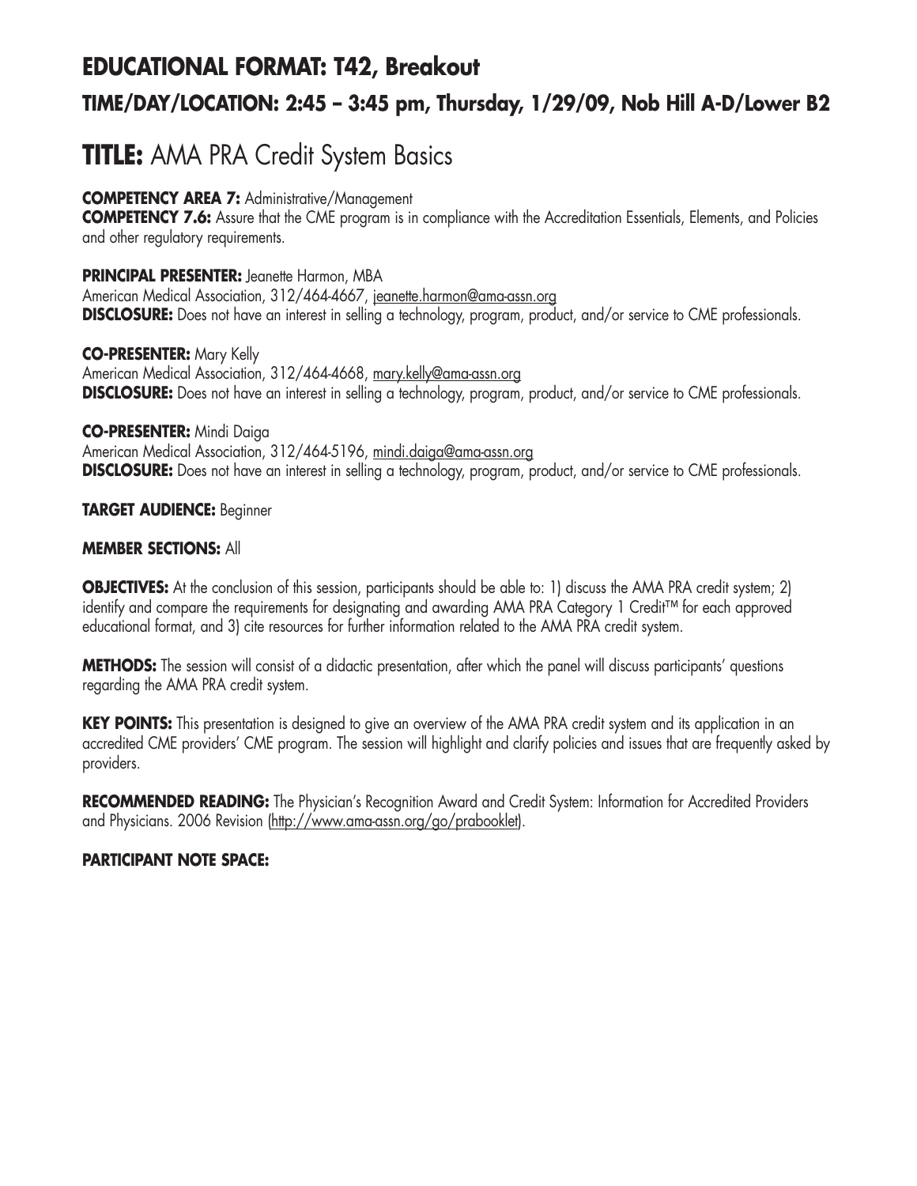## EDUCATIONAL FORMAT: T42, Breakout

### TIME/DAY/LOCATION: 2:45 – 3:45 pm, Thursday, 1/29/09, Nob Hill A-D/Lower B2

# TITLE: AMA PRA Credit System Basics

**COMPETENCY AREA 7:** Administrative/Management
**COMPETENCY 7.6:** Assure that the CME program is in compliance with the Accreditation Essentials, Elements, and Policies and other regulatory requirements.

**PRINCIPAL PRESENTER:** Jeanette Harmon, MBA
American Medical Association, 312/464-4667, jeanette.harmon@ama-assn.org
**DISCLOSURE:** Does not have an interest in selling a technology, program, product, and/or service to CME professionals.

**CO-PRESENTER:** Mary Kelly
American Medical Association, 312/464-4668, mary.kelly@ama-assn.org
**DISCLOSURE:** Does not have an interest in selling a technology, program, product, and/or service to CME professionals.

**CO-PRESENTER:** Mindi Daiga
American Medical Association, 312/464-5196, mindi.daiga@ama-assn.org
**DISCLOSURE:** Does not have an interest in selling a technology, program, product, and/or service to CME professionals.

**TARGET AUDIENCE:** Beginner

**MEMBER SECTIONS:** All

**OBJECTIVES:** At the conclusion of this session, participants should be able to: 1) discuss the AMA PRA credit system; 2) identify and compare the requirements for designating and awarding AMA PRA Category 1 Credit™ for each approved educational format, and 3) cite resources for further information related to the AMA PRA credit system.

**METHODS:** The session will consist of a didactic presentation, after which the panel will discuss participants' questions regarding the AMA PRA credit system.

**KEY POINTS:** This presentation is designed to give an overview of the AMA PRA credit system and its application in an accredited CME providers' CME program. The session will highlight and clarify policies and issues that are frequently asked by providers.

**RECOMMENDED READING:** The Physician's Recognition Award and Credit System: Information for Accredited Providers and Physicians. 2006 Revision (http://www.ama-assn.org/go/prabooklet).

**PARTICIPANT NOTE SPACE:**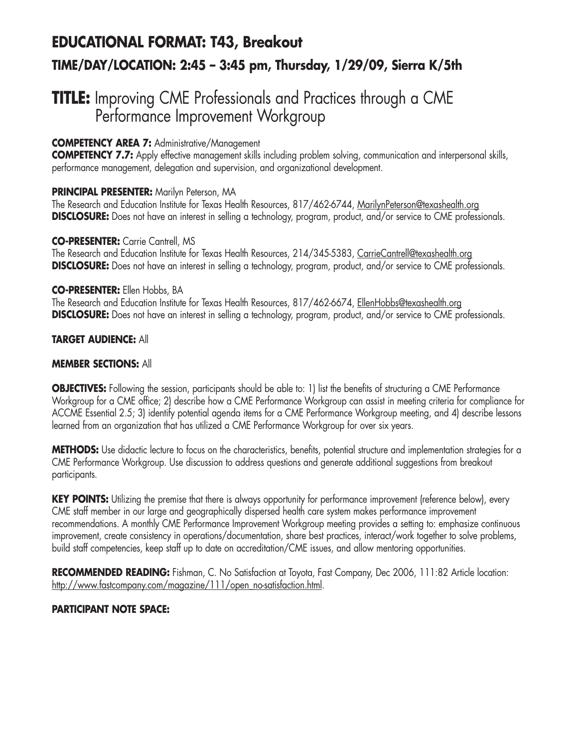## EDUCATIONAL FORMAT: T43, Breakout

### TIME/DAY/LOCATION: 2:45 – 3:45 pm, Thursday, 1/29/09, Sierra K/5th

# TITLE: Improving CME Professionals and Practices through a CME Performance Improvement Workgroup

**COMPETENCY AREA 7:** Administrative/Management

**COMPETENCY 7.7:** Apply effective management skills including problem solving, communication and interpersonal skills, performance management, delegation and supervision, and organizational development.

**PRINCIPAL PRESENTER:** Marilyn Peterson, MA
The Research and Education Institute for Texas Health Resources, 817/462-6744, MarilynPeterson@texashealth.org
**DISCLOSURE:** Does not have an interest in selling a technology, program, product, and/or service to CME professionals.

**CO-PRESENTER:** Carrie Cantrell, MS
The Research and Education Institute for Texas Health Resources, 214/345-5383, CarrieCantrell@texashealth.org
**DISCLOSURE:** Does not have an interest in selling a technology, program, product, and/or service to CME professionals.

**CO-PRESENTER:** Ellen Hobbs, BA
The Research and Education Institute for Texas Health Resources, 817/462-6674, EllenHobbs@texashealth.org
**DISCLOSURE:** Does not have an interest in selling a technology, program, product, and/or service to CME professionals.

**TARGET AUDIENCE:** All

**MEMBER SECTIONS:** All

**OBJECTIVES:** Following the session, participants should be able to: 1) list the benefits of structuring a CME Performance Workgroup for a CME office; 2) describe how a CME Performance Workgroup can assist in meeting criteria for compliance for ACCME Essential 2.5; 3) identify potential agenda items for a CME Performance Workgroup meeting, and 4) describe lessons learned from an organization that has utilized a CME Performance Workgroup for over six years.

**METHODS:** Use didactic lecture to focus on the characteristics, benefits, potential structure and implementation strategies for a CME Performance Workgroup. Use discussion to address questions and generate additional suggestions from breakout participants.

**KEY POINTS:** Utilizing the premise that there is always opportunity for performance improvement (reference below), every CME staff member in our large and geographically dispersed health care system makes performance improvement recommendations. A monthly CME Performance Improvement Workgroup meeting provides a setting to: emphasize continuous improvement, create consistency in operations/documentation, share best practices, interact/work together to solve problems, build staff competencies, keep staff up to date on accreditation/CME issues, and allow mentoring opportunities.

**RECOMMENDED READING:** Fishman, C. No Satisfaction at Toyota, Fast Company, Dec 2006, 111:82 Article location: http://www.fastcompany.com/magazine/111/open_no-satisfaction.html.

**PARTICIPANT NOTE SPACE:**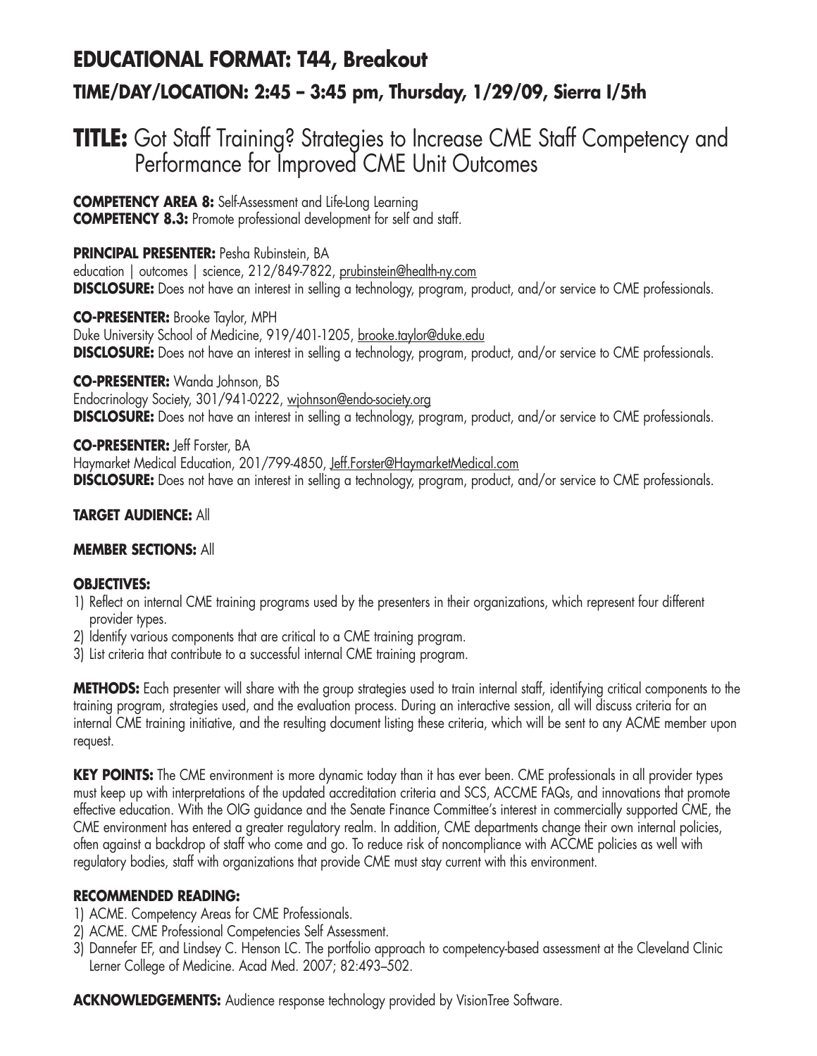## EDUCATIONAL FORMAT: T44, Breakout

### TIME/DAY/LOCATION: 2:45 – 3:45 pm, Thursday, 1/29/09, Sierra I/5th

# TITLE: Got Staff Training? Strategies to Increase CME Staff Competency and Performance for Improved CME Unit Outcomes

**COMPETENCY AREA 8:** Self-Assessment and Life-Long Learning
**COMPETENCY 8.3:** Promote professional development for self and staff.

**PRINCIPAL PRESENTER:** Pesha Rubinstein, BA
education | outcomes | science, 212/849-7822, prubinstein@health-ny.com
**DISCLOSURE:** Does not have an interest in selling a technology, program, product, and/or service to CME professionals.

**CO-PRESENTER:** Brooke Taylor, MPH
Duke University School of Medicine, 919/401-1205, brooke.taylor@duke.edu
**DISCLOSURE:** Does not have an interest in selling a technology, program, product, and/or service to CME professionals.

**CO-PRESENTER:** Wanda Johnson, BS
Endocrinology Society, 301/941-0222, wjohnson@endo-society.org
**DISCLOSURE:** Does not have an interest in selling a technology, program, product, and/or service to CME professionals.

**CO-PRESENTER:** Jeff Forster, BA
Haymarket Medical Education, 201/799-4850, Jeff.Forster@HaymarketMedical.com
**DISCLOSURE:** Does not have an interest in selling a technology, program, product, and/or service to CME professionals.

**TARGET AUDIENCE:** All

**MEMBER SECTIONS:** All

**OBJECTIVES:**

1) Reflect on internal CME training programs used by the presenters in their organizations, which represent four different provider types.
2) Identify various components that are critical to a CME training program.
3) List criteria that contribute to a successful internal CME training program.

**METHODS:** Each presenter will share with the group strategies used to train internal staff, identifying critical components to the training program, strategies used, and the evaluation process. During an interactive session, all will discuss criteria for an internal CME training initiative, and the resulting document listing these criteria, which will be sent to any ACME member upon request.

**KEY POINTS:** The CME environment is more dynamic today than it has ever been. CME professionals in all provider types must keep up with interpretations of the updated accreditation criteria and SCS, ACCME FAQs, and innovations that promote effective education. With the OIG guidance and the Senate Finance Committee's interest in commercially supported CME, the CME environment has entered a greater regulatory realm. In addition, CME departments change their own internal policies, often against a backdrop of staff who come and go. To reduce risk of noncompliance with ACCME policies as well with regulatory bodies, staff with organizations that provide CME must stay current with this environment.

**RECOMMENDED READING:**

1) ACME. Competency Areas for CME Professionals.
2) ACME. CME Professional Competencies Self Assessment.
3) Dannefer EF, and Lindsey C. Henson LC. The portfolio approach to competency-based assessment at the Cleveland Clinic Lerner College of Medicine. Acad Med. 2007; 82:493–502.

**ACKNOWLEDGEMENTS:** Audience response technology provided by VisionTree Software.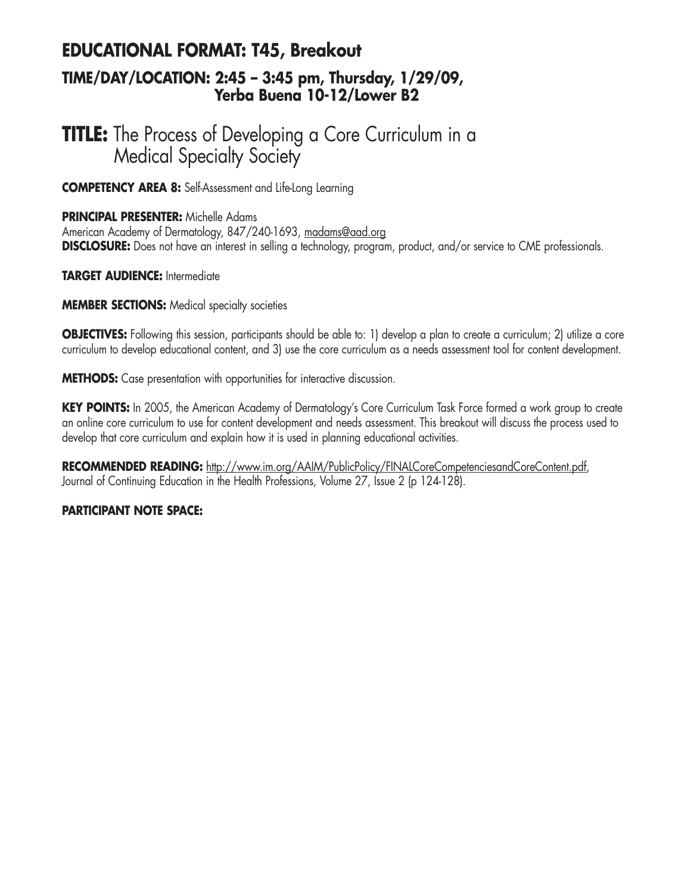## EDUCATIONAL FORMAT: T45, Breakout

### TIME/DAY/LOCATION: 2:45 – 3:45 pm, Thursday, 1/29/09, Yerba Buena 10-12/Lower B2

# TITLE: The Process of Developing a Core Curriculum in a Medical Specialty Society

**COMPETENCY AREA 8:** Self-Assessment and Life-Long Learning

**PRINCIPAL PRESENTER:** Michelle Adams
American Academy of Dermatology, 847/240-1693, madams@aad.org
**DISCLOSURE:** Does not have an interest in selling a technology, program, product, and/or service to CME professionals.

**TARGET AUDIENCE:** Intermediate

**MEMBER SECTIONS:** Medical specialty societies

**OBJECTIVES:** Following this session, participants should be able to: 1) develop a plan to create a curriculum; 2) utilize a core curriculum to develop educational content, and 3) use the core curriculum as a needs assessment tool for content development.

**METHODS:** Case presentation with opportunities for interactive discussion.

**KEY POINTS:** In 2005, the American Academy of Dermatology's Core Curriculum Task Force formed a work group to create an online core curriculum to use for content development and needs assessment. This breakout will discuss the process used to develop that core curriculum and explain how it is used in planning educational activities.

**RECOMMENDED READING:** http://www.im.org/AAIM/PublicPolicy/FINALCoreCompetenciesandCoreContent.pdf, Journal of Continuing Education in the Health Professions, Volume 27, Issue 2 (p 124-128).

**PARTICIPANT NOTE SPACE:**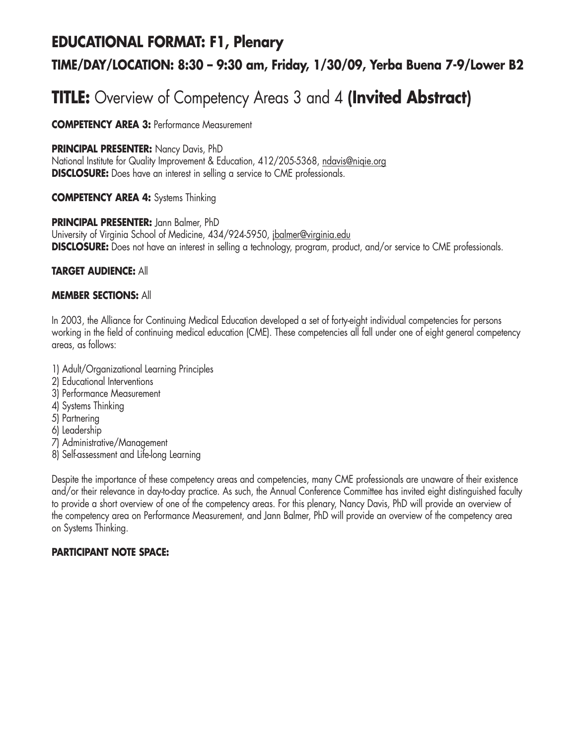# EDUCATIONAL FORMAT: F1, Plenary

## TIME/DAY/LOCATION: 8:30 – 9:30 am, Friday, 1/30/09, Yerba Buena 7-9/Lower B2

# TITLE: Overview of Competency Areas 3 and 4 (Invited Abstract)

**COMPETENCY AREA 3:** Performance Measurement

**PRINCIPAL PRESENTER:** Nancy Davis, PhD
National Institute for Quality Improvement & Education, 412/205-5368, ndavis@niqie.org
**DISCLOSURE:** Does have an interest in selling a service to CME professionals.

**COMPETENCY AREA 4:** Systems Thinking

**PRINCIPAL PRESENTER:** Jann Balmer, PhD
University of Virginia School of Medicine, 434/924-5950, jbalmer@virginia.edu
**DISCLOSURE:** Does not have an interest in selling a technology, program, product, and/or service to CME professionals.

**TARGET AUDIENCE:** All

**MEMBER SECTIONS:** All

In 2003, the Alliance for Continuing Medical Education developed a set of forty-eight individual competencies for persons working in the field of continuing medical education (CME). These competencies all fall under one of eight general competency areas, as follows:

1) Adult/Organizational Learning Principles
2) Educational Interventions
3) Performance Measurement
4) Systems Thinking
5) Partnering
6) Leadership
7) Administrative/Management
8) Self-assessment and Life-long Learning

Despite the importance of these competency areas and competencies, many CME professionals are unaware of their existence and/or their relevance in day-to-day practice. As such, the Annual Conference Committee has invited eight distinguished faculty to provide a short overview of one of the competency areas. For this plenary, Nancy Davis, PhD will provide an overview of the competency area on Performance Measurement, and Jann Balmer, PhD will provide an overview of the competency area on Systems Thinking.

**PARTICIPANT NOTE SPACE:**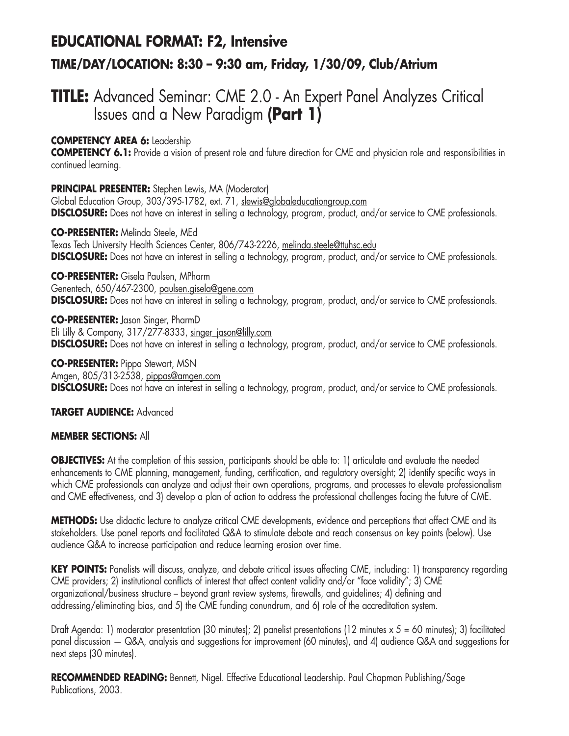## EDUCATIONAL FORMAT: F2, Intensive

### TIME/DAY/LOCATION: 8:30 – 9:30 am, Friday, 1/30/09, Club/Atrium

# TITLE: Advanced Seminar: CME 2.0 - An Expert Panel Analyzes Critical Issues and a New Paradigm **(Part 1)**

**COMPETENCY AREA 6:** Leadership
**COMPETENCY 6.1:** Provide a vision of present role and future direction for CME and physician role and responsibilities in continued learning.

**PRINCIPAL PRESENTER:** Stephen Lewis, MA (Moderator)
Global Education Group, 303/395-1782, ext. 71, slewis@globaleducationgroup.com
**DISCLOSURE:** Does not have an interest in selling a technology, program, product, and/or service to CME professionals.

**CO-PRESENTER:** Melinda Steele, MEd
Texas Tech University Health Sciences Center, 806/743-2226, melinda.steele@ttuhsc.edu
**DISCLOSURE:** Does not have an interest in selling a technology, program, product, and/or service to CME professionals.

**CO-PRESENTER:** Gisela Paulsen, MPharm
Genentech, 650/467-2300, paulsen.gisela@gene.com
**DISCLOSURE:** Does not have an interest in selling a technology, program, product, and/or service to CME professionals.

**CO-PRESENTER:** Jason Singer, PharmD
Eli Lilly & Company, 317/277-8333, singer_jason@lilly.com
**DISCLOSURE:** Does not have an interest in selling a technology, program, product, and/or service to CME professionals.

**CO-PRESENTER:** Pippa Stewart, MSN
Amgen, 805/313-2538, pippas@amgen.com
**DISCLOSURE:** Does not have an interest in selling a technology, program, product, and/or service to CME professionals.

**TARGET AUDIENCE:** Advanced

**MEMBER SECTIONS:** All

**OBJECTIVES:** At the completion of this session, participants should be able to: 1) articulate and evaluate the needed enhancements to CME planning, management, funding, certification, and regulatory oversight; 2) identify specific ways in which CME professionals can analyze and adjust their own operations, programs, and processes to elevate professionalism and CME effectiveness, and 3) develop a plan of action to address the professional challenges facing the future of CME.

**METHODS:** Use didactic lecture to analyze critical CME developments, evidence and perceptions that affect CME and its stakeholders. Use panel reports and facilitated Q&A to stimulate debate and reach consensus on key points (below). Use audience Q&A to increase participation and reduce learning erosion over time.

**KEY POINTS:** Panelists will discuss, analyze, and debate critical issues affecting CME, including: 1) transparency regarding CME providers; 2) institutional conflicts of interest that affect content validity and/or "face validity"; 3) CME organizational/business structure – beyond grant review systems, firewalls, and guidelines; 4) defining and addressing/eliminating bias, and 5) the CME funding conundrum, and 6) role of the accreditation system.

Draft Agenda: 1) moderator presentation (30 minutes); 2) panelist presentations (12 minutes x 5 = 60 minutes); 3) facilitated panel discussion — Q&A, analysis and suggestions for improvement (60 minutes), and 4) audience Q&A and suggestions for next steps (30 minutes).

**RECOMMENDED READING:** Bennett, Nigel. Effective Educational Leadership. Paul Chapman Publishing/Sage Publications, 2003.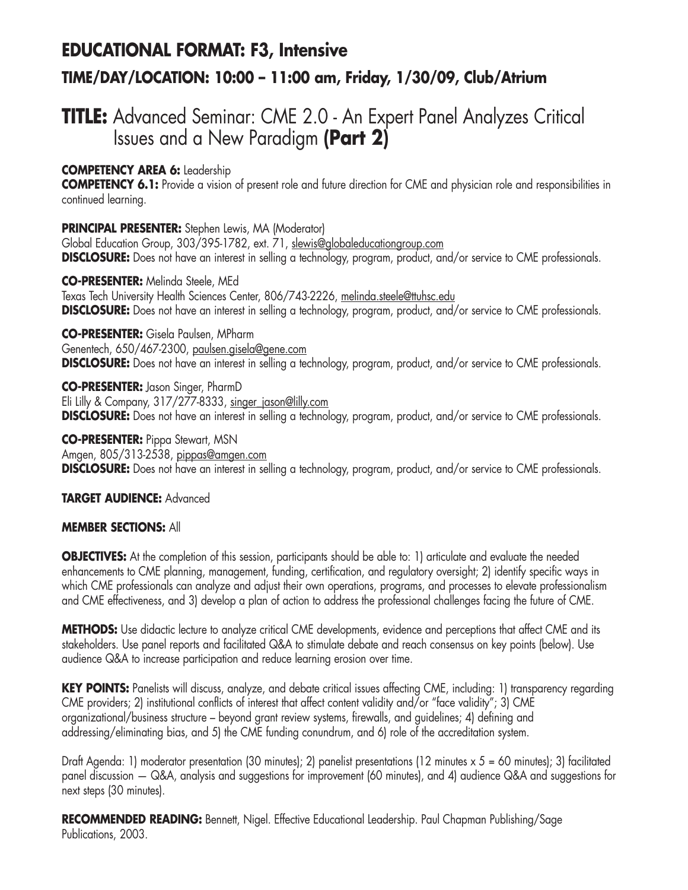## EDUCATIONAL FORMAT: F3, Intensive

### TIME/DAY/LOCATION: 10:00 – 11:00 am, Friday, 1/30/09, Club/Atrium

# TITLE: Advanced Seminar: CME 2.0 - An Expert Panel Analyzes Critical Issues and a New Paradigm **(Part 2)**

**COMPETENCY AREA 6:** Leadership
**COMPETENCY 6.1:** Provide a vision of present role and future direction for CME and physician role and responsibilities in continued learning.

**PRINCIPAL PRESENTER:** Stephen Lewis, MA (Moderator)
Global Education Group, 303/395-1782, ext. 71, slewis@globaleducationgroup.com
**DISCLOSURE:** Does not have an interest in selling a technology, program, product, and/or service to CME professionals.

**CO-PRESENTER:** Melinda Steele, MEd
Texas Tech University Health Sciences Center, 806/743-2226, melinda.steele@ttuhsc.edu
**DISCLOSURE:** Does not have an interest in selling a technology, program, product, and/or service to CME professionals.

**CO-PRESENTER:** Gisela Paulsen, MPharm
Genentech, 650/467-2300, paulsen.gisela@gene.com
**DISCLOSURE:** Does not have an interest in selling a technology, program, product, and/or service to CME professionals.

**CO-PRESENTER:** Jason Singer, PharmD
Eli Lilly & Company, 317/277-8333, singer_jason@lilly.com
**DISCLOSURE:** Does not have an interest in selling a technology, program, product, and/or service to CME professionals.

**CO-PRESENTER:** Pippa Stewart, MSN
Amgen, 805/313-2538, pippas@amgen.com
**DISCLOSURE:** Does not have an interest in selling a technology, program, product, and/or service to CME professionals.

**TARGET AUDIENCE:** Advanced

**MEMBER SECTIONS:** All

**OBJECTIVES:** At the completion of this session, participants should be able to: 1) articulate and evaluate the needed enhancements to CME planning, management, funding, certification, and regulatory oversight; 2) identify specific ways in which CME professionals can analyze and adjust their own operations, programs, and processes to elevate professionalism and CME effectiveness, and 3) develop a plan of action to address the professional challenges facing the future of CME.

**METHODS:** Use didactic lecture to analyze critical CME developments, evidence and perceptions that affect CME and its stakeholders. Use panel reports and facilitated Q&A to stimulate debate and reach consensus on key points (below). Use audience Q&A to increase participation and reduce learning erosion over time.

**KEY POINTS:** Panelists will discuss, analyze, and debate critical issues affecting CME, including: 1) transparency regarding CME providers; 2) institutional conflicts of interest that affect content validity and/or "face validity"; 3) CME organizational/business structure – beyond grant review systems, firewalls, and guidelines; 4) defining and addressing/eliminating bias, and 5) the CME funding conundrum, and 6) role of the accreditation system.

Draft Agenda: 1) moderator presentation (30 minutes); 2) panelist presentations (12 minutes x 5 = 60 minutes); 3) facilitated panel discussion — Q&A, analysis and suggestions for improvement (60 minutes), and 4) audience Q&A and suggestions for next steps (30 minutes).

**RECOMMENDED READING:** Bennett, Nigel. Effective Educational Leadership. Paul Chapman Publishing/Sage Publications, 2003.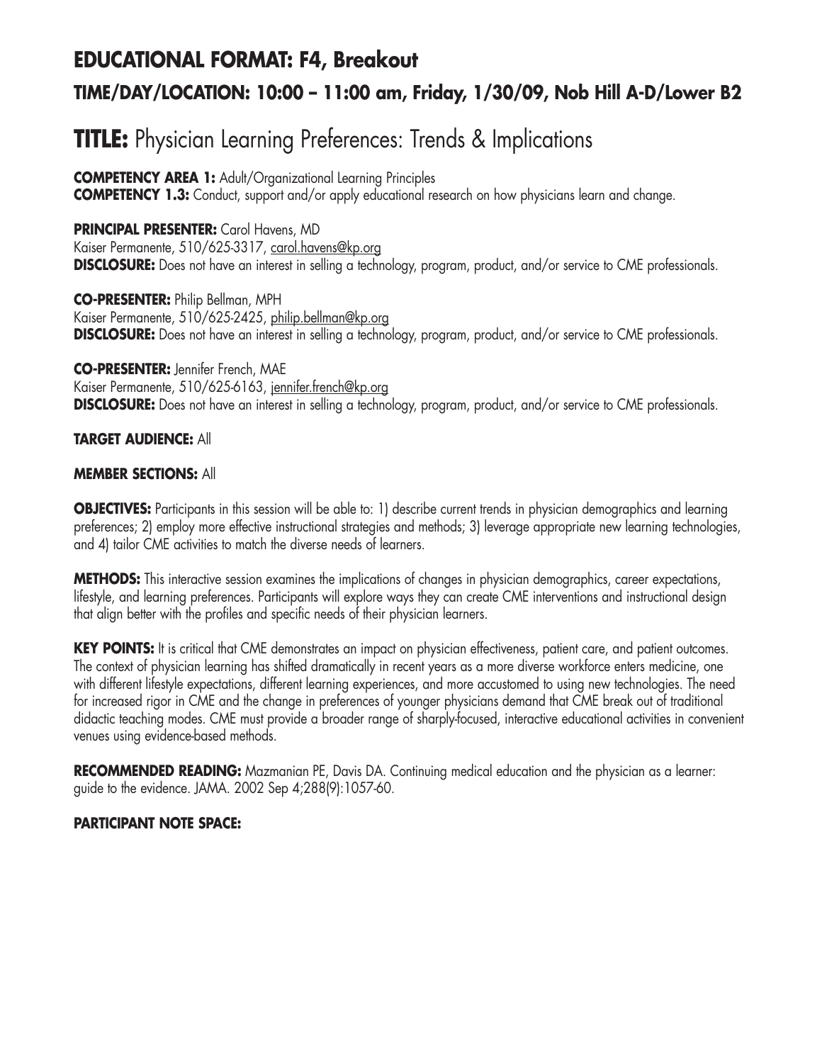## EDUCATIONAL FORMAT: F4, Breakout

### TIME/DAY/LOCATION: 10:00 – 11:00 am, Friday, 1/30/09, Nob Hill A-D/Lower B2

# TITLE: Physician Learning Preferences: Trends & Implications

**COMPETENCY AREA 1:** Adult/Organizational Learning Principles
**COMPETENCY 1.3:** Conduct, support and/or apply educational research on how physicians learn and change.

**PRINCIPAL PRESENTER:** Carol Havens, MD
Kaiser Permanente, 510/625-3317, carol.havens@kp.org
**DISCLOSURE:** Does not have an interest in selling a technology, program, product, and/or service to CME professionals.

**CO-PRESENTER:** Philip Bellman, MPH
Kaiser Permanente, 510/625-2425, philip.bellman@kp.org
**DISCLOSURE:** Does not have an interest in selling a technology, program, product, and/or service to CME professionals.

**CO-PRESENTER:** Jennifer French, MAE
Kaiser Permanente, 510/625-6163, jennifer.french@kp.org
**DISCLOSURE:** Does not have an interest in selling a technology, program, product, and/or service to CME professionals.

**TARGET AUDIENCE:** All

**MEMBER SECTIONS:** All

**OBJECTIVES:** Participants in this session will be able to: 1) describe current trends in physician demographics and learning preferences; 2) employ more effective instructional strategies and methods; 3) leverage appropriate new learning technologies, and 4) tailor CME activities to match the diverse needs of learners.

**METHODS:** This interactive session examines the implications of changes in physician demographics, career expectations, lifestyle, and learning preferences. Participants will explore ways they can create CME interventions and instructional design that align better with the profiles and specific needs of their physician learners.

**KEY POINTS:** It is critical that CME demonstrates an impact on physician effectiveness, patient care, and patient outcomes. The context of physician learning has shifted dramatically in recent years as a more diverse workforce enters medicine, one with different lifestyle expectations, different learning experiences, and more accustomed to using new technologies. The need for increased rigor in CME and the change in preferences of younger physicians demand that CME break out of traditional didactic teaching modes. CME must provide a broader range of sharply-focused, interactive educational activities in convenient venues using evidence-based methods.

**RECOMMENDED READING:** Mazmanian PE, Davis DA. Continuing medical education and the physician as a learner: guide to the evidence. JAMA. 2002 Sep 4;288(9):1057-60.

**PARTICIPANT NOTE SPACE:**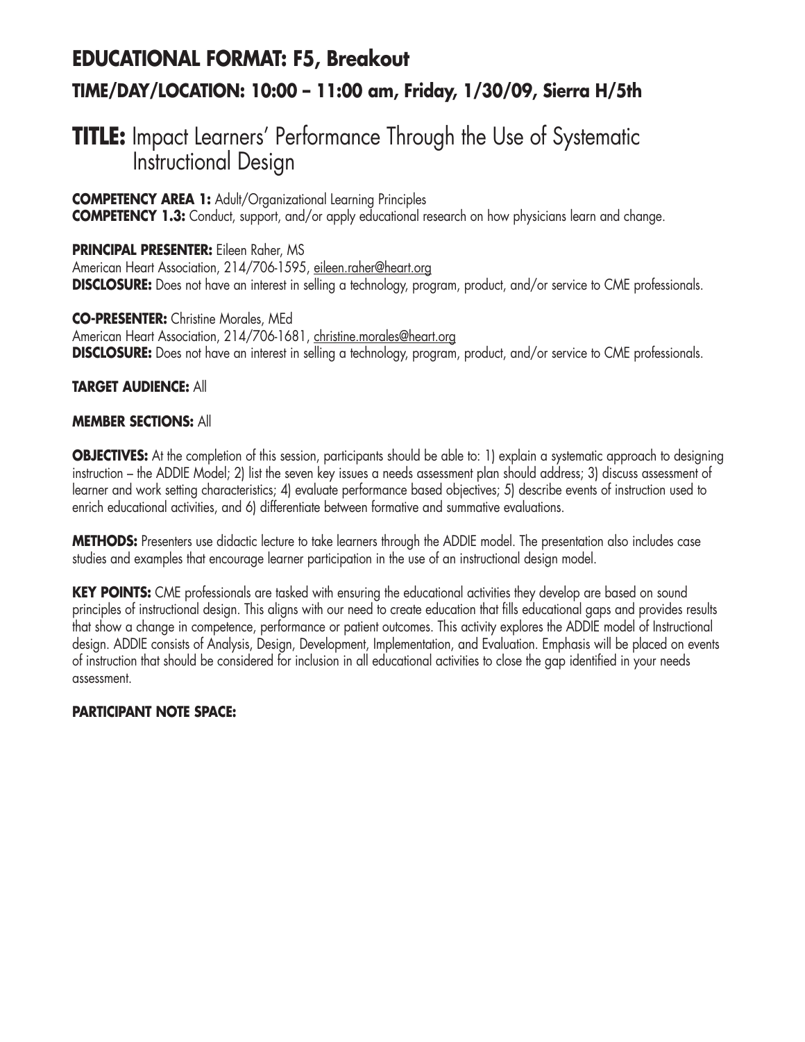## EDUCATIONAL FORMAT: F5, Breakout

### TIME/DAY/LOCATION: 10:00 – 11:00 am, Friday, 1/30/09, Sierra H/5th

# TITLE: Impact Learners' Performance Through the Use of Systematic Instructional Design

**COMPETENCY AREA 1:** Adult/Organizational Learning Principles
**COMPETENCY 1.3:** Conduct, support, and/or apply educational research on how physicians learn and change.

**PRINCIPAL PRESENTER:** Eileen Raher, MS
American Heart Association, 214/706-1595, eileen.raher@heart.org
**DISCLOSURE:** Does not have an interest in selling a technology, program, product, and/or service to CME professionals.

**CO-PRESENTER:** Christine Morales, MEd
American Heart Association, 214/706-1681, christine.morales@heart.org
**DISCLOSURE:** Does not have an interest in selling a technology, program, product, and/or service to CME professionals.

**TARGET AUDIENCE:** All

**MEMBER SECTIONS:** All

**OBJECTIVES:** At the completion of this session, participants should be able to: 1) explain a systematic approach to designing instruction – the ADDIE Model; 2) list the seven key issues a needs assessment plan should address; 3) discuss assessment of learner and work setting characteristics; 4) evaluate performance based objectives; 5) describe events of instruction used to enrich educational activities, and 6) differentiate between formative and summative evaluations.

**METHODS:** Presenters use didactic lecture to take learners through the ADDIE model. The presentation also includes case studies and examples that encourage learner participation in the use of an instructional design model.

**KEY POINTS:** CME professionals are tasked with ensuring the educational activities they develop are based on sound principles of instructional design. This aligns with our need to create education that fills educational gaps and provides results that show a change in competence, performance or patient outcomes. This activity explores the ADDIE model of Instructional design. ADDIE consists of Analysis, Design, Development, Implementation, and Evaluation. Emphasis will be placed on events of instruction that should be considered for inclusion in all educational activities to close the gap identified in your needs assessment.

**PARTICIPANT NOTE SPACE:**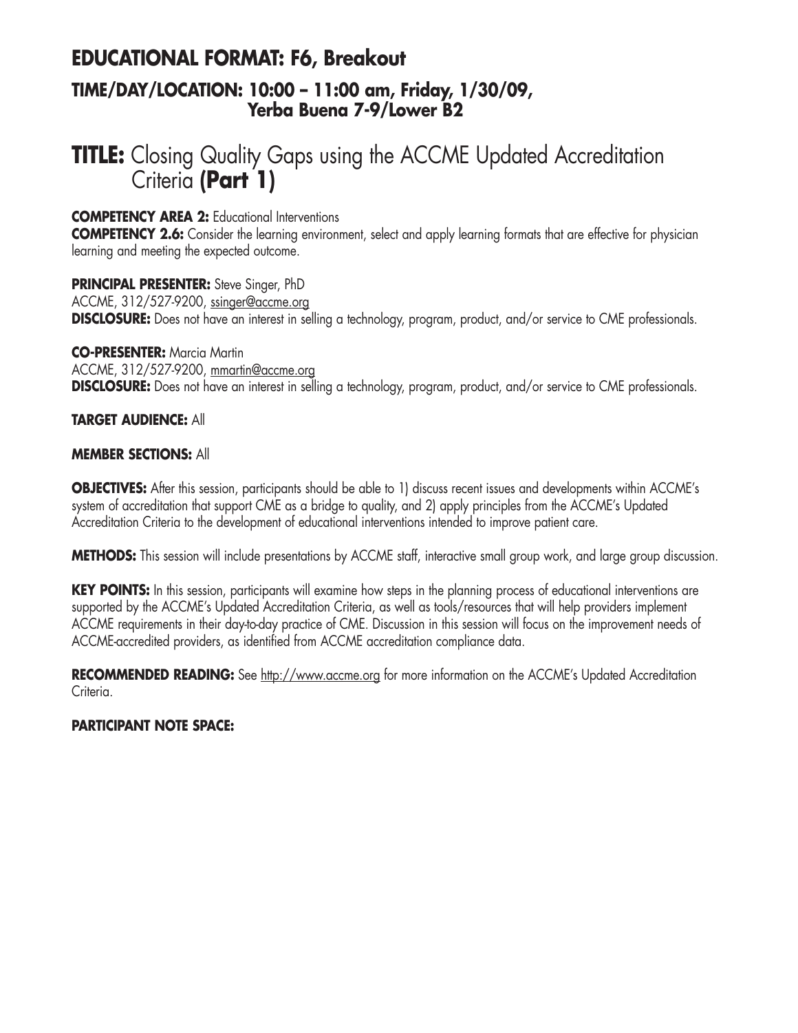## EDUCATIONAL FORMAT: F6, Breakout

### TIME/DAY/LOCATION: 10:00 – 11:00 am, Friday, 1/30/09, Yerba Buena 7-9/Lower B2

# TITLE: Closing Quality Gaps using the ACCME Updated Accreditation Criteria **(Part 1)**

**COMPETENCY AREA 2:** Educational Interventions
**COMPETENCY 2.6:** Consider the learning environment, select and apply learning formats that are effective for physician learning and meeting the expected outcome.

**PRINCIPAL PRESENTER:** Steve Singer, PhD
ACCME, 312/527-9200, ssinger@accme.org
**DISCLOSURE:** Does not have an interest in selling a technology, program, product, and/or service to CME professionals.

**CO-PRESENTER:** Marcia Martin
ACCME, 312/527-9200, mmartin@accme.org
**DISCLOSURE:** Does not have an interest in selling a technology, program, product, and/or service to CME professionals.

**TARGET AUDIENCE:** All

**MEMBER SECTIONS:** All

**OBJECTIVES:** After this session, participants should be able to 1) discuss recent issues and developments within ACCME's system of accreditation that support CME as a bridge to quality, and 2) apply principles from the ACCME's Updated Accreditation Criteria to the development of educational interventions intended to improve patient care.

**METHODS:** This session will include presentations by ACCME staff, interactive small group work, and large group discussion.

**KEY POINTS:** In this session, participants will examine how steps in the planning process of educational interventions are supported by the ACCME's Updated Accreditation Criteria, as well as tools/resources that will help providers implement ACCME requirements in their day-to-day practice of CME. Discussion in this session will focus on the improvement needs of ACCME-accredited providers, as identified from ACCME accreditation compliance data.

**RECOMMENDED READING:** See http://www.accme.org for more information on the ACCME's Updated Accreditation Criteria.

**PARTICIPANT NOTE SPACE:**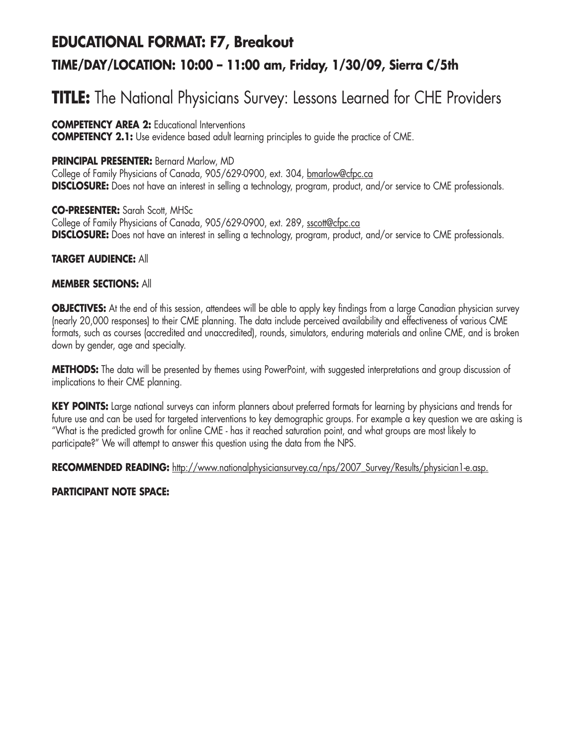## EDUCATIONAL FORMAT: F7, Breakout

### TIME/DAY/LOCATION: 10:00 – 11:00 am, Friday, 1/30/09, Sierra C/5th

# TITLE: The National Physicians Survey: Lessons Learned for CHE Providers

**COMPETENCY AREA 2:** Educational Interventions
**COMPETENCY 2.1:** Use evidence based adult learning principles to guide the practice of CME.

**PRINCIPAL PRESENTER:** Bernard Marlow, MD
College of Family Physicians of Canada, 905/629-0900, ext. 304, bmarlow@cfpc.ca
**DISCLOSURE:** Does not have an interest in selling a technology, program, product, and/or service to CME professionals.

**CO-PRESENTER:** Sarah Scott, MHSc
College of Family Physicians of Canada, 905/629-0900, ext. 289, sscott@cfpc.ca
**DISCLOSURE:** Does not have an interest in selling a technology, program, product, and/or service to CME professionals.

**TARGET AUDIENCE:** All

**MEMBER SECTIONS:** All

**OBJECTIVES:** At the end of this session, attendees will be able to apply key findings from a large Canadian physician survey (nearly 20,000 responses) to their CME planning. The data include perceived availability and effectiveness of various CME formats, such as courses (accredited and unaccredited), rounds, simulators, enduring materials and online CME, and is broken down by gender, age and specialty.

**METHODS:** The data will be presented by themes using PowerPoint, with suggested interpretations and group discussion of implications to their CME planning.

**KEY POINTS:** Large national surveys can inform planners about preferred formats for learning by physicians and trends for future use and can be used for targeted interventions to key demographic groups. For example a key question we are asking is "What is the predicted growth for online CME - has it reached saturation point, and what groups are most likely to participate?" We will attempt to answer this question using the data from the NPS.

**RECOMMENDED READING:** http://www.nationalphysiciansurvey.ca/nps/2007_Survey/Results/physician1-e.asp.

**PARTICIPANT NOTE SPACE:**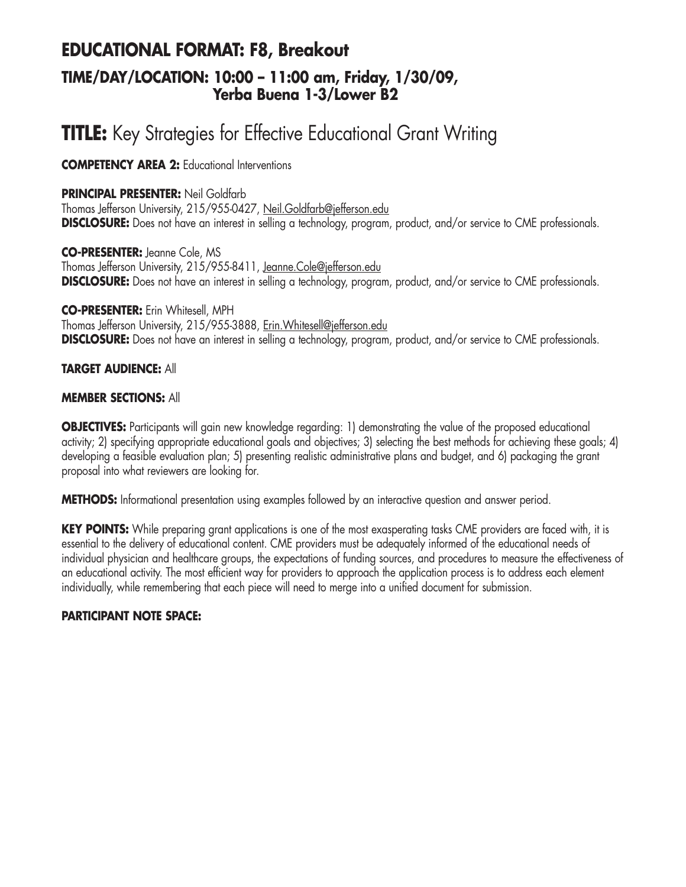## EDUCATIONAL FORMAT: F8, Breakout

### TIME/DAY/LOCATION: 10:00 – 11:00 am, Friday, 1/30/09, Yerba Buena 1-3/Lower B2

# TITLE: Key Strategies for Effective Educational Grant Writing

**COMPETENCY AREA 2:** Educational Interventions

**PRINCIPAL PRESENTER:** Neil Goldfarb
Thomas Jefferson University, 215/955-0427, Neil.Goldfarb@jefferson.edu
**DISCLOSURE:** Does not have an interest in selling a technology, program, product, and/or service to CME professionals.

**CO-PRESENTER:** Jeanne Cole, MS
Thomas Jefferson University, 215/955-8411, Jeanne.Cole@jefferson.edu
**DISCLOSURE:** Does not have an interest in selling a technology, program, product, and/or service to CME professionals.

**CO-PRESENTER:** Erin Whitesell, MPH
Thomas Jefferson University, 215/955-3888, Erin.Whitesell@jefferson.edu
**DISCLOSURE:** Does not have an interest in selling a technology, program, product, and/or service to CME professionals.

**TARGET AUDIENCE:** All

**MEMBER SECTIONS:** All

**OBJECTIVES:** Participants will gain new knowledge regarding: 1) demonstrating the value of the proposed educational activity; 2) specifying appropriate educational goals and objectives; 3) selecting the best methods for achieving these goals; 4) developing a feasible evaluation plan; 5) presenting realistic administrative plans and budget, and 6) packaging the grant proposal into what reviewers are looking for.

**METHODS:** Informational presentation using examples followed by an interactive question and answer period.

**KEY POINTS:** While preparing grant applications is one of the most exasperating tasks CME providers are faced with, it is essential to the delivery of educational content. CME providers must be adequately informed of the educational needs of individual physician and healthcare groups, the expectations of funding sources, and procedures to measure the effectiveness of an educational activity. The most efficient way for providers to approach the application process is to address each element individually, while remembering that each piece will need to merge into a unified document for submission.

**PARTICIPANT NOTE SPACE:**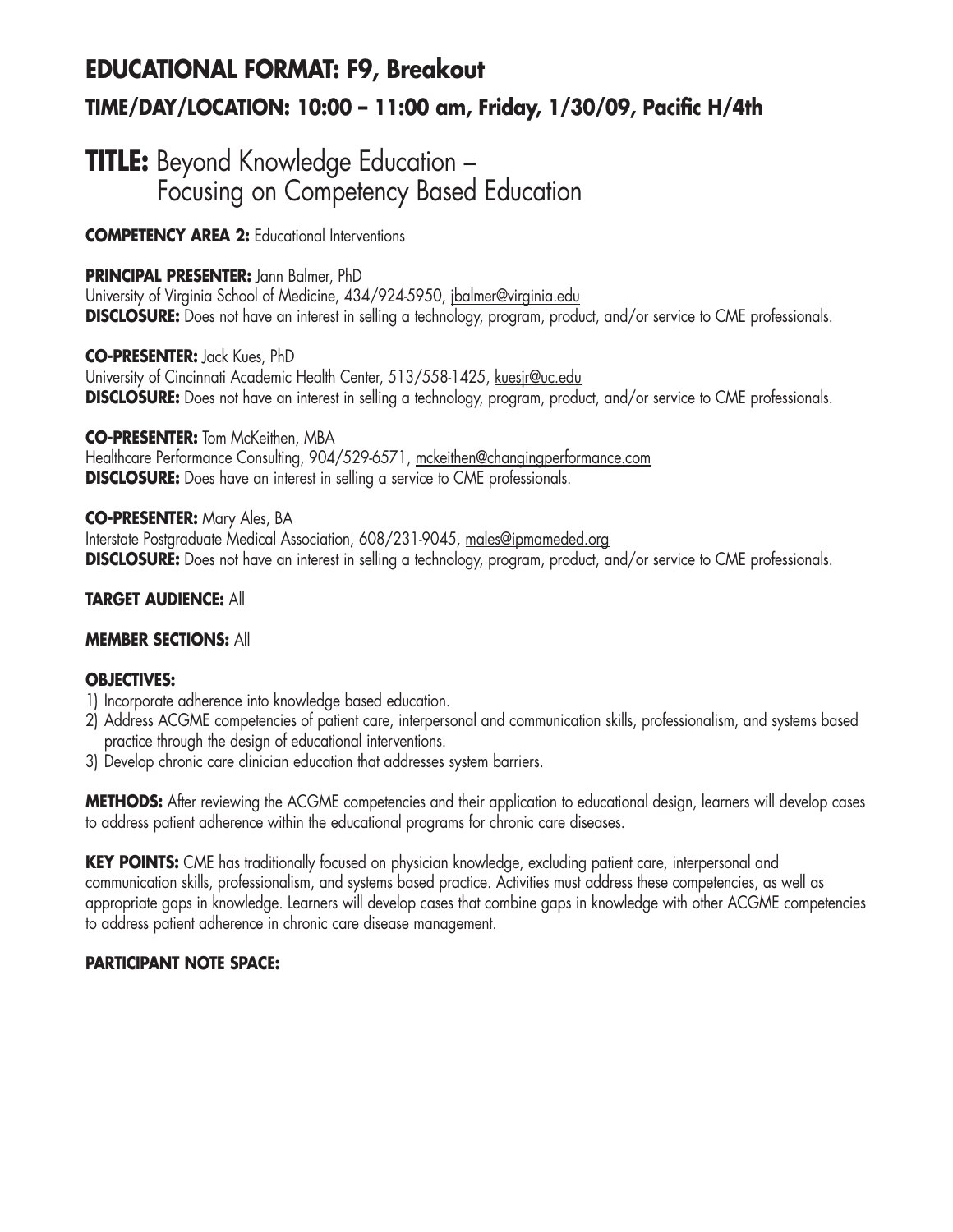## EDUCATIONAL FORMAT: F9, Breakout

### TIME/DAY/LOCATION: 10:00 – 11:00 am, Friday, 1/30/09, Pacific H/4th

# TITLE: Beyond Knowledge Education – Focusing on Competency Based Education

**COMPETENCY AREA 2:** Educational Interventions

**PRINCIPAL PRESENTER:** Jann Balmer, PhD
University of Virginia School of Medicine, 434/924-5950, jbalmer@virginia.edu
**DISCLOSURE:** Does not have an interest in selling a technology, program, product, and/or service to CME professionals.

**CO-PRESENTER:** Jack Kues, PhD
University of Cincinnati Academic Health Center, 513/558-1425, kuesjr@uc.edu
**DISCLOSURE:** Does not have an interest in selling a technology, program, product, and/or service to CME professionals.

**CO-PRESENTER:** Tom McKeithen, MBA
Healthcare Performance Consulting, 904/529-6571, mckeithen@changingperformance.com
**DISCLOSURE:** Does have an interest in selling a service to CME professionals.

**CO-PRESENTER:** Mary Ales, BA
Interstate Postgraduate Medical Association, 608/231-9045, males@ipmameded.org
**DISCLOSURE:** Does not have an interest in selling a technology, program, product, and/or service to CME professionals.

**TARGET AUDIENCE:** All

**MEMBER SECTIONS:** All

**OBJECTIVES:**

1) Incorporate adherence into knowledge based education.
2) Address ACGME competencies of patient care, interpersonal and communication skills, professionalism, and systems based practice through the design of educational interventions.
3) Develop chronic care clinician education that addresses system barriers.

**METHODS:** After reviewing the ACGME competencies and their application to educational design, learners will develop cases to address patient adherence within the educational programs for chronic care diseases.

**KEY POINTS:** CME has traditionally focused on physician knowledge, excluding patient care, interpersonal and communication skills, professionalism, and systems based practice. Activities must address these competencies, as well as appropriate gaps in knowledge. Learners will develop cases that combine gaps in knowledge with other ACGME competencies to address patient adherence in chronic care disease management.

**PARTICIPANT NOTE SPACE:**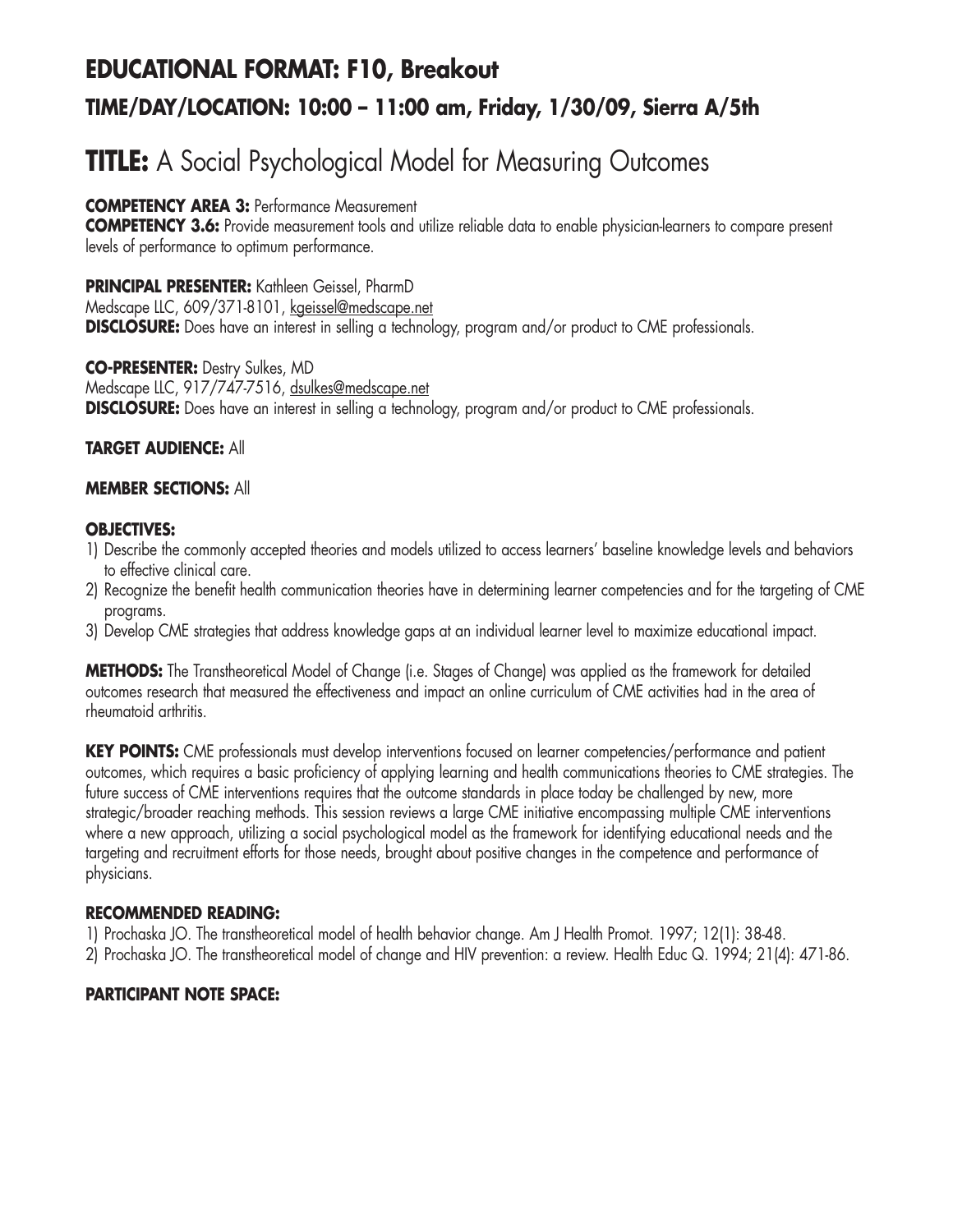## EDUCATIONAL FORMAT: F10, Breakout

### TIME/DAY/LOCATION: 10:00 – 11:00 am, Friday, 1/30/09, Sierra A/5th

# TITLE: A Social Psychological Model for Measuring Outcomes

**COMPETENCY AREA 3:** Performance Measurement
**COMPETENCY 3.6:** Provide measurement tools and utilize reliable data to enable physician-learners to compare present levels of performance to optimum performance.

**PRINCIPAL PRESENTER:** Kathleen Geissel, PharmD
Medscape LLC, 609/371-8101, kgeissel@medscape.net
**DISCLOSURE:** Does have an interest in selling a technology, program and/or product to CME professionals.

**CO-PRESENTER:** Destry Sulkes, MD
Medscape LLC, 917/747-7516, dsulkes@medscape.net
**DISCLOSURE:** Does have an interest in selling a technology, program and/or product to CME professionals.

**TARGET AUDIENCE:** All

**MEMBER SECTIONS:** All

**OBJECTIVES:**

1) Describe the commonly accepted theories and models utilized to access learners' baseline knowledge levels and behaviors to effective clinical care.
2) Recognize the benefit health communication theories have in determining learner competencies and for the targeting of CME programs.
3) Develop CME strategies that address knowledge gaps at an individual learner level to maximize educational impact.

**METHODS:** The Transtheoretical Model of Change (i.e. Stages of Change) was applied as the framework for detailed outcomes research that measured the effectiveness and impact an online curriculum of CME activities had in the area of rheumatoid arthritis.

**KEY POINTS:** CME professionals must develop interventions focused on learner competencies/performance and patient outcomes, which requires a basic proficiency of applying learning and health communications theories to CME strategies. The future success of CME interventions requires that the outcome standards in place today be challenged by new, more strategic/broader reaching methods. This session reviews a large CME initiative encompassing multiple CME interventions where a new approach, utilizing a social psychological model as the framework for identifying educational needs and the targeting and recruitment efforts for those needs, brought about positive changes in the competence and performance of physicians.

**RECOMMENDED READING:**

1) Prochaska JO. The transtheoretical model of health behavior change. Am J Health Promot. 1997; 12(1): 38-48.
2) Prochaska JO. The transtheoretical model of change and HIV prevention: a review. Health Educ Q. 1994; 21(4): 471-86.

**PARTICIPANT NOTE SPACE:**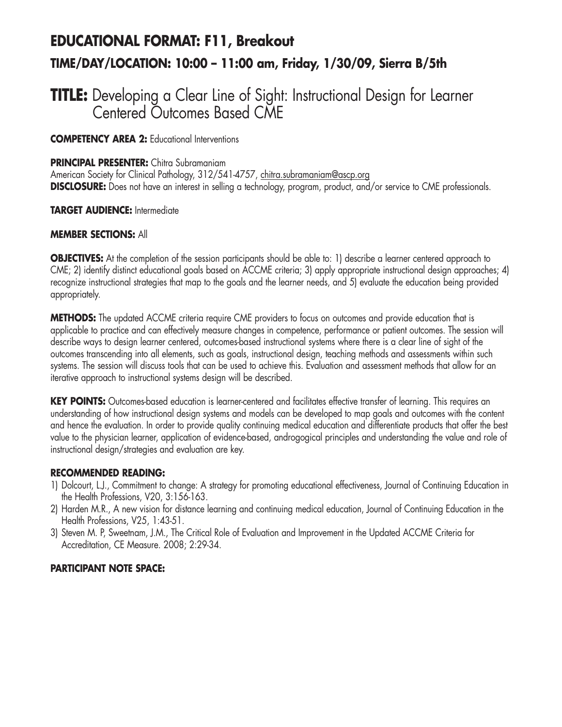# EDUCATIONAL FORMAT: F11, Breakout

## TIME/DAY/LOCATION: 10:00 – 11:00 am, Friday, 1/30/09, Sierra B/5th

# TITLE: Developing a Clear Line of Sight: Instructional Design for Learner Centered Outcomes Based CME

**COMPETENCY AREA 2:** Educational Interventions

**PRINCIPAL PRESENTER:** Chitra Subramaniam
American Society for Clinical Pathology, 312/541-4757, chitra.subramaniam@ascp.org
**DISCLOSURE:** Does not have an interest in selling a technology, program, product, and/or service to CME professionals.

**TARGET AUDIENCE:** Intermediate

**MEMBER SECTIONS:** All

**OBJECTIVES:** At the completion of the session participants should be able to: 1) describe a learner centered approach to CME; 2) identify distinct educational goals based on ACCME criteria; 3) apply appropriate instructional design approaches; 4) recognize instructional strategies that map to the goals and the learner needs, and 5) evaluate the education being provided appropriately.

**METHODS:** The updated ACCME criteria require CME providers to focus on outcomes and provide education that is applicable to practice and can effectively measure changes in competence, performance or patient outcomes. The session will describe ways to design learner centered, outcomes-based instructional systems where there is a clear line of sight of the outcomes transcending into all elements, such as goals, instructional design, teaching methods and assessments within such systems. The session will discuss tools that can be used to achieve this. Evaluation and assessment methods that allow for an iterative approach to instructional systems design will be described.

**KEY POINTS:** Outcomes-based education is learner-centered and facilitates effective transfer of learning. This requires an understanding of how instructional design systems and models can be developed to map goals and outcomes with the content and hence the evaluation. In order to provide quality continuing medical education and differentiate products that offer the best value to the physician learner, application of evidence-based, androgogical principles and understanding the value and role of instructional design/strategies and evaluation are key.

**RECOMMENDED READING:**

1) Dolcourt, L.J., Commitment to change: A strategy for promoting educational effectiveness, Journal of Continuing Education in the Health Professions, V20, 3:156-163.
2) Harden M.R., A new vision for distance learning and continuing medical education, Journal of Continuing Education in the Health Professions, V25, 1:43-51.
3) Steven M. P, Sweetnam, J.M., The Critical Role of Evaluation and Improvement in the Updated ACCME Criteria for Accreditation, CE Measure. 2008; 2:29-34.

**PARTICIPANT NOTE SPACE:**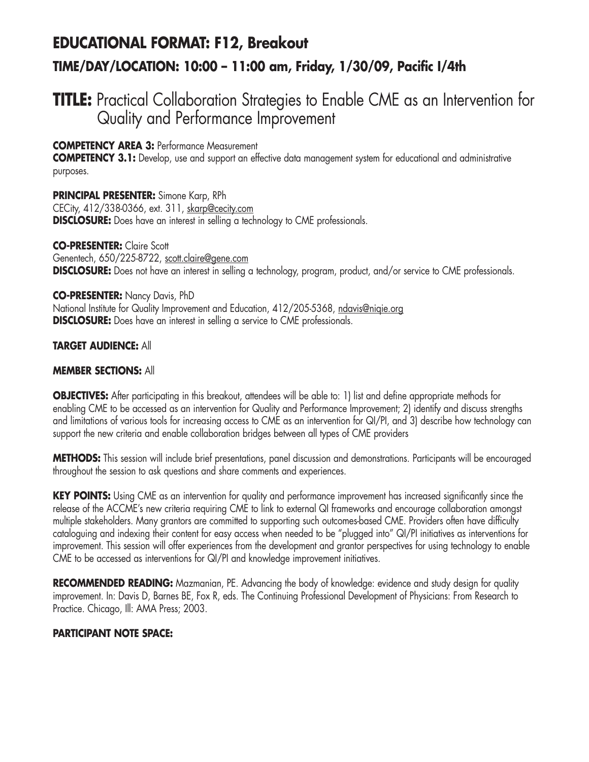## EDUCATIONAL FORMAT: F12, Breakout

### TIME/DAY/LOCATION: 10:00 – 11:00 am, Friday, 1/30/09, Pacific I/4th

# TITLE: Practical Collaboration Strategies to Enable CME as an Intervention for Quality and Performance Improvement

**COMPETENCY AREA 3:** Performance Measurement
**COMPETENCY 3.1:** Develop, use and support an effective data management system for educational and administrative purposes.

**PRINCIPAL PRESENTER:** Simone Karp, RPh
CECity, 412/338-0366, ext. 311, skarp@cecity.com
**DISCLOSURE:** Does have an interest in selling a technology to CME professionals.

**CO-PRESENTER:** Claire Scott
Genentech, 650/225-8722, scott.claire@gene.com
**DISCLOSURE:** Does not have an interest in selling a technology, program, product, and/or service to CME professionals.

**CO-PRESENTER:** Nancy Davis, PhD
National Institute for Quality Improvement and Education, 412/205-5368, ndavis@niqie.org
**DISCLOSURE:** Does have an interest in selling a service to CME professionals.

**TARGET AUDIENCE:** All

**MEMBER SECTIONS:** All

**OBJECTIVES:** After participating in this breakout, attendees will be able to: 1) list and define appropriate methods for enabling CME to be accessed as an intervention for Quality and Performance Improvement; 2) identify and discuss strengths and limitations of various tools for increasing access to CME as an intervention for QI/PI, and 3) describe how technology can support the new criteria and enable collaboration bridges between all types of CME providers

**METHODS:** This session will include brief presentations, panel discussion and demonstrations. Participants will be encouraged throughout the session to ask questions and share comments and experiences.

**KEY POINTS:** Using CME as an intervention for quality and performance improvement has increased significantly since the release of the ACCME's new criteria requiring CME to link to external QI frameworks and encourage collaboration amongst multiple stakeholders. Many grantors are committed to supporting such outcomes-based CME. Providers often have difficulty cataloguing and indexing their content for easy access when needed to be "plugged into" QI/PI initiatives as interventions for improvement. This session will offer experiences from the development and grantor perspectives for using technology to enable CME to be accessed as interventions for QI/PI and knowledge improvement initiatives.

**RECOMMENDED READING:** Mazmanian, PE. Advancing the body of knowledge: evidence and study design for quality improvement. In: Davis D, Barnes BE, Fox R, eds. The Continuing Professional Development of Physicians: From Research to Practice. Chicago, Ill: AMA Press; 2003.

**PARTICIPANT NOTE SPACE:**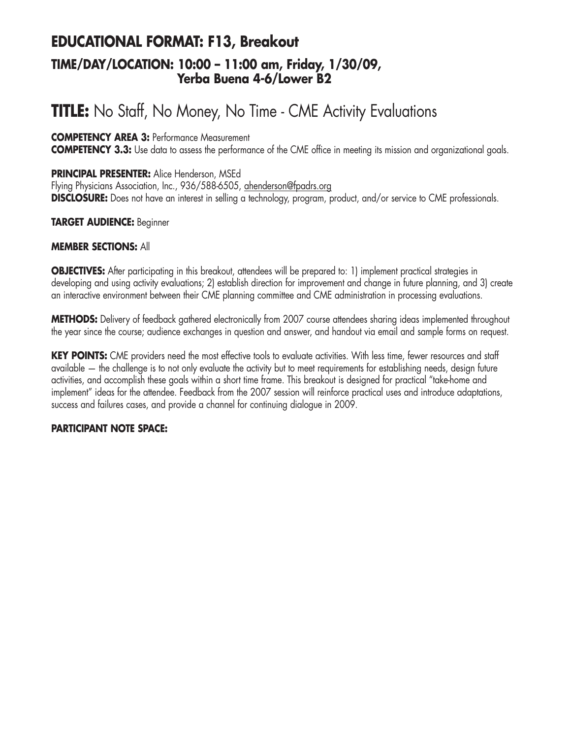## EDUCATIONAL FORMAT: F13, Breakout

### TIME/DAY/LOCATION: 10:00 – 11:00 am, Friday, 1/30/09, Yerba Buena 4-6/Lower B2

# TITLE: No Staff, No Money, No Time - CME Activity Evaluations

**COMPETENCY AREA 3:** Performance Measurement
**COMPETENCY 3.3:** Use data to assess the performance of the CME office in meeting its mission and organizational goals.

**PRINCIPAL PRESENTER:** Alice Henderson, MSEd
Flying Physicians Association, Inc., 936/588-6505, ahenderson@fpadrs.org
**DISCLOSURE:** Does not have an interest in selling a technology, program, product, and/or service to CME professionals.

**TARGET AUDIENCE:** Beginner

**MEMBER SECTIONS:** All

**OBJECTIVES:** After participating in this breakout, attendees will be prepared to: 1) implement practical strategies in developing and using activity evaluations; 2) establish direction for improvement and change in future planning, and 3) create an interactive environment between their CME planning committee and CME administration in processing evaluations.

**METHODS:** Delivery of feedback gathered electronically from 2007 course attendees sharing ideas implemented throughout the year since the course; audience exchanges in question and answer, and handout via email and sample forms on request.

**KEY POINTS:** CME providers need the most effective tools to evaluate activities. With less time, fewer resources and staff available — the challenge is to not only evaluate the activity but to meet requirements for establishing needs, design future activities, and accomplish these goals within a short time frame. This breakout is designed for practical "take-home and implement" ideas for the attendee. Feedback from the 2007 session will reinforce practical uses and introduce adaptations, success and failures cases, and provide a channel for continuing dialogue in 2009.

**PARTICIPANT NOTE SPACE:**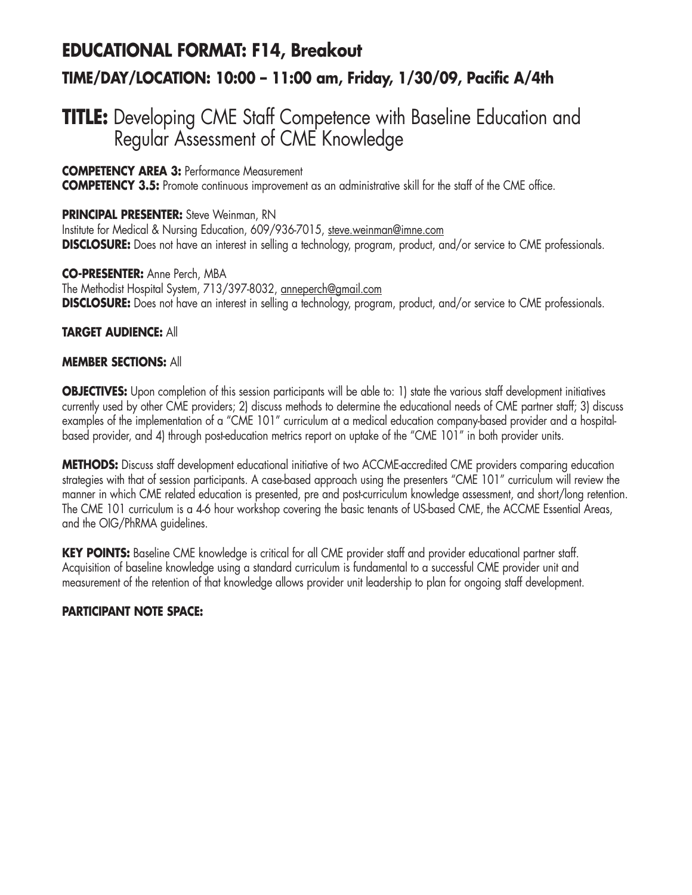## EDUCATIONAL FORMAT: F14, Breakout

### TIME/DAY/LOCATION: 10:00 – 11:00 am, Friday, 1/30/09, Pacific A/4th

# TITLE: Developing CME Staff Competence with Baseline Education and Regular Assessment of CME Knowledge

**COMPETENCY AREA 3:** Performance Measurement
**COMPETENCY 3.5:** Promote continuous improvement as an administrative skill for the staff of the CME office.

**PRINCIPAL PRESENTER:** Steve Weinman, RN
Institute for Medical & Nursing Education, 609/936-7015, steve.weinman@imne.com
**DISCLOSURE:** Does not have an interest in selling a technology, program, product, and/or service to CME professionals.

**CO-PRESENTER:** Anne Perch, MBA
The Methodist Hospital System, 713/397-8032, anneperch@gmail.com
**DISCLOSURE:** Does not have an interest in selling a technology, program, product, and/or service to CME professionals.

**TARGET AUDIENCE:** All

**MEMBER SECTIONS:** All

**OBJECTIVES:** Upon completion of this session participants will be able to: 1) state the various staff development initiatives currently used by other CME providers; 2) discuss methods to determine the educational needs of CME partner staff; 3) discuss examples of the implementation of a "CME 101" curriculum at a medical education company-based provider and a hospital-based provider, and 4) through post-education metrics report on uptake of the "CME 101" in both provider units.

**METHODS:** Discuss staff development educational initiative of two ACCME-accredited CME providers comparing education strategies with that of session participants. A case-based approach using the presenters "CME 101" curriculum will review the manner in which CME related education is presented, pre and post-curriculum knowledge assessment, and short/long retention. The CME 101 curriculum is a 4-6 hour workshop covering the basic tenants of US-based CME, the ACCME Essential Areas, and the OIG/PhRMA guidelines.

**KEY POINTS:** Baseline CME knowledge is critical for all CME provider staff and provider educational partner staff. Acquisition of baseline knowledge using a standard curriculum is fundamental to a successful CME provider unit and measurement of the retention of that knowledge allows provider unit leadership to plan for ongoing staff development.

**PARTICIPANT NOTE SPACE:**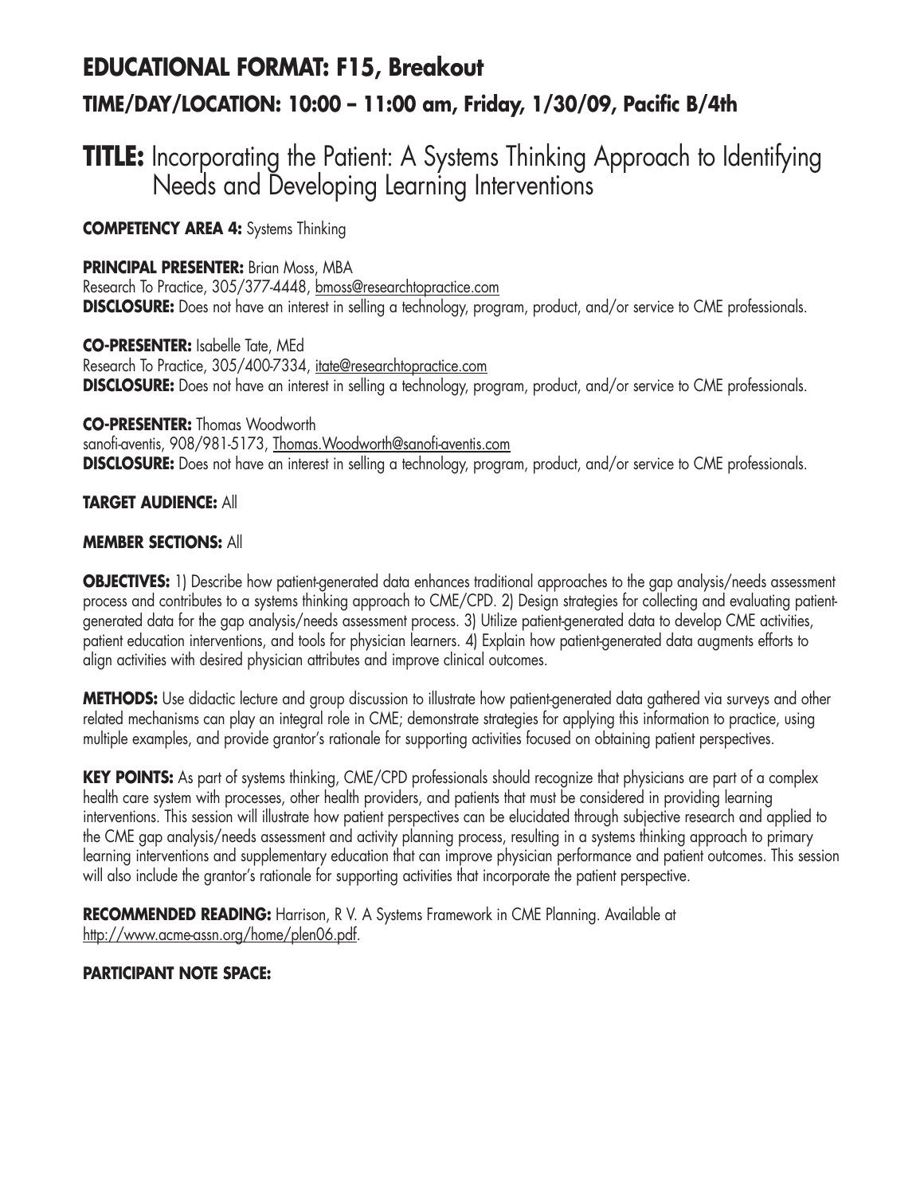## EDUCATIONAL FORMAT: F15, Breakout

### TIME/DAY/LOCATION: 10:00 – 11:00 am, Friday, 1/30/09, Pacific B/4th

# TITLE: Incorporating the Patient: A Systems Thinking Approach to Identifying Needs and Developing Learning Interventions

**COMPETENCY AREA 4:** Systems Thinking

**PRINCIPAL PRESENTER:** Brian Moss, MBA
Research To Practice, 305/377-4448, bmoss@researchtopractice.com
**DISCLOSURE:** Does not have an interest in selling a technology, program, product, and/or service to CME professionals.

**CO-PRESENTER:** Isabelle Tate, MEd
Research To Practice, 305/400-7334, itate@researchtopractice.com
**DISCLOSURE:** Does not have an interest in selling a technology, program, product, and/or service to CME professionals.

**CO-PRESENTER:** Thomas Woodworth
sanofi-aventis, 908/981-5173, Thomas.Woodworth@sanofi-aventis.com
**DISCLOSURE:** Does not have an interest in selling a technology, program, product, and/or service to CME professionals.

**TARGET AUDIENCE:** All

**MEMBER SECTIONS:** All

**OBJECTIVES:** 1) Describe how patient-generated data enhances traditional approaches to the gap analysis/needs assessment process and contributes to a systems thinking approach to CME/CPD. 2) Design strategies for collecting and evaluating patient-generated data for the gap analysis/needs assessment process. 3) Utilize patient-generated data to develop CME activities, patient education interventions, and tools for physician learners. 4) Explain how patient-generated data augments efforts to align activities with desired physician attributes and improve clinical outcomes.

**METHODS:** Use didactic lecture and group discussion to illustrate how patient-generated data gathered via surveys and other related mechanisms can play an integral role in CME; demonstrate strategies for applying this information to practice, using multiple examples, and provide grantor's rationale for supporting activities focused on obtaining patient perspectives.

**KEY POINTS:** As part of systems thinking, CME/CPD professionals should recognize that physicians are part of a complex health care system with processes, other health providers, and patients that must be considered in providing learning interventions. This session will illustrate how patient perspectives can be elucidated through subjective research and applied to the CME gap analysis/needs assessment and activity planning process, resulting in a systems thinking approach to primary learning interventions and supplementary education that can improve physician performance and patient outcomes. This session will also include the grantor's rationale for supporting activities that incorporate the patient perspective.

**RECOMMENDED READING:** Harrison, R V. A Systems Framework in CME Planning. Available at http://www.acme-assn.org/home/plen06.pdf.

**PARTICIPANT NOTE SPACE:**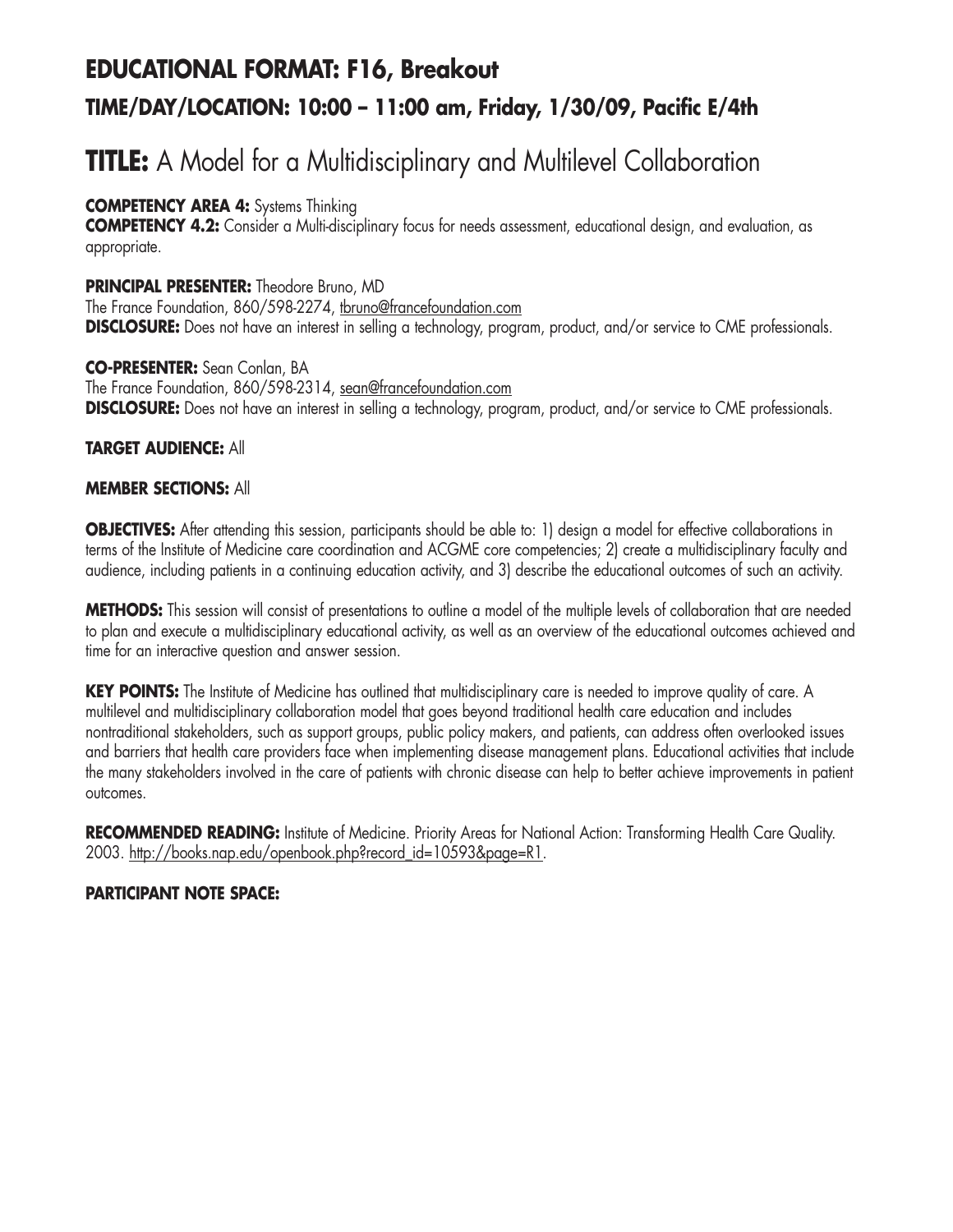## EDUCATIONAL FORMAT: F16, Breakout

### TIME/DAY/LOCATION: 10:00 – 11:00 am, Friday, 1/30/09, Pacific E/4th

# TITLE: A Model for a Multidisciplinary and Multilevel Collaboration

**COMPETENCY AREA 4:** Systems Thinking
**COMPETENCY 4.2:** Consider a Multi-disciplinary focus for needs assessment, educational design, and evaluation, as appropriate.

**PRINCIPAL PRESENTER:** Theodore Bruno, MD
The France Foundation, 860/598-2274, tbruno@francefoundation.com
**DISCLOSURE:** Does not have an interest in selling a technology, program, product, and/or service to CME professionals.

**CO-PRESENTER:** Sean Conlan, BA
The France Foundation, 860/598-2314, sean@francefoundation.com
**DISCLOSURE:** Does not have an interest in selling a technology, program, product, and/or service to CME professionals.

**TARGET AUDIENCE:** All

**MEMBER SECTIONS:** All

**OBJECTIVES:** After attending this session, participants should be able to: 1) design a model for effective collaborations in terms of the Institute of Medicine care coordination and ACGME core competencies; 2) create a multidisciplinary faculty and audience, including patients in a continuing education activity, and 3) describe the educational outcomes of such an activity.

**METHODS:** This session will consist of presentations to outline a model of the multiple levels of collaboration that are needed to plan and execute a multidisciplinary educational activity, as well as an overview of the educational outcomes achieved and time for an interactive question and answer session.

**KEY POINTS:** The Institute of Medicine has outlined that multidisciplinary care is needed to improve quality of care. A multilevel and multidisciplinary collaboration model that goes beyond traditional health care education and includes nontraditional stakeholders, such as support groups, public policy makers, and patients, can address often overlooked issues and barriers that health care providers face when implementing disease management plans. Educational activities that include the many stakeholders involved in the care of patients with chronic disease can help to better achieve improvements in patient outcomes.

**RECOMMENDED READING:** Institute of Medicine. Priority Areas for National Action: Transforming Health Care Quality. 2003. http://books.nap.edu/openbook.php?record_id=10593&page=R1.

**PARTICIPANT NOTE SPACE:**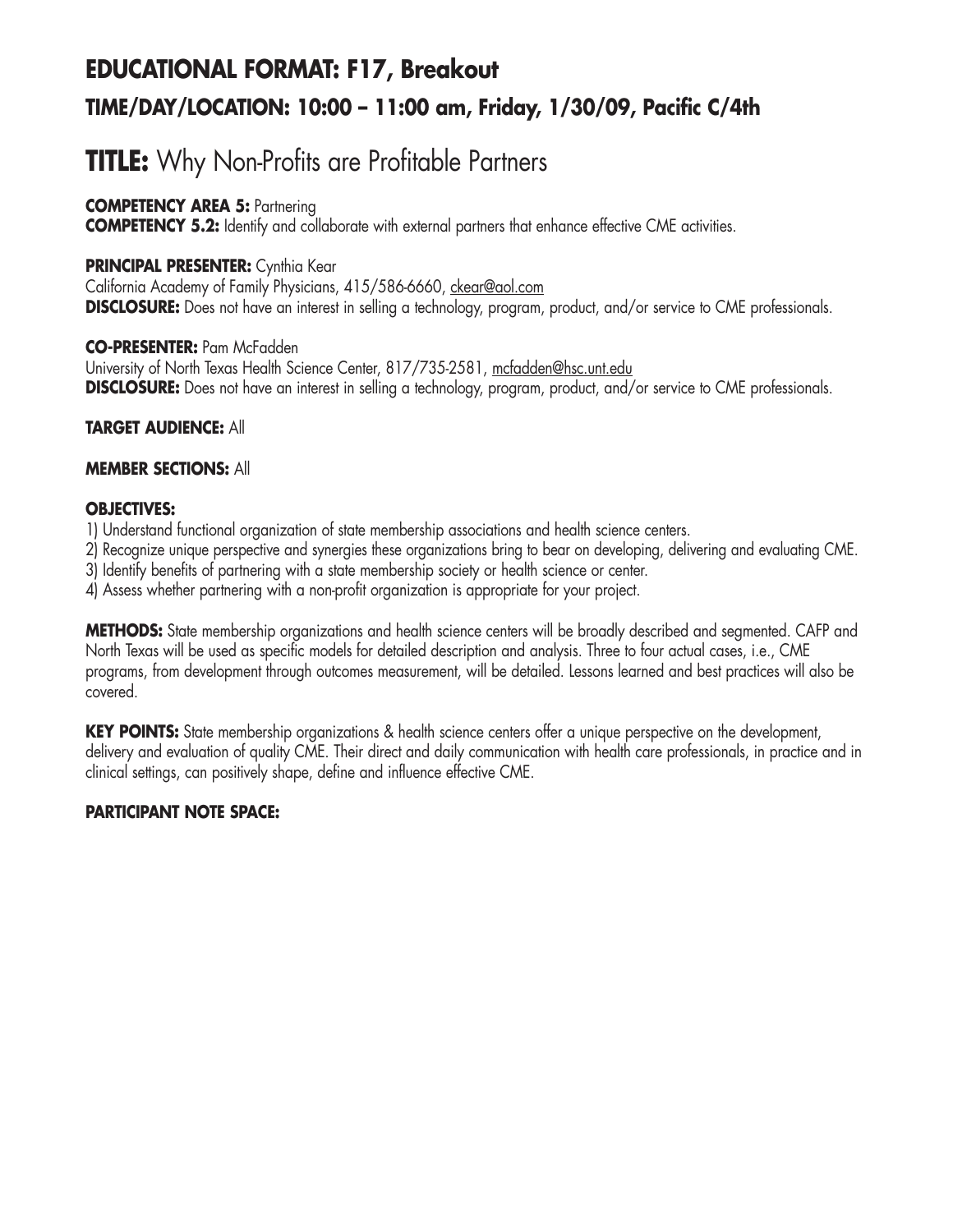## EDUCATIONAL FORMAT: F17, Breakout

### TIME/DAY/LOCATION: 10:00 – 11:00 am, Friday, 1/30/09, Pacific C/4th

# TITLE: Why Non-Profits are Profitable Partners

**COMPETENCY AREA 5:** Partnering
**COMPETENCY 5.2:** Identify and collaborate with external partners that enhance effective CME activities.

**PRINCIPAL PRESENTER:** Cynthia Kear
California Academy of Family Physicians, 415/586-6660, ckear@aol.com
**DISCLOSURE:** Does not have an interest in selling a technology, program, product, and/or service to CME professionals.

**CO-PRESENTER:** Pam McFadden
University of North Texas Health Science Center, 817/735-2581, mcfadden@hsc.unt.edu
**DISCLOSURE:** Does not have an interest in selling a technology, program, product, and/or service to CME professionals.

**TARGET AUDIENCE:** All

**MEMBER SECTIONS:** All

**OBJECTIVES:**

1) Understand functional organization of state membership associations and health science centers.
2) Recognize unique perspective and synergies these organizations bring to bear on developing, delivering and evaluating CME.
3) Identify benefits of partnering with a state membership society or health science or center.
4) Assess whether partnering with a non-profit organization is appropriate for your project.

**METHODS:** State membership organizations and health science centers will be broadly described and segmented. CAFP and North Texas will be used as specific models for detailed description and analysis. Three to four actual cases, i.e., CME programs, from development through outcomes measurement, will be detailed. Lessons learned and best practices will also be covered.

**KEY POINTS:** State membership organizations & health science centers offer a unique perspective on the development, delivery and evaluation of quality CME. Their direct and daily communication with health care professionals, in practice and in clinical settings, can positively shape, define and influence effective CME.

**PARTICIPANT NOTE SPACE:**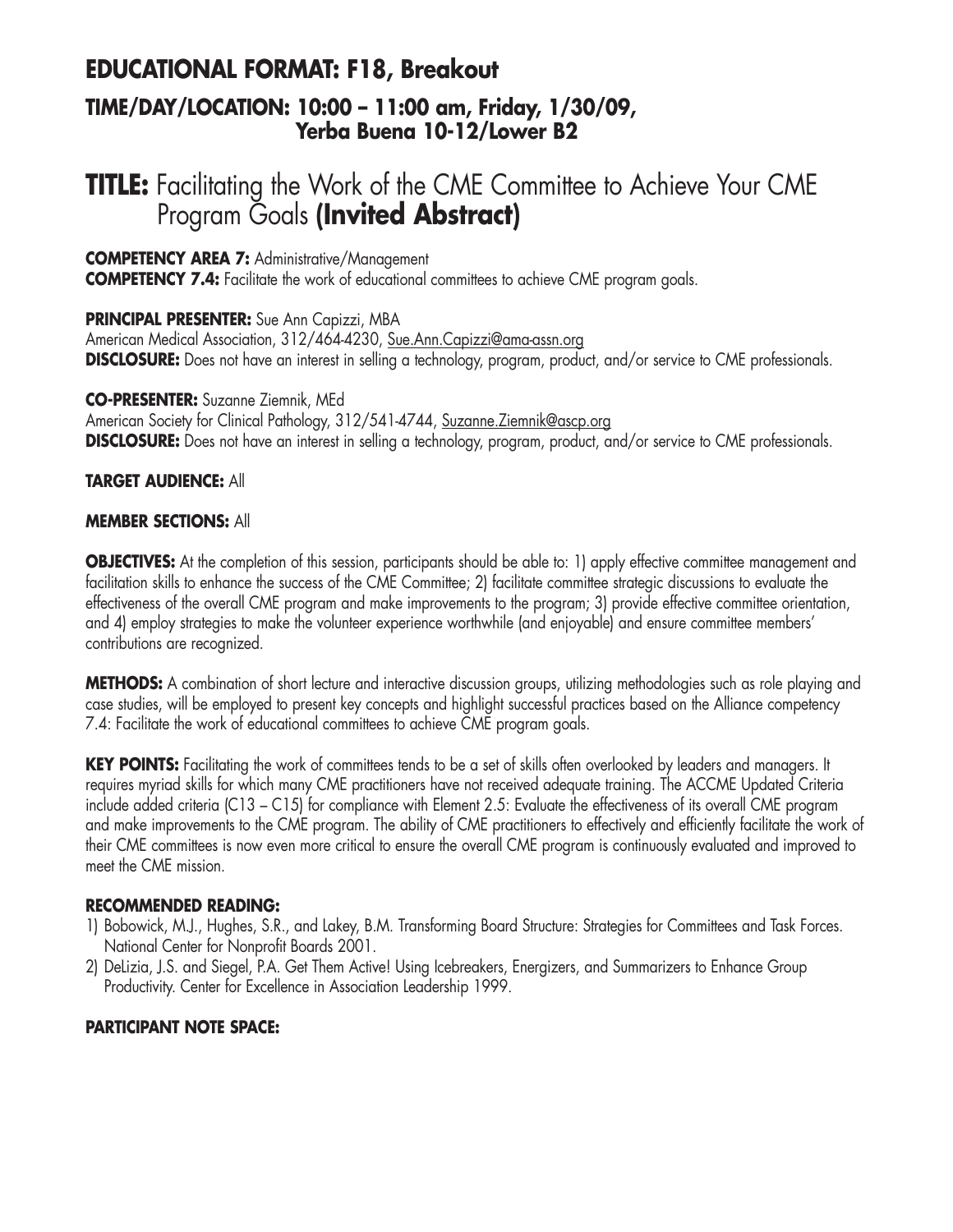# EDUCATIONAL FORMAT: F18, Breakout

## TIME/DAY/LOCATION: 10:00 – 11:00 am, Friday, 1/30/09, Yerba Buena 10-12/Lower B2

# TITLE: Facilitating the Work of the CME Committee to Achieve Your CME Program Goals (Invited Abstract)

**COMPETENCY AREA 7:** Administrative/Management
**COMPETENCY 7.4:** Facilitate the work of educational committees to achieve CME program goals.

**PRINCIPAL PRESENTER:** Sue Ann Capizzi, MBA
American Medical Association, 312/464-4230, Sue.Ann.Capizzi@ama-assn.org
**DISCLOSURE:** Does not have an interest in selling a technology, program, product, and/or service to CME professionals.

**CO-PRESENTER:** Suzanne Ziemnik, MEd
American Society for Clinical Pathology, 312/541-4744, Suzanne.Ziemnik@ascp.org
**DISCLOSURE:** Does not have an interest in selling a technology, program, product, and/or service to CME professionals.

**TARGET AUDIENCE:** All

**MEMBER SECTIONS:** All

**OBJECTIVES:** At the completion of this session, participants should be able to: 1) apply effective committee management and facilitation skills to enhance the success of the CME Committee; 2) facilitate committee strategic discussions to evaluate the effectiveness of the overall CME program and make improvements to the program; 3) provide effective committee orientation, and 4) employ strategies to make the volunteer experience worthwhile (and enjoyable) and ensure committee members' contributions are recognized.

**METHODS:** A combination of short lecture and interactive discussion groups, utilizing methodologies such as role playing and case studies, will be employed to present key concepts and highlight successful practices based on the Alliance competency 7.4: Facilitate the work of educational committees to achieve CME program goals.

**KEY POINTS:** Facilitating the work of committees tends to be a set of skills often overlooked by leaders and managers. It requires myriad skills for which many CME practitioners have not received adequate training. The ACCME Updated Criteria include added criteria (C13 – C15) for compliance with Element 2.5: Evaluate the effectiveness of its overall CME program and make improvements to the CME program. The ability of CME practitioners to effectively and efficiently facilitate the work of their CME committees is now even more critical to ensure the overall CME program is continuously evaluated and improved to meet the CME mission.

**RECOMMENDED READING:**

1) Bobowick, M.J., Hughes, S.R., and Lakey, B.M. Transforming Board Structure: Strategies for Committees and Task Forces. National Center for Nonprofit Boards 2001.
2) DeLizia, J.S. and Siegel, P.A. Get Them Active! Using Icebreakers, Energizers, and Summarizers to Enhance Group Productivity. Center for Excellence in Association Leadership 1999.

**PARTICIPANT NOTE SPACE:**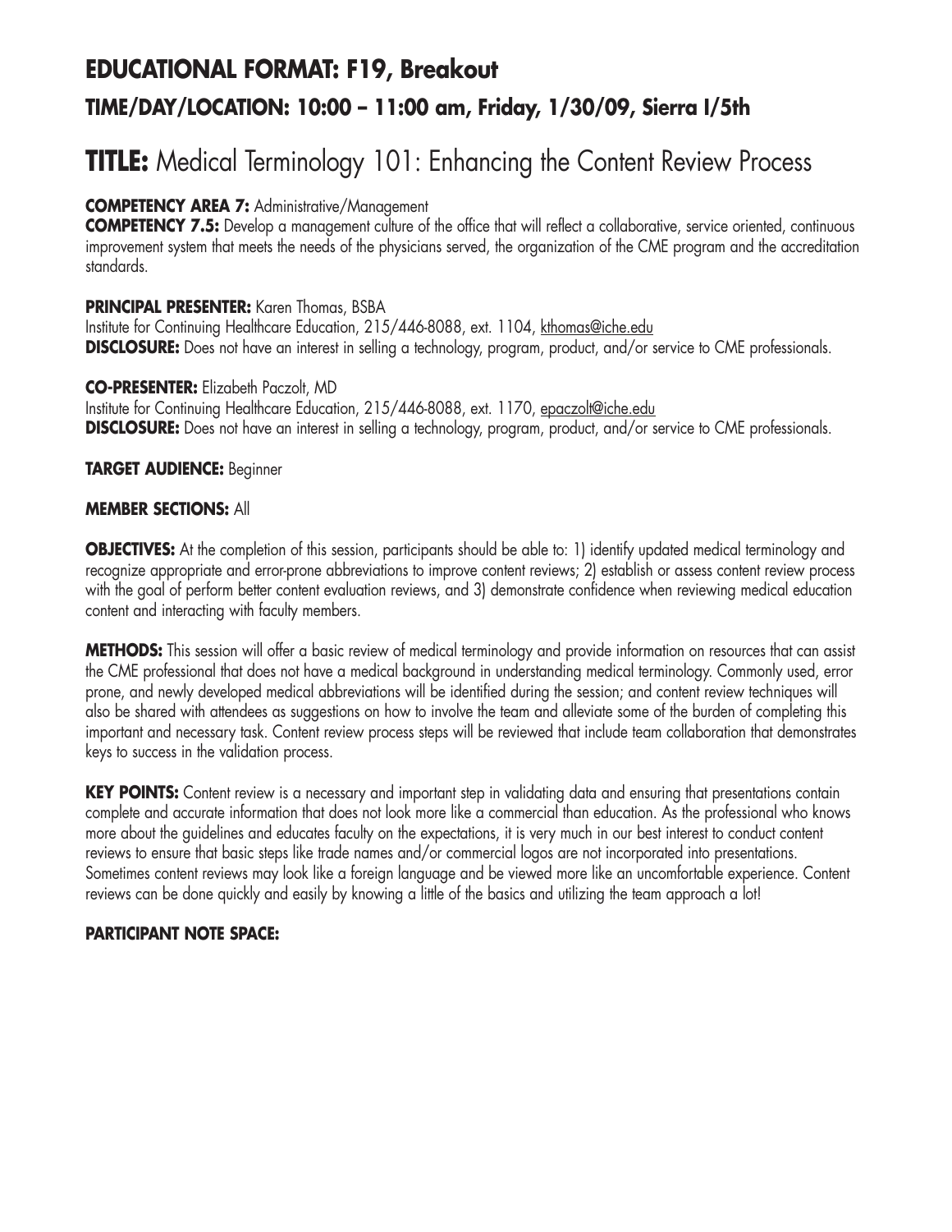## EDUCATIONAL FORMAT: F19, Breakout
### TIME/DAY/LOCATION: 10:00 – 11:00 am, Friday, 1/30/09, Sierra I/5th

# TITLE: Medical Terminology 101: Enhancing the Content Review Process

**COMPETENCY AREA 7:** Administrative/Management
**COMPETENCY 7.5:** Develop a management culture of the office that will reflect a collaborative, service oriented, continuous improvement system that meets the needs of the physicians served, the organization of the CME program and the accreditation standards.

**PRINCIPAL PRESENTER:** Karen Thomas, BSBA
Institute for Continuing Healthcare Education, 215/446-8088, ext. 1104, kthomas@iche.edu
**DISCLOSURE:** Does not have an interest in selling a technology, program, product, and/or service to CME professionals.

**CO-PRESENTER:** Elizabeth Paczolt, MD
Institute for Continuing Healthcare Education, 215/446-8088, ext. 1170, epaczolt@iche.edu
**DISCLOSURE:** Does not have an interest in selling a technology, program, product, and/or service to CME professionals.

**TARGET AUDIENCE:** Beginner

**MEMBER SECTIONS:** All

**OBJECTIVES:** At the completion of this session, participants should be able to: 1) identify updated medical terminology and recognize appropriate and error-prone abbreviations to improve content reviews; 2) establish or assess content review process with the goal of perform better content evaluation reviews, and 3) demonstrate confidence when reviewing medical education content and interacting with faculty members.

**METHODS:** This session will offer a basic review of medical terminology and provide information on resources that can assist the CME professional that does not have a medical background in understanding medical terminology. Commonly used, error prone, and newly developed medical abbreviations will be identified during the session; and content review techniques will also be shared with attendees as suggestions on how to involve the team and alleviate some of the burden of completing this important and necessary task. Content review process steps will be reviewed that include team collaboration that demonstrates keys to success in the validation process.

**KEY POINTS:** Content review is a necessary and important step in validating data and ensuring that presentations contain complete and accurate information that does not look more like a commercial than education. As the professional who knows more about the guidelines and educates faculty on the expectations, it is very much in our best interest to conduct content reviews to ensure that basic steps like trade names and/or commercial logos are not incorporated into presentations. Sometimes content reviews may look like a foreign language and be viewed more like an uncomfortable experience. Content reviews can be done quickly and easily by knowing a little of the basics and utilizing the team approach a lot!

**PARTICIPANT NOTE SPACE:**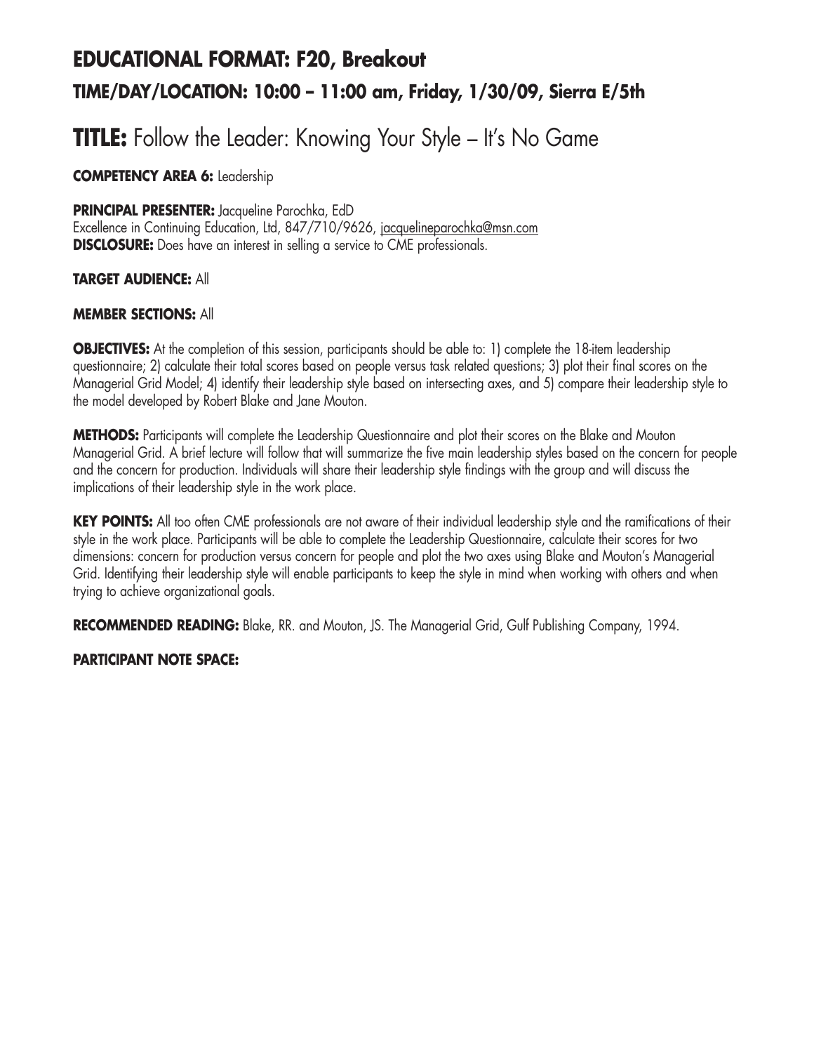## EDUCATIONAL FORMAT: F20, Breakout

### TIME/DAY/LOCATION: 10:00 – 11:00 am, Friday, 1/30/09, Sierra E/5th

# **TITLE:** Follow the Leader: Knowing Your Style – It's No Game

**COMPETENCY AREA 6:** Leadership

**PRINCIPAL PRESENTER:** Jacqueline Parochka, EdD
Excellence in Continuing Education, Ltd, 847/710/9626, jacquelineparochka@msn.com
**DISCLOSURE:** Does have an interest in selling a service to CME professionals.

**TARGET AUDIENCE:** All

**MEMBER SECTIONS:** All

**OBJECTIVES:** At the completion of this session, participants should be able to: 1) complete the 18-item leadership questionnaire; 2) calculate their total scores based on people versus task related questions; 3) plot their final scores on the Managerial Grid Model; 4) identify their leadership style based on intersecting axes, and 5) compare their leadership style to the model developed by Robert Blake and Jane Mouton.

**METHODS:** Participants will complete the Leadership Questionnaire and plot their scores on the Blake and Mouton Managerial Grid. A brief lecture will follow that will summarize the five main leadership styles based on the concern for people and the concern for production. Individuals will share their leadership style findings with the group and will discuss the implications of their leadership style in the work place.

**KEY POINTS:** All too often CME professionals are not aware of their individual leadership style and the ramifications of their style in the work place. Participants will be able to complete the Leadership Questionnaire, calculate their scores for two dimensions: concern for production versus concern for people and plot the two axes using Blake and Mouton's Managerial Grid. Identifying their leadership style will enable participants to keep the style in mind when working with others and when trying to achieve organizational goals.

**RECOMMENDED READING:** Blake, RR. and Mouton, JS. The Managerial Grid, Gulf Publishing Company, 1994.

**PARTICIPANT NOTE SPACE:**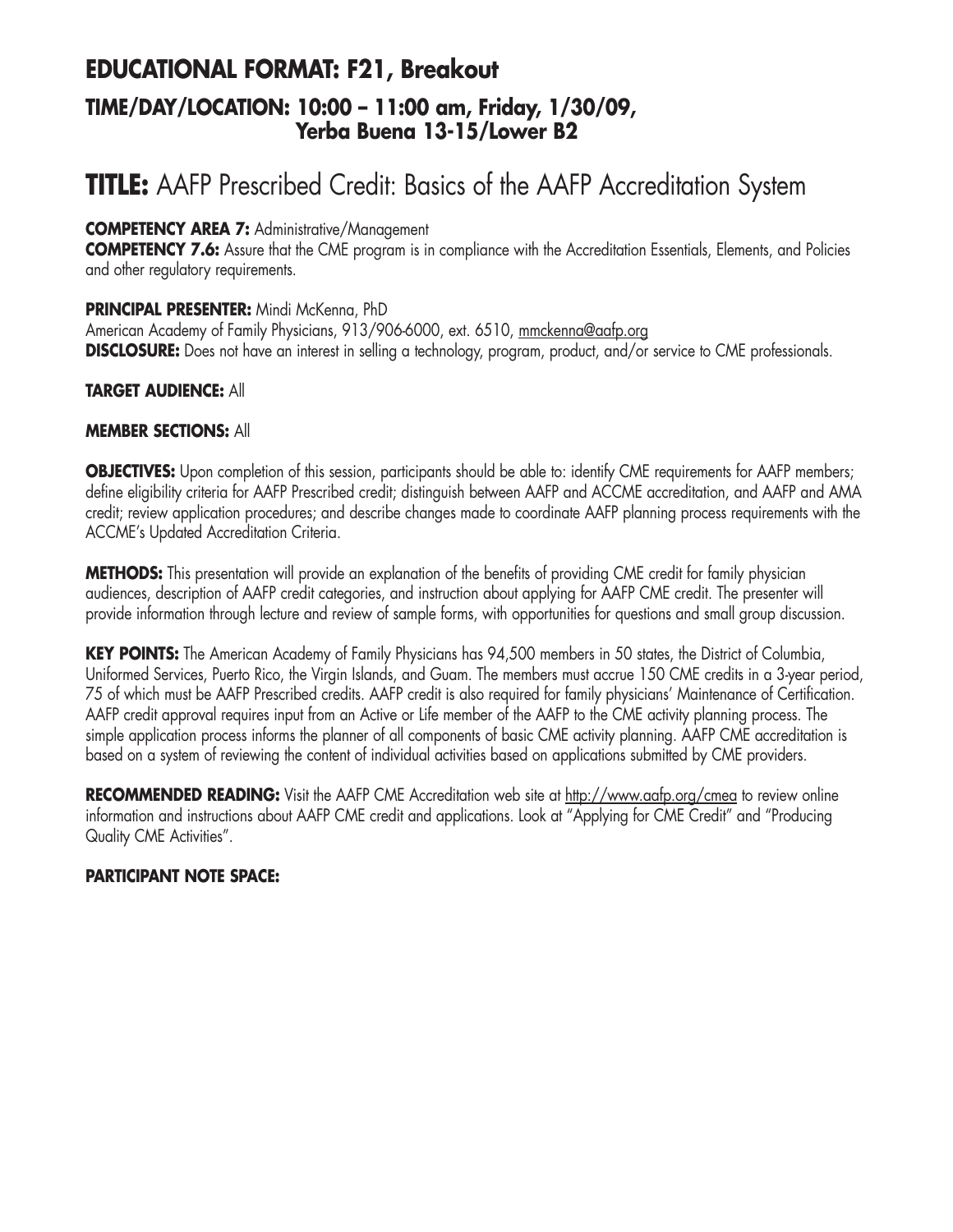## EDUCATIONAL FORMAT: F21, Breakout
### TIME/DAY/LOCATION: 10:00 – 11:00 am, Friday, 1/30/09, Yerba Buena 13-15/Lower B2

# TITLE: AAFP Prescribed Credit: Basics of the AAFP Accreditation System

**COMPETENCY AREA 7:** Administrative/Management
**COMPETENCY 7.6:** Assure that the CME program is in compliance with the Accreditation Essentials, Elements, and Policies and other regulatory requirements.

**PRINCIPAL PRESENTER:** Mindi McKenna, PhD
American Academy of Family Physicians, 913/906-6000, ext. 6510, mmckenna@aafp.org
**DISCLOSURE:** Does not have an interest in selling a technology, program, product, and/or service to CME professionals.

**TARGET AUDIENCE:** All

**MEMBER SECTIONS:** All

**OBJECTIVES:** Upon completion of this session, participants should be able to: identify CME requirements for AAFP members; define eligibility criteria for AAFP Prescribed credit; distinguish between AAFP and ACCME accreditation, and AAFP and AMA credit; review application procedures; and describe changes made to coordinate AAFP planning process requirements with the ACCME's Updated Accreditation Criteria.

**METHODS:** This presentation will provide an explanation of the benefits of providing CME credit for family physician audiences, description of AAFP credit categories, and instruction about applying for AAFP CME credit. The presenter will provide information through lecture and review of sample forms, with opportunities for questions and small group discussion.

**KEY POINTS:** The American Academy of Family Physicians has 94,500 members in 50 states, the District of Columbia, Uniformed Services, Puerto Rico, the Virgin Islands, and Guam. The members must accrue 150 CME credits in a 3-year period, 75 of which must be AAFP Prescribed credits. AAFP credit is also required for family physicians' Maintenance of Certification. AAFP credit approval requires input from an Active or Life member of the AAFP to the CME activity planning process. The simple application process informs the planner of all components of basic CME activity planning. AAFP CME accreditation is based on a system of reviewing the content of individual activities based on applications submitted by CME providers.

**RECOMMENDED READING:** Visit the AAFP CME Accreditation web site at http://www.aafp.org/cmea to review online information and instructions about AAFP CME credit and applications. Look at "Applying for CME Credit" and "Producing Quality CME Activities".

**PARTICIPANT NOTE SPACE:**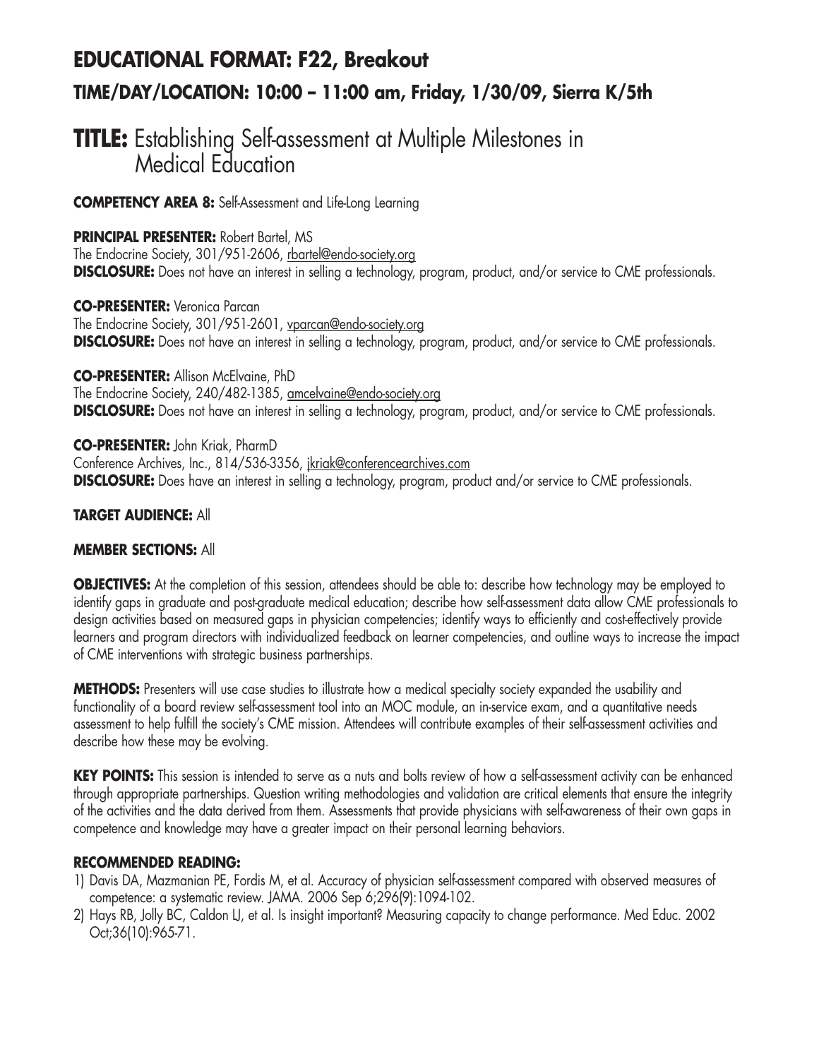## EDUCATIONAL FORMAT: F22, Breakout

### TIME/DAY/LOCATION: 10:00 – 11:00 am, Friday, 1/30/09, Sierra K/5th

# TITLE: Establishing Self-assessment at Multiple Milestones in Medical Education

**COMPETENCY AREA 8:** Self-Assessment and Life-Long Learning

**PRINCIPAL PRESENTER:** Robert Bartel, MS
The Endocrine Society, 301/951-2606, rbartel@endo-society.org
**DISCLOSURE:** Does not have an interest in selling a technology, program, product, and/or service to CME professionals.

**CO-PRESENTER:** Veronica Parcan
The Endocrine Society, 301/951-2601, vparcan@endo-society.org
**DISCLOSURE:** Does not have an interest in selling a technology, program, product, and/or service to CME professionals.

**CO-PRESENTER:** Allison McElvaine, PhD
The Endocrine Society, 240/482-1385, amcelvaine@endo-society.org
**DISCLOSURE:** Does not have an interest in selling a technology, program, product, and/or service to CME professionals.

**CO-PRESENTER:** John Kriak, PharmD
Conference Archives, Inc., 814/536-3356, jkriak@conferencearchives.com
**DISCLOSURE:** Does have an interest in selling a technology, program, product and/or service to CME professionals.

**TARGET AUDIENCE:** All

**MEMBER SECTIONS:** All

**OBJECTIVES:** At the completion of this session, attendees should be able to: describe how technology may be employed to identify gaps in graduate and post-graduate medical education; describe how self-assessment data allow CME professionals to design activities based on measured gaps in physician competencies; identify ways to efficiently and cost-effectively provide learners and program directors with individualized feedback on learner competencies, and outline ways to increase the impact of CME interventions with strategic business partnerships.

**METHODS:** Presenters will use case studies to illustrate how a medical specialty society expanded the usability and functionality of a board review self-assessment tool into an MOC module, an in-service exam, and a quantitative needs assessment to help fulfill the society's CME mission. Attendees will contribute examples of their self-assessment activities and describe how these may be evolving.

**KEY POINTS:** This session is intended to serve as a nuts and bolts review of how a self-assessment activity can be enhanced through appropriate partnerships. Question writing methodologies and validation are critical elements that ensure the integrity of the activities and the data derived from them. Assessments that provide physicians with self-awareness of their own gaps in competence and knowledge may have a greater impact on their personal learning behaviors.

**RECOMMENDED READING:**

1) Davis DA, Mazmanian PE, Fordis M, et al. Accuracy of physician self-assessment compared with observed measures of competence: a systematic review. JAMA. 2006 Sep 6;296(9):1094-102.
2) Hays RB, Jolly BC, Caldon LJ, et al. Is insight important? Measuring capacity to change performance. Med Educ. 2002 Oct;36(10):965-71.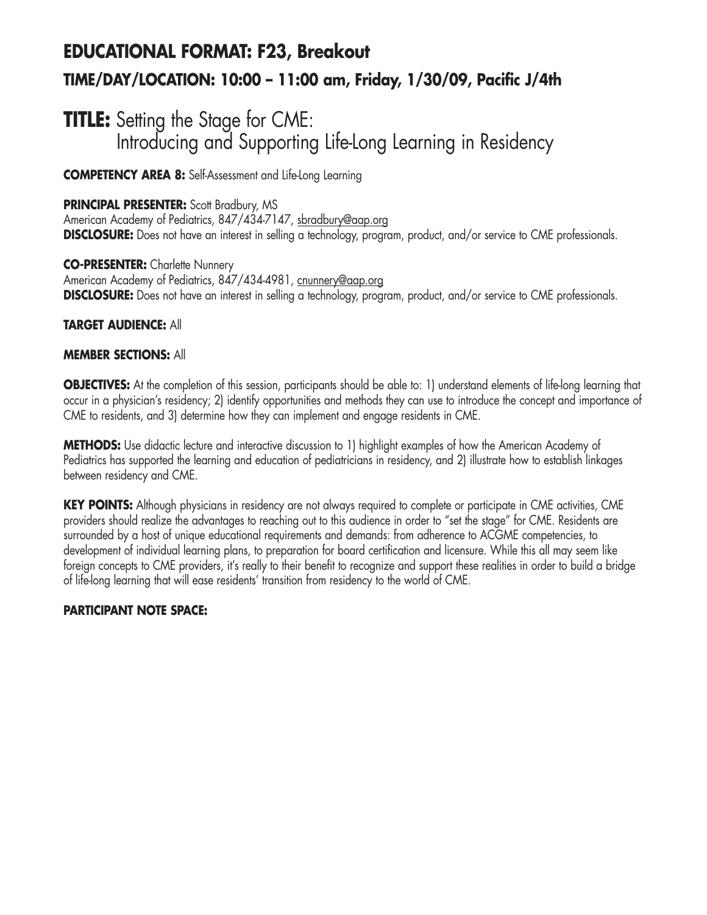## EDUCATIONAL FORMAT: F23, Breakout

### TIME/DAY/LOCATION: 10:00 – 11:00 am, Friday, 1/30/09, Pacific J/4th

# TITLE: Setting the Stage for CME: Introducing and Supporting Life-Long Learning in Residency

**COMPETENCY AREA 8:** Self-Assessment and Life-Long Learning

**PRINCIPAL PRESENTER:** Scott Bradbury, MS
American Academy of Pediatrics, 847/434-7147, sbradbury@aap.org
**DISCLOSURE:** Does not have an interest in selling a technology, program, product, and/or service to CME professionals.

**CO-PRESENTER:** Charlette Nunnery
American Academy of Pediatrics, 847/434-4981, cnunnery@aap.org
**DISCLOSURE:** Does not have an interest in selling a technology, program, product, and/or service to CME professionals.

**TARGET AUDIENCE:** All

**MEMBER SECTIONS:** All

**OBJECTIVES:** At the completion of this session, participants should be able to: 1) understand elements of life-long learning that occur in a physician's residency; 2) identify opportunities and methods they can use to introduce the concept and importance of CME to residents, and 3) determine how they can implement and engage residents in CME.

**METHODS:** Use didactic lecture and interactive discussion to 1) highlight examples of how the American Academy of Pediatrics has supported the learning and education of pediatricians in residency, and 2) illustrate how to establish linkages between residency and CME.

**KEY POINTS:** Although physicians in residency are not always required to complete or participate in CME activities, CME providers should realize the advantages to reaching out to this audience in order to "set the stage" for CME. Residents are surrounded by a host of unique educational requirements and demands: from adherence to ACGME competencies, to development of individual learning plans, to preparation for board certification and licensure. While this all may seem like foreign concepts to CME providers, it's really to their benefit to recognize and support these realities in order to build a bridge of life-long learning that will ease residents' transition from residency to the world of CME.

**PARTICIPANT NOTE SPACE:**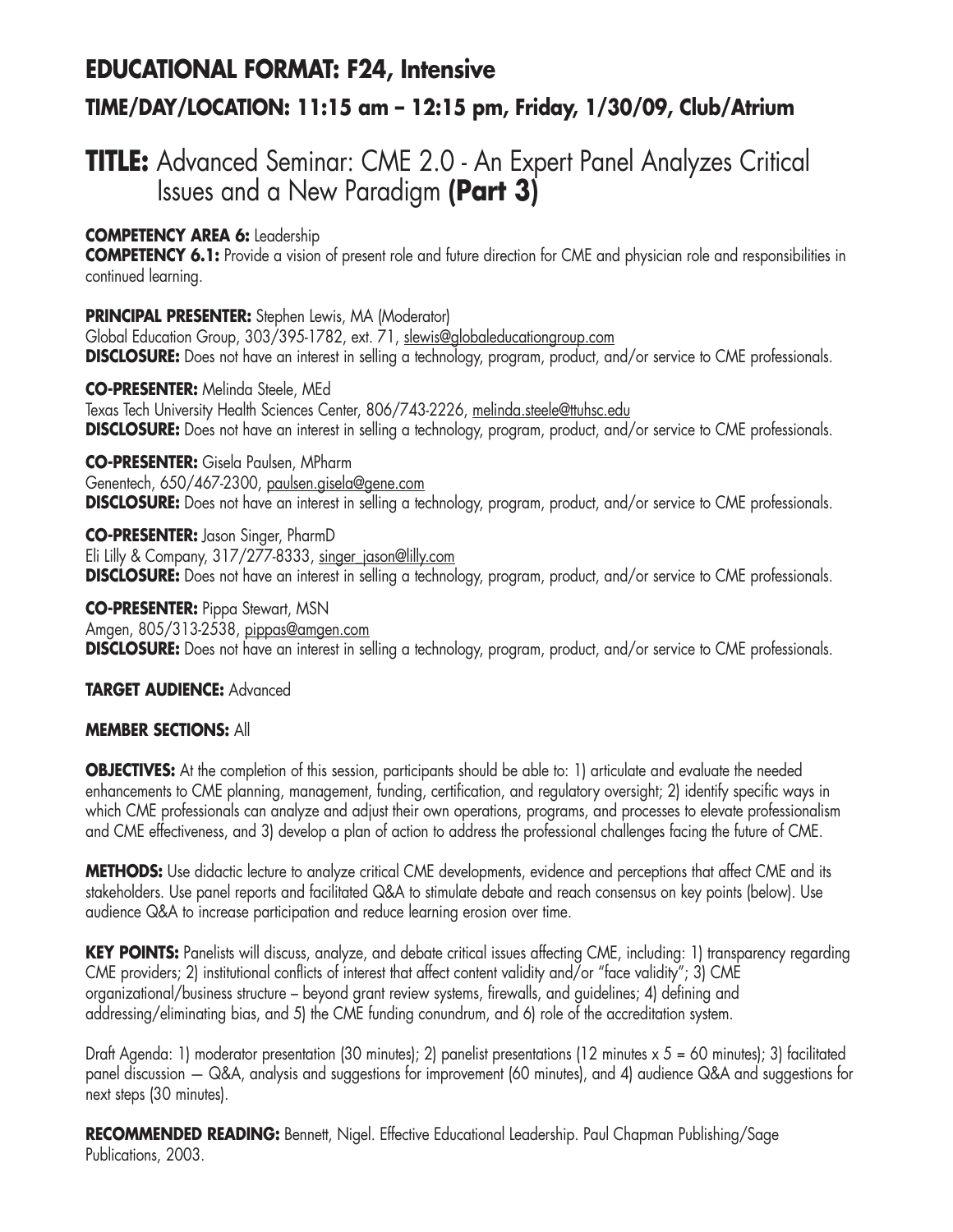# EDUCATIONAL FORMAT: F24, Intensive

## TIME/DAY/LOCATION: 11:15 am – 12:15 pm, Friday, 1/30/09, Club/Atrium

# TITLE: Advanced Seminar: CME 2.0 - An Expert Panel Analyzes Critical Issues and a New Paradigm **(Part 3)**

**COMPETENCY AREA 6:** Leadership
**COMPETENCY 6.1:** Provide a vision of present role and future direction for CME and physician role and responsibilities in continued learning.

**PRINCIPAL PRESENTER:** Stephen Lewis, MA (Moderator)
Global Education Group, 303/395-1782, ext. 71, slewis@globaleducationgroup.com
**DISCLOSURE:** Does not have an interest in selling a technology, program, product, and/or service to CME professionals.

**CO-PRESENTER:** Melinda Steele, MEd
Texas Tech University Health Sciences Center, 806/743-2226, melinda.steele@ttuhsc.edu
**DISCLOSURE:** Does not have an interest in selling a technology, program, product, and/or service to CME professionals.

**CO-PRESENTER:** Gisela Paulsen, MPharm
Genentech, 650/467-2300, paulsen.gisela@gene.com
**DISCLOSURE:** Does not have an interest in selling a technology, program, product, and/or service to CME professionals.

**CO-PRESENTER:** Jason Singer, PharmD
Eli Lilly & Company, 317/277-8333, singer_jason@lilly.com
**DISCLOSURE:** Does not have an interest in selling a technology, program, product, and/or service to CME professionals.

**CO-PRESENTER:** Pippa Stewart, MSN
Amgen, 805/313-2538, pippas@amgen.com
**DISCLOSURE:** Does not have an interest in selling a technology, program, product, and/or service to CME professionals.

**TARGET AUDIENCE:** Advanced

**MEMBER SECTIONS:** All

**OBJECTIVES:** At the completion of this session, participants should be able to: 1) articulate and evaluate the needed enhancements to CME planning, management, funding, certification, and regulatory oversight; 2) identify specific ways in which CME professionals can analyze and adjust their own operations, programs, and processes to elevate professionalism and CME effectiveness, and 3) develop a plan of action to address the professional challenges facing the future of CME.

**METHODS:** Use didactic lecture to analyze critical CME developments, evidence and perceptions that affect CME and its stakeholders. Use panel reports and facilitated Q&A to stimulate debate and reach consensus on key points (below). Use audience Q&A to increase participation and reduce learning erosion over time.

**KEY POINTS:** Panelists will discuss, analyze, and debate critical issues affecting CME, including: 1) transparency regarding CME providers; 2) institutional conflicts of interest that affect content validity and/or "face validity"; 3) CME organizational/business structure – beyond grant review systems, firewalls, and guidelines; 4) defining and addressing/eliminating bias, and 5) the CME funding conundrum, and 6) role of the accreditation system.

Draft Agenda: 1) moderator presentation (30 minutes); 2) panelist presentations (12 minutes x 5 = 60 minutes); 3) facilitated panel discussion — Q&A, analysis and suggestions for improvement (60 minutes), and 4) audience Q&A and suggestions for next steps (30 minutes).

**RECOMMENDED READING:** Bennett, Nigel. Effective Educational Leadership. Paul Chapman Publishing/Sage Publications, 2003.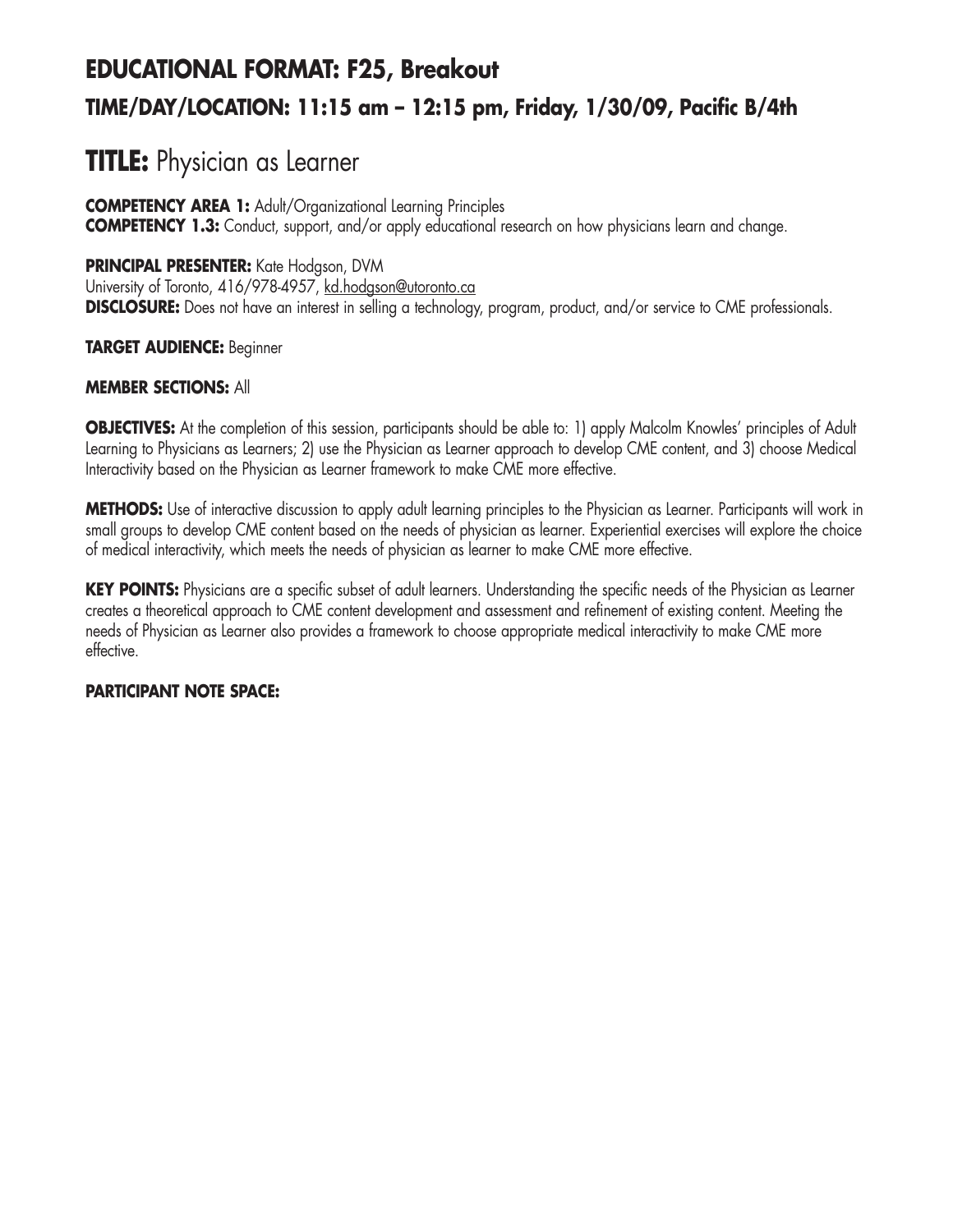## EDUCATIONAL FORMAT: F25, Breakout

### TIME/DAY/LOCATION: 11:15 am – 12:15 pm, Friday, 1/30/09, Pacific B/4th

# TITLE: Physician as Learner

**COMPETENCY AREA 1:** Adult/Organizational Learning Principles
**COMPETENCY 1.3:** Conduct, support, and/or apply educational research on how physicians learn and change.

**PRINCIPAL PRESENTER:** Kate Hodgson, DVM
University of Toronto, 416/978-4957, kd.hodgson@utoronto.ca
**DISCLOSURE:** Does not have an interest in selling a technology, program, product, and/or service to CME professionals.

**TARGET AUDIENCE:** Beginner

**MEMBER SECTIONS:** All

**OBJECTIVES:** At the completion of this session, participants should be able to: 1) apply Malcolm Knowles' principles of Adult Learning to Physicians as Learners; 2) use the Physician as Learner approach to develop CME content, and 3) choose Medical Interactivity based on the Physician as Learner framework to make CME more effective.

**METHODS:** Use of interactive discussion to apply adult learning principles to the Physician as Learner. Participants will work in small groups to develop CME content based on the needs of physician as learner. Experiential exercises will explore the choice of medical interactivity, which meets the needs of physician as learner to make CME more effective.

**KEY POINTS:** Physicians are a specific subset of adult learners. Understanding the specific needs of the Physician as Learner creates a theoretical approach to CME content development and assessment and refinement of existing content. Meeting the needs of Physician as Learner also provides a framework to choose appropriate medical interactivity to make CME more effective.

**PARTICIPANT NOTE SPACE:**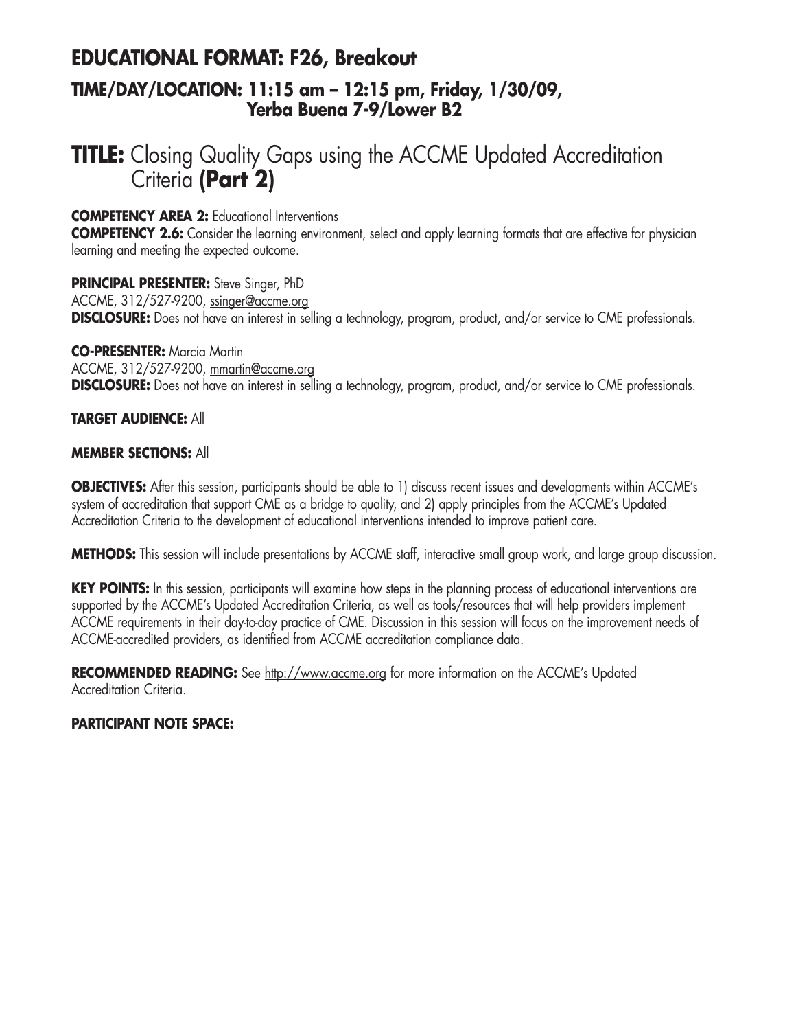## EDUCATIONAL FORMAT: F26, Breakout

### TIME/DAY/LOCATION: 11:15 am – 12:15 pm, Friday, 1/30/09, Yerba Buena 7-9/Lower B2

# TITLE: Closing Quality Gaps using the ACCME Updated Accreditation Criteria (Part 2)

**COMPETENCY AREA 2:** Educational Interventions
**COMPETENCY 2.6:** Consider the learning environment, select and apply learning formats that are effective for physician learning and meeting the expected outcome.

**PRINCIPAL PRESENTER:** Steve Singer, PhD
ACCME, 312/527-9200, ssinger@accme.org
**DISCLOSURE:** Does not have an interest in selling a technology, program, product, and/or service to CME professionals.

**CO-PRESENTER:** Marcia Martin
ACCME, 312/527-9200, mmartin@accme.org
**DISCLOSURE:** Does not have an interest in selling a technology, program, product, and/or service to CME professionals.

**TARGET AUDIENCE:** All

**MEMBER SECTIONS:** All

**OBJECTIVES:** After this session, participants should be able to 1) discuss recent issues and developments within ACCME's system of accreditation that support CME as a bridge to quality, and 2) apply principles from the ACCME's Updated Accreditation Criteria to the development of educational interventions intended to improve patient care.

**METHODS:** This session will include presentations by ACCME staff, interactive small group work, and large group discussion.

**KEY POINTS:** In this session, participants will examine how steps in the planning process of educational interventions are supported by the ACCME's Updated Accreditation Criteria, as well as tools/resources that will help providers implement ACCME requirements in their day-to-day practice of CME. Discussion in this session will focus on the improvement needs of ACCME-accredited providers, as identified from ACCME accreditation compliance data.

**RECOMMENDED READING:** See http://www.accme.org for more information on the ACCME's Updated Accreditation Criteria.

**PARTICIPANT NOTE SPACE:**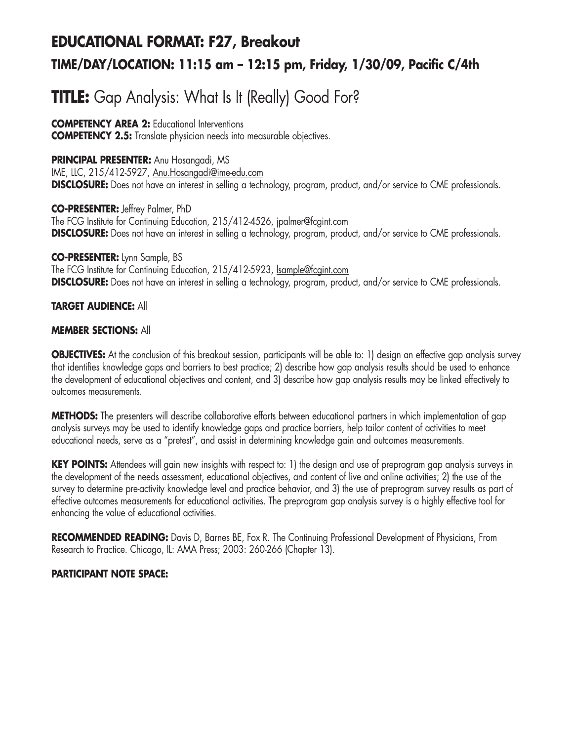## EDUCATIONAL FORMAT: F27, Breakout

### TIME/DAY/LOCATION: 11:15 am – 12:15 pm, Friday, 1/30/09, Pacific C/4th

# TITLE: Gap Analysis: What Is It (Really) Good For?

**COMPETENCY AREA 2:** Educational Interventions
**COMPETENCY 2.5:** Translate physician needs into measurable objectives.

**PRINCIPAL PRESENTER:** Anu Hosangadi, MS
IME, LLC, 215/412-5927, Anu.Hosangadi@ime-edu.com
**DISCLOSURE:** Does not have an interest in selling a technology, program, product, and/or service to CME professionals.

**CO-PRESENTER:** Jeffrey Palmer, PhD
The FCG Institute for Continuing Education, 215/412-4526, jpalmer@fcgint.com
**DISCLOSURE:** Does not have an interest in selling a technology, program, product, and/or service to CME professionals.

**CO-PRESENTER:** Lynn Sample, BS
The FCG Institute for Continuing Education, 215/412-5923, lsample@fcgint.com
**DISCLOSURE:** Does not have an interest in selling a technology, program, product, and/or service to CME professionals.

**TARGET AUDIENCE:** All

**MEMBER SECTIONS:** All

**OBJECTIVES:** At the conclusion of this breakout session, participants will be able to: 1) design an effective gap analysis survey that identifies knowledge gaps and barriers to best practice; 2) describe how gap analysis results should be used to enhance the development of educational objectives and content, and 3) describe how gap analysis results may be linked effectively to outcomes measurements.

**METHODS:** The presenters will describe collaborative efforts between educational partners in which implementation of gap analysis surveys may be used to identify knowledge gaps and practice barriers, help tailor content of activities to meet educational needs, serve as a "pretest", and assist in determining knowledge gain and outcomes measurements.

**KEY POINTS:** Attendees will gain new insights with respect to: 1) the design and use of preprogram gap analysis surveys in the development of the needs assessment, educational objectives, and content of live and online activities; 2) the use of the survey to determine pre-activity knowledge level and practice behavior, and 3) the use of preprogram survey results as part of effective outcomes measurements for educational activities. The preprogram gap analysis survey is a highly effective tool for enhancing the value of educational activities.

**RECOMMENDED READING:** Davis D, Barnes BE, Fox R. The Continuing Professional Development of Physicians, From Research to Practice. Chicago, IL: AMA Press; 2003: 260-266 (Chapter 13).

**PARTICIPANT NOTE SPACE:**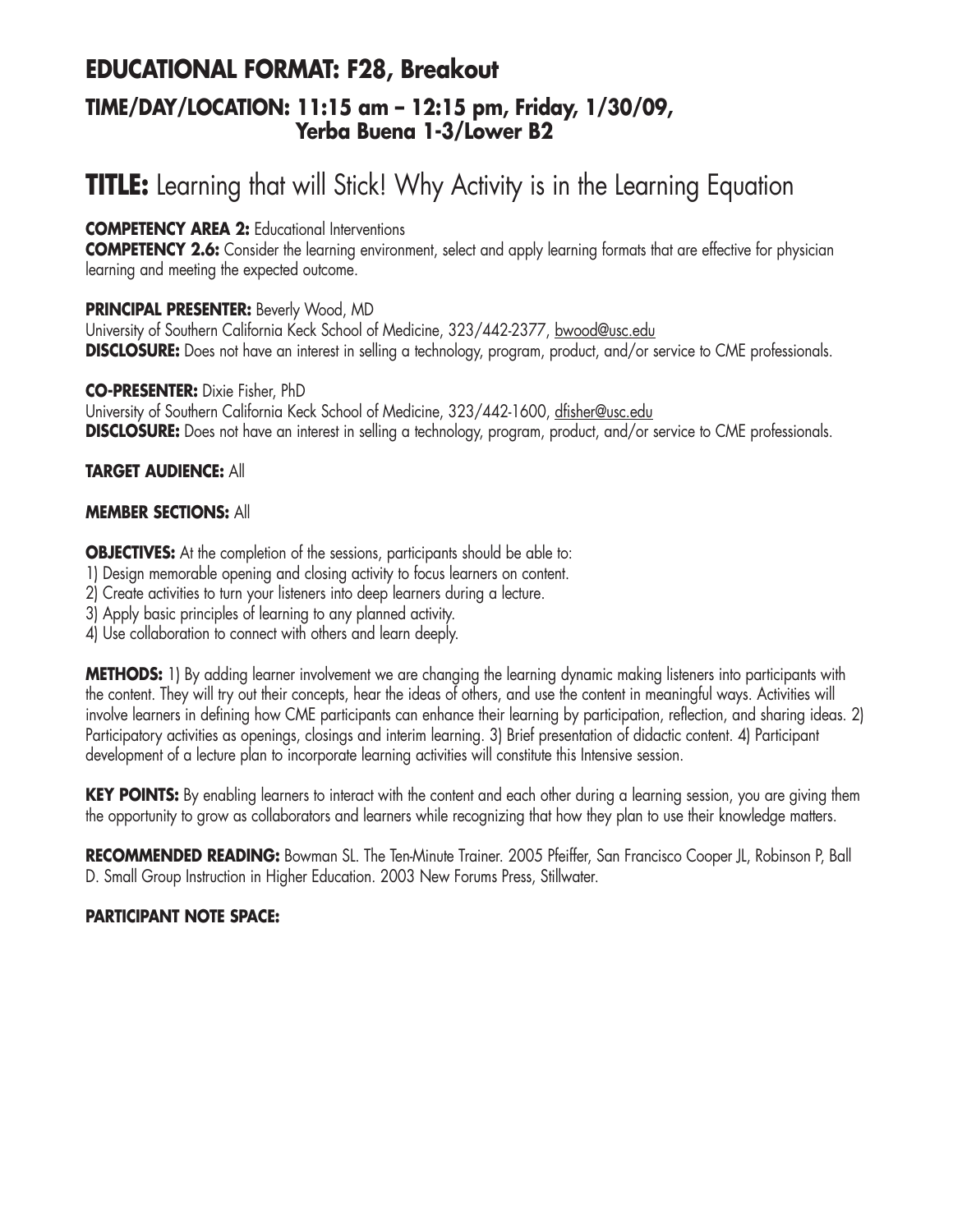## EDUCATIONAL FORMAT: F28, Breakout

### TIME/DAY/LOCATION: 11:15 am – 12:15 pm, Friday, 1/30/09, Yerba Buena 1-3/Lower B2

# TITLE: Learning that will Stick! Why Activity is in the Learning Equation

**COMPETENCY AREA 2:** Educational Interventions
**COMPETENCY 2.6:** Consider the learning environment, select and apply learning formats that are effective for physician learning and meeting the expected outcome.

**PRINCIPAL PRESENTER:** Beverly Wood, MD
University of Southern California Keck School of Medicine, 323/442-2377, bwood@usc.edu
**DISCLOSURE:** Does not have an interest in selling a technology, program, product, and/or service to CME professionals.

**CO-PRESENTER:** Dixie Fisher, PhD
University of Southern California Keck School of Medicine, 323/442-1600, dfisher@usc.edu
**DISCLOSURE:** Does not have an interest in selling a technology, program, product, and/or service to CME professionals.

**TARGET AUDIENCE:** All

**MEMBER SECTIONS:** All

**OBJECTIVES:** At the completion of the sessions, participants should be able to:
1) Design memorable opening and closing activity to focus learners on content.
2) Create activities to turn your listeners into deep learners during a lecture.
3) Apply basic principles of learning to any planned activity.
4) Use collaboration to connect with others and learn deeply.

**METHODS:** 1) By adding learner involvement we are changing the learning dynamic making listeners into participants with the content. They will try out their concepts, hear the ideas of others, and use the content in meaningful ways. Activities will involve learners in defining how CME participants can enhance their learning by participation, reflection, and sharing ideas. 2) Participatory activities as openings, closings and interim learning. 3) Brief presentation of didactic content. 4) Participant development of a lecture plan to incorporate learning activities will constitute this Intensive session.

**KEY POINTS:** By enabling learners to interact with the content and each other during a learning session, you are giving them the opportunity to grow as collaborators and learners while recognizing that how they plan to use their knowledge matters.

**RECOMMENDED READING:** Bowman SL. The Ten-Minute Trainer. 2005 Pfeiffer, San Francisco Cooper JL, Robinson P, Ball D. Small Group Instruction in Higher Education. 2003 New Forums Press, Stillwater.

**PARTICIPANT NOTE SPACE:**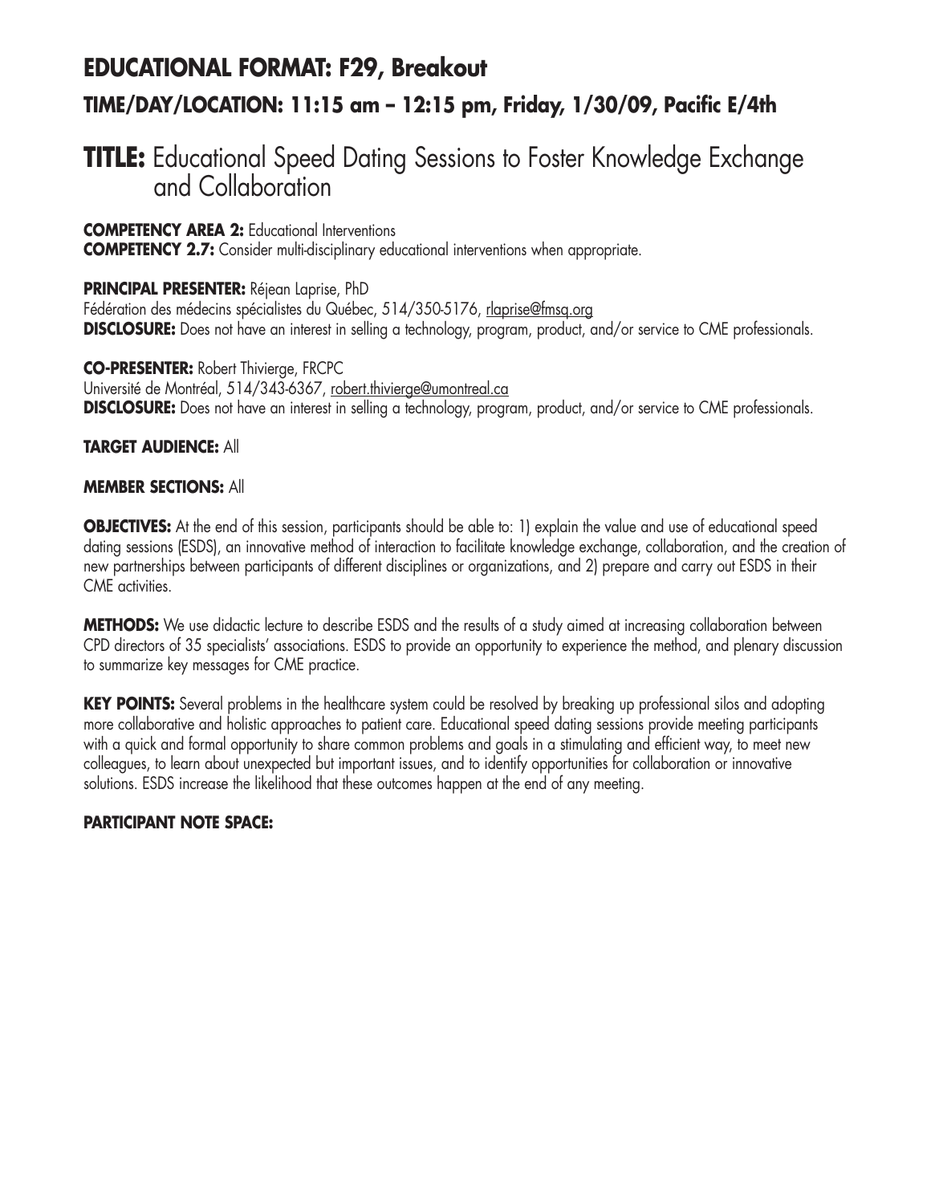## EDUCATIONAL FORMAT: F29, Breakout

### TIME/DAY/LOCATION: 11:15 am – 12:15 pm, Friday, 1/30/09, Pacific E/4th

# TITLE: Educational Speed Dating Sessions to Foster Knowledge Exchange and Collaboration

**COMPETENCY AREA 2:** Educational Interventions
**COMPETENCY 2.7:** Consider multi-disciplinary educational interventions when appropriate.

**PRINCIPAL PRESENTER:** Réjean Laprise, PhD
Fédération des médecins spécialistes du Québec, 514/350-5176, rlaprise@fmsq.org
**DISCLOSURE:** Does not have an interest in selling a technology, program, product, and/or service to CME professionals.

**CO-PRESENTER:** Robert Thivierge, FRCPC
Université de Montréal, 514/343-6367, robert.thivierge@umontreal.ca
**DISCLOSURE:** Does not have an interest in selling a technology, program, product, and/or service to CME professionals.

**TARGET AUDIENCE:** All

**MEMBER SECTIONS:** All

**OBJECTIVES:** At the end of this session, participants should be able to: 1) explain the value and use of educational speed dating sessions (ESDS), an innovative method of interaction to facilitate knowledge exchange, collaboration, and the creation of new partnerships between participants of different disciplines or organizations, and 2) prepare and carry out ESDS in their CME activities.

**METHODS:** We use didactic lecture to describe ESDS and the results of a study aimed at increasing collaboration between CPD directors of 35 specialists' associations. ESDS to provide an opportunity to experience the method, and plenary discussion to summarize key messages for CME practice.

**KEY POINTS:** Several problems in the healthcare system could be resolved by breaking up professional silos and adopting more collaborative and holistic approaches to patient care. Educational speed dating sessions provide meeting participants with a quick and formal opportunity to share common problems and goals in a stimulating and efficient way, to meet new colleagues, to learn about unexpected but important issues, and to identify opportunities for collaboration or innovative solutions. ESDS increase the likelihood that these outcomes happen at the end of any meeting.

**PARTICIPANT NOTE SPACE:**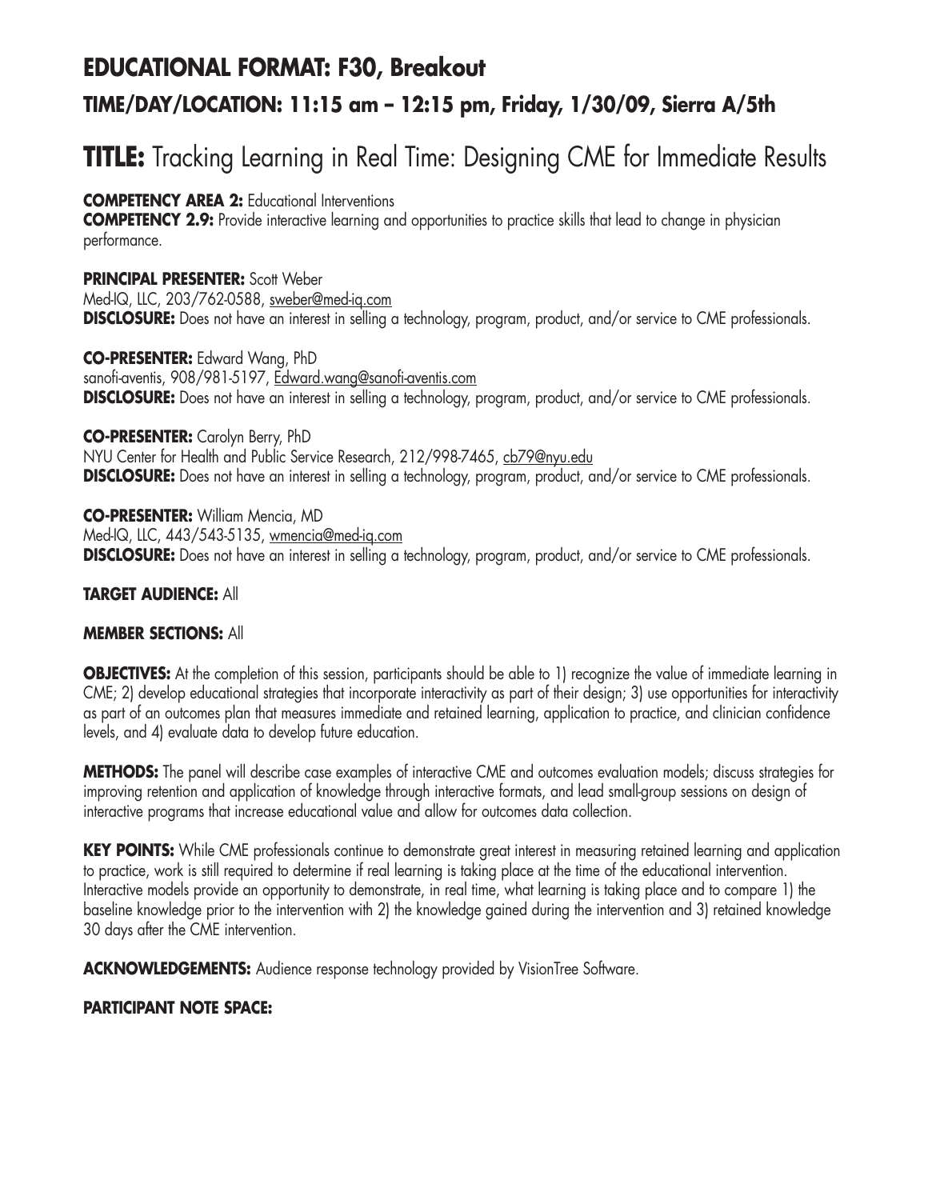## EDUCATIONAL FORMAT: F30, Breakout

### TIME/DAY/LOCATION: 11:15 am – 12:15 pm, Friday, 1/30/09, Sierra A/5th

# TITLE: Tracking Learning in Real Time: Designing CME for Immediate Results

**COMPETENCY AREA 2:** Educational Interventions
**COMPETENCY 2.9:** Provide interactive learning and opportunities to practice skills that lead to change in physician performance.

**PRINCIPAL PRESENTER:** Scott Weber
Med-IQ, LLC, 203/762-0588, sweber@med-iq.com
**DISCLOSURE:** Does not have an interest in selling a technology, program, product, and/or service to CME professionals.

**CO-PRESENTER:** Edward Wang, PhD
sanofi-aventis, 908/981-5197, Edward.wang@sanofi-aventis.com
**DISCLOSURE:** Does not have an interest in selling a technology, program, product, and/or service to CME professionals.

**CO-PRESENTER:** Carolyn Berry, PhD
NYU Center for Health and Public Service Research, 212/998-7465, cb79@nyu.edu
**DISCLOSURE:** Does not have an interest in selling a technology, program, product, and/or service to CME professionals.

**CO-PRESENTER:** William Mencia, MD
Med-IQ, LLC, 443/543-5135, wmencia@med-iq.com
**DISCLOSURE:** Does not have an interest in selling a technology, program, product, and/or service to CME professionals.

**TARGET AUDIENCE:** All

**MEMBER SECTIONS:** All

**OBJECTIVES:** At the completion of this session, participants should be able to 1) recognize the value of immediate learning in CME; 2) develop educational strategies that incorporate interactivity as part of their design; 3) use opportunities for interactivity as part of an outcomes plan that measures immediate and retained learning, application to practice, and clinician confidence levels, and 4) evaluate data to develop future education.

**METHODS:** The panel will describe case examples of interactive CME and outcomes evaluation models; discuss strategies for improving retention and application of knowledge through interactive formats, and lead small-group sessions on design of interactive programs that increase educational value and allow for outcomes data collection.

**KEY POINTS:** While CME professionals continue to demonstrate great interest in measuring retained learning and application to practice, work is still required to determine if real learning is taking place at the time of the educational intervention. Interactive models provide an opportunity to demonstrate, in real time, what learning is taking place and to compare 1) the baseline knowledge prior to the intervention with 2) the knowledge gained during the intervention and 3) retained knowledge 30 days after the CME intervention.

**ACKNOWLEDGEMENTS:** Audience response technology provided by VisionTree Software.

**PARTICIPANT NOTE SPACE:**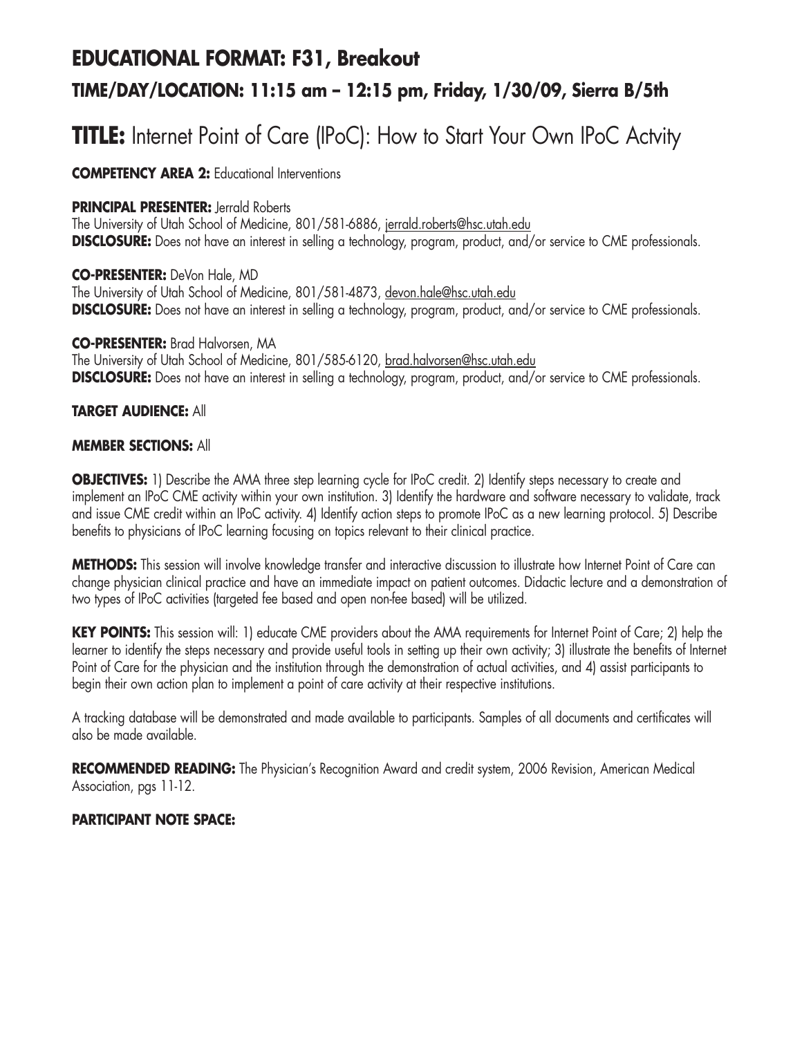## EDUCATIONAL FORMAT: F31, Breakout

### TIME/DAY/LOCATION: 11:15 am – 12:15 pm, Friday, 1/30/09, Sierra B/5th

# TITLE: Internet Point of Care (IPoC): How to Start Your Own IPoC Actvity

**COMPETENCY AREA 2:** Educational Interventions

**PRINCIPAL PRESENTER:** Jerrald Roberts
The University of Utah School of Medicine, 801/581-6886, jerrald.roberts@hsc.utah.edu
**DISCLOSURE:** Does not have an interest in selling a technology, program, product, and/or service to CME professionals.

**CO-PRESENTER:** DeVon Hale, MD
The University of Utah School of Medicine, 801/581-4873, devon.hale@hsc.utah.edu
**DISCLOSURE:** Does not have an interest in selling a technology, program, product, and/or service to CME professionals.

**CO-PRESENTER:** Brad Halvorsen, MA
The University of Utah School of Medicine, 801/585-6120, brad.halvorsen@hsc.utah.edu
**DISCLOSURE:** Does not have an interest in selling a technology, program, product, and/or service to CME professionals.

**TARGET AUDIENCE:** All

**MEMBER SECTIONS:** All

**OBJECTIVES:** 1) Describe the AMA three step learning cycle for IPoC credit. 2) Identify steps necessary to create and implement an IPoC CME activity within your own institution. 3) Identify the hardware and software necessary to validate, track and issue CME credit within an IPoC activity. 4) Identify action steps to promote IPoC as a new learning protocol. 5) Describe benefits to physicians of IPoC learning focusing on topics relevant to their clinical practice.

**METHODS:** This session will involve knowledge transfer and interactive discussion to illustrate how Internet Point of Care can change physician clinical practice and have an immediate impact on patient outcomes. Didactic lecture and a demonstration of two types of IPoC activities (targeted fee based and open non-fee based) will be utilized.

**KEY POINTS:** This session will: 1) educate CME providers about the AMA requirements for Internet Point of Care; 2) help the learner to identify the steps necessary and provide useful tools in setting up their own activity; 3) illustrate the benefits of Internet Point of Care for the physician and the institution through the demonstration of actual activities, and 4) assist participants to begin their own action plan to implement a point of care activity at their respective institutions.

A tracking database will be demonstrated and made available to participants. Samples of all documents and certificates will also be made available.

**RECOMMENDED READING:** The Physician's Recognition Award and credit system, 2006 Revision, American Medical Association, pgs 11-12.

**PARTICIPANT NOTE SPACE:**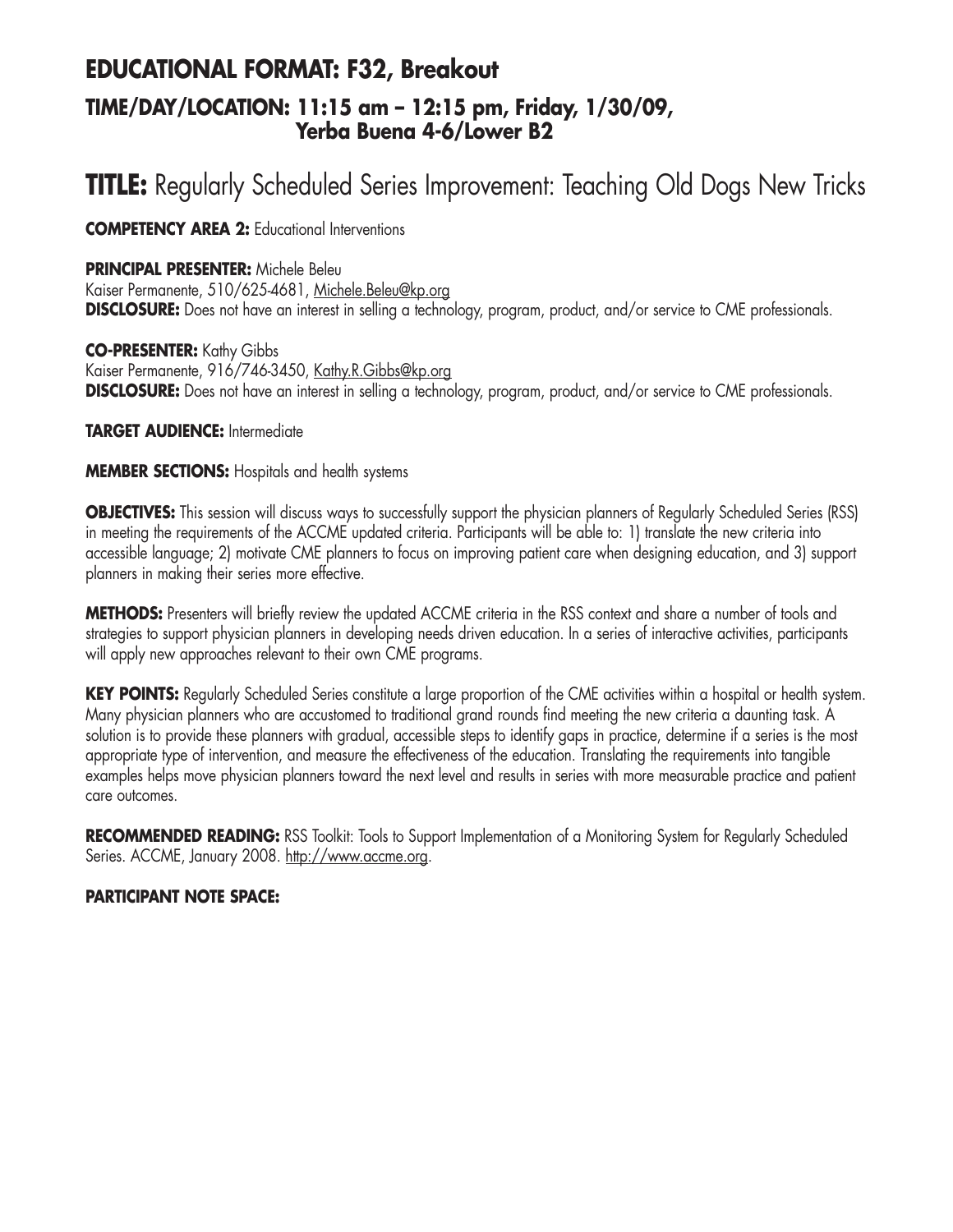## EDUCATIONAL FORMAT: F32, Breakout

### TIME/DAY/LOCATION: 11:15 am – 12:15 pm, Friday, 1/30/09, Yerba Buena 4-6/Lower B2

# TITLE: Regularly Scheduled Series Improvement: Teaching Old Dogs New Tricks

**COMPETENCY AREA 2:** Educational Interventions

**PRINCIPAL PRESENTER:** Michele Beleu
Kaiser Permanente, 510/625-4681, Michele.Beleu@kp.org
**DISCLOSURE:** Does not have an interest in selling a technology, program, product, and/or service to CME professionals.

**CO-PRESENTER:** Kathy Gibbs
Kaiser Permanente, 916/746-3450, Kathy.R.Gibbs@kp.org
**DISCLOSURE:** Does not have an interest in selling a technology, program, product, and/or service to CME professionals.

**TARGET AUDIENCE:** Intermediate

**MEMBER SECTIONS:** Hospitals and health systems

**OBJECTIVES:** This session will discuss ways to successfully support the physician planners of Regularly Scheduled Series (RSS) in meeting the requirements of the ACCME updated criteria. Participants will be able to: 1) translate the new criteria into accessible language; 2) motivate CME planners to focus on improving patient care when designing education, and 3) support planners in making their series more effective.

**METHODS:** Presenters will briefly review the updated ACCME criteria in the RSS context and share a number of tools and strategies to support physician planners in developing needs driven education. In a series of interactive activities, participants will apply new approaches relevant to their own CME programs.

**KEY POINTS:** Regularly Scheduled Series constitute a large proportion of the CME activities within a hospital or health system. Many physician planners who are accustomed to traditional grand rounds find meeting the new criteria a daunting task. A solution is to provide these planners with gradual, accessible steps to identify gaps in practice, determine if a series is the most appropriate type of intervention, and measure the effectiveness of the education. Translating the requirements into tangible examples helps move physician planners toward the next level and results in series with more measurable practice and patient care outcomes.

**RECOMMENDED READING:** RSS Toolkit: Tools to Support Implementation of a Monitoring System for Regularly Scheduled Series. ACCME, January 2008. http://www.accme.org.

**PARTICIPANT NOTE SPACE:**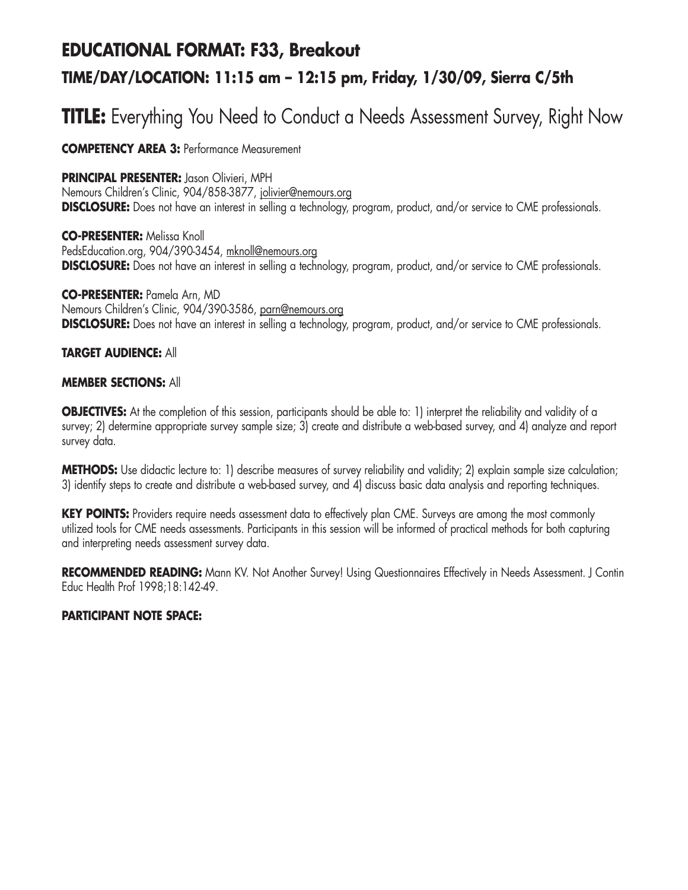## EDUCATIONAL FORMAT: F33, Breakout

### TIME/DAY/LOCATION: 11:15 am – 12:15 pm, Friday, 1/30/09, Sierra C/5th

# TITLE: Everything You Need to Conduct a Needs Assessment Survey, Right Now

**COMPETENCY AREA 3:** Performance Measurement

**PRINCIPAL PRESENTER:** Jason Olivieri, MPH
Nemours Children's Clinic, 904/858-3877, jolivier@nemours.org
**DISCLOSURE:** Does not have an interest in selling a technology, program, product, and/or service to CME professionals.

**CO-PRESENTER:** Melissa Knoll
PedsEducation.org, 904/390-3454, mknoll@nemours.org
**DISCLOSURE:** Does not have an interest in selling a technology, program, product, and/or service to CME professionals.

**CO-PRESENTER:** Pamela Arn, MD
Nemours Children's Clinic, 904/390-3586, parn@nemours.org
**DISCLOSURE:** Does not have an interest in selling a technology, program, product, and/or service to CME professionals.

**TARGET AUDIENCE:** All

**MEMBER SECTIONS:** All

**OBJECTIVES:** At the completion of this session, participants should be able to: 1) interpret the reliability and validity of a survey; 2) determine appropriate survey sample size; 3) create and distribute a web-based survey, and 4) analyze and report survey data.

**METHODS:** Use didactic lecture to: 1) describe measures of survey reliability and validity; 2) explain sample size calculation; 3) identify steps to create and distribute a web-based survey, and 4) discuss basic data analysis and reporting techniques.

**KEY POINTS:** Providers require needs assessment data to effectively plan CME. Surveys are among the most commonly utilized tools for CME needs assessments. Participants in this session will be informed of practical methods for both capturing and interpreting needs assessment survey data.

**RECOMMENDED READING:** Mann KV. Not Another Survey! Using Questionnaires Effectively in Needs Assessment. J Contin Educ Health Prof 1998;18:142-49.

**PARTICIPANT NOTE SPACE:**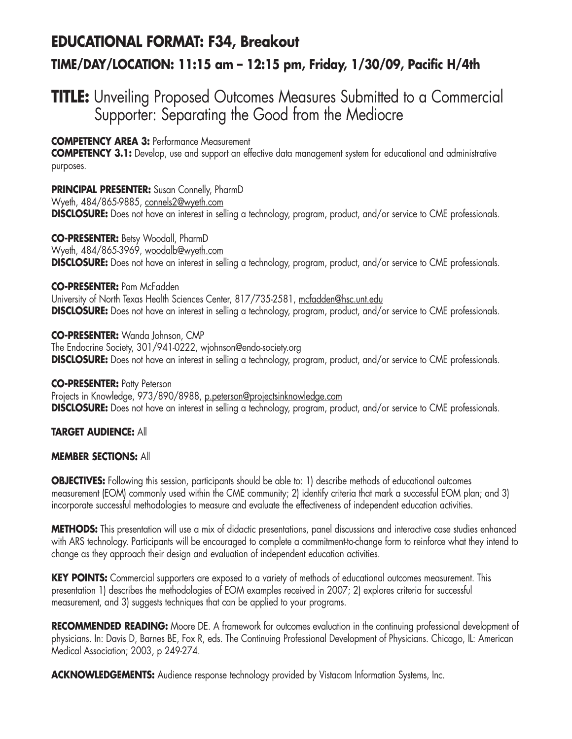## EDUCATIONAL FORMAT: F34, Breakout

### TIME/DAY/LOCATION: 11:15 am – 12:15 pm, Friday, 1/30/09, Pacific H/4th

# TITLE: Unveiling Proposed Outcomes Measures Submitted to a Commercial Supporter: Separating the Good from the Mediocre

**COMPETENCY AREA 3:** Performance Measurement
**COMPETENCY 3.1:** Develop, use and support an effective data management system for educational and administrative purposes.

**PRINCIPAL PRESENTER:** Susan Connelly, PharmD
Wyeth, 484/865-9885, connels2@wyeth.com
**DISCLOSURE:** Does not have an interest in selling a technology, program, product, and/or service to CME professionals.

**CO-PRESENTER:** Betsy Woodall, PharmD
Wyeth, 484/865-3969, woodalb@wyeth.com
**DISCLOSURE:** Does not have an interest in selling a technology, program, product, and/or service to CME professionals.

**CO-PRESENTER:** Pam McFadden
University of North Texas Health Sciences Center, 817/735-2581, mcfadden@hsc.unt.edu
**DISCLOSURE:** Does not have an interest in selling a technology, program, product, and/or service to CME professionals.

**CO-PRESENTER:** Wanda Johnson, CMP
The Endocrine Society, 301/941-0222, wjohnson@endo-society.org
**DISCLOSURE:** Does not have an interest in selling a technology, program, product, and/or service to CME professionals.

**CO-PRESENTER:** Patty Peterson
Projects in Knowledge, 973/890/8988, p.peterson@projectsinknowledge.com
**DISCLOSURE:** Does not have an interest in selling a technology, program, product, and/or service to CME professionals.

**TARGET AUDIENCE:** All

**MEMBER SECTIONS:** All

**OBJECTIVES:** Following this session, participants should be able to: 1) describe methods of educational outcomes measurement (EOM) commonly used within the CME community; 2) identify criteria that mark a successful EOM plan; and 3) incorporate successful methodologies to measure and evaluate the effectiveness of independent education activities.

**METHODS:** This presentation will use a mix of didactic presentations, panel discussions and interactive case studies enhanced with ARS technology. Participants will be encouraged to complete a commitment-to-change form to reinforce what they intend to change as they approach their design and evaluation of independent education activities.

**KEY POINTS:** Commercial supporters are exposed to a variety of methods of educational outcomes measurement. This presentation 1) describes the methodologies of EOM examples received in 2007; 2) explores criteria for successful measurement, and 3) suggests techniques that can be applied to your programs.

**RECOMMENDED READING:** Moore DE. A framework for outcomes evaluation in the continuing professional development of physicians. In: Davis D, Barnes BE, Fox R, eds. The Continuing Professional Development of Physicians. Chicago, IL: American Medical Association; 2003, p 249-274.

**ACKNOWLEDGEMENTS:** Audience response technology provided by Vistacom Information Systems, Inc.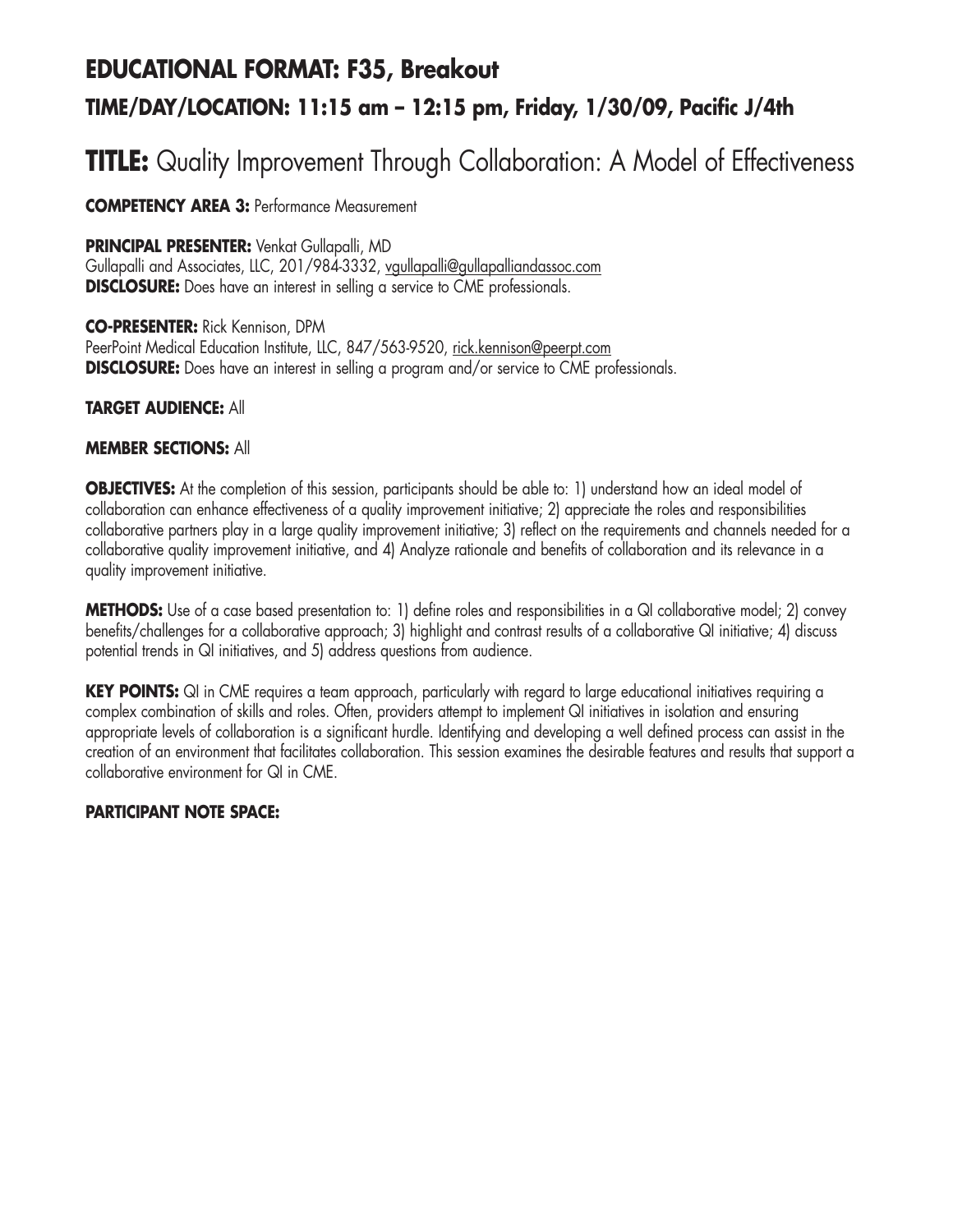## EDUCATIONAL FORMAT: F35, Breakout

### TIME/DAY/LOCATION: 11:15 am – 12:15 pm, Friday, 1/30/09, Pacific J/4th

# TITLE: Quality Improvement Through Collaboration: A Model of Effectiveness

**COMPETENCY AREA 3:** Performance Measurement

**PRINCIPAL PRESENTER:** Venkat Gullapalli, MD
Gullapalli and Associates, LLC, 201/984-3332, vgullapalli@gullapalliandassoc.com
**DISCLOSURE:** Does have an interest in selling a service to CME professionals.

**CO-PRESENTER:** Rick Kennison, DPM
PeerPoint Medical Education Institute, LLC, 847/563-9520, rick.kennison@peerpt.com
**DISCLOSURE:** Does have an interest in selling a program and/or service to CME professionals.

**TARGET AUDIENCE:** All

**MEMBER SECTIONS:** All

**OBJECTIVES:** At the completion of this session, participants should be able to: 1) understand how an ideal model of collaboration can enhance effectiveness of a quality improvement initiative; 2) appreciate the roles and responsibilities collaborative partners play in a large quality improvement initiative; 3) reflect on the requirements and channels needed for a collaborative quality improvement initiative, and 4) Analyze rationale and benefits of collaboration and its relevance in a quality improvement initiative.

**METHODS:** Use of a case based presentation to: 1) define roles and responsibilities in a QI collaborative model; 2) convey benefits/challenges for a collaborative approach; 3) highlight and contrast results of a collaborative QI initiative; 4) discuss potential trends in QI initiatives, and 5) address questions from audience.

**KEY POINTS:** QI in CME requires a team approach, particularly with regard to large educational initiatives requiring a complex combination of skills and roles. Often, providers attempt to implement QI initiatives in isolation and ensuring appropriate levels of collaboration is a significant hurdle. Identifying and developing a well defined process can assist in the creation of an environment that facilitates collaboration. This session examines the desirable features and results that support a collaborative environment for QI in CME.

**PARTICIPANT NOTE SPACE:**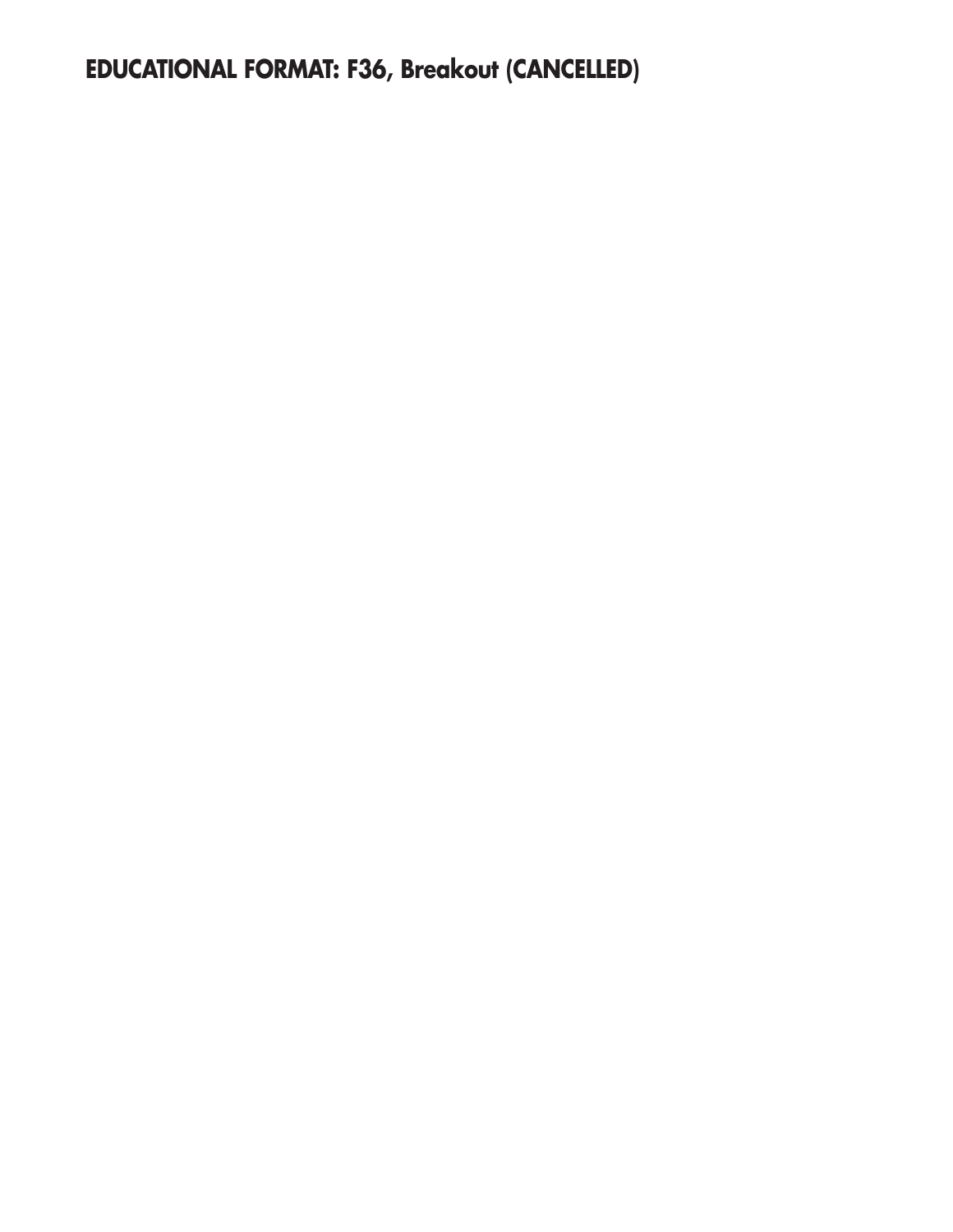**EDUCATIONAL FORMAT: F36, Breakout (CANCELLED)**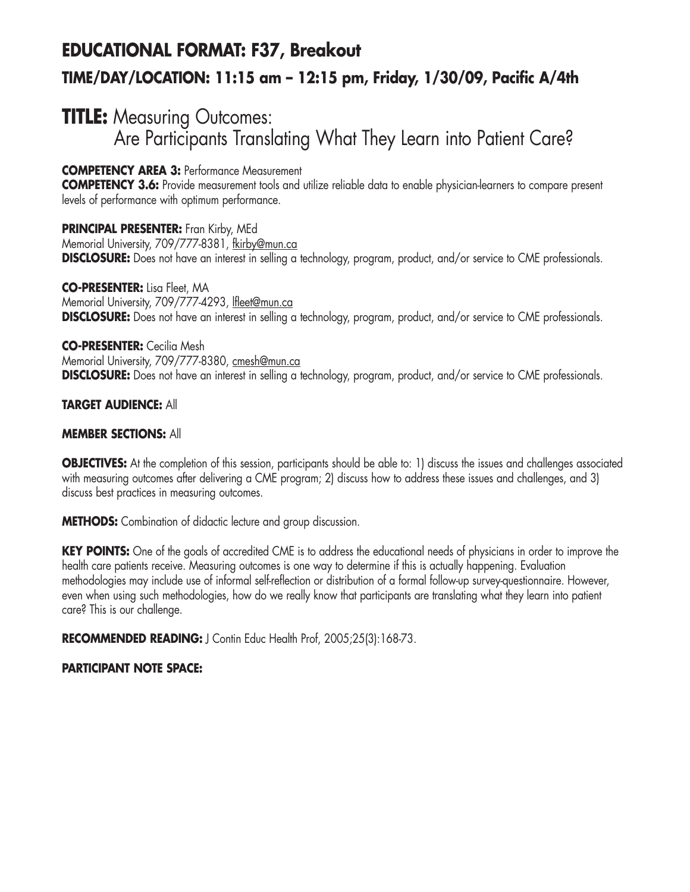## EDUCATIONAL FORMAT: F37, Breakout

### TIME/DAY/LOCATION: 11:15 am – 12:15 pm, Friday, 1/30/09, Pacific A/4th

# TITLE: Measuring Outcomes: Are Participants Translating What They Learn into Patient Care?

**COMPETENCY AREA 3:** Performance Measurement
**COMPETENCY 3.6:** Provide measurement tools and utilize reliable data to enable physician-learners to compare present levels of performance with optimum performance.

**PRINCIPAL PRESENTER:** Fran Kirby, MEd
Memorial University, 709/777-8381, fkirby@mun.ca
**DISCLOSURE:** Does not have an interest in selling a technology, program, product, and/or service to CME professionals.

**CO-PRESENTER:** Lisa Fleet, MA
Memorial University, 709/777-4293, lfleet@mun.ca
**DISCLOSURE:** Does not have an interest in selling a technology, program, product, and/or service to CME professionals.

**CO-PRESENTER:** Cecilia Mesh
Memorial University, 709/777-8380, cmesh@mun.ca
**DISCLOSURE:** Does not have an interest in selling a technology, program, product, and/or service to CME professionals.

**TARGET AUDIENCE:** All

**MEMBER SECTIONS:** All

**OBJECTIVES:** At the completion of this session, participants should be able to: 1) discuss the issues and challenges associated with measuring outcomes after delivering a CME program; 2) discuss how to address these issues and challenges, and 3) discuss best practices in measuring outcomes.

**METHODS:** Combination of didactic lecture and group discussion.

**KEY POINTS:** One of the goals of accredited CME is to address the educational needs of physicians in order to improve the health care patients receive. Measuring outcomes is one way to determine if this is actually happening. Evaluation methodologies may include use of informal self-reflection or distribution of a formal follow-up survey-questionnaire. However, even when using such methodologies, how do we really know that participants are translating what they learn into patient care? This is our challenge.

**RECOMMENDED READING:** J Contin Educ Health Prof, 2005;25(3):168-73.

**PARTICIPANT NOTE SPACE:**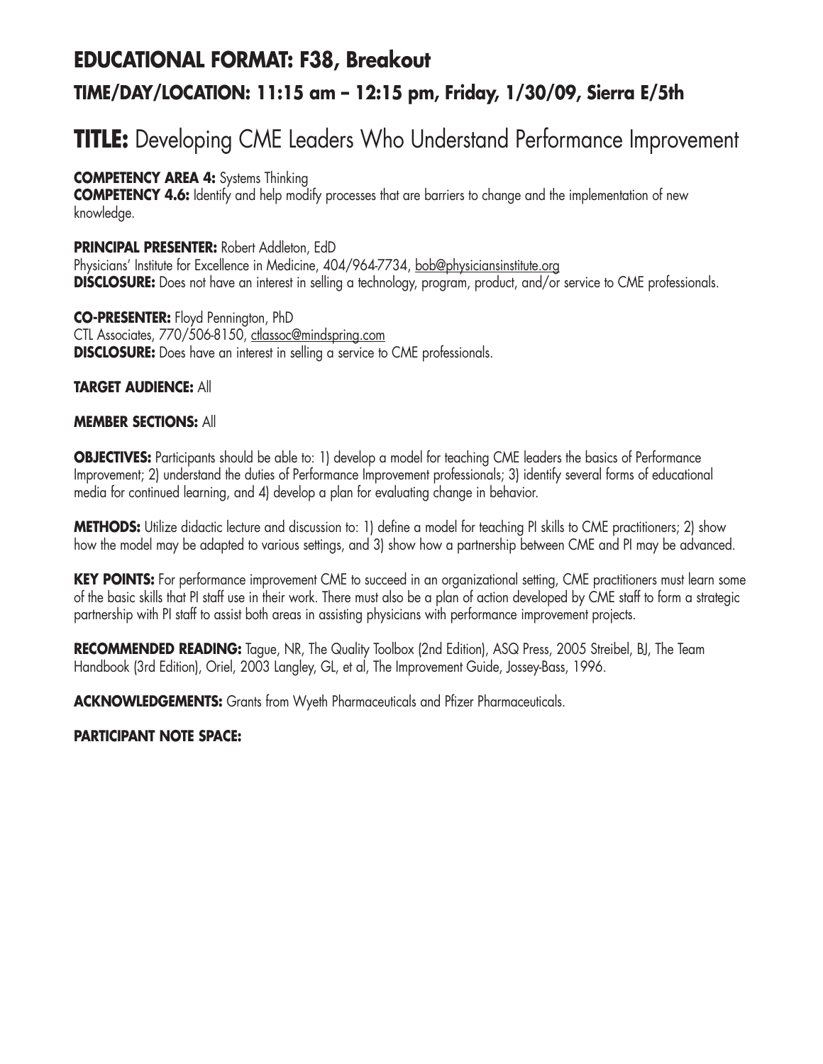# EDUCATIONAL FORMAT: F38, Breakout

## TIME/DAY/LOCATION: 11:15 am – 12:15 pm, Friday, 1/30/09, Sierra E/5th

# TITLE: Developing CME Leaders Who Understand Performance Improvement

**COMPETENCY AREA 4:** Systems Thinking
**COMPETENCY 4.6:** Identify and help modify processes that are barriers to change and the implementation of new knowledge.

**PRINCIPAL PRESENTER:** Robert Addleton, EdD
Physicians' Institute for Excellence in Medicine, 404/964-7734, bob@physiciansinstitute.org
**DISCLOSURE:** Does not have an interest in selling a technology, program, product, and/or service to CME professionals.

**CO-PRESENTER:** Floyd Pennington, PhD
CTL Associates, 770/506-8150, ctlassoc@mindspring.com
**DISCLOSURE:** Does have an interest in selling a service to CME professionals.

**TARGET AUDIENCE:** All

**MEMBER SECTIONS:** All

**OBJECTIVES:** Participants should be able to: 1) develop a model for teaching CME leaders the basics of Performance Improvement; 2) understand the duties of Performance Improvement professionals; 3) identify several forms of educational media for continued learning, and 4) develop a plan for evaluating change in behavior.

**METHODS:** Utilize didactic lecture and discussion to: 1) define a model for teaching PI skills to CME practitioners; 2) show how the model may be adapted to various settings, and 3) show how a partnership between CME and PI may be advanced.

**KEY POINTS:** For performance improvement CME to succeed in an organizational setting, CME practitioners must learn some of the basic skills that PI staff use in their work. There must also be a plan of action developed by CME staff to form a strategic partnership with PI staff to assist both areas in assisting physicians with performance improvement projects.

**RECOMMENDED READING:** Tague, NR, The Quality Toolbox (2nd Edition), ASQ Press, 2005 Streibel, BJ, The Team Handbook (3rd Edition), Oriel, 2003 Langley, GL, et al, The Improvement Guide, Jossey-Bass, 1996.

**ACKNOWLEDGEMENTS:** Grants from Wyeth Pharmaceuticals and Pfizer Pharmaceuticals.

**PARTICIPANT NOTE SPACE:**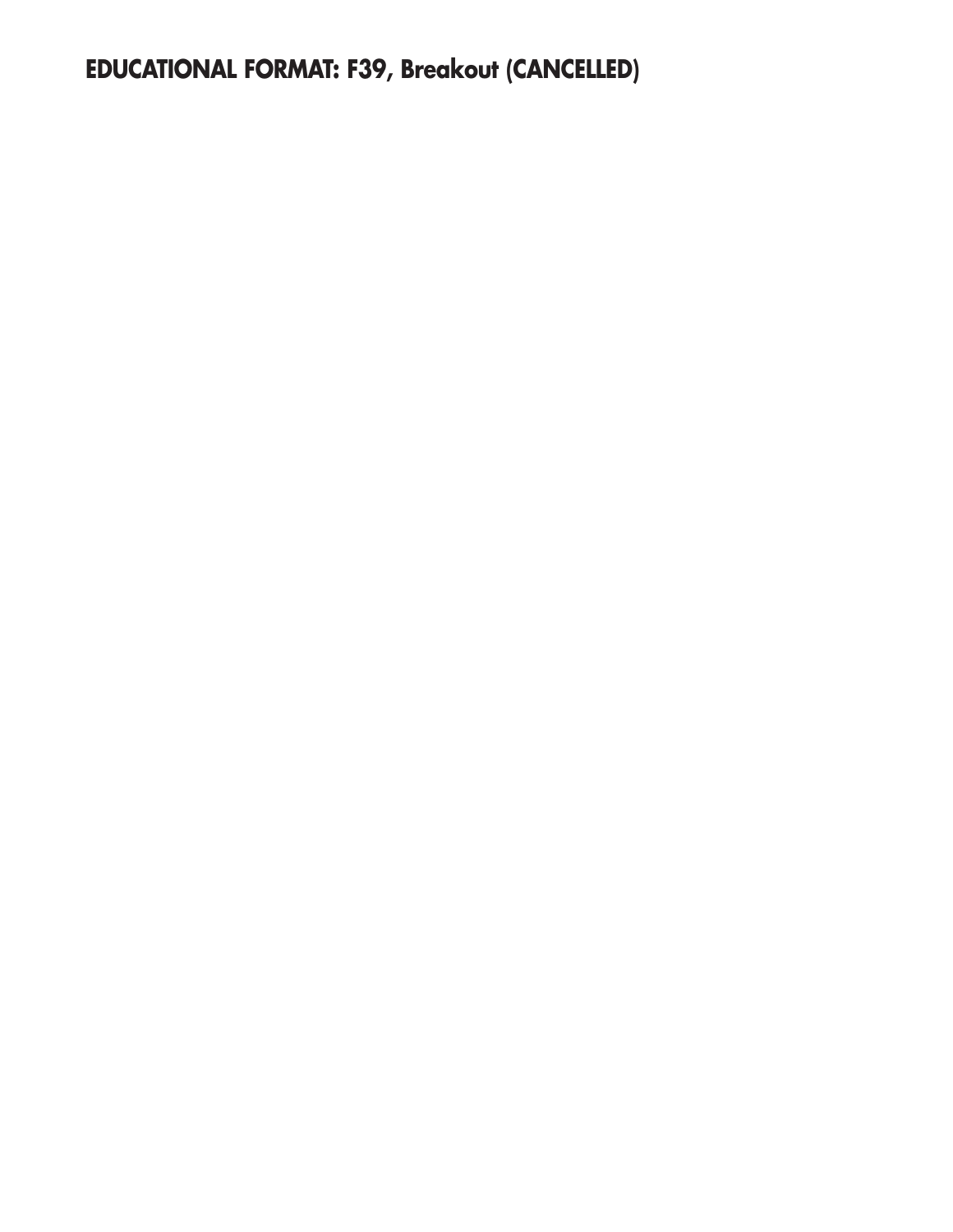**EDUCATIONAL FORMAT: F39, Breakout (CANCELLED)**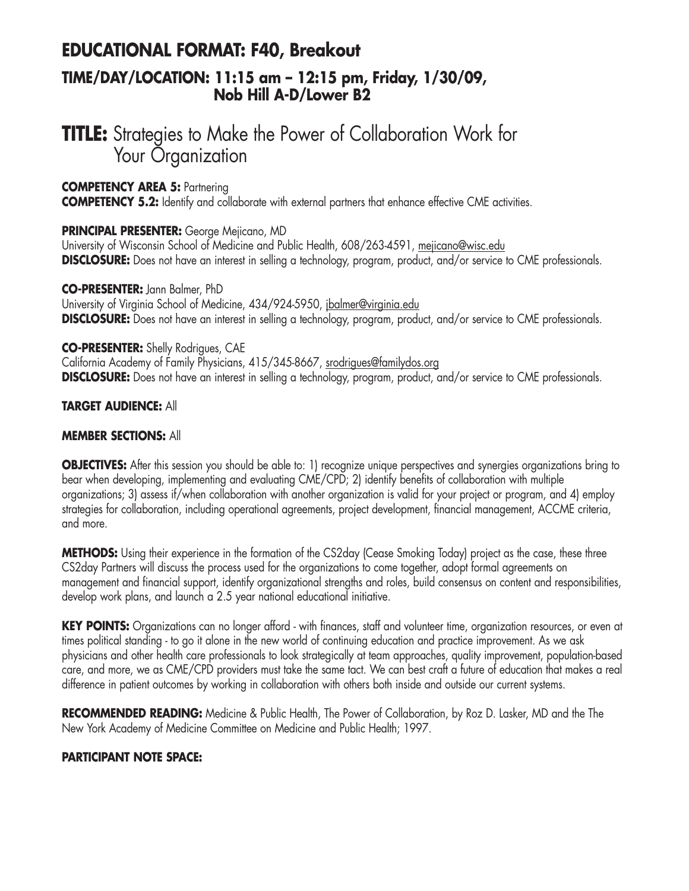## EDUCATIONAL FORMAT: F40, Breakout

### TIME/DAY/LOCATION: 11:15 am – 12:15 pm, Friday, 1/30/09, Nob Hill A-D/Lower B2

# TITLE: Strategies to Make the Power of Collaboration Work for Your Organization

**COMPETENCY AREA 5:** Partnering
**COMPETENCY 5.2:** Identify and collaborate with external partners that enhance effective CME activities.

**PRINCIPAL PRESENTER:** George Mejicano, MD
University of Wisconsin School of Medicine and Public Health, 608/263-4591, mejicano@wisc.edu
**DISCLOSURE:** Does not have an interest in selling a technology, program, product, and/or service to CME professionals.

**CO-PRESENTER:** Jann Balmer, PhD
University of Virginia School of Medicine, 434/924-5950, jbalmer@virginia.edu
**DISCLOSURE:** Does not have an interest in selling a technology, program, product, and/or service to CME professionals.

**CO-PRESENTER:** Shelly Rodrigues, CAE
California Academy of Family Physicians, 415/345-8667, srodrigues@familydos.org
**DISCLOSURE:** Does not have an interest in selling a technology, program, product, and/or service to CME professionals.

**TARGET AUDIENCE:** All

**MEMBER SECTIONS:** All

**OBJECTIVES:** After this session you should be able to: 1) recognize unique perspectives and synergies organizations bring to bear when developing, implementing and evaluating CME/CPD; 2) identify benefits of collaboration with multiple organizations; 3) assess if/when collaboration with another organization is valid for your project or program, and 4) employ strategies for collaboration, including operational agreements, project development, financial management, ACCME criteria, and more.

**METHODS:** Using their experience in the formation of the CS2day (Cease Smoking Today) project as the case, these three CS2day Partners will discuss the process used for the organizations to come together, adopt formal agreements on management and financial support, identify organizational strengths and roles, build consensus on content and responsibilities, develop work plans, and launch a 2.5 year national educational initiative.

**KEY POINTS:** Organizations can no longer afford - with finances, staff and volunteer time, organization resources, or even at times political standing - to go it alone in the new world of continuing education and practice improvement. As we ask physicians and other health care professionals to look strategically at team approaches, quality improvement, population-based care, and more, we as CME/CPD providers must take the same tact. We can best craft a future of education that makes a real difference in patient outcomes by working in collaboration with others both inside and outside our current systems.

**RECOMMENDED READING:** Medicine & Public Health, The Power of Collaboration, by Roz D. Lasker, MD and the The New York Academy of Medicine Committee on Medicine and Public Health; 1997.

**PARTICIPANT NOTE SPACE:**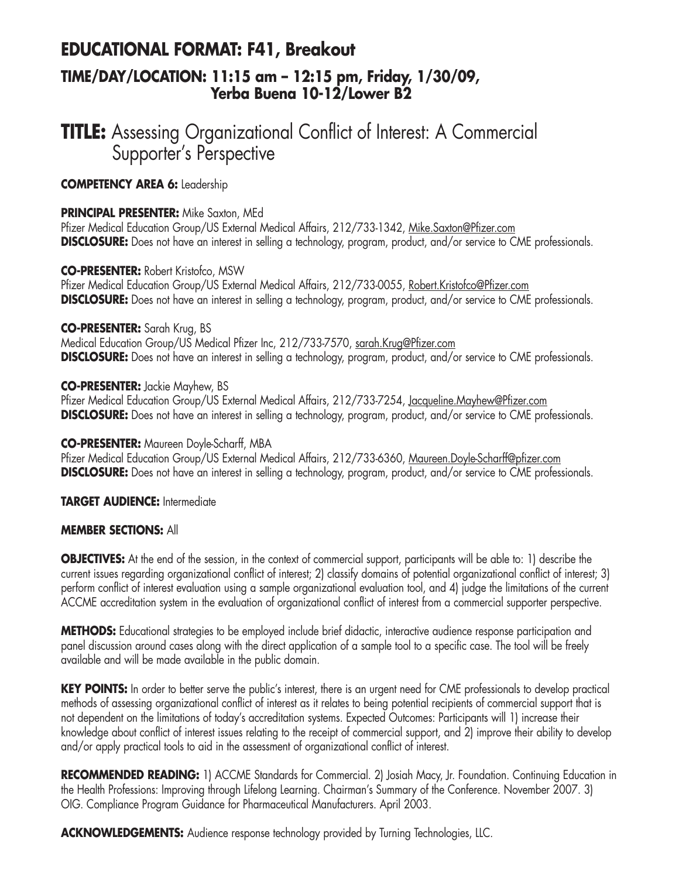## EDUCATIONAL FORMAT: F41, Breakout

### TIME/DAY/LOCATION: 11:15 am – 12:15 pm, Friday, 1/30/09, Yerba Buena 10-12/Lower B2

# TITLE: Assessing Organizational Conflict of Interest: A Commercial Supporter's Perspective

**COMPETENCY AREA 6:** Leadership

**PRINCIPAL PRESENTER:** Mike Saxton, MEd
Pfizer Medical Education Group/US External Medical Affairs, 212/733-1342, Mike.Saxton@Pfizer.com
**DISCLOSURE:** Does not have an interest in selling a technology, program, product, and/or service to CME professionals.

**CO-PRESENTER:** Robert Kristofco, MSW
Pfizer Medical Education Group/US External Medical Affairs, 212/733-0055, Robert.Kristofco@Pfizer.com
**DISCLOSURE:** Does not have an interest in selling a technology, program, product, and/or service to CME professionals.

**CO-PRESENTER:** Sarah Krug, BS
Medical Education Group/US Medical Pfizer Inc, 212/733-7570, sarah.Krug@Pfizer.com
**DISCLOSURE:** Does not have an interest in selling a technology, program, product, and/or service to CME professionals.

**CO-PRESENTER:** Jackie Mayhew, BS
Pfizer Medical Education Group/US External Medical Affairs, 212/733-7254, Jacqueline.Mayhew@Pfizer.com
**DISCLOSURE:** Does not have an interest in selling a technology, program, product, and/or service to CME professionals.

**CO-PRESENTER:** Maureen Doyle-Scharff, MBA
Pfizer Medical Education Group/US External Medical Affairs, 212/733-6360, Maureen.Doyle-Scharff@pfizer.com
**DISCLOSURE:** Does not have an interest in selling a technology, program, product, and/or service to CME professionals.

**TARGET AUDIENCE:** Intermediate

**MEMBER SECTIONS:** All

**OBJECTIVES:** At the end of the session, in the context of commercial support, participants will be able to: 1) describe the current issues regarding organizational conflict of interest; 2) classify domains of potential organizational conflict of interest; 3) perform conflict of interest evaluation using a sample organizational evaluation tool, and 4) judge the limitations of the current ACCME accreditation system in the evaluation of organizational conflict of interest from a commercial supporter perspective.

**METHODS:** Educational strategies to be employed include brief didactic, interactive audience response participation and panel discussion around cases along with the direct application of a sample tool to a specific case. The tool will be freely available and will be made available in the public domain.

**KEY POINTS:** In order to better serve the public's interest, there is an urgent need for CME professionals to develop practical methods of assessing organizational conflict of interest as it relates to being potential recipients of commercial support that is not dependent on the limitations of today's accreditation systems. Expected Outcomes: Participants will 1) increase their knowledge about conflict of interest issues relating to the receipt of commercial support, and 2) improve their ability to develop and/or apply practical tools to aid in the assessment of organizational conflict of interest.

**RECOMMENDED READING:** 1) ACCME Standards for Commercial. 2) Josiah Macy, Jr. Foundation. Continuing Education in the Health Professions: Improving through Lifelong Learning. Chairman's Summary of the Conference. November 2007. 3) OIG. Compliance Program Guidance for Pharmaceutical Manufacturers. April 2003.

**ACKNOWLEDGEMENTS:** Audience response technology provided by Turning Technologies, LLC.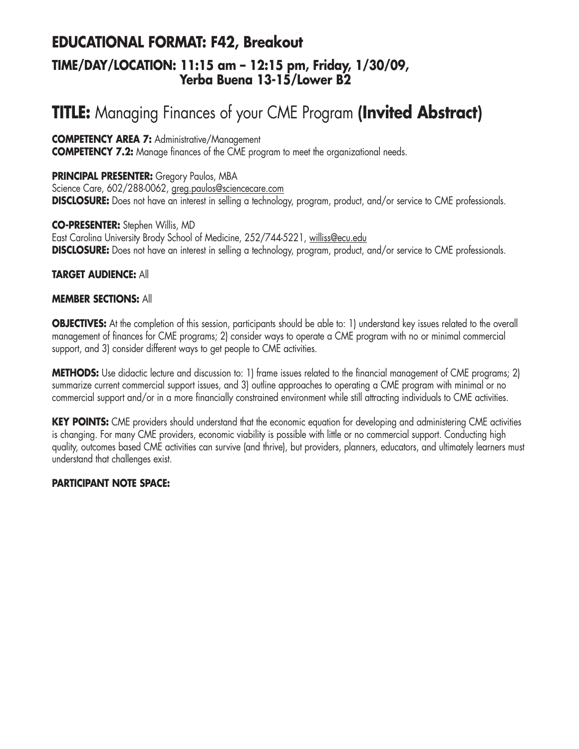## EDUCATIONAL FORMAT: F42, Breakout

### TIME/DAY/LOCATION: 11:15 am – 12:15 pm, Friday, 1/30/09, Yerba Buena 13-15/Lower B2

# TITLE: Managing Finances of your CME Program **(Invited Abstract)**

**COMPETENCY AREA 7:** Administrative/Management
**COMPETENCY 7.2:** Manage finances of the CME program to meet the organizational needs.

**PRINCIPAL PRESENTER:** Gregory Paulos, MBA
Science Care, 602/288-0062, greg.paulos@sciencecare.com
**DISCLOSURE:** Does not have an interest in selling a technology, program, product, and/or service to CME professionals.

**CO-PRESENTER:** Stephen Willis, MD
East Carolina University Brody School of Medicine, 252/744-5221, williss@ecu.edu
**DISCLOSURE:** Does not have an interest in selling a technology, program, product, and/or service to CME professionals.

**TARGET AUDIENCE:** All

**MEMBER SECTIONS:** All

**OBJECTIVES:** At the completion of this session, participants should be able to: 1) understand key issues related to the overall management of finances for CME programs; 2) consider ways to operate a CME program with no or minimal commercial support, and 3) consider different ways to get people to CME activities.

**METHODS:** Use didactic lecture and discussion to: 1) frame issues related to the financial management of CME programs; 2) summarize current commercial support issues, and 3) outline approaches to operating a CME program with minimal or no commercial support and/or in a more financially constrained environment while still attracting individuals to CME activities.

**KEY POINTS:** CME providers should understand that the economic equation for developing and administering CME activities is changing. For many CME providers, economic viability is possible with little or no commercial support. Conducting high quality, outcomes based CME activities can survive (and thrive), but providers, planners, educators, and ultimately learners must understand that challenges exist.

**PARTICIPANT NOTE SPACE:**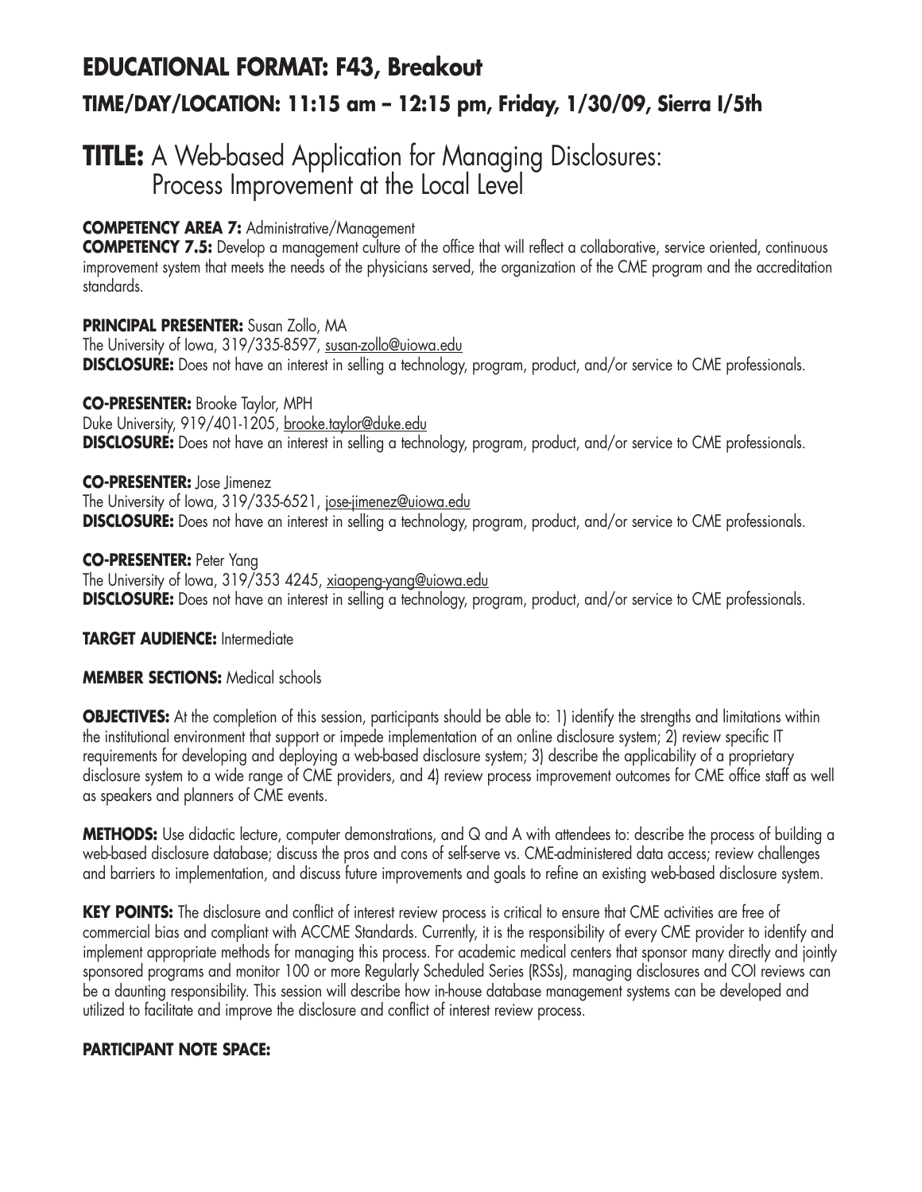## EDUCATIONAL FORMAT: F43, Breakout

### TIME/DAY/LOCATION: 11:15 am – 12:15 pm, Friday, 1/30/09, Sierra I/5th

# TITLE: A Web-based Application for Managing Disclosures: Process Improvement at the Local Level

**COMPETENCY AREA 7:** Administrative/Management

**COMPETENCY 7.5:** Develop a management culture of the office that will reflect a collaborative, service oriented, continuous improvement system that meets the needs of the physicians served, the organization of the CME program and the accreditation standards.

**PRINCIPAL PRESENTER:** Susan Zollo, MA
The University of Iowa, 319/335-8597, susan-zollo@uiowa.edu
**DISCLOSURE:** Does not have an interest in selling a technology, program, product, and/or service to CME professionals.

**CO-PRESENTER:** Brooke Taylor, MPH
Duke University, 919/401-1205, brooke.taylor@duke.edu
**DISCLOSURE:** Does not have an interest in selling a technology, program, product, and/or service to CME professionals.

**CO-PRESENTER:** Jose Jimenez
The University of Iowa, 319/335-6521, jose-jimenez@uiowa.edu
**DISCLOSURE:** Does not have an interest in selling a technology, program, product, and/or service to CME professionals.

**CO-PRESENTER:** Peter Yang
The University of Iowa, 319/353 4245, xiaopeng-yang@uiowa.edu
**DISCLOSURE:** Does not have an interest in selling a technology, program, product, and/or service to CME professionals.

**TARGET AUDIENCE:** Intermediate

**MEMBER SECTIONS:** Medical schools

**OBJECTIVES:** At the completion of this session, participants should be able to: 1) identify the strengths and limitations within the institutional environment that support or impede implementation of an online disclosure system; 2) review specific IT requirements for developing and deploying a web-based disclosure system; 3) describe the applicability of a proprietary disclosure system to a wide range of CME providers, and 4) review process improvement outcomes for CME office staff as well as speakers and planners of CME events.

**METHODS:** Use didactic lecture, computer demonstrations, and Q and A with attendees to: describe the process of building a web-based disclosure database; discuss the pros and cons of self-serve vs. CME-administered data access; review challenges and barriers to implementation, and discuss future improvements and goals to refine an existing web-based disclosure system.

**KEY POINTS:** The disclosure and conflict of interest review process is critical to ensure that CME activities are free of commercial bias and compliant with ACCME Standards. Currently, it is the responsibility of every CME provider to identify and implement appropriate methods for managing this process. For academic medical centers that sponsor many directly and jointly sponsored programs and monitor 100 or more Regularly Scheduled Series (RSSs), managing disclosures and COI reviews can be a daunting responsibility. This session will describe how in-house database management systems can be developed and utilized to facilitate and improve the disclosure and conflict of interest review process.

**PARTICIPANT NOTE SPACE:**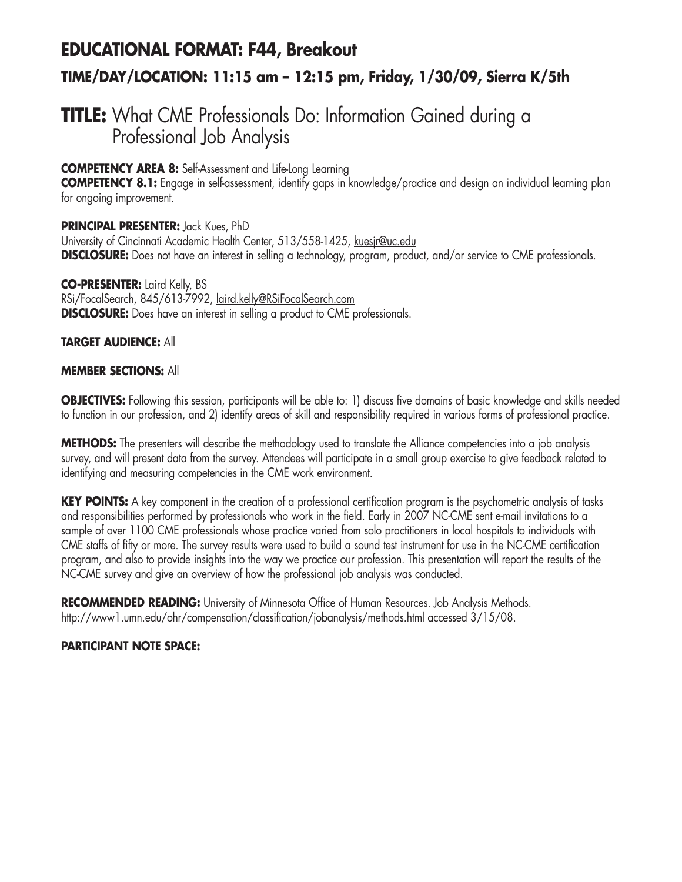## EDUCATIONAL FORMAT: F44, Breakout

### TIME/DAY/LOCATION: 11:15 am – 12:15 pm, Friday, 1/30/09, Sierra K/5th

# TITLE: What CME Professionals Do: Information Gained during a Professional Job Analysis

**COMPETENCY AREA 8:** Self-Assessment and Life-Long Learning
**COMPETENCY 8.1:** Engage in self-assessment, identify gaps in knowledge/practice and design an individual learning plan for ongoing improvement.

**PRINCIPAL PRESENTER:** Jack Kues, PhD
University of Cincinnati Academic Health Center, 513/558-1425, kuesjr@uc.edu
**DISCLOSURE:** Does not have an interest in selling a technology, program, product, and/or service to CME professionals.

**CO-PRESENTER:** Laird Kelly, BS
RSi/FocalSearch, 845/613-7992, laird.kelly@RSiFocalSearch.com
**DISCLOSURE:** Does have an interest in selling a product to CME professionals.

**TARGET AUDIENCE:** All

**MEMBER SECTIONS:** All

**OBJECTIVES:** Following this session, participants will be able to: 1) discuss five domains of basic knowledge and skills needed to function in our profession, and 2) identify areas of skill and responsibility required in various forms of professional practice.

**METHODS:** The presenters will describe the methodology used to translate the Alliance competencies into a job analysis survey, and will present data from the survey. Attendees will participate in a small group exercise to give feedback related to identifying and measuring competencies in the CME work environment.

**KEY POINTS:** A key component in the creation of a professional certification program is the psychometric analysis of tasks and responsibilities performed by professionals who work in the field. Early in 2007 NC-CME sent e-mail invitations to a sample of over 1100 CME professionals whose practice varied from solo practitioners in local hospitals to individuals with CME staffs of fifty or more. The survey results were used to build a sound test instrument for use in the NC-CME certification program, and also to provide insights into the way we practice our profession. This presentation will report the results of the NC-CME survey and give an overview of how the professional job analysis was conducted.

**RECOMMENDED READING:** University of Minnesota Office of Human Resources. Job Analysis Methods. http://www1.umn.edu/ohr/compensation/classification/jobanalysis/methods.html accessed 3/15/08.

**PARTICIPANT NOTE SPACE:**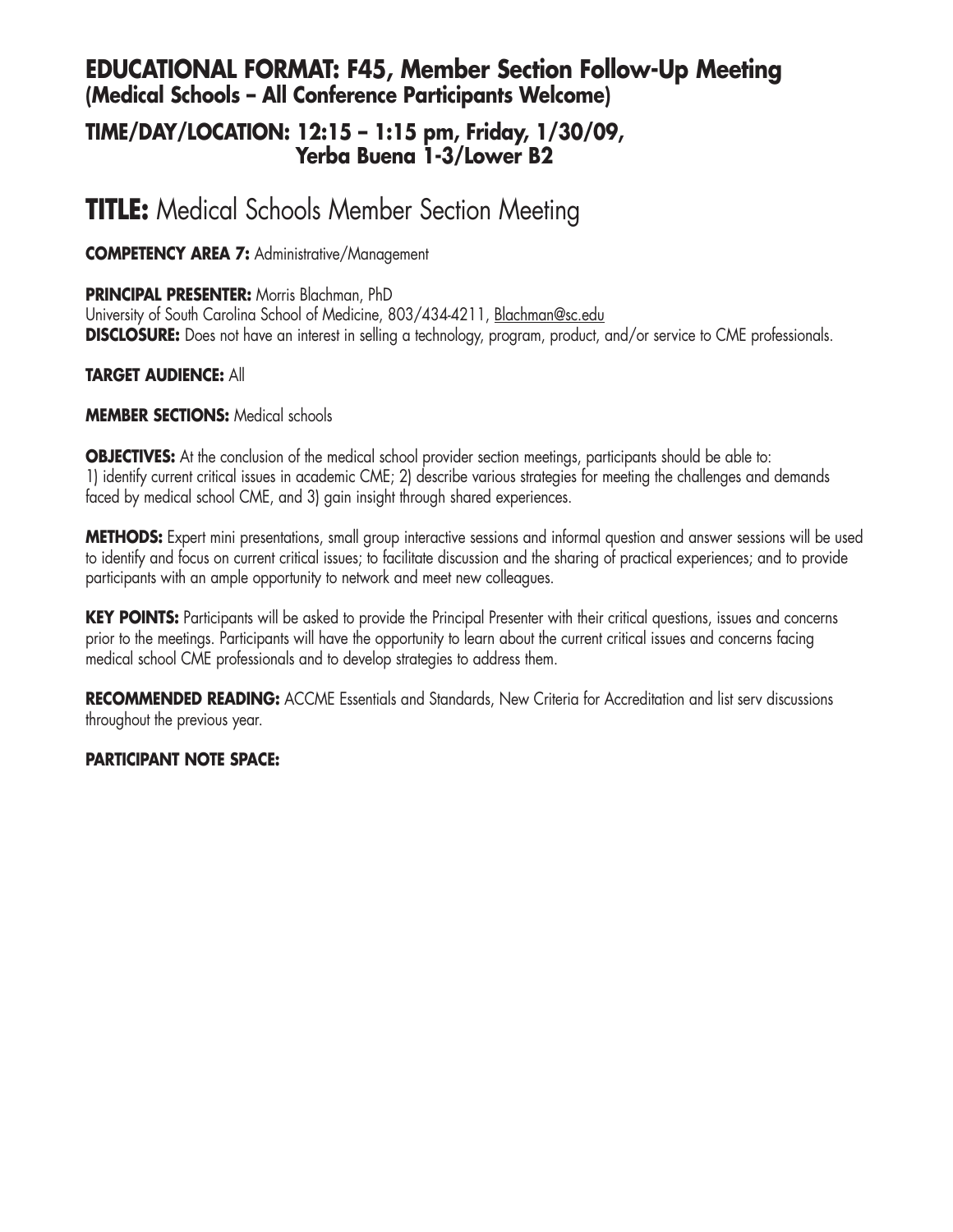## EDUCATIONAL FORMAT: F45, Member Section Follow-Up Meeting
### (Medical Schools – All Conference Participants Welcome)

## TIME/DAY/LOCATION: 12:15 – 1:15 pm, Friday, 1/30/09, Yerba Buena 1-3/Lower B2

# TITLE: Medical Schools Member Section Meeting

**COMPETENCY AREA 7:** Administrative/Management

**PRINCIPAL PRESENTER:** Morris Blachman, PhD
University of South Carolina School of Medicine, 803/434-4211, Blachman@sc.edu
**DISCLOSURE:** Does not have an interest in selling a technology, program, product, and/or service to CME professionals.

**TARGET AUDIENCE:** All

**MEMBER SECTIONS:** Medical schools

**OBJECTIVES:** At the conclusion of the medical school provider section meetings, participants should be able to: 1) identify current critical issues in academic CME; 2) describe various strategies for meeting the challenges and demands faced by medical school CME, and 3) gain insight through shared experiences.

**METHODS:** Expert mini presentations, small group interactive sessions and informal question and answer sessions will be used to identify and focus on current critical issues; to facilitate discussion and the sharing of practical experiences; and to provide participants with an ample opportunity to network and meet new colleagues.

**KEY POINTS:** Participants will be asked to provide the Principal Presenter with their critical questions, issues and concerns prior to the meetings. Participants will have the opportunity to learn about the current critical issues and concerns facing medical school CME professionals and to develop strategies to address them.

**RECOMMENDED READING:** ACCME Essentials and Standards, New Criteria for Accreditation and list serv discussions throughout the previous year.

**PARTICIPANT NOTE SPACE:**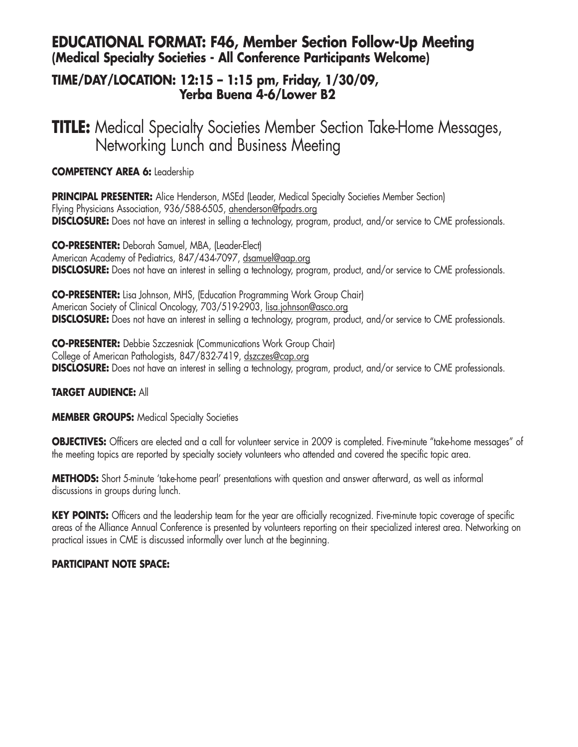## EDUCATIONAL FORMAT: F46, Member Section Follow-Up Meeting
### (Medical Specialty Societies - All Conference Participants Welcome)

### TIME/DAY/LOCATION: 12:15 – 1:15 pm, Friday, 1/30/09, Yerba Buena 4-6/Lower B2

# TITLE: Medical Specialty Societies Member Section Take-Home Messages, Networking Lunch and Business Meeting

**COMPETENCY AREA 6:** Leadership

**PRINCIPAL PRESENTER:** Alice Henderson, MSEd (Leader, Medical Specialty Societies Member Section)
Flying Physicians Association, 936/588-6505, ahenderson@fpadrs.org
**DISCLOSURE:** Does not have an interest in selling a technology, program, product, and/or service to CME professionals.

**CO-PRESENTER:** Deborah Samuel, MBA, (Leader-Elect)
American Academy of Pediatrics, 847/434-7097, dsamuel@aap.org
**DISCLOSURE:** Does not have an interest in selling a technology, program, product, and/or service to CME professionals.

**CO-PRESENTER:** Lisa Johnson, MHS, (Education Programming Work Group Chair)
American Society of Clinical Oncology, 703/519-2903, lisa.johnson@asco.org
**DISCLOSURE:** Does not have an interest in selling a technology, program, product, and/or service to CME professionals.

**CO-PRESENTER:** Debbie Szczesniak (Communications Work Group Chair)
College of American Pathologists, 847/832-7419, dszczes@cap.org
**DISCLOSURE:** Does not have an interest in selling a technology, program, product, and/or service to CME professionals.

**TARGET AUDIENCE:** All

**MEMBER GROUPS:** Medical Specialty Societies

**OBJECTIVES:** Officers are elected and a call for volunteer service in 2009 is completed. Five-minute "take-home messages" of the meeting topics are reported by specialty society volunteers who attended and covered the specific topic area.

**METHODS:** Short 5-minute 'take-home pearl' presentations with question and answer afterward, as well as informal discussions in groups during lunch.

**KEY POINTS:** Officers and the leadership team for the year are officially recognized. Five-minute topic coverage of specific areas of the Alliance Annual Conference is presented by volunteers reporting on their specialized interest area. Networking on practical issues in CME is discussed informally over lunch at the beginning.

**PARTICIPANT NOTE SPACE:**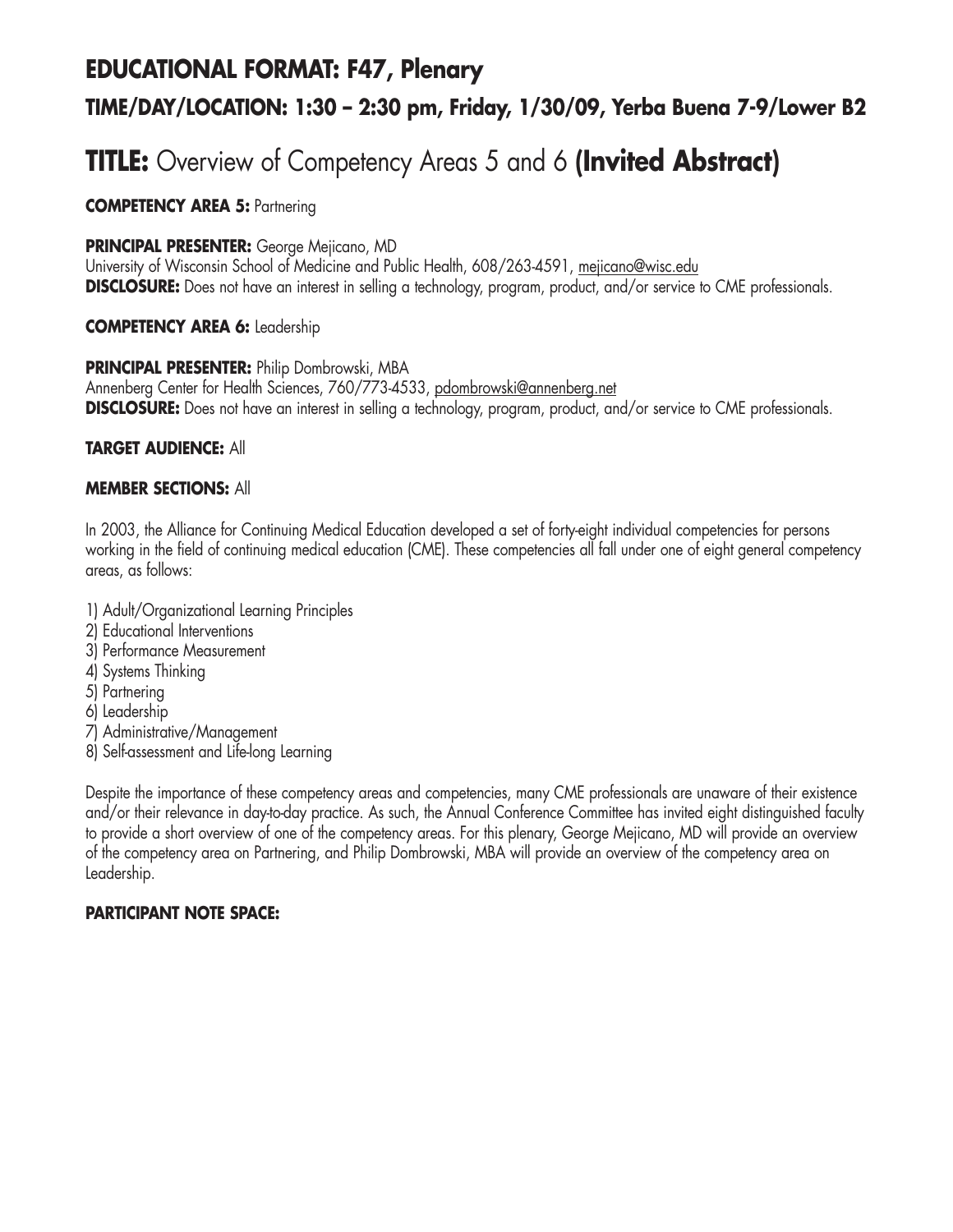## EDUCATIONAL FORMAT: F47, Plenary

### TIME/DAY/LOCATION: 1:30 – 2:30 pm, Friday, 1/30/09, Yerba Buena 7-9/Lower B2

# TITLE: Overview of Competency Areas 5 and 6 (Invited Abstract)

**COMPETENCY AREA 5:** Partnering

**PRINCIPAL PRESENTER:** George Mejicano, MD
University of Wisconsin School of Medicine and Public Health, 608/263-4591, mejicano@wisc.edu
**DISCLOSURE:** Does not have an interest in selling a technology, program, product, and/or service to CME professionals.

**COMPETENCY AREA 6:** Leadership

**PRINCIPAL PRESENTER:** Philip Dombrowski, MBA
Annenberg Center for Health Sciences, 760/773-4533, pdombrowski@annenberg.net
**DISCLOSURE:** Does not have an interest in selling a technology, program, product, and/or service to CME professionals.

**TARGET AUDIENCE:** All

**MEMBER SECTIONS:** All

In 2003, the Alliance for Continuing Medical Education developed a set of forty-eight individual competencies for persons working in the field of continuing medical education (CME). These competencies all fall under one of eight general competency areas, as follows:

1) Adult/Organizational Learning Principles
2) Educational Interventions
3) Performance Measurement
4) Systems Thinking
5) Partnering
6) Leadership
7) Administrative/Management
8) Self-assessment and Life-long Learning

Despite the importance of these competency areas and competencies, many CME professionals are unaware of their existence and/or their relevance in day-to-day practice. As such, the Annual Conference Committee has invited eight distinguished faculty to provide a short overview of one of the competency areas. For this plenary, George Mejicano, MD will provide an overview of the competency area on Partnering, and Philip Dombrowski, MBA will provide an overview of the competency area on Leadership.

**PARTICIPANT NOTE SPACE:**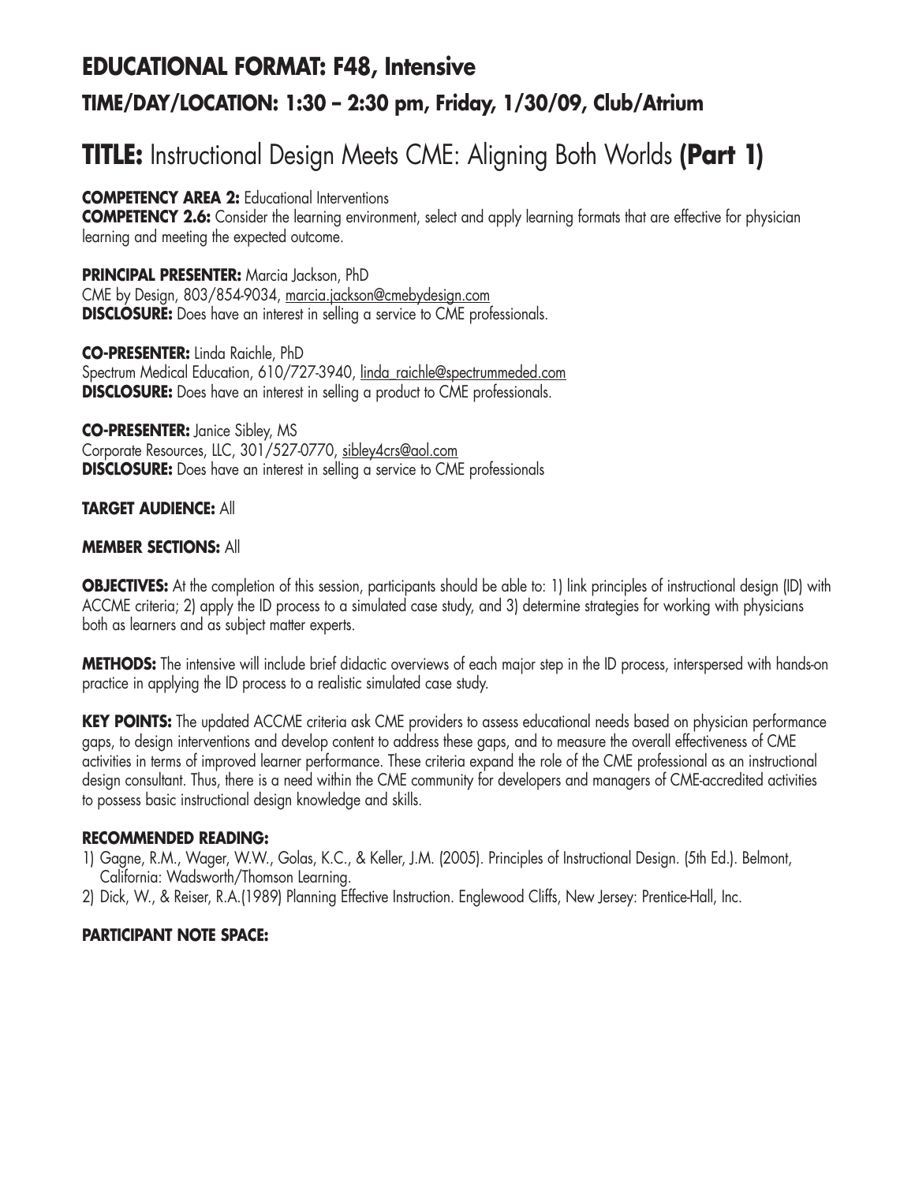## EDUCATIONAL FORMAT: F48, Intensive

### TIME/DAY/LOCATION: 1:30 – 2:30 pm, Friday, 1/30/09, Club/Atrium

# TITLE: Instructional Design Meets CME: Aligning Both Worlds **(Part 1)**

**COMPETENCY AREA 2:** Educational Interventions
**COMPETENCY 2.6:** Consider the learning environment, select and apply learning formats that are effective for physician learning and meeting the expected outcome.

**PRINCIPAL PRESENTER:** Marcia Jackson, PhD
CME by Design, 803/854-9034, marcia.jackson@cmebydesign.com
**DISCLOSURE:** Does have an interest in selling a service to CME professionals.

**CO-PRESENTER:** Linda Raichle, PhD
Spectrum Medical Education, 610/727-3940, linda_raichle@spectrummeded.com
**DISCLOSURE:** Does have an interest in selling a product to CME professionals.

**CO-PRESENTER:** Janice Sibley, MS
Corporate Resources, LLC, 301/527-0770, sibley4crs@aol.com
**DISCLOSURE:** Does have an interest in selling a service to CME professionals

**TARGET AUDIENCE:** All

**MEMBER SECTIONS:** All

**OBJECTIVES:** At the completion of this session, participants should be able to: 1) link principles of instructional design (ID) with ACCME criteria; 2) apply the ID process to a simulated case study, and 3) determine strategies for working with physicians both as learners and as subject matter experts.

**METHODS:** The intensive will include brief didactic overviews of each major step in the ID process, interspersed with hands-on practice in applying the ID process to a realistic simulated case study.

**KEY POINTS:** The updated ACCME criteria ask CME providers to assess educational needs based on physician performance gaps, to design interventions and develop content to address these gaps, and to measure the overall effectiveness of CME activities in terms of improved learner performance. These criteria expand the role of the CME professional as an instructional design consultant. Thus, there is a need within the CME community for developers and managers of CME-accredited activities to possess basic instructional design knowledge and skills.

**RECOMMENDED READING:**

1) Gagne, R.M., Wager, W.W., Golas, K.C., & Keller, J.M. (2005). Principles of Instructional Design. (5th Ed.). Belmont, California: Wadsworth/Thomson Learning.
2) Dick, W., & Reiser, R.A.(1989) Planning Effective Instruction. Englewood Cliffs, New Jersey: Prentice-Hall, Inc.

**PARTICIPANT NOTE SPACE:**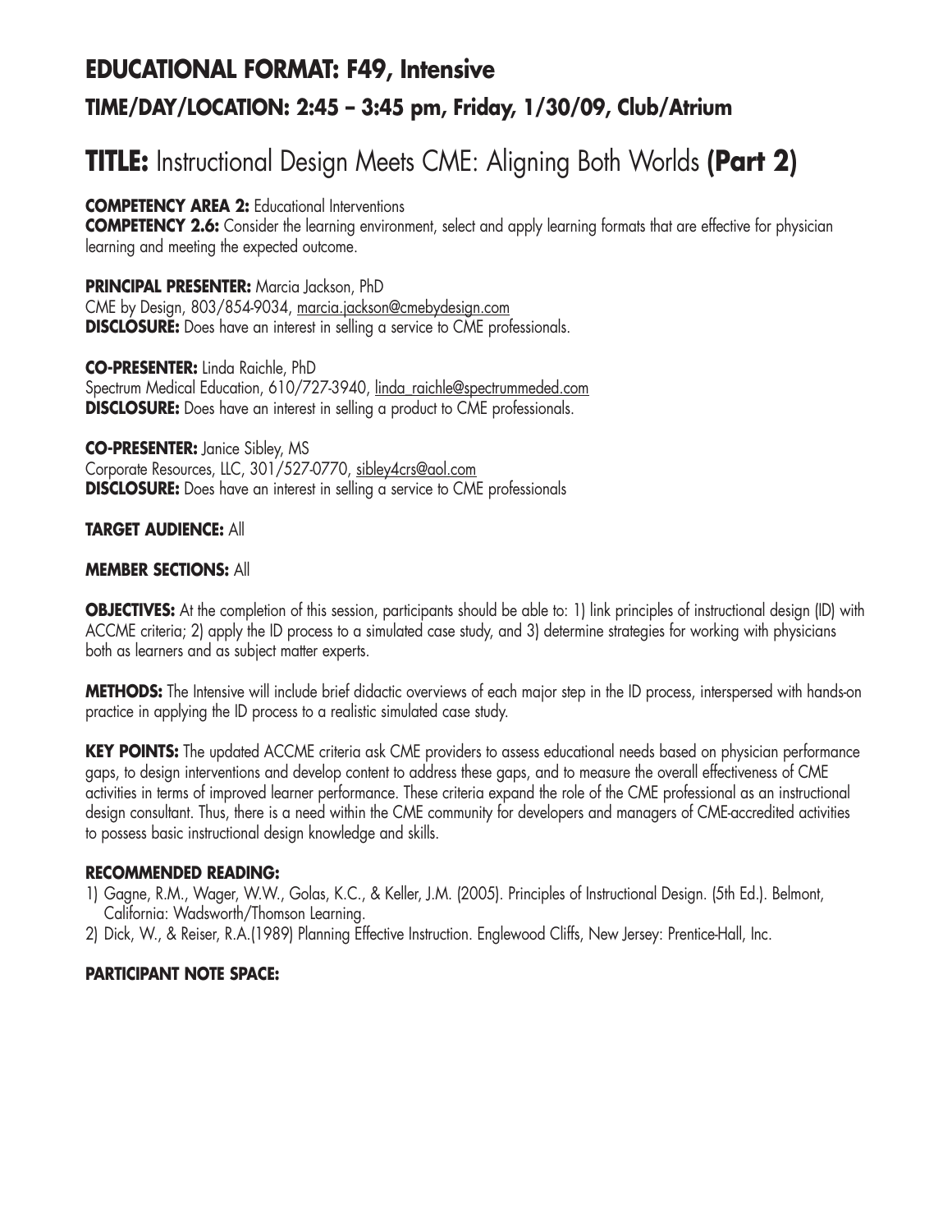## EDUCATIONAL FORMAT: F49, Intensive

### TIME/DAY/LOCATION: 2:45 – 3:45 pm, Friday, 1/30/09, Club/Atrium

# TITLE: Instructional Design Meets CME: Aligning Both Worlds **(Part 2)**

**COMPETENCY AREA 2:** Educational Interventions
**COMPETENCY 2.6:** Consider the learning environment, select and apply learning formats that are effective for physician learning and meeting the expected outcome.

**PRINCIPAL PRESENTER:** Marcia Jackson, PhD
CME by Design, 803/854-9034, marcia.jackson@cmebydesign.com
**DISCLOSURE:** Does have an interest in selling a service to CME professionals.

**CO-PRESENTER:** Linda Raichle, PhD
Spectrum Medical Education, 610/727-3940, linda_raichle@spectrummeded.com
**DISCLOSURE:** Does have an interest in selling a product to CME professionals.

**CO-PRESENTER:** Janice Sibley, MS
Corporate Resources, LLC, 301/527-0770, sibley4crs@aol.com
**DISCLOSURE:** Does have an interest in selling a service to CME professionals

**TARGET AUDIENCE:** All

**MEMBER SECTIONS:** All

**OBJECTIVES:** At the completion of this session, participants should be able to: 1) link principles of instructional design (ID) with ACCME criteria; 2) apply the ID process to a simulated case study, and 3) determine strategies for working with physicians both as learners and as subject matter experts.

**METHODS:** The Intensive will include brief didactic overviews of each major step in the ID process, interspersed with hands-on practice in applying the ID process to a realistic simulated case study.

**KEY POINTS:** The updated ACCME criteria ask CME providers to assess educational needs based on physician performance gaps, to design interventions and develop content to address these gaps, and to measure the overall effectiveness of CME activities in terms of improved learner performance. These criteria expand the role of the CME professional as an instructional design consultant. Thus, there is a need within the CME community for developers and managers of CME-accredited activities to possess basic instructional design knowledge and skills.

**RECOMMENDED READING:**

1) Gagne, R.M., Wager, W.W., Golas, K.C., & Keller, J.M. (2005). Principles of Instructional Design. (5th Ed.). Belmont, California: Wadsworth/Thomson Learning.
2) Dick, W., & Reiser, R.A.(1989) Planning Effective Instruction. Englewood Cliffs, New Jersey: Prentice-Hall, Inc.

**PARTICIPANT NOTE SPACE:**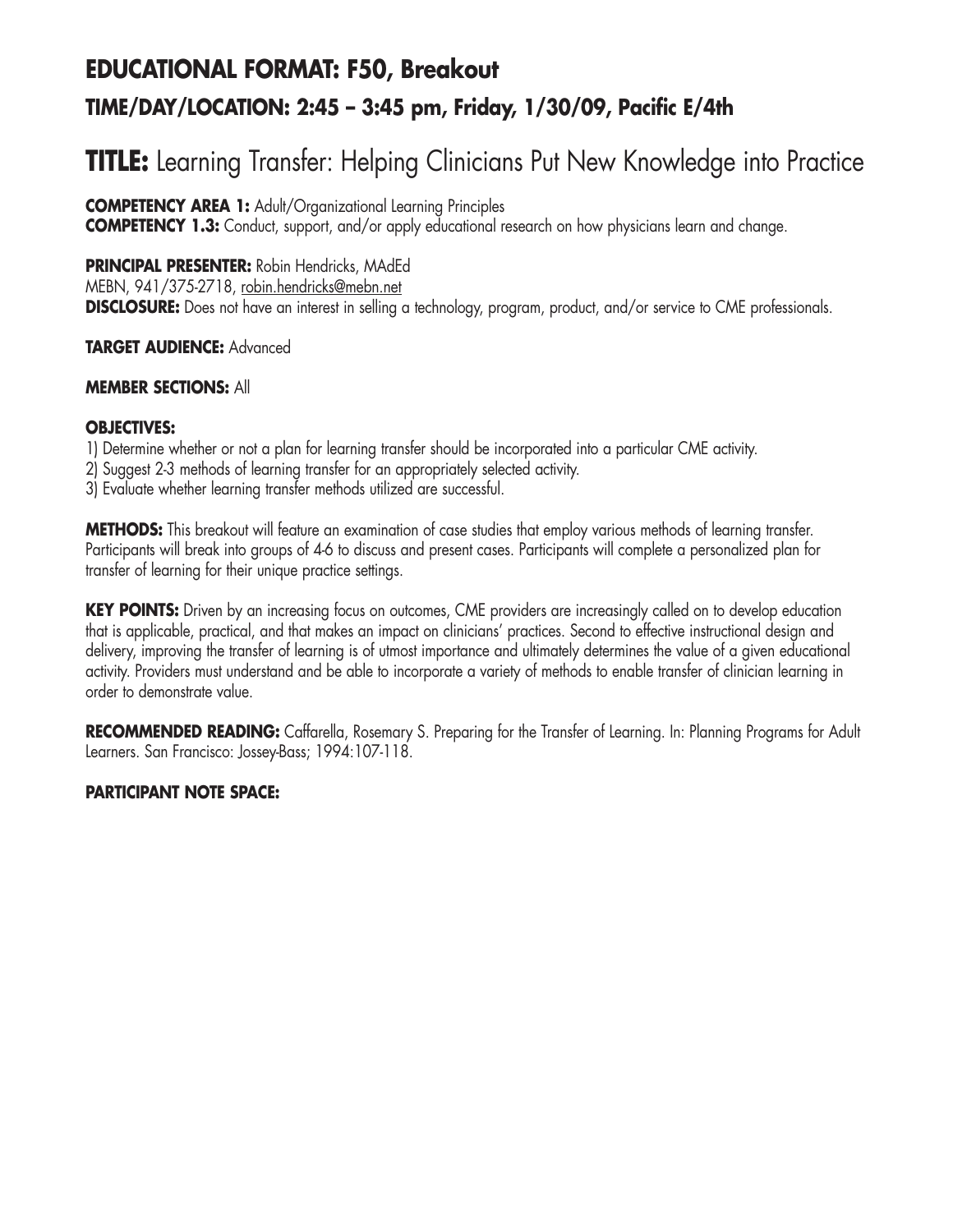## EDUCATIONAL FORMAT: F50, Breakout

### TIME/DAY/LOCATION: 2:45 – 3:45 pm, Friday, 1/30/09, Pacific E/4th

# TITLE: Learning Transfer: Helping Clinicians Put New Knowledge into Practice

**COMPETENCY AREA 1:** Adult/Organizational Learning Principles
**COMPETENCY 1.3:** Conduct, support, and/or apply educational research on how physicians learn and change.

**PRINCIPAL PRESENTER:** Robin Hendricks, MAdEd
MEBN, 941/375-2718, robin.hendricks@mebn.net
**DISCLOSURE:** Does not have an interest in selling a technology, program, product, and/or service to CME professionals.

**TARGET AUDIENCE:** Advanced

**MEMBER SECTIONS:** All

**OBJECTIVES:**

1) Determine whether or not a plan for learning transfer should be incorporated into a particular CME activity.
2) Suggest 2-3 methods of learning transfer for an appropriately selected activity.
3) Evaluate whether learning transfer methods utilized are successful.

**METHODS:** This breakout will feature an examination of case studies that employ various methods of learning transfer. Participants will break into groups of 4-6 to discuss and present cases. Participants will complete a personalized plan for transfer of learning for their unique practice settings.

**KEY POINTS:** Driven by an increasing focus on outcomes, CME providers are increasingly called on to develop education that is applicable, practical, and that makes an impact on clinicians' practices. Second to effective instructional design and delivery, improving the transfer of learning is of utmost importance and ultimately determines the value of a given educational activity. Providers must understand and be able to incorporate a variety of methods to enable transfer of clinician learning in order to demonstrate value.

**RECOMMENDED READING:** Caffarella, Rosemary S. Preparing for the Transfer of Learning. In: Planning Programs for Adult Learners. San Francisco: Jossey-Bass; 1994:107-118.

**PARTICIPANT NOTE SPACE:**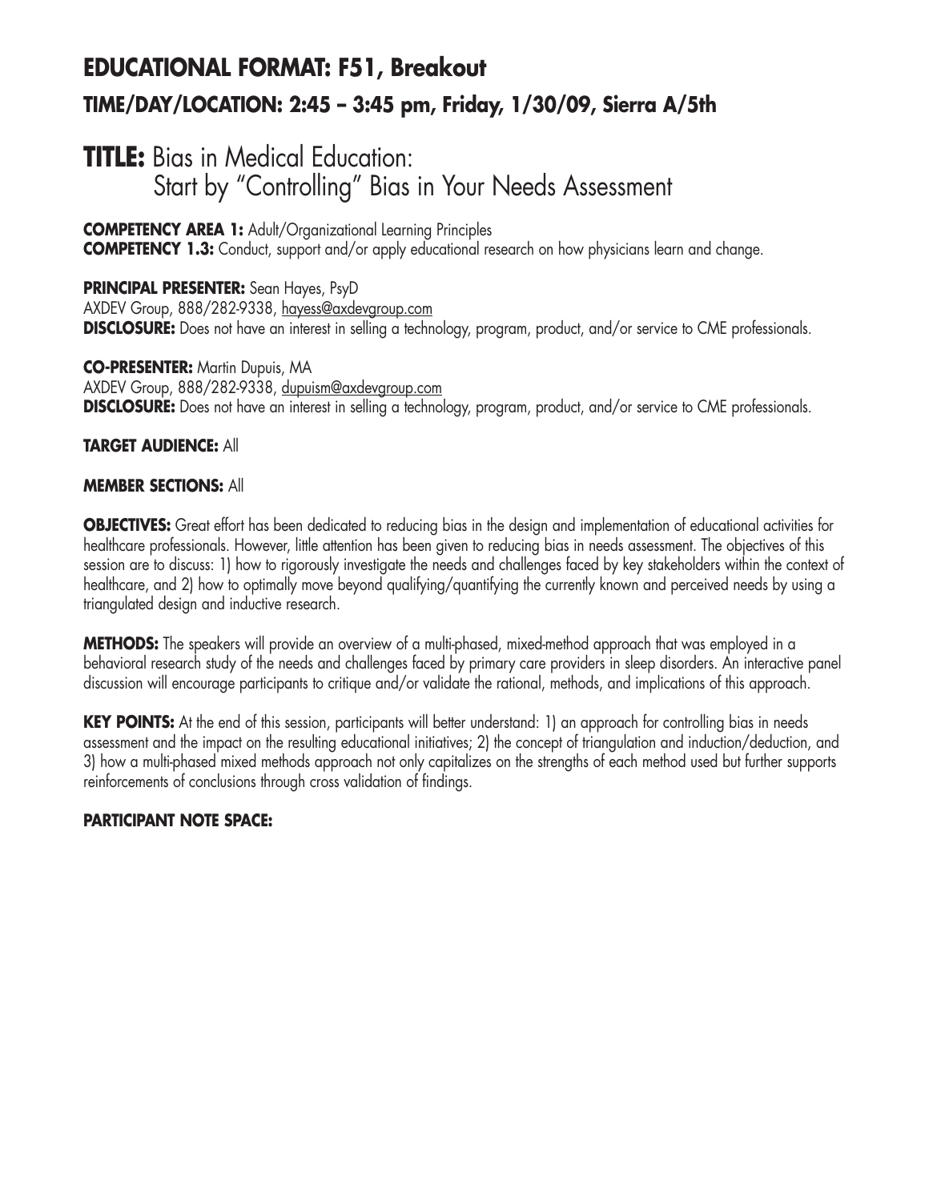## EDUCATIONAL FORMAT: F51, Breakout

### TIME/DAY/LOCATION: 2:45 – 3:45 pm, Friday, 1/30/09, Sierra A/5th

# TITLE: Bias in Medical Education: Start by "Controlling" Bias in Your Needs Assessment

**COMPETENCY AREA 1:** Adult/Organizational Learning Principles
**COMPETENCY 1.3:** Conduct, support and/or apply educational research on how physicians learn and change.

**PRINCIPAL PRESENTER:** Sean Hayes, PsyD
AXDEV Group, 888/282-9338, hayess@axdevgroup.com
**DISCLOSURE:** Does not have an interest in selling a technology, program, product, and/or service to CME professionals.

**CO-PRESENTER:** Martin Dupuis, MA
AXDEV Group, 888/282-9338, dupuism@axdevgroup.com
**DISCLOSURE:** Does not have an interest in selling a technology, program, product, and/or service to CME professionals.

**TARGET AUDIENCE:** All

**MEMBER SECTIONS:** All

**OBJECTIVES:** Great effort has been dedicated to reducing bias in the design and implementation of educational activities for healthcare professionals. However, little attention has been given to reducing bias in needs assessment. The objectives of this session are to discuss: 1) how to rigorously investigate the needs and challenges faced by key stakeholders within the context of healthcare, and 2) how to optimally move beyond qualifying/quantifying the currently known and perceived needs by using a triangulated design and inductive research.

**METHODS:** The speakers will provide an overview of a multi-phased, mixed-method approach that was employed in a behavioral research study of the needs and challenges faced by primary care providers in sleep disorders. An interactive panel discussion will encourage participants to critique and/or validate the rational, methods, and implications of this approach.

**KEY POINTS:** At the end of this session, participants will better understand: 1) an approach for controlling bias in needs assessment and the impact on the resulting educational initiatives; 2) the concept of triangulation and induction/deduction, and 3) how a multi-phased mixed methods approach not only capitalizes on the strengths of each method used but further supports reinforcements of conclusions through cross validation of findings.

**PARTICIPANT NOTE SPACE:**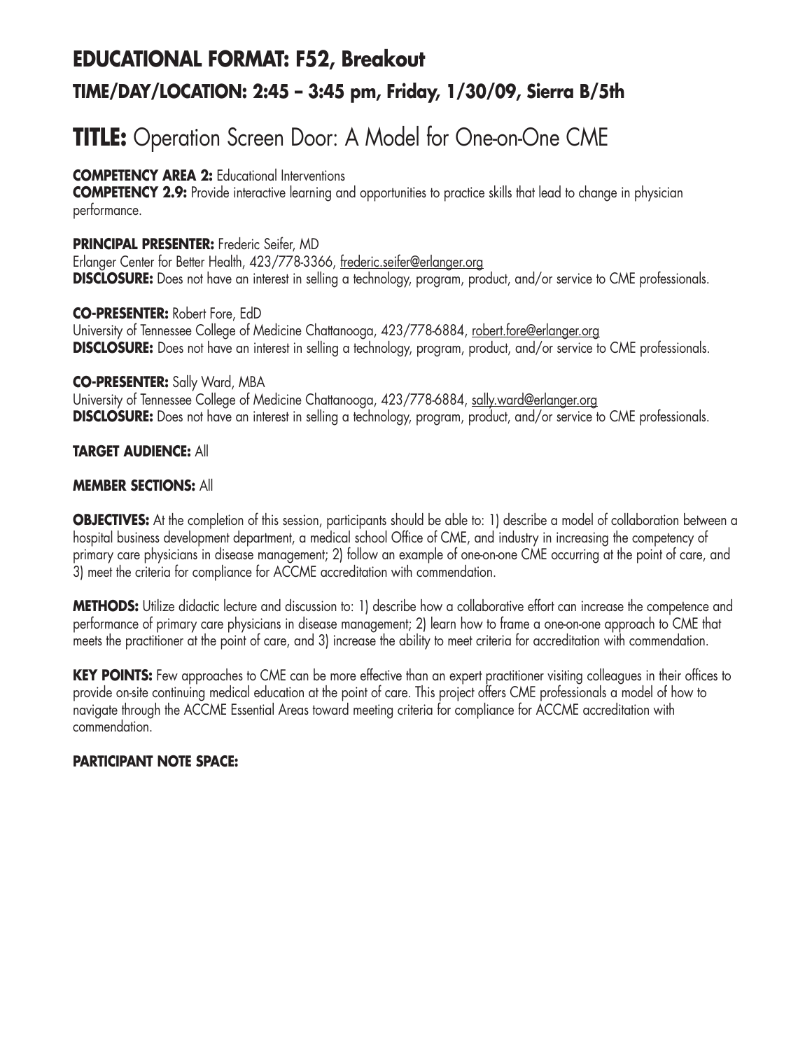## EDUCATIONAL FORMAT: F52, Breakout

### TIME/DAY/LOCATION: 2:45 – 3:45 pm, Friday, 1/30/09, Sierra B/5th

# TITLE: Operation Screen Door: A Model for One-on-One CME

**COMPETENCY AREA 2:** Educational Interventions
**COMPETENCY 2.9:** Provide interactive learning and opportunities to practice skills that lead to change in physician performance.

**PRINCIPAL PRESENTER:** Frederic Seifer, MD
Erlanger Center for Better Health, 423/778-3366, frederic.seifer@erlanger.org
**DISCLOSURE:** Does not have an interest in selling a technology, program, product, and/or service to CME professionals.

**CO-PRESENTER:** Robert Fore, EdD
University of Tennessee College of Medicine Chattanooga, 423/778-6884, robert.fore@erlanger.org
**DISCLOSURE:** Does not have an interest in selling a technology, program, product, and/or service to CME professionals.

**CO-PRESENTER:** Sally Ward, MBA
University of Tennessee College of Medicine Chattanooga, 423/778-6884, sally.ward@erlanger.org
**DISCLOSURE:** Does not have an interest in selling a technology, program, product, and/or service to CME professionals.

**TARGET AUDIENCE:** All

**MEMBER SECTIONS:** All

**OBJECTIVES:** At the completion of this session, participants should be able to: 1) describe a model of collaboration between a hospital business development department, a medical school Office of CME, and industry in increasing the competency of primary care physicians in disease management; 2) follow an example of one-on-one CME occurring at the point of care, and 3) meet the criteria for compliance for ACCME accreditation with commendation.

**METHODS:** Utilize didactic lecture and discussion to: 1) describe how a collaborative effort can increase the competence and performance of primary care physicians in disease management; 2) learn how to frame a one-on-one approach to CME that meets the practitioner at the point of care, and 3) increase the ability to meet criteria for accreditation with commendation.

**KEY POINTS:** Few approaches to CME can be more effective than an expert practitioner visiting colleagues in their offices to provide on-site continuing medical education at the point of care. This project offers CME professionals a model of how to navigate through the ACCME Essential Areas toward meeting criteria for compliance for ACCME accreditation with commendation.

**PARTICIPANT NOTE SPACE:**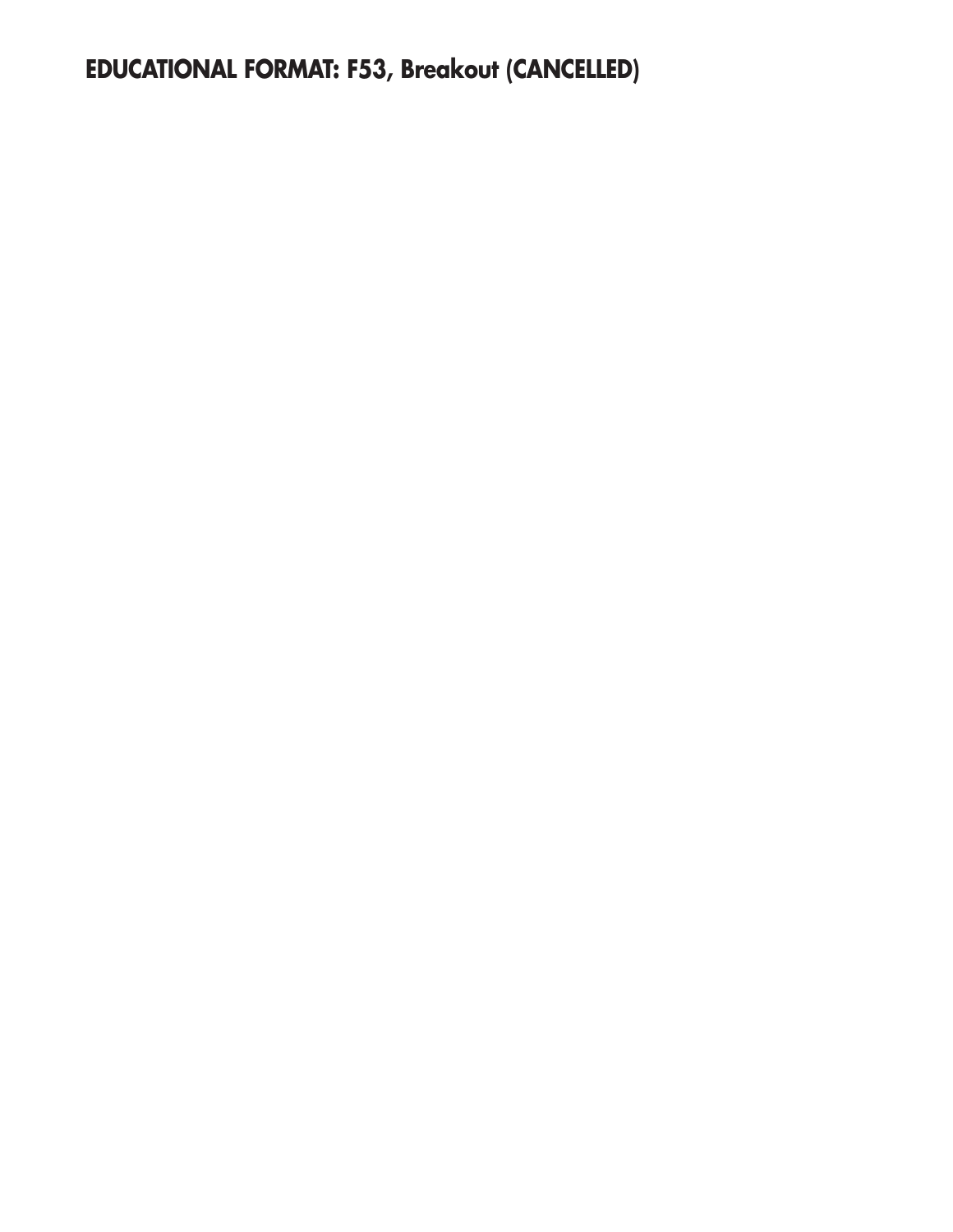**EDUCATIONAL FORMAT: F53, Breakout (CANCELLED)**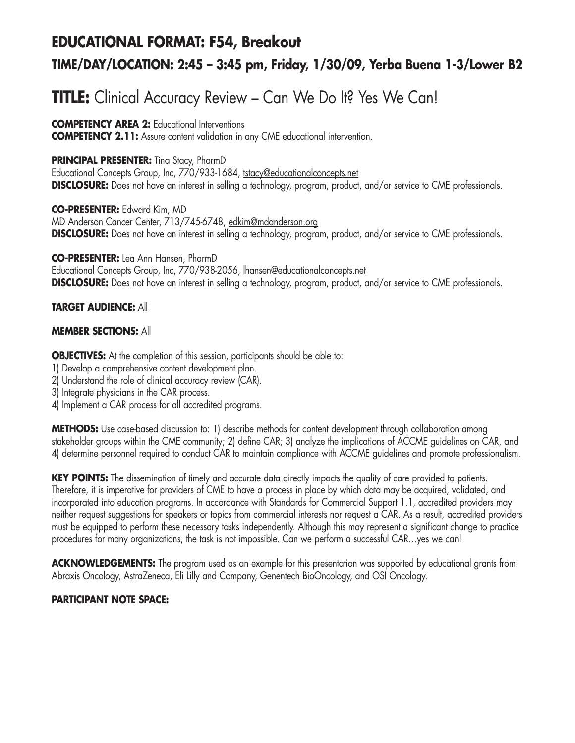## EDUCATIONAL FORMAT: F54, Breakout

### TIME/DAY/LOCATION: 2:45 – 3:45 pm, Friday, 1/30/09, Yerba Buena 1-3/Lower B2

# TITLE: Clinical Accuracy Review – Can We Do It? Yes We Can!

**COMPETENCY AREA 2:** Educational Interventions
**COMPETENCY 2.11:** Assure content validation in any CME educational intervention.

**PRINCIPAL PRESENTER:** Tina Stacy, PharmD
Educational Concepts Group, Inc, 770/933-1684, tstacy@educationalconcepts.net
**DISCLOSURE:** Does not have an interest in selling a technology, program, product, and/or service to CME professionals.

**CO-PRESENTER:** Edward Kim, MD
MD Anderson Cancer Center, 713/745-6748, edkim@mdanderson.org
**DISCLOSURE:** Does not have an interest in selling a technology, program, product, and/or service to CME professionals.

**CO-PRESENTER:** Lea Ann Hansen, PharmD
Educational Concepts Group, Inc, 770/938-2056, lhansen@educationalconcepts.net
**DISCLOSURE:** Does not have an interest in selling a technology, program, product, and/or service to CME professionals.

**TARGET AUDIENCE:** All

**MEMBER SECTIONS:** All

**OBJECTIVES:** At the completion of this session, participants should be able to:
1) Develop a comprehensive content development plan.
2) Understand the role of clinical accuracy review (CAR).
3) Integrate physicians in the CAR process.
4) Implement a CAR process for all accredited programs.

**METHODS:** Use case-based discussion to: 1) describe methods for content development through collaboration among stakeholder groups within the CME community; 2) define CAR; 3) analyze the implications of ACCME guidelines on CAR, and 4) determine personnel required to conduct CAR to maintain compliance with ACCME guidelines and promote professionalism.

**KEY POINTS:** The dissemination of timely and accurate data directly impacts the quality of care provided to patients. Therefore, it is imperative for providers of CME to have a process in place by which data may be acquired, validated, and incorporated into education programs. In accordance with Standards for Commercial Support 1.1, accredited providers may neither request suggestions for speakers or topics from commercial interests nor request a CAR. As a result, accredited providers must be equipped to perform these necessary tasks independently. Although this may represent a significant change to practice procedures for many organizations, the task is not impossible. Can we perform a successful CAR…yes we can!

**ACKNOWLEDGEMENTS:** The program used as an example for this presentation was supported by educational grants from: Abraxis Oncology, AstraZeneca, Eli Lilly and Company, Genentech BioOncology, and OSI Oncology.

**PARTICIPANT NOTE SPACE:**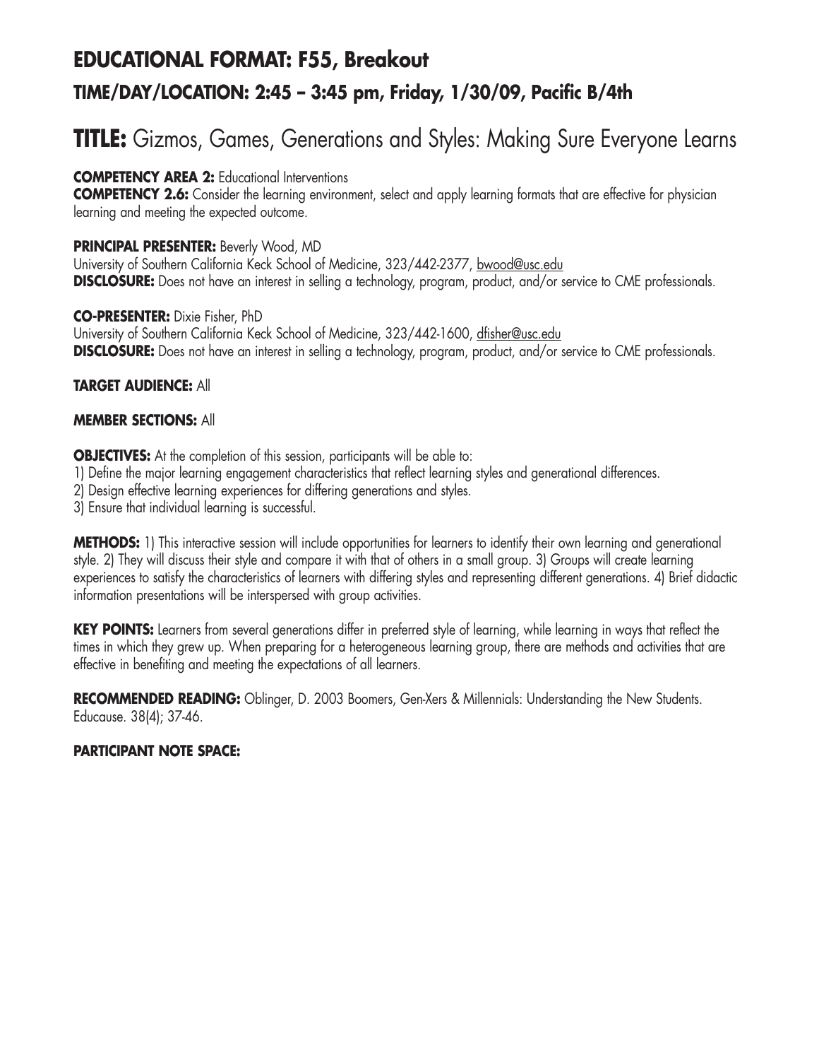# EDUCATIONAL FORMAT: F55, Breakout

## TIME/DAY/LOCATION: 2:45 – 3:45 pm, Friday, 1/30/09, Pacific B/4th

# TITLE: Gizmos, Games, Generations and Styles: Making Sure Everyone Learns

**COMPETENCY AREA 2:** Educational Interventions

**COMPETENCY 2.6:** Consider the learning environment, select and apply learning formats that are effective for physician learning and meeting the expected outcome.

**PRINCIPAL PRESENTER:** Beverly Wood, MD
University of Southern California Keck School of Medicine, 323/442-2377, bwood@usc.edu
**DISCLOSURE:** Does not have an interest in selling a technology, program, product, and/or service to CME professionals.

**CO-PRESENTER:** Dixie Fisher, PhD
University of Southern California Keck School of Medicine, 323/442-1600, dfisher@usc.edu
**DISCLOSURE:** Does not have an interest in selling a technology, program, product, and/or service to CME professionals.

**TARGET AUDIENCE:** All

**MEMBER SECTIONS:** All

**OBJECTIVES:** At the completion of this session, participants will be able to:

1) Define the major learning engagement characteristics that reflect learning styles and generational differences.
2) Design effective learning experiences for differing generations and styles.
3) Ensure that individual learning is successful.

**METHODS:** 1) This interactive session will include opportunities for learners to identify their own learning and generational style. 2) They will discuss their style and compare it with that of others in a small group. 3) Groups will create learning experiences to satisfy the characteristics of learners with differing styles and representing different generations. 4) Brief didactic information presentations will be interspersed with group activities.

**KEY POINTS:** Learners from several generations differ in preferred style of learning, while learning in ways that reflect the times in which they grew up. When preparing for a heterogeneous learning group, there are methods and activities that are effective in benefiting and meeting the expectations of all learners.

**RECOMMENDED READING:** Oblinger, D. 2003 Boomers, Gen-Xers & Millennials: Understanding the New Students. Educause. 38(4); 37-46.

**PARTICIPANT NOTE SPACE:**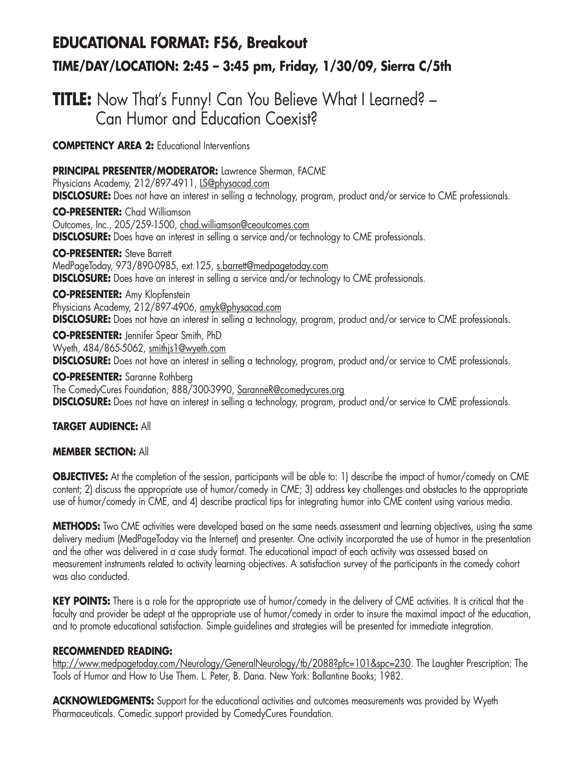# EDUCATIONAL FORMAT: F56, Breakout

## TIME/DAY/LOCATION: 2:45 – 3:45 pm, Friday, 1/30/09, Sierra C/5th

# TITLE: Now That's Funny! Can You Believe What I Learned? – Can Humor and Education Coexist?

**COMPETENCY AREA 2:** Educational Interventions

**PRINCIPAL PRESENTER/MODERATOR:** Lawrence Sherman, FACME
Physicians Academy, 212/897-4911, LS@physacad.com
**DISCLOSURE:** Does not have an interest in selling a technology, program, product and/or service to CME professionals.

**CO-PRESENTER:** Chad Williamson
Outcomes, Inc., 205/259-1500, chad.williamson@ceoutcomes.com
**DISCLOSURE:** Does have an interest in selling a service and/or technology to CME professionals.

**CO-PRESENTER:** Steve Barrett
MedPageToday, 973/890-0985, ext.125, s.barrett@medpagetoday.com
**DISCLOSURE:** Does have an interest in selling a service and/or technology to CME professionals.

**CO-PRESENTER:** Amy Klopfenstein
Physicians Academy, 212/897-4906, amyk@physacad.com
**DISCLOSURE:** Does not have an interest in selling a technology, program, product and/or service to CME professionals.

**CO-PRESENTER:** Jennifer Spear Smith, PhD
Wyeth, 484/865-5062, smithjs1@wyeth.com
**DISCLOSURE:** Does not have an interest in selling a technology, program, product and/or service to CME professionals.

**CO-PRESENTER:** Saranne Rothberg
The ComedyCures Foundation, 888/300-3990, SaranneR@comedycures.org
**DISCLOSURE:** Does not have an interest in selling a technology, program, product and/or service to CME professionals.

**TARGET AUDIENCE:** All

**MEMBER SECTION:** All

**OBJECTIVES:** At the completion of the session, participants will be able to: 1) describe the impact of humor/comedy on CME content; 2) discuss the appropriate use of humor/comedy in CME; 3) address key challenges and obstacles to the appropriate use of humor/comedy in CME, and 4) describe practical tips for integrating humor into CME content using various media.

**METHODS:** Two CME activities were developed based on the same needs assessment and learning objectives, using the same delivery medium (MedPageToday via the Internet) and presenter. One activity incorporated the use of humor in the presentation and the other was delivered in a case study format. The educational impact of each activity was assessed based on measurement instruments related to activity learning objectives. A satisfaction survey of the participants in the comedy cohort was also conducted.

**KEY POINTS:** There is a role for the appropriate use of humor/comedy in the delivery of CME activities. It is critical that the faculty and provider be adept at the appropriate use of humor/comedy in order to insure the maximal impact of the education, and to promote educational satisfaction. Simple guidelines and strategies will be presented for immediate integration.

**RECOMMENDED READING:**
http://www.medpagetoday.com/Neurology/GeneralNeurology/tb/2088?pfc=101&spc=230. The Laughter Prescription: The Tools of Humor and How to Use Them. L. Peter, B. Dana. New York: Ballantine Books; 1982.

**ACKNOWLEDGMENTS:** Support for the educational activities and outcomes measurements was provided by Wyeth Pharmaceuticals. Comedic support provided by ComedyCures Foundation.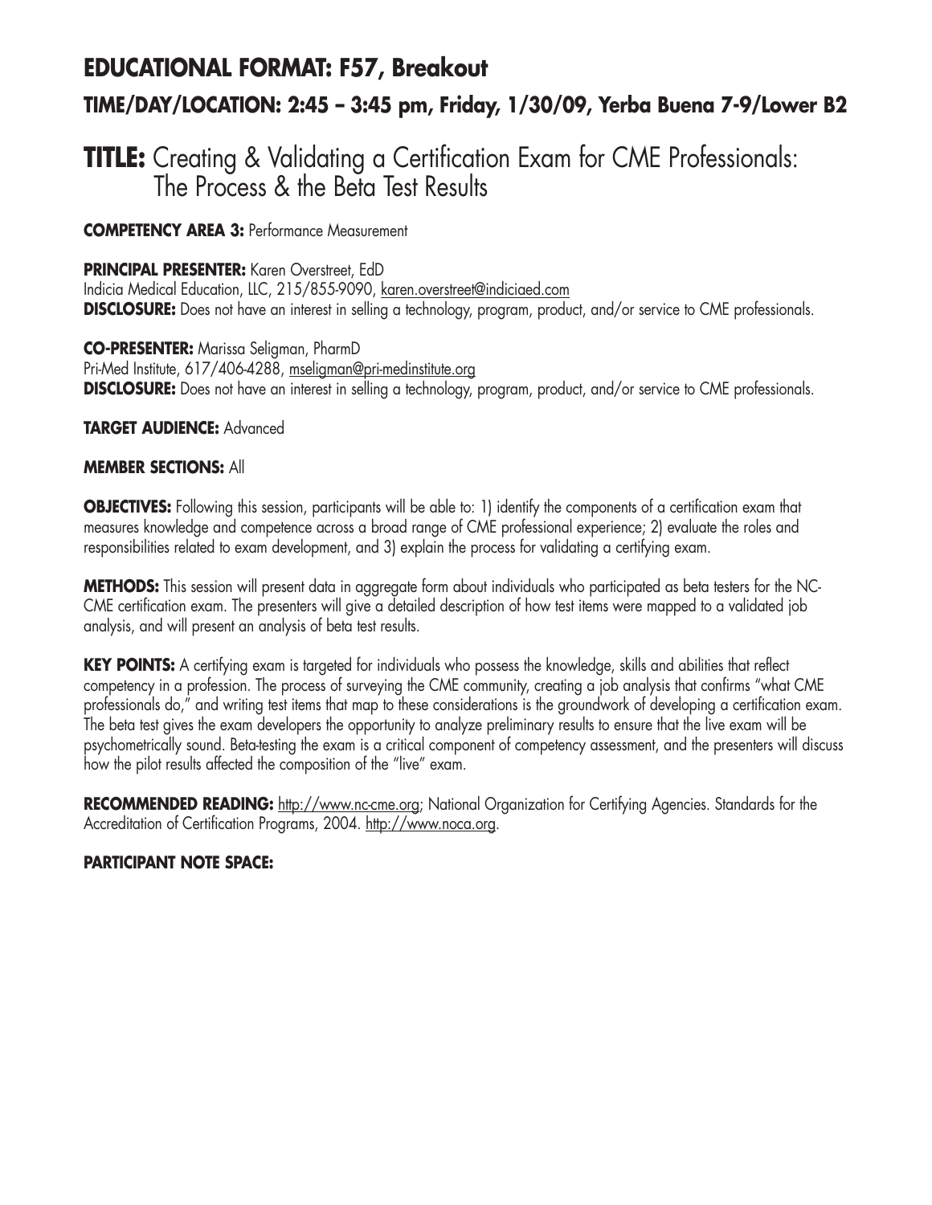## EDUCATIONAL FORMAT: F57, Breakout

### TIME/DAY/LOCATION: 2:45 – 3:45 pm, Friday, 1/30/09, Yerba Buena 7-9/Lower B2

# TITLE: Creating & Validating a Certification Exam for CME Professionals: The Process & the Beta Test Results

**COMPETENCY AREA 3:** Performance Measurement

**PRINCIPAL PRESENTER:** Karen Overstreet, EdD
Indicia Medical Education, LLC, 215/855-9090, karen.overstreet@indiciaed.com
**DISCLOSURE:** Does not have an interest in selling a technology, program, product, and/or service to CME professionals.

**CO-PRESENTER:** Marissa Seligman, PharmD
Pri-Med Institute, 617/406-4288, mseligman@pri-medinstitute.org
**DISCLOSURE:** Does not have an interest in selling a technology, program, product, and/or service to CME professionals.

**TARGET AUDIENCE:** Advanced

**MEMBER SECTIONS:** All

**OBJECTIVES:** Following this session, participants will be able to: 1) identify the components of a certification exam that measures knowledge and competence across a broad range of CME professional experience; 2) evaluate the roles and responsibilities related to exam development, and 3) explain the process for validating a certifying exam.

**METHODS:** This session will present data in aggregate form about individuals who participated as beta testers for the NC-CME certification exam. The presenters will give a detailed description of how test items were mapped to a validated job analysis, and will present an analysis of beta test results.

**KEY POINTS:** A certifying exam is targeted for individuals who possess the knowledge, skills and abilities that reflect competency in a profession. The process of surveying the CME community, creating a job analysis that confirms "what CME professionals do," and writing test items that map to these considerations is the groundwork of developing a certification exam. The beta test gives the exam developers the opportunity to analyze preliminary results to ensure that the live exam will be psychometrically sound. Beta-testing the exam is a critical component of competency assessment, and the presenters will discuss how the pilot results affected the composition of the "live" exam.

**RECOMMENDED READING:** http://www.nc-cme.org; National Organization for Certifying Agencies. Standards for the Accreditation of Certification Programs, 2004. http://www.noca.org.

**PARTICIPANT NOTE SPACE:**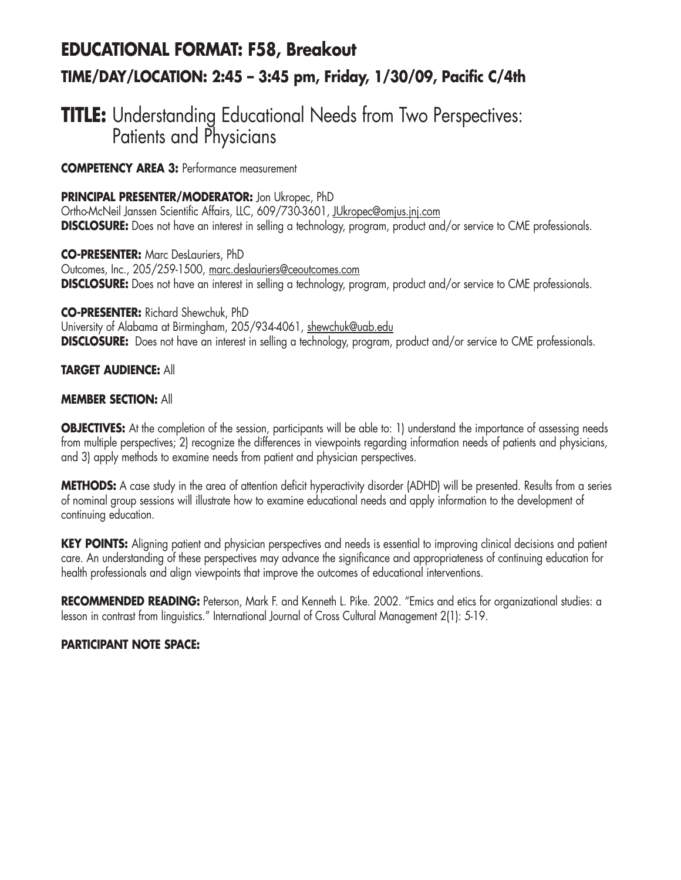## EDUCATIONAL FORMAT: F58, Breakout

### TIME/DAY/LOCATION: 2:45 – 3:45 pm, Friday, 1/30/09, Pacific C/4th

# TITLE: Understanding Educational Needs from Two Perspectives: Patients and Physicians

**COMPETENCY AREA 3:** Performance measurement

**PRINCIPAL PRESENTER/MODERATOR:** Jon Ukropec, PhD
Ortho-McNeil Janssen Scientific Affairs, LLC, 609/730-3601, JUkropec@omjus.jnj.com
**DISCLOSURE:** Does not have an interest in selling a technology, program, product and/or service to CME professionals.

**CO-PRESENTER:** Marc DesLauriers, PhD
Outcomes, Inc., 205/259-1500, marc.deslauriers@ceoutcomes.com
**DISCLOSURE:** Does not have an interest in selling a technology, program, product and/or service to CME professionals.

**CO-PRESENTER:** Richard Shewchuk, PhD
University of Alabama at Birmingham, 205/934-4061, shewchuk@uab.edu
**DISCLOSURE:** Does not have an interest in selling a technology, program, product and/or service to CME professionals.

**TARGET AUDIENCE:** All

**MEMBER SECTION:** All

**OBJECTIVES:** At the completion of the session, participants will be able to: 1) understand the importance of assessing needs from multiple perspectives; 2) recognize the differences in viewpoints regarding information needs of patients and physicians, and 3) apply methods to examine needs from patient and physician perspectives.

**METHODS:** A case study in the area of attention deficit hyperactivity disorder (ADHD) will be presented. Results from a series of nominal group sessions will illustrate how to examine educational needs and apply information to the development of continuing education.

**KEY POINTS:** Aligning patient and physician perspectives and needs is essential to improving clinical decisions and patient care. An understanding of these perspectives may advance the significance and appropriateness of continuing education for health professionals and align viewpoints that improve the outcomes of educational interventions.

**RECOMMENDED READING:** Peterson, Mark F. and Kenneth L. Pike. 2002. "Emics and etics for organizational studies: a lesson in contrast from linguistics." International Journal of Cross Cultural Management 2(1): 5-19.

**PARTICIPANT NOTE SPACE:**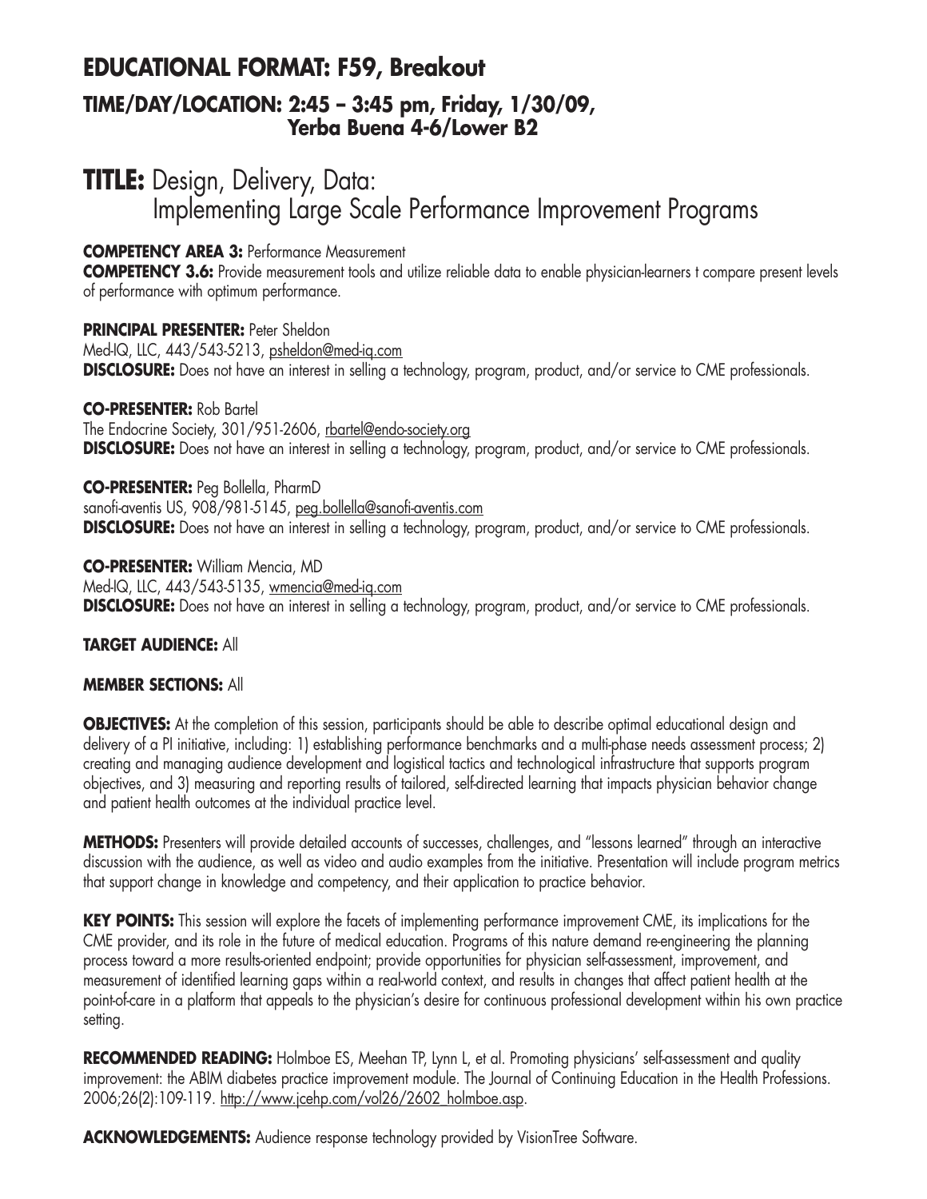## EDUCATIONAL FORMAT: F59, Breakout

### TIME/DAY/LOCATION: 2:45 – 3:45 pm, Friday, 1/30/09, Yerba Buena 4-6/Lower B2

# TITLE: Design, Delivery, Data: Implementing Large Scale Performance Improvement Programs

**COMPETENCY AREA 3:** Performance Measurement
**COMPETENCY 3.6:** Provide measurement tools and utilize reliable data to enable physician-learners t compare present levels of performance with optimum performance.

**PRINCIPAL PRESENTER:** Peter Sheldon
Med-IQ, LLC, 443/543-5213, psheldon@med-iq.com
**DISCLOSURE:** Does not have an interest in selling a technology, program, product, and/or service to CME professionals.

**CO-PRESENTER:** Rob Bartel
The Endocrine Society, 301/951-2606, rbartel@endo-society.org
**DISCLOSURE:** Does not have an interest in selling a technology, program, product, and/or service to CME professionals.

**CO-PRESENTER:** Peg Bollella, PharmD
sanofi-aventis US, 908/981-5145, peg.bollella@sanofi-aventis.com
**DISCLOSURE:** Does not have an interest in selling a technology, program, product, and/or service to CME professionals.

**CO-PRESENTER:** William Mencia, MD
Med-IQ, LLC, 443/543-5135, wmencia@med-iq.com
**DISCLOSURE:** Does not have an interest in selling a technology, program, product, and/or service to CME professionals.

**TARGET AUDIENCE:** All

**MEMBER SECTIONS:** All

**OBJECTIVES:** At the completion of this session, participants should be able to describe optimal educational design and delivery of a PI initiative, including: 1) establishing performance benchmarks and a multi-phase needs assessment process; 2) creating and managing audience development and logistical tactics and technological infrastructure that supports program objectives, and 3) measuring and reporting results of tailored, self-directed learning that impacts physician behavior change and patient health outcomes at the individual practice level.

**METHODS:** Presenters will provide detailed accounts of successes, challenges, and "lessons learned" through an interactive discussion with the audience, as well as video and audio examples from the initiative. Presentation will include program metrics that support change in knowledge and competency, and their application to practice behavior.

**KEY POINTS:** This session will explore the facets of implementing performance improvement CME, its implications for the CME provider, and its role in the future of medical education. Programs of this nature demand re-engineering the planning process toward a more results-oriented endpoint; provide opportunities for physician self-assessment, improvement, and measurement of identified learning gaps within a real-world context, and results in changes that affect patient health at the point-of-care in a platform that appeals to the physician's desire for continuous professional development within his own practice setting.

**RECOMMENDED READING:** Holmboe ES, Meehan TP, Lynn L, et al. Promoting physicians' self-assessment and quality improvement: the ABIM diabetes practice improvement module. The Journal of Continuing Education in the Health Professions. 2006;26(2):109-119. http://www.jcehp.com/vol26/2602_holmboe.asp.

**ACKNOWLEDGEMENTS:** Audience response technology provided by VisionTree Software.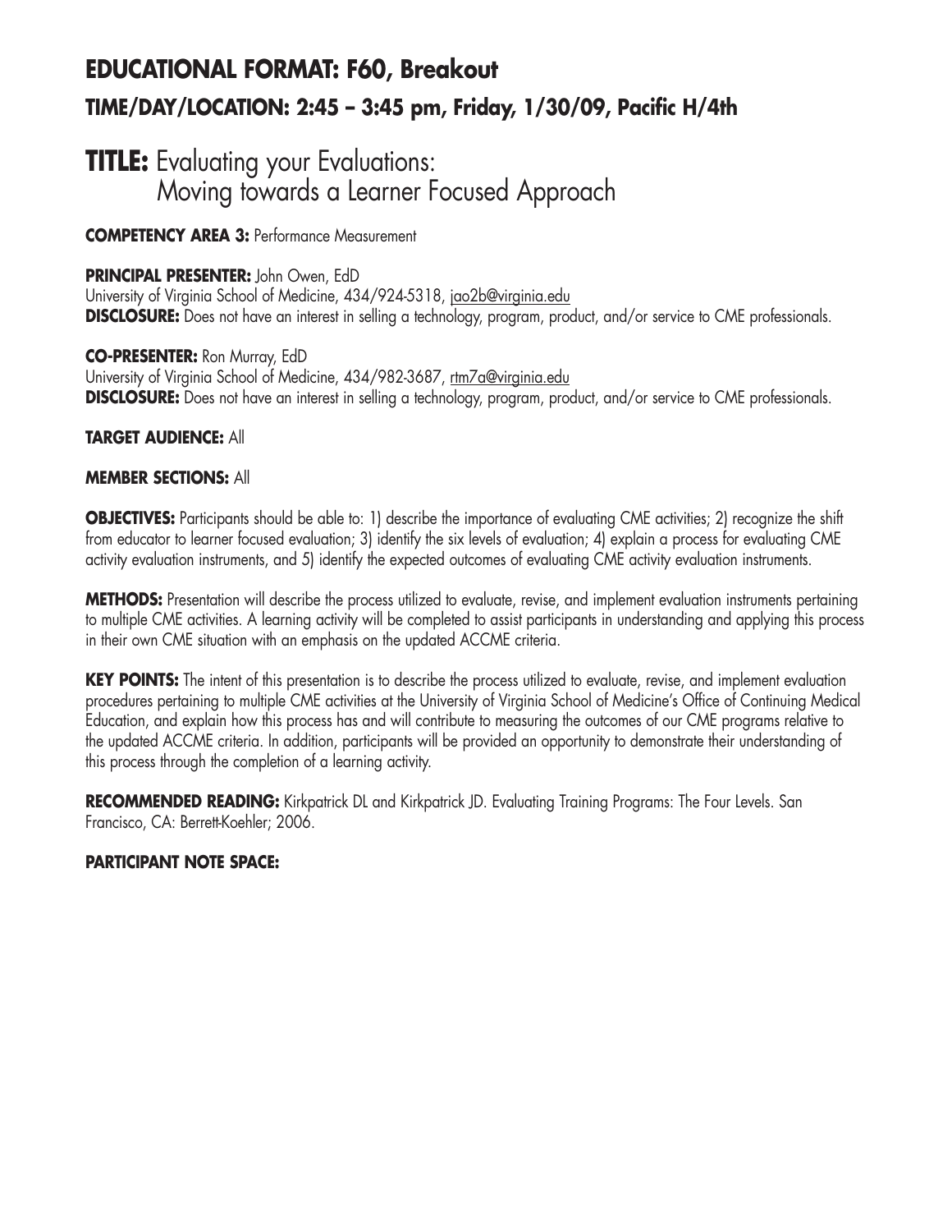## EDUCATIONAL FORMAT: F60, Breakout

### TIME/DAY/LOCATION: 2:45 – 3:45 pm, Friday, 1/30/09, Pacific H/4th

# TITLE: Evaluating your Evaluations: Moving towards a Learner Focused Approach

**COMPETENCY AREA 3:** Performance Measurement

**PRINCIPAL PRESENTER:** John Owen, EdD
University of Virginia School of Medicine, 434/924-5318, jao2b@virginia.edu
**DISCLOSURE:** Does not have an interest in selling a technology, program, product, and/or service to CME professionals.

**CO-PRESENTER:** Ron Murray, EdD
University of Virginia School of Medicine, 434/982-3687, rtm7a@virginia.edu
**DISCLOSURE:** Does not have an interest in selling a technology, program, product, and/or service to CME professionals.

**TARGET AUDIENCE:** All

**MEMBER SECTIONS:** All

**OBJECTIVES:** Participants should be able to: 1) describe the importance of evaluating CME activities; 2) recognize the shift from educator to learner focused evaluation; 3) identify the six levels of evaluation; 4) explain a process for evaluating CME activity evaluation instruments, and 5) identify the expected outcomes of evaluating CME activity evaluation instruments.

**METHODS:** Presentation will describe the process utilized to evaluate, revise, and implement evaluation instruments pertaining to multiple CME activities. A learning activity will be completed to assist participants in understanding and applying this process in their own CME situation with an emphasis on the updated ACCME criteria.

**KEY POINTS:** The intent of this presentation is to describe the process utilized to evaluate, revise, and implement evaluation procedures pertaining to multiple CME activities at the University of Virginia School of Medicine's Office of Continuing Medical Education, and explain how this process has and will contribute to measuring the outcomes of our CME programs relative to the updated ACCME criteria. In addition, participants will be provided an opportunity to demonstrate their understanding of this process through the completion of a learning activity.

**RECOMMENDED READING:** Kirkpatrick DL and Kirkpatrick JD. Evaluating Training Programs: The Four Levels. San Francisco, CA: Berrett-Koehler; 2006.

**PARTICIPANT NOTE SPACE:**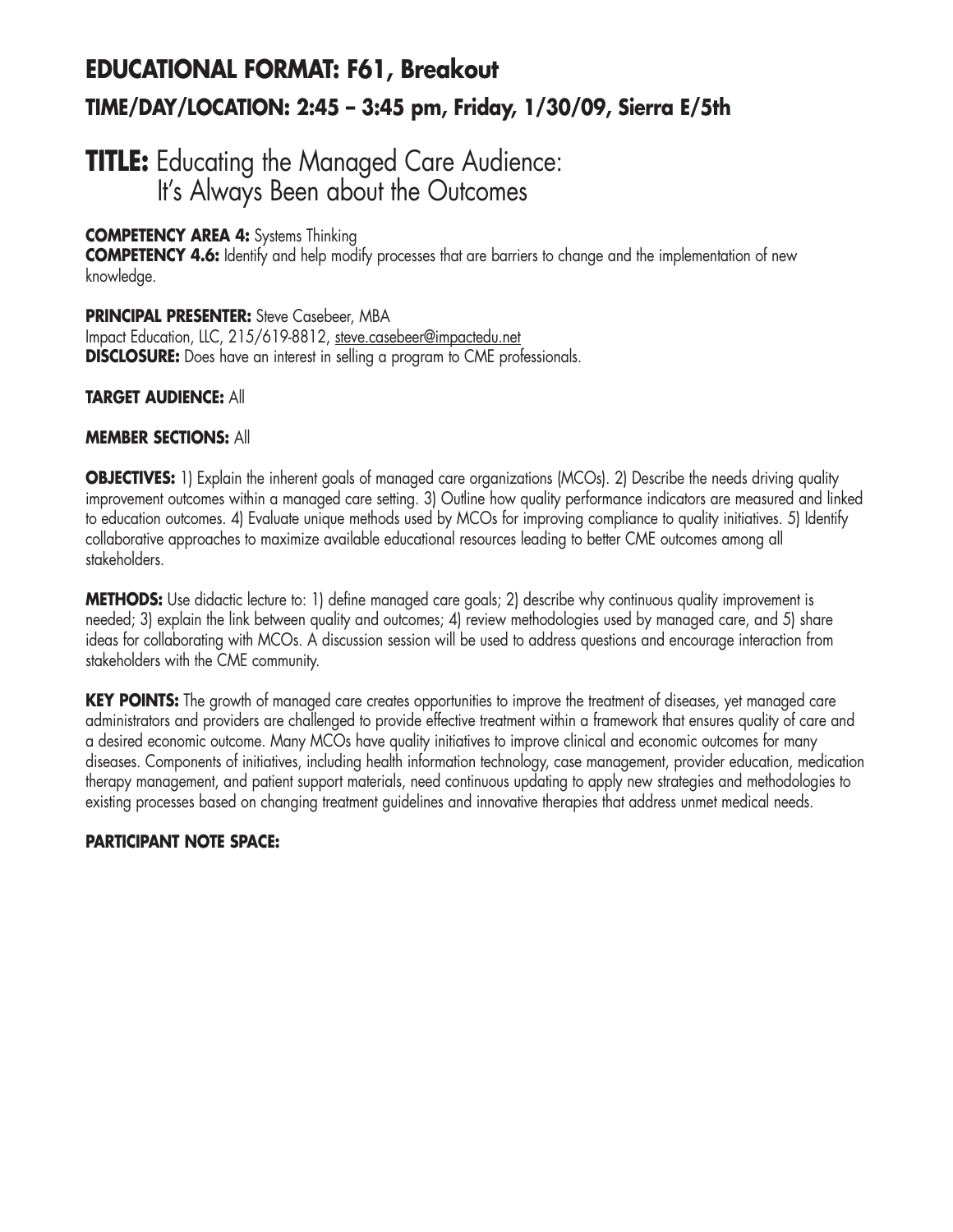## EDUCATIONAL FORMAT: F61, Breakout

### TIME/DAY/LOCATION: 2:45 – 3:45 pm, Friday, 1/30/09, Sierra E/5th

# TITLE: Educating the Managed Care Audience: It's Always Been about the Outcomes

**COMPETENCY AREA 4:** Systems Thinking
**COMPETENCY 4.6:** Identify and help modify processes that are barriers to change and the implementation of new knowledge.

**PRINCIPAL PRESENTER:** Steve Casebeer, MBA
Impact Education, LLC, 215/619-8812, steve.casebeer@impactedu.net
**DISCLOSURE:** Does have an interest in selling a program to CME professionals.

**TARGET AUDIENCE:** All

**MEMBER SECTIONS:** All

**OBJECTIVES:** 1) Explain the inherent goals of managed care organizations (MCOs). 2) Describe the needs driving quality improvement outcomes within a managed care setting. 3) Outline how quality performance indicators are measured and linked to education outcomes. 4) Evaluate unique methods used by MCOs for improving compliance to quality initiatives. 5) Identify collaborative approaches to maximize available educational resources leading to better CME outcomes among all stakeholders.

**METHODS:** Use didactic lecture to: 1) define managed care goals; 2) describe why continuous quality improvement is needed; 3) explain the link between quality and outcomes; 4) review methodologies used by managed care, and 5) share ideas for collaborating with MCOs. A discussion session will be used to address questions and encourage interaction from stakeholders with the CME community.

**KEY POINTS:** The growth of managed care creates opportunities to improve the treatment of diseases, yet managed care administrators and providers are challenged to provide effective treatment within a framework that ensures quality of care and a desired economic outcome. Many MCOs have quality initiatives to improve clinical and economic outcomes for many diseases. Components of initiatives, including health information technology, case management, provider education, medication therapy management, and patient support materials, need continuous updating to apply new strategies and methodologies to existing processes based on changing treatment guidelines and innovative therapies that address unmet medical needs.

**PARTICIPANT NOTE SPACE:**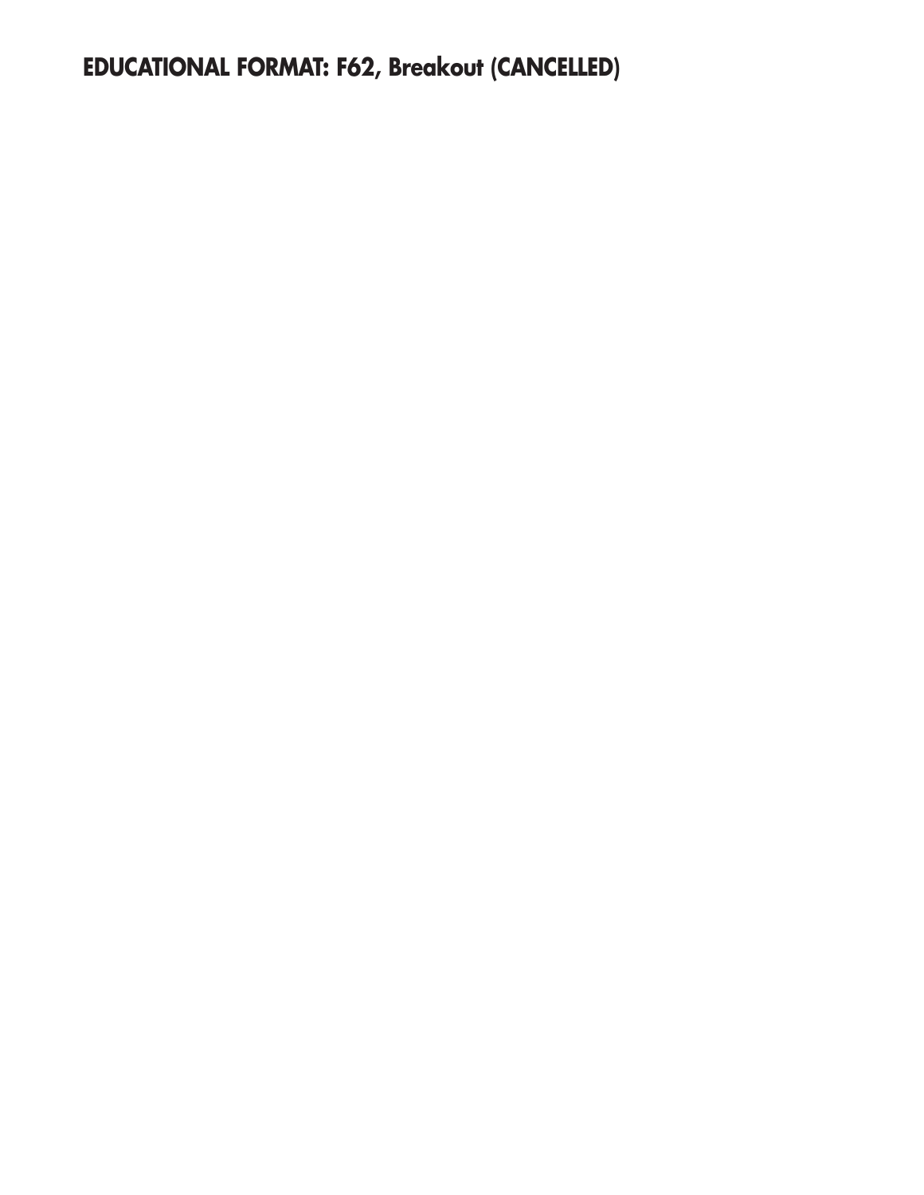**EDUCATIONAL FORMAT: F62, Breakout (CANCELLED)**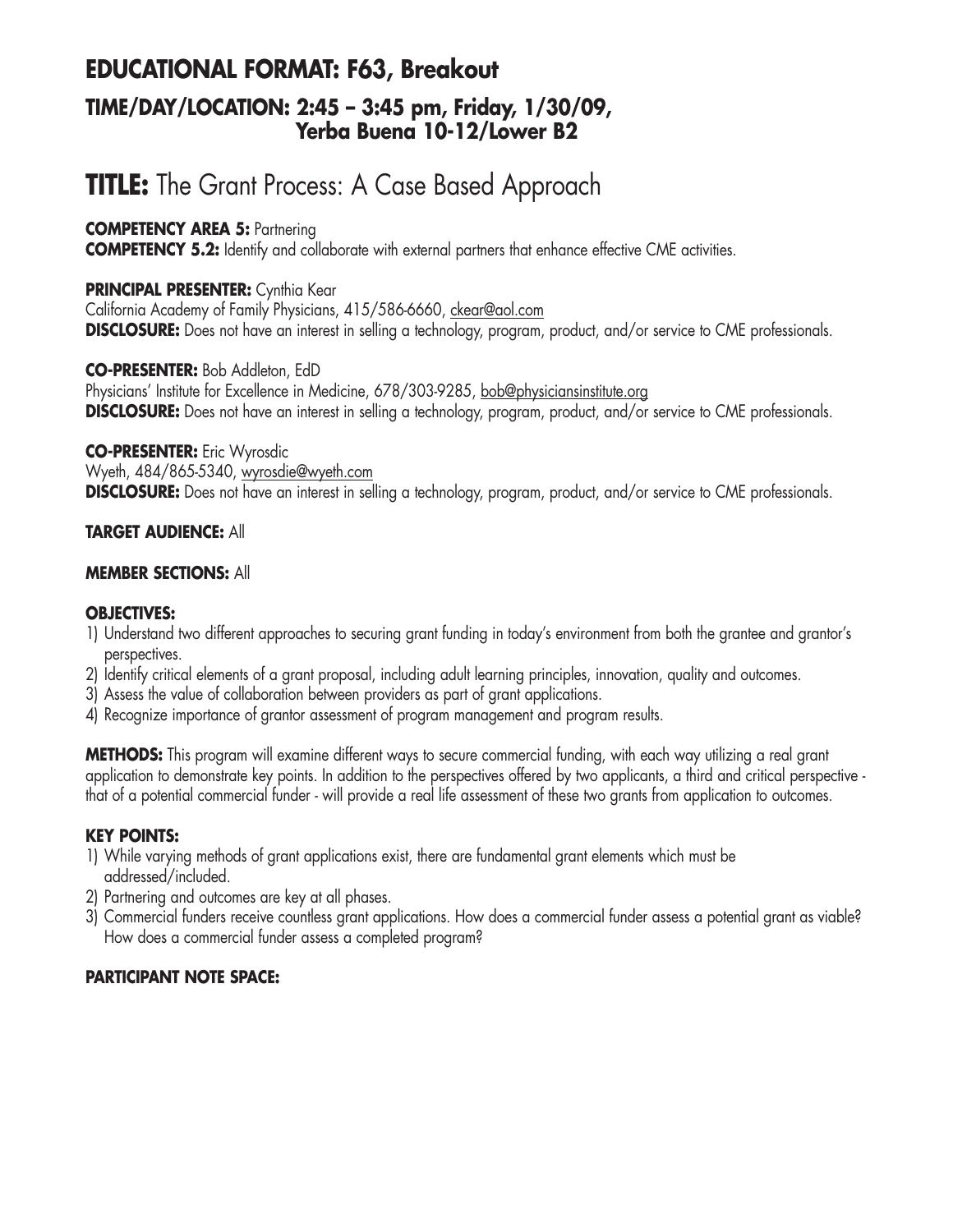## EDUCATIONAL FORMAT: F63, Breakout

### TIME/DAY/LOCATION: 2:45 – 3:45 pm, Friday, 1/30/09, Yerba Buena 10-12/Lower B2

# TITLE: The Grant Process: A Case Based Approach

**COMPETENCY AREA 5:** Partnering
**COMPETENCY 5.2:** Identify and collaborate with external partners that enhance effective CME activities.

**PRINCIPAL PRESENTER:** Cynthia Kear
California Academy of Family Physicians, 415/586-6660, ckear@aol.com
**DISCLOSURE:** Does not have an interest in selling a technology, program, product, and/or service to CME professionals.

**CO-PRESENTER:** Bob Addleton, EdD
Physicians' Institute for Excellence in Medicine, 678/303-9285, bob@physiciansinstitute.org
**DISCLOSURE:** Does not have an interest in selling a technology, program, product, and/or service to CME professionals.

**CO-PRESENTER:** Eric Wyrosdic
Wyeth, 484/865-5340, wyrosdie@wyeth.com
**DISCLOSURE:** Does not have an interest in selling a technology, program, product, and/or service to CME professionals.

**TARGET AUDIENCE:** All

**MEMBER SECTIONS:** All

**OBJECTIVES:**
1) Understand two different approaches to securing grant funding in today's environment from both the grantee and grantor's perspectives.
2) Identify critical elements of a grant proposal, including adult learning principles, innovation, quality and outcomes.
3) Assess the value of collaboration between providers as part of grant applications.
4) Recognize importance of grantor assessment of program management and program results.

**METHODS:** This program will examine different ways to secure commercial funding, with each way utilizing a real grant application to demonstrate key points. In addition to the perspectives offered by two applicants, a third and critical perspective - that of a potential commercial funder - will provide a real life assessment of these two grants from application to outcomes.

**KEY POINTS:**
1) While varying methods of grant applications exist, there are fundamental grant elements which must be addressed/included.
2) Partnering and outcomes are key at all phases.
3) Commercial funders receive countless grant applications. How does a commercial funder assess a potential grant as viable? How does a commercial funder assess a completed program?

**PARTICIPANT NOTE SPACE:**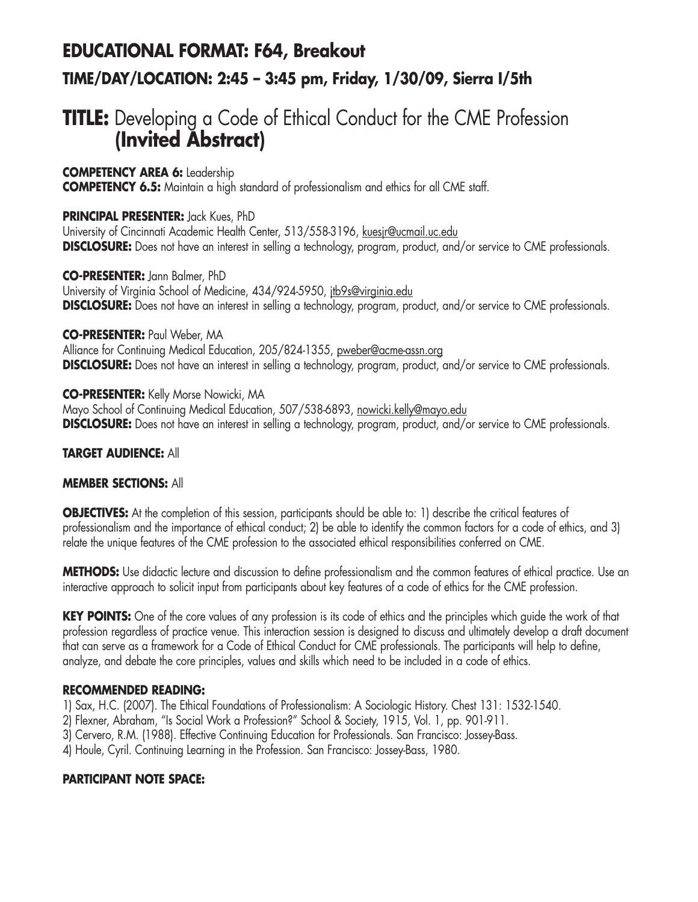## EDUCATIONAL FORMAT: F64, Breakout

### TIME/DAY/LOCATION: 2:45 – 3:45 pm, Friday, 1/30/09, Sierra I/5th

# TITLE: Developing a Code of Ethical Conduct for the CME Profession (Invited Abstract)

**COMPETENCY AREA 6:** Leadership
**COMPETENCY 6.5:** Maintain a high standard of professionalism and ethics for all CME staff.

**PRINCIPAL PRESENTER:** Jack Kues, PhD
University of Cincinnati Academic Health Center, 513/558-3196, kuesjr@ucmail.uc.edu
**DISCLOSURE:** Does not have an interest in selling a technology, program, product, and/or service to CME professionals.

**CO-PRESENTER:** Jann Balmer, PhD
University of Virginia School of Medicine, 434/924-5950, jtb9s@virginia.edu
**DISCLOSURE:** Does not have an interest in selling a technology, program, product, and/or service to CME professionals.

**CO-PRESENTER:** Paul Weber, MA
Alliance for Continuing Medical Education, 205/824-1355, pweber@acme-assn.org
**DISCLOSURE:** Does not have an interest in selling a technology, program, product, and/or service to CME professionals.

**CO-PRESENTER:** Kelly Morse Nowicki, MA
Mayo School of Continuing Medical Education, 507/538-6893, nowicki.kelly@mayo.edu
**DISCLOSURE:** Does not have an interest in selling a technology, program, product, and/or service to CME professionals.

**TARGET AUDIENCE:** All

**MEMBER SECTIONS:** All

**OBJECTIVES:** At the completion of this session, participants should be able to: 1) describe the critical features of professionalism and the importance of ethical conduct; 2) be able to identify the common factors for a code of ethics, and 3) relate the unique features of the CME profession to the associated ethical responsibilities conferred on CME.

**METHODS:** Use didactic lecture and discussion to define professionalism and the common features of ethical practice. Use an interactive approach to solicit input from participants about key features of a code of ethics for the CME profession.

**KEY POINTS:** One of the core values of any profession is its code of ethics and the principles which guide the work of that profession regardless of practice venue. This interaction session is designed to discuss and ultimately develop a draft document that can serve as a framework for a Code of Ethical Conduct for CME professionals. The participants will help to define, analyze, and debate the core principles, values and skills which need to be included in a code of ethics.

**RECOMMENDED READING:**

1) Sax, H.C. (2007). The Ethical Foundations of Professionalism: A Sociologic History. Chest 131: 1532-1540.
2) Flexner, Abraham, "Is Social Work a Profession?" School & Society, 1915, Vol. 1, pp. 901-911.
3) Cervero, R.M. (1988). Effective Continuing Education for Professionals. San Francisco: Jossey-Bass.
4) Houle, Cyril. Continuing Learning in the Profession. San Francisco: Jossey-Bass, 1980.

**PARTICIPANT NOTE SPACE:**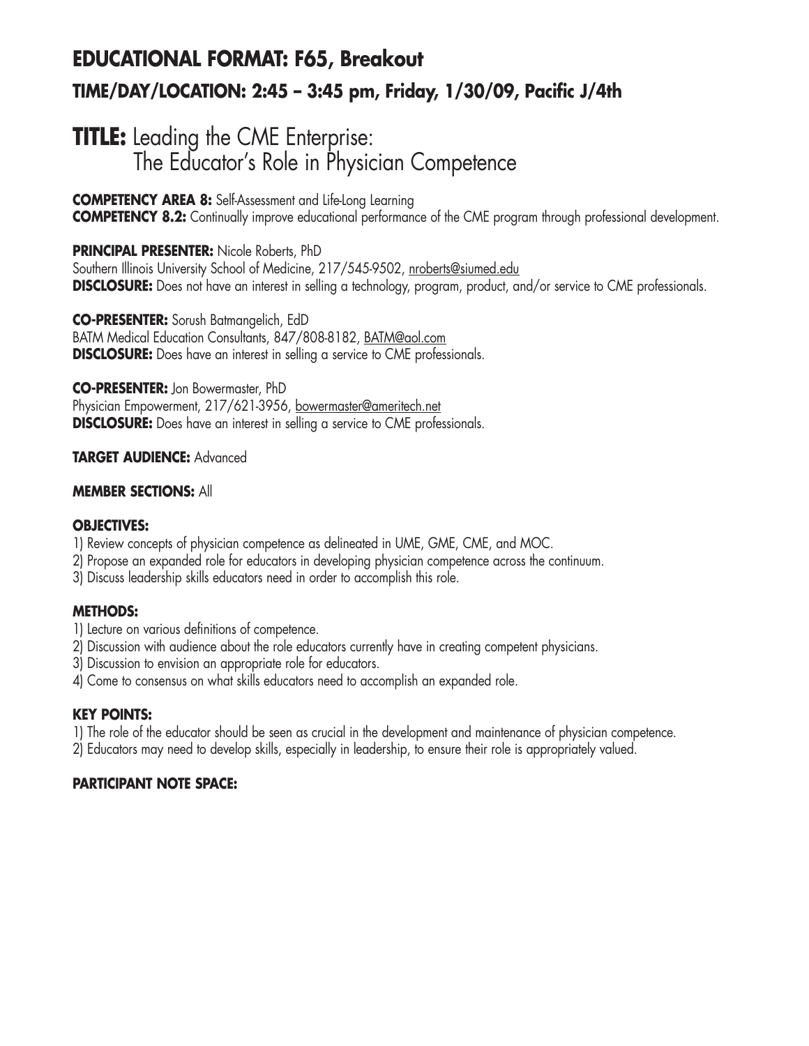## EDUCATIONAL FORMAT: F65, Breakout

### TIME/DAY/LOCATION: 2:45 – 3:45 pm, Friday, 1/30/09, Pacific J/4th

# TITLE: Leading the CME Enterprise: The Educator's Role in Physician Competence

**COMPETENCY AREA 8:** Self-Assessment and Life-Long Learning
**COMPETENCY 8.2:** Continually improve educational performance of the CME program through professional development.

**PRINCIPAL PRESENTER:** Nicole Roberts, PhD
Southern Illinois University School of Medicine, 217/545-9502, nroberts@siumed.edu
**DISCLOSURE:** Does not have an interest in selling a technology, program, product, and/or service to CME professionals.

**CO-PRESENTER:** Sorush Batmangelich, EdD
BATM Medical Education Consultants, 847/808-8182, BATM@aol.com
**DISCLOSURE:** Does have an interest in selling a service to CME professionals.

**CO-PRESENTER:** Jon Bowermaster, PhD
Physician Empowerment, 217/621-3956, bowermaster@ameritech.net
**DISCLOSURE:** Does have an interest in selling a service to CME professionals.

**TARGET AUDIENCE:** Advanced

**MEMBER SECTIONS:** All

**OBJECTIVES:**

1) Review concepts of physician competence as delineated in UME, GME, CME, and MOC.
2) Propose an expanded role for educators in developing physician competence across the continuum.
3) Discuss leadership skills educators need in order to accomplish this role.

**METHODS:**

1) Lecture on various definitions of competence.
2) Discussion with audience about the role educators currently have in creating competent physicians.
3) Discussion to envision an appropriate role for educators.
4) Come to consensus on what skills educators need to accomplish an expanded role.

**KEY POINTS:**

1) The role of the educator should be seen as crucial in the development and maintenance of physician competence.
2) Educators may need to develop skills, especially in leadership, to ensure their role is appropriately valued.

**PARTICIPANT NOTE SPACE:**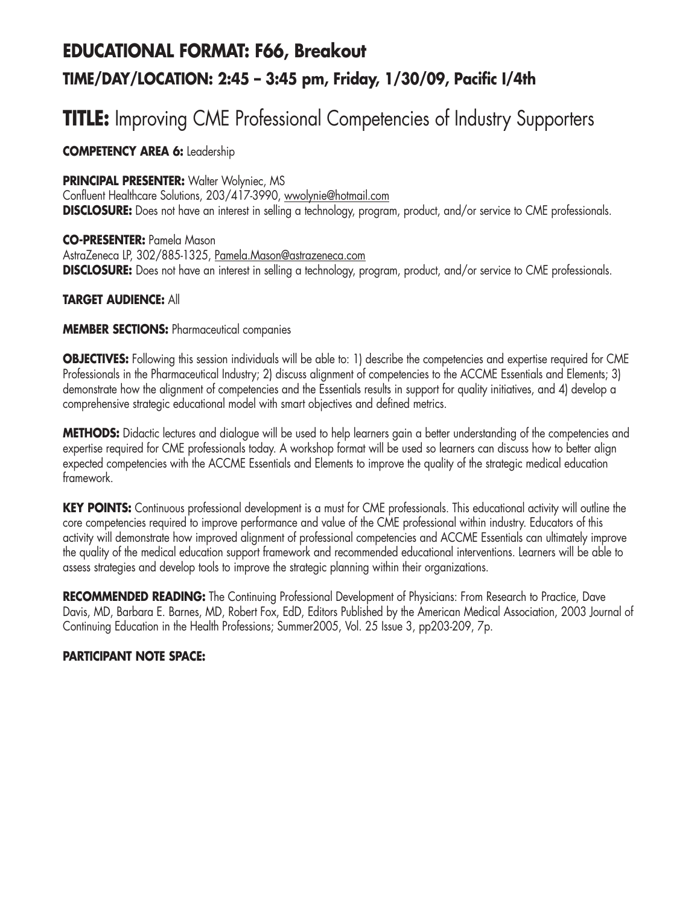## EDUCATIONAL FORMAT: F66, Breakout

### TIME/DAY/LOCATION: 2:45 – 3:45 pm, Friday, 1/30/09, Pacific I/4th

# TITLE: Improving CME Professional Competencies of Industry Supporters

**COMPETENCY AREA 6:** Leadership

**PRINCIPAL PRESENTER:** Walter Wolyniec, MS
Confluent Healthcare Solutions, 203/417-3990, wwolynie@hotmail.com
**DISCLOSURE:** Does not have an interest in selling a technology, program, product, and/or service to CME professionals.

**CO-PRESENTER:** Pamela Mason
AstraZeneca LP, 302/885-1325, Pamela.Mason@astrazeneca.com
**DISCLOSURE:** Does not have an interest in selling a technology, program, product, and/or service to CME professionals.

**TARGET AUDIENCE:** All

**MEMBER SECTIONS:** Pharmaceutical companies

**OBJECTIVES:** Following this session individuals will be able to: 1) describe the competencies and expertise required for CME Professionals in the Pharmaceutical Industry; 2) discuss alignment of competencies to the ACCME Essentials and Elements; 3) demonstrate how the alignment of competencies and the Essentials results in support for quality initiatives, and 4) develop a comprehensive strategic educational model with smart objectives and defined metrics.

**METHODS:** Didactic lectures and dialogue will be used to help learners gain a better understanding of the competencies and expertise required for CME professionals today. A workshop format will be used so learners can discuss how to better align expected competencies with the ACCME Essentials and Elements to improve the quality of the strategic medical education framework.

**KEY POINTS:** Continuous professional development is a must for CME professionals. This educational activity will outline the core competencies required to improve performance and value of the CME professional within industry. Educators of this activity will demonstrate how improved alignment of professional competencies and ACCME Essentials can ultimately improve the quality of the medical education support framework and recommended educational interventions. Learners will be able to assess strategies and develop tools to improve the strategic planning within their organizations.

**RECOMMENDED READING:** The Continuing Professional Development of Physicians: From Research to Practice, Dave Davis, MD, Barbara E. Barnes, MD, Robert Fox, EdD, Editors Published by the American Medical Association, 2003 Journal of Continuing Education in the Health Professions; Summer2005, Vol. 25 Issue 3, pp203-209, 7p.

**PARTICIPANT NOTE SPACE:**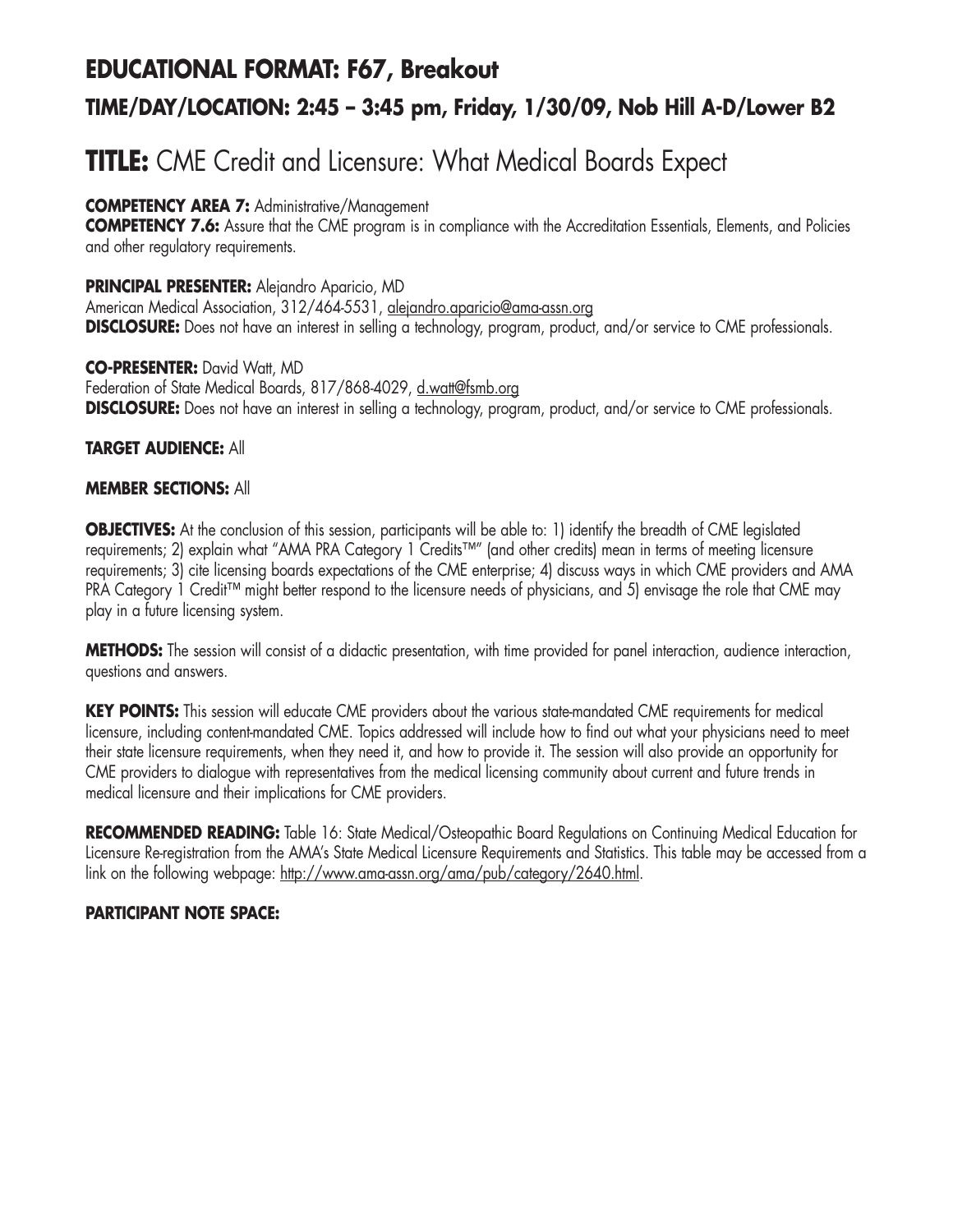## EDUCATIONAL FORMAT: F67, Breakout

### TIME/DAY/LOCATION: 2:45 – 3:45 pm, Friday, 1/30/09, Nob Hill A-D/Lower B2

# TITLE: CME Credit and Licensure: What Medical Boards Expect

**COMPETENCY AREA 7:** Administrative/Management
**COMPETENCY 7.6:** Assure that the CME program is in compliance with the Accreditation Essentials, Elements, and Policies and other regulatory requirements.

**PRINCIPAL PRESENTER:** Alejandro Aparicio, MD
American Medical Association, 312/464-5531, alejandro.aparicio@ama-assn.org
**DISCLOSURE:** Does not have an interest in selling a technology, program, product, and/or service to CME professionals.

**CO-PRESENTER:** David Watt, MD
Federation of State Medical Boards, 817/868-4029, d.watt@fsmb.org
**DISCLOSURE:** Does not have an interest in selling a technology, program, product, and/or service to CME professionals.

**TARGET AUDIENCE:** All

**MEMBER SECTIONS:** All

**OBJECTIVES:** At the conclusion of this session, participants will be able to: 1) identify the breadth of CME legislated requirements; 2) explain what "AMA PRA Category 1 Credits™" (and other credits) mean in terms of meeting licensure requirements; 3) cite licensing boards expectations of the CME enterprise; 4) discuss ways in which CME providers and AMA PRA Category 1 Credit™ might better respond to the licensure needs of physicians, and 5) envisage the role that CME may play in a future licensing system.

**METHODS:** The session will consist of a didactic presentation, with time provided for panel interaction, audience interaction, questions and answers.

**KEY POINTS:** This session will educate CME providers about the various state-mandated CME requirements for medical licensure, including content-mandated CME. Topics addressed will include how to find out what your physicians need to meet their state licensure requirements, when they need it, and how to provide it. The session will also provide an opportunity for CME providers to dialogue with representatives from the medical licensing community about current and future trends in medical licensure and their implications for CME providers.

**RECOMMENDED READING:** Table 16: State Medical/Osteopathic Board Regulations on Continuing Medical Education for Licensure Re-registration from the AMA's State Medical Licensure Requirements and Statistics. This table may be accessed from a link on the following webpage: http://www.ama-assn.org/ama/pub/category/2640.html.

**PARTICIPANT NOTE SPACE:**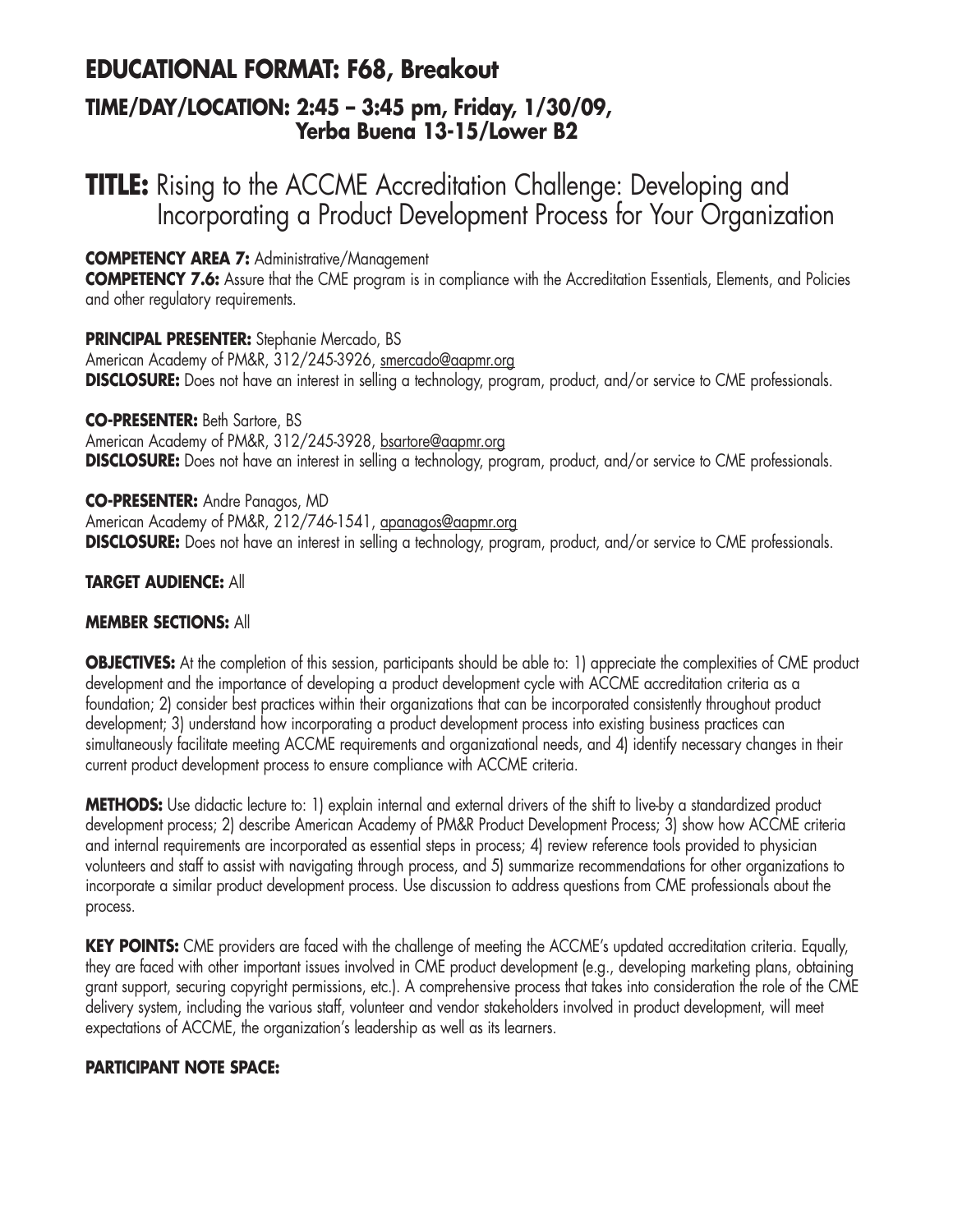## EDUCATIONAL FORMAT: F68, Breakout

### TIME/DAY/LOCATION: 2:45 – 3:45 pm, Friday, 1/30/09, Yerba Buena 13-15/Lower B2

# TITLE: Rising to the ACCME Accreditation Challenge: Developing and Incorporating a Product Development Process for Your Organization

**COMPETENCY AREA 7:** Administrative/Management

**COMPETENCY 7.6:** Assure that the CME program is in compliance with the Accreditation Essentials, Elements, and Policies and other regulatory requirements.

**PRINCIPAL PRESENTER:** Stephanie Mercado, BS
American Academy of PM&R, 312/245-3926, smercado@aapmr.org
**DISCLOSURE:** Does not have an interest in selling a technology, program, product, and/or service to CME professionals.

**CO-PRESENTER:** Beth Sartore, BS
American Academy of PM&R, 312/245-3928, bsartore@aapmr.org
**DISCLOSURE:** Does not have an interest in selling a technology, program, product, and/or service to CME professionals.

**CO-PRESENTER:** Andre Panagos, MD
American Academy of PM&R, 212/746-1541, apanagos@aapmr.org
**DISCLOSURE:** Does not have an interest in selling a technology, program, product, and/or service to CME professionals.

**TARGET AUDIENCE:** All

**MEMBER SECTIONS:** All

**OBJECTIVES:** At the completion of this session, participants should be able to: 1) appreciate the complexities of CME product development and the importance of developing a product development cycle with ACCME accreditation criteria as a foundation; 2) consider best practices within their organizations that can be incorporated consistently throughout product development; 3) understand how incorporating a product development process into existing business practices can simultaneously facilitate meeting ACCME requirements and organizational needs, and 4) identify necessary changes in their current product development process to ensure compliance with ACCME criteria.

**METHODS:** Use didactic lecture to: 1) explain internal and external drivers of the shift to live-by a standardized product development process; 2) describe American Academy of PM&R Product Development Process; 3) show how ACCME criteria and internal requirements are incorporated as essential steps in process; 4) review reference tools provided to physician volunteers and staff to assist with navigating through process, and 5) summarize recommendations for other organizations to incorporate a similar product development process. Use discussion to address questions from CME professionals about the process.

**KEY POINTS:** CME providers are faced with the challenge of meeting the ACCME's updated accreditation criteria. Equally, they are faced with other important issues involved in CME product development (e.g., developing marketing plans, obtaining grant support, securing copyright permissions, etc.). A comprehensive process that takes into consideration the role of the CME delivery system, including the various staff, volunteer and vendor stakeholders involved in product development, will meet expectations of ACCME, the organization's leadership as well as its learners.

**PARTICIPANT NOTE SPACE:**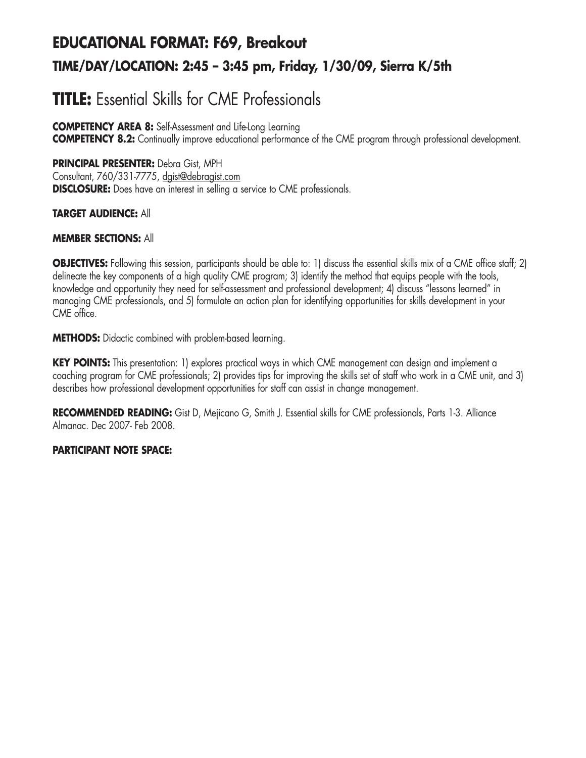## EDUCATIONAL FORMAT: F69, Breakout

### TIME/DAY/LOCATION: 2:45 – 3:45 pm, Friday, 1/30/09, Sierra K/5th

# TITLE: Essential Skills for CME Professionals

**COMPETENCY AREA 8:** Self-Assessment and Life-Long Learning
**COMPETENCY 8.2:** Continually improve educational performance of the CME program through professional development.

**PRINCIPAL PRESENTER:** Debra Gist, MPH
Consultant, 760/331-7775, dgist@debragist.com
**DISCLOSURE:** Does have an interest in selling a service to CME professionals.

**TARGET AUDIENCE:** All

**MEMBER SECTIONS:** All

**OBJECTIVES:** Following this session, participants should be able to: 1) discuss the essential skills mix of a CME office staff; 2) delineate the key components of a high quality CME program; 3) identify the method that equips people with the tools, knowledge and opportunity they need for self-assessment and professional development; 4) discuss "lessons learned" in managing CME professionals, and 5) formulate an action plan for identifying opportunities for skills development in your CME office.

**METHODS:** Didactic combined with problem-based learning.

**KEY POINTS:** This presentation: 1) explores practical ways in which CME management can design and implement a coaching program for CME professionals; 2) provides tips for improving the skills set of staff who work in a CME unit, and 3) describes how professional development opportunities for staff can assist in change management.

**RECOMMENDED READING:** Gist D, Mejicano G, Smith J. Essential skills for CME professionals, Parts 1-3. Alliance Almanac. Dec 2007- Feb 2008.

**PARTICIPANT NOTE SPACE:**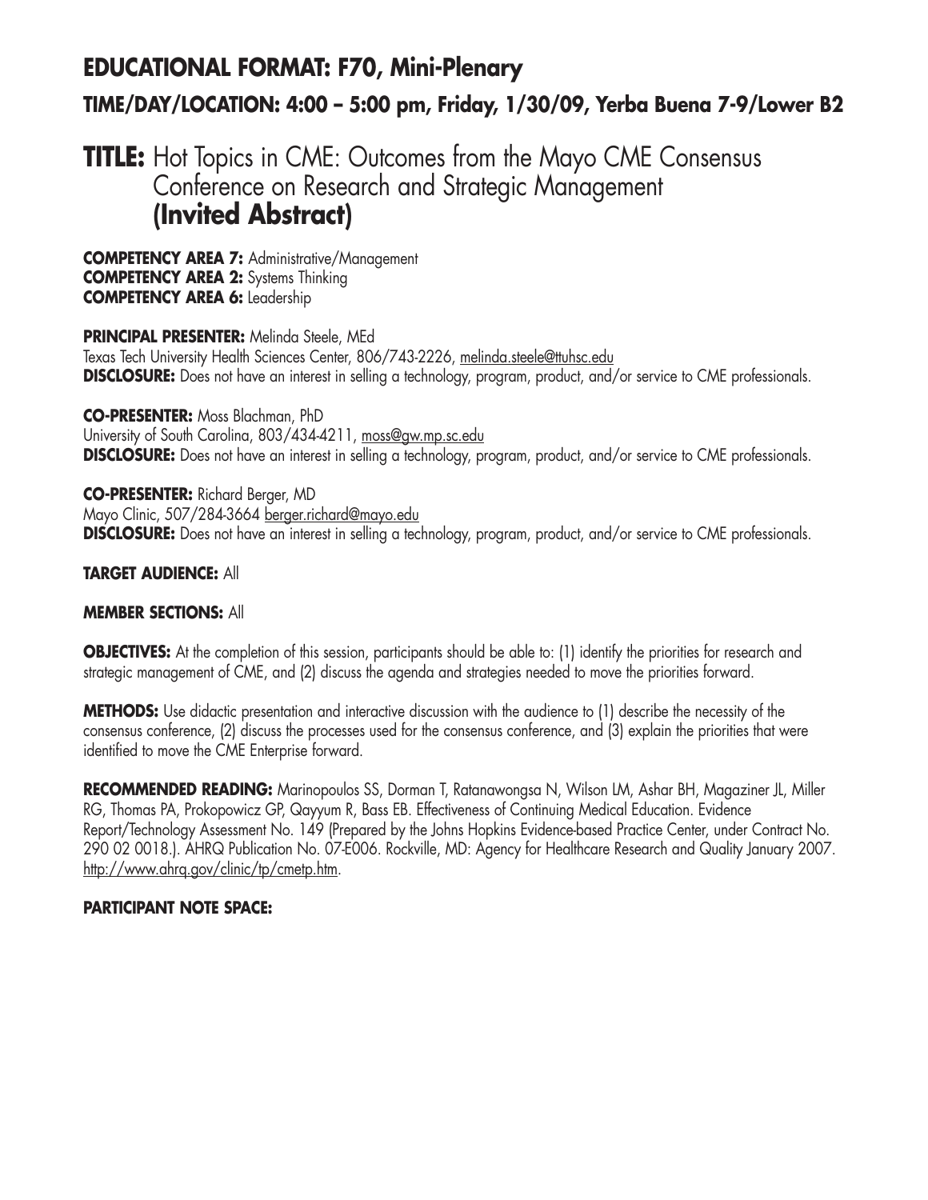## EDUCATIONAL FORMAT: F70, Mini-Plenary

### TIME/DAY/LOCATION: 4:00 – 5:00 pm, Friday, 1/30/09, Yerba Buena 7-9/Lower B2

# TITLE: Hot Topics in CME: Outcomes from the Mayo CME Consensus Conference on Research and Strategic Management **(Invited Abstract)**

**COMPETENCY AREA 7:** Administrative/Management
**COMPETENCY AREA 2:** Systems Thinking
**COMPETENCY AREA 6:** Leadership

**PRINCIPAL PRESENTER:** Melinda Steele, MEd
Texas Tech University Health Sciences Center, 806/743-2226, melinda.steele@ttuhsc.edu
**DISCLOSURE:** Does not have an interest in selling a technology, program, product, and/or service to CME professionals.

**CO-PRESENTER:** Moss Blachman, PhD
University of South Carolina, 803/434-4211, moss@gw.mp.sc.edu
**DISCLOSURE:** Does not have an interest in selling a technology, program, product, and/or service to CME professionals.

**CO-PRESENTER:** Richard Berger, MD
Mayo Clinic, 507/284-3664 berger.richard@mayo.edu
**DISCLOSURE:** Does not have an interest in selling a technology, program, product, and/or service to CME professionals.

**TARGET AUDIENCE:** All

**MEMBER SECTIONS:** All

**OBJECTIVES:** At the completion of this session, participants should be able to: (1) identify the priorities for research and strategic management of CME, and (2) discuss the agenda and strategies needed to move the priorities forward.

**METHODS:** Use didactic presentation and interactive discussion with the audience to (1) describe the necessity of the consensus conference, (2) discuss the processes used for the consensus conference, and (3) explain the priorities that were identified to move the CME Enterprise forward.

**RECOMMENDED READING:** Marinopoulos SS, Dorman T, Ratanawongsa N, Wilson LM, Ashar BH, Magaziner JL, Miller RG, Thomas PA, Prokopowicz GP, Qayyum R, Bass EB. Effectiveness of Continuing Medical Education. Evidence Report/Technology Assessment No. 149 (Prepared by the Johns Hopkins Evidence-based Practice Center, under Contract No. 290 02 0018.). AHRQ Publication No. 07-E006. Rockville, MD: Agency for Healthcare Research and Quality January 2007. http://www.ahrq.gov/clinic/tp/cmetp.htm.

**PARTICIPANT NOTE SPACE:**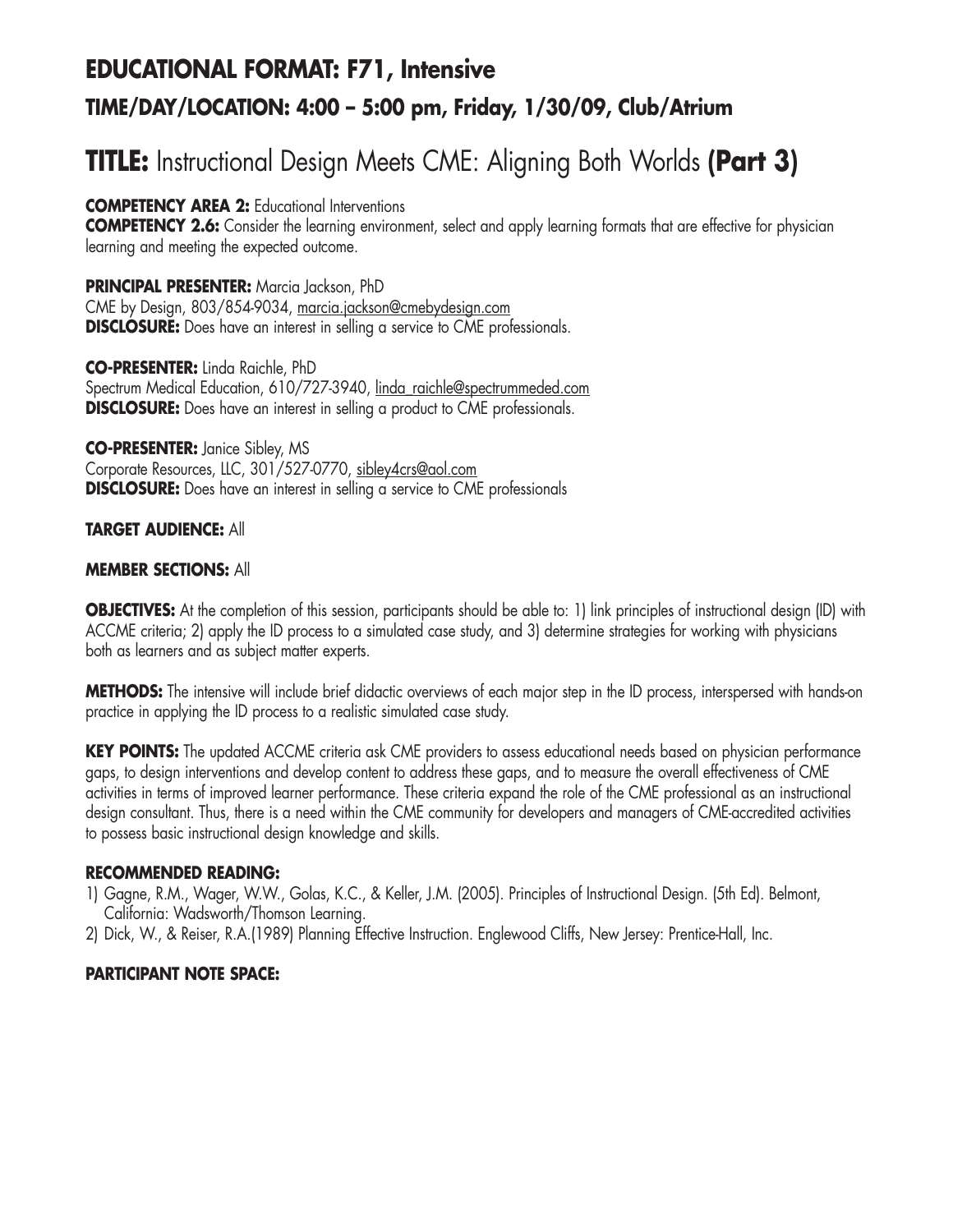## EDUCATIONAL FORMAT: F71, Intensive

### TIME/DAY/LOCATION: 4:00 – 5:00 pm, Friday, 1/30/09, Club/Atrium

# TITLE: Instructional Design Meets CME: Aligning Both Worlds (Part 3)

**COMPETENCY AREA 2:** Educational Interventions
**COMPETENCY 2.6:** Consider the learning environment, select and apply learning formats that are effective for physician learning and meeting the expected outcome.

**PRINCIPAL PRESENTER:** Marcia Jackson, PhD
CME by Design, 803/854-9034, marcia.jackson@cmebydesign.com
**DISCLOSURE:** Does have an interest in selling a service to CME professionals.

**CO-PRESENTER:** Linda Raichle, PhD
Spectrum Medical Education, 610/727-3940, linda_raichle@spectrummeded.com
**DISCLOSURE:** Does have an interest in selling a product to CME professionals.

**CO-PRESENTER:** Janice Sibley, MS
Corporate Resources, LLC, 301/527-0770, sibley4crs@aol.com
**DISCLOSURE:** Does have an interest in selling a service to CME professionals

**TARGET AUDIENCE:** All

**MEMBER SECTIONS:** All

**OBJECTIVES:** At the completion of this session, participants should be able to: 1) link principles of instructional design (ID) with ACCME criteria; 2) apply the ID process to a simulated case study, and 3) determine strategies for working with physicians both as learners and as subject matter experts.

**METHODS:** The intensive will include brief didactic overviews of each major step in the ID process, interspersed with hands-on practice in applying the ID process to a realistic simulated case study.

**KEY POINTS:** The updated ACCME criteria ask CME providers to assess educational needs based on physician performance gaps, to design interventions and develop content to address these gaps, and to measure the overall effectiveness of CME activities in terms of improved learner performance. These criteria expand the role of the CME professional as an instructional design consultant. Thus, there is a need within the CME community for developers and managers of CME-accredited activities to possess basic instructional design knowledge and skills.

**RECOMMENDED READING:**

1) Gagne, R.M., Wager, W.W., Golas, K.C., & Keller, J.M. (2005). Principles of Instructional Design. (5th Ed). Belmont, California: Wadsworth/Thomson Learning.
2) Dick, W., & Reiser, R.A.(1989) Planning Effective Instruction. Englewood Cliffs, New Jersey: Prentice-Hall, Inc.

**PARTICIPANT NOTE SPACE:**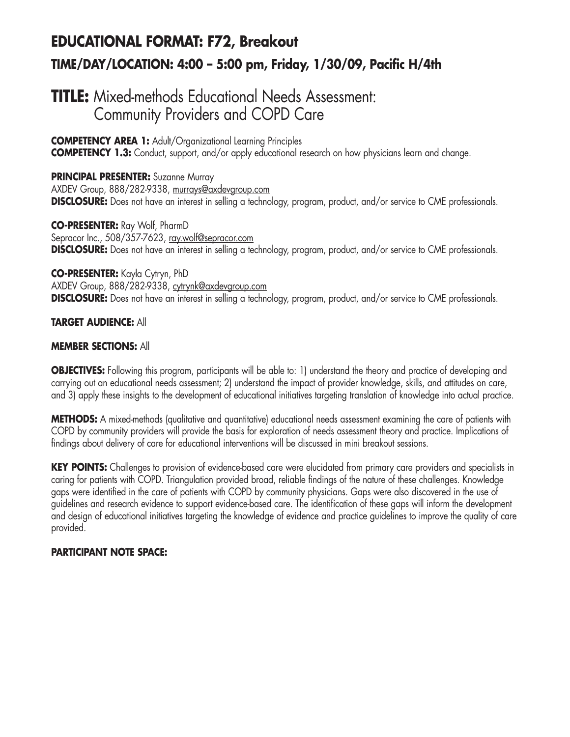## EDUCATIONAL FORMAT: F72, Breakout

### TIME/DAY/LOCATION: 4:00 – 5:00 pm, Friday, 1/30/09, Pacific H/4th

# TITLE: Mixed-methods Educational Needs Assessment: Community Providers and COPD Care

**COMPETENCY AREA 1:** Adult/Organizational Learning Principles
**COMPETENCY 1.3:** Conduct, support, and/or apply educational research on how physicians learn and change.

**PRINCIPAL PRESENTER:** Suzanne Murray
AXDEV Group, 888/282-9338, murrays@axdevgroup.com
**DISCLOSURE:** Does not have an interest in selling a technology, program, product, and/or service to CME professionals.

**CO-PRESENTER:** Ray Wolf, PharmD
Sepracor Inc., 508/357-7623, ray.wolf@sepracor.com
**DISCLOSURE:** Does not have an interest in selling a technology, program, product, and/or service to CME professionals.

**CO-PRESENTER:** Kayla Cytryn, PhD
AXDEV Group, 888/282-9338, cytrynk@axdevgroup.com
**DISCLOSURE:** Does not have an interest in selling a technology, program, product, and/or service to CME professionals.

**TARGET AUDIENCE:** All

**MEMBER SECTIONS:** All

**OBJECTIVES:** Following this program, participants will be able to: 1) understand the theory and practice of developing and carrying out an educational needs assessment; 2) understand the impact of provider knowledge, skills, and attitudes on care, and 3) apply these insights to the development of educational initiatives targeting translation of knowledge into actual practice.

**METHODS:** A mixed-methods (qualitative and quantitative) educational needs assessment examining the care of patients with COPD by community providers will provide the basis for exploration of needs assessment theory and practice. Implications of findings about delivery of care for educational interventions will be discussed in mini breakout sessions.

**KEY POINTS:** Challenges to provision of evidence-based care were elucidated from primary care providers and specialists in caring for patients with COPD. Triangulation provided broad, reliable findings of the nature of these challenges. Knowledge gaps were identified in the care of patients with COPD by community physicians. Gaps were also discovered in the use of guidelines and research evidence to support evidence-based care. The identification of these gaps will inform the development and design of educational initiatives targeting the knowledge of evidence and practice guidelines to improve the quality of care provided.

**PARTICIPANT NOTE SPACE:**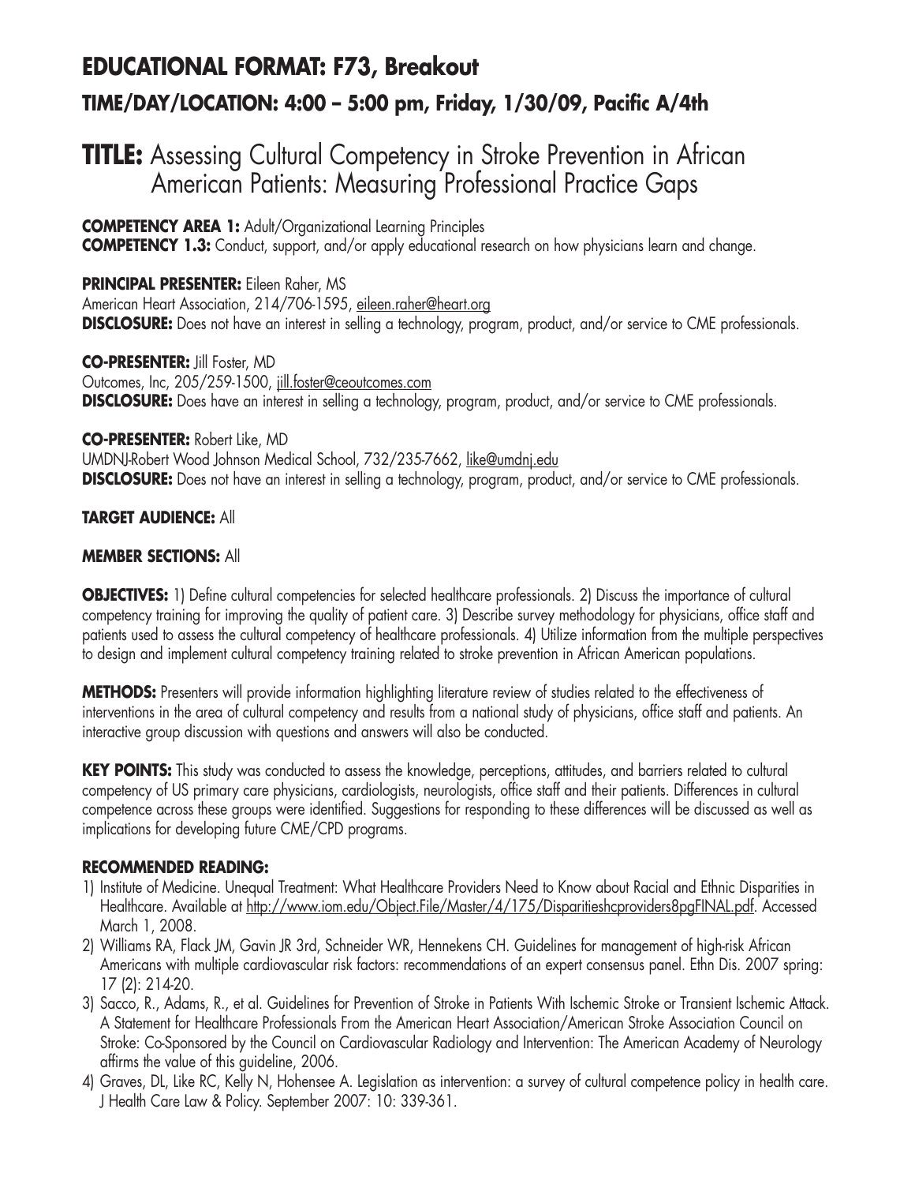## EDUCATIONAL FORMAT: F73, Breakout

### TIME/DAY/LOCATION: 4:00 – 5:00 pm, Friday, 1/30/09, Pacific A/4th

# TITLE: Assessing Cultural Competency in Stroke Prevention in African American Patients: Measuring Professional Practice Gaps

**COMPETENCY AREA 1:** Adult/Organizational Learning Principles
**COMPETENCY 1.3:** Conduct, support, and/or apply educational research on how physicians learn and change.

**PRINCIPAL PRESENTER:** Eileen Raher, MS
American Heart Association, 214/706-1595, eileen.raher@heart.org
**DISCLOSURE:** Does not have an interest in selling a technology, program, product, and/or service to CME professionals.

**CO-PRESENTER:** Jill Foster, MD
Outcomes, Inc, 205/259-1500, jill.foster@ceoutcomes.com
**DISCLOSURE:** Does have an interest in selling a technology, program, product, and/or service to CME professionals.

**CO-PRESENTER:** Robert Like, MD
UMDNJ-Robert Wood Johnson Medical School, 732/235-7662, like@umdnj.edu
**DISCLOSURE:** Does not have an interest in selling a technology, program, product, and/or service to CME professionals.

**TARGET AUDIENCE:** All

**MEMBER SECTIONS:** All

**OBJECTIVES:** 1) Define cultural competencies for selected healthcare professionals. 2) Discuss the importance of cultural competency training for improving the quality of patient care. 3) Describe survey methodology for physicians, office staff and patients used to assess the cultural competency of healthcare professionals. 4) Utilize information from the multiple perspectives to design and implement cultural competency training related to stroke prevention in African American populations.

**METHODS:** Presenters will provide information highlighting literature review of studies related to the effectiveness of interventions in the area of cultural competency and results from a national study of physicians, office staff and patients. An interactive group discussion with questions and answers will also be conducted.

**KEY POINTS:** This study was conducted to assess the knowledge, perceptions, attitudes, and barriers related to cultural competency of US primary care physicians, cardiologists, neurologists, office staff and their patients. Differences in cultural competence across these groups were identified. Suggestions for responding to these differences will be discussed as well as implications for developing future CME/CPD programs.

**RECOMMENDED READING:**

1) Institute of Medicine. Unequal Treatment: What Healthcare Providers Need to Know about Racial and Ethnic Disparities in Healthcare. Available at http://www.iom.edu/Object.File/Master/4/175/Disparitieshcproviders8pgFINAL.pdf. Accessed March 1, 2008.
2) Williams RA, Flack JM, Gavin JR 3rd, Schneider WR, Hennekens CH. Guidelines for management of high-risk African Americans with multiple cardiovascular risk factors: recommendations of an expert consensus panel. Ethn Dis. 2007 spring: 17 (2): 214-20.
3) Sacco, R., Adams, R., et al. Guidelines for Prevention of Stroke in Patients With Ischemic Stroke or Transient Ischemic Attack. A Statement for Healthcare Professionals From the American Heart Association/American Stroke Association Council on Stroke: Co-Sponsored by the Council on Cardiovascular Radiology and Intervention: The American Academy of Neurology affirms the value of this guideline, 2006.
4) Graves, DL, Like RC, Kelly N, Hohensee A. Legislation as intervention: a survey of cultural competence policy in health care. J Health Care Law & Policy. September 2007: 10: 339-361.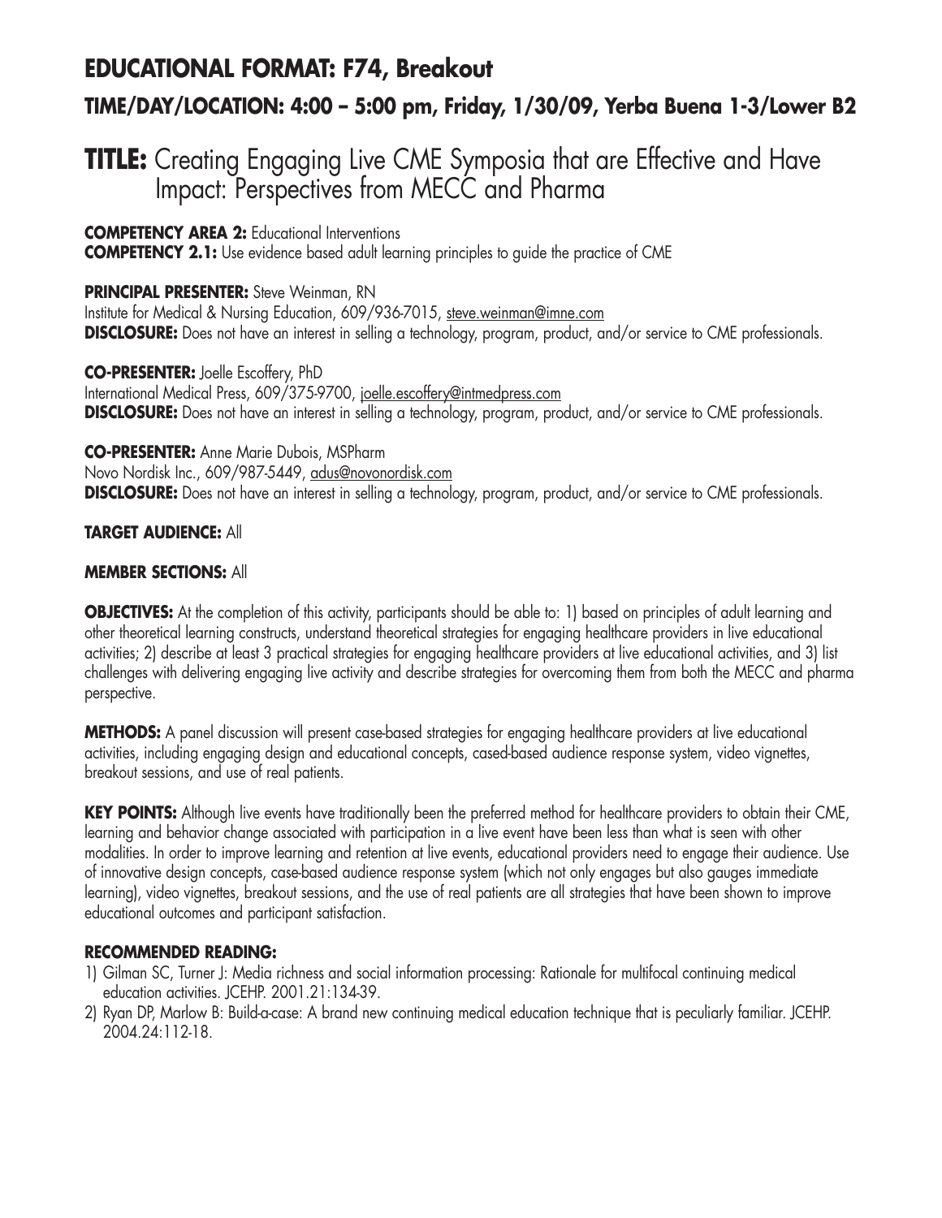## EDUCATIONAL FORMAT: F74, Breakout

### TIME/DAY/LOCATION: 4:00 – 5:00 pm, Friday, 1/30/09, Yerba Buena 1-3/Lower B2

# TITLE: Creating Engaging Live CME Symposia that are Effective and Have Impact: Perspectives from MECC and Pharma

**COMPETENCY AREA 2:** Educational Interventions
**COMPETENCY 2.1:** Use evidence based adult learning principles to guide the practice of CME

**PRINCIPAL PRESENTER:** Steve Weinman, RN
Institute for Medical & Nursing Education, 609/936-7015, steve.weinman@imne.com
**DISCLOSURE:** Does not have an interest in selling a technology, program, product, and/or service to CME professionals.

**CO-PRESENTER:** Joelle Escoffery, PhD
International Medical Press, 609/375-9700, joelle.escoffery@intmedpress.com
**DISCLOSURE:** Does not have an interest in selling a technology, program, product, and/or service to CME professionals.

**CO-PRESENTER:** Anne Marie Dubois, MSPharm
Novo Nordisk Inc., 609/987-5449, adus@novonordisk.com
**DISCLOSURE:** Does not have an interest in selling a technology, program, product, and/or service to CME professionals.

**TARGET AUDIENCE:** All

**MEMBER SECTIONS:** All

**OBJECTIVES:** At the completion of this activity, participants should be able to: 1) based on principles of adult learning and other theoretical learning constructs, understand theoretical strategies for engaging healthcare providers in live educational activities; 2) describe at least 3 practical strategies for engaging healthcare providers at live educational activities, and 3) list challenges with delivering engaging live activity and describe strategies for overcoming them from both the MECC and pharma perspective.

**METHODS:** A panel discussion will present case-based strategies for engaging healthcare providers at live educational activities, including engaging design and educational concepts, cased-based audience response system, video vignettes, breakout sessions, and use of real patients.

**KEY POINTS:** Although live events have traditionally been the preferred method for healthcare providers to obtain their CME, learning and behavior change associated with participation in a live event have been less than what is seen with other modalities. In order to improve learning and retention at live events, educational providers need to engage their audience. Use of innovative design concepts, case-based audience response system (which not only engages but also gauges immediate learning), video vignettes, breakout sessions, and the use of real patients are all strategies that have been shown to improve educational outcomes and participant satisfaction.

**RECOMMENDED READING:**

1) Gilman SC, Turner J: Media richness and social information processing: Rationale for multifocal continuing medical education activities. JCEHP. 2001.21:134-39.
2) Ryan DP, Marlow B: Build-a-case: A brand new continuing medical education technique that is peculiarly familiar. JCEHP. 2004.24:112-18.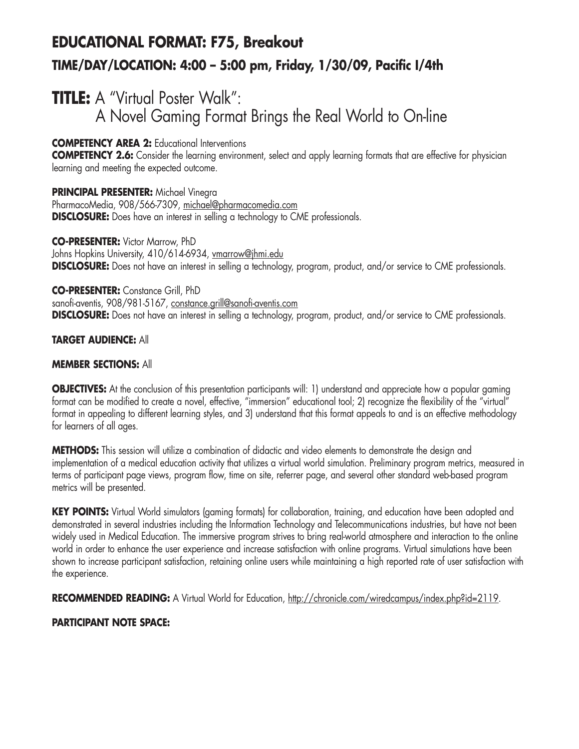## EDUCATIONAL FORMAT: F75, Breakout

### TIME/DAY/LOCATION: 4:00 – 5:00 pm, Friday, 1/30/09, Pacific I/4th

# TITLE: A "Virtual Poster Walk": A Novel Gaming Format Brings the Real World to On-line

**COMPETENCY AREA 2:** Educational Interventions
**COMPETENCY 2.6:** Consider the learning environment, select and apply learning formats that are effective for physician learning and meeting the expected outcome.

**PRINCIPAL PRESENTER:** Michael Vinegra
PharmacoMedia, 908/566-7309, michael@pharmacomedia.com
**DISCLOSURE:** Does have an interest in selling a technology to CME professionals.

**CO-PRESENTER:** Victor Marrow, PhD
Johns Hopkins University, 410/614-6934, vmarrow@jhmi.edu
**DISCLOSURE:** Does not have an interest in selling a technology, program, product, and/or service to CME professionals.

**CO-PRESENTER:** Constance Grill, PhD
sanofi-aventis, 908/981-5167, constance.grill@sanofi-aventis.com
**DISCLOSURE:** Does not have an interest in selling a technology, program, product, and/or service to CME professionals.

**TARGET AUDIENCE:** All

**MEMBER SECTIONS:** All

**OBJECTIVES:** At the conclusion of this presentation participants will: 1) understand and appreciate how a popular gaming format can be modified to create a novel, effective, "immersion" educational tool; 2) recognize the flexibility of the "virtual" format in appealing to different learning styles, and 3) understand that this format appeals to and is an effective methodology for learners of all ages.

**METHODS:** This session will utilize a combination of didactic and video elements to demonstrate the design and implementation of a medical education activity that utilizes a virtual world simulation. Preliminary program metrics, measured in terms of participant page views, program flow, time on site, referrer page, and several other standard web-based program metrics will be presented.

**KEY POINTS:** Virtual World simulators (gaming formats) for collaboration, training, and education have been adopted and demonstrated in several industries including the Information Technology and Telecommunications industries, but have not been widely used in Medical Education. The immersive program strives to bring real-world atmosphere and interaction to the online world in order to enhance the user experience and increase satisfaction with online programs. Virtual simulations have been shown to increase participant satisfaction, retaining online users while maintaining a high reported rate of user satisfaction with the experience.

**RECOMMENDED READING:** A Virtual World for Education, http://chronicle.com/wiredcampus/index.php?id=2119.

**PARTICIPANT NOTE SPACE:**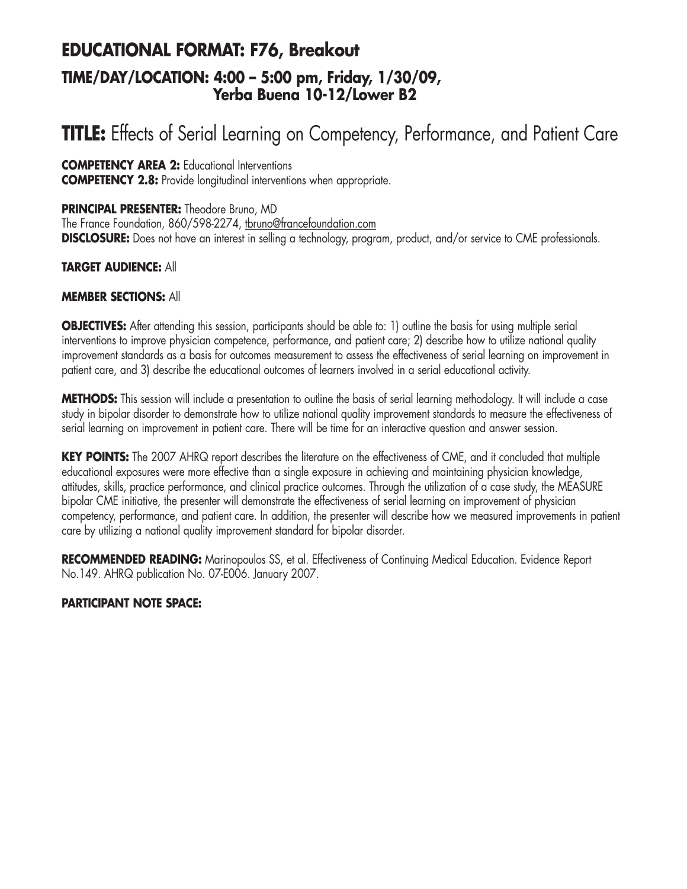## EDUCATIONAL FORMAT: F76, Breakout

### TIME/DAY/LOCATION: 4:00 – 5:00 pm, Friday, 1/30/09, Yerba Buena 10-12/Lower B2

# TITLE: Effects of Serial Learning on Competency, Performance, and Patient Care

**COMPETENCY AREA 2:** Educational Interventions
**COMPETENCY 2.8:** Provide longitudinal interventions when appropriate.

**PRINCIPAL PRESENTER:** Theodore Bruno, MD
The France Foundation, 860/598-2274, tbruno@francefoundation.com
**DISCLOSURE:** Does not have an interest in selling a technology, program, product, and/or service to CME professionals.

**TARGET AUDIENCE:** All

**MEMBER SECTIONS:** All

**OBJECTIVES:** After attending this session, participants should be able to: 1) outline the basis for using multiple serial interventions to improve physician competence, performance, and patient care; 2) describe how to utilize national quality improvement standards as a basis for outcomes measurement to assess the effectiveness of serial learning on improvement in patient care, and 3) describe the educational outcomes of learners involved in a serial educational activity.

**METHODS:** This session will include a presentation to outline the basis of serial learning methodology. It will include a case study in bipolar disorder to demonstrate how to utilize national quality improvement standards to measure the effectiveness of serial learning on improvement in patient care. There will be time for an interactive question and answer session.

**KEY POINTS:** The 2007 AHRQ report describes the literature on the effectiveness of CME, and it concluded that multiple educational exposures were more effective than a single exposure in achieving and maintaining physician knowledge, attitudes, skills, practice performance, and clinical practice outcomes. Through the utilization of a case study, the MEASURE bipolar CME initiative, the presenter will demonstrate the effectiveness of serial learning on improvement of physician competency, performance, and patient care. In addition, the presenter will describe how we measured improvements in patient care by utilizing a national quality improvement standard for bipolar disorder.

**RECOMMENDED READING:** Marinopoulos SS, et al. Effectiveness of Continuing Medical Education. Evidence Report No.149. AHRQ publication No. 07-E006. January 2007.

**PARTICIPANT NOTE SPACE:**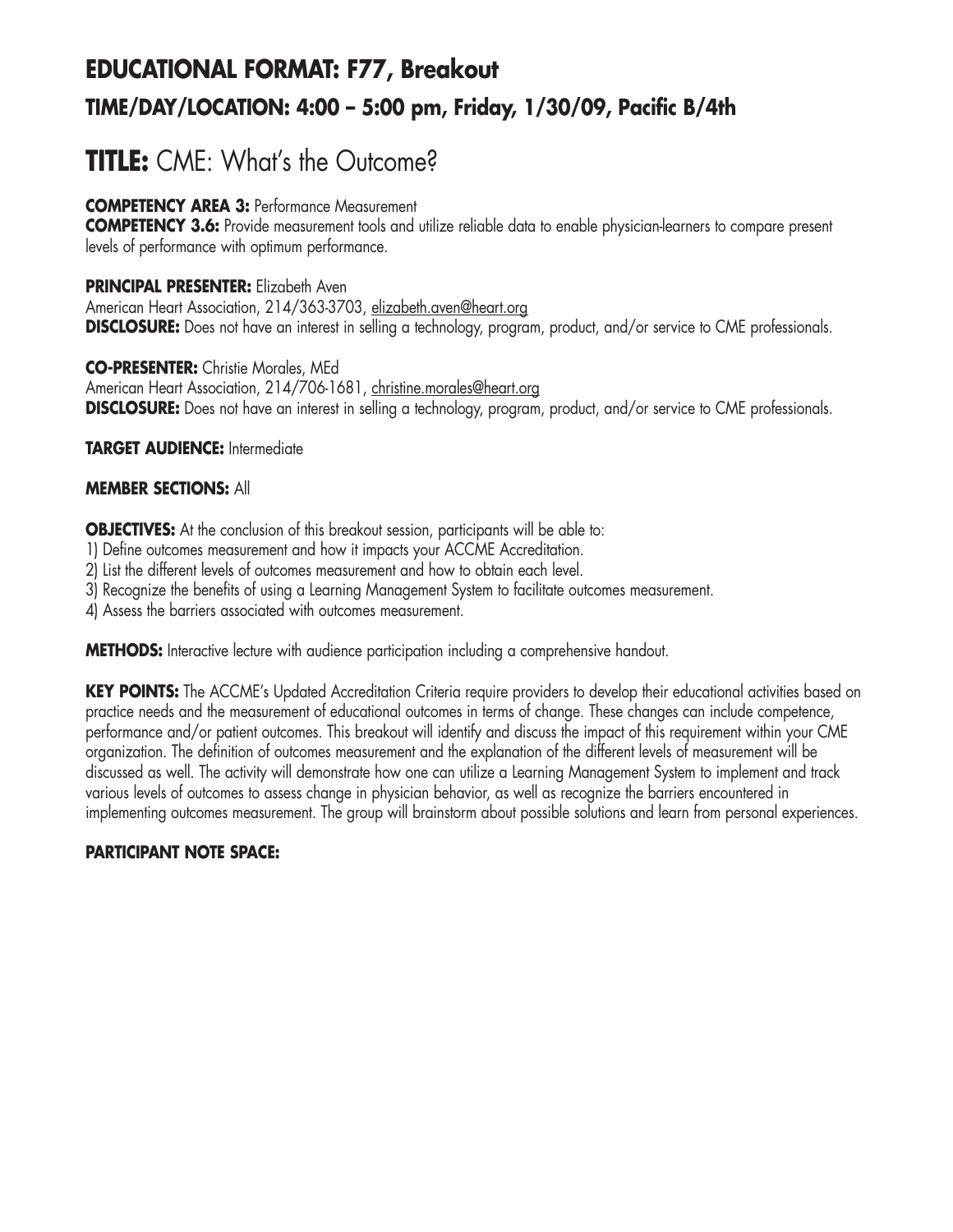## EDUCATIONAL FORMAT: F77, Breakout

### TIME/DAY/LOCATION: 4:00 – 5:00 pm, Friday, 1/30/09, Pacific B/4th

# TITLE: CME: What's the Outcome?

**COMPETENCY AREA 3:** Performance Measurement
**COMPETENCY 3.6:** Provide measurement tools and utilize reliable data to enable physician-learners to compare present levels of performance with optimum performance.

**PRINCIPAL PRESENTER:** Elizabeth Aven
American Heart Association, 214/363-3703, elizabeth.aven@heart.org
**DISCLOSURE:** Does not have an interest in selling a technology, program, product, and/or service to CME professionals.

**CO-PRESENTER:** Christie Morales, MEd
American Heart Association, 214/706-1681, christine.morales@heart.org
**DISCLOSURE:** Does not have an interest in selling a technology, program, product, and/or service to CME professionals.

**TARGET AUDIENCE:** Intermediate

**MEMBER SECTIONS:** All

**OBJECTIVES:** At the conclusion of this breakout session, participants will be able to:
1) Define outcomes measurement and how it impacts your ACCME Accreditation.
2) List the different levels of outcomes measurement and how to obtain each level.
3) Recognize the benefits of using a Learning Management System to facilitate outcomes measurement.
4) Assess the barriers associated with outcomes measurement.

**METHODS:** Interactive lecture with audience participation including a comprehensive handout.

**KEY POINTS:** The ACCME's Updated Accreditation Criteria require providers to develop their educational activities based on practice needs and the measurement of educational outcomes in terms of change. These changes can include competence, performance and/or patient outcomes. This breakout will identify and discuss the impact of this requirement within your CME organization. The definition of outcomes measurement and the explanation of the different levels of measurement will be discussed as well. The activity will demonstrate how one can utilize a Learning Management System to implement and track various levels of outcomes to assess change in physician behavior, as well as recognize the barriers encountered in implementing outcomes measurement. The group will brainstorm about possible solutions and learn from personal experiences.

**PARTICIPANT NOTE SPACE:**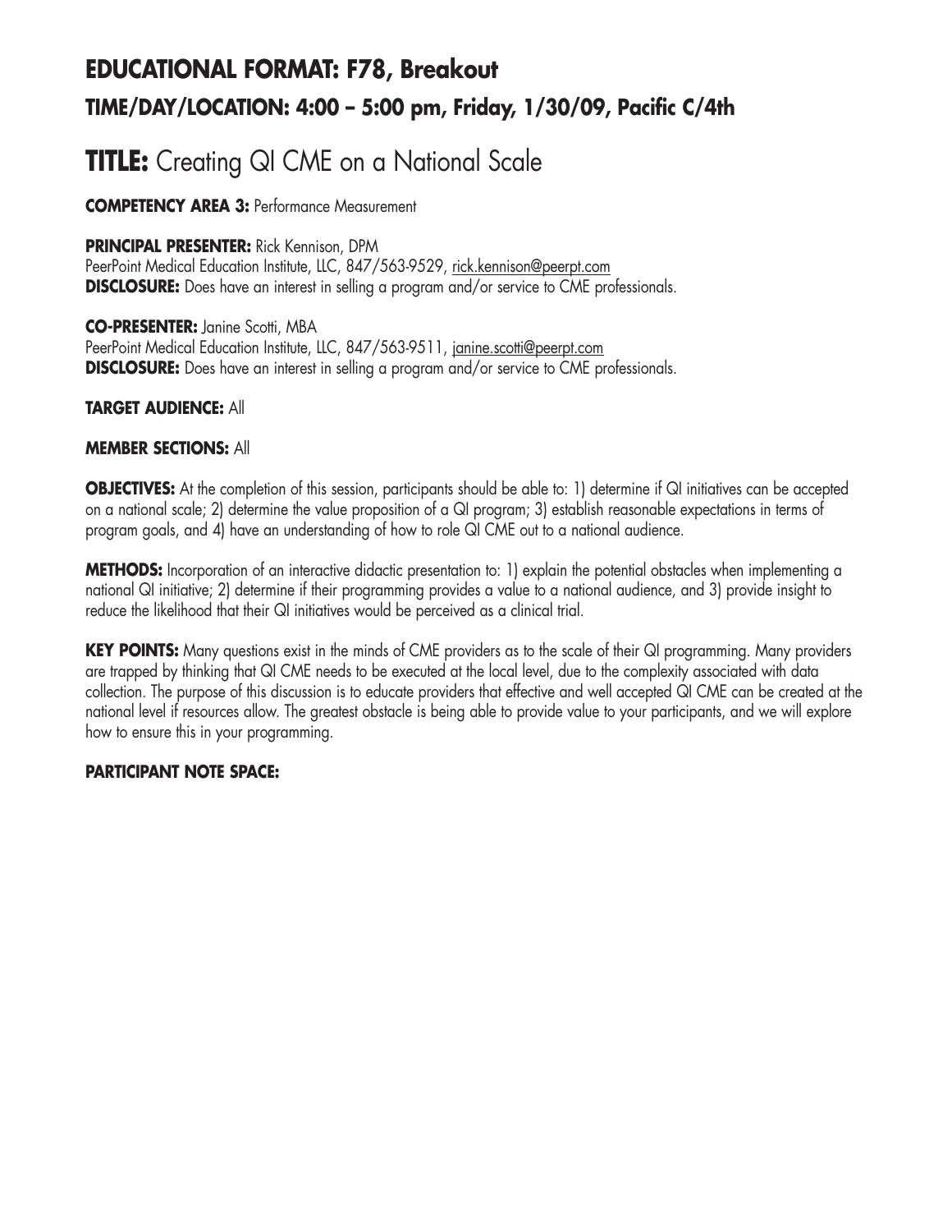## EDUCATIONAL FORMAT: F78, Breakout

### TIME/DAY/LOCATION: 4:00 – 5:00 pm, Friday, 1/30/09, Pacific C/4th

# TITLE: Creating QI CME on a National Scale

**COMPETENCY AREA 3:** Performance Measurement

**PRINCIPAL PRESENTER:** Rick Kennison, DPM
PeerPoint Medical Education Institute, LLC, 847/563-9529, rick.kennison@peerpt.com
**DISCLOSURE:** Does have an interest in selling a program and/or service to CME professionals.

**CO-PRESENTER:** Janine Scotti, MBA
PeerPoint Medical Education Institute, LLC, 847/563-9511, janine.scotti@peerpt.com
**DISCLOSURE:** Does have an interest in selling a program and/or service to CME professionals.

**TARGET AUDIENCE:** All

**MEMBER SECTIONS:** All

**OBJECTIVES:** At the completion of this session, participants should be able to: 1) determine if QI initiatives can be accepted on a national scale; 2) determine the value proposition of a QI program; 3) establish reasonable expectations in terms of program goals, and 4) have an understanding of how to role QI CME out to a national audience.

**METHODS:** Incorporation of an interactive didactic presentation to: 1) explain the potential obstacles when implementing a national QI initiative; 2) determine if their programming provides a value to a national audience, and 3) provide insight to reduce the likelihood that their QI initiatives would be perceived as a clinical trial.

**KEY POINTS:** Many questions exist in the minds of CME providers as to the scale of their QI programming. Many providers are trapped by thinking that QI CME needs to be executed at the local level, due to the complexity associated with data collection. The purpose of this discussion is to educate providers that effective and well accepted QI CME can be created at the national level if resources allow. The greatest obstacle is being able to provide value to your participants, and we will explore how to ensure this in your programming.

**PARTICIPANT NOTE SPACE:**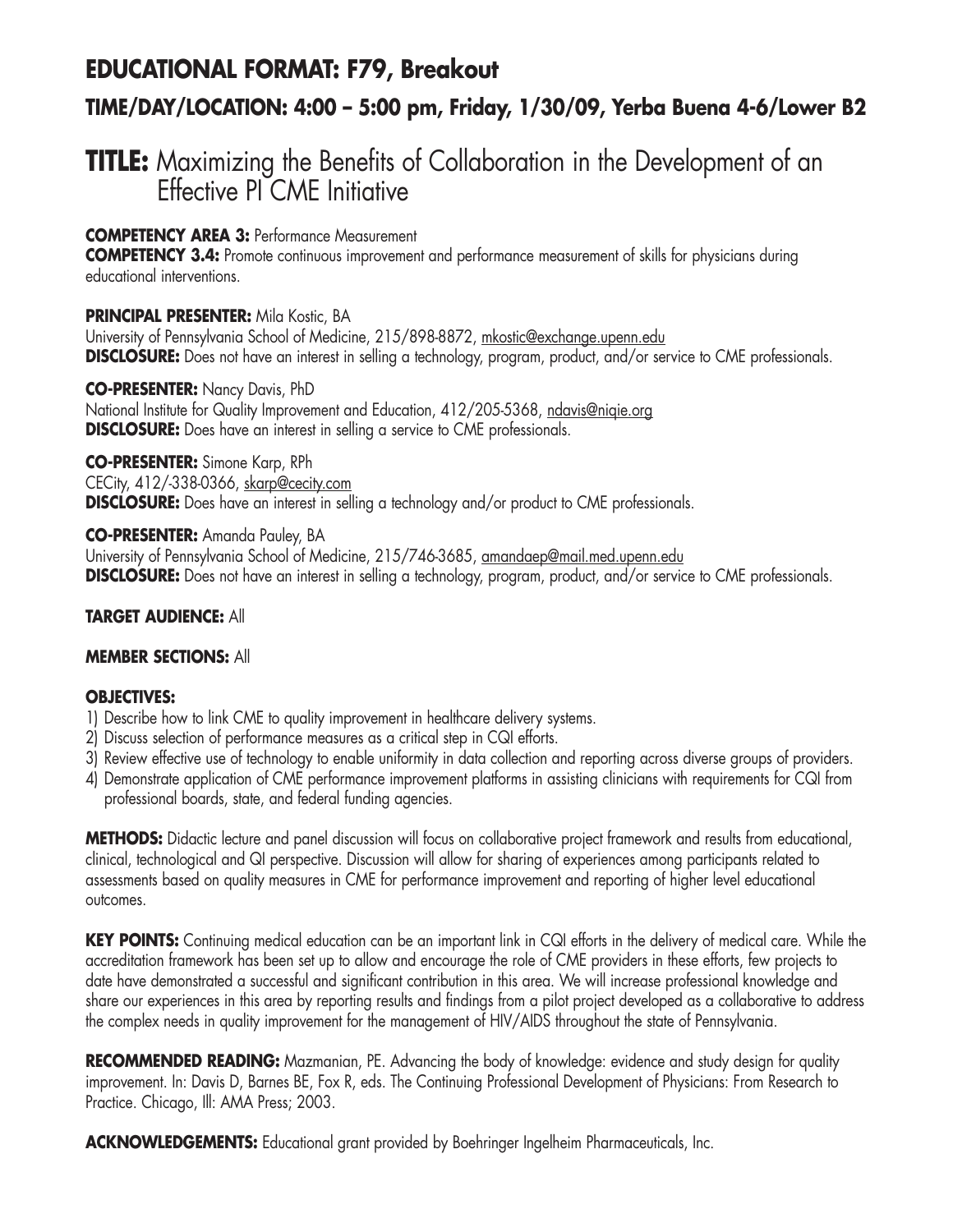## EDUCATIONAL FORMAT: F79, Breakout

### TIME/DAY/LOCATION: 4:00 – 5:00 pm, Friday, 1/30/09, Yerba Buena 4-6/Lower B2

# TITLE: Maximizing the Benefits of Collaboration in the Development of an Effective PI CME Initiative

**COMPETENCY AREA 3:** Performance Measurement
**COMPETENCY 3.4:** Promote continuous improvement and performance measurement of skills for physicians during educational interventions.

**PRINCIPAL PRESENTER:** Mila Kostic, BA
University of Pennsylvania School of Medicine, 215/898-8872, mkostic@exchange.upenn.edu
**DISCLOSURE:** Does not have an interest in selling a technology, program, product, and/or service to CME professionals.

**CO-PRESENTER:** Nancy Davis, PhD
National Institute for Quality Improvement and Education, 412/205-5368, ndavis@niqie.org
**DISCLOSURE:** Does have an interest in selling a service to CME professionals.

**CO-PRESENTER:** Simone Karp, RPh
CECity, 412/-338-0366, skarp@cecity.com
**DISCLOSURE:** Does have an interest in selling a technology and/or product to CME professionals.

**CO-PRESENTER:** Amanda Pauley, BA
University of Pennsylvania School of Medicine, 215/746-3685, amandaep@mail.med.upenn.edu
**DISCLOSURE:** Does not have an interest in selling a technology, program, product, and/or service to CME professionals.

**TARGET AUDIENCE:** All

**MEMBER SECTIONS:** All

**OBJECTIVES:**
1) Describe how to link CME to quality improvement in healthcare delivery systems.
2) Discuss selection of performance measures as a critical step in CQI efforts.
3) Review effective use of technology to enable uniformity in data collection and reporting across diverse groups of providers.
4) Demonstrate application of CME performance improvement platforms in assisting clinicians with requirements for CQI from professional boards, state, and federal funding agencies.

**METHODS:** Didactic lecture and panel discussion will focus on collaborative project framework and results from educational, clinical, technological and QI perspective. Discussion will allow for sharing of experiences among participants related to assessments based on quality measures in CME for performance improvement and reporting of higher level educational outcomes.

**KEY POINTS:** Continuing medical education can be an important link in CQI efforts in the delivery of medical care. While the accreditation framework has been set up to allow and encourage the role of CME providers in these efforts, few projects to date have demonstrated a successful and significant contribution in this area. We will increase professional knowledge and share our experiences in this area by reporting results and findings from a pilot project developed as a collaborative to address the complex needs in quality improvement for the management of HIV/AIDS throughout the state of Pennsylvania.

**RECOMMENDED READING:** Mazmanian, PE. Advancing the body of knowledge: evidence and study design for quality improvement. In: Davis D, Barnes BE, Fox R, eds. The Continuing Professional Development of Physicians: From Research to Practice. Chicago, Ill: AMA Press; 2003.

**ACKNOWLEDGEMENTS:** Educational grant provided by Boehringer Ingelheim Pharmaceuticals, Inc.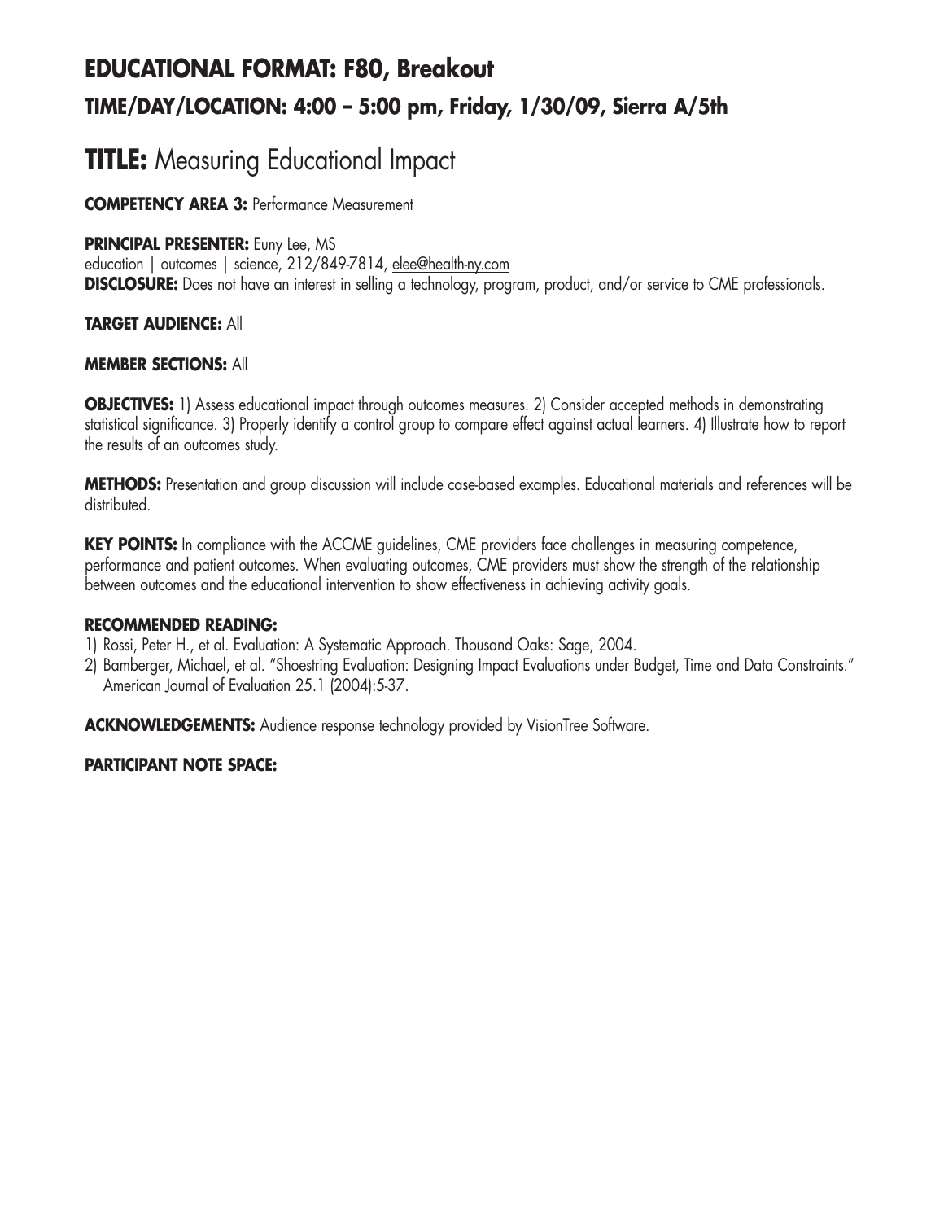## EDUCATIONAL FORMAT: F80, Breakout

### TIME/DAY/LOCATION: 4:00 – 5:00 pm, Friday, 1/30/09, Sierra A/5th

# TITLE: Measuring Educational Impact

**COMPETENCY AREA 3:** Performance Measurement

**PRINCIPAL PRESENTER:** Euny Lee, MS
education | outcomes | science, 212/849-7814, elee@health-ny.com
**DISCLOSURE:** Does not have an interest in selling a technology, program, product, and/or service to CME professionals.

**TARGET AUDIENCE:** All

**MEMBER SECTIONS:** All

**OBJECTIVES:** 1) Assess educational impact through outcomes measures. 2) Consider accepted methods in demonstrating statistical significance. 3) Properly identify a control group to compare effect against actual learners. 4) Illustrate how to report the results of an outcomes study.

**METHODS:** Presentation and group discussion will include case-based examples. Educational materials and references will be distributed.

**KEY POINTS:** In compliance with the ACCME guidelines, CME providers face challenges in measuring competence, performance and patient outcomes. When evaluating outcomes, CME providers must show the strength of the relationship between outcomes and the educational intervention to show effectiveness in achieving activity goals.

**RECOMMENDED READING:**

1) Rossi, Peter H., et al. Evaluation: A Systematic Approach. Thousand Oaks: Sage, 2004.
2) Bamberger, Michael, et al. "Shoestring Evaluation: Designing Impact Evaluations under Budget, Time and Data Constraints." American Journal of Evaluation 25.1 (2004):5-37.

**ACKNOWLEDGEMENTS:** Audience response technology provided by VisionTree Software.

**PARTICIPANT NOTE SPACE:**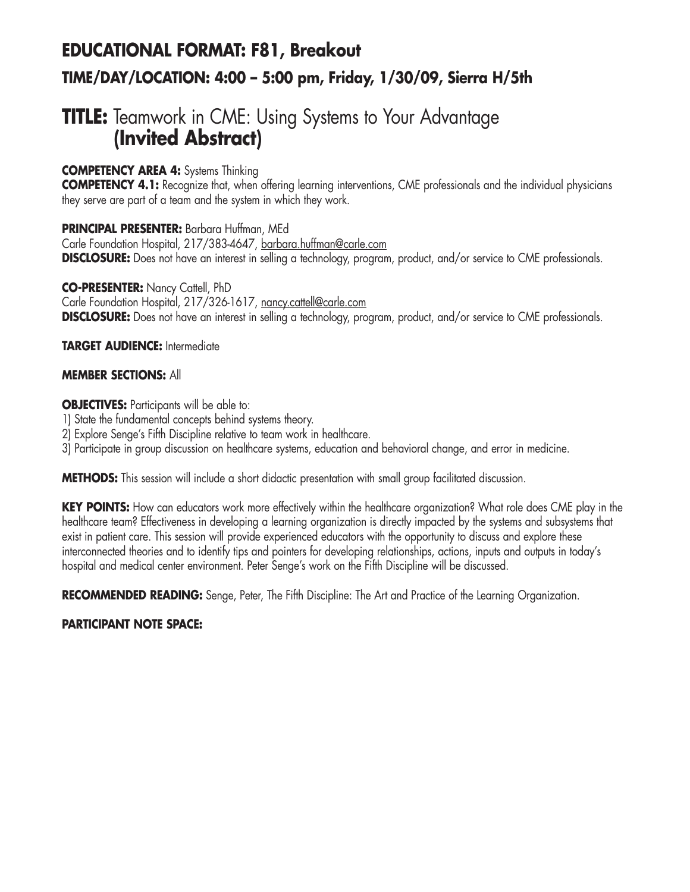## EDUCATIONAL FORMAT: F81, Breakout

### TIME/DAY/LOCATION: 4:00 – 5:00 pm, Friday, 1/30/09, Sierra H/5th

# TITLE: Teamwork in CME: Using Systems to Your Advantage **(Invited Abstract)**

**COMPETENCY AREA 4:** Systems Thinking

**COMPETENCY 4.1:** Recognize that, when offering learning interventions, CME professionals and the individual physicians they serve are part of a team and the system in which they work.

**PRINCIPAL PRESENTER:** Barbara Huffman, MEd
Carle Foundation Hospital, 217/383-4647, barbara.huffman@carle.com
**DISCLOSURE:** Does not have an interest in selling a technology, program, product, and/or service to CME professionals.

**CO-PRESENTER:** Nancy Cattell, PhD
Carle Foundation Hospital, 217/326-1617, nancy.cattell@carle.com
**DISCLOSURE:** Does not have an interest in selling a technology, program, product, and/or service to CME professionals.

**TARGET AUDIENCE:** Intermediate

**MEMBER SECTIONS:** All

**OBJECTIVES:** Participants will be able to:
1) State the fundamental concepts behind systems theory.
2) Explore Senge's Fifth Discipline relative to team work in healthcare.
3) Participate in group discussion on healthcare systems, education and behavioral change, and error in medicine.

**METHODS:** This session will include a short didactic presentation with small group facilitated discussion.

**KEY POINTS:** How can educators work more effectively within the healthcare organization? What role does CME play in the healthcare team? Effectiveness in developing a learning organization is directly impacted by the systems and subsystems that exist in patient care. This session will provide experienced educators with the opportunity to discuss and explore these interconnected theories and to identify tips and pointers for developing relationships, actions, inputs and outputs in today's hospital and medical center environment. Peter Senge's work on the Fifth Discipline will be discussed.

**RECOMMENDED READING:** Senge, Peter, The Fifth Discipline: The Art and Practice of the Learning Organization.

**PARTICIPANT NOTE SPACE:**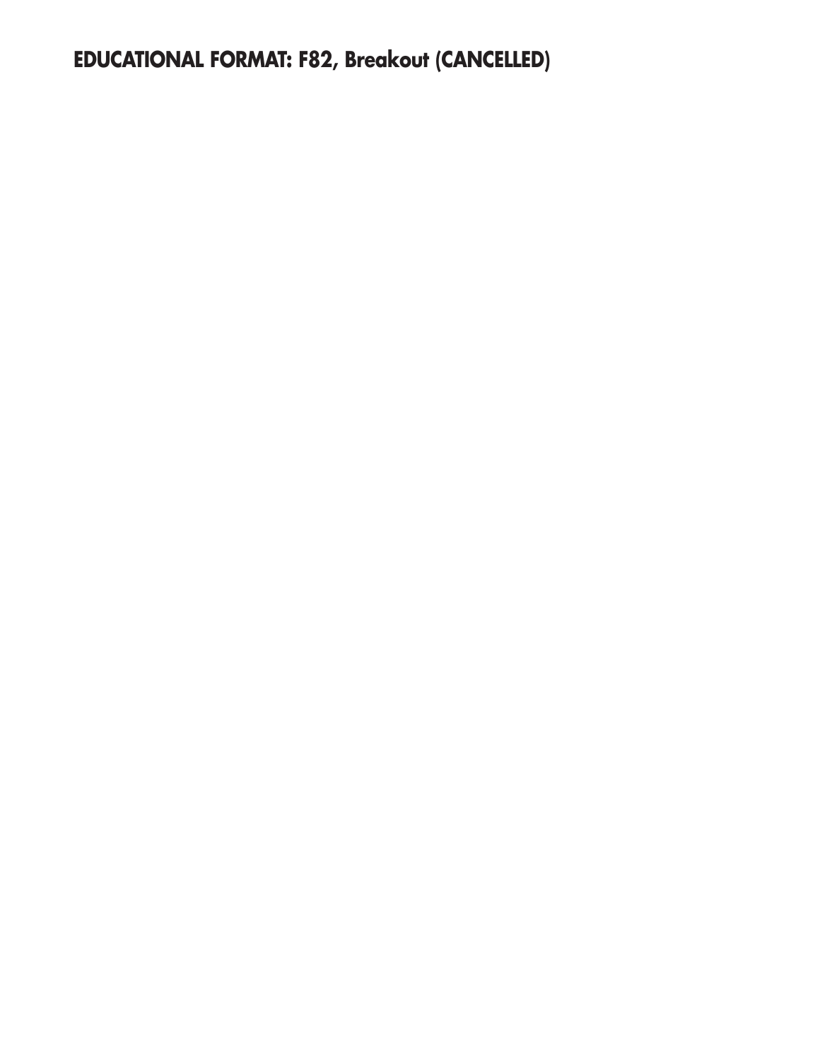**EDUCATIONAL FORMAT: F82, Breakout (CANCELLED)**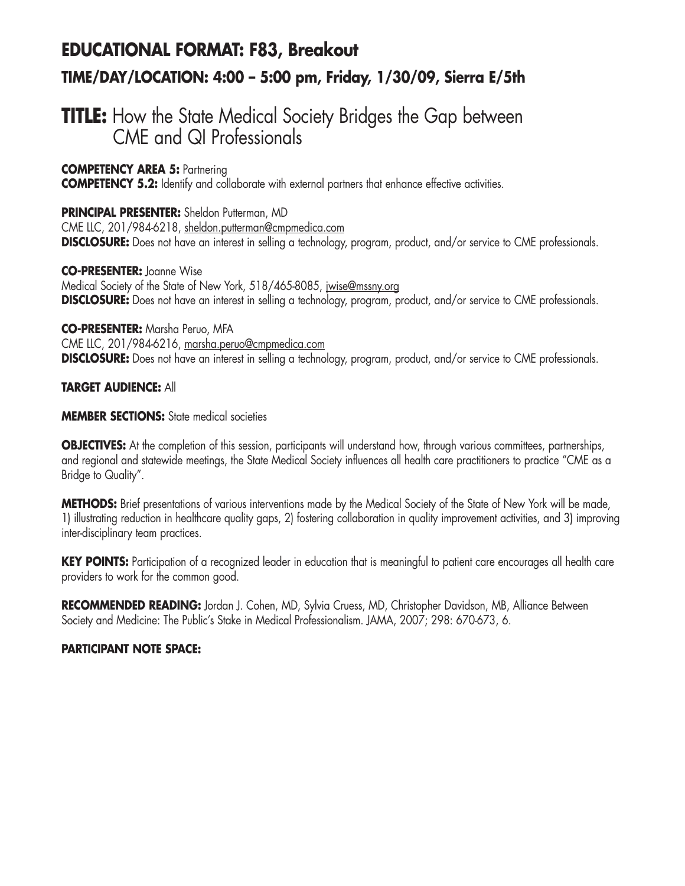## EDUCATIONAL FORMAT: F83, Breakout

### TIME/DAY/LOCATION: 4:00 – 5:00 pm, Friday, 1/30/09, Sierra E/5th

# TITLE: How the State Medical Society Bridges the Gap between CME and QI Professionals

**COMPETENCY AREA 5:** Partnering
**COMPETENCY 5.2:** Identify and collaborate with external partners that enhance effective activities.

**PRINCIPAL PRESENTER:** Sheldon Putterman, MD
CME LLC, 201/984-6218, sheldon.putterman@cmpmedica.com
**DISCLOSURE:** Does not have an interest in selling a technology, program, product, and/or service to CME professionals.

**CO-PRESENTER:** Joanne Wise
Medical Society of the State of New York, 518/465-8085, jwise@mssny.org
**DISCLOSURE:** Does not have an interest in selling a technology, program, product, and/or service to CME professionals.

**CO-PRESENTER:** Marsha Peruo, MFA
CME LLC, 201/984-6216, marsha.peruo@cmpmedica.com
**DISCLOSURE:** Does not have an interest in selling a technology, program, product, and/or service to CME professionals.

**TARGET AUDIENCE:** All

**MEMBER SECTIONS:** State medical societies

**OBJECTIVES:** At the completion of this session, participants will understand how, through various committees, partnerships, and regional and statewide meetings, the State Medical Society influences all health care practitioners to practice "CME as a Bridge to Quality".

**METHODS:** Brief presentations of various interventions made by the Medical Society of the State of New York will be made, 1) illustrating reduction in healthcare quality gaps, 2) fostering collaboration in quality improvement activities, and 3) improving inter-disciplinary team practices.

**KEY POINTS:** Participation of a recognized leader in education that is meaningful to patient care encourages all health care providers to work for the common good.

**RECOMMENDED READING:** Jordan J. Cohen, MD, Sylvia Cruess, MD, Christopher Davidson, MB, Alliance Between Society and Medicine: The Public's Stake in Medical Professionalism. JAMA, 2007; 298: 670-673, 6.

**PARTICIPANT NOTE SPACE:**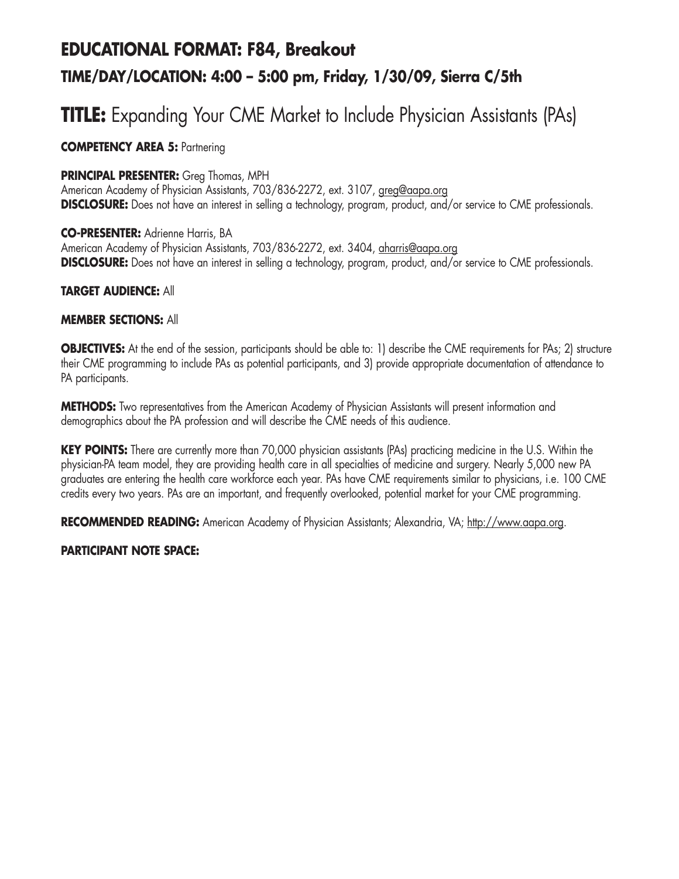## EDUCATIONAL FORMAT: F84, Breakout

### TIME/DAY/LOCATION: 4:00 – 5:00 pm, Friday, 1/30/09, Sierra C/5th

# TITLE: Expanding Your CME Market to Include Physician Assistants (PAs)

**COMPETENCY AREA 5:** Partnering

**PRINCIPAL PRESENTER:** Greg Thomas, MPH
American Academy of Physician Assistants, 703/836-2272, ext. 3107, greg@aapa.org
**DISCLOSURE:** Does not have an interest in selling a technology, program, product, and/or service to CME professionals.

**CO-PRESENTER:** Adrienne Harris, BA
American Academy of Physician Assistants, 703/836-2272, ext. 3404, aharris@aapa.org
**DISCLOSURE:** Does not have an interest in selling a technology, program, product, and/or service to CME professionals.

**TARGET AUDIENCE:** All

**MEMBER SECTIONS:** All

**OBJECTIVES:** At the end of the session, participants should be able to: 1) describe the CME requirements for PAs; 2) structure their CME programming to include PAs as potential participants, and 3) provide appropriate documentation of attendance to PA participants.

**METHODS:** Two representatives from the American Academy of Physician Assistants will present information and demographics about the PA profession and will describe the CME needs of this audience.

**KEY POINTS:** There are currently more than 70,000 physician assistants (PAs) practicing medicine in the U.S. Within the physician-PA team model, they are providing health care in all specialties of medicine and surgery. Nearly 5,000 new PA graduates are entering the health care workforce each year. PAs have CME requirements similar to physicians, i.e. 100 CME credits every two years. PAs are an important, and frequently overlooked, potential market for your CME programming.

**RECOMMENDED READING:** American Academy of Physician Assistants; Alexandria, VA; http://www.aapa.org.

**PARTICIPANT NOTE SPACE:**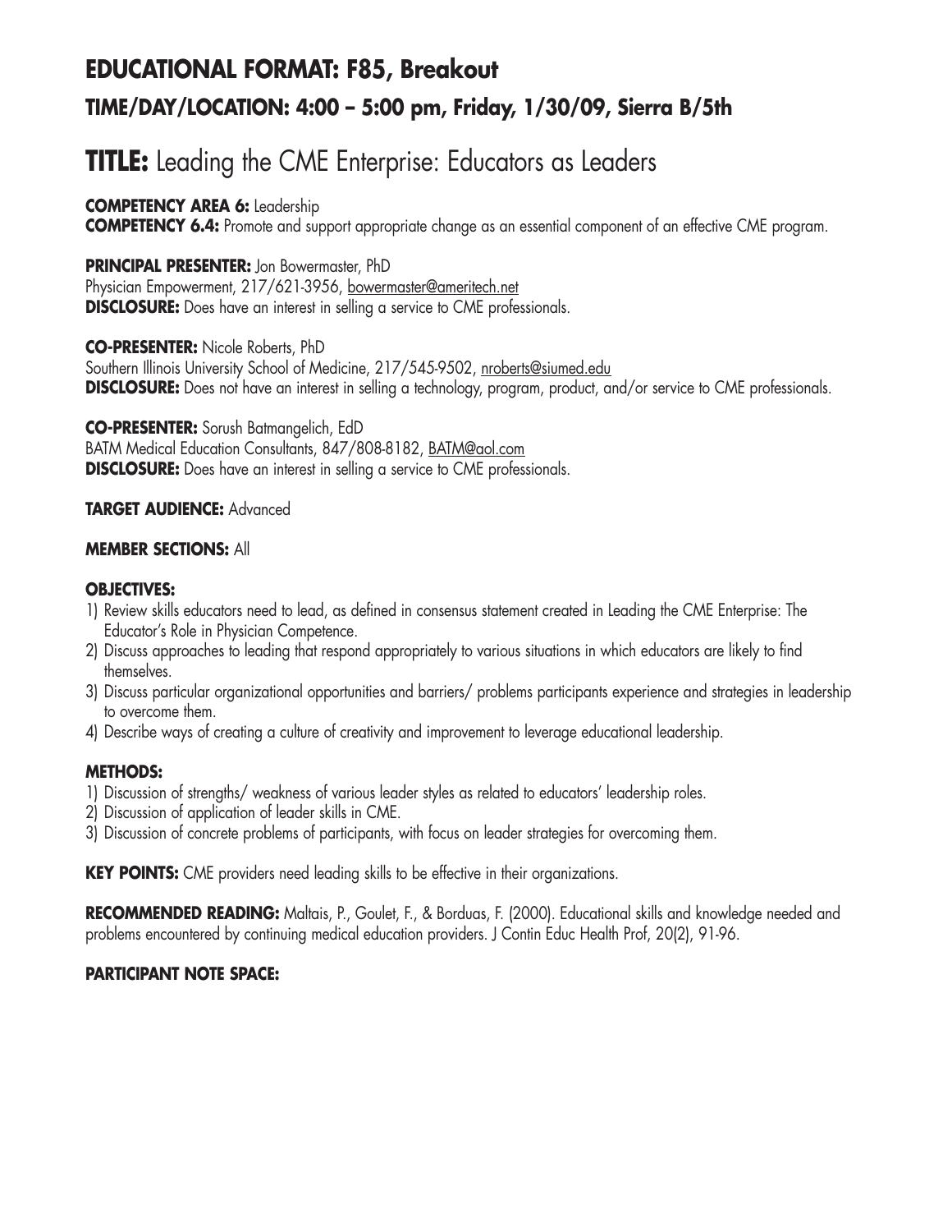# EDUCATIONAL FORMAT: F85, Breakout

## TIME/DAY/LOCATION: 4:00 – 5:00 pm, Friday, 1/30/09, Sierra B/5th

# TITLE: Leading the CME Enterprise: Educators as Leaders

**COMPETENCY AREA 6:** Leadership
**COMPETENCY 6.4:** Promote and support appropriate change as an essential component of an effective CME program.

**PRINCIPAL PRESENTER:** Jon Bowermaster, PhD
Physician Empowerment, 217/621-3956, bowermaster@ameritech.net
**DISCLOSURE:** Does have an interest in selling a service to CME professionals.

**CO-PRESENTER:** Nicole Roberts, PhD
Southern Illinois University School of Medicine, 217/545-9502, nroberts@siumed.edu
**DISCLOSURE:** Does not have an interest in selling a technology, program, product, and/or service to CME professionals.

**CO-PRESENTER:** Sorush Batmangelich, EdD
BATM Medical Education Consultants, 847/808-8182, BATM@aol.com
**DISCLOSURE:** Does have an interest in selling a service to CME professionals.

**TARGET AUDIENCE:** Advanced

**MEMBER SECTIONS:** All

**OBJECTIVES:**

1) Review skills educators need to lead, as defined in consensus statement created in Leading the CME Enterprise: The Educator's Role in Physician Competence.
2) Discuss approaches to leading that respond appropriately to various situations in which educators are likely to find themselves.
3) Discuss particular organizational opportunities and barriers/ problems participants experience and strategies in leadership to overcome them.
4) Describe ways of creating a culture of creativity and improvement to leverage educational leadership.

**METHODS:**

1) Discussion of strengths/ weakness of various leader styles as related to educators' leadership roles.
2) Discussion of application of leader skills in CME.
3) Discussion of concrete problems of participants, with focus on leader strategies for overcoming them.

**KEY POINTS:** CME providers need leading skills to be effective in their organizations.

**RECOMMENDED READING:** Maltais, P., Goulet, F., & Borduas, F. (2000). Educational skills and knowledge needed and problems encountered by continuing medical education providers. J Contin Educ Health Prof, 20(2), 91-96.

**PARTICIPANT NOTE SPACE:**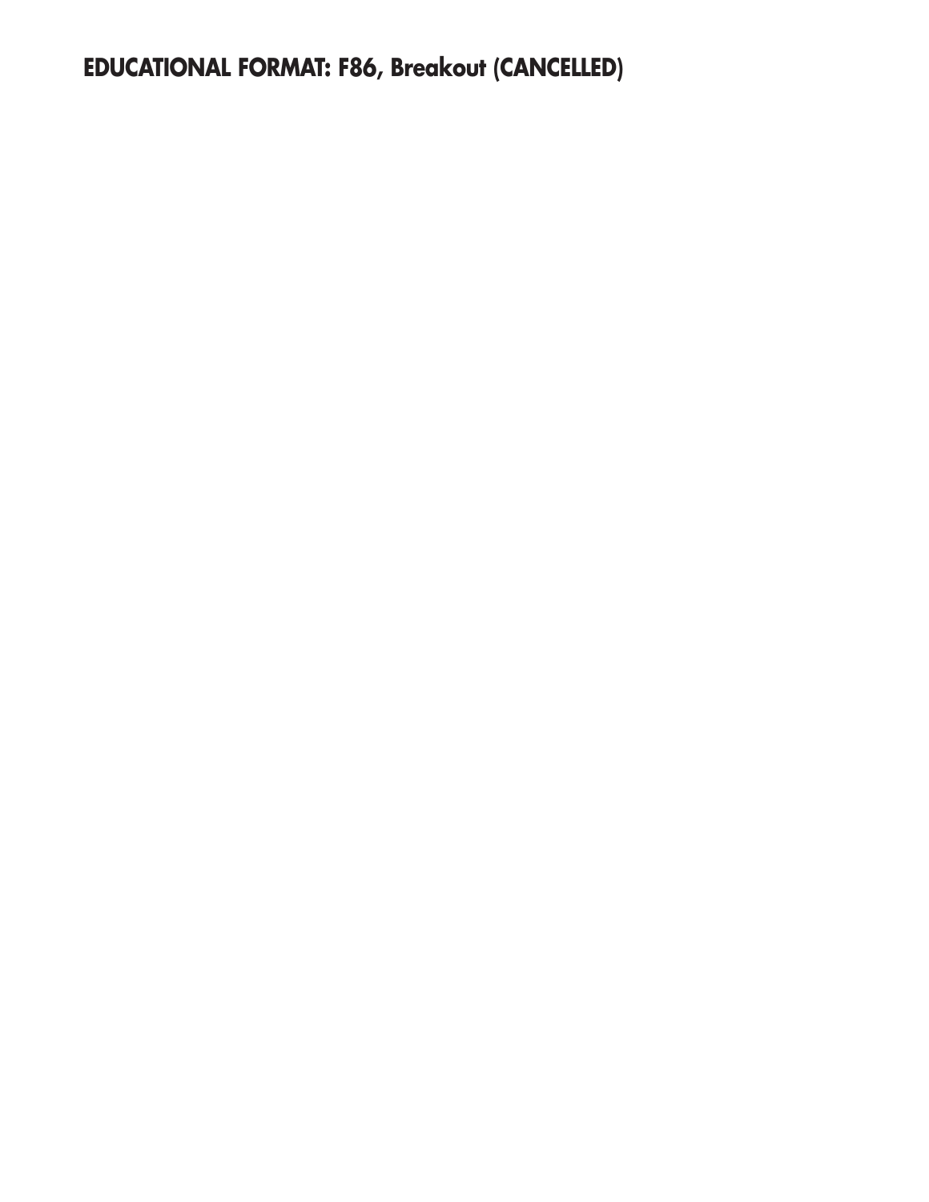**EDUCATIONAL FORMAT: F86, Breakout (CANCELLED)**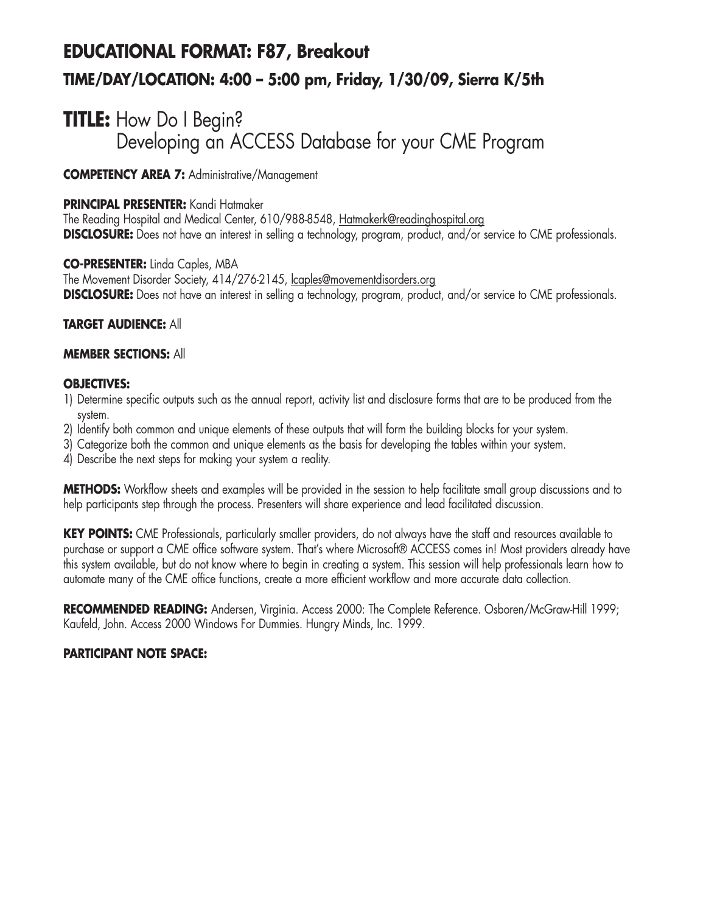## EDUCATIONAL FORMAT: F87, Breakout

### TIME/DAY/LOCATION: 4:00 – 5:00 pm, Friday, 1/30/09, Sierra K/5th

# TITLE: How Do I Begin? Developing an ACCESS Database for your CME Program

**COMPETENCY AREA 7:** Administrative/Management

**PRINCIPAL PRESENTER:** Kandi Hatmaker
The Reading Hospital and Medical Center, 610/988-8548, Hatmakerk@readinghospital.org
**DISCLOSURE:** Does not have an interest in selling a technology, program, product, and/or service to CME professionals.

**CO-PRESENTER:** Linda Caples, MBA
The Movement Disorder Society, 414/276-2145, lcaples@movementdisorders.org
**DISCLOSURE:** Does not have an interest in selling a technology, program, product, and/or service to CME professionals.

**TARGET AUDIENCE:** All

**MEMBER SECTIONS:** All

**OBJECTIVES:**

1) Determine specific outputs such as the annual report, activity list and disclosure forms that are to be produced from the system.
2) Identify both common and unique elements of these outputs that will form the building blocks for your system.
3) Categorize both the common and unique elements as the basis for developing the tables within your system.
4) Describe the next steps for making your system a reality.

**METHODS:** Workflow sheets and examples will be provided in the session to help facilitate small group discussions and to help participants step through the process. Presenters will share experience and lead facilitated discussion.

**KEY POINTS:** CME Professionals, particularly smaller providers, do not always have the staff and resources available to purchase or support a CME office software system. That's where Microsoft® ACCESS comes in! Most providers already have this system available, but do not know where to begin in creating a system. This session will help professionals learn how to automate many of the CME office functions, create a more efficient workflow and more accurate data collection.

**RECOMMENDED READING:** Andersen, Virginia. Access 2000: The Complete Reference. Osboren/McGraw-Hill 1999; Kaufeld, John. Access 2000 Windows For Dummies. Hungry Minds, Inc. 1999.

**PARTICIPANT NOTE SPACE:**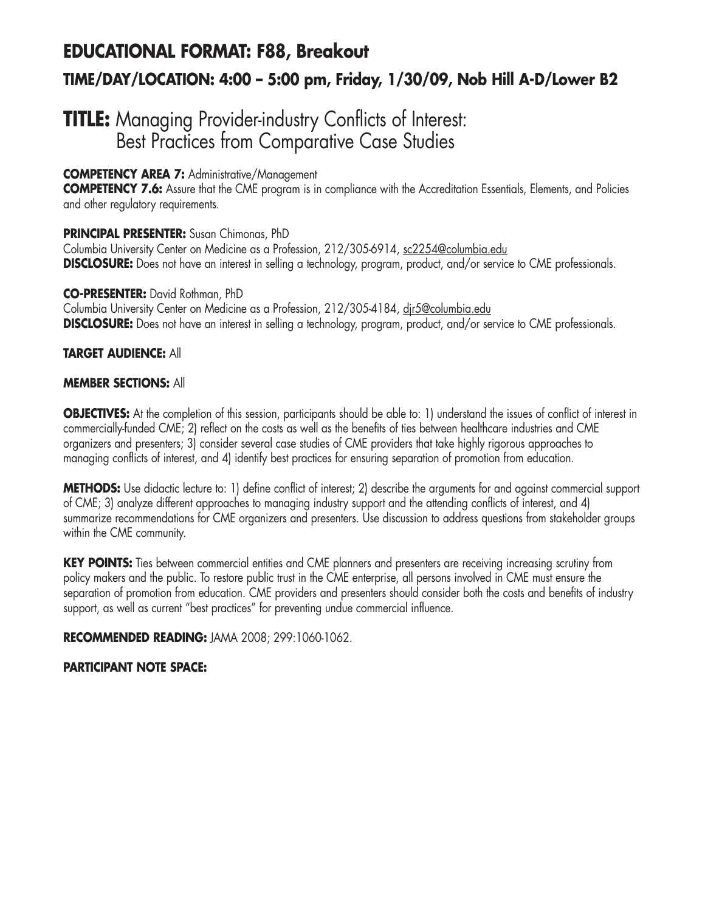## EDUCATIONAL FORMAT: F88, Breakout

### TIME/DAY/LOCATION: 4:00 – 5:00 pm, Friday, 1/30/09, Nob Hill A-D/Lower B2

# TITLE: Managing Provider-industry Conflicts of Interest: Best Practices from Comparative Case Studies

**COMPETENCY AREA 7:** Administrative/Management
**COMPETENCY 7.6:** Assure that the CME program is in compliance with the Accreditation Essentials, Elements, and Policies and other regulatory requirements.

**PRINCIPAL PRESENTER:** Susan Chimonas, PhD
Columbia University Center on Medicine as a Profession, 212/305-6914, sc2254@columbia.edu
**DISCLOSURE:** Does not have an interest in selling a technology, program, product, and/or service to CME professionals.

**CO-PRESENTER:** David Rothman, PhD
Columbia University Center on Medicine as a Profession, 212/305-4184, djr5@columbia.edu
**DISCLOSURE:** Does not have an interest in selling a technology, program, product, and/or service to CME professionals.

**TARGET AUDIENCE:** All

**MEMBER SECTIONS:** All

**OBJECTIVES:** At the completion of this session, participants should be able to: 1) understand the issues of conflict of interest in commercially-funded CME; 2) reflect on the costs as well as the benefits of ties between healthcare industries and CME organizers and presenters; 3) consider several case studies of CME providers that take highly rigorous approaches to managing conflicts of interest, and 4) identify best practices for ensuring separation of promotion from education.

**METHODS:** Use didactic lecture to: 1) define conflict of interest; 2) describe the arguments for and against commercial support of CME; 3) analyze different approaches to managing industry support and the attending conflicts of interest, and 4) summarize recommendations for CME organizers and presenters. Use discussion to address questions from stakeholder groups within the CME community.

**KEY POINTS:** Ties between commercial entities and CME planners and presenters are receiving increasing scrutiny from policy makers and the public. To restore public trust in the CME enterprise, all persons involved in CME must ensure the separation of promotion from education. CME providers and presenters should consider both the costs and benefits of industry support, as well as current "best practices" for preventing undue commercial influence.

**RECOMMENDED READING:** JAMA 2008; 299:1060-1062.

**PARTICIPANT NOTE SPACE:**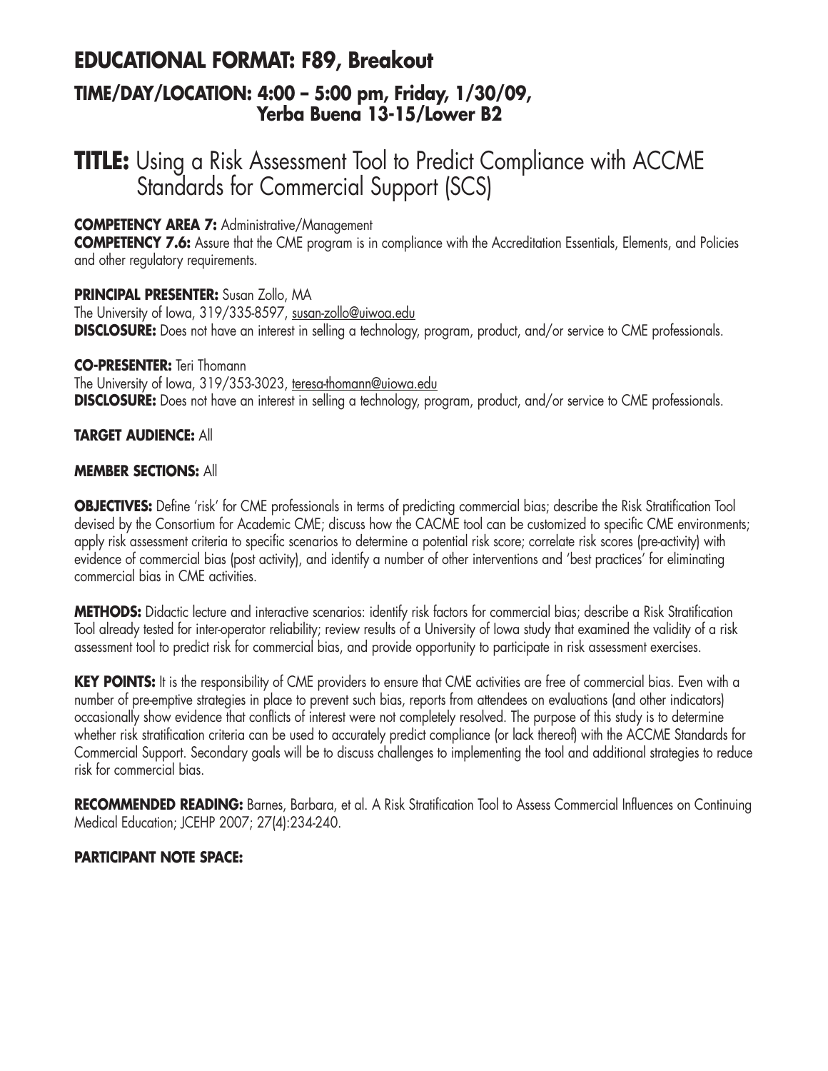## EDUCATIONAL FORMAT: F89, Breakout

### TIME/DAY/LOCATION: 4:00 – 5:00 pm, Friday, 1/30/09, Yerba Buena 13-15/Lower B2

# TITLE: Using a Risk Assessment Tool to Predict Compliance with ACCME Standards for Commercial Support (SCS)

**COMPETENCY AREA 7:** Administrative/Management

**COMPETENCY 7.6:** Assure that the CME program is in compliance with the Accreditation Essentials, Elements, and Policies and other regulatory requirements.

**PRINCIPAL PRESENTER:** Susan Zollo, MA
The University of Iowa, 319/335-8597, susan-zollo@uiwoa.edu
**DISCLOSURE:** Does not have an interest in selling a technology, program, product, and/or service to CME professionals.

**CO-PRESENTER:** Teri Thomann
The University of Iowa, 319/353-3023, teresa-thomann@uiowa.edu
**DISCLOSURE:** Does not have an interest in selling a technology, program, product, and/or service to CME professionals.

**TARGET AUDIENCE:** All

**MEMBER SECTIONS:** All

**OBJECTIVES:** Define 'risk' for CME professionals in terms of predicting commercial bias; describe the Risk Stratification Tool devised by the Consortium for Academic CME; discuss how the CACME tool can be customized to specific CME environments; apply risk assessment criteria to specific scenarios to determine a potential risk score; correlate risk scores (pre-activity) with evidence of commercial bias (post activity), and identify a number of other interventions and 'best practices' for eliminating commercial bias in CME activities.

**METHODS:** Didactic lecture and interactive scenarios: identify risk factors for commercial bias; describe a Risk Stratification Tool already tested for inter-operator reliability; review results of a University of Iowa study that examined the validity of a risk assessment tool to predict risk for commercial bias, and provide opportunity to participate in risk assessment exercises.

**KEY POINTS:** It is the responsibility of CME providers to ensure that CME activities are free of commercial bias. Even with a number of pre-emptive strategies in place to prevent such bias, reports from attendees on evaluations (and other indicators) occasionally show evidence that conflicts of interest were not completely resolved. The purpose of this study is to determine whether risk stratification criteria can be used to accurately predict compliance (or lack thereof) with the ACCME Standards for Commercial Support. Secondary goals will be to discuss challenges to implementing the tool and additional strategies to reduce risk for commercial bias.

**RECOMMENDED READING:** Barnes, Barbara, et al. A Risk Stratification Tool to Assess Commercial Influences on Continuing Medical Education; JCEHP 2007; 27(4):234-240.

**PARTICIPANT NOTE SPACE:**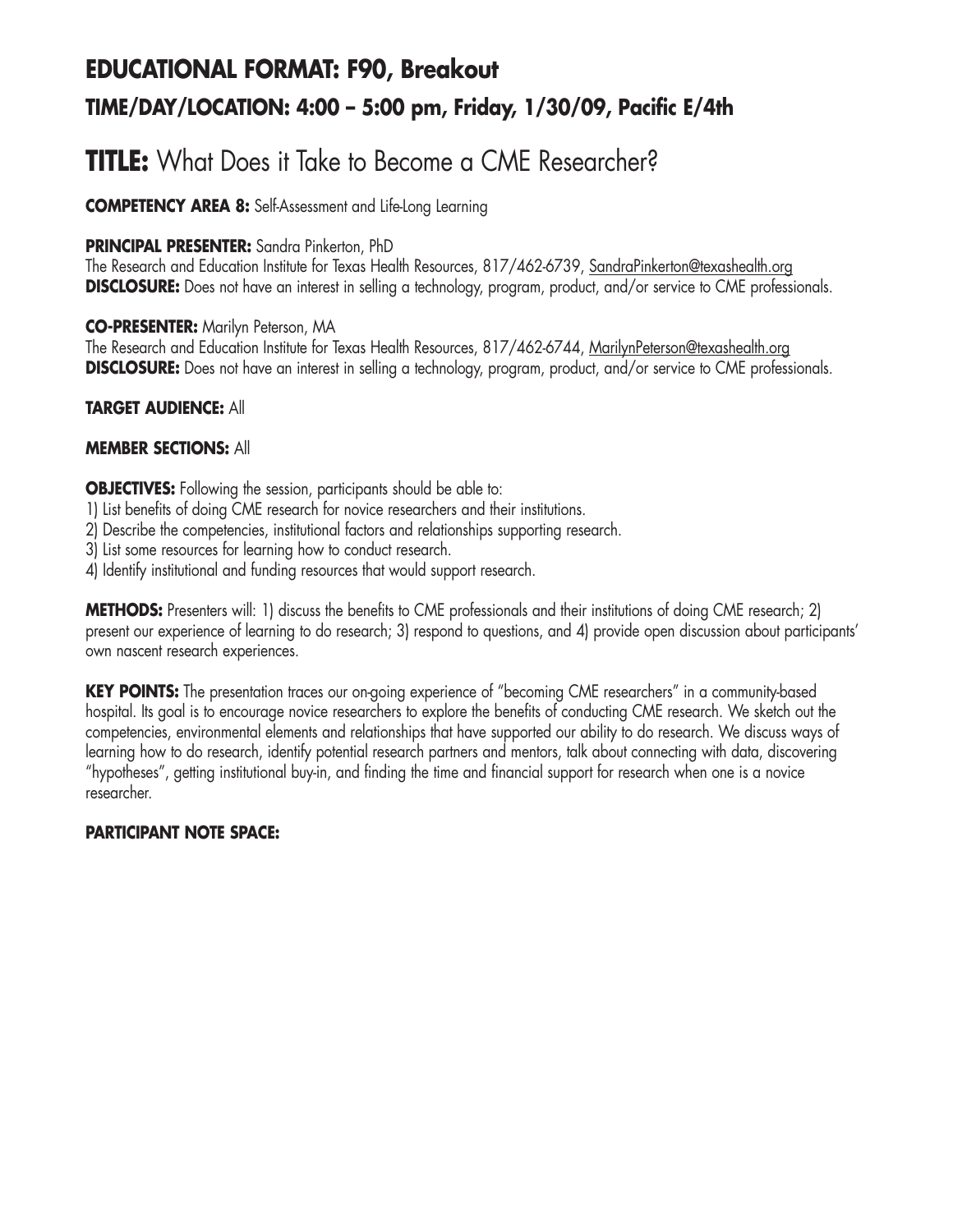## EDUCATIONAL FORMAT: F90, Breakout

### TIME/DAY/LOCATION: 4:00 – 5:00 pm, Friday, 1/30/09, Pacific E/4th

# TITLE: What Does it Take to Become a CME Researcher?

**COMPETENCY AREA 8:** Self-Assessment and Life-Long Learning

**PRINCIPAL PRESENTER:** Sandra Pinkerton, PhD
The Research and Education Institute for Texas Health Resources, 817/462-6739, SandraPinkerton@texashealth.org
**DISCLOSURE:** Does not have an interest in selling a technology, program, product, and/or service to CME professionals.

**CO-PRESENTER:** Marilyn Peterson, MA
The Research and Education Institute for Texas Health Resources, 817/462-6744, MarilynPeterson@texashealth.org
**DISCLOSURE:** Does not have an interest in selling a technology, program, product, and/or service to CME professionals.

**TARGET AUDIENCE:** All

**MEMBER SECTIONS:** All

**OBJECTIVES:** Following the session, participants should be able to:
1) List benefits of doing CME research for novice researchers and their institutions.
2) Describe the competencies, institutional factors and relationships supporting research.
3) List some resources for learning how to conduct research.
4) Identify institutional and funding resources that would support research.

**METHODS:** Presenters will: 1) discuss the benefits to CME professionals and their institutions of doing CME research; 2) present our experience of learning to do research; 3) respond to questions, and 4) provide open discussion about participants' own nascent research experiences.

**KEY POINTS:** The presentation traces our on-going experience of "becoming CME researchers" in a community-based hospital. Its goal is to encourage novice researchers to explore the benefits of conducting CME research. We sketch out the competencies, environmental elements and relationships that have supported our ability to do research. We discuss ways of learning how to do research, identify potential research partners and mentors, talk about connecting with data, discovering "hypotheses", getting institutional buy-in, and finding the time and financial support for research when one is a novice researcher.

**PARTICIPANT NOTE SPACE:**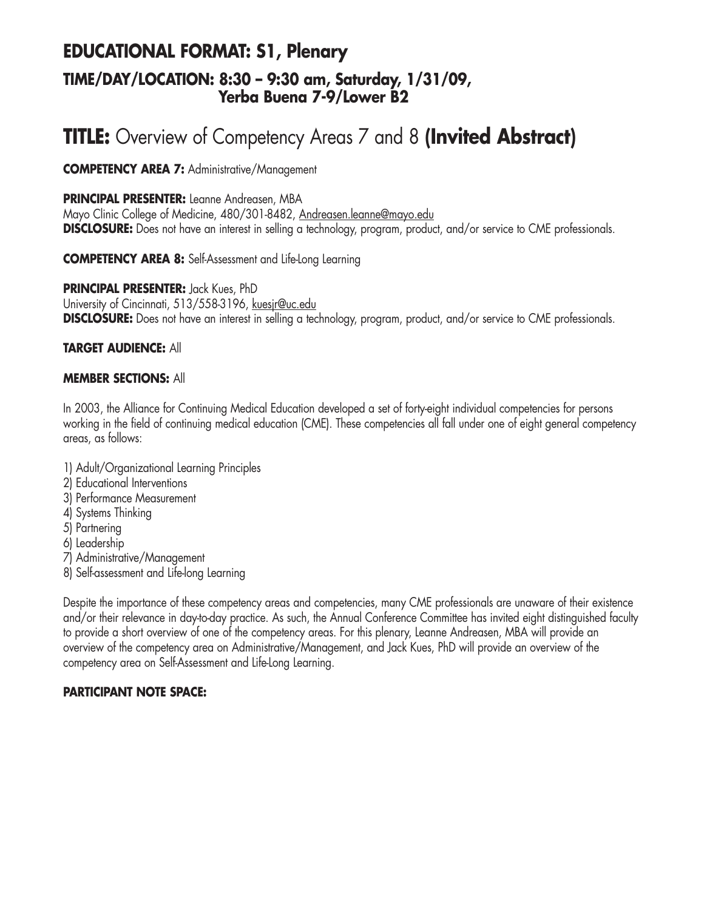## EDUCATIONAL FORMAT: S1, Plenary

### TIME/DAY/LOCATION: 8:30 – 9:30 am, Saturday, 1/31/09, Yerba Buena 7-9/Lower B2

# TITLE: Overview of Competency Areas 7 and 8 **(Invited Abstract)**

**COMPETENCY AREA 7:** Administrative/Management

**PRINCIPAL PRESENTER:** Leanne Andreasen, MBA
Mayo Clinic College of Medicine, 480/301-8482, Andreasen.leanne@mayo.edu
**DISCLOSURE:** Does not have an interest in selling a technology, program, product, and/or service to CME professionals.

**COMPETENCY AREA 8:** Self-Assessment and Life-Long Learning

**PRINCIPAL PRESENTER:** Jack Kues, PhD
University of Cincinnati, 513/558-3196, kuesjr@uc.edu
**DISCLOSURE:** Does not have an interest in selling a technology, program, product, and/or service to CME professionals.

**TARGET AUDIENCE:** All

**MEMBER SECTIONS:** All

In 2003, the Alliance for Continuing Medical Education developed a set of forty-eight individual competencies for persons working in the field of continuing medical education (CME). These competencies all fall under one of eight general competency areas, as follows:

1) Adult/Organizational Learning Principles
2) Educational Interventions
3) Performance Measurement
4) Systems Thinking
5) Partnering
6) Leadership
7) Administrative/Management
8) Self-assessment and Life-long Learning

Despite the importance of these competency areas and competencies, many CME professionals are unaware of their existence and/or their relevance in day-to-day practice. As such, the Annual Conference Committee has invited eight distinguished faculty to provide a short overview of one of the competency areas. For this plenary, Leanne Andreasen, MBA will provide an overview of the competency area on Administrative/Management, and Jack Kues, PhD will provide an overview of the competency area on Self-Assessment and Life-Long Learning.

**PARTICIPANT NOTE SPACE:**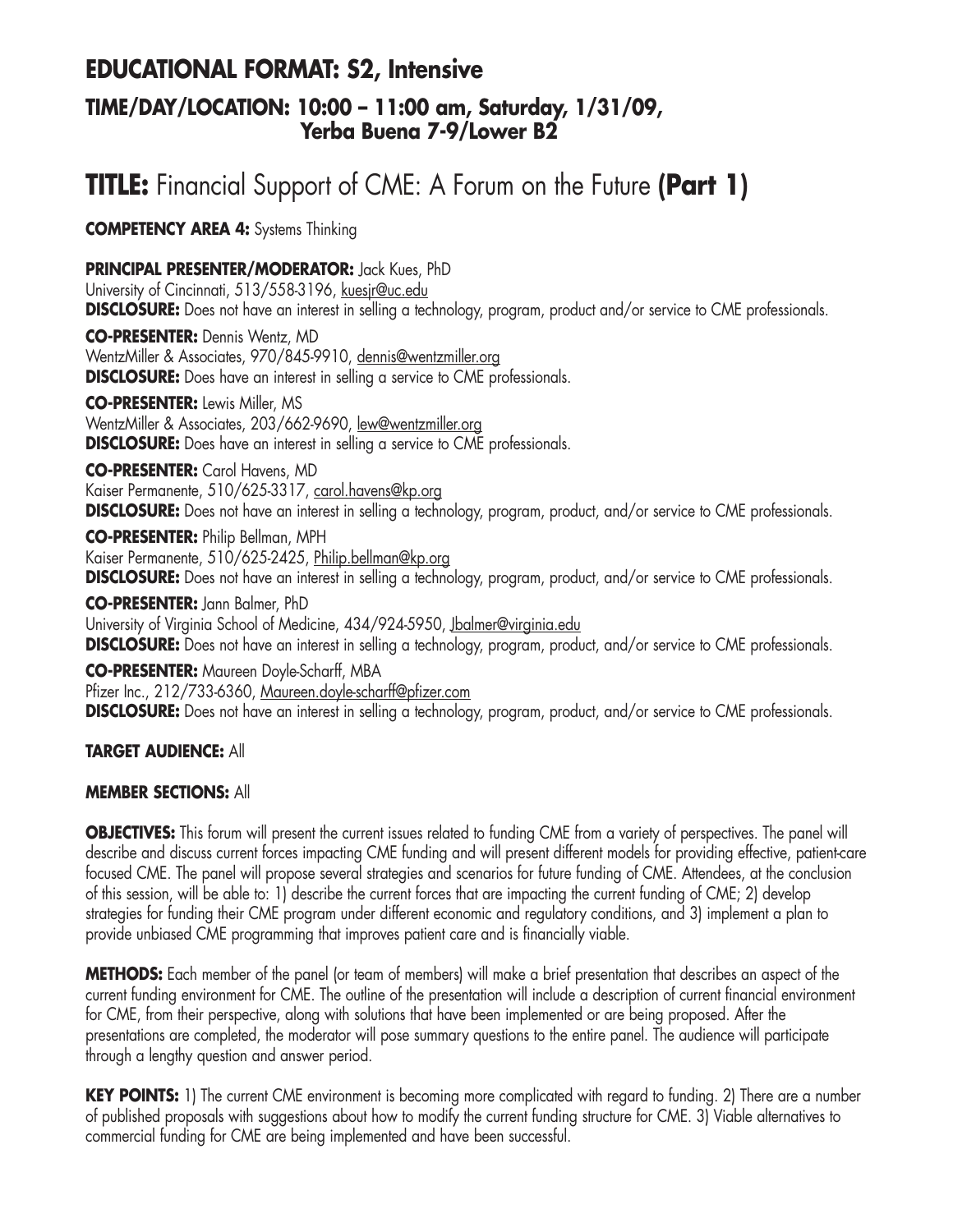## EDUCATIONAL FORMAT: S2, Intensive

### TIME/DAY/LOCATION: 10:00 – 11:00 am, Saturday, 1/31/09, Yerba Buena 7-9/Lower B2

# TITLE: Financial Support of CME: A Forum on the Future (Part 1)

**COMPETENCY AREA 4:** Systems Thinking

**PRINCIPAL PRESENTER/MODERATOR:** Jack Kues, PhD
University of Cincinnati, 513/558-3196, kuesjr@uc.edu
**DISCLOSURE:** Does not have an interest in selling a technology, program, product and/or service to CME professionals.

**CO-PRESENTER:** Dennis Wentz, MD
WentzMiller & Associates, 970/845-9910, dennis@wentzmiller.org
**DISCLOSURE:** Does have an interest in selling a service to CME professionals.

**CO-PRESENTER:** Lewis Miller, MS
WentzMiller & Associates, 203/662-9690, lew@wentzmiller.org
**DISCLOSURE:** Does have an interest in selling a service to CME professionals.

**CO-PRESENTER:** Carol Havens, MD
Kaiser Permanente, 510/625-3317, carol.havens@kp.org
**DISCLOSURE:** Does not have an interest in selling a technology, program, product, and/or service to CME professionals.

**CO-PRESENTER:** Philip Bellman, MPH
Kaiser Permanente, 510/625-2425, Philip.bellman@kp.org
**DISCLOSURE:** Does not have an interest in selling a technology, program, product, and/or service to CME professionals.

**CO-PRESENTER:** Jann Balmer, PhD
University of Virginia School of Medicine, 434/924-5950, Jbalmer@virginia.edu
**DISCLOSURE:** Does not have an interest in selling a technology, program, product, and/or service to CME professionals.

**CO-PRESENTER:** Maureen Doyle-Scharff, MBA
Pfizer Inc., 212/733-6360, Maureen.doyle-scharff@pfizer.com
**DISCLOSURE:** Does not have an interest in selling a technology, program, product, and/or service to CME professionals.

**TARGET AUDIENCE:** All

**MEMBER SECTIONS:** All

**OBJECTIVES:** This forum will present the current issues related to funding CME from a variety of perspectives. The panel will describe and discuss current forces impacting CME funding and will present different models for providing effective, patient-care focused CME. The panel will propose several strategies and scenarios for future funding of CME. Attendees, at the conclusion of this session, will be able to: 1) describe the current forces that are impacting the current funding of CME; 2) develop strategies for funding their CME program under different economic and regulatory conditions, and 3) implement a plan to provide unbiased CME programming that improves patient care and is financially viable.

**METHODS:** Each member of the panel (or team of members) will make a brief presentation that describes an aspect of the current funding environment for CME. The outline of the presentation will include a description of current financial environment for CME, from their perspective, along with solutions that have been implemented or are being proposed. After the presentations are completed, the moderator will pose summary questions to the entire panel. The audience will participate through a lengthy question and answer period.

**KEY POINTS:** 1) The current CME environment is becoming more complicated with regard to funding. 2) There are a number of published proposals with suggestions about how to modify the current funding structure for CME. 3) Viable alternatives to commercial funding for CME are being implemented and have been successful.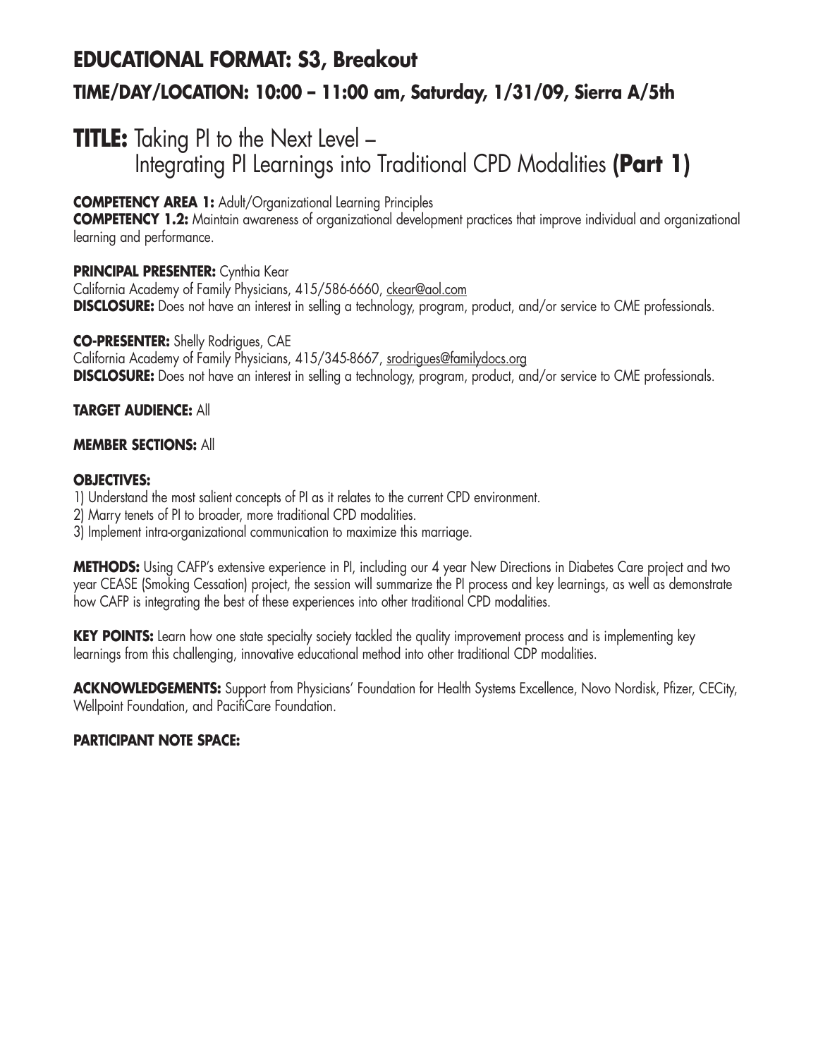## EDUCATIONAL FORMAT: S3, Breakout

### TIME/DAY/LOCATION: 10:00 – 11:00 am, Saturday, 1/31/09, Sierra A/5th

# TITLE: Taking PI to the Next Level – Integrating PI Learnings into Traditional CPD Modalities (Part 1)

**COMPETENCY AREA 1:** Adult/Organizational Learning Principles
**COMPETENCY 1.2:** Maintain awareness of organizational development practices that improve individual and organizational learning and performance.

**PRINCIPAL PRESENTER:** Cynthia Kear
California Academy of Family Physicians, 415/586-6660, ckear@aol.com
**DISCLOSURE:** Does not have an interest in selling a technology, program, product, and/or service to CME professionals.

**CO-PRESENTER:** Shelly Rodrigues, CAE
California Academy of Family Physicians, 415/345-8667, srodrigues@familydocs.org
**DISCLOSURE:** Does not have an interest in selling a technology, program, product, and/or service to CME professionals.

**TARGET AUDIENCE:** All

**MEMBER SECTIONS:** All

**OBJECTIVES:**
1) Understand the most salient concepts of PI as it relates to the current CPD environment.
2) Marry tenets of PI to broader, more traditional CPD modalities.
3) Implement intra-organizational communication to maximize this marriage.

**METHODS:** Using CAFP's extensive experience in PI, including our 4 year New Directions in Diabetes Care project and two year CEASE (Smoking Cessation) project, the session will summarize the PI process and key learnings, as well as demonstrate how CAFP is integrating the best of these experiences into other traditional CPD modalities.

**KEY POINTS:** Learn how one state specialty society tackled the quality improvement process and is implementing key learnings from this challenging, innovative educational method into other traditional CDP modalities.

**ACKNOWLEDGEMENTS:** Support from Physicians' Foundation for Health Systems Excellence, Novo Nordisk, Pfizer, CECity, Wellpoint Foundation, and PacifiCare Foundation.

**PARTICIPANT NOTE SPACE:**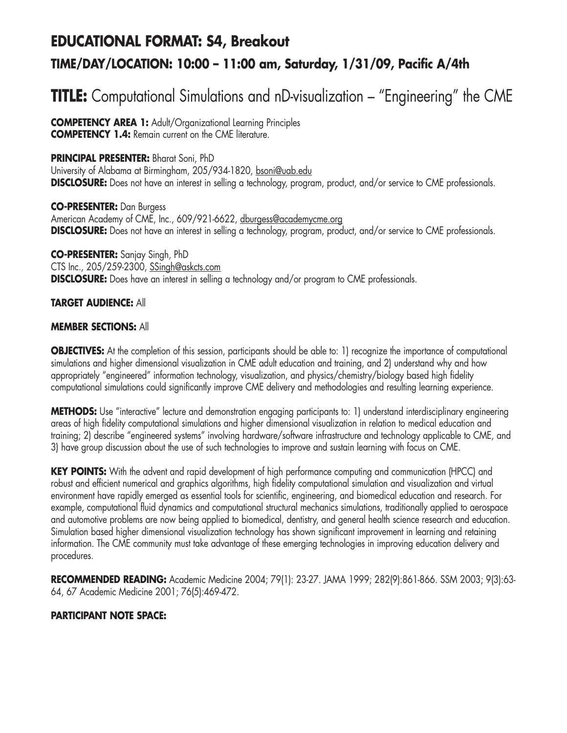## EDUCATIONAL FORMAT: S4, Breakout

### TIME/DAY/LOCATION: 10:00 – 11:00 am, Saturday, 1/31/09, Pacific A/4th

# TITLE: Computational Simulations and nD-visualization – "Engineering" the CME

**COMPETENCY AREA 1:** Adult/Organizational Learning Principles
**COMPETENCY 1.4:** Remain current on the CME literature.

**PRINCIPAL PRESENTER:** Bharat Soni, PhD
University of Alabama at Birmingham, 205/934-1820, bsoni@uab.edu
**DISCLOSURE:** Does not have an interest in selling a technology, program, product, and/or service to CME professionals.

**CO-PRESENTER:** Dan Burgess
American Academy of CME, Inc., 609/921-6622, dburgess@academycme.org
**DISCLOSURE:** Does not have an interest in selling a technology, program, product, and/or service to CME professionals.

**CO-PRESENTER:** Sanjay Singh, PhD
CTS Inc., 205/259-2300, SSingh@askcts.com
**DISCLOSURE:** Does have an interest in selling a technology and/or program to CME professionals.

**TARGET AUDIENCE:** All

**MEMBER SECTIONS:** All

**OBJECTIVES:** At the completion of this session, participants should be able to: 1) recognize the importance of computational simulations and higher dimensional visualization in CME adult education and training, and 2) understand why and how appropriately "engineered" information technology, visualization, and physics/chemistry/biology based high fidelity computational simulations could significantly improve CME delivery and methodologies and resulting learning experience.

**METHODS:** Use "interactive" lecture and demonstration engaging participants to: 1) understand interdisciplinary engineering areas of high fidelity computational simulations and higher dimensional visualization in relation to medical education and training; 2) describe "engineered systems" involving hardware/software infrastructure and technology applicable to CME, and 3) have group discussion about the use of such technologies to improve and sustain learning with focus on CME.

**KEY POINTS:** With the advent and rapid development of high performance computing and communication (HPCC) and robust and efficient numerical and graphics algorithms, high fidelity computational simulation and visualization and virtual environment have rapidly emerged as essential tools for scientific, engineering, and biomedical education and research. For example, computational fluid dynamics and computational structural mechanics simulations, traditionally applied to aerospace and automotive problems are now being applied to biomedical, dentistry, and general health science research and education. Simulation based higher dimensional visualization technology has shown significant improvement in learning and retaining information. The CME community must take advantage of these emerging technologies in improving education delivery and procedures.

**RECOMMENDED READING:** Academic Medicine 2004; 79(1): 23-27. JAMA 1999; 282(9):861-866. SSM 2003; 9(3):63-64, 67 Academic Medicine 2001; 76(5):469-472.

**PARTICIPANT NOTE SPACE:**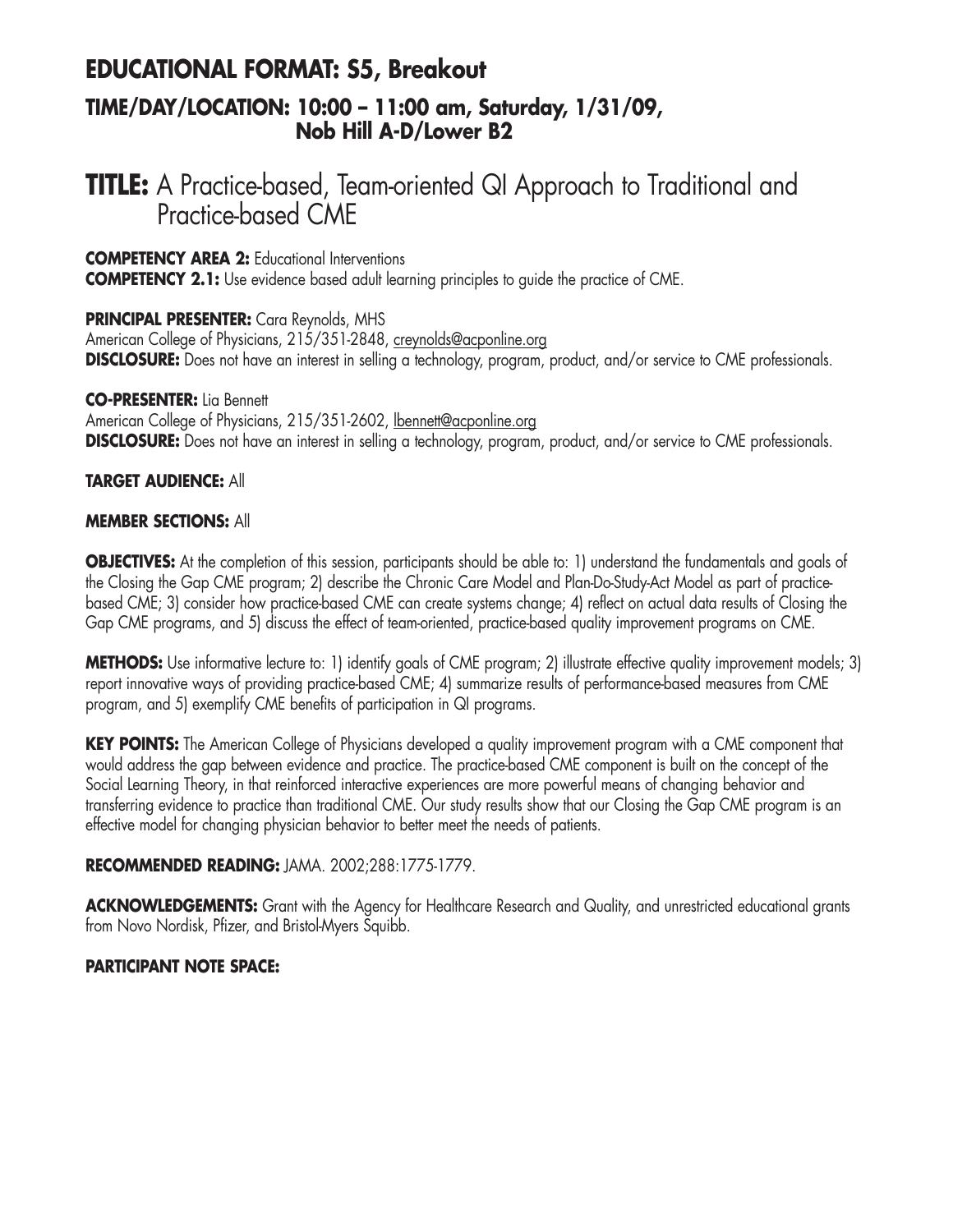## EDUCATIONAL FORMAT: S5, Breakout

### TIME/DAY/LOCATION: 10:00 – 11:00 am, Saturday, 1/31/09, Nob Hill A-D/Lower B2

# TITLE: A Practice-based, Team-oriented QI Approach to Traditional and Practice-based CME

**COMPETENCY AREA 2:** Educational Interventions
**COMPETENCY 2.1:** Use evidence based adult learning principles to guide the practice of CME.

**PRINCIPAL PRESENTER:** Cara Reynolds, MHS
American College of Physicians, 215/351-2848, creynolds@acponline.org
**DISCLOSURE:** Does not have an interest in selling a technology, program, product, and/or service to CME professionals.

**CO-PRESENTER:** Lia Bennett
American College of Physicians, 215/351-2602, lbennett@acponline.org
**DISCLOSURE:** Does not have an interest in selling a technology, program, product, and/or service to CME professionals.

**TARGET AUDIENCE:** All

**MEMBER SECTIONS:** All

**OBJECTIVES:** At the completion of this session, participants should be able to: 1) understand the fundamentals and goals of the Closing the Gap CME program; 2) describe the Chronic Care Model and Plan-Do-Study-Act Model as part of practice-based CME; 3) consider how practice-based CME can create systems change; 4) reflect on actual data results of Closing the Gap CME programs, and 5) discuss the effect of team-oriented, practice-based quality improvement programs on CME.

**METHODS:** Use informative lecture to: 1) identify goals of CME program; 2) illustrate effective quality improvement models; 3) report innovative ways of providing practice-based CME; 4) summarize results of performance-based measures from CME program, and 5) exemplify CME benefits of participation in QI programs.

**KEY POINTS:** The American College of Physicians developed a quality improvement program with a CME component that would address the gap between evidence and practice. The practice-based CME component is built on the concept of the Social Learning Theory, in that reinforced interactive experiences are more powerful means of changing behavior and transferring evidence to practice than traditional CME. Our study results show that our Closing the Gap CME program is an effective model for changing physician behavior to better meet the needs of patients.

**RECOMMENDED READING:** JAMA. 2002;288:1775-1779.

**ACKNOWLEDGEMENTS:** Grant with the Agency for Healthcare Research and Quality, and unrestricted educational grants from Novo Nordisk, Pfizer, and Bristol-Myers Squibb.

**PARTICIPANT NOTE SPACE:**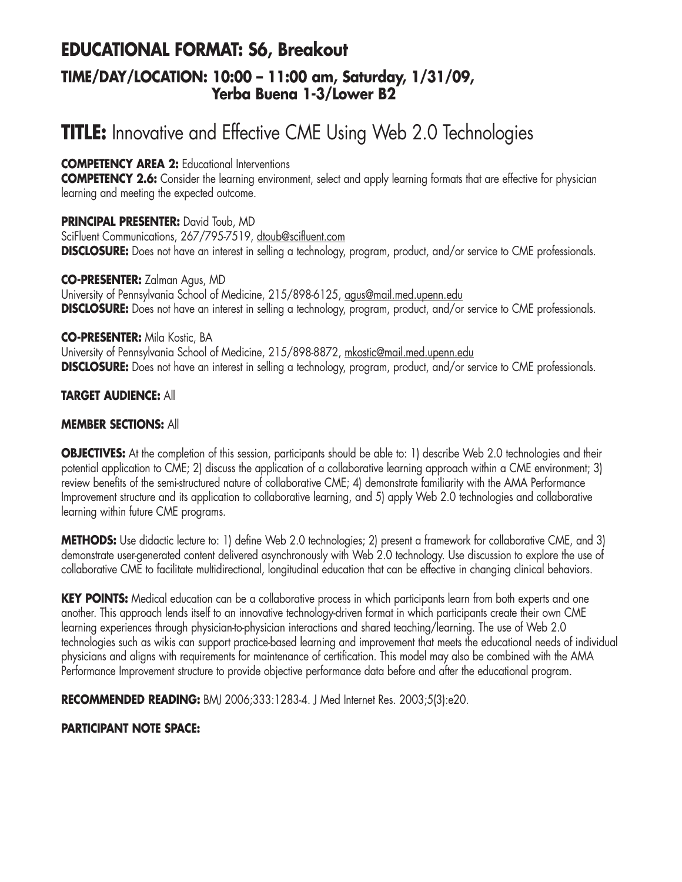## EDUCATIONAL FORMAT: S6, Breakout
### TIME/DAY/LOCATION: 10:00 – 11:00 am, Saturday, 1/31/09, Yerba Buena 1-3/Lower B2

# TITLE: Innovative and Effective CME Using Web 2.0 Technologies

**COMPETENCY AREA 2:** Educational Interventions
**COMPETENCY 2.6:** Consider the learning environment, select and apply learning formats that are effective for physician learning and meeting the expected outcome.

**PRINCIPAL PRESENTER:** David Toub, MD
SciFluent Communications, 267/795-7519, dtoub@scifluent.com
**DISCLOSURE:** Does not have an interest in selling a technology, program, product, and/or service to CME professionals.

**CO-PRESENTER:** Zalman Agus, MD
University of Pennsylvania School of Medicine, 215/898-6125, agus@mail.med.upenn.edu
**DISCLOSURE:** Does not have an interest in selling a technology, program, product, and/or service to CME professionals.

**CO-PRESENTER:** Mila Kostic, BA
University of Pennsylvania School of Medicine, 215/898-8872, mkostic@mail.med.upenn.edu
**DISCLOSURE:** Does not have an interest in selling a technology, program, product, and/or service to CME professionals.

**TARGET AUDIENCE:** All

**MEMBER SECTIONS:** All

**OBJECTIVES:** At the completion of this session, participants should be able to: 1) describe Web 2.0 technologies and their potential application to CME; 2) discuss the application of a collaborative learning approach within a CME environment; 3) review benefits of the semi-structured nature of collaborative CME; 4) demonstrate familiarity with the AMA Performance Improvement structure and its application to collaborative learning, and 5) apply Web 2.0 technologies and collaborative learning within future CME programs.

**METHODS:** Use didactic lecture to: 1) define Web 2.0 technologies; 2) present a framework for collaborative CME, and 3) demonstrate user-generated content delivered asynchronously with Web 2.0 technology. Use discussion to explore the use of collaborative CME to facilitate multidirectional, longitudinal education that can be effective in changing clinical behaviors.

**KEY POINTS:** Medical education can be a collaborative process in which participants learn from both experts and one another. This approach lends itself to an innovative technology-driven format in which participants create their own CME learning experiences through physician-to-physician interactions and shared teaching/learning. The use of Web 2.0 technologies such as wikis can support practice-based learning and improvement that meets the educational needs of individual physicians and aligns with requirements for maintenance of certification. This model may also be combined with the AMA Performance Improvement structure to provide objective performance data before and after the educational program.

**RECOMMENDED READING:** BMJ 2006;333:1283-4. J Med Internet Res. 2003;5(3):e20.

**PARTICIPANT NOTE SPACE:**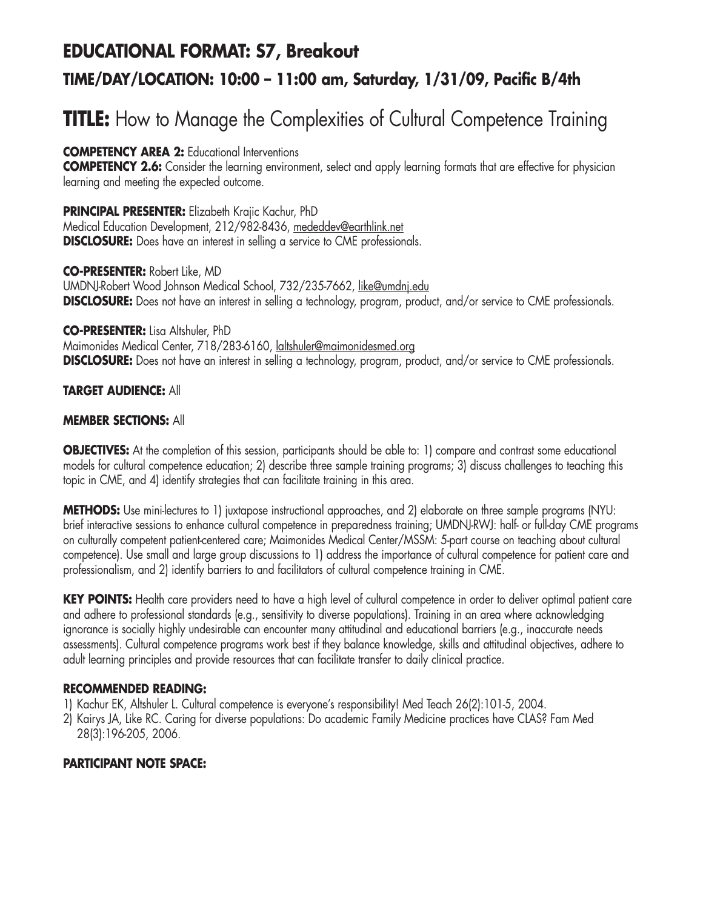## EDUCATIONAL FORMAT: S7, Breakout

### TIME/DAY/LOCATION: 10:00 – 11:00 am, Saturday, 1/31/09, Pacific B/4th

# TITLE: How to Manage the Complexities of Cultural Competence Training

**COMPETENCY AREA 2:** Educational Interventions
**COMPETENCY 2.6:** Consider the learning environment, select and apply learning formats that are effective for physician learning and meeting the expected outcome.

**PRINCIPAL PRESENTER:** Elizabeth Krajic Kachur, PhD
Medical Education Development, 212/982-8436, mededdev@earthlink.net
**DISCLOSURE:** Does have an interest in selling a service to CME professionals.

**CO-PRESENTER:** Robert Like, MD
UMDNJ-Robert Wood Johnson Medical School, 732/235-7662, like@umdnj.edu
**DISCLOSURE:** Does not have an interest in selling a technology, program, product, and/or service to CME professionals.

**CO-PRESENTER:** Lisa Altshuler, PhD
Maimonides Medical Center, 718/283-6160, laltshuler@maimonidesmed.org
**DISCLOSURE:** Does not have an interest in selling a technology, program, product, and/or service to CME professionals.

**TARGET AUDIENCE:** All

**MEMBER SECTIONS:** All

**OBJECTIVES:** At the completion of this session, participants should be able to: 1) compare and contrast some educational models for cultural competence education; 2) describe three sample training programs; 3) discuss challenges to teaching this topic in CME, and 4) identify strategies that can facilitate training in this area.

**METHODS:** Use mini-lectures to 1) juxtapose instructional approaches, and 2) elaborate on three sample programs (NYU: brief interactive sessions to enhance cultural competence in preparedness training; UMDNJ-RWJ: half- or full-day CME programs on culturally competent patient-centered care; Maimonides Medical Center/MSSM: 5-part course on teaching about cultural competence). Use small and large group discussions to 1) address the importance of cultural competence for patient care and professionalism, and 2) identify barriers to and facilitators of cultural competence training in CME.

**KEY POINTS:** Health care providers need to have a high level of cultural competence in order to deliver optimal patient care and adhere to professional standards (e.g., sensitivity to diverse populations). Training in an area where acknowledging ignorance is socially highly undesirable can encounter many attitudinal and educational barriers (e.g., inaccurate needs assessments). Cultural competence programs work best if they balance knowledge, skills and attitudinal objectives, adhere to adult learning principles and provide resources that can facilitate transfer to daily clinical practice.

**RECOMMENDED READING:**
1) Kachur EK, Altshuler L. Cultural competence is everyone's responsibility! Med Teach 26(2):101-5, 2004.
2) Kairys JA, Like RC. Caring for diverse populations: Do academic Family Medicine practices have CLAS? Fam Med 28(3):196-205, 2006.

**PARTICIPANT NOTE SPACE:**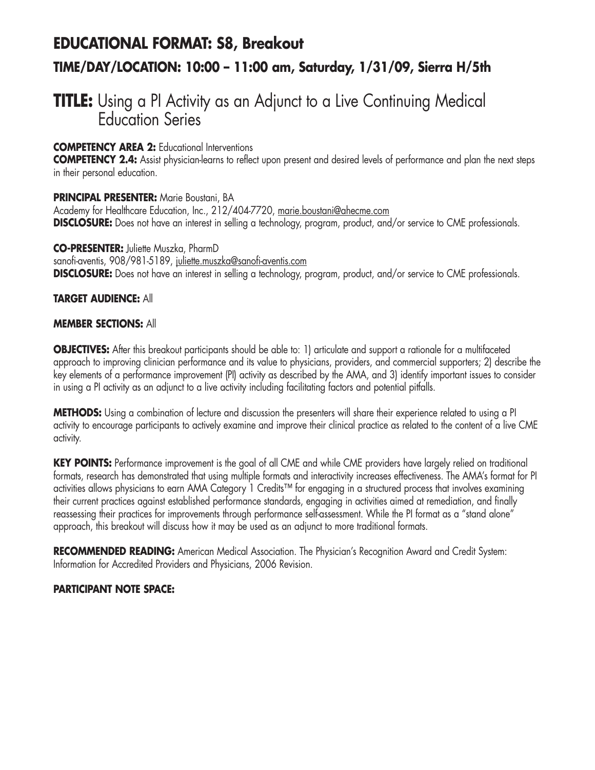# EDUCATIONAL FORMAT: S8, Breakout

## TIME/DAY/LOCATION: 10:00 – 11:00 am, Saturday, 1/31/09, Sierra H/5th

# TITLE: Using a PI Activity as an Adjunct to a Live Continuing Medical Education Series

**COMPETENCY AREA 2:** Educational Interventions
**COMPETENCY 2.4:** Assist physician-learns to reflect upon present and desired levels of performance and plan the next steps in their personal education.

**PRINCIPAL PRESENTER:** Marie Boustani, BA
Academy for Healthcare Education, Inc., 212/404-7720, marie.boustani@ahecme.com
**DISCLOSURE:** Does not have an interest in selling a technology, program, product, and/or service to CME professionals.

**CO-PRESENTER:** Juliette Muszka, PharmD
sanofi-aventis, 908/981-5189, juliette.muszka@sanofi-aventis.com
**DISCLOSURE:** Does not have an interest in selling a technology, program, product, and/or service to CME professionals.

**TARGET AUDIENCE:** All

**MEMBER SECTIONS:** All

**OBJECTIVES:** After this breakout participants should be able to: 1) articulate and support a rationale for a multifaceted approach to improving clinician performance and its value to physicians, providers, and commercial supporters; 2) describe the key elements of a performance improvement (PI) activity as described by the AMA, and 3) identify important issues to consider in using a PI activity as an adjunct to a live activity including facilitating factors and potential pitfalls.

**METHODS:** Using a combination of lecture and discussion the presenters will share their experience related to using a PI activity to encourage participants to actively examine and improve their clinical practice as related to the content of a live CME activity.

**KEY POINTS:** Performance improvement is the goal of all CME and while CME providers have largely relied on traditional formats, research has demonstrated that using multiple formats and interactivity increases effectiveness. The AMA's format for PI activities allows physicians to earn AMA Category 1 Credits™ for engaging in a structured process that involves examining their current practices against established performance standards, engaging in activities aimed at remediation, and finally reassessing their practices for improvements through performance self-assessment. While the PI format as a "stand alone" approach, this breakout will discuss how it may be used as an adjunct to more traditional formats.

**RECOMMENDED READING:** American Medical Association. The Physician's Recognition Award and Credit System: Information for Accredited Providers and Physicians, 2006 Revision.

**PARTICIPANT NOTE SPACE:**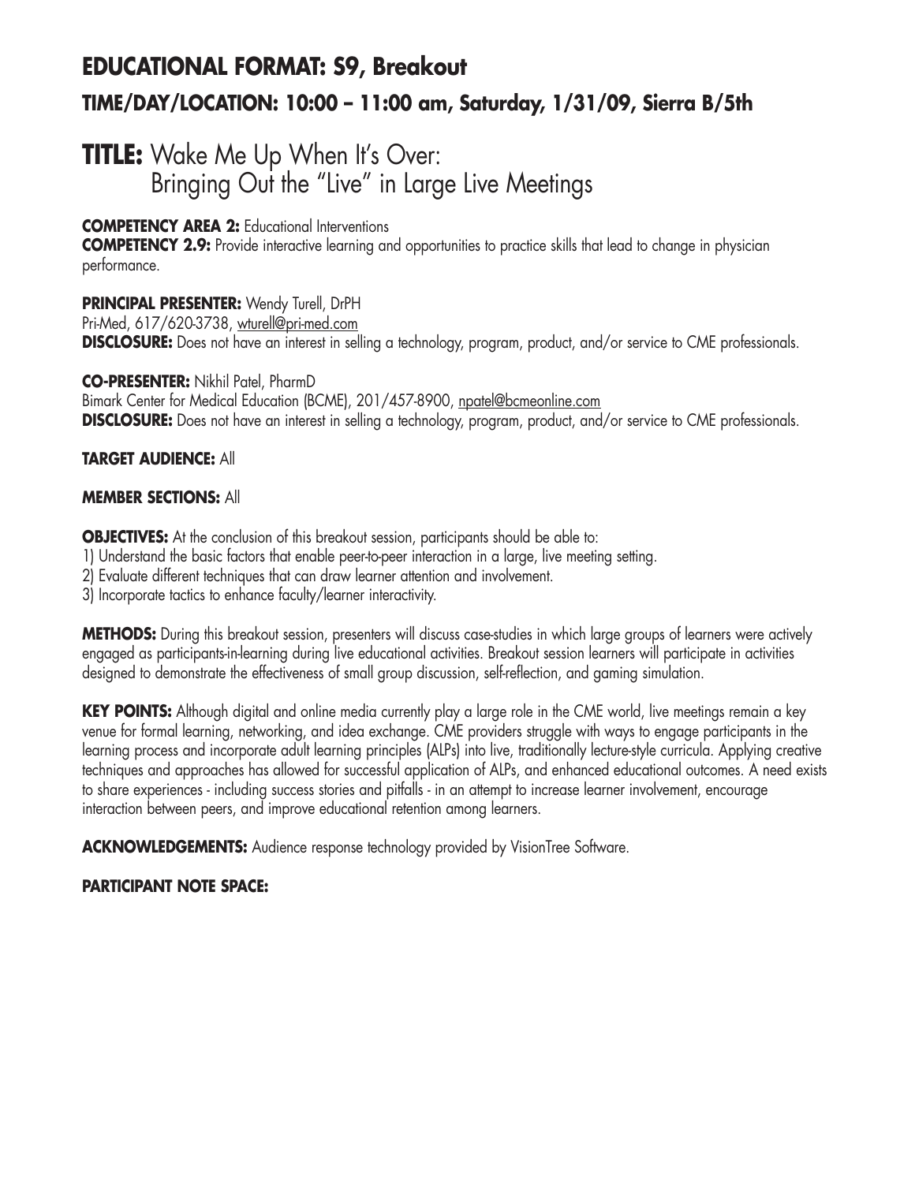# EDUCATIONAL FORMAT: S9, Breakout

## TIME/DAY/LOCATION: 10:00 – 11:00 am, Saturday, 1/31/09, Sierra B/5th

# TITLE: Wake Me Up When It's Over: Bringing Out the "Live" in Large Live Meetings

**COMPETENCY AREA 2:** Educational Interventions

**COMPETENCY 2.9:** Provide interactive learning and opportunities to practice skills that lead to change in physician performance.

**PRINCIPAL PRESENTER:** Wendy Turell, DrPH
Pri-Med, 617/620-3738, wturell@pri-med.com
**DISCLOSURE:** Does not have an interest in selling a technology, program, product, and/or service to CME professionals.

**CO-PRESENTER:** Nikhil Patel, PharmD
Bimark Center for Medical Education (BCME), 201/457-8900, npatel@bcmeonline.com
**DISCLOSURE:** Does not have an interest in selling a technology, program, product, and/or service to CME professionals.

**TARGET AUDIENCE:** All

**MEMBER SECTIONS:** All

**OBJECTIVES:** At the conclusion of this breakout session, participants should be able to:
1) Understand the basic factors that enable peer-to-peer interaction in a large, live meeting setting.
2) Evaluate different techniques that can draw learner attention and involvement.
3) Incorporate tactics to enhance faculty/learner interactivity.

**METHODS:** During this breakout session, presenters will discuss case-studies in which large groups of learners were actively engaged as participants-in-learning during live educational activities. Breakout session learners will participate in activities designed to demonstrate the effectiveness of small group discussion, self-reflection, and gaming simulation.

**KEY POINTS:** Although digital and online media currently play a large role in the CME world, live meetings remain a key venue for formal learning, networking, and idea exchange. CME providers struggle with ways to engage participants in the learning process and incorporate adult learning principles (ALPs) into live, traditionally lecture-style curricula. Applying creative techniques and approaches has allowed for successful application of ALPs, and enhanced educational outcomes. A need exists to share experiences - including success stories and pitfalls - in an attempt to increase learner involvement, encourage interaction between peers, and improve educational retention among learners.

**ACKNOWLEDGEMENTS:** Audience response technology provided by VisionTree Software.

**PARTICIPANT NOTE SPACE:**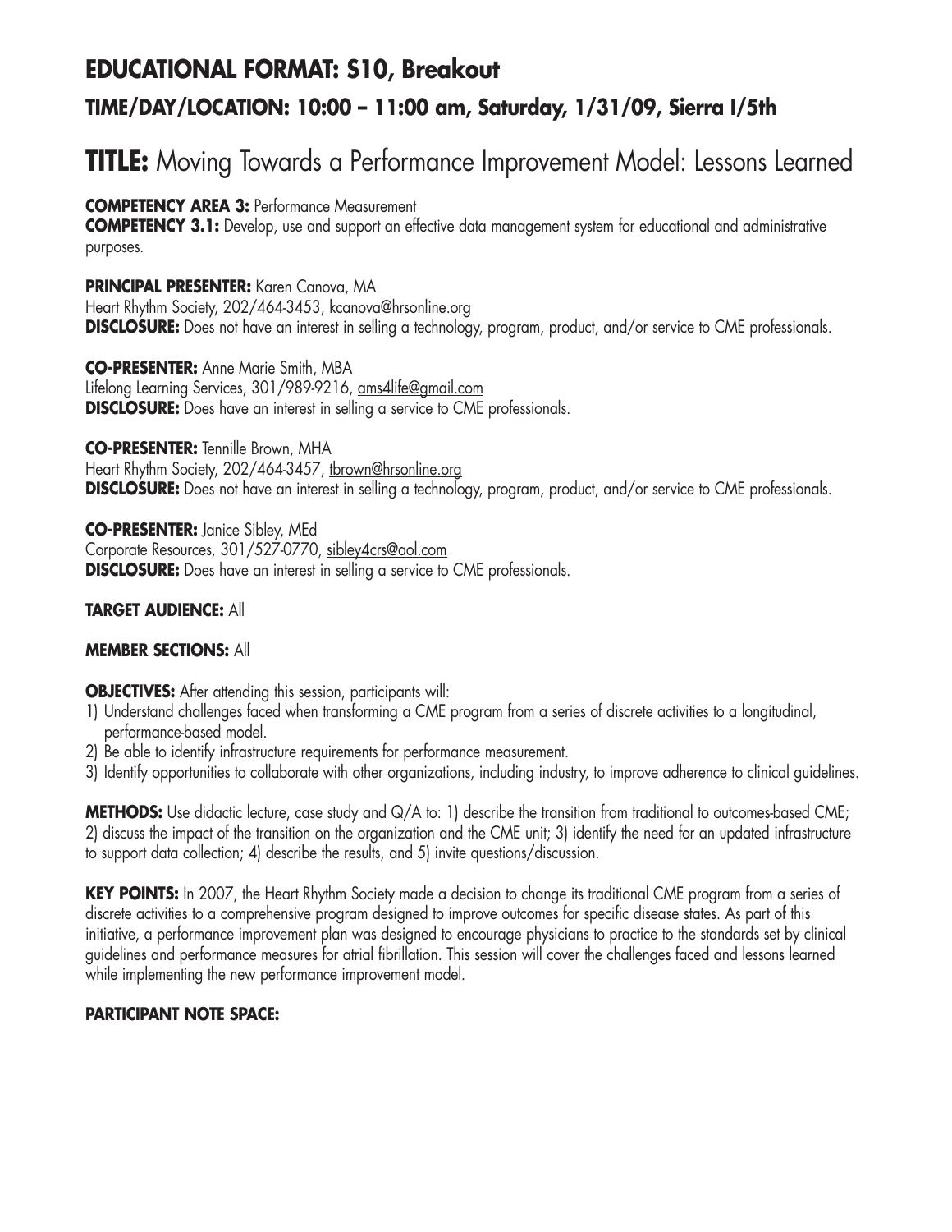## EDUCATIONAL FORMAT: S10, Breakout

### TIME/DAY/LOCATION: 10:00 – 11:00 am, Saturday, 1/31/09, Sierra I/5th

# TITLE: Moving Towards a Performance Improvement Model: Lessons Learned

**COMPETENCY AREA 3:** Performance Measurement
**COMPETENCY 3.1:** Develop, use and support an effective data management system for educational and administrative purposes.

**PRINCIPAL PRESENTER:** Karen Canova, MA
Heart Rhythm Society, 202/464-3453, kcanova@hrsonline.org
**DISCLOSURE:** Does not have an interest in selling a technology, program, product, and/or service to CME professionals.

**CO-PRESENTER:** Anne Marie Smith, MBA
Lifelong Learning Services, 301/989-9216, ams4life@gmail.com
**DISCLOSURE:** Does have an interest in selling a service to CME professionals.

**CO-PRESENTER:** Tennille Brown, MHA
Heart Rhythm Society, 202/464-3457, tbrown@hrsonline.org
**DISCLOSURE:** Does not have an interest in selling a technology, program, product, and/or service to CME professionals.

**CO-PRESENTER:** Janice Sibley, MEd
Corporate Resources, 301/527-0770, sibley4crs@aol.com
**DISCLOSURE:** Does have an interest in selling a service to CME professionals.

**TARGET AUDIENCE:** All

**MEMBER SECTIONS:** All

**OBJECTIVES:** After attending this session, participants will:
1) Understand challenges faced when transforming a CME program from a series of discrete activities to a longitudinal, performance-based model.
2) Be able to identify infrastructure requirements for performance measurement.
3) Identify opportunities to collaborate with other organizations, including industry, to improve adherence to clinical guidelines.

**METHODS:** Use didactic lecture, case study and Q/A to: 1) describe the transition from traditional to outcomes-based CME; 2) discuss the impact of the transition on the organization and the CME unit; 3) identify the need for an updated infrastructure to support data collection; 4) describe the results, and 5) invite questions/discussion.

**KEY POINTS:** In 2007, the Heart Rhythm Society made a decision to change its traditional CME program from a series of discrete activities to a comprehensive program designed to improve outcomes for specific disease states. As part of this initiative, a performance improvement plan was designed to encourage physicians to practice to the standards set by clinical guidelines and performance measures for atrial fibrillation. This session will cover the challenges faced and lessons learned while implementing the new performance improvement model.

**PARTICIPANT NOTE SPACE:**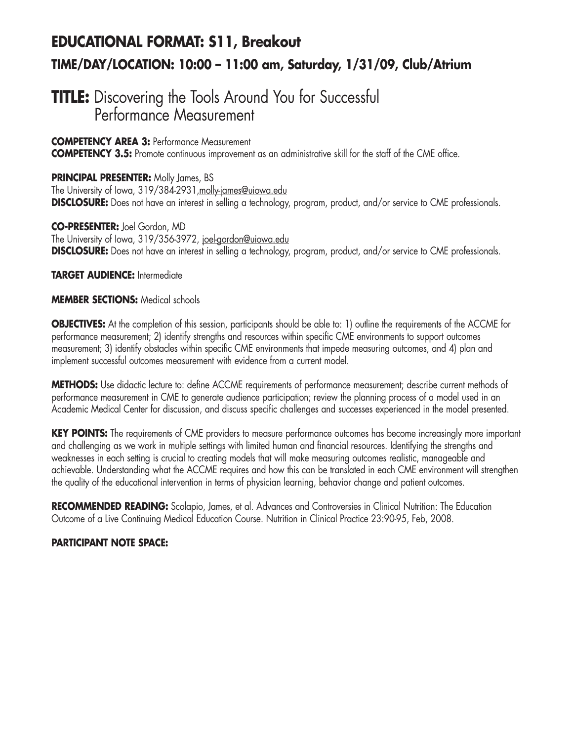## EDUCATIONAL FORMAT: S11, Breakout

### TIME/DAY/LOCATION: 10:00 – 11:00 am, Saturday, 1/31/09, Club/Atrium

# TITLE: Discovering the Tools Around You for Successful Performance Measurement

**COMPETENCY AREA 3:** Performance Measurement
**COMPETENCY 3.5:** Promote continuous improvement as an administrative skill for the staff of the CME office.

**PRINCIPAL PRESENTER:** Molly James, BS
The University of Iowa, 319/384-2931, molly-james@uiowa.edu
**DISCLOSURE:** Does not have an interest in selling a technology, program, product, and/or service to CME professionals.

**CO-PRESENTER:** Joel Gordon, MD
The University of Iowa, 319/356-3972, joel-gordon@uiowa.edu
**DISCLOSURE:** Does not have an interest in selling a technology, program, product, and/or service to CME professionals.

**TARGET AUDIENCE:** Intermediate

**MEMBER SECTIONS:** Medical schools

**OBJECTIVES:** At the completion of this session, participants should be able to: 1) outline the requirements of the ACCME for performance measurement; 2) identify strengths and resources within specific CME environments to support outcomes measurement; 3) identify obstacles within specific CME environments that impede measuring outcomes, and 4) plan and implement successful outcomes measurement with evidence from a current model.

**METHODS:** Use didactic lecture to: define ACCME requirements of performance measurement; describe current methods of performance measurement in CME to generate audience participation; review the planning process of a model used in an Academic Medical Center for discussion, and discuss specific challenges and successes experienced in the model presented.

**KEY POINTS:** The requirements of CME providers to measure performance outcomes has become increasingly more important and challenging as we work in multiple settings with limited human and financial resources. Identifying the strengths and weaknesses in each setting is crucial to creating models that will make measuring outcomes realistic, manageable and achievable. Understanding what the ACCME requires and how this can be translated in each CME environment will strengthen the quality of the educational intervention in terms of physician learning, behavior change and patient outcomes.

**RECOMMENDED READING:** Scolapio, James, et al. Advances and Controversies in Clinical Nutrition: The Education Outcome of a Live Continuing Medical Education Course. Nutrition in Clinical Practice 23:90-95, Feb, 2008.

**PARTICIPANT NOTE SPACE:**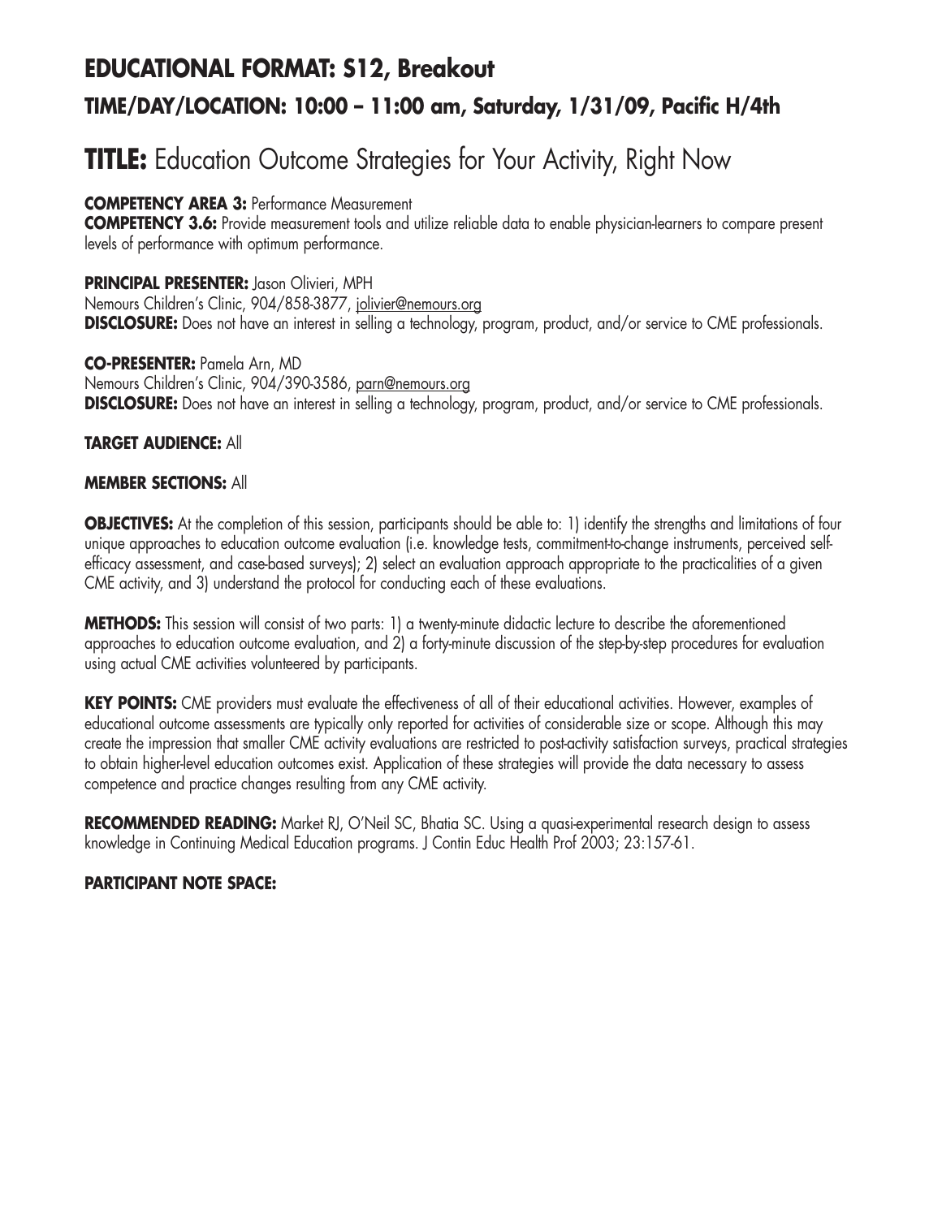# EDUCATIONAL FORMAT: S12, Breakout

## TIME/DAY/LOCATION: 10:00 – 11:00 am, Saturday, 1/31/09, Pacific H/4th

# TITLE: Education Outcome Strategies for Your Activity, Right Now

**COMPETENCY AREA 3:** Performance Measurement
**COMPETENCY 3.6:** Provide measurement tools and utilize reliable data to enable physician-learners to compare present levels of performance with optimum performance.

**PRINCIPAL PRESENTER:** Jason Olivieri, MPH
Nemours Children's Clinic, 904/858-3877, jolivier@nemours.org
**DISCLOSURE:** Does not have an interest in selling a technology, program, product, and/or service to CME professionals.

**CO-PRESENTER:** Pamela Arn, MD
Nemours Children's Clinic, 904/390-3586, parn@nemours.org
**DISCLOSURE:** Does not have an interest in selling a technology, program, product, and/or service to CME professionals.

**TARGET AUDIENCE:** All

**MEMBER SECTIONS:** All

**OBJECTIVES:** At the completion of this session, participants should be able to: 1) identify the strengths and limitations of four unique approaches to education outcome evaluation (i.e. knowledge tests, commitment-to-change instruments, perceived self-efficacy assessment, and case-based surveys); 2) select an evaluation approach appropriate to the practicalities of a given CME activity, and 3) understand the protocol for conducting each of these evaluations.

**METHODS:** This session will consist of two parts: 1) a twenty-minute didactic lecture to describe the aforementioned approaches to education outcome evaluation, and 2) a forty-minute discussion of the step-by-step procedures for evaluation using actual CME activities volunteered by participants.

**KEY POINTS:** CME providers must evaluate the effectiveness of all of their educational activities. However, examples of educational outcome assessments are typically only reported for activities of considerable size or scope. Although this may create the impression that smaller CME activity evaluations are restricted to post-activity satisfaction surveys, practical strategies to obtain higher-level education outcomes exist. Application of these strategies will provide the data necessary to assess competence and practice changes resulting from any CME activity.

**RECOMMENDED READING:** Market RJ, O'Neil SC, Bhatia SC. Using a quasi-experimental research design to assess knowledge in Continuing Medical Education programs. J Contin Educ Health Prof 2003; 23:157-61.

**PARTICIPANT NOTE SPACE:**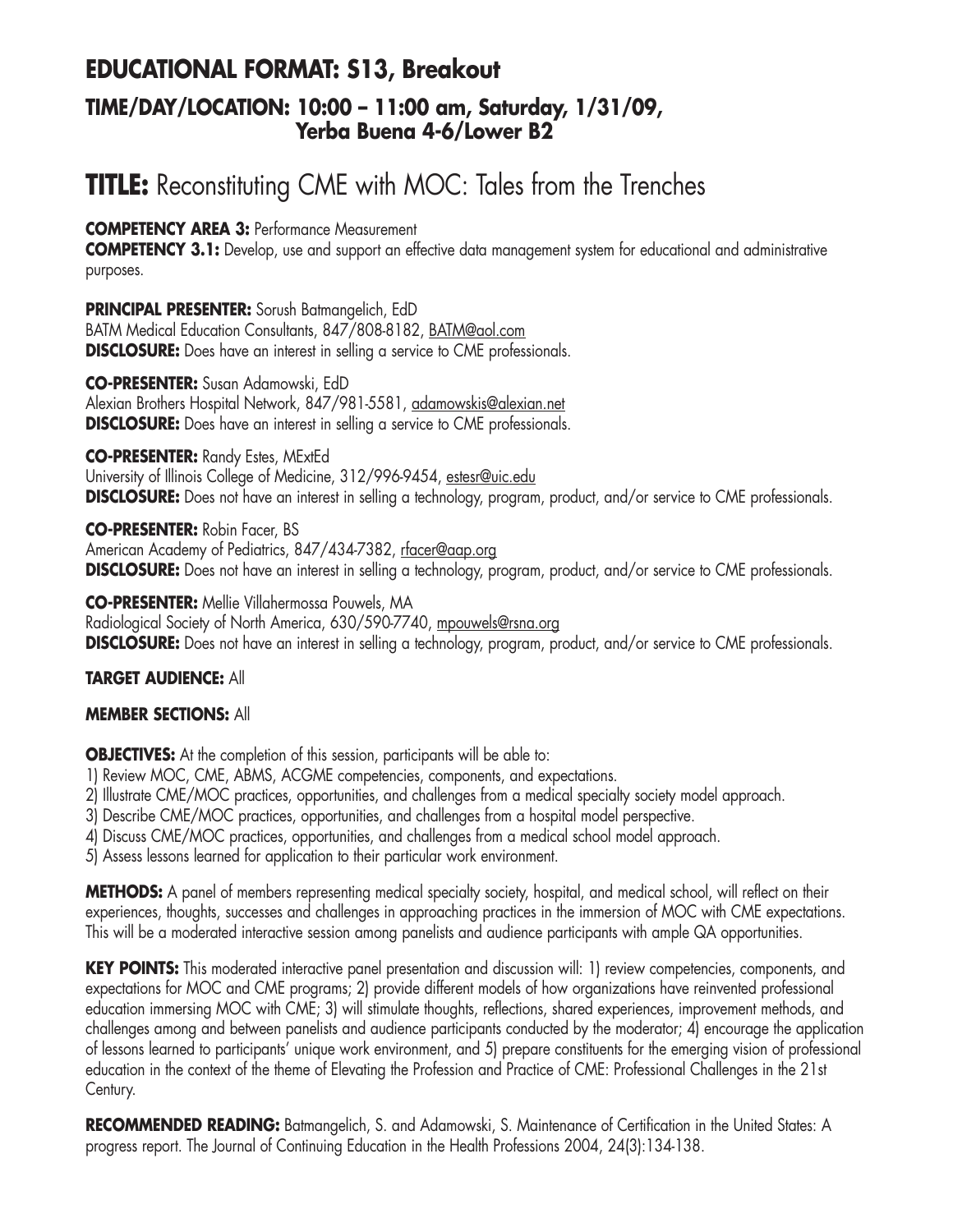## EDUCATIONAL FORMAT: S13, Breakout

### TIME/DAY/LOCATION: 10:00 – 11:00 am, Saturday, 1/31/09, Yerba Buena 4-6/Lower B2

# TITLE: Reconstituting CME with MOC: Tales from the Trenches

**COMPETENCY AREA 3:** Performance Measurement

**COMPETENCY 3.1:** Develop, use and support an effective data management system for educational and administrative purposes.

**PRINCIPAL PRESENTER:** Sorush Batmangelich, EdD
BATM Medical Education Consultants, 847/808-8182, BATM@aol.com
**DISCLOSURE:** Does have an interest in selling a service to CME professionals.

**CO-PRESENTER:** Susan Adamowski, EdD
Alexian Brothers Hospital Network, 847/981-5581, adamowskis@alexian.net
**DISCLOSURE:** Does have an interest in selling a service to CME professionals.

**CO-PRESENTER:** Randy Estes, MExtEd
University of Illinois College of Medicine, 312/996-9454, estesr@uic.edu
**DISCLOSURE:** Does not have an interest in selling a technology, program, product, and/or service to CME professionals.

**CO-PRESENTER:** Robin Facer, BS
American Academy of Pediatrics, 847/434-7382, rfacer@aap.org
**DISCLOSURE:** Does not have an interest in selling a technology, program, product, and/or service to CME professionals.

**CO-PRESENTER:** Mellie Villahermossa Pouwels, MA
Radiological Society of North America, 630/590-7740, mpouwels@rsna.org
**DISCLOSURE:** Does not have an interest in selling a technology, program, product, and/or service to CME professionals.

**TARGET AUDIENCE:** All

**MEMBER SECTIONS:** All

**OBJECTIVES:** At the completion of this session, participants will be able to:
1) Review MOC, CME, ABMS, ACGME competencies, components, and expectations.
2) Illustrate CME/MOC practices, opportunities, and challenges from a medical specialty society model approach.
3) Describe CME/MOC practices, opportunities, and challenges from a hospital model perspective.
4) Discuss CME/MOC practices, opportunities, and challenges from a medical school model approach.
5) Assess lessons learned for application to their particular work environment.

**METHODS:** A panel of members representing medical specialty society, hospital, and medical school, will reflect on their experiences, thoughts, successes and challenges in approaching practices in the immersion of MOC with CME expectations. This will be a moderated interactive session among panelists and audience participants with ample QA opportunities.

**KEY POINTS:** This moderated interactive panel presentation and discussion will: 1) review competencies, components, and expectations for MOC and CME programs; 2) provide different models of how organizations have reinvented professional education immersing MOC with CME; 3) will stimulate thoughts, reflections, shared experiences, improvement methods, and challenges among and between panelists and audience participants conducted by the moderator; 4) encourage the application of lessons learned to participants' unique work environment, and 5) prepare constituents for the emerging vision of professional education in the context of the theme of Elevating the Profession and Practice of CME: Professional Challenges in the 21st Century.

**RECOMMENDED READING:** Batmangelich, S. and Adamowski, S. Maintenance of Certification in the United States: A progress report. The Journal of Continuing Education in the Health Professions 2004, 24(3):134-138.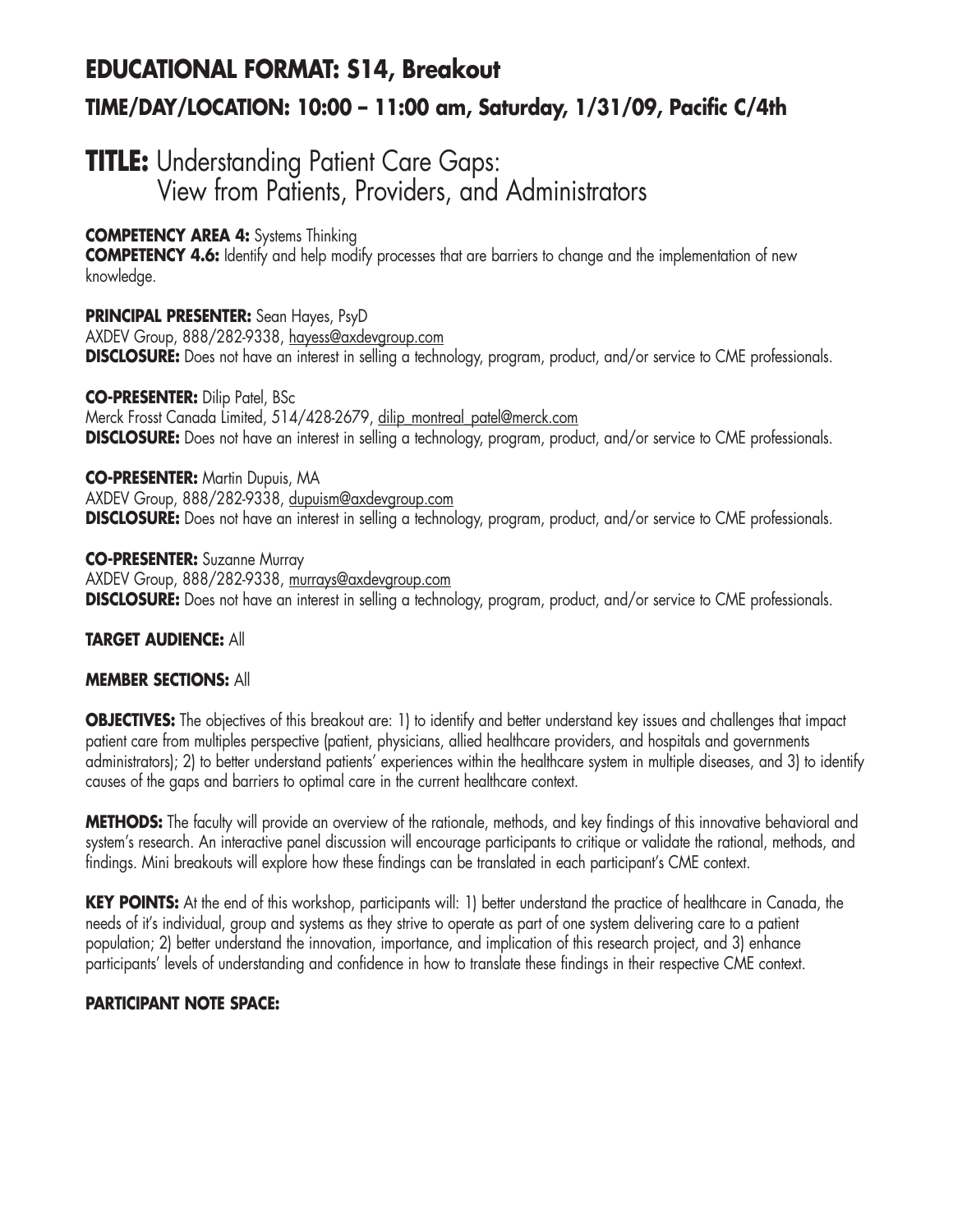## EDUCATIONAL FORMAT: S14, Breakout

### TIME/DAY/LOCATION: 10:00 – 11:00 am, Saturday, 1/31/09, Pacific C/4th

# TITLE: Understanding Patient Care Gaps: View from Patients, Providers, and Administrators

**COMPETENCY AREA 4:** Systems Thinking
**COMPETENCY 4.6:** Identify and help modify processes that are barriers to change and the implementation of new knowledge.

**PRINCIPAL PRESENTER:** Sean Hayes, PsyD
AXDEV Group, 888/282-9338, hayess@axdevgroup.com
**DISCLOSURE:** Does not have an interest in selling a technology, program, product, and/or service to CME professionals.

**CO-PRESENTER:** Dilip Patel, BSc
Merck Frosst Canada Limited, 514/428-2679, dilip_montreal_patel@merck.com
**DISCLOSURE:** Does not have an interest in selling a technology, program, product, and/or service to CME professionals.

**CO-PRESENTER:** Martin Dupuis, MA
AXDEV Group, 888/282-9338, dupuism@axdevgroup.com
**DISCLOSURE:** Does not have an interest in selling a technology, program, product, and/or service to CME professionals.

**CO-PRESENTER:** Suzanne Murray
AXDEV Group, 888/282-9338, murrays@axdevgroup.com
**DISCLOSURE:** Does not have an interest in selling a technology, program, product, and/or service to CME professionals.

**TARGET AUDIENCE:** All

**MEMBER SECTIONS:** All

**OBJECTIVES:** The objectives of this breakout are: 1) to identify and better understand key issues and challenges that impact patient care from multiples perspective (patient, physicians, allied healthcare providers, and hospitals and governments administrators); 2) to better understand patients' experiences within the healthcare system in multiple diseases, and 3) to identify causes of the gaps and barriers to optimal care in the current healthcare context.

**METHODS:** The faculty will provide an overview of the rationale, methods, and key findings of this innovative behavioral and system's research. An interactive panel discussion will encourage participants to critique or validate the rational, methods, and findings. Mini breakouts will explore how these findings can be translated in each participant's CME context.

**KEY POINTS:** At the end of this workshop, participants will: 1) better understand the practice of healthcare in Canada, the needs of it's individual, group and systems as they strive to operate as part of one system delivering care to a patient population; 2) better understand the innovation, importance, and implication of this research project, and 3) enhance participants' levels of understanding and confidence in how to translate these findings in their respective CME context.

**PARTICIPANT NOTE SPACE:**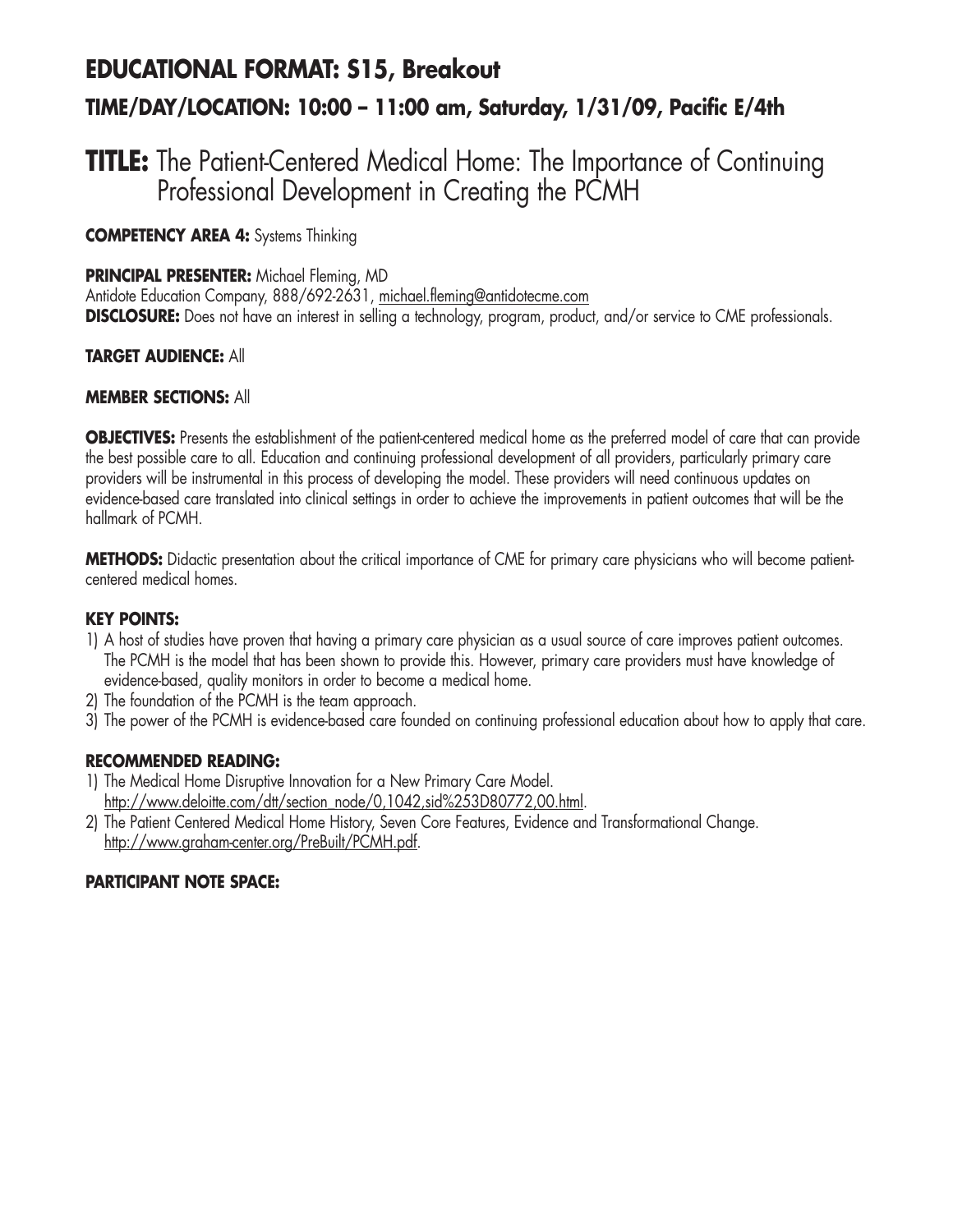## EDUCATIONAL FORMAT: S15, Breakout

### TIME/DAY/LOCATION: 10:00 – 11:00 am, Saturday, 1/31/09, Pacific E/4th

# TITLE: The Patient-Centered Medical Home: The Importance of Continuing Professional Development in Creating the PCMH

**COMPETENCY AREA 4:** Systems Thinking

**PRINCIPAL PRESENTER:** Michael Fleming, MD
Antidote Education Company, 888/692-2631, michael.fleming@antidotecme.com
**DISCLOSURE:** Does not have an interest in selling a technology, program, product, and/or service to CME professionals.

**TARGET AUDIENCE:** All

**MEMBER SECTIONS:** All

**OBJECTIVES:** Presents the establishment of the patient-centered medical home as the preferred model of care that can provide the best possible care to all. Education and continuing professional development of all providers, particularly primary care providers will be instrumental in this process of developing the model. These providers will need continuous updates on evidence-based care translated into clinical settings in order to achieve the improvements in patient outcomes that will be the hallmark of PCMH.

**METHODS:** Didactic presentation about the critical importance of CME for primary care physicians who will become patient-centered medical homes.

**KEY POINTS:**

1) A host of studies have proven that having a primary care physician as a usual source of care improves patient outcomes. The PCMH is the model that has been shown to provide this. However, primary care providers must have knowledge of evidence-based, quality monitors in order to become a medical home.
2) The foundation of the PCMH is the team approach.
3) The power of the PCMH is evidence-based care founded on continuing professional education about how to apply that care.

**RECOMMENDED READING:**

1) The Medical Home Disruptive Innovation for a New Primary Care Model. http://www.deloitte.com/dtt/section_node/0,1042,sid%253D80772,00.html.
2) The Patient Centered Medical Home History, Seven Core Features, Evidence and Transformational Change. http://www.graham-center.org/PreBuilt/PCMH.pdf.

**PARTICIPANT NOTE SPACE:**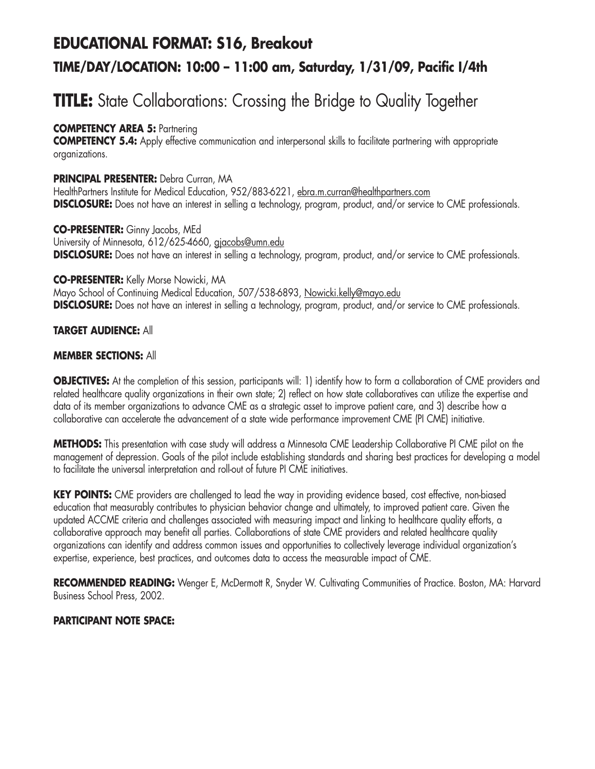## EDUCATIONAL FORMAT: S16, Breakout

### TIME/DAY/LOCATION: 10:00 – 11:00 am, Saturday, 1/31/09, Pacific I/4th

# TITLE: State Collaborations: Crossing the Bridge to Quality Together

**COMPETENCY AREA 5:** Partnering
**COMPETENCY 5.4:** Apply effective communication and interpersonal skills to facilitate partnering with appropriate organizations.

**PRINCIPAL PRESENTER:** Debra Curran, MA
HealthPartners Institute for Medical Education, 952/883-6221, ebra.m.curran@healthpartners.com
**DISCLOSURE:** Does not have an interest in selling a technology, program, product, and/or service to CME professionals.

**CO-PRESENTER:** Ginny Jacobs, MEd
University of Minnesota, 612/625-4660, gjacobs@umn.edu
**DISCLOSURE:** Does not have an interest in selling a technology, program, product, and/or service to CME professionals.

**CO-PRESENTER:** Kelly Morse Nowicki, MA
Mayo School of Continuing Medical Education, 507/538-6893, Nowicki.kelly@mayo.edu
**DISCLOSURE:** Does not have an interest in selling a technology, program, product, and/or service to CME professionals.

**TARGET AUDIENCE:** All

**MEMBER SECTIONS:** All

**OBJECTIVES:** At the completion of this session, participants will: 1) identify how to form a collaboration of CME providers and related healthcare quality organizations in their own state; 2) reflect on how state collaboratives can utilize the expertise and data of its member organizations to advance CME as a strategic asset to improve patient care, and 3) describe how a collaborative can accelerate the advancement of a state wide performance improvement CME (PI CME) initiative.

**METHODS:** This presentation with case study will address a Minnesota CME Leadership Collaborative PI CME pilot on the management of depression. Goals of the pilot include establishing standards and sharing best practices for developing a model to facilitate the universal interpretation and roll-out of future PI CME initiatives.

**KEY POINTS:** CME providers are challenged to lead the way in providing evidence based, cost effective, non-biased education that measurably contributes to physician behavior change and ultimately, to improved patient care. Given the updated ACCME criteria and challenges associated with measuring impact and linking to healthcare quality efforts, a collaborative approach may benefit all parties. Collaborations of state CME providers and related healthcare quality organizations can identify and address common issues and opportunities to collectively leverage individual organization's expertise, experience, best practices, and outcomes data to access the measurable impact of CME.

**RECOMMENDED READING:** Wenger E, McDermott R, Snyder W. Cultivating Communities of Practice. Boston, MA: Harvard Business School Press, 2002.

**PARTICIPANT NOTE SPACE:**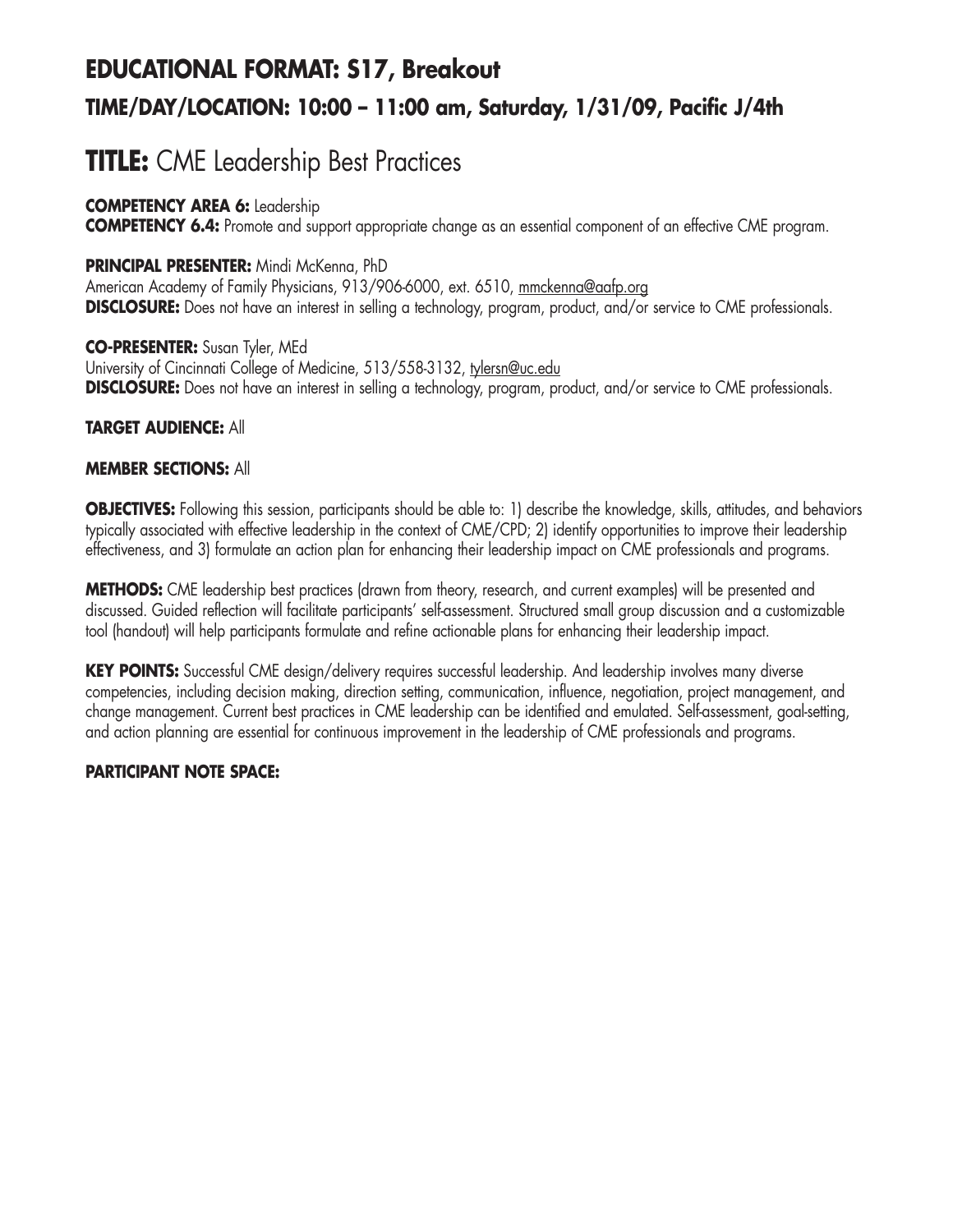## EDUCATIONAL FORMAT: S17, Breakout

### TIME/DAY/LOCATION: 10:00 – 11:00 am, Saturday, 1/31/09, Pacific J/4th

# TITLE: CME Leadership Best Practices

**COMPETENCY AREA 6:** Leadership
**COMPETENCY 6.4:** Promote and support appropriate change as an essential component of an effective CME program.

**PRINCIPAL PRESENTER:** Mindi McKenna, PhD
American Academy of Family Physicians, 913/906-6000, ext. 6510, mmckenna@aafp.org
**DISCLOSURE:** Does not have an interest in selling a technology, program, product, and/or service to CME professionals.

**CO-PRESENTER:** Susan Tyler, MEd
University of Cincinnati College of Medicine, 513/558-3132, tylersn@uc.edu
**DISCLOSURE:** Does not have an interest in selling a technology, program, product, and/or service to CME professionals.

**TARGET AUDIENCE:** All

**MEMBER SECTIONS:** All

**OBJECTIVES:** Following this session, participants should be able to: 1) describe the knowledge, skills, attitudes, and behaviors typically associated with effective leadership in the context of CME/CPD; 2) identify opportunities to improve their leadership effectiveness, and 3) formulate an action plan for enhancing their leadership impact on CME professionals and programs.

**METHODS:** CME leadership best practices (drawn from theory, research, and current examples) will be presented and discussed. Guided reflection will facilitate participants' self-assessment. Structured small group discussion and a customizable tool (handout) will help participants formulate and refine actionable plans for enhancing their leadership impact.

**KEY POINTS:** Successful CME design/delivery requires successful leadership. And leadership involves many diverse competencies, including decision making, direction setting, communication, influence, negotiation, project management, and change management. Current best practices in CME leadership can be identified and emulated. Self-assessment, goal-setting, and action planning are essential for continuous improvement in the leadership of CME professionals and programs.

**PARTICIPANT NOTE SPACE:**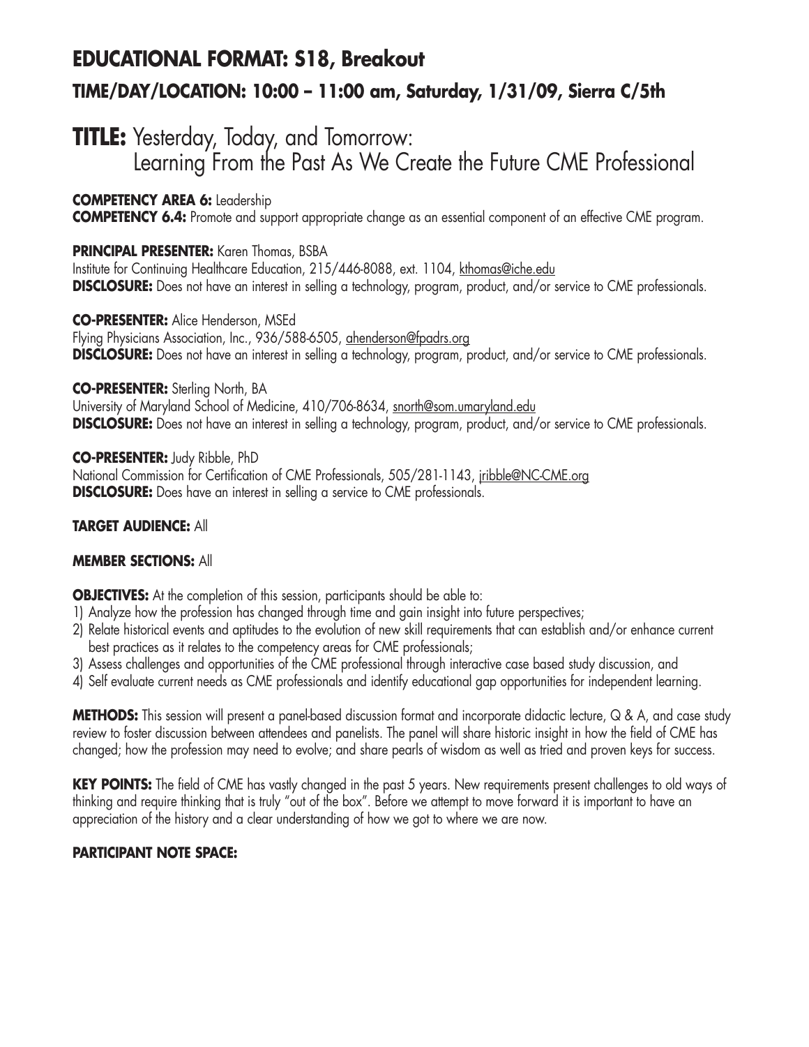## EDUCATIONAL FORMAT: S18, Breakout

### TIME/DAY/LOCATION: 10:00 – 11:00 am, Saturday, 1/31/09, Sierra C/5th

# TITLE: Yesterday, Today, and Tomorrow: Learning From the Past As We Create the Future CME Professional

**COMPETENCY AREA 6:** Leadership
**COMPETENCY 6.4:** Promote and support appropriate change as an essential component of an effective CME program.

**PRINCIPAL PRESENTER:** Karen Thomas, BSBA
Institute for Continuing Healthcare Education, 215/446-8088, ext. 1104, kthomas@iche.edu
**DISCLOSURE:** Does not have an interest in selling a technology, program, product, and/or service to CME professionals.

**CO-PRESENTER:** Alice Henderson, MSEd
Flying Physicians Association, Inc., 936/588-6505, ahenderson@fpadrs.org
**DISCLOSURE:** Does not have an interest in selling a technology, program, product, and/or service to CME professionals.

**CO-PRESENTER:** Sterling North, BA
University of Maryland School of Medicine, 410/706-8634, snorth@som.umaryland.edu
**DISCLOSURE:** Does not have an interest in selling a technology, program, product, and/or service to CME professionals.

**CO-PRESENTER:** Judy Ribble, PhD
National Commission for Certification of CME Professionals, 505/281-1143, jribble@NC-CME.org
**DISCLOSURE:** Does have an interest in selling a service to CME professionals.

**TARGET AUDIENCE:** All

**MEMBER SECTIONS:** All

**OBJECTIVES:** At the completion of this session, participants should be able to:
1) Analyze how the profession has changed through time and gain insight into future perspectives;
2) Relate historical events and aptitudes to the evolution of new skill requirements that can establish and/or enhance current best practices as it relates to the competency areas for CME professionals;
3) Assess challenges and opportunities of the CME professional through interactive case based study discussion, and
4) Self evaluate current needs as CME professionals and identify educational gap opportunities for independent learning.

**METHODS:** This session will present a panel-based discussion format and incorporate didactic lecture, Q & A, and case study review to foster discussion between attendees and panelists. The panel will share historic insight in how the field of CME has changed; how the profession may need to evolve; and share pearls of wisdom as well as tried and proven keys for success.

**KEY POINTS:** The field of CME has vastly changed in the past 5 years. New requirements present challenges to old ways of thinking and require thinking that is truly "out of the box". Before we attempt to move forward it is important to have an appreciation of the history and a clear understanding of how we got to where we are now.

**PARTICIPANT NOTE SPACE:**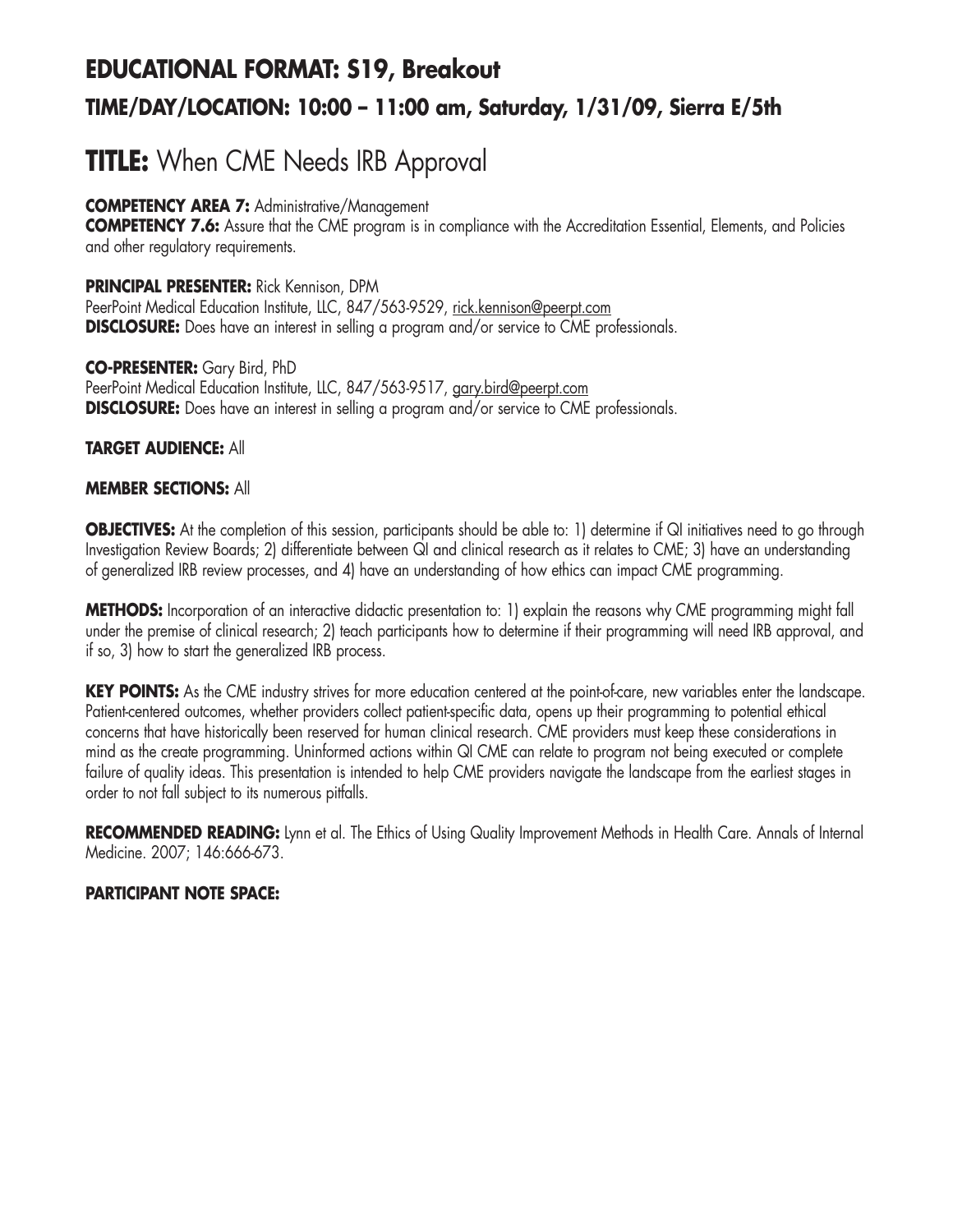## EDUCATIONAL FORMAT: S19, Breakout

### TIME/DAY/LOCATION: 10:00 – 11:00 am, Saturday, 1/31/09, Sierra E/5th

# TITLE: When CME Needs IRB Approval

**COMPETENCY AREA 7:** Administrative/Management
**COMPETENCY 7.6:** Assure that the CME program is in compliance with the Accreditation Essential, Elements, and Policies and other regulatory requirements.

**PRINCIPAL PRESENTER:** Rick Kennison, DPM
PeerPoint Medical Education Institute, LLC, 847/563-9529, rick.kennison@peerpt.com
**DISCLOSURE:** Does have an interest in selling a program and/or service to CME professionals.

**CO-PRESENTER:** Gary Bird, PhD
PeerPoint Medical Education Institute, LLC, 847/563-9517, gary.bird@peerpt.com
**DISCLOSURE:** Does have an interest in selling a program and/or service to CME professionals.

**TARGET AUDIENCE:** All

**MEMBER SECTIONS:** All

**OBJECTIVES:** At the completion of this session, participants should be able to: 1) determine if QI initiatives need to go through Investigation Review Boards; 2) differentiate between QI and clinical research as it relates to CME; 3) have an understanding of generalized IRB review processes, and 4) have an understanding of how ethics can impact CME programming.

**METHODS:** Incorporation of an interactive didactic presentation to: 1) explain the reasons why CME programming might fall under the premise of clinical research; 2) teach participants how to determine if their programming will need IRB approval, and if so, 3) how to start the generalized IRB process.

**KEY POINTS:** As the CME industry strives for more education centered at the point-of-care, new variables enter the landscape. Patient-centered outcomes, whether providers collect patient-specific data, opens up their programming to potential ethical concerns that have historically been reserved for human clinical research. CME providers must keep these considerations in mind as the create programming. Uninformed actions within QI CME can relate to program not being executed or complete failure of quality ideas. This presentation is intended to help CME providers navigate the landscape from the earliest stages in order to not fall subject to its numerous pitfalls.

**RECOMMENDED READING:** Lynn et al. The Ethics of Using Quality Improvement Methods in Health Care. Annals of Internal Medicine. 2007; 146:666-673.

**PARTICIPANT NOTE SPACE:**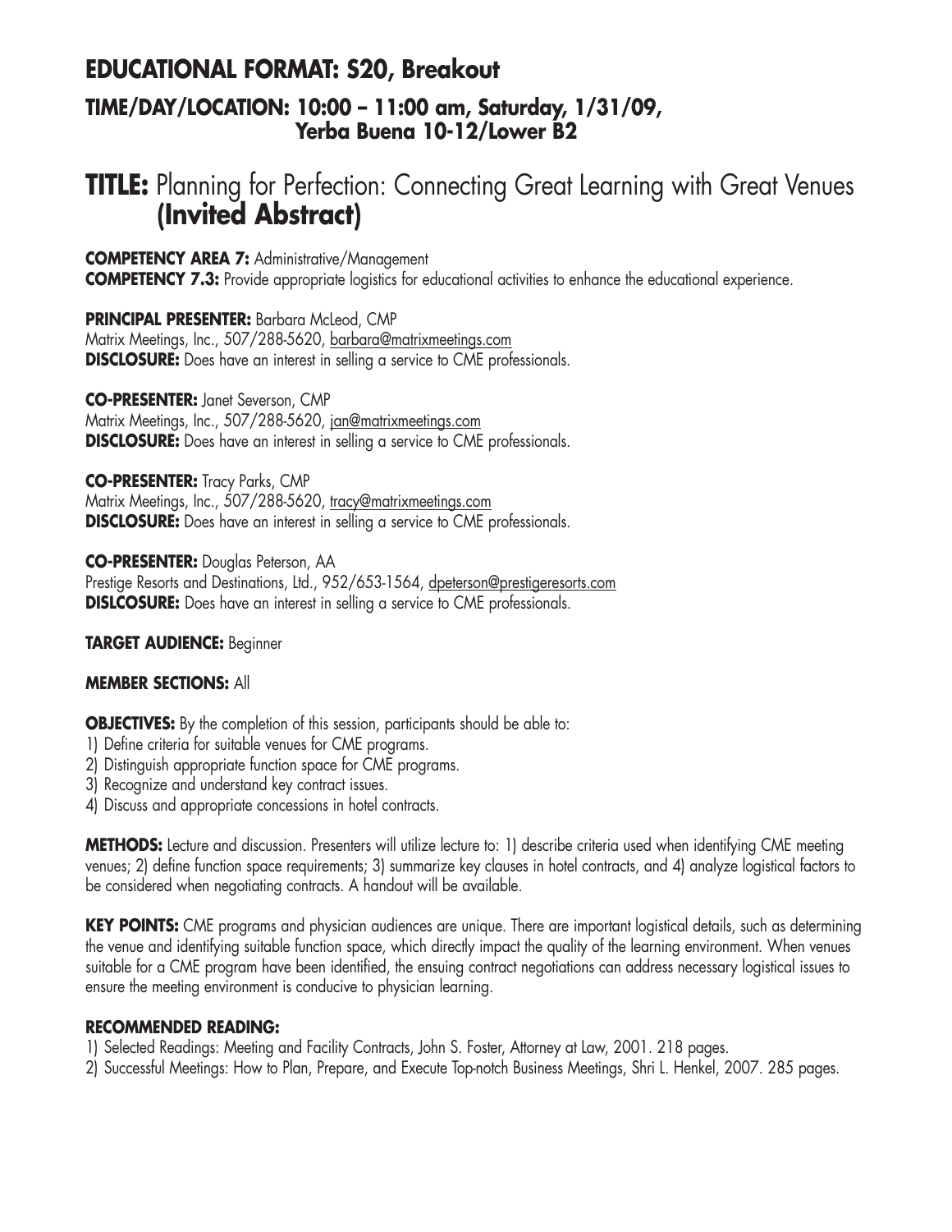## EDUCATIONAL FORMAT: S20, Breakout

### TIME/DAY/LOCATION: 10:00 – 11:00 am, Saturday, 1/31/09, Yerba Buena 10-12/Lower B2

# TITLE: Planning for Perfection: Connecting Great Learning with Great Venues (Invited Abstract)

**COMPETENCY AREA 7:** Administrative/Management
**COMPETENCY 7.3:** Provide appropriate logistics for educational activities to enhance the educational experience.

**PRINCIPAL PRESENTER:** Barbara McLeod, CMP
Matrix Meetings, Inc., 507/288-5620, barbara@matrixmeetings.com
**DISCLOSURE:** Does have an interest in selling a service to CME professionals.

**CO-PRESENTER:** Janet Severson, CMP
Matrix Meetings, Inc., 507/288-5620, jan@matrixmeetings.com
**DISCLOSURE:** Does have an interest in selling a service to CME professionals.

**CO-PRESENTER:** Tracy Parks, CMP
Matrix Meetings, Inc., 507/288-5620, tracy@matrixmeetings.com
**DISCLOSURE:** Does have an interest in selling a service to CME professionals.

**CO-PRESENTER:** Douglas Peterson, AA
Prestige Resorts and Destinations, Ltd., 952/653-1564, dpeterson@prestigeresorts.com
**DISLCOSURE:** Does have an interest in selling a service to CME professionals.

**TARGET AUDIENCE:** Beginner

**MEMBER SECTIONS:** All

**OBJECTIVES:** By the completion of this session, participants should be able to:
1) Define criteria for suitable venues for CME programs.
2) Distinguish appropriate function space for CME programs.
3) Recognize and understand key contract issues.
4) Discuss and appropriate concessions in hotel contracts.

**METHODS:** Lecture and discussion. Presenters will utilize lecture to: 1) describe criteria used when identifying CME meeting venues; 2) define function space requirements; 3) summarize key clauses in hotel contracts, and 4) analyze logistical factors to be considered when negotiating contracts. A handout will be available.

**KEY POINTS:** CME programs and physician audiences are unique. There are important logistical details, such as determining the venue and identifying suitable function space, which directly impact the quality of the learning environment. When venues suitable for a CME program have been identified, the ensuing contract negotiations can address necessary logistical issues to ensure the meeting environment is conducive to physician learning.

**RECOMMENDED READING:**
1) Selected Readings: Meeting and Facility Contracts, John S. Foster, Attorney at Law, 2001. 218 pages.
2) Successful Meetings: How to Plan, Prepare, and Execute Top-notch Business Meetings, Shri L. Henkel, 2007. 285 pages.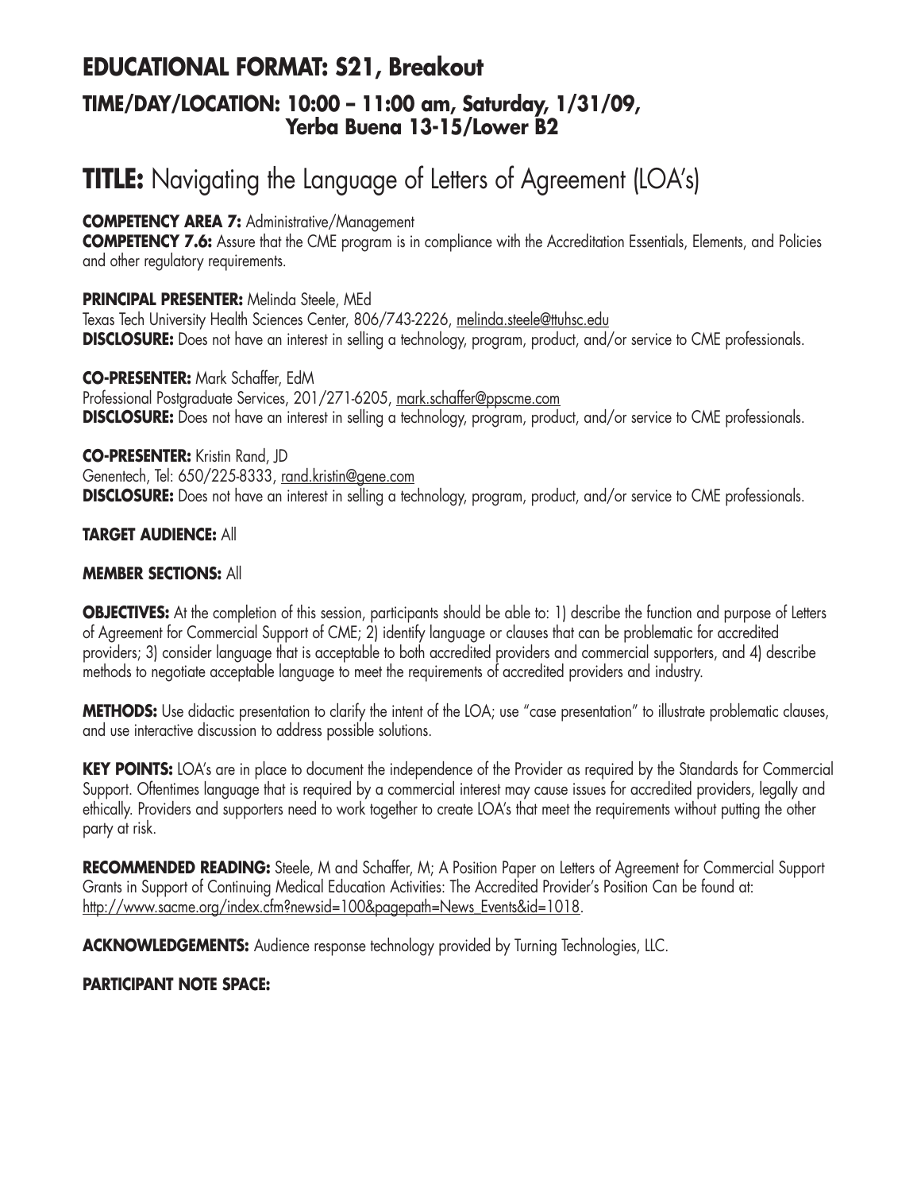## EDUCATIONAL FORMAT: S21, Breakout
### TIME/DAY/LOCATION: 10:00 – 11:00 am, Saturday, 1/31/09, Yerba Buena 13-15/Lower B2

# TITLE: Navigating the Language of Letters of Agreement (LOA's)

**COMPETENCY AREA 7:** Administrative/Management
**COMPETENCY 7.6:** Assure that the CME program is in compliance with the Accreditation Essentials, Elements, and Policies and other regulatory requirements.

**PRINCIPAL PRESENTER:** Melinda Steele, MEd
Texas Tech University Health Sciences Center, 806/743-2226, melinda.steele@ttuhsc.edu
**DISCLOSURE:** Does not have an interest in selling a technology, program, product, and/or service to CME professionals.

**CO-PRESENTER:** Mark Schaffer, EdM
Professional Postgraduate Services, 201/271-6205, mark.schaffer@ppscme.com
**DISCLOSURE:** Does not have an interest in selling a technology, program, product, and/or service to CME professionals.

**CO-PRESENTER:** Kristin Rand, JD
Genentech, Tel: 650/225-8333, rand.kristin@gene.com
**DISCLOSURE:** Does not have an interest in selling a technology, program, product, and/or service to CME professionals.

**TARGET AUDIENCE:** All

**MEMBER SECTIONS:** All

**OBJECTIVES:** At the completion of this session, participants should be able to: 1) describe the function and purpose of Letters of Agreement for Commercial Support of CME; 2) identify language or clauses that can be problematic for accredited providers; 3) consider language that is acceptable to both accredited providers and commercial supporters, and 4) describe methods to negotiate acceptable language to meet the requirements of accredited providers and industry.

**METHODS:** Use didactic presentation to clarify the intent of the LOA; use "case presentation" to illustrate problematic clauses, and use interactive discussion to address possible solutions.

**KEY POINTS:** LOA's are in place to document the independence of the Provider as required by the Standards for Commercial Support. Oftentimes language that is required by a commercial interest may cause issues for accredited providers, legally and ethically. Providers and supporters need to work together to create LOA's that meet the requirements without putting the other party at risk.

**RECOMMENDED READING:** Steele, M and Schaffer, M; A Position Paper on Letters of Agreement for Commercial Support Grants in Support of Continuing Medical Education Activities: The Accredited Provider's Position Can be found at: http://www.sacme.org/index.cfm?newsid=100&pagepath=News_Events&id=1018.

**ACKNOWLEDGEMENTS:** Audience response technology provided by Turning Technologies, LLC.

**PARTICIPANT NOTE SPACE:**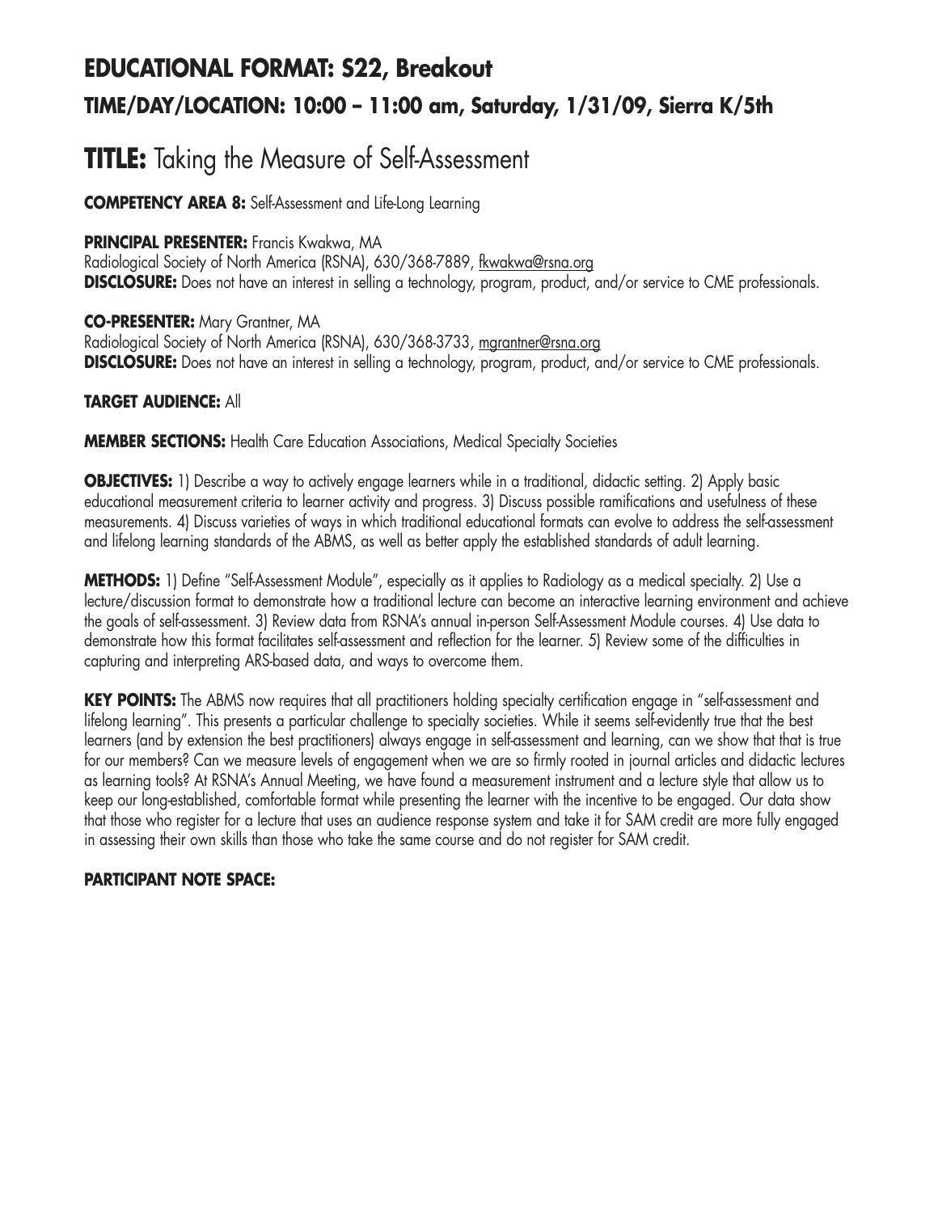## EDUCATIONAL FORMAT: S22, Breakout

### TIME/DAY/LOCATION: 10:00 – 11:00 am, Saturday, 1/31/09, Sierra K/5th

# TITLE: Taking the Measure of Self-Assessment

**COMPETENCY AREA 8:** Self-Assessment and Life-Long Learning

**PRINCIPAL PRESENTER:** Francis Kwakwa, MA
Radiological Society of North America (RSNA), 630/368-7889, fkwakwa@rsna.org
**DISCLOSURE:** Does not have an interest in selling a technology, program, product, and/or service to CME professionals.

**CO-PRESENTER:** Mary Grantner, MA
Radiological Society of North America (RSNA), 630/368-3733, mgrantner@rsna.org
**DISCLOSURE:** Does not have an interest in selling a technology, program, product, and/or service to CME professionals.

**TARGET AUDIENCE:** All

**MEMBER SECTIONS:** Health Care Education Associations, Medical Specialty Societies

**OBJECTIVES:** 1) Describe a way to actively engage learners while in a traditional, didactic setting. 2) Apply basic educational measurement criteria to learner activity and progress. 3) Discuss possible ramifications and usefulness of these measurements. 4) Discuss varieties of ways in which traditional educational formats can evolve to address the self-assessment and lifelong learning standards of the ABMS, as well as better apply the established standards of adult learning.

**METHODS:** 1) Define "Self-Assessment Module", especially as it applies to Radiology as a medical specialty. 2) Use a lecture/discussion format to demonstrate how a traditional lecture can become an interactive learning environment and achieve the goals of self-assessment. 3) Review data from RSNA's annual in-person Self-Assessment Module courses. 4) Use data to demonstrate how this format facilitates self-assessment and reflection for the learner. 5) Review some of the difficulties in capturing and interpreting ARS-based data, and ways to overcome them.

**KEY POINTS:** The ABMS now requires that all practitioners holding specialty certification engage in "self-assessment and lifelong learning". This presents a particular challenge to specialty societies. While it seems self-evidently true that the best learners (and by extension the best practitioners) always engage in self-assessment and learning, can we show that that is true for our members? Can we measure levels of engagement when we are so firmly rooted in journal articles and didactic lectures as learning tools? At RSNA's Annual Meeting, we have found a measurement instrument and a lecture style that allow us to keep our long-established, comfortable format while presenting the learner with the incentive to be engaged. Our data show that those who register for a lecture that uses an audience response system and take it for SAM credit are more fully engaged in assessing their own skills than those who take the same course and do not register for SAM credit.

**PARTICIPANT NOTE SPACE:**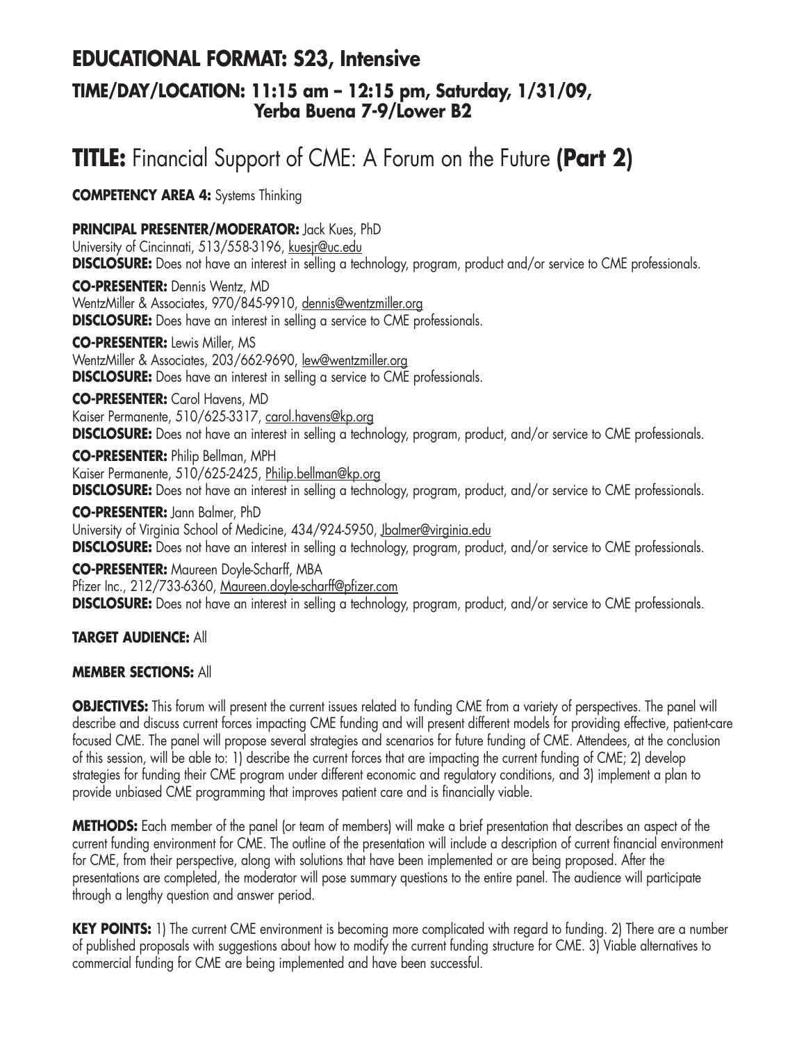## EDUCATIONAL FORMAT: S23, Intensive

### TIME/DAY/LOCATION: 11:15 am – 12:15 pm, Saturday, 1/31/09, Yerba Buena 7-9/Lower B2

# TITLE: Financial Support of CME: A Forum on the Future **(Part 2)**

**COMPETENCY AREA 4:** Systems Thinking

**PRINCIPAL PRESENTER/MODERATOR:** Jack Kues, PhD
University of Cincinnati, 513/558-3196, kuesjr@uc.edu
**DISCLOSURE:** Does not have an interest in selling a technology, program, product and/or service to CME professionals.

**CO-PRESENTER:** Dennis Wentz, MD
WentzMiller & Associates, 970/845-9910, dennis@wentzmiller.org
**DISCLOSURE:** Does have an interest in selling a service to CME professionals.

**CO-PRESENTER:** Lewis Miller, MS
WentzMiller & Associates, 203/662-9690, lew@wentzmiller.org
**DISCLOSURE:** Does have an interest in selling a service to CME professionals.

**CO-PRESENTER:** Carol Havens, MD
Kaiser Permanente, 510/625-3317, carol.havens@kp.org
**DISCLOSURE:** Does not have an interest in selling a technology, program, product, and/or service to CME professionals.

**CO-PRESENTER:** Philip Bellman, MPH
Kaiser Permanente, 510/625-2425, Philip.bellman@kp.org
**DISCLOSURE:** Does not have an interest in selling a technology, program, product, and/or service to CME professionals.

**CO-PRESENTER:** Jann Balmer, PhD
University of Virginia School of Medicine, 434/924-5950, Jbalmer@virginia.edu
**DISCLOSURE:** Does not have an interest in selling a technology, program, product, and/or service to CME professionals.

**CO-PRESENTER:** Maureen Doyle-Scharff, MBA
Pfizer Inc., 212/733-6360, Maureen.doyle-scharff@pfizer.com
**DISCLOSURE:** Does not have an interest in selling a technology, program, product, and/or service to CME professionals.

**TARGET AUDIENCE:** All

**MEMBER SECTIONS:** All

**OBJECTIVES:** This forum will present the current issues related to funding CME from a variety of perspectives. The panel will describe and discuss current forces impacting CME funding and will present different models for providing effective, patient-care focused CME. The panel will propose several strategies and scenarios for future funding of CME. Attendees, at the conclusion of this session, will be able to: 1) describe the current forces that are impacting the current funding of CME; 2) develop strategies for funding their CME program under different economic and regulatory conditions, and 3) implement a plan to provide unbiased CME programming that improves patient care and is financially viable.

**METHODS:** Each member of the panel (or team of members) will make a brief presentation that describes an aspect of the current funding environment for CME. The outline of the presentation will include a description of current financial environment for CME, from their perspective, along with solutions that have been implemented or are being proposed. After the presentations are completed, the moderator will pose summary questions to the entire panel. The audience will participate through a lengthy question and answer period.

**KEY POINTS:** 1) The current CME environment is becoming more complicated with regard to funding. 2) There are a number of published proposals with suggestions about how to modify the current funding structure for CME. 3) Viable alternatives to commercial funding for CME are being implemented and have been successful.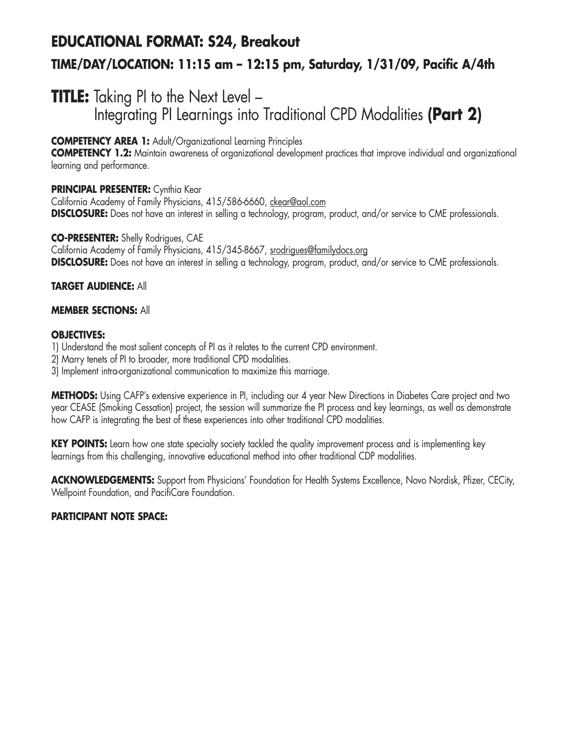## EDUCATIONAL FORMAT: S24, Breakout

### TIME/DAY/LOCATION: 11:15 am – 12:15 pm, Saturday, 1/31/09, Pacific A/4th

# TITLE: Taking PI to the Next Level – Integrating PI Learnings into Traditional CPD Modalities (Part 2)

**COMPETENCY AREA 1:** Adult/Organizational Learning Principles
**COMPETENCY 1.2:** Maintain awareness of organizational development practices that improve individual and organizational learning and performance.

**PRINCIPAL PRESENTER:** Cynthia Kear
California Academy of Family Physicians, 415/586-6660, ckear@aol.com
**DISCLOSURE:** Does not have an interest in selling a technology, program, product, and/or service to CME professionals.

**CO-PRESENTER:** Shelly Rodrigues, CAE
California Academy of Family Physicians, 415/345-8667, srodrigues@familydocs.org
**DISCLOSURE:** Does not have an interest in selling a technology, program, product, and/or service to CME professionals.

**TARGET AUDIENCE:** All

**MEMBER SECTIONS:** All

**OBJECTIVES:**
1) Understand the most salient concepts of PI as it relates to the current CPD environment.
2) Marry tenets of PI to broader, more traditional CPD modalities.
3) Implement intra-organizational communication to maximize this marriage.

**METHODS:** Using CAFP's extensive experience in PI, including our 4 year New Directions in Diabetes Care project and two year CEASE (Smoking Cessation) project, the session will summarize the PI process and key learnings, as well as demonstrate how CAFP is integrating the best of these experiences into other traditional CPD modalities.

**KEY POINTS:** Learn how one state specialty society tackled the quality improvement process and is implementing key learnings from this challenging, innovative educational method into other traditional CDP modalities.

**ACKNOWLEDGEMENTS:** Support from Physicians' Foundation for Health Systems Excellence, Novo Nordisk, Pfizer, CECity, Wellpoint Foundation, and PacifiCare Foundation.

**PARTICIPANT NOTE SPACE:**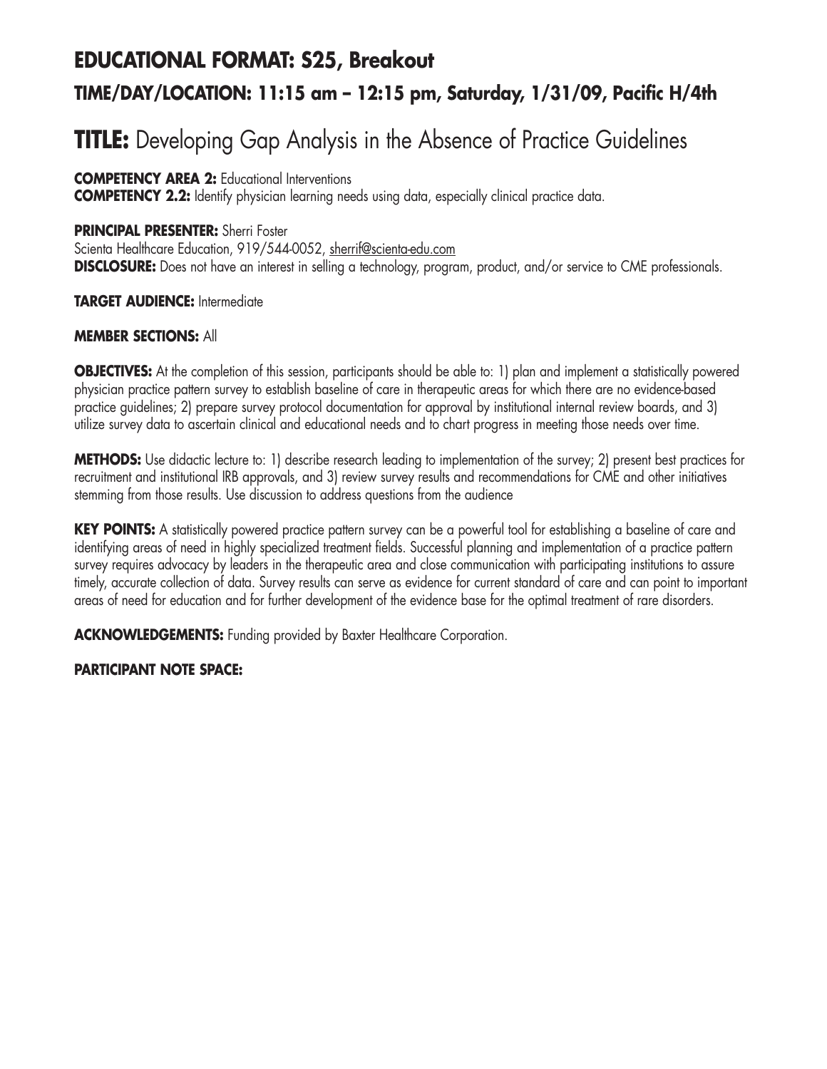## EDUCATIONAL FORMAT: S25, Breakout

### TIME/DAY/LOCATION: 11:15 am – 12:15 pm, Saturday, 1/31/09, Pacific H/4th

# TITLE: Developing Gap Analysis in the Absence of Practice Guidelines

**COMPETENCY AREA 2:** Educational Interventions
**COMPETENCY 2.2:** Identify physician learning needs using data, especially clinical practice data.

**PRINCIPAL PRESENTER:** Sherri Foster
Scienta Healthcare Education, 919/544-0052, sherrif@scienta-edu.com
**DISCLOSURE:** Does not have an interest in selling a technology, program, product, and/or service to CME professionals.

**TARGET AUDIENCE:** Intermediate

**MEMBER SECTIONS:** All

**OBJECTIVES:** At the completion of this session, participants should be able to: 1) plan and implement a statistically powered physician practice pattern survey to establish baseline of care in therapeutic areas for which there are no evidence-based practice guidelines; 2) prepare survey protocol documentation for approval by institutional internal review boards, and 3) utilize survey data to ascertain clinical and educational needs and to chart progress in meeting those needs over time.

**METHODS:** Use didactic lecture to: 1) describe research leading to implementation of the survey; 2) present best practices for recruitment and institutional IRB approvals, and 3) review survey results and recommendations for CME and other initiatives stemming from those results. Use discussion to address questions from the audience

**KEY POINTS:** A statistically powered practice pattern survey can be a powerful tool for establishing a baseline of care and identifying areas of need in highly specialized treatment fields. Successful planning and implementation of a practice pattern survey requires advocacy by leaders in the therapeutic area and close communication with participating institutions to assure timely, accurate collection of data. Survey results can serve as evidence for current standard of care and can point to important areas of need for education and for further development of the evidence base for the optimal treatment of rare disorders.

**ACKNOWLEDGEMENTS:** Funding provided by Baxter Healthcare Corporation.

**PARTICIPANT NOTE SPACE:**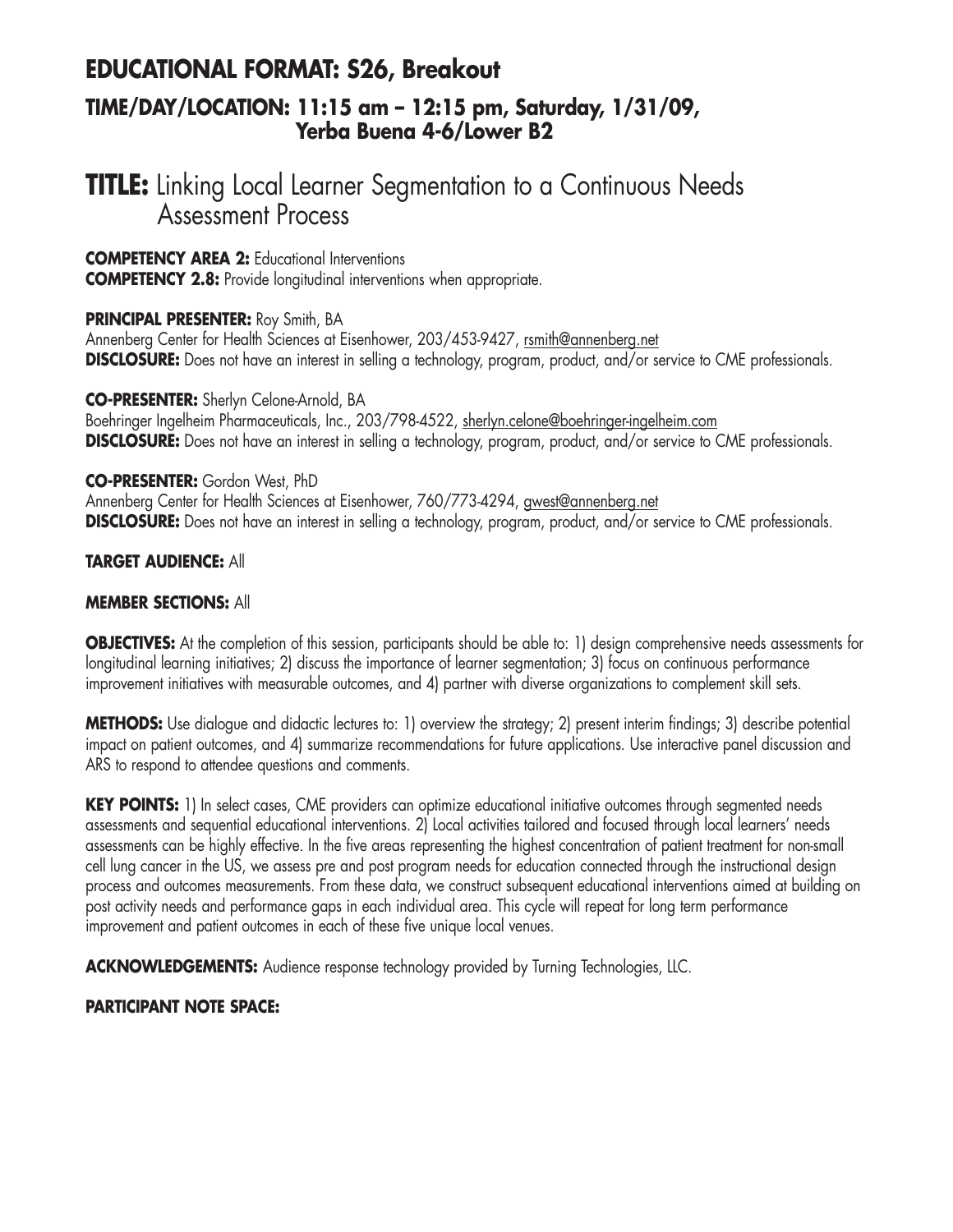## EDUCATIONAL FORMAT: S26, Breakout

### TIME/DAY/LOCATION: 11:15 am – 12:15 pm, Saturday, 1/31/09, Yerba Buena 4-6/Lower B2

# TITLE: Linking Local Learner Segmentation to a Continuous Needs Assessment Process

**COMPETENCY AREA 2:** Educational Interventions
**COMPETENCY 2.8:** Provide longitudinal interventions when appropriate.

**PRINCIPAL PRESENTER:** Roy Smith, BA
Annenberg Center for Health Sciences at Eisenhower, 203/453-9427, rsmith@annenberg.net
**DISCLOSURE:** Does not have an interest in selling a technology, program, product, and/or service to CME professionals.

**CO-PRESENTER:** Sherlyn Celone-Arnold, BA
Boehringer Ingelheim Pharmaceuticals, Inc., 203/798-4522, sherlyn.celone@boehringer-ingelheim.com
**DISCLOSURE:** Does not have an interest in selling a technology, program, product, and/or service to CME professionals.

**CO-PRESENTER:** Gordon West, PhD
Annenberg Center for Health Sciences at Eisenhower, 760/773-4294, gwest@annenberg.net
**DISCLOSURE:** Does not have an interest in selling a technology, program, product, and/or service to CME professionals.

**TARGET AUDIENCE:** All

**MEMBER SECTIONS:** All

**OBJECTIVES:** At the completion of this session, participants should be able to: 1) design comprehensive needs assessments for longitudinal learning initiatives; 2) discuss the importance of learner segmentation; 3) focus on continuous performance improvement initiatives with measurable outcomes, and 4) partner with diverse organizations to complement skill sets.

**METHODS:** Use dialogue and didactic lectures to: 1) overview the strategy; 2) present interim findings; 3) describe potential impact on patient outcomes, and 4) summarize recommendations for future applications. Use interactive panel discussion and ARS to respond to attendee questions and comments.

**KEY POINTS:** 1) In select cases, CME providers can optimize educational initiative outcomes through segmented needs assessments and sequential educational interventions. 2) Local activities tailored and focused through local learners' needs assessments can be highly effective. In the five areas representing the highest concentration of patient treatment for non-small cell lung cancer in the US, we assess pre and post program needs for education connected through the instructional design process and outcomes measurements. From these data, we construct subsequent educational interventions aimed at building on post activity needs and performance gaps in each individual area. This cycle will repeat for long term performance improvement and patient outcomes in each of these five unique local venues.

**ACKNOWLEDGEMENTS:** Audience response technology provided by Turning Technologies, LLC.

**PARTICIPANT NOTE SPACE:**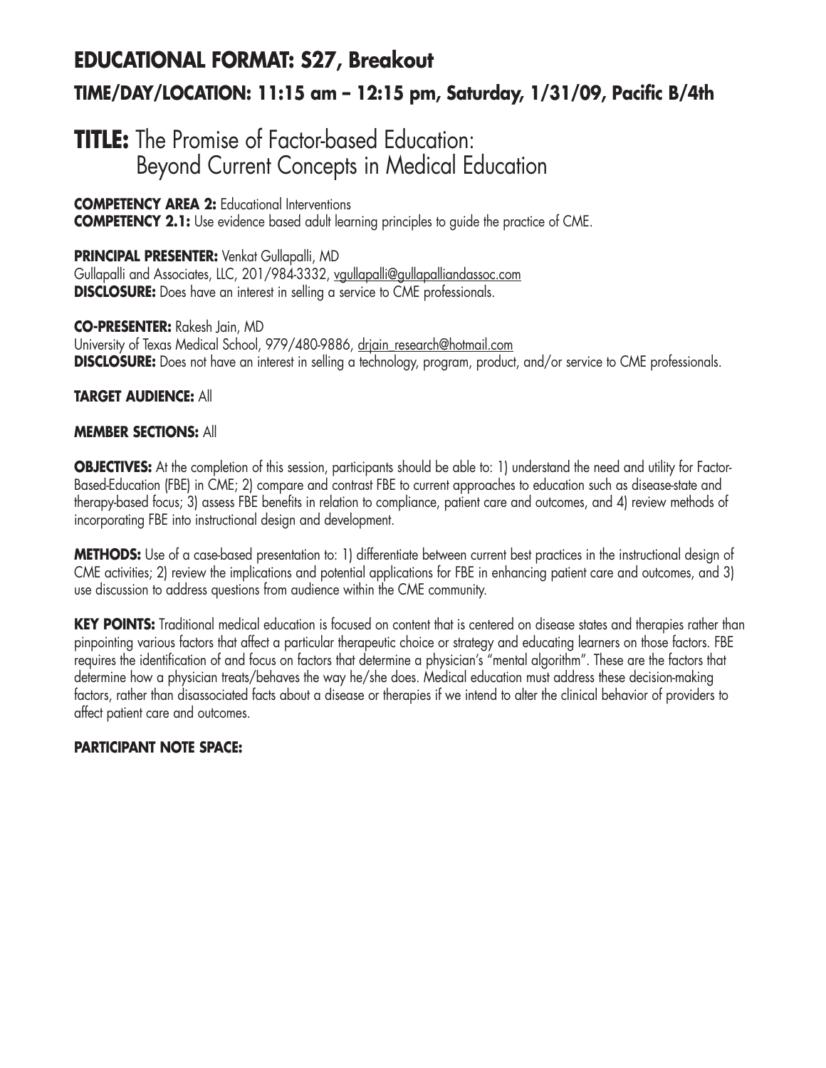## EDUCATIONAL FORMAT: S27, Breakout

### TIME/DAY/LOCATION: 11:15 am – 12:15 pm, Saturday, 1/31/09, Pacific B/4th

# TITLE: The Promise of Factor-based Education: Beyond Current Concepts in Medical Education

**COMPETENCY AREA 2:** Educational Interventions
**COMPETENCY 2.1:** Use evidence based adult learning principles to guide the practice of CME.

**PRINCIPAL PRESENTER:** Venkat Gullapalli, MD
Gullapalli and Associates, LLC, 201/984-3332, vgullapalli@gullapalliandassoc.com
**DISCLOSURE:** Does have an interest in selling a service to CME professionals.

**CO-PRESENTER:** Rakesh Jain, MD
University of Texas Medical School, 979/480-9886, drjain_research@hotmail.com
**DISCLOSURE:** Does not have an interest in selling a technology, program, product, and/or service to CME professionals.

**TARGET AUDIENCE:** All

**MEMBER SECTIONS:** All

**OBJECTIVES:** At the completion of this session, participants should be able to: 1) understand the need and utility for Factor-Based-Education (FBE) in CME; 2) compare and contrast FBE to current approaches to education such as disease-state and therapy-based focus; 3) assess FBE benefits in relation to compliance, patient care and outcomes, and 4) review methods of incorporating FBE into instructional design and development.

**METHODS:** Use of a case-based presentation to: 1) differentiate between current best practices in the instructional design of CME activities; 2) review the implications and potential applications for FBE in enhancing patient care and outcomes, and 3) use discussion to address questions from audience within the CME community.

**KEY POINTS:** Traditional medical education is focused on content that is centered on disease states and therapies rather than pinpointing various factors that affect a particular therapeutic choice or strategy and educating learners on those factors. FBE requires the identification of and focus on factors that determine a physician's "mental algorithm". These are the factors that determine how a physician treats/behaves the way he/she does. Medical education must address these decision-making factors, rather than disassociated facts about a disease or therapies if we intend to alter the clinical behavior of providers to affect patient care and outcomes.

**PARTICIPANT NOTE SPACE:**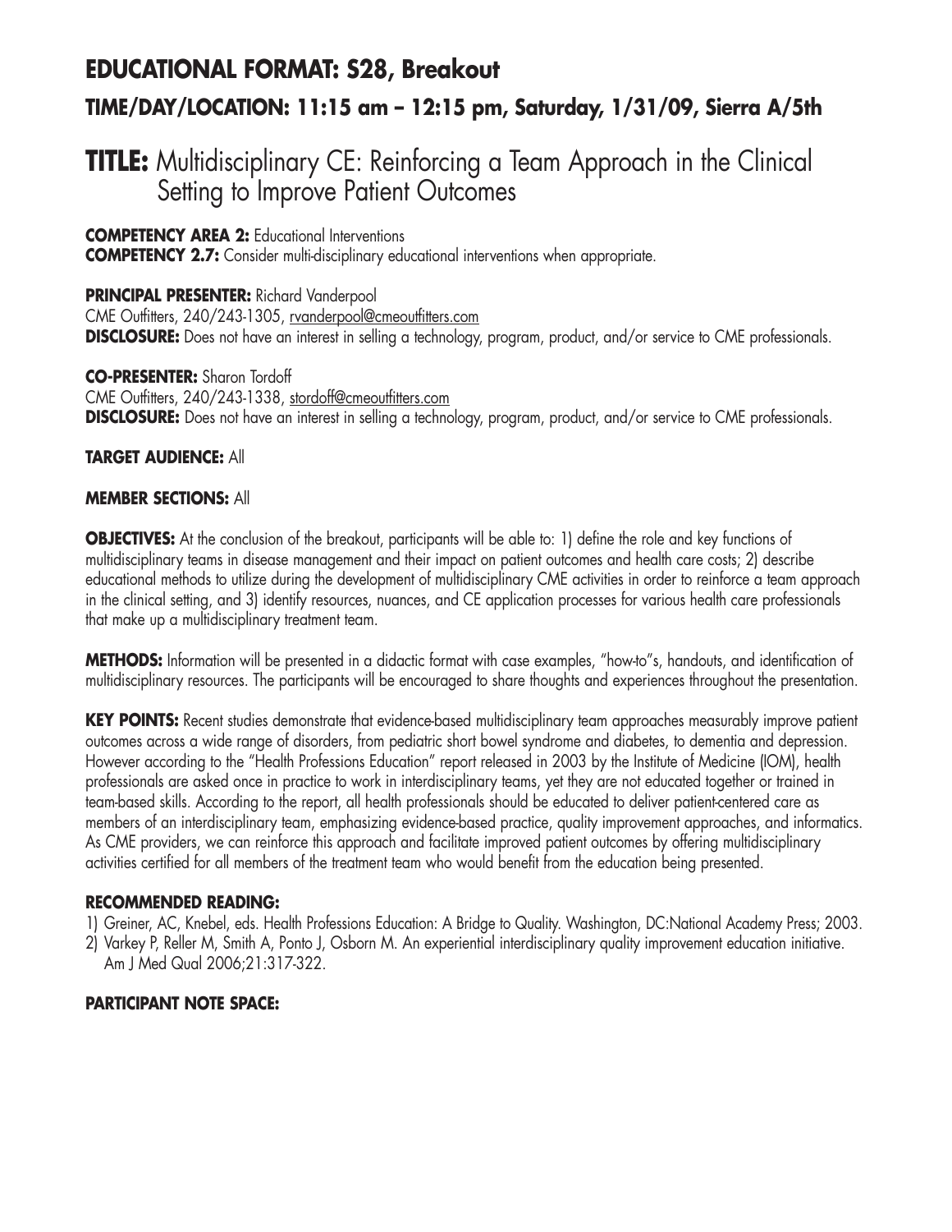## EDUCATIONAL FORMAT: S28, Breakout

### TIME/DAY/LOCATION: 11:15 am – 12:15 pm, Saturday, 1/31/09, Sierra A/5th

# TITLE: Multidisciplinary CE: Reinforcing a Team Approach in the Clinical Setting to Improve Patient Outcomes

**COMPETENCY AREA 2:** Educational Interventions
**COMPETENCY 2.7:** Consider multi-disciplinary educational interventions when appropriate.

**PRINCIPAL PRESENTER:** Richard Vanderpool
CME Outfitters, 240/243-1305, rvanderpool@cmeoutfitters.com
**DISCLOSURE:** Does not have an interest in selling a technology, program, product, and/or service to CME professionals.

**CO-PRESENTER:** Sharon Tordoff
CME Outfitters, 240/243-1338, stordoff@cmeoutfitters.com
**DISCLOSURE:** Does not have an interest in selling a technology, program, product, and/or service to CME professionals.

**TARGET AUDIENCE:** All

**MEMBER SECTIONS:** All

**OBJECTIVES:** At the conclusion of the breakout, participants will be able to: 1) define the role and key functions of multidisciplinary teams in disease management and their impact on patient outcomes and health care costs; 2) describe educational methods to utilize during the development of multidisciplinary CME activities in order to reinforce a team approach in the clinical setting, and 3) identify resources, nuances, and CE application processes for various health care professionals that make up a multidisciplinary treatment team.

**METHODS:** Information will be presented in a didactic format with case examples, "how-to"s, handouts, and identification of multidisciplinary resources. The participants will be encouraged to share thoughts and experiences throughout the presentation.

**KEY POINTS:** Recent studies demonstrate that evidence-based multidisciplinary team approaches measurably improve patient outcomes across a wide range of disorders, from pediatric short bowel syndrome and diabetes, to dementia and depression. However according to the "Health Professions Education" report released in 2003 by the Institute of Medicine (IOM), health professionals are asked once in practice to work in interdisciplinary teams, yet they are not educated together or trained in team-based skills. According to the report, all health professionals should be educated to deliver patient-centered care as members of an interdisciplinary team, emphasizing evidence-based practice, quality improvement approaches, and informatics. As CME providers, we can reinforce this approach and facilitate improved patient outcomes by offering multidisciplinary activities certified for all members of the treatment team who would benefit from the education being presented.

**RECOMMENDED READING:**

1) Greiner, AC, Knebel, eds. Health Professions Education: A Bridge to Quality. Washington, DC:National Academy Press; 2003.
2) Varkey P, Reller M, Smith A, Ponto J, Osborn M. An experiential interdisciplinary quality improvement education initiative. Am J Med Qual 2006;21:317-322.

**PARTICIPANT NOTE SPACE:**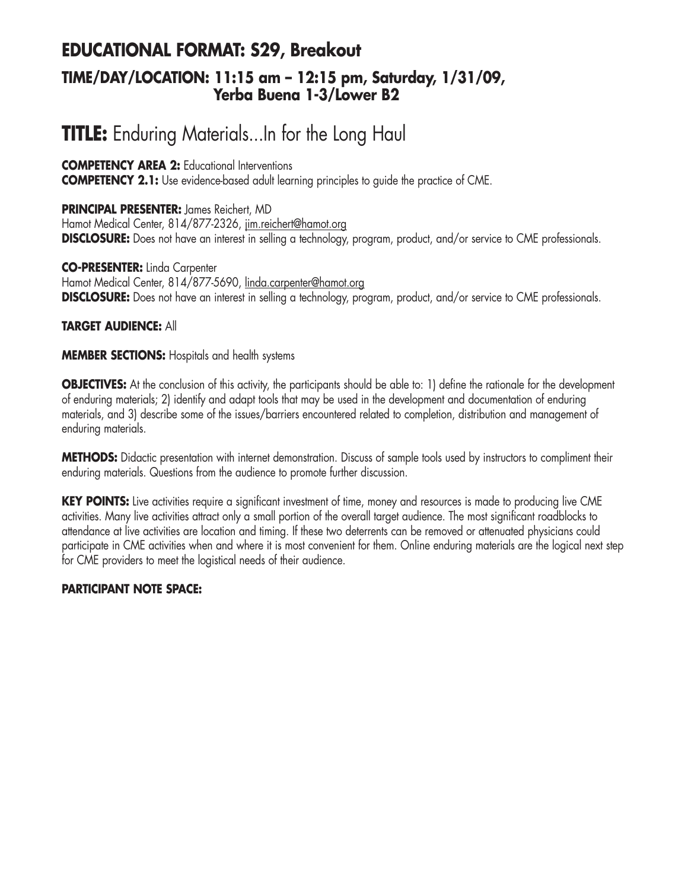## EDUCATIONAL FORMAT: S29, Breakout

### TIME/DAY/LOCATION: 11:15 am – 12:15 pm, Saturday, 1/31/09, Yerba Buena 1-3/Lower B2

# TITLE: Enduring Materials...In for the Long Haul

**COMPETENCY AREA 2:** Educational Interventions
**COMPETENCY 2.1:** Use evidence-based adult learning principles to guide the practice of CME.

**PRINCIPAL PRESENTER:** James Reichert, MD
Hamot Medical Center, 814/877-2326, jim.reichert@hamot.org
**DISCLOSURE:** Does not have an interest in selling a technology, program, product, and/or service to CME professionals.

**CO-PRESENTER:** Linda Carpenter
Hamot Medical Center, 814/877-5690, linda.carpenter@hamot.org
**DISCLOSURE:** Does not have an interest in selling a technology, program, product, and/or service to CME professionals.

**TARGET AUDIENCE:** All

**MEMBER SECTIONS:** Hospitals and health systems

**OBJECTIVES:** At the conclusion of this activity, the participants should be able to: 1) define the rationale for the development of enduring materials; 2) identify and adapt tools that may be used in the development and documentation of enduring materials, and 3) describe some of the issues/barriers encountered related to completion, distribution and management of enduring materials.

**METHODS:** Didactic presentation with internet demonstration. Discuss of sample tools used by instructors to compliment their enduring materials. Questions from the audience to promote further discussion.

**KEY POINTS:** Live activities require a significant investment of time, money and resources is made to producing live CME activities. Many live activities attract only a small portion of the overall target audience. The most significant roadblocks to attendance at live activities are location and timing. If these two deterrents can be removed or attenuated physicians could participate in CME activities when and where it is most convenient for them. Online enduring materials are the logical next step for CME providers to meet the logistical needs of their audience.

**PARTICIPANT NOTE SPACE:**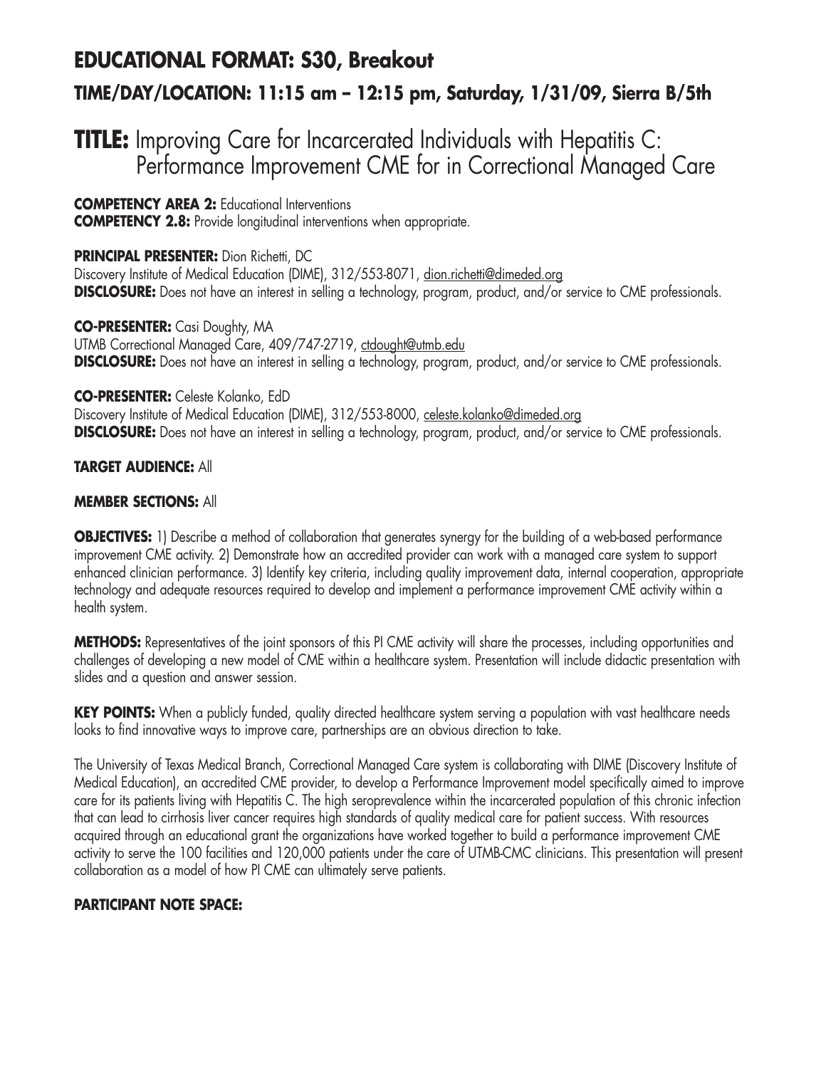# EDUCATIONAL FORMAT: S30, Breakout

## TIME/DAY/LOCATION: 11:15 am – 12:15 pm, Saturday, 1/31/09, Sierra B/5th

# TITLE: Improving Care for Incarcerated Individuals with Hepatitis C: Performance Improvement CME for in Correctional Managed Care

**COMPETENCY AREA 2:** Educational Interventions
**COMPETENCY 2.8:** Provide longitudinal interventions when appropriate.

**PRINCIPAL PRESENTER:** Dion Richetti, DC
Discovery Institute of Medical Education (DIME), 312/553-8071, dion.richetti@dimeded.org
**DISCLOSURE:** Does not have an interest in selling a technology, program, product, and/or service to CME professionals.

**CO-PRESENTER:** Casi Doughty, MA
UTMB Correctional Managed Care, 409/747-2719, ctdought@utmb.edu
**DISCLOSURE:** Does not have an interest in selling a technology, program, product, and/or service to CME professionals.

**CO-PRESENTER:** Celeste Kolanko, EdD
Discovery Institute of Medical Education (DIME), 312/553-8000, celeste.kolanko@dimeded.org
**DISCLOSURE:** Does not have an interest in selling a technology, program, product, and/or service to CME professionals.

**TARGET AUDIENCE:** All

**MEMBER SECTIONS:** All

**OBJECTIVES:** 1) Describe a method of collaboration that generates synergy for the building of a web-based performance improvement CME activity. 2) Demonstrate how an accredited provider can work with a managed care system to support enhanced clinician performance. 3) Identify key criteria, including quality improvement data, internal cooperation, appropriate technology and adequate resources required to develop and implement a performance improvement CME activity within a health system.

**METHODS:** Representatives of the joint sponsors of this PI CME activity will share the processes, including opportunities and challenges of developing a new model of CME within a healthcare system. Presentation will include didactic presentation with slides and a question and answer session.

**KEY POINTS:** When a publicly funded, quality directed healthcare system serving a population with vast healthcare needs looks to find innovative ways to improve care, partnerships are an obvious direction to take.

The University of Texas Medical Branch, Correctional Managed Care system is collaborating with DIME (Discovery Institute of Medical Education), an accredited CME provider, to develop a Performance Improvement model specifically aimed to improve care for its patients living with Hepatitis C. The high seroprevalence within the incarcerated population of this chronic infection that can lead to cirrhosis liver cancer requires high standards of quality medical care for patient success. With resources acquired through an educational grant the organizations have worked together to build a performance improvement CME activity to serve the 100 facilities and 120,000 patients under the care of UTMB-CMC clinicians. This presentation will present collaboration as a model of how PI CME can ultimately serve patients.

**PARTICIPANT NOTE SPACE:**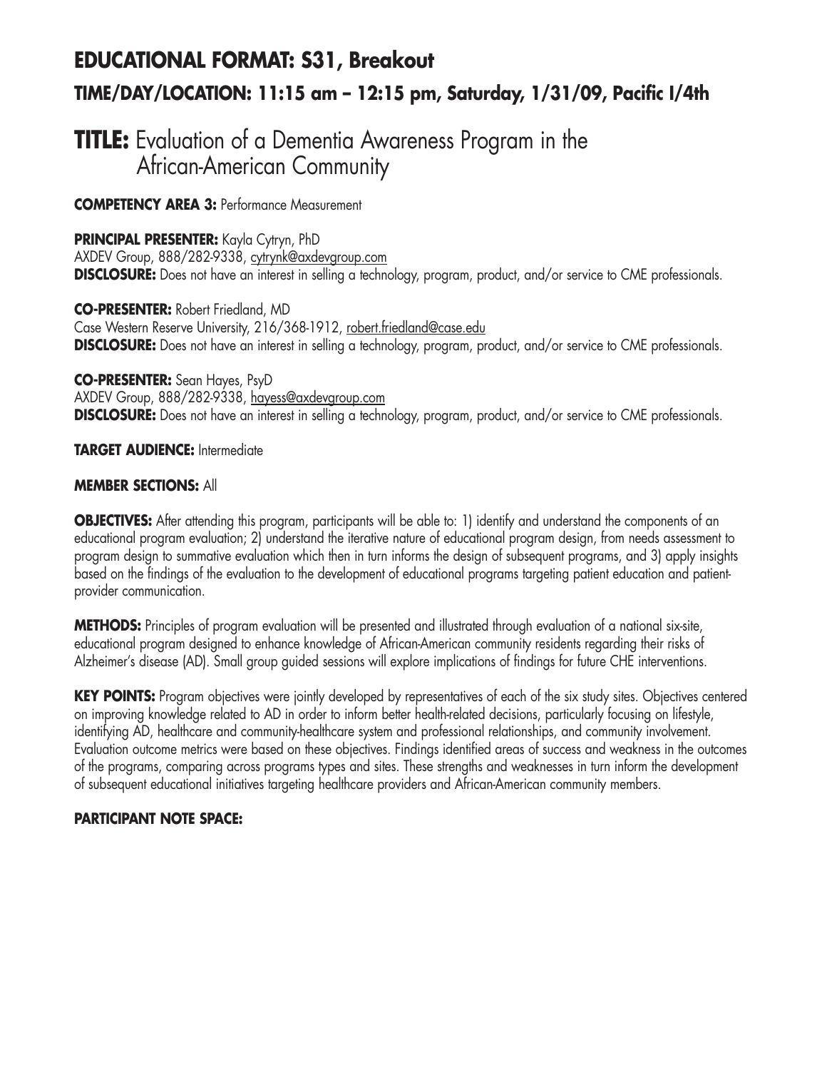# EDUCATIONAL FORMAT: S31, Breakout

## TIME/DAY/LOCATION: 11:15 am – 12:15 pm, Saturday, 1/31/09, Pacific I/4th

# TITLE: Evaluation of a Dementia Awareness Program in the African-American Community

**COMPETENCY AREA 3:** Performance Measurement

**PRINCIPAL PRESENTER:** Kayla Cytryn, PhD
AXDEV Group, 888/282-9338, cytrynk@axdevgroup.com
**DISCLOSURE:** Does not have an interest in selling a technology, program, product, and/or service to CME professionals.

**CO-PRESENTER:** Robert Friedland, MD
Case Western Reserve University, 216/368-1912, robert.friedland@case.edu
**DISCLOSURE:** Does not have an interest in selling a technology, program, product, and/or service to CME professionals.

**CO-PRESENTER:** Sean Hayes, PsyD
AXDEV Group, 888/282-9338, hayess@axdevgroup.com
**DISCLOSURE:** Does not have an interest in selling a technology, program, product, and/or service to CME professionals.

**TARGET AUDIENCE:** Intermediate

**MEMBER SECTIONS:** All

**OBJECTIVES:** After attending this program, participants will be able to: 1) identify and understand the components of an educational program evaluation; 2) understand the iterative nature of educational program design, from needs assessment to program design to summative evaluation which then in turn informs the design of subsequent programs, and 3) apply insights based on the findings of the evaluation to the development of educational programs targeting patient education and patient-provider communication.

**METHODS:** Principles of program evaluation will be presented and illustrated through evaluation of a national six-site, educational program designed to enhance knowledge of African-American community residents regarding their risks of Alzheimer's disease (AD). Small group guided sessions will explore implications of findings for future CHE interventions.

**KEY POINTS:** Program objectives were jointly developed by representatives of each of the six study sites. Objectives centered on improving knowledge related to AD in order to inform better health-related decisions, particularly focusing on lifestyle, identifying AD, healthcare and community-healthcare system and professional relationships, and community involvement. Evaluation outcome metrics were based on these objectives. Findings identified areas of success and weakness in the outcomes of the programs, comparing across programs types and sites. These strengths and weaknesses in turn inform the development of subsequent educational initiatives targeting healthcare providers and African-American community members.

**PARTICIPANT NOTE SPACE:**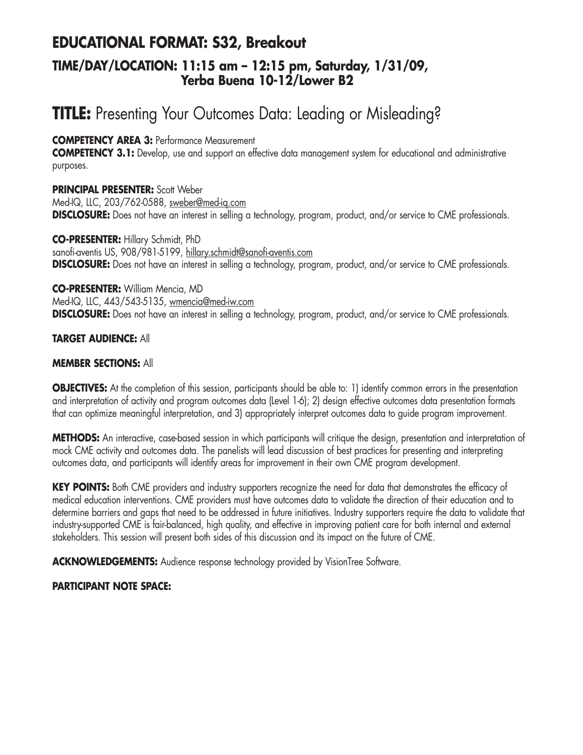## EDUCATIONAL FORMAT: S32, Breakout

### TIME/DAY/LOCATION: 11:15 am – 12:15 pm, Saturday, 1/31/09, Yerba Buena 10-12/Lower B2

# TITLE: Presenting Your Outcomes Data: Leading or Misleading?

**COMPETENCY AREA 3:** Performance Measurement
**COMPETENCY 3.1:** Develop, use and support an effective data management system for educational and administrative purposes.

**PRINCIPAL PRESENTER:** Scott Weber
Med-IQ, LLC, 203/762-0588, sweber@med-iq.com
**DISCLOSURE:** Does not have an interest in selling a technology, program, product, and/or service to CME professionals.

**CO-PRESENTER:** Hillary Schmidt, PhD
sanofi-aventis US, 908/981-5199, hillary.schmidt@sanofi-aventis.com
**DISCLOSURE:** Does not have an interest in selling a technology, program, product, and/or service to CME professionals.

**CO-PRESENTER:** William Mencia, MD
Med-IQ, LLC, 443/543-5135, wmencia@med-iw.com
**DISCLOSURE:** Does not have an interest in selling a technology, program, product, and/or service to CME professionals.

**TARGET AUDIENCE:** All

**MEMBER SECTIONS:** All

**OBJECTIVES:** At the completion of this session, participants should be able to: 1) identify common errors in the presentation and interpretation of activity and program outcomes data (Level 1-6); 2) design effective outcomes data presentation formats that can optimize meaningful interpretation, and 3) appropriately interpret outcomes data to guide program improvement.

**METHODS:** An interactive, case-based session in which participants will critique the design, presentation and interpretation of mock CME activity and outcomes data. The panelists will lead discussion of best practices for presenting and interpreting outcomes data, and participants will identify areas for improvement in their own CME program development.

**KEY POINTS:** Both CME providers and industry supporters recognize the need for data that demonstrates the efficacy of medical education interventions. CME providers must have outcomes data to validate the direction of their education and to determine barriers and gaps that need to be addressed in future initiatives. Industry supporters require the data to validate that industry-supported CME is fair-balanced, high quality, and effective in improving patient care for both internal and external stakeholders. This session will present both sides of this discussion and its impact on the future of CME.

**ACKNOWLEDGEMENTS:** Audience response technology provided by VisionTree Software.

**PARTICIPANT NOTE SPACE:**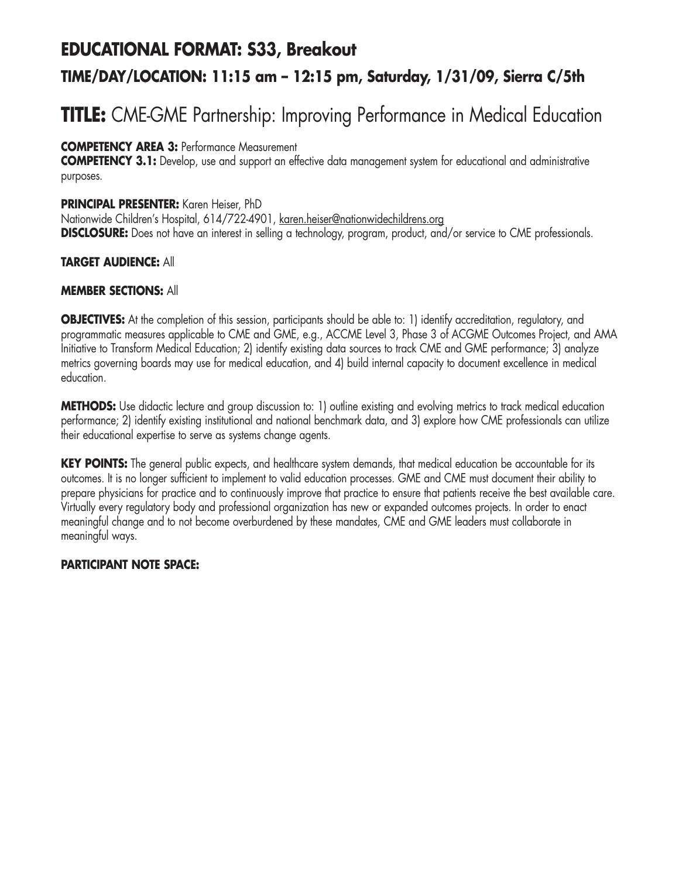## EDUCATIONAL FORMAT: S33, Breakout

### TIME/DAY/LOCATION: 11:15 am – 12:15 pm, Saturday, 1/31/09, Sierra C/5th

# TITLE: CME-GME Partnership: Improving Performance in Medical Education

**COMPETENCY AREA 3:** Performance Measurement
**COMPETENCY 3.1:** Develop, use and support an effective data management system for educational and administrative purposes.

**PRINCIPAL PRESENTER:** Karen Heiser, PhD
Nationwide Children's Hospital, 614/722-4901, karen.heiser@nationwidechildrens.org
**DISCLOSURE:** Does not have an interest in selling a technology, program, product, and/or service to CME professionals.

**TARGET AUDIENCE:** All

**MEMBER SECTIONS:** All

**OBJECTIVES:** At the completion of this session, participants should be able to: 1) identify accreditation, regulatory, and programmatic measures applicable to CME and GME, e.g., ACCME Level 3, Phase 3 of ACGME Outcomes Project, and AMA Initiative to Transform Medical Education; 2) identify existing data sources to track CME and GME performance; 3) analyze metrics governing boards may use for medical education, and 4) build internal capacity to document excellence in medical education.

**METHODS:** Use didactic lecture and group discussion to: 1) outline existing and evolving metrics to track medical education performance; 2) identify existing institutional and national benchmark data, and 3) explore how CME professionals can utilize their educational expertise to serve as systems change agents.

**KEY POINTS:** The general public expects, and healthcare system demands, that medical education be accountable for its outcomes. It is no longer sufficient to implement to valid education processes. GME and CME must document their ability to prepare physicians for practice and to continuously improve that practice to ensure that patients receive the best available care. Virtually every regulatory body and professional organization has new or expanded outcomes projects. In order to enact meaningful change and to not become overburdened by these mandates, CME and GME leaders must collaborate in meaningful ways.

**PARTICIPANT NOTE SPACE:**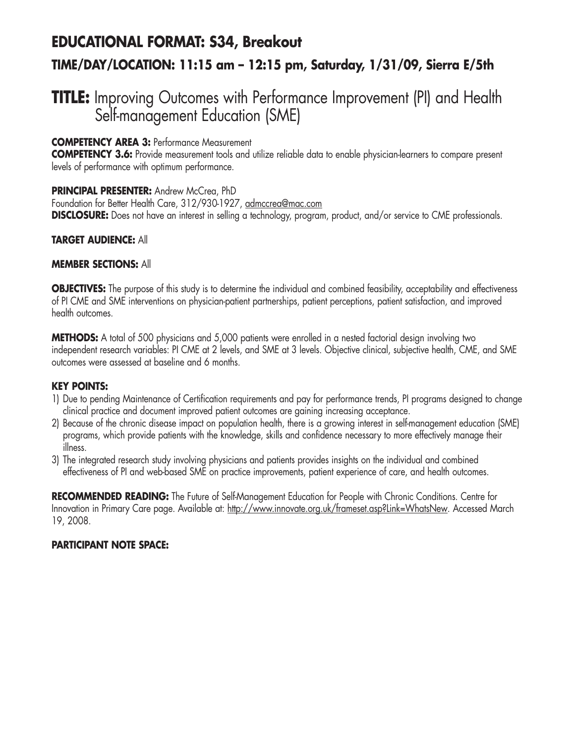## EDUCATIONAL FORMAT: S34, Breakout

### TIME/DAY/LOCATION: 11:15 am – 12:15 pm, Saturday, 1/31/09, Sierra E/5th

# TITLE: Improving Outcomes with Performance Improvement (PI) and Health Self-management Education (SME)

**COMPETENCY AREA 3:** Performance Measurement
**COMPETENCY 3.6:** Provide measurement tools and utilize reliable data to enable physician-learners to compare present levels of performance with optimum performance.

**PRINCIPAL PRESENTER:** Andrew McCrea, PhD
Foundation for Better Health Care, 312/930-1927, admccrea@mac.com
**DISCLOSURE:** Does not have an interest in selling a technology, program, product, and/or service to CME professionals.

**TARGET AUDIENCE:** All

**MEMBER SECTIONS:** All

**OBJECTIVES:** The purpose of this study is to determine the individual and combined feasibility, acceptability and effectiveness of PI CME and SME interventions on physician-patient partnerships, patient perceptions, patient satisfaction, and improved health outcomes.

**METHODS:** A total of 500 physicians and 5,000 patients were enrolled in a nested factorial design involving two independent research variables: PI CME at 2 levels, and SME at 3 levels. Objective clinical, subjective health, CME, and SME outcomes were assessed at baseline and 6 months.

**KEY POINTS:**

1) Due to pending Maintenance of Certification requirements and pay for performance trends, PI programs designed to change clinical practice and document improved patient outcomes are gaining increasing acceptance.
2) Because of the chronic disease impact on population health, there is a growing interest in self-management education (SME) programs, which provide patients with the knowledge, skills and confidence necessary to more effectively manage their illness.
3) The integrated research study involving physicians and patients provides insights on the individual and combined effectiveness of PI and web-based SME on practice improvements, patient experience of care, and health outcomes.

**RECOMMENDED READING:** The Future of Self-Management Education for People with Chronic Conditions. Centre for Innovation in Primary Care page. Available at: http://www.innovate.org.uk/frameset.asp?Link=WhatsNew. Accessed March 19, 2008.

**PARTICIPANT NOTE SPACE:**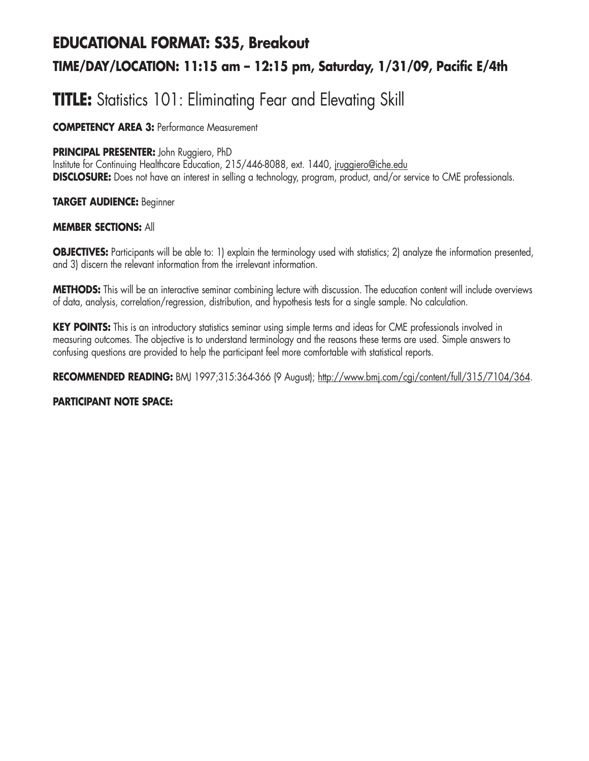## EDUCATIONAL FORMAT: S35, Breakout

### TIME/DAY/LOCATION: 11:15 am – 12:15 pm, Saturday, 1/31/09, Pacific E/4th

# TITLE: Statistics 101: Eliminating Fear and Elevating Skill

**COMPETENCY AREA 3:** Performance Measurement

**PRINCIPAL PRESENTER:** John Ruggiero, PhD
Institute for Continuing Healthcare Education, 215/446-8088, ext. 1440, jruggiero@iche.edu
**DISCLOSURE:** Does not have an interest in selling a technology, program, product, and/or service to CME professionals.

**TARGET AUDIENCE:** Beginner

**MEMBER SECTIONS:** All

**OBJECTIVES:** Participants will be able to: 1) explain the terminology used with statistics; 2) analyze the information presented, and 3) discern the relevant information from the irrelevant information.

**METHODS:** This will be an interactive seminar combining lecture with discussion. The education content will include overviews of data, analysis, correlation/regression, distribution, and hypothesis tests for a single sample. No calculation.

**KEY POINTS:** This is an introductory statistics seminar using simple terms and ideas for CME professionals involved in measuring outcomes. The objective is to understand terminology and the reasons these terms are used. Simple answers to confusing questions are provided to help the participant feel more comfortable with statistical reports.

**RECOMMENDED READING:** BMJ 1997;315:364-366 (9 August); http://www.bmj.com/cgi/content/full/315/7104/364.

**PARTICIPANT NOTE SPACE:**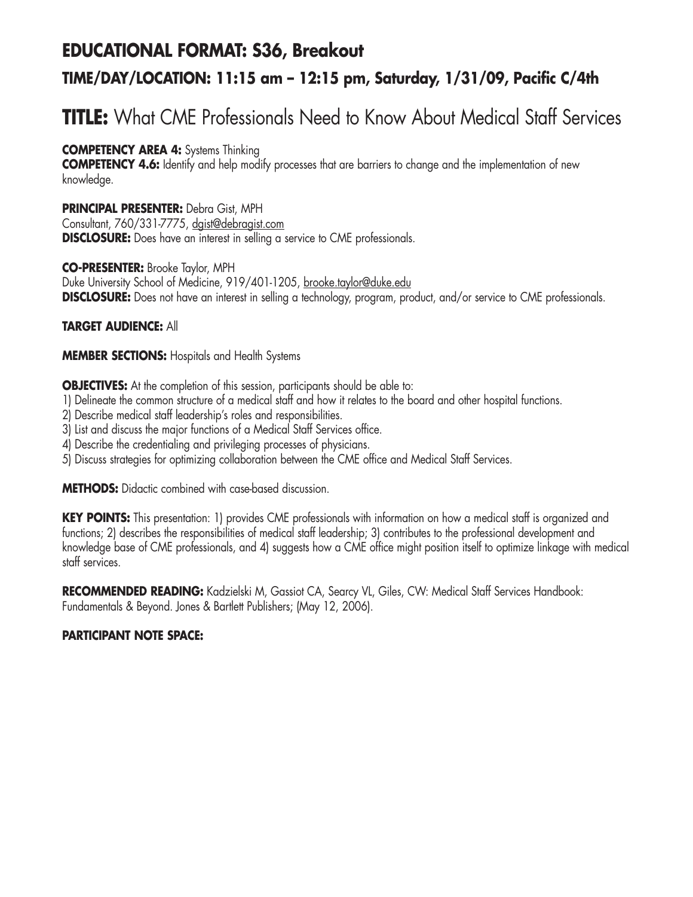## EDUCATIONAL FORMAT: S36, Breakout

### TIME/DAY/LOCATION: 11:15 am – 12:15 pm, Saturday, 1/31/09, Pacific C/4th

# TITLE: What CME Professionals Need to Know About Medical Staff Services

**COMPETENCY AREA 4:** Systems Thinking
**COMPETENCY 4.6:** Identify and help modify processes that are barriers to change and the implementation of new knowledge.

**PRINCIPAL PRESENTER:** Debra Gist, MPH
Consultant, 760/331-7775, dgist@debragist.com
**DISCLOSURE:** Does have an interest in selling a service to CME professionals.

**CO-PRESENTER:** Brooke Taylor, MPH
Duke University School of Medicine, 919/401-1205, brooke.taylor@duke.edu
**DISCLOSURE:** Does not have an interest in selling a technology, program, product, and/or service to CME professionals.

**TARGET AUDIENCE:** All

**MEMBER SECTIONS:** Hospitals and Health Systems

**OBJECTIVES:** At the completion of this session, participants should be able to:
1) Delineate the common structure of a medical staff and how it relates to the board and other hospital functions.
2) Describe medical staff leadership's roles and responsibilities.
3) List and discuss the major functions of a Medical Staff Services office.
4) Describe the credentialing and privileging processes of physicians.
5) Discuss strategies for optimizing collaboration between the CME office and Medical Staff Services.

**METHODS:** Didactic combined with case-based discussion.

**KEY POINTS:** This presentation: 1) provides CME professionals with information on how a medical staff is organized and functions; 2) describes the responsibilities of medical staff leadership; 3) contributes to the professional development and knowledge base of CME professionals, and 4) suggests how a CME office might position itself to optimize linkage with medical staff services.

**RECOMMENDED READING:** Kadzielski M, Gassiot CA, Searcy VL, Giles, CW: Medical Staff Services Handbook: Fundamentals & Beyond. Jones & Bartlett Publishers; (May 12, 2006).

**PARTICIPANT NOTE SPACE:**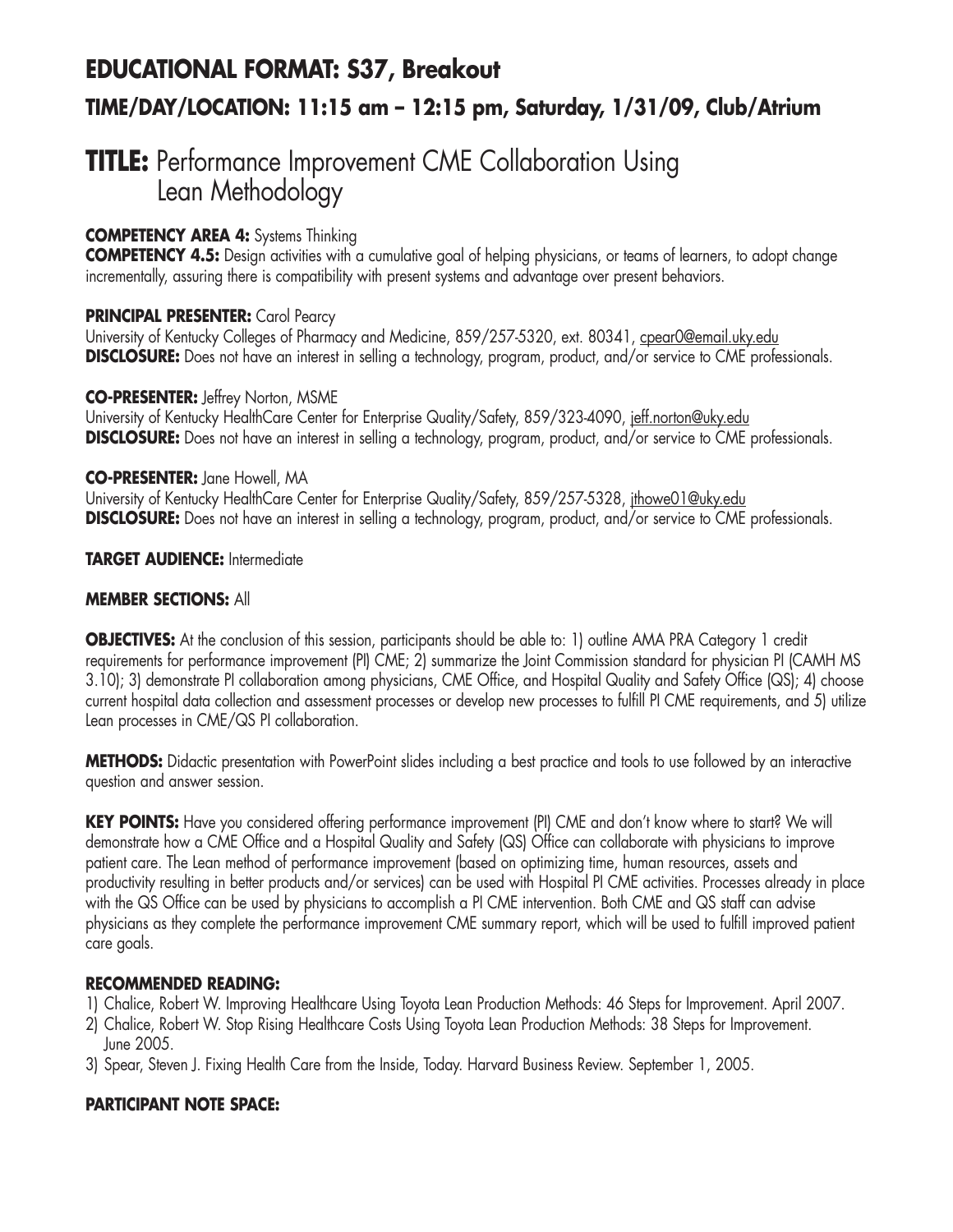# EDUCATIONAL FORMAT: S37, Breakout

## TIME/DAY/LOCATION: 11:15 am – 12:15 pm, Saturday, 1/31/09, Club/Atrium

# TITLE: Performance Improvement CME Collaboration Using Lean Methodology

**COMPETENCY AREA 4:** Systems Thinking

**COMPETENCY 4.5:** Design activities with a cumulative goal of helping physicians, or teams of learners, to adopt change incrementally, assuring there is compatibility with present systems and advantage over present behaviors.

**PRINCIPAL PRESENTER:** Carol Pearcy
University of Kentucky Colleges of Pharmacy and Medicine, 859/257-5320, ext. 80341, cpear0@email.uky.edu
**DISCLOSURE:** Does not have an interest in selling a technology, program, product, and/or service to CME professionals.

**CO-PRESENTER:** Jeffrey Norton, MSME
University of Kentucky HealthCare Center for Enterprise Quality/Safety, 859/323-4090, jeff.norton@uky.edu
**DISCLOSURE:** Does not have an interest in selling a technology, program, product, and/or service to CME professionals.

**CO-PRESENTER:** Jane Howell, MA
University of Kentucky HealthCare Center for Enterprise Quality/Safety, 859/257-5328, jthowe01@uky.edu
**DISCLOSURE:** Does not have an interest in selling a technology, program, product, and/or service to CME professionals.

**TARGET AUDIENCE:** Intermediate

**MEMBER SECTIONS:** All

**OBJECTIVES:** At the conclusion of this session, participants should be able to: 1) outline AMA PRA Category 1 credit requirements for performance improvement (PI) CME; 2) summarize the Joint Commission standard for physician PI (CAMH MS 3.10); 3) demonstrate PI collaboration among physicians, CME Office, and Hospital Quality and Safety Office (QS); 4) choose current hospital data collection and assessment processes or develop new processes to fulfill PI CME requirements, and 5) utilize Lean processes in CME/QS PI collaboration.

**METHODS:** Didactic presentation with PowerPoint slides including a best practice and tools to use followed by an interactive question and answer session.

**KEY POINTS:** Have you considered offering performance improvement (PI) CME and don't know where to start? We will demonstrate how a CME Office and a Hospital Quality and Safety (QS) Office can collaborate with physicians to improve patient care. The Lean method of performance improvement (based on optimizing time, human resources, assets and productivity resulting in better products and/or services) can be used with Hospital PI CME activities. Processes already in place with the QS Office can be used by physicians to accomplish a PI CME intervention. Both CME and QS staff can advise physicians as they complete the performance improvement CME summary report, which will be used to fulfill improved patient care goals.

**RECOMMENDED READING:**

1) Chalice, Robert W. Improving Healthcare Using Toyota Lean Production Methods: 46 Steps for Improvement. April 2007.
2) Chalice, Robert W. Stop Rising Healthcare Costs Using Toyota Lean Production Methods: 38 Steps for Improvement. June 2005.
3) Spear, Steven J. Fixing Health Care from the Inside, Today. Harvard Business Review. September 1, 2005.

**PARTICIPANT NOTE SPACE:**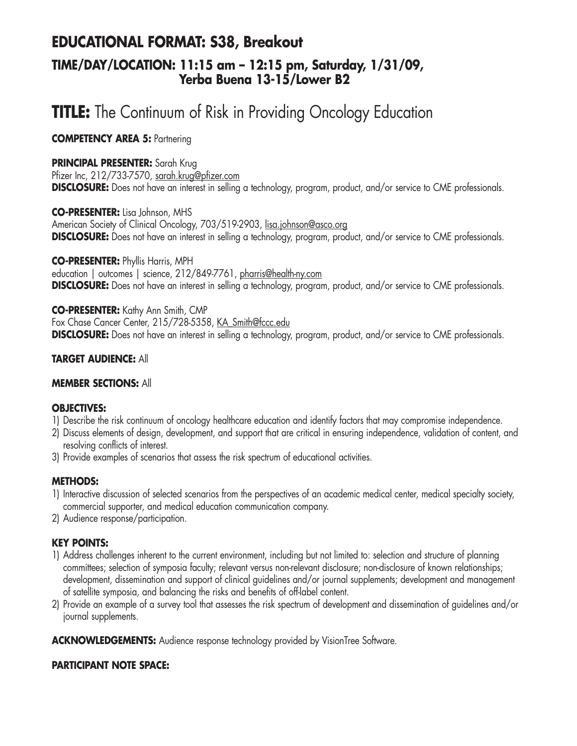## EDUCATIONAL FORMAT: S38, Breakout

### TIME/DAY/LOCATION: 11:15 am – 12:15 pm, Saturday, 1/31/09, Yerba Buena 13-15/Lower B2

# TITLE: The Continuum of Risk in Providing Oncology Education

**COMPETENCY AREA 5:** Partnering

**PRINCIPAL PRESENTER:** Sarah Krug
Pfizer Inc, 212/733-7570, sarah.krug@pfizer.com
**DISCLOSURE:** Does not have an interest in selling a technology, program, product, and/or service to CME professionals.

**CO-PRESENTER:** Lisa Johnson, MHS
American Society of Clinical Oncology, 703/519-2903, lisa.johnson@asco.org
**DISCLOSURE:** Does not have an interest in selling a technology, program, product, and/or service to CME professionals.

**CO-PRESENTER:** Phyllis Harris, MPH
education | outcomes | science, 212/849-7761, pharris@health-ny.com
**DISCLOSURE:** Does not have an interest in selling a technology, program, product, and/or service to CME professionals.

**CO-PRESENTER:** Kathy Ann Smith, CMP
Fox Chase Cancer Center, 215/728-5358, KA_Smith@fccc.edu
**DISCLOSURE:** Does not have an interest in selling a technology, program, product, and/or service to CME professionals.

**TARGET AUDIENCE:** All

**MEMBER SECTIONS:** All

**OBJECTIVES:**

1) Describe the risk continuum of oncology healthcare education and identify factors that may compromise independence.
2) Discuss elements of design, development, and support that are critical in ensuring independence, validation of content, and resolving conflicts of interest.
3) Provide examples of scenarios that assess the risk spectrum of educational activities.

**METHODS:**

1) Interactive discussion of selected scenarios from the perspectives of an academic medical center, medical specialty society, commercial supporter, and medical education communication company.
2) Audience response/participation.

**KEY POINTS:**

1) Address challenges inherent to the current environment, including but not limited to: selection and structure of planning committees; selection of symposia faculty; relevant versus non-relevant disclosure; non-disclosure of known relationships; development, dissemination and support of clinical guidelines and/or journal supplements; development and management of satellite symposia, and balancing the risks and benefits of off-label content.
2) Provide an example of a survey tool that assesses the risk spectrum of development and dissemination of guidelines and/or journal supplements.

**ACKNOWLEDGEMENTS:** Audience response technology provided by VisionTree Software.

**PARTICIPANT NOTE SPACE:**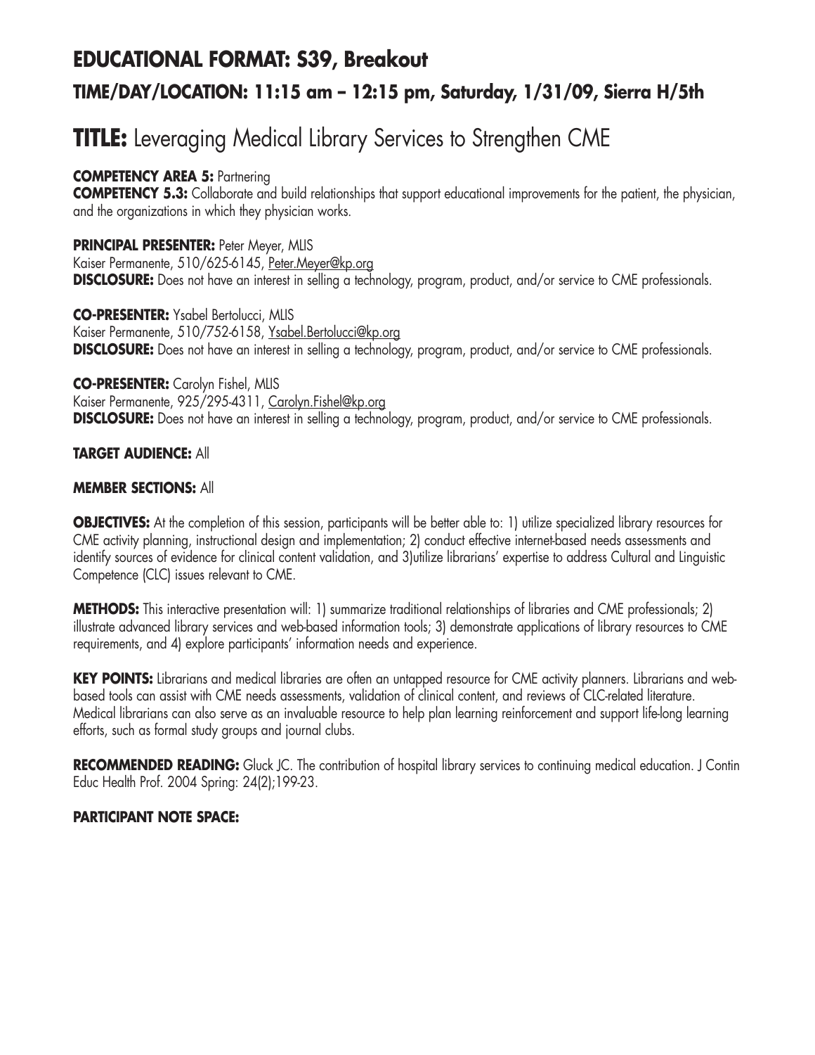## EDUCATIONAL FORMAT: S39, Breakout

### TIME/DAY/LOCATION: 11:15 am – 12:15 pm, Saturday, 1/31/09, Sierra H/5th

# TITLE: Leveraging Medical Library Services to Strengthen CME

**COMPETENCY AREA 5:** Partnering
**COMPETENCY 5.3:** Collaborate and build relationships that support educational improvements for the patient, the physician, and the organizations in which they physician works.

**PRINCIPAL PRESENTER:** Peter Meyer, MLIS
Kaiser Permanente, 510/625-6145, Peter.Meyer@kp.org
**DISCLOSURE:** Does not have an interest in selling a technology, program, product, and/or service to CME professionals.

**CO-PRESENTER:** Ysabel Bertolucci, MLIS
Kaiser Permanente, 510/752-6158, Ysabel.Bertolucci@kp.org
**DISCLOSURE:** Does not have an interest in selling a technology, program, product, and/or service to CME professionals.

**CO-PRESENTER:** Carolyn Fishel, MLIS
Kaiser Permanente, 925/295-4311, Carolyn.Fishel@kp.org
**DISCLOSURE:** Does not have an interest in selling a technology, program, product, and/or service to CME professionals.

**TARGET AUDIENCE:** All

**MEMBER SECTIONS:** All

**OBJECTIVES:** At the completion of this session, participants will be better able to: 1) utilize specialized library resources for CME activity planning, instructional design and implementation; 2) conduct effective internet-based needs assessments and identify sources of evidence for clinical content validation, and 3)utilize librarians' expertise to address Cultural and Linguistic Competence (CLC) issues relevant to CME.

**METHODS:** This interactive presentation will: 1) summarize traditional relationships of libraries and CME professionals; 2) illustrate advanced library services and web-based information tools; 3) demonstrate applications of library resources to CME requirements, and 4) explore participants' information needs and experience.

**KEY POINTS:** Librarians and medical libraries are often an untapped resource for CME activity planners. Librarians and web-based tools can assist with CME needs assessments, validation of clinical content, and reviews of CLC-related literature. Medical librarians can also serve as an invaluable resource to help plan learning reinforcement and support life-long learning efforts, such as formal study groups and journal clubs.

**RECOMMENDED READING:** Gluck JC. The contribution of hospital library services to continuing medical education. J Contin Educ Health Prof. 2004 Spring: 24(2);199-23.

**PARTICIPANT NOTE SPACE:**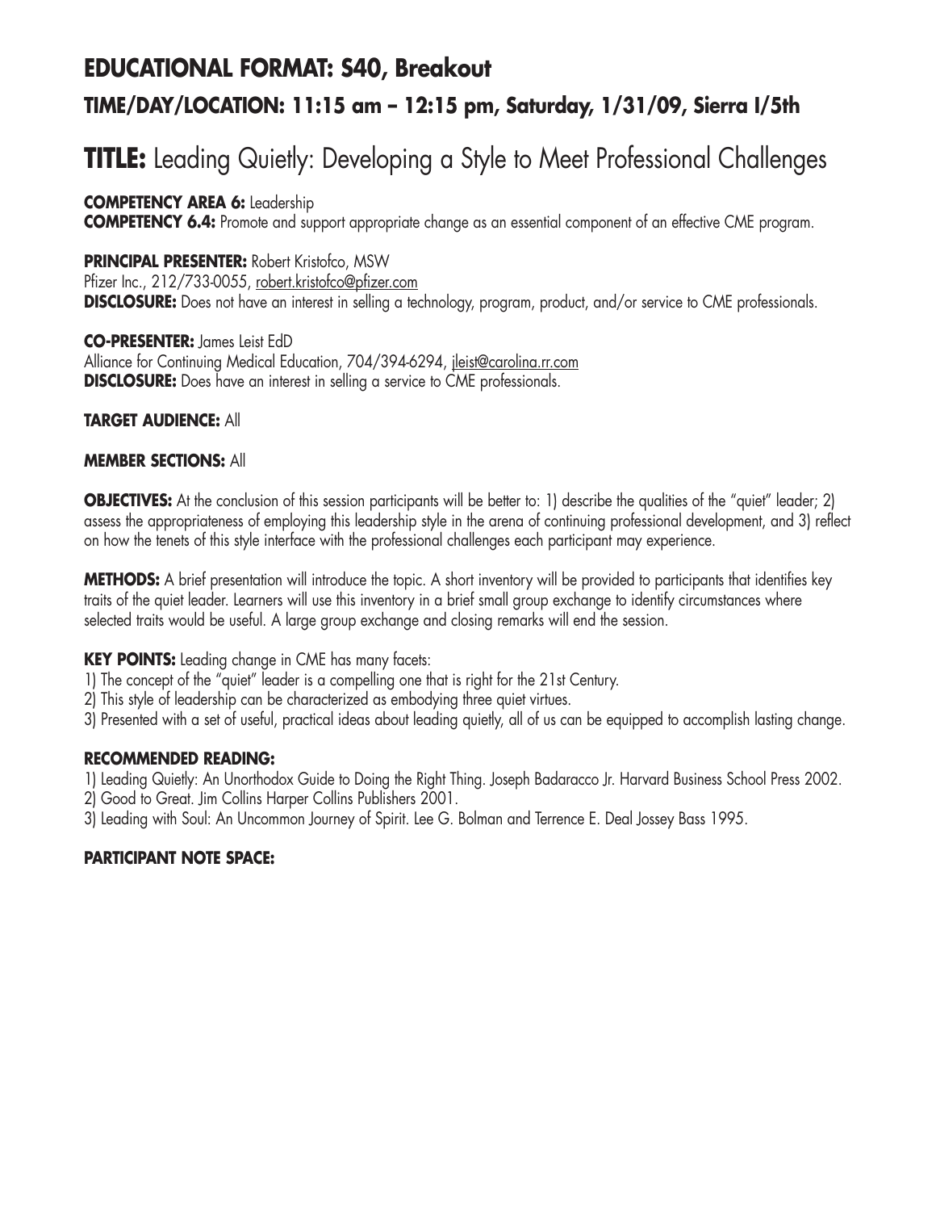## EDUCATIONAL FORMAT: S40, Breakout

### TIME/DAY/LOCATION: 11:15 am – 12:15 pm, Saturday, 1/31/09, Sierra I/5th

# TITLE: Leading Quietly: Developing a Style to Meet Professional Challenges

**COMPETENCY AREA 6:** Leadership
**COMPETENCY 6.4:** Promote and support appropriate change as an essential component of an effective CME program.

**PRINCIPAL PRESENTER:** Robert Kristofco, MSW
Pfizer Inc., 212/733-0055, robert.kristofco@pfizer.com
**DISCLOSURE:** Does not have an interest in selling a technology, program, product, and/or service to CME professionals.

**CO-PRESENTER:** James Leist EdD
Alliance for Continuing Medical Education, 704/394-6294, jleist@carolina.rr.com
**DISCLOSURE:** Does have an interest in selling a service to CME professionals.

**TARGET AUDIENCE:** All

**MEMBER SECTIONS:** All

**OBJECTIVES:** At the conclusion of this session participants will be better to: 1) describe the qualities of the "quiet" leader; 2) assess the appropriateness of employing this leadership style in the arena of continuing professional development, and 3) reflect on how the tenets of this style interface with the professional challenges each participant may experience.

**METHODS:** A brief presentation will introduce the topic. A short inventory will be provided to participants that identifies key traits of the quiet leader. Learners will use this inventory in a brief small group exchange to identify circumstances where selected traits would be useful. A large group exchange and closing remarks will end the session.

**KEY POINTS:** Leading change in CME has many facets:
1) The concept of the "quiet" leader is a compelling one that is right for the 21st Century.
2) This style of leadership can be characterized as embodying three quiet virtues.
3) Presented with a set of useful, practical ideas about leading quietly, all of us can be equipped to accomplish lasting change.

**RECOMMENDED READING:**
1) Leading Quietly: An Unorthodox Guide to Doing the Right Thing. Joseph Badaracco Jr. Harvard Business School Press 2002.
2) Good to Great. Jim Collins Harper Collins Publishers 2001.
3) Leading with Soul: An Uncommon Journey of Spirit. Lee G. Bolman and Terrence E. Deal Jossey Bass 1995.

**PARTICIPANT NOTE SPACE:**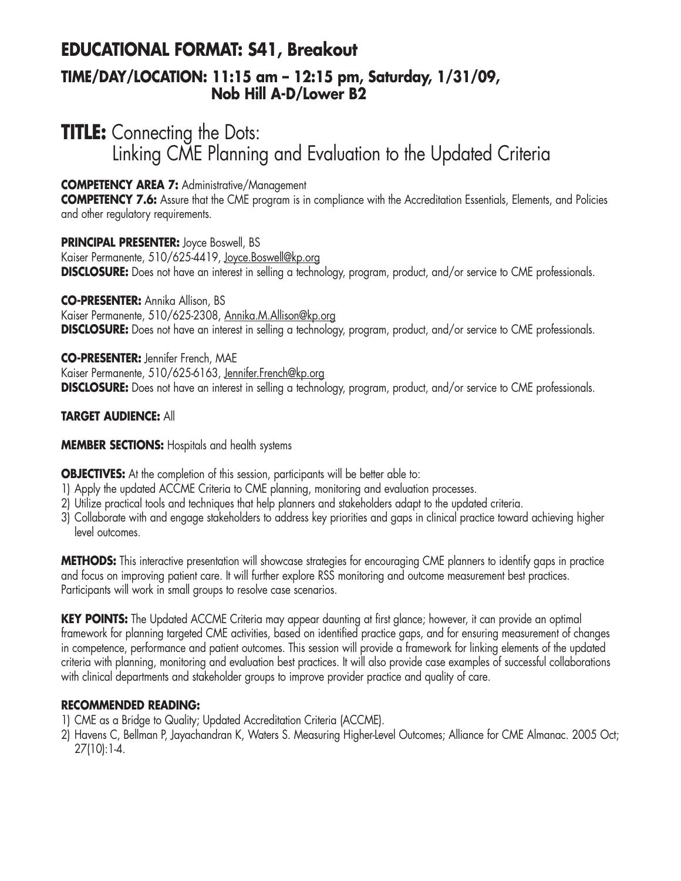## EDUCATIONAL FORMAT: S41, Breakout

### TIME/DAY/LOCATION: 11:15 am – 12:15 pm, Saturday, 1/31/09, Nob Hill A-D/Lower B2

# TITLE: Connecting the Dots: Linking CME Planning and Evaluation to the Updated Criteria

**COMPETENCY AREA 7:** Administrative/Management
**COMPETENCY 7.6:** Assure that the CME program is in compliance with the Accreditation Essentials, Elements, and Policies and other regulatory requirements.

**PRINCIPAL PRESENTER:** Joyce Boswell, BS
Kaiser Permanente, 510/625-4419, Joyce.Boswell@kp.org
**DISCLOSURE:** Does not have an interest in selling a technology, program, product, and/or service to CME professionals.

**CO-PRESENTER:** Annika Allison, BS
Kaiser Permanente, 510/625-2308, Annika.M.Allison@kp.org
**DISCLOSURE:** Does not have an interest in selling a technology, program, product, and/or service to CME professionals.

**CO-PRESENTER:** Jennifer French, MAE
Kaiser Permanente, 510/625-6163, Jennifer.French@kp.org
**DISCLOSURE:** Does not have an interest in selling a technology, program, product, and/or service to CME professionals.

**TARGET AUDIENCE:** All

**MEMBER SECTIONS:** Hospitals and health systems

**OBJECTIVES:** At the completion of this session, participants will be better able to:
1) Apply the updated ACCME Criteria to CME planning, monitoring and evaluation processes.
2) Utilize practical tools and techniques that help planners and stakeholders adapt to the updated criteria.
3) Collaborate with and engage stakeholders to address key priorities and gaps in clinical practice toward achieving higher level outcomes.

**METHODS:** This interactive presentation will showcase strategies for encouraging CME planners to identify gaps in practice and focus on improving patient care. It will further explore RSS monitoring and outcome measurement best practices. Participants will work in small groups to resolve case scenarios.

**KEY POINTS:** The Updated ACCME Criteria may appear daunting at first glance; however, it can provide an optimal framework for planning targeted CME activities, based on identified practice gaps, and for ensuring measurement of changes in competence, performance and patient outcomes. This session will provide a framework for linking elements of the updated criteria with planning, monitoring and evaluation best practices. It will also provide case examples of successful collaborations with clinical departments and stakeholder groups to improve provider practice and quality of care.

**RECOMMENDED READING:**
1) CME as a Bridge to Quality; Updated Accreditation Criteria (ACCME).
2) Havens C, Bellman P, Jayachandran K, Waters S. Measuring Higher-Level Outcomes; Alliance for CME Almanac. 2005 Oct; 27(10):1-4.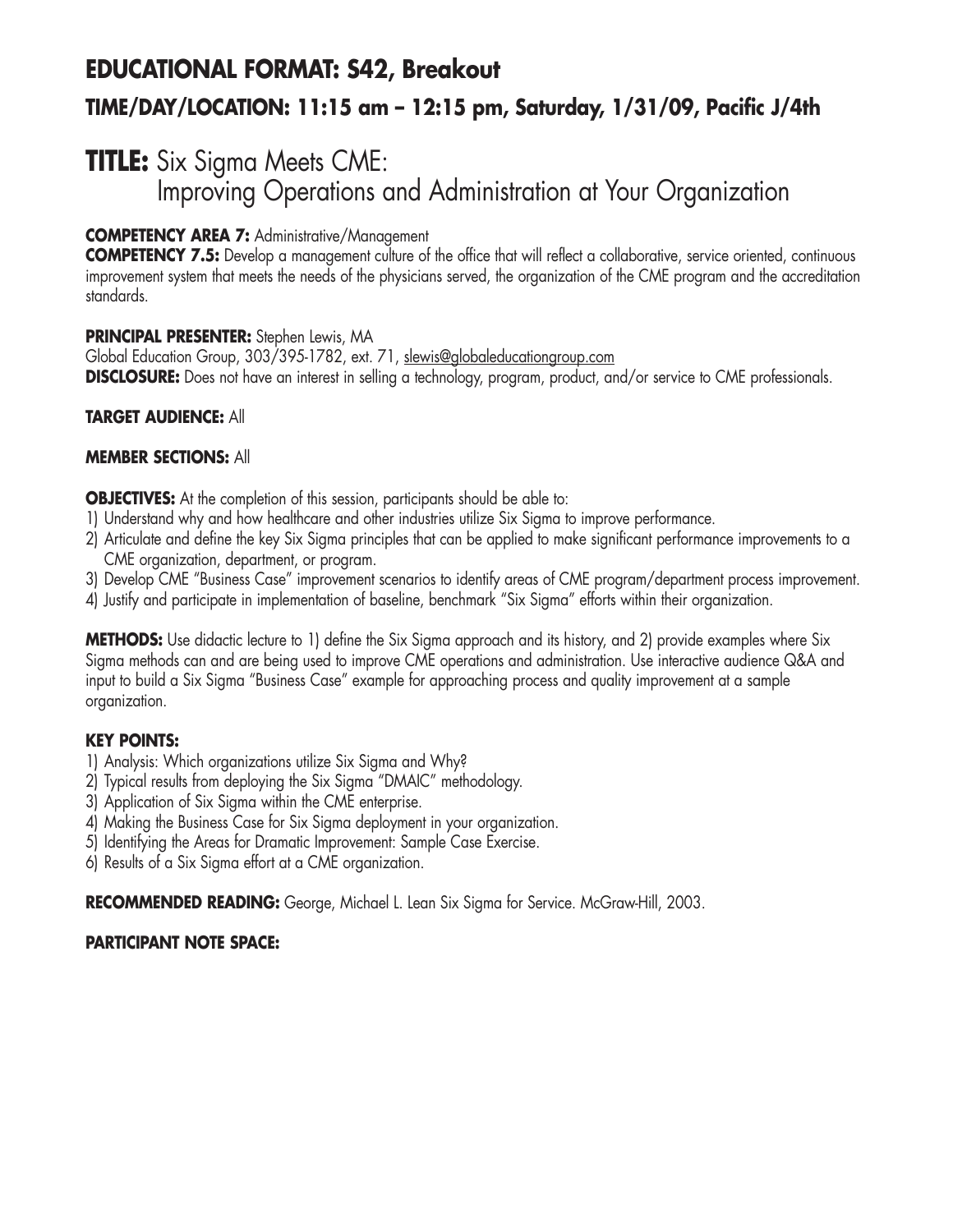## EDUCATIONAL FORMAT: S42, Breakout

### TIME/DAY/LOCATION: 11:15 am – 12:15 pm, Saturday, 1/31/09, Pacific J/4th

# TITLE: Six Sigma Meets CME: Improving Operations and Administration at Your Organization

**COMPETENCY AREA 7:** Administrative/Management

**COMPETENCY 7.5:** Develop a management culture of the office that will reflect a collaborative, service oriented, continuous improvement system that meets the needs of the physicians served, the organization of the CME program and the accreditation standards.

**PRINCIPAL PRESENTER:** Stephen Lewis, MA
Global Education Group, 303/395-1782, ext. 71, slewis@globaleducationgroup.com

**DISCLOSURE:** Does not have an interest in selling a technology, program, product, and/or service to CME professionals.

**TARGET AUDIENCE:** All

**MEMBER SECTIONS:** All

**OBJECTIVES:** At the completion of this session, participants should be able to:

1) Understand why and how healthcare and other industries utilize Six Sigma to improve performance.
2) Articulate and define the key Six Sigma principles that can be applied to make significant performance improvements to a CME organization, department, or program.
3) Develop CME "Business Case" improvement scenarios to identify areas of CME program/department process improvement.
4) Justify and participate in implementation of baseline, benchmark "Six Sigma" efforts within their organization.

**METHODS:** Use didactic lecture to 1) define the Six Sigma approach and its history, and 2) provide examples where Six Sigma methods can and are being used to improve CME operations and administration. Use interactive audience Q&A and input to build a Six Sigma "Business Case" example for approaching process and quality improvement at a sample organization.

**KEY POINTS:**

1) Analysis: Which organizations utilize Six Sigma and Why?
2) Typical results from deploying the Six Sigma "DMAIC" methodology.
3) Application of Six Sigma within the CME enterprise.
4) Making the Business Case for Six Sigma deployment in your organization.
5) Identifying the Areas for Dramatic Improvement: Sample Case Exercise.
6) Results of a Six Sigma effort at a CME organization.

**RECOMMENDED READING:** George, Michael L. Lean Six Sigma for Service. McGraw-Hill, 2003.

**PARTICIPANT NOTE SPACE:**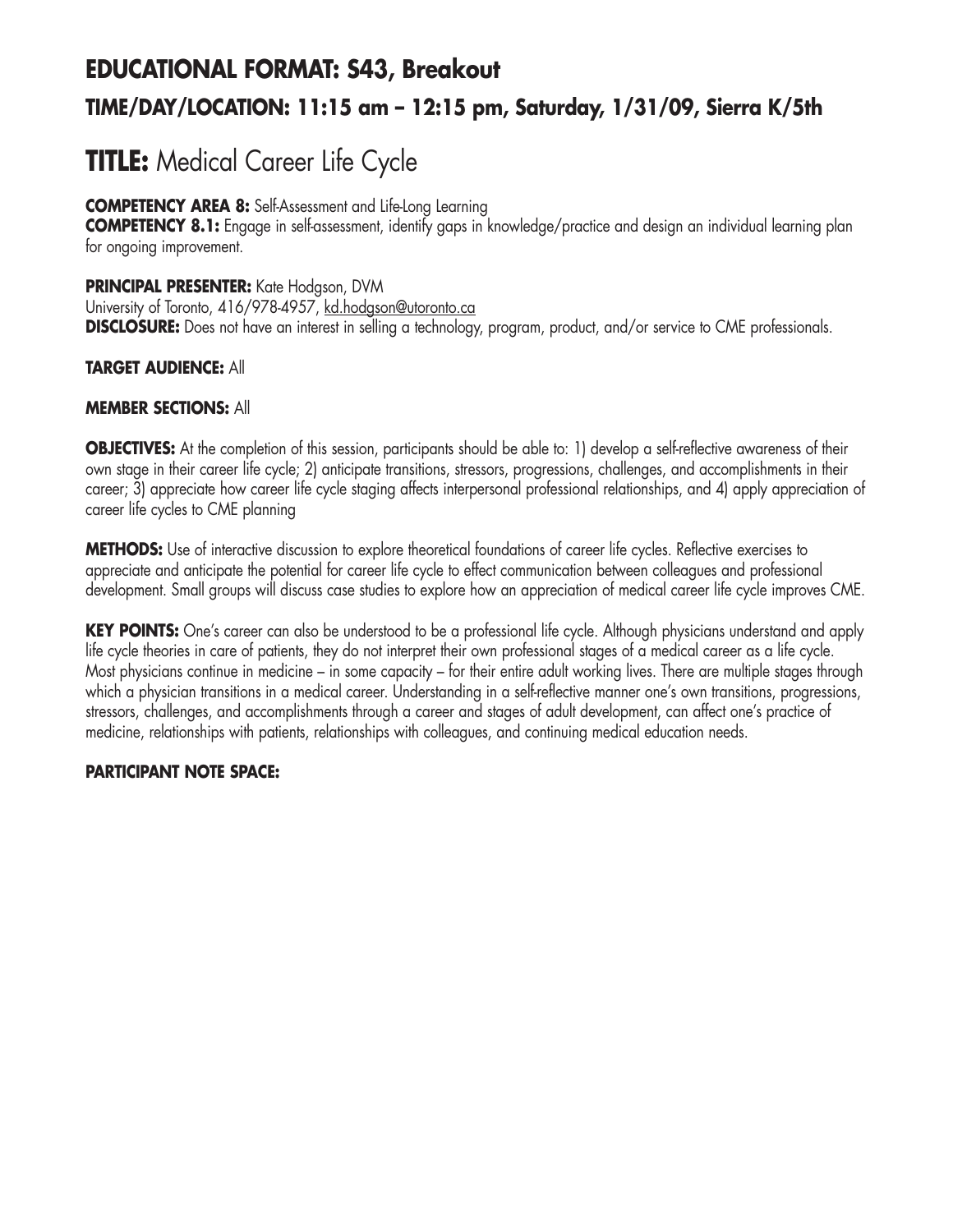## EDUCATIONAL FORMAT: S43, Breakout

### TIME/DAY/LOCATION: 11:15 am – 12:15 pm, Saturday, 1/31/09, Sierra K/5th

# TITLE: Medical Career Life Cycle

**COMPETENCY AREA 8:** Self-Assessment and Life-Long Learning
**COMPETENCY 8.1:** Engage in self-assessment, identify gaps in knowledge/practice and design an individual learning plan for ongoing improvement.

**PRINCIPAL PRESENTER:** Kate Hodgson, DVM
University of Toronto, 416/978-4957, kd.hodgson@utoronto.ca
**DISCLOSURE:** Does not have an interest in selling a technology, program, product, and/or service to CME professionals.

**TARGET AUDIENCE:** All

**MEMBER SECTIONS:** All

**OBJECTIVES:** At the completion of this session, participants should be able to: 1) develop a self-reflective awareness of their own stage in their career life cycle; 2) anticipate transitions, stressors, progressions, challenges, and accomplishments in their career; 3) appreciate how career life cycle staging affects interpersonal professional relationships, and 4) apply appreciation of career life cycles to CME planning

**METHODS:** Use of interactive discussion to explore theoretical foundations of career life cycles. Reflective exercises to appreciate and anticipate the potential for career life cycle to effect communication between colleagues and professional development. Small groups will discuss case studies to explore how an appreciation of medical career life cycle improves CME.

**KEY POINTS:** One's career can also be understood to be a professional life cycle. Although physicians understand and apply life cycle theories in care of patients, they do not interpret their own professional stages of a medical career as a life cycle. Most physicians continue in medicine – in some capacity – for their entire adult working lives. There are multiple stages through which a physician transitions in a medical career. Understanding in a self-reflective manner one's own transitions, progressions, stressors, challenges, and accomplishments through a career and stages of adult development, can affect one's practice of medicine, relationships with patients, relationships with colleagues, and continuing medical education needs.

**PARTICIPANT NOTE SPACE:**